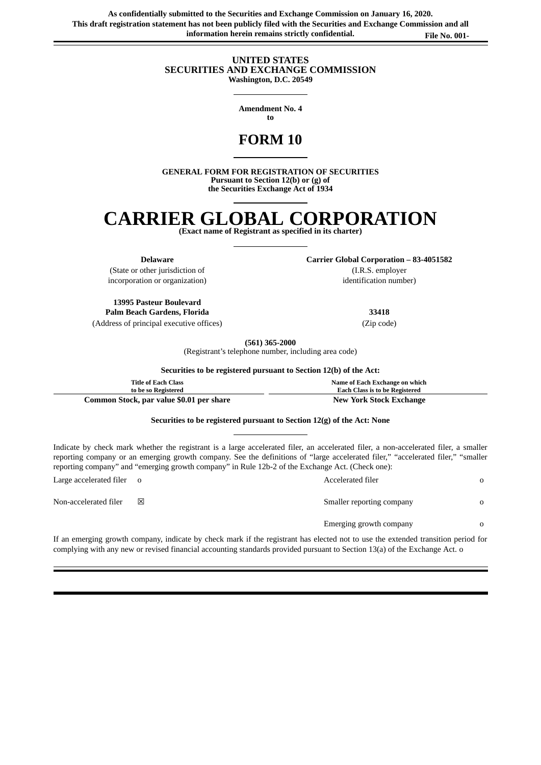**As confidentially submitted to the Securities and Exchange Commission on January 16, 2020.**
**This draft registration statement has not been publicly filed with the Securities and Exchange Commission and all information herein remains strictly confidential.**

**File No. 001-**

**UNITED STATES**
**SECURITIES AND EXCHANGE COMMISSION**
**Washington, D.C. 20549**

**Amendment No. 4**
**to**

# FORM 10

**GENERAL FORM FOR REGISTRATION OF SECURITIES**
**Pursuant to Section 12(b) or (g) of**
**the Securities Exchange Act of 1934**

# CARRIER GLOBAL CORPORATION

**(Exact name of Registrant as specified in its charter)**

| | |
|---|---|
| **Delaware** | **Carrier Global Corporation – 83-4051582** |
| (State or other jurisdiction of incorporation or organization) | (I.R.S. employer identification number) |
| **13995 Pasteur Boulevard**<br>**Palm Beach Gardens, Florida** | **33418** |
| (Address of principal executive offices) | (Zip code) |

**(561) 365-2000**
(Registrant's telephone number, including area code)

**Securities to be registered pursuant to Section 12(b) of the Act:**

| Title of Each Class to be so Registered | Name of Each Exchange on which Each Class is to be Registered |
|---|---|
| **Common Stock, par value $0.01 per share** | **New York Stock Exchange** |

**Securities to be registered pursuant to Section 12(g) of the Act: None**

Indicate by check mark whether the registrant is a large accelerated filer, an accelerated filer, a non-accelerated filer, a smaller reporting company or an emerging growth company. See the definitions of "large accelerated filer," "accelerated filer," "smaller reporting company" and "emerging growth company" in Rule 12b-2 of the Exchange Act. (Check one):

| | | | |
|---|---|---|---|
| Large accelerated filer | o | Accelerated filer | o |
| Non-accelerated filer | ☒ | Smaller reporting company | o |
| | | Emerging growth company | o |

If an emerging growth company, indicate by check mark if the registrant has elected not to use the extended transition period for complying with any new or revised financial accounting standards provided pursuant to Section 13(a) of the Exchange Act. o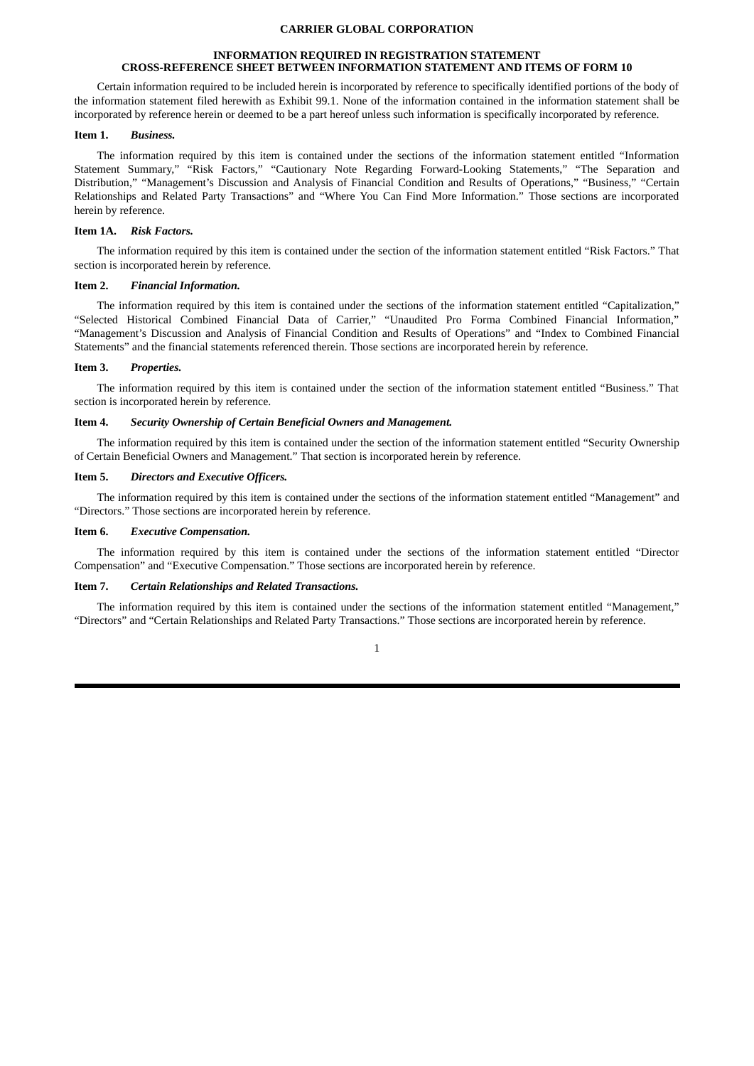**CARRIER GLOBAL CORPORATION**

**INFORMATION REQUIRED IN REGISTRATION STATEMENT**
**CROSS-REFERENCE SHEET BETWEEN INFORMATION STATEMENT AND ITEMS OF FORM 10**

Certain information required to be included herein is incorporated by reference to specifically identified portions of the body of the information statement filed herewith as Exhibit 99.1. None of the information contained in the information statement shall be incorporated by reference herein or deemed to be a part hereof unless such information is specifically incorporated by reference.

**Item 1.** ***Business.***

The information required by this item is contained under the sections of the information statement entitled "Information Statement Summary," "Risk Factors," "Cautionary Note Regarding Forward-Looking Statements," "The Separation and Distribution," "Management's Discussion and Analysis of Financial Condition and Results of Operations," "Business," "Certain Relationships and Related Party Transactions" and "Where You Can Find More Information." Those sections are incorporated herein by reference.

**Item 1A.** ***Risk Factors.***

The information required by this item is contained under the section of the information statement entitled "Risk Factors." That section is incorporated herein by reference.

**Item 2.** ***Financial Information.***

The information required by this item is contained under the sections of the information statement entitled "Capitalization," "Selected Historical Combined Financial Data of Carrier," "Unaudited Pro Forma Combined Financial Information," "Management's Discussion and Analysis of Financial Condition and Results of Operations" and "Index to Combined Financial Statements" and the financial statements referenced therein. Those sections are incorporated herein by reference.

**Item 3.** ***Properties.***

The information required by this item is contained under the section of the information statement entitled "Business." That section is incorporated herein by reference.

**Item 4.** ***Security Ownership of Certain Beneficial Owners and Management.***

The information required by this item is contained under the section of the information statement entitled "Security Ownership of Certain Beneficial Owners and Management." That section is incorporated herein by reference.

**Item 5.** ***Directors and Executive Officers.***

The information required by this item is contained under the sections of the information statement entitled "Management" and "Directors." Those sections are incorporated herein by reference.

**Item 6.** ***Executive Compensation.***

The information required by this item is contained under the sections of the information statement entitled "Director Compensation" and "Executive Compensation." Those sections are incorporated herein by reference.

**Item 7.** ***Certain Relationships and Related Transactions.***

The information required by this item is contained under the sections of the information statement entitled "Management," "Directors" and "Certain Relationships and Related Party Transactions." Those sections are incorporated herein by reference.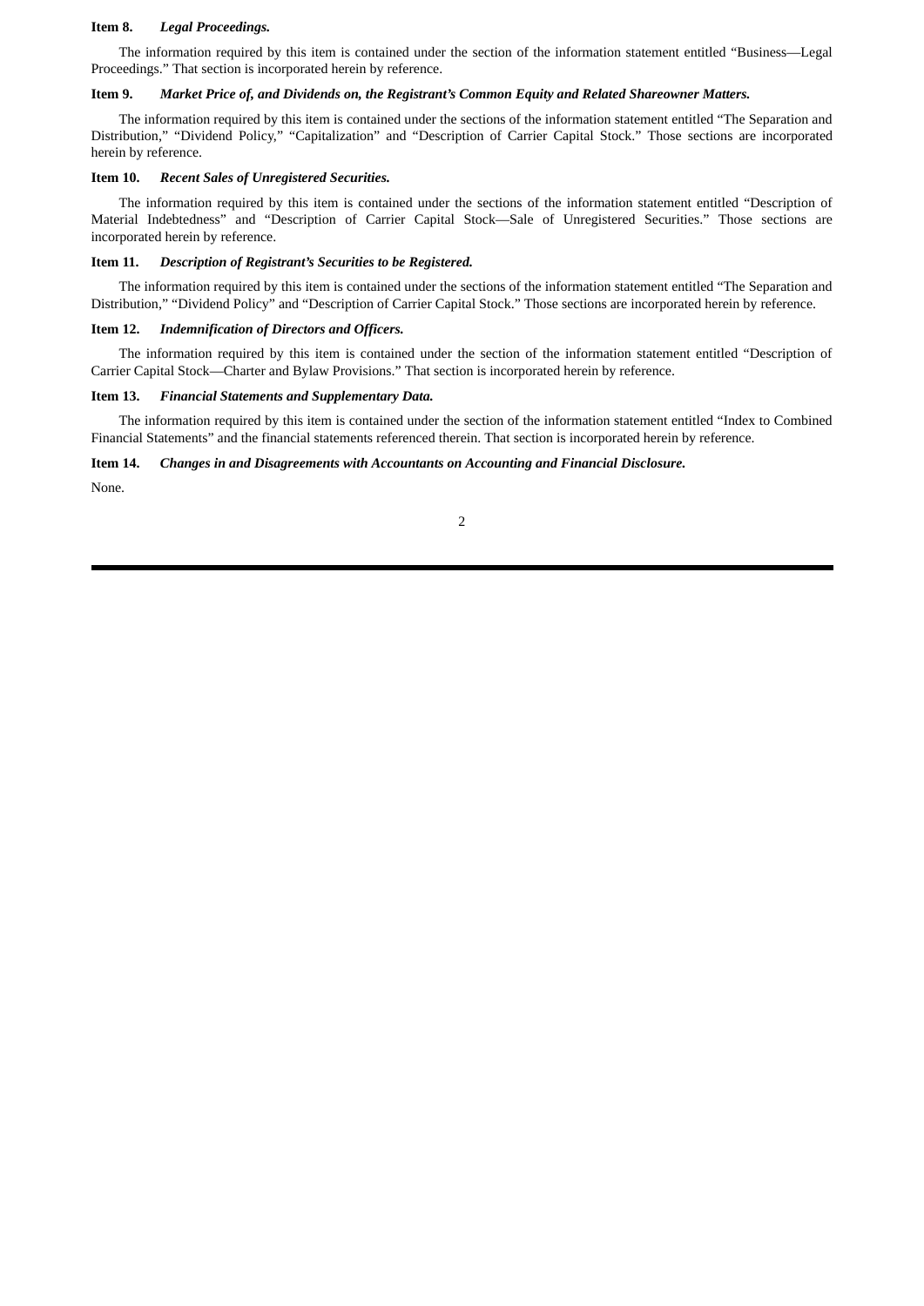**Item 8.** ***Legal Proceedings.***

The information required by this item is contained under the section of the information statement entitled "Business—Legal Proceedings." That section is incorporated herein by reference.

**Item 9.** ***Market Price of, and Dividends on, the Registrant's Common Equity and Related Shareowner Matters.***

The information required by this item is contained under the sections of the information statement entitled "The Separation and Distribution," "Dividend Policy," "Capitalization" and "Description of Carrier Capital Stock." Those sections are incorporated herein by reference.

**Item 10.** ***Recent Sales of Unregistered Securities.***

The information required by this item is contained under the sections of the information statement entitled "Description of Material Indebtedness" and "Description of Carrier Capital Stock—Sale of Unregistered Securities." Those sections are incorporated herein by reference.

**Item 11.** ***Description of Registrant's Securities to be Registered.***

The information required by this item is contained under the sections of the information statement entitled "The Separation and Distribution," "Dividend Policy" and "Description of Carrier Capital Stock." Those sections are incorporated herein by reference.

**Item 12.** ***Indemnification of Directors and Officers.***

The information required by this item is contained under the section of the information statement entitled "Description of Carrier Capital Stock—Charter and Bylaw Provisions." That section is incorporated herein by reference.

**Item 13.** ***Financial Statements and Supplementary Data.***

The information required by this item is contained under the section of the information statement entitled "Index to Combined Financial Statements" and the financial statements referenced therein. That section is incorporated herein by reference.

**Item 14.** ***Changes in and Disagreements with Accountants on Accounting and Financial Disclosure.***

None.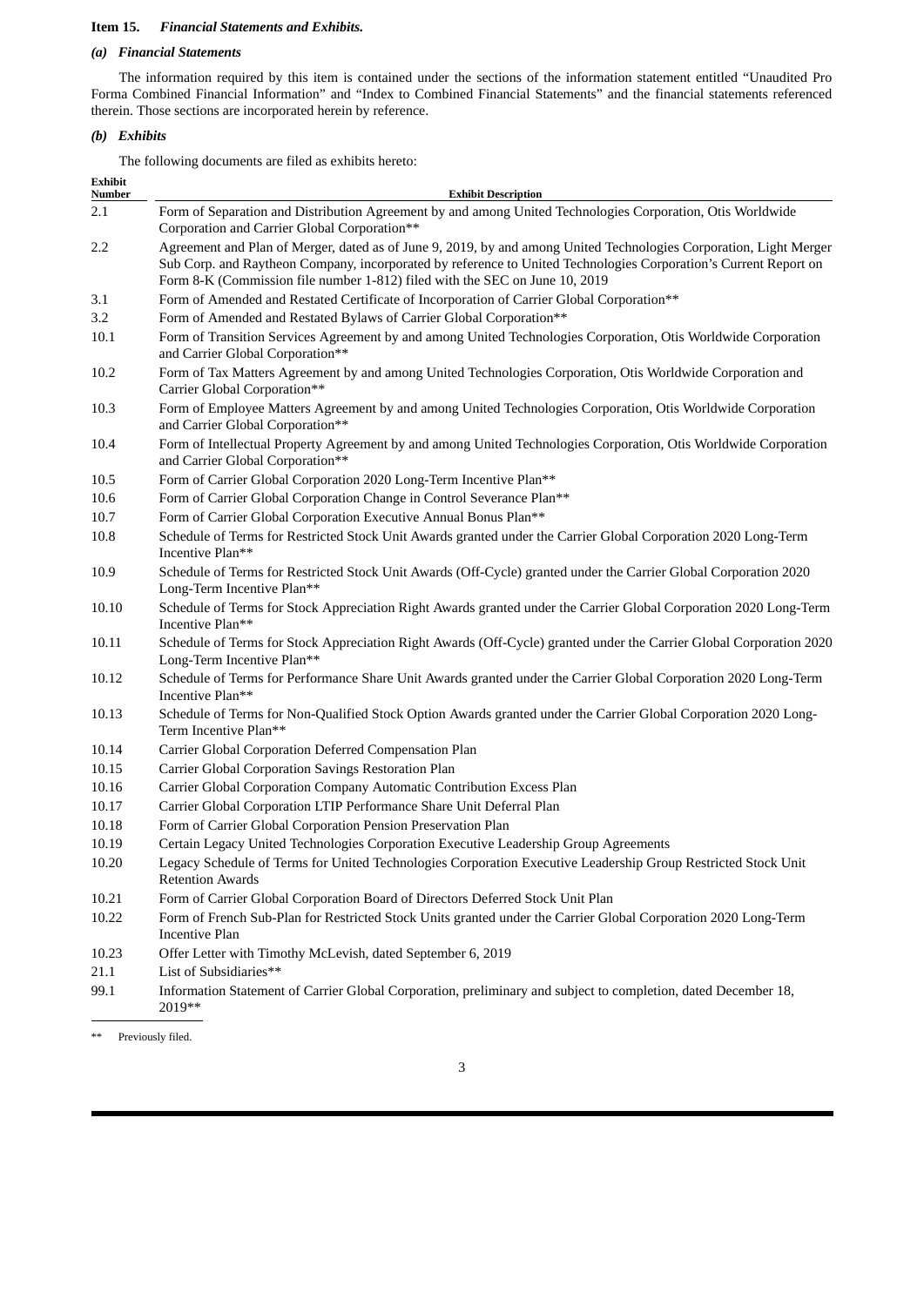**Item 15.** ***Financial Statements and Exhibits.***

***(a) Financial Statements***

The information required by this item is contained under the sections of the information statement entitled "Unaudited Pro Forma Combined Financial Information" and "Index to Combined Financial Statements" and the financial statements referenced therein. Those sections are incorporated herein by reference.

***(b) Exhibits***

The following documents are filed as exhibits hereto:

| Exhibit Number | Exhibit Description |
|---|---|
| 2.1 | Form of Separation and Distribution Agreement by and among United Technologies Corporation, Otis Worldwide Corporation and Carrier Global Corporation** |
| 2.2 | Agreement and Plan of Merger, dated as of June 9, 2019, by and among United Technologies Corporation, Light Merger Sub Corp. and Raytheon Company, incorporated by reference to United Technologies Corporation's Current Report on Form 8-K (Commission file number 1-812) filed with the SEC on June 10, 2019 |
| 3.1 | Form of Amended and Restated Certificate of Incorporation of Carrier Global Corporation** |
| 3.2 | Form of Amended and Restated Bylaws of Carrier Global Corporation** |
| 10.1 | Form of Transition Services Agreement by and among United Technologies Corporation, Otis Worldwide Corporation and Carrier Global Corporation** |
| 10.2 | Form of Tax Matters Agreement by and among United Technologies Corporation, Otis Worldwide Corporation and Carrier Global Corporation** |
| 10.3 | Form of Employee Matters Agreement by and among United Technologies Corporation, Otis Worldwide Corporation and Carrier Global Corporation** |
| 10.4 | Form of Intellectual Property Agreement by and among United Technologies Corporation, Otis Worldwide Corporation and Carrier Global Corporation** |
| 10.5 | Form of Carrier Global Corporation 2020 Long-Term Incentive Plan** |
| 10.6 | Form of Carrier Global Corporation Change in Control Severance Plan** |
| 10.7 | Form of Carrier Global Corporation Executive Annual Bonus Plan** |
| 10.8 | Schedule of Terms for Restricted Stock Unit Awards granted under the Carrier Global Corporation 2020 Long-Term Incentive Plan** |
| 10.9 | Schedule of Terms for Restricted Stock Unit Awards (Off-Cycle) granted under the Carrier Global Corporation 2020 Long-Term Incentive Plan** |
| 10.10 | Schedule of Terms for Stock Appreciation Right Awards granted under the Carrier Global Corporation 2020 Long-Term Incentive Plan** |
| 10.11 | Schedule of Terms for Stock Appreciation Right Awards (Off-Cycle) granted under the Carrier Global Corporation 2020 Long-Term Incentive Plan** |
| 10.12 | Schedule of Terms for Performance Share Unit Awards granted under the Carrier Global Corporation 2020 Long-Term Incentive Plan** |
| 10.13 | Schedule of Terms for Non-Qualified Stock Option Awards granted under the Carrier Global Corporation 2020 Long-Term Incentive Plan** |
| 10.14 | Carrier Global Corporation Deferred Compensation Plan |
| 10.15 | Carrier Global Corporation Savings Restoration Plan |
| 10.16 | Carrier Global Corporation Company Automatic Contribution Excess Plan |
| 10.17 | Carrier Global Corporation LTIP Performance Share Unit Deferral Plan |
| 10.18 | Form of Carrier Global Corporation Pension Preservation Plan |
| 10.19 | Certain Legacy United Technologies Corporation Executive Leadership Group Agreements |
| 10.20 | Legacy Schedule of Terms for United Technologies Corporation Executive Leadership Group Restricted Stock Unit Retention Awards |
| 10.21 | Form of Carrier Global Corporation Board of Directors Deferred Stock Unit Plan |
| 10.22 | Form of French Sub-Plan for Restricted Stock Units granted under the Carrier Global Corporation 2020 Long-Term Incentive Plan |
| 10.23 | Offer Letter with Timothy McLevish, dated September 6, 2019 |
| 21.1 | List of Subsidiaries** |
| 99.1 | Information Statement of Carrier Global Corporation, preliminary and subject to completion, dated December 18, 2019** |

** Previously filed.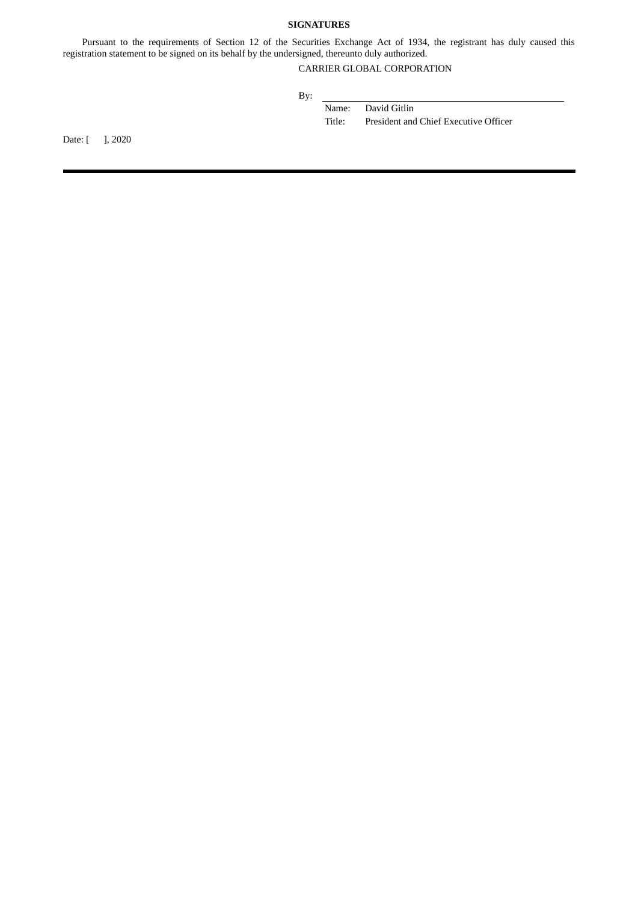**SIGNATURES**

Pursuant to the requirements of Section 12 of the Securities Exchange Act of 1934, the registrant has duly caused this registration statement to be signed on its behalf by the undersigned, thereunto duly authorized.

CARRIER GLOBAL CORPORATION

By: \_\_\_\_\_\_\_\_\_\_\_\_\_\_\_\_\_\_\_\_\_\_\_\_\_\_\_\_\_\_

Name: David Gitlin

Title: President and Chief Executive Officer

Date: [     ], 2020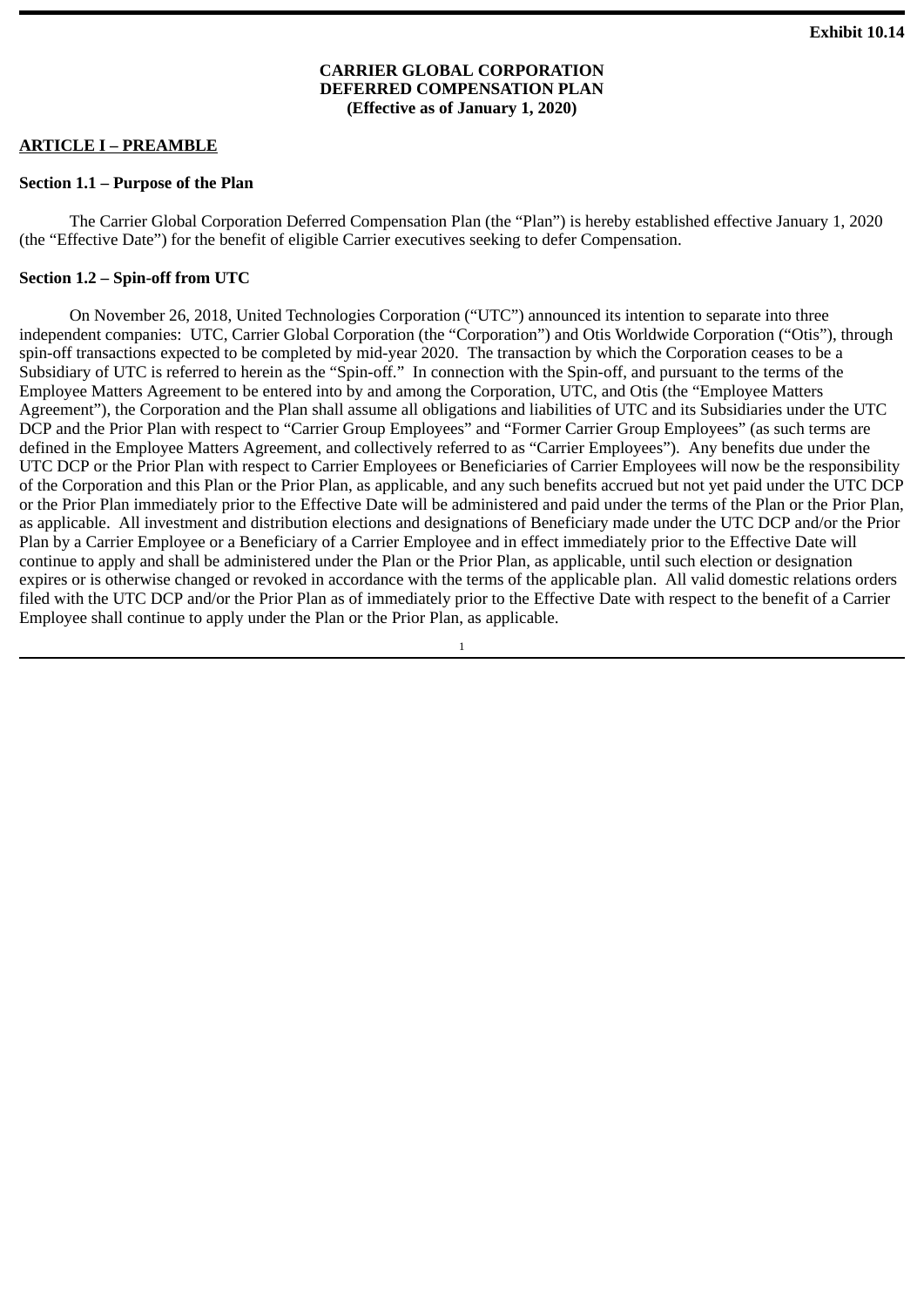**Exhibit 10.14**

**CARRIER GLOBAL CORPORATION**
**DEFERRED COMPENSATION PLAN**
**(Effective as of January 1, 2020)**

## ARTICLE I – PREAMBLE

### Section 1.1 – Purpose of the Plan

The Carrier Global Corporation Deferred Compensation Plan (the "Plan") is hereby established effective January 1, 2020 (the "Effective Date") for the benefit of eligible Carrier executives seeking to defer Compensation.

### Section 1.2 – Spin-off from UTC

On November 26, 2018, United Technologies Corporation ("UTC") announced its intention to separate into three independent companies: UTC, Carrier Global Corporation (the "Corporation") and Otis Worldwide Corporation ("Otis"), through spin-off transactions expected to be completed by mid-year 2020. The transaction by which the Corporation ceases to be a Subsidiary of UTC is referred to herein as the "Spin-off." In connection with the Spin-off, and pursuant to the terms of the Employee Matters Agreement to be entered into by and among the Corporation, UTC, and Otis (the "Employee Matters Agreement"), the Corporation and the Plan shall assume all obligations and liabilities of UTC and its Subsidiaries under the UTC DCP and the Prior Plan with respect to "Carrier Group Employees" and "Former Carrier Group Employees" (as such terms are defined in the Employee Matters Agreement, and collectively referred to as "Carrier Employees"). Any benefits due under the UTC DCP or the Prior Plan with respect to Carrier Employees or Beneficiaries of Carrier Employees will now be the responsibility of the Corporation and this Plan or the Prior Plan, as applicable, and any such benefits accrued but not yet paid under the UTC DCP or the Prior Plan immediately prior to the Effective Date will be administered and paid under the terms of the Plan or the Prior Plan, as applicable. All investment and distribution elections and designations of Beneficiary made under the UTC DCP and/or the Prior Plan by a Carrier Employee or a Beneficiary of a Carrier Employee and in effect immediately prior to the Effective Date will continue to apply and shall be administered under the Plan or the Prior Plan, as applicable, until such election or designation expires or is otherwise changed or revoked in accordance with the terms of the applicable plan. All valid domestic relations orders filed with the UTC DCP and/or the Prior Plan as of immediately prior to the Effective Date with respect to the benefit of a Carrier Employee shall continue to apply under the Plan or the Prior Plan, as applicable.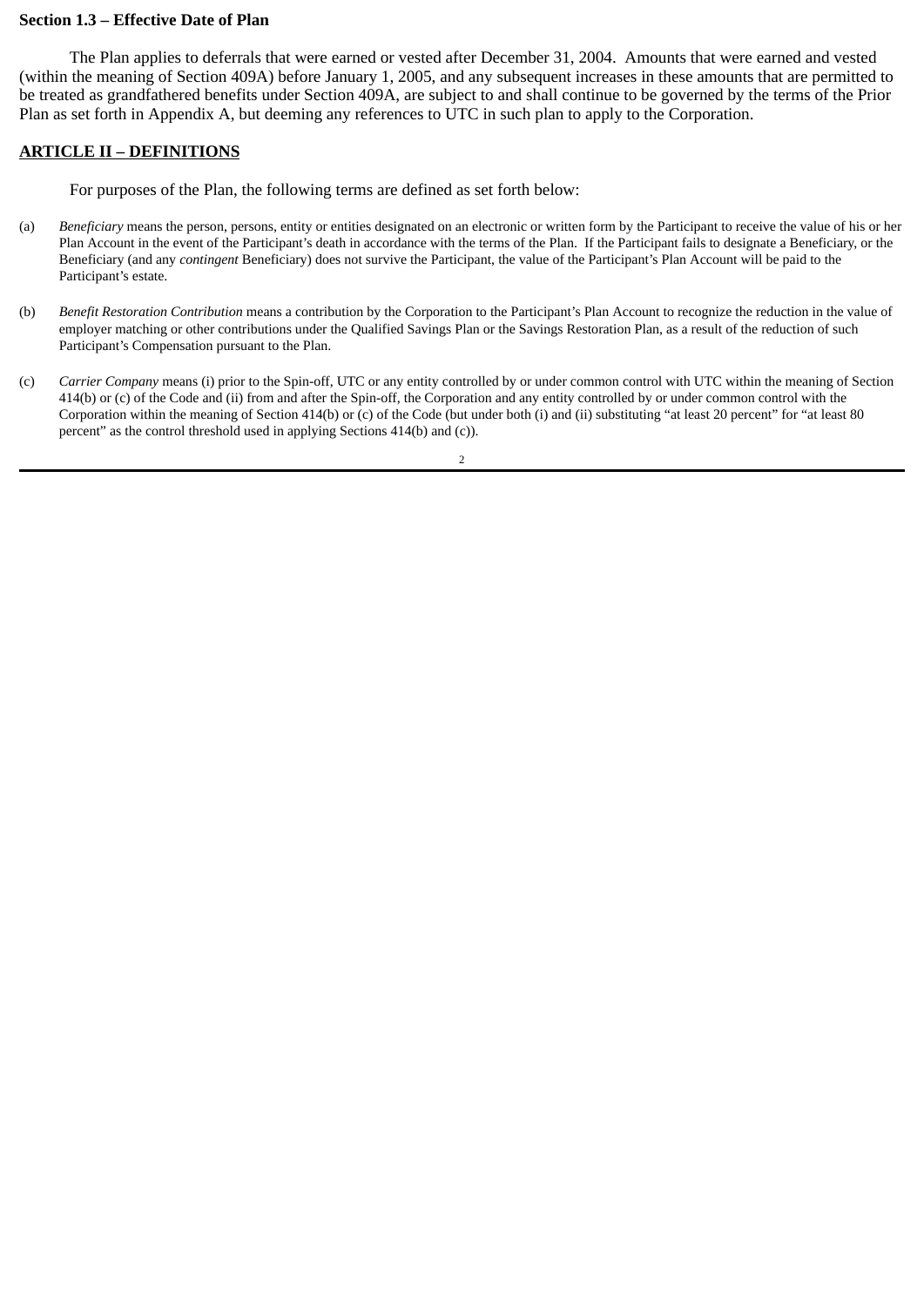**Section 1.3 – Effective Date of Plan**

The Plan applies to deferrals that were earned or vested after December 31, 2004. Amounts that were earned and vested (within the meaning of Section 409A) before January 1, 2005, and any subsequent increases in these amounts that are permitted to be treated as grandfathered benefits under Section 409A, are subject to and shall continue to be governed by the terms of the Prior Plan as set forth in Appendix A, but deeming any references to UTC in such plan to apply to the Corporation.

**ARTICLE II – DEFINITIONS**

For purposes of the Plan, the following terms are defined as set forth below:

(a) *Beneficiary* means the person, persons, entity or entities designated on an electronic or written form by the Participant to receive the value of his or her Plan Account in the event of the Participant's death in accordance with the terms of the Plan. If the Participant fails to designate a Beneficiary, or the Beneficiary (and any *contingent* Beneficiary) does not survive the Participant, the value of the Participant's Plan Account will be paid to the Participant's estate.

(b) *Benefit Restoration Contribution* means a contribution by the Corporation to the Participant's Plan Account to recognize the reduction in the value of employer matching or other contributions under the Qualified Savings Plan or the Savings Restoration Plan, as a result of the reduction of such Participant's Compensation pursuant to the Plan.

(c) *Carrier Company* means (i) prior to the Spin-off, UTC or any entity controlled by or under common control with UTC within the meaning of Section 414(b) or (c) of the Code and (ii) from and after the Spin-off, the Corporation and any entity controlled by or under common control with the Corporation within the meaning of Section 414(b) or (c) of the Code (but under both (i) and (ii) substituting "at least 20 percent" for "at least 80 percent" as the control threshold used in applying Sections 414(b) and (c)).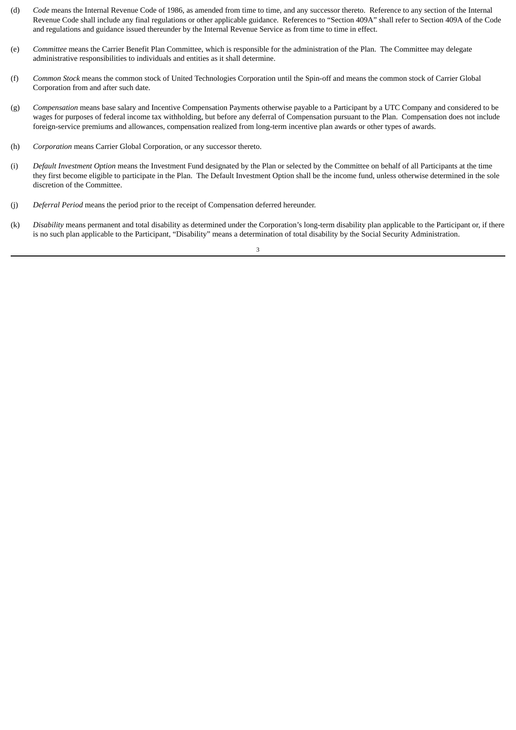(d) *Code* means the Internal Revenue Code of 1986, as amended from time to time, and any successor thereto. Reference to any section of the Internal Revenue Code shall include any final regulations or other applicable guidance. References to "Section 409A" shall refer to Section 409A of the Code and regulations and guidance issued thereunder by the Internal Revenue Service as from time to time in effect.

(e) *Committee* means the Carrier Benefit Plan Committee, which is responsible for the administration of the Plan. The Committee may delegate administrative responsibilities to individuals and entities as it shall determine.

(f) *Common Stock* means the common stock of United Technologies Corporation until the Spin-off and means the common stock of Carrier Global Corporation from and after such date.

(g) *Compensation* means base salary and Incentive Compensation Payments otherwise payable to a Participant by a UTC Company and considered to be wages for purposes of federal income tax withholding, but before any deferral of Compensation pursuant to the Plan. Compensation does not include foreign-service premiums and allowances, compensation realized from long-term incentive plan awards or other types of awards.

(h) *Corporation* means Carrier Global Corporation, or any successor thereto.

(i) *Default Investment Option* means the Investment Fund designated by the Plan or selected by the Committee on behalf of all Participants at the time they first become eligible to participate in the Plan. The Default Investment Option shall be the income fund, unless otherwise determined in the sole discretion of the Committee.

(j) *Deferral Period* means the period prior to the receipt of Compensation deferred hereunder.

(k) *Disability* means permanent and total disability as determined under the Corporation's long-term disability plan applicable to the Participant or, if there is no such plan applicable to the Participant, "Disability" means a determination of total disability by the Social Security Administration.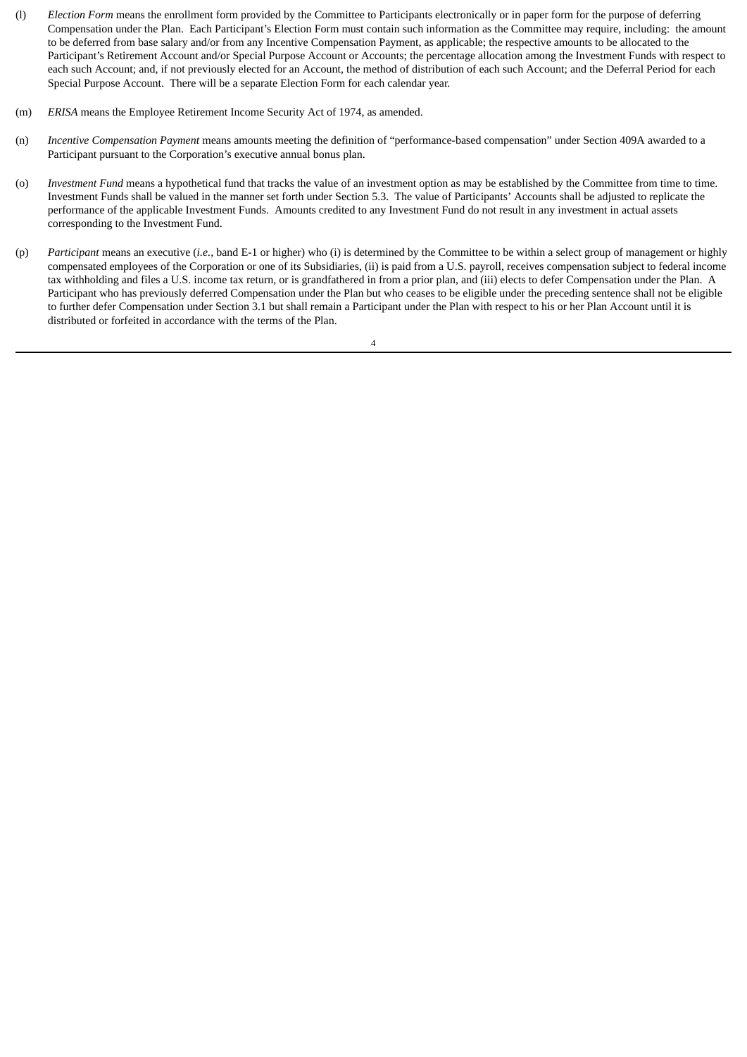(l) *Election Form* means the enrollment form provided by the Committee to Participants electronically or in paper form for the purpose of deferring Compensation under the Plan. Each Participant's Election Form must contain such information as the Committee may require, including: the amount to be deferred from base salary and/or from any Incentive Compensation Payment, as applicable; the respective amounts to be allocated to the Participant's Retirement Account and/or Special Purpose Account or Accounts; the percentage allocation among the Investment Funds with respect to each such Account; and, if not previously elected for an Account, the method of distribution of each such Account; and the Deferral Period for each Special Purpose Account. There will be a separate Election Form for each calendar year.

(m) *ERISA* means the Employee Retirement Income Security Act of 1974, as amended.

(n) *Incentive Compensation Payment* means amounts meeting the definition of "performance-based compensation" under Section 409A awarded to a Participant pursuant to the Corporation's executive annual bonus plan.

(o) *Investment Fund* means a hypothetical fund that tracks the value of an investment option as may be established by the Committee from time to time. Investment Funds shall be valued in the manner set forth under Section 5.3. The value of Participants' Accounts shall be adjusted to replicate the performance of the applicable Investment Funds. Amounts credited to any Investment Fund do not result in any investment in actual assets corresponding to the Investment Fund.

(p) *Participant* means an executive (*i.e.*, band E-1 or higher) who (i) is determined by the Committee to be within a select group of management or highly compensated employees of the Corporation or one of its Subsidiaries, (ii) is paid from a U.S. payroll, receives compensation subject to federal income tax withholding and files a U.S. income tax return, or is grandfathered in from a prior plan, and (iii) elects to defer Compensation under the Plan. A Participant who has previously deferred Compensation under the Plan but who ceases to be eligible under the preceding sentence shall not be eligible to further defer Compensation under Section 3.1 but shall remain a Participant under the Plan with respect to his or her Plan Account until it is distributed or forfeited in accordance with the terms of the Plan.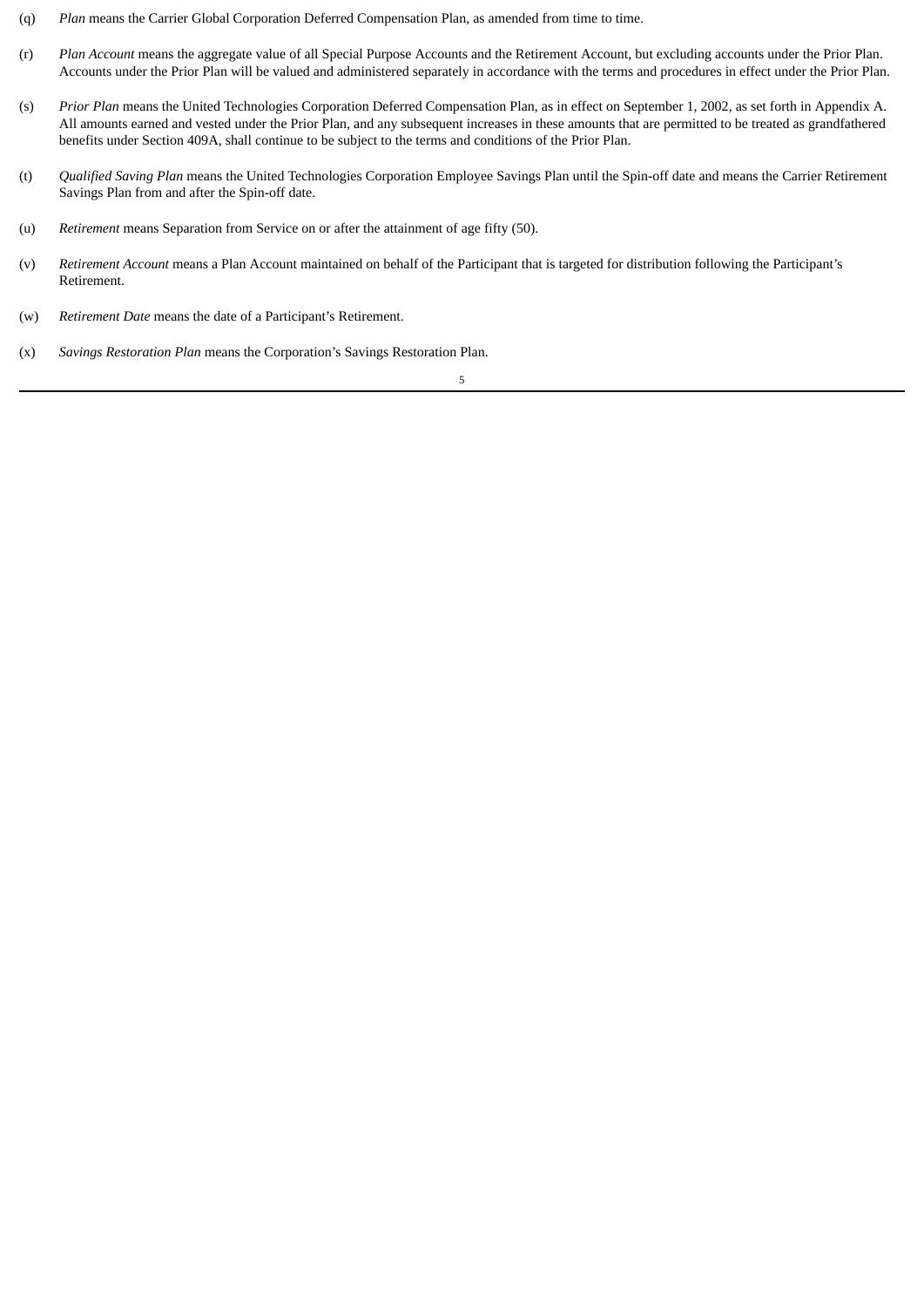(q) *Plan* means the Carrier Global Corporation Deferred Compensation Plan, as amended from time to time.

(r) *Plan Account* means the aggregate value of all Special Purpose Accounts and the Retirement Account, but excluding accounts under the Prior Plan. Accounts under the Prior Plan will be valued and administered separately in accordance with the terms and procedures in effect under the Prior Plan.

(s) *Prior Plan* means the United Technologies Corporation Deferred Compensation Plan, as in effect on September 1, 2002, as set forth in Appendix A. All amounts earned and vested under the Prior Plan, and any subsequent increases in these amounts that are permitted to be treated as grandfathered benefits under Section 409A, shall continue to be subject to the terms and conditions of the Prior Plan.

(t) *Qualified Saving Plan* means the United Technologies Corporation Employee Savings Plan until the Spin-off date and means the Carrier Retirement Savings Plan from and after the Spin-off date.

(u) *Retirement* means Separation from Service on or after the attainment of age fifty (50).

(v) *Retirement Account* means a Plan Account maintained on behalf of the Participant that is targeted for distribution following the Participant's Retirement.

(w) *Retirement Date* means the date of a Participant's Retirement.

(x) *Savings Restoration Plan* means the Corporation's Savings Restoration Plan.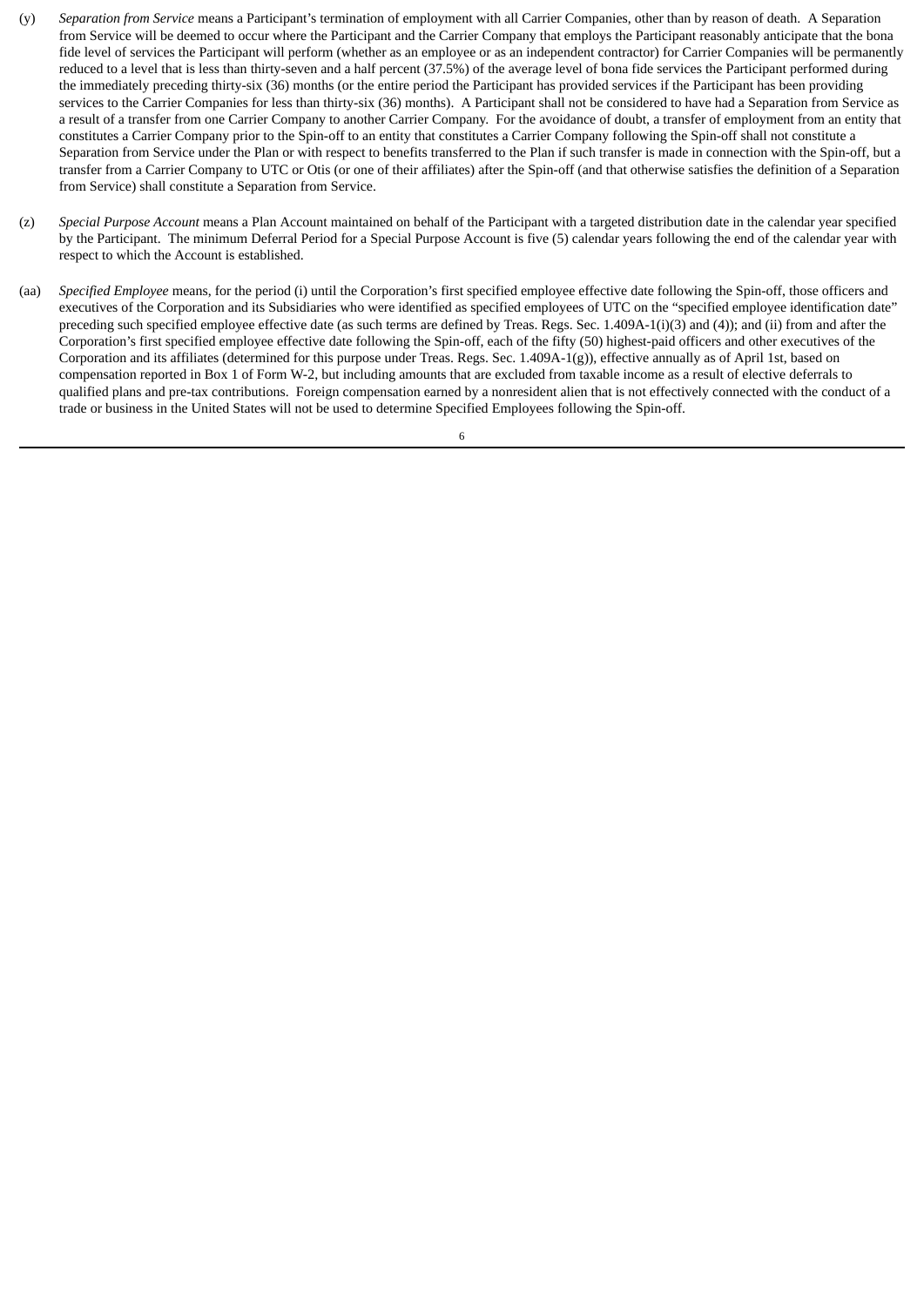(y) *Separation from Service* means a Participant's termination of employment with all Carrier Companies, other than by reason of death. A Separation from Service will be deemed to occur where the Participant and the Carrier Company that employs the Participant reasonably anticipate that the bona fide level of services the Participant will perform (whether as an employee or as an independent contractor) for Carrier Companies will be permanently reduced to a level that is less than thirty-seven and a half percent (37.5%) of the average level of bona fide services the Participant performed during the immediately preceding thirty-six (36) months (or the entire period the Participant has provided services if the Participant has been providing services to the Carrier Companies for less than thirty-six (36) months). A Participant shall not be considered to have had a Separation from Service as a result of a transfer from one Carrier Company to another Carrier Company. For the avoidance of doubt, a transfer of employment from an entity that constitutes a Carrier Company prior to the Spin-off to an entity that constitutes a Carrier Company following the Spin-off shall not constitute a Separation from Service under the Plan or with respect to benefits transferred to the Plan if such transfer is made in connection with the Spin-off, but a transfer from a Carrier Company to UTC or Otis (or one of their affiliates) after the Spin-off (and that otherwise satisfies the definition of a Separation from Service) shall constitute a Separation from Service.

(z) *Special Purpose Account* means a Plan Account maintained on behalf of the Participant with a targeted distribution date in the calendar year specified by the Participant. The minimum Deferral Period for a Special Purpose Account is five (5) calendar years following the end of the calendar year with respect to which the Account is established.

(aa) *Specified Employee* means, for the period (i) until the Corporation's first specified employee effective date following the Spin-off, those officers and executives of the Corporation and its Subsidiaries who were identified as specified employees of UTC on the "specified employee identification date" preceding such specified employee effective date (as such terms are defined by Treas. Regs. Sec. 1.409A-1(i)(3) and (4)); and (ii) from and after the Corporation's first specified employee effective date following the Spin-off, each of the fifty (50) highest-paid officers and other executives of the Corporation and its affiliates (determined for this purpose under Treas. Regs. Sec. 1.409A-1(g)), effective annually as of April 1st, based on compensation reported in Box 1 of Form W-2, but including amounts that are excluded from taxable income as a result of elective deferrals to qualified plans and pre-tax contributions. Foreign compensation earned by a nonresident alien that is not effectively connected with the conduct of a trade or business in the United States will not be used to determine Specified Employees following the Spin-off.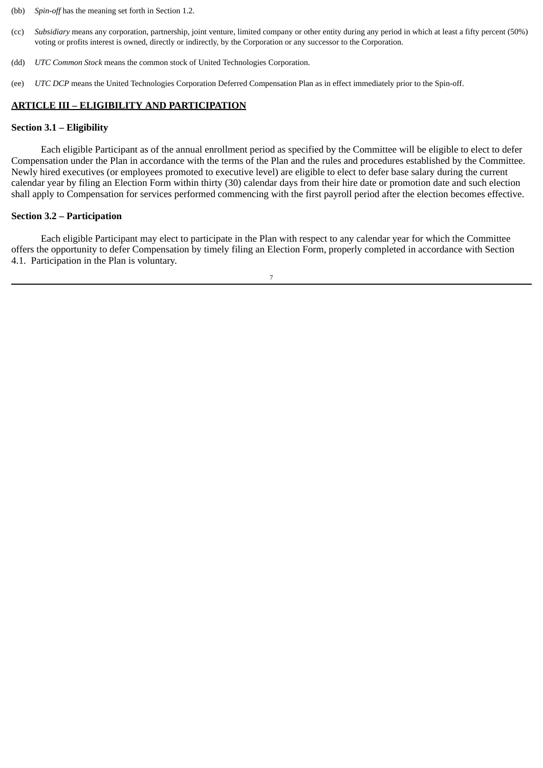(bb) *Spin-off* has the meaning set forth in Section 1.2.

(cc) *Subsidiary* means any corporation, partnership, joint venture, limited company or other entity during any period in which at least a fifty percent (50%) voting or profits interest is owned, directly or indirectly, by the Corporation or any successor to the Corporation.

(dd) *UTC Common Stock* means the common stock of United Technologies Corporation.

(ee) *UTC DCP* means the United Technologies Corporation Deferred Compensation Plan as in effect immediately prior to the Spin-off.

## ARTICLE III – ELIGIBILITY AND PARTICIPATION

### Section 3.1 – Eligibility

Each eligible Participant as of the annual enrollment period as specified by the Committee will be eligible to elect to defer Compensation under the Plan in accordance with the terms of the Plan and the rules and procedures established by the Committee. Newly hired executives (or employees promoted to executive level) are eligible to elect to defer base salary during the current calendar year by filing an Election Form within thirty (30) calendar days from their hire date or promotion date and such election shall apply to Compensation for services performed commencing with the first payroll period after the election becomes effective.

### Section 3.2 – Participation

Each eligible Participant may elect to participate in the Plan with respect to any calendar year for which the Committee offers the opportunity to defer Compensation by timely filing an Election Form, properly completed in accordance with Section 4.1. Participation in the Plan is voluntary.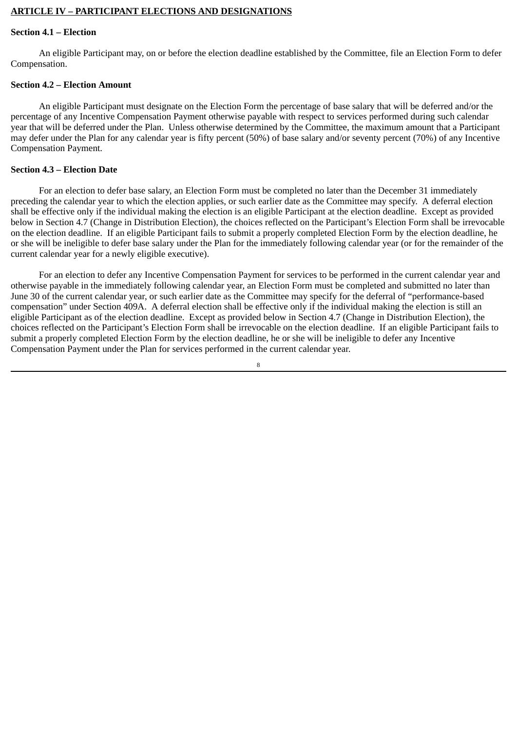## ARTICLE IV – PARTICIPANT ELECTIONS AND DESIGNATIONS

**Section 4.1 – Election**

An eligible Participant may, on or before the election deadline established by the Committee, file an Election Form to defer Compensation.

**Section 4.2 – Election Amount**

An eligible Participant must designate on the Election Form the percentage of base salary that will be deferred and/or the percentage of any Incentive Compensation Payment otherwise payable with respect to services performed during such calendar year that will be deferred under the Plan. Unless otherwise determined by the Committee, the maximum amount that a Participant may defer under the Plan for any calendar year is fifty percent (50%) of base salary and/or seventy percent (70%) of any Incentive Compensation Payment.

**Section 4.3 – Election Date**

For an election to defer base salary, an Election Form must be completed no later than the December 31 immediately preceding the calendar year to which the election applies, or such earlier date as the Committee may specify. A deferral election shall be effective only if the individual making the election is an eligible Participant at the election deadline. Except as provided below in Section 4.7 (Change in Distribution Election), the choices reflected on the Participant's Election Form shall be irrevocable on the election deadline. If an eligible Participant fails to submit a properly completed Election Form by the election deadline, he or she will be ineligible to defer base salary under the Plan for the immediately following calendar year (or for the remainder of the current calendar year for a newly eligible executive).

For an election to defer any Incentive Compensation Payment for services to be performed in the current calendar year and otherwise payable in the immediately following calendar year, an Election Form must be completed and submitted no later than June 30 of the current calendar year, or such earlier date as the Committee may specify for the deferral of "performance-based compensation" under Section 409A. A deferral election shall be effective only if the individual making the election is still an eligible Participant as of the election deadline. Except as provided below in Section 4.7 (Change in Distribution Election), the choices reflected on the Participant's Election Form shall be irrevocable on the election deadline. If an eligible Participant fails to submit a properly completed Election Form by the election deadline, he or she will be ineligible to defer any Incentive Compensation Payment under the Plan for services performed in the current calendar year.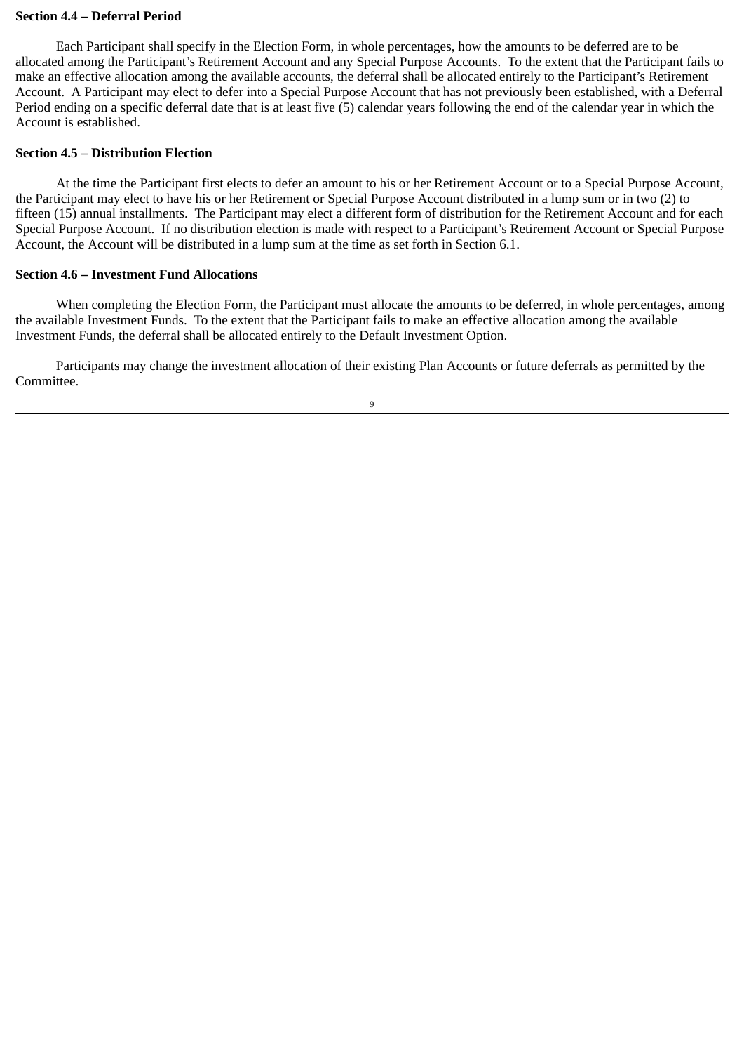**Section 4.4 – Deferral Period**

Each Participant shall specify in the Election Form, in whole percentages, how the amounts to be deferred are to be allocated among the Participant's Retirement Account and any Special Purpose Accounts. To the extent that the Participant fails to make an effective allocation among the available accounts, the deferral shall be allocated entirely to the Participant's Retirement Account. A Participant may elect to defer into a Special Purpose Account that has not previously been established, with a Deferral Period ending on a specific deferral date that is at least five (5) calendar years following the end of the calendar year in which the Account is established.

**Section 4.5 – Distribution Election**

At the time the Participant first elects to defer an amount to his or her Retirement Account or to a Special Purpose Account, the Participant may elect to have his or her Retirement or Special Purpose Account distributed in a lump sum or in two (2) to fifteen (15) annual installments. The Participant may elect a different form of distribution for the Retirement Account and for each Special Purpose Account. If no distribution election is made with respect to a Participant's Retirement Account or Special Purpose Account, the Account will be distributed in a lump sum at the time as set forth in Section 6.1.

**Section 4.6 – Investment Fund Allocations**

When completing the Election Form, the Participant must allocate the amounts to be deferred, in whole percentages, among the available Investment Funds. To the extent that the Participant fails to make an effective allocation among the available Investment Funds, the deferral shall be allocated entirely to the Default Investment Option.

Participants may change the investment allocation of their existing Plan Accounts or future deferrals as permitted by the Committee.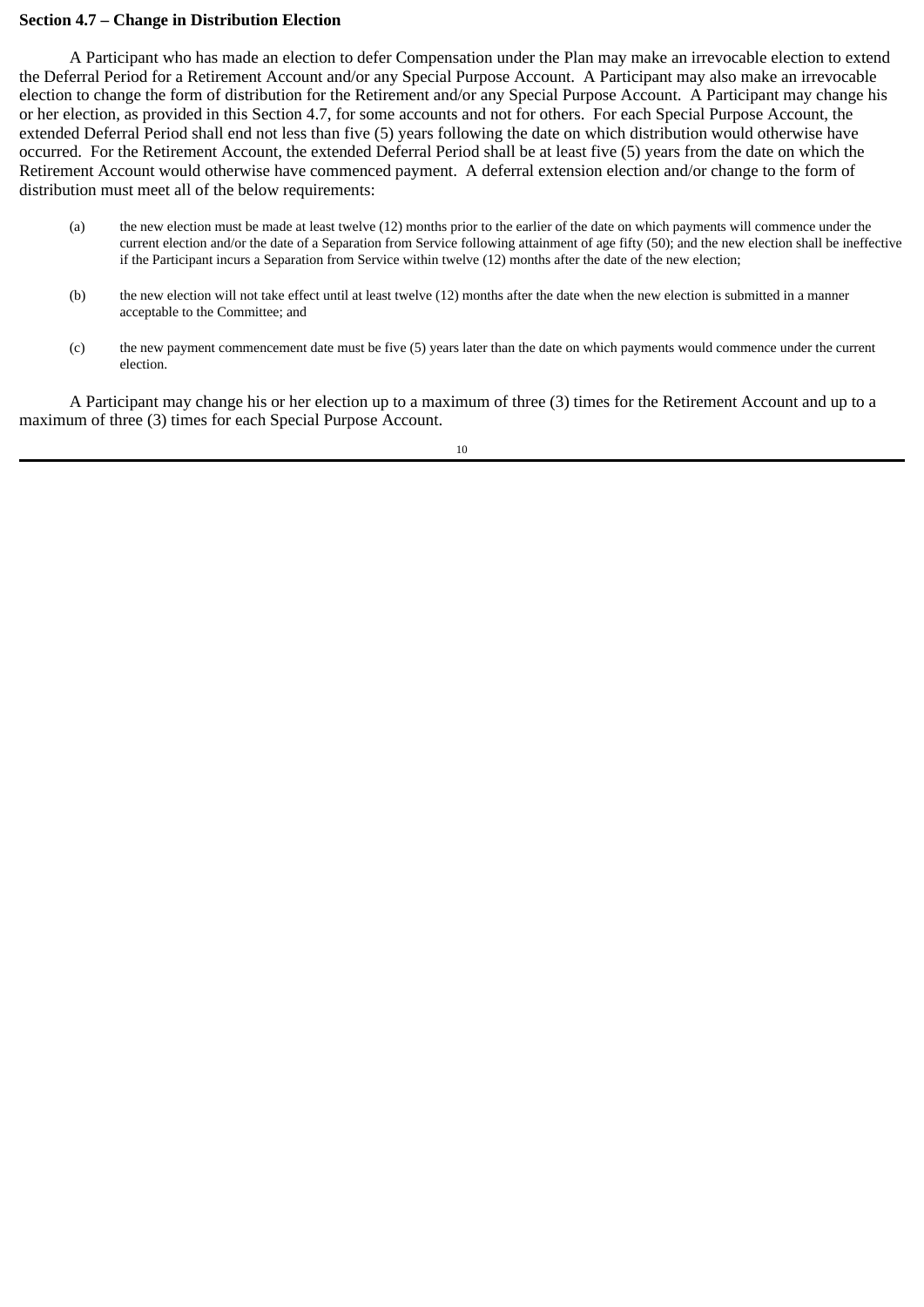**Section 4.7 – Change in Distribution Election**

A Participant who has made an election to defer Compensation under the Plan may make an irrevocable election to extend the Deferral Period for a Retirement Account and/or any Special Purpose Account. A Participant may also make an irrevocable election to change the form of distribution for the Retirement and/or any Special Purpose Account. A Participant may change his or her election, as provided in this Section 4.7, for some accounts and not for others. For each Special Purpose Account, the extended Deferral Period shall end not less than five (5) years following the date on which distribution would otherwise have occurred. For the Retirement Account, the extended Deferral Period shall be at least five (5) years from the date on which the Retirement Account would otherwise have commenced payment. A deferral extension election and/or change to the form of distribution must meet all of the below requirements:

(a) the new election must be made at least twelve (12) months prior to the earlier of the date on which payments will commence under the current election and/or the date of a Separation from Service following attainment of age fifty (50); and the new election shall be ineffective if the Participant incurs a Separation from Service within twelve (12) months after the date of the new election;

(b) the new election will not take effect until at least twelve (12) months after the date when the new election is submitted in a manner acceptable to the Committee; and

(c) the new payment commencement date must be five (5) years later than the date on which payments would commence under the current election.

A Participant may change his or her election up to a maximum of three (3) times for the Retirement Account and up to a maximum of three (3) times for each Special Purpose Account.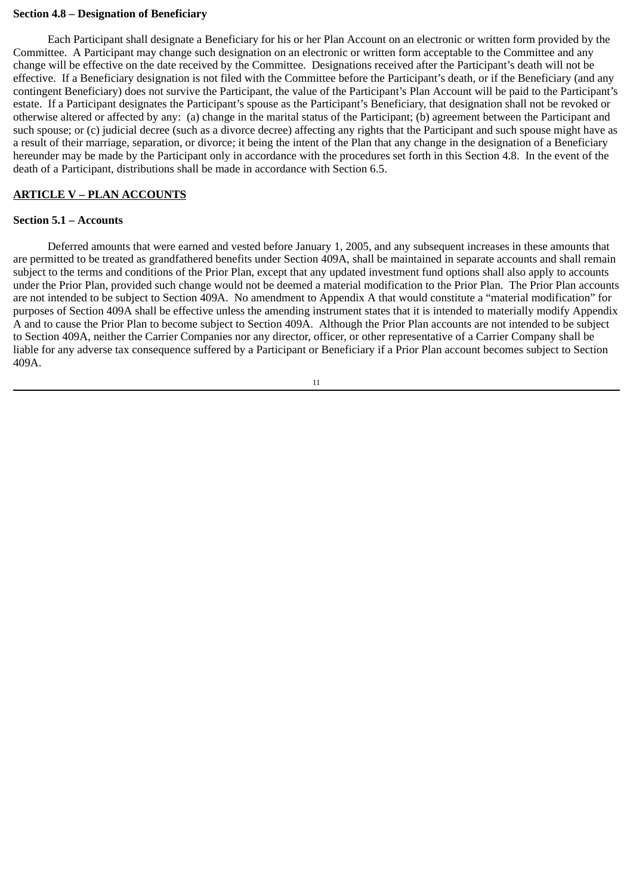**Section 4.8 – Designation of Beneficiary**

Each Participant shall designate a Beneficiary for his or her Plan Account on an electronic or written form provided by the Committee. A Participant may change such designation on an electronic or written form acceptable to the Committee and any change will be effective on the date received by the Committee. Designations received after the Participant's death will not be effective. If a Beneficiary designation is not filed with the Committee before the Participant's death, or if the Beneficiary (and any contingent Beneficiary) does not survive the Participant, the value of the Participant's Plan Account will be paid to the Participant's estate. If a Participant designates the Participant's spouse as the Participant's Beneficiary, that designation shall not be revoked or otherwise altered or affected by any: (a) change in the marital status of the Participant; (b) agreement between the Participant and such spouse; or (c) judicial decree (such as a divorce decree) affecting any rights that the Participant and such spouse might have as a result of their marriage, separation, or divorce; it being the intent of the Plan that any change in the designation of a Beneficiary hereunder may be made by the Participant only in accordance with the procedures set forth in this Section 4.8. In the event of the death of a Participant, distributions shall be made in accordance with Section 6.5.

## ARTICLE V – PLAN ACCOUNTS

**Section 5.1 – Accounts**

Deferred amounts that were earned and vested before January 1, 2005, and any subsequent increases in these amounts that are permitted to be treated as grandfathered benefits under Section 409A, shall be maintained in separate accounts and shall remain subject to the terms and conditions of the Prior Plan, except that any updated investment fund options shall also apply to accounts under the Prior Plan, provided such change would not be deemed a material modification to the Prior Plan. The Prior Plan accounts are not intended to be subject to Section 409A. No amendment to Appendix A that would constitute a "material modification" for purposes of Section 409A shall be effective unless the amending instrument states that it is intended to materially modify Appendix A and to cause the Prior Plan to become subject to Section 409A. Although the Prior Plan accounts are not intended to be subject to Section 409A, neither the Carrier Companies nor any director, officer, or other representative of a Carrier Company shall be liable for any adverse tax consequence suffered by a Participant or Beneficiary if a Prior Plan account becomes subject to Section 409A.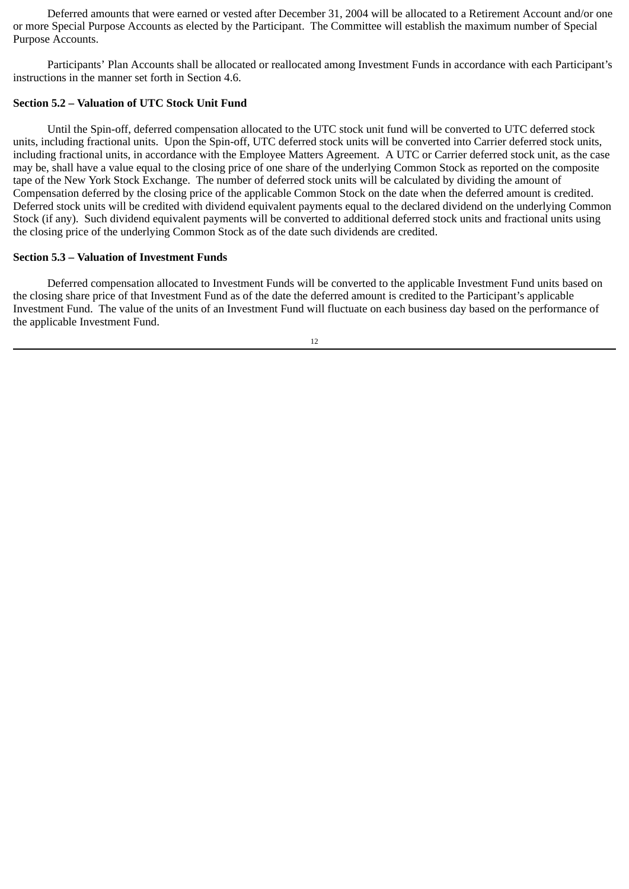Deferred amounts that were earned or vested after December 31, 2004 will be allocated to a Retirement Account and/or one or more Special Purpose Accounts as elected by the Participant. The Committee will establish the maximum number of Special Purpose Accounts.

Participants' Plan Accounts shall be allocated or reallocated among Investment Funds in accordance with each Participant's instructions in the manner set forth in Section 4.6.

**Section 5.2 – Valuation of UTC Stock Unit Fund**

Until the Spin-off, deferred compensation allocated to the UTC stock unit fund will be converted to UTC deferred stock units, including fractional units. Upon the Spin-off, UTC deferred stock units will be converted into Carrier deferred stock units, including fractional units, in accordance with the Employee Matters Agreement. A UTC or Carrier deferred stock unit, as the case may be, shall have a value equal to the closing price of one share of the underlying Common Stock as reported on the composite tape of the New York Stock Exchange. The number of deferred stock units will be calculated by dividing the amount of Compensation deferred by the closing price of the applicable Common Stock on the date when the deferred amount is credited. Deferred stock units will be credited with dividend equivalent payments equal to the declared dividend on the underlying Common Stock (if any). Such dividend equivalent payments will be converted to additional deferred stock units and fractional units using the closing price of the underlying Common Stock as of the date such dividends are credited.

**Section 5.3 – Valuation of Investment Funds**

Deferred compensation allocated to Investment Funds will be converted to the applicable Investment Fund units based on the closing share price of that Investment Fund as of the date the deferred amount is credited to the Participant's applicable Investment Fund. The value of the units of an Investment Fund will fluctuate on each business day based on the performance of the applicable Investment Fund.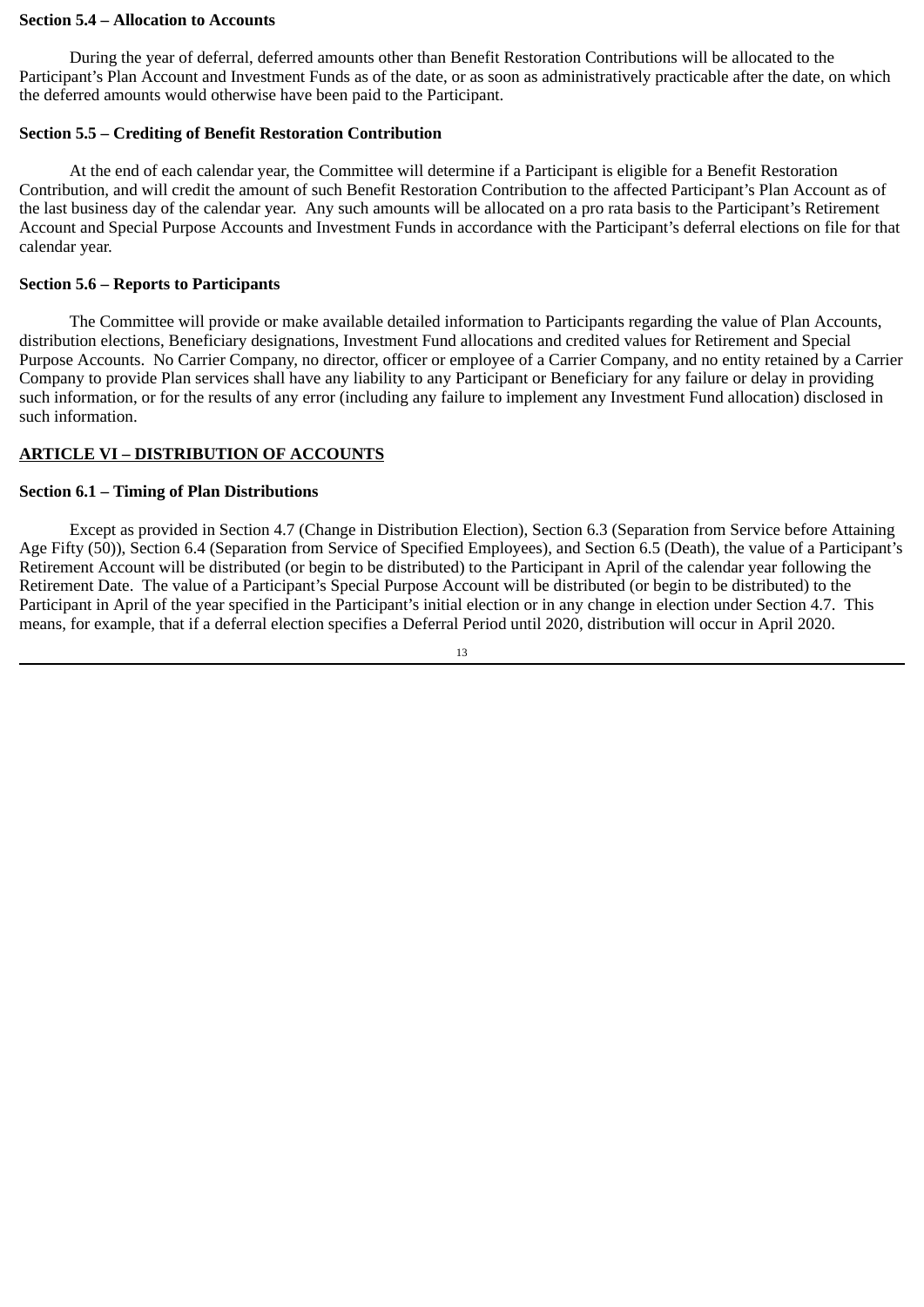**Section 5.4 – Allocation to Accounts**

During the year of deferral, deferred amounts other than Benefit Restoration Contributions will be allocated to the Participant's Plan Account and Investment Funds as of the date, or as soon as administratively practicable after the date, on which the deferred amounts would otherwise have been paid to the Participant.

**Section 5.5 – Crediting of Benefit Restoration Contribution**

At the end of each calendar year, the Committee will determine if a Participant is eligible for a Benefit Restoration Contribution, and will credit the amount of such Benefit Restoration Contribution to the affected Participant's Plan Account as of the last business day of the calendar year. Any such amounts will be allocated on a pro rata basis to the Participant's Retirement Account and Special Purpose Accounts and Investment Funds in accordance with the Participant's deferral elections on file for that calendar year.

**Section 5.6 – Reports to Participants**

The Committee will provide or make available detailed information to Participants regarding the value of Plan Accounts, distribution elections, Beneficiary designations, Investment Fund allocations and credited values for Retirement and Special Purpose Accounts. No Carrier Company, no director, officer or employee of a Carrier Company, and no entity retained by a Carrier Company to provide Plan services shall have any liability to any Participant or Beneficiary for any failure or delay in providing such information, or for the results of any error (including any failure to implement any Investment Fund allocation) disclosed in such information.

## ARTICLE VI – DISTRIBUTION OF ACCOUNTS

**Section 6.1 – Timing of Plan Distributions**

Except as provided in Section 4.7 (Change in Distribution Election), Section 6.3 (Separation from Service before Attaining Age Fifty (50)), Section 6.4 (Separation from Service of Specified Employees), and Section 6.5 (Death), the value of a Participant's Retirement Account will be distributed (or begin to be distributed) to the Participant in April of the calendar year following the Retirement Date. The value of a Participant's Special Purpose Account will be distributed (or begin to be distributed) to the Participant in April of the year specified in the Participant's initial election or in any change in election under Section 4.7. This means, for example, that if a deferral election specifies a Deferral Period until 2020, distribution will occur in April 2020.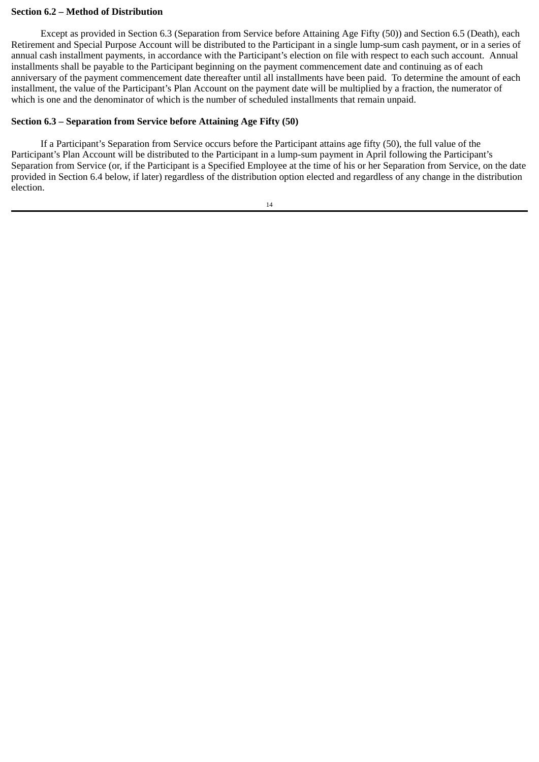**Section 6.2 – Method of Distribution**

Except as provided in Section 6.3 (Separation from Service before Attaining Age Fifty (50)) and Section 6.5 (Death), each Retirement and Special Purpose Account will be distributed to the Participant in a single lump-sum cash payment, or in a series of annual cash installment payments, in accordance with the Participant's election on file with respect to each such account. Annual installments shall be payable to the Participant beginning on the payment commencement date and continuing as of each anniversary of the payment commencement date thereafter until all installments have been paid. To determine the amount of each installment, the value of the Participant's Plan Account on the payment date will be multiplied by a fraction, the numerator of which is one and the denominator of which is the number of scheduled installments that remain unpaid.

**Section 6.3 – Separation from Service before Attaining Age Fifty (50)**

If a Participant's Separation from Service occurs before the Participant attains age fifty (50), the full value of the Participant's Plan Account will be distributed to the Participant in a lump-sum payment in April following the Participant's Separation from Service (or, if the Participant is a Specified Employee at the time of his or her Separation from Service, on the date provided in Section 6.4 below, if later) regardless of the distribution option elected and regardless of any change in the distribution election.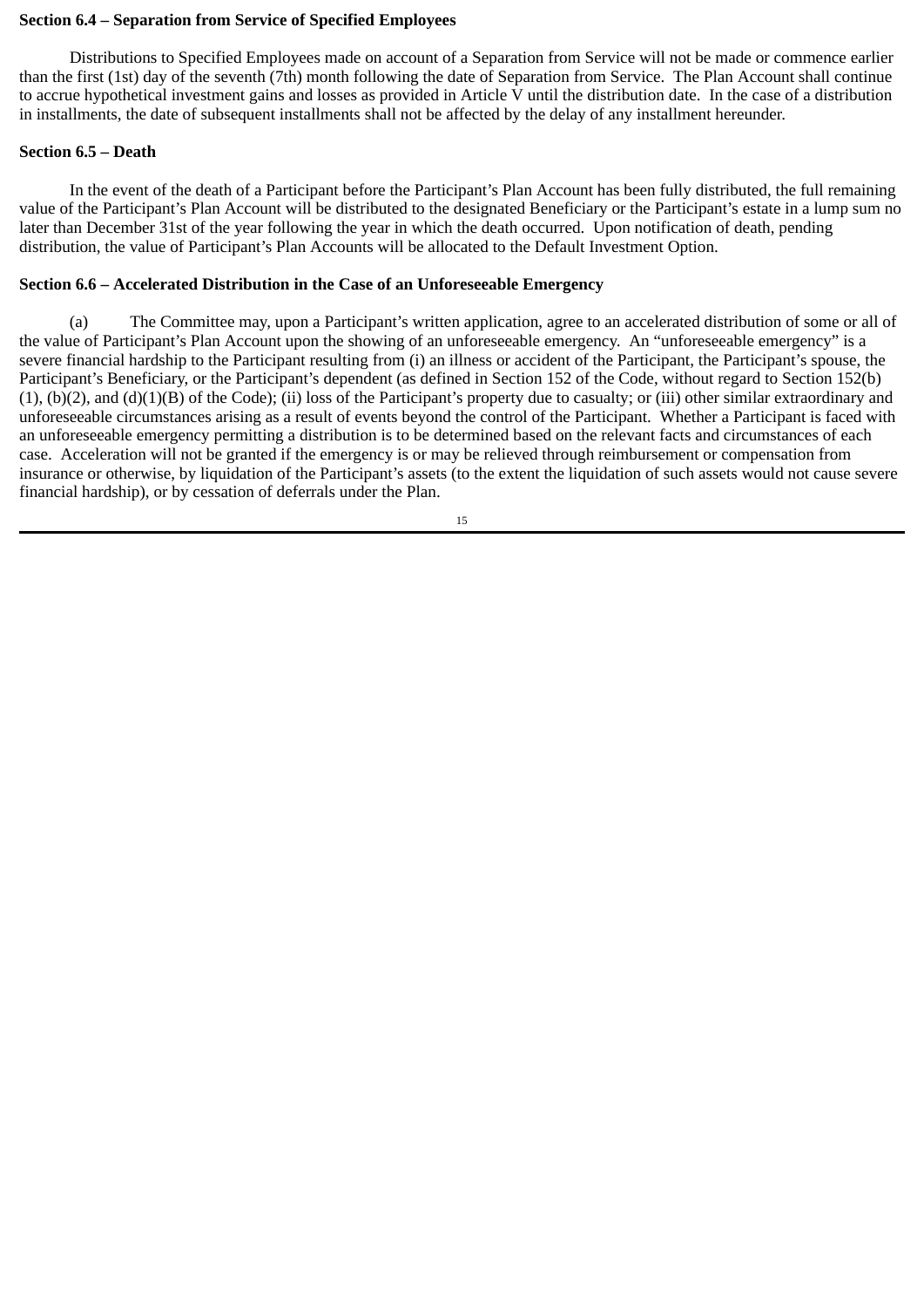**Section 6.4 – Separation from Service of Specified Employees**

Distributions to Specified Employees made on account of a Separation from Service will not be made or commence earlier than the first (1st) day of the seventh (7th) month following the date of Separation from Service. The Plan Account shall continue to accrue hypothetical investment gains and losses as provided in Article V until the distribution date. In the case of a distribution in installments, the date of subsequent installments shall not be affected by the delay of any installment hereunder.

**Section 6.5 – Death**

In the event of the death of a Participant before the Participant's Plan Account has been fully distributed, the full remaining value of the Participant's Plan Account will be distributed to the designated Beneficiary or the Participant's estate in a lump sum no later than December 31st of the year following the year in which the death occurred. Upon notification of death, pending distribution, the value of Participant's Plan Accounts will be allocated to the Default Investment Option.

**Section 6.6 – Accelerated Distribution in the Case of an Unforeseeable Emergency**

(a) The Committee may, upon a Participant's written application, agree to an accelerated distribution of some or all of the value of Participant's Plan Account upon the showing of an unforeseeable emergency. An "unforeseeable emergency" is a severe financial hardship to the Participant resulting from (i) an illness or accident of the Participant, the Participant's spouse, the Participant's Beneficiary, or the Participant's dependent (as defined in Section 152 of the Code, without regard to Section 152(b)(1), (b)(2), and (d)(1)(B) of the Code); (ii) loss of the Participant's property due to casualty; or (iii) other similar extraordinary and unforeseeable circumstances arising as a result of events beyond the control of the Participant. Whether a Participant is faced with an unforeseeable emergency permitting a distribution is to be determined based on the relevant facts and circumstances of each case. Acceleration will not be granted if the emergency is or may be relieved through reimbursement or compensation from insurance or otherwise, by liquidation of the Participant's assets (to the extent the liquidation of such assets would not cause severe financial hardship), or by cessation of deferrals under the Plan.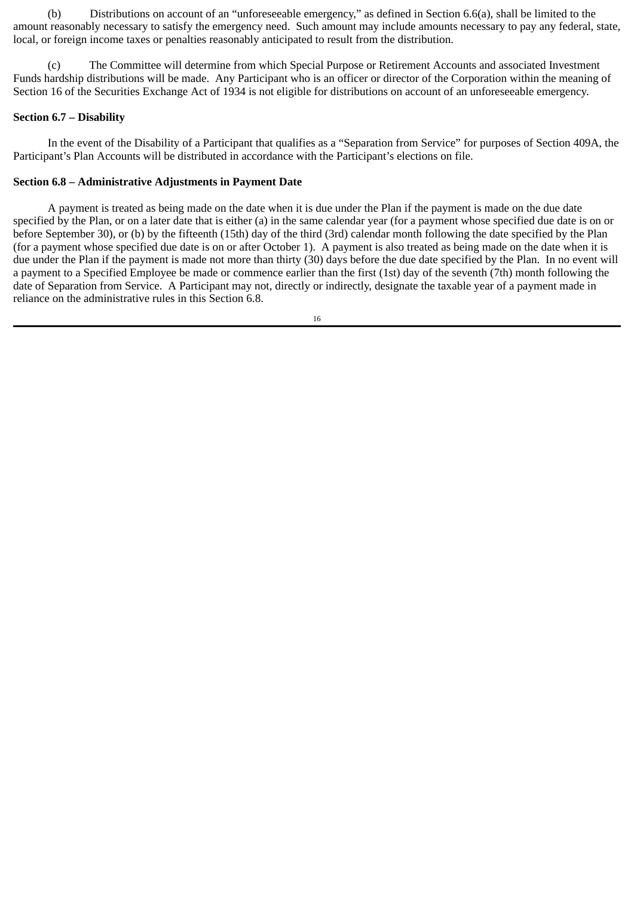(b) Distributions on account of an “unforeseeable emergency,” as defined in Section 6.6(a), shall be limited to the amount reasonably necessary to satisfy the emergency need. Such amount may include amounts necessary to pay any federal, state, local, or foreign income taxes or penalties reasonably anticipated to result from the distribution.

(c) The Committee will determine from which Special Purpose or Retirement Accounts and associated Investment Funds hardship distributions will be made. Any Participant who is an officer or director of the Corporation within the meaning of Section 16 of the Securities Exchange Act of 1934 is not eligible for distributions on account of an unforeseeable emergency.

**Section 6.7 – Disability**

In the event of the Disability of a Participant that qualifies as a “Separation from Service” for purposes of Section 409A, the Participant’s Plan Accounts will be distributed in accordance with the Participant’s elections on file.

**Section 6.8 – Administrative Adjustments in Payment Date**

A payment is treated as being made on the date when it is due under the Plan if the payment is made on the due date specified by the Plan, or on a later date that is either (a) in the same calendar year (for a payment whose specified due date is on or before September 30), or (b) by the fifteenth (15th) day of the third (3rd) calendar month following the date specified by the Plan (for a payment whose specified due date is on or after October 1). A payment is also treated as being made on the date when it is due under the Plan if the payment is made not more than thirty (30) days before the due date specified by the Plan. In no event will a payment to a Specified Employee be made or commence earlier than the first (1st) day of the seventh (7th) month following the date of Separation from Service. A Participant may not, directly or indirectly, designate the taxable year of a payment made in reliance on the administrative rules in this Section 6.8.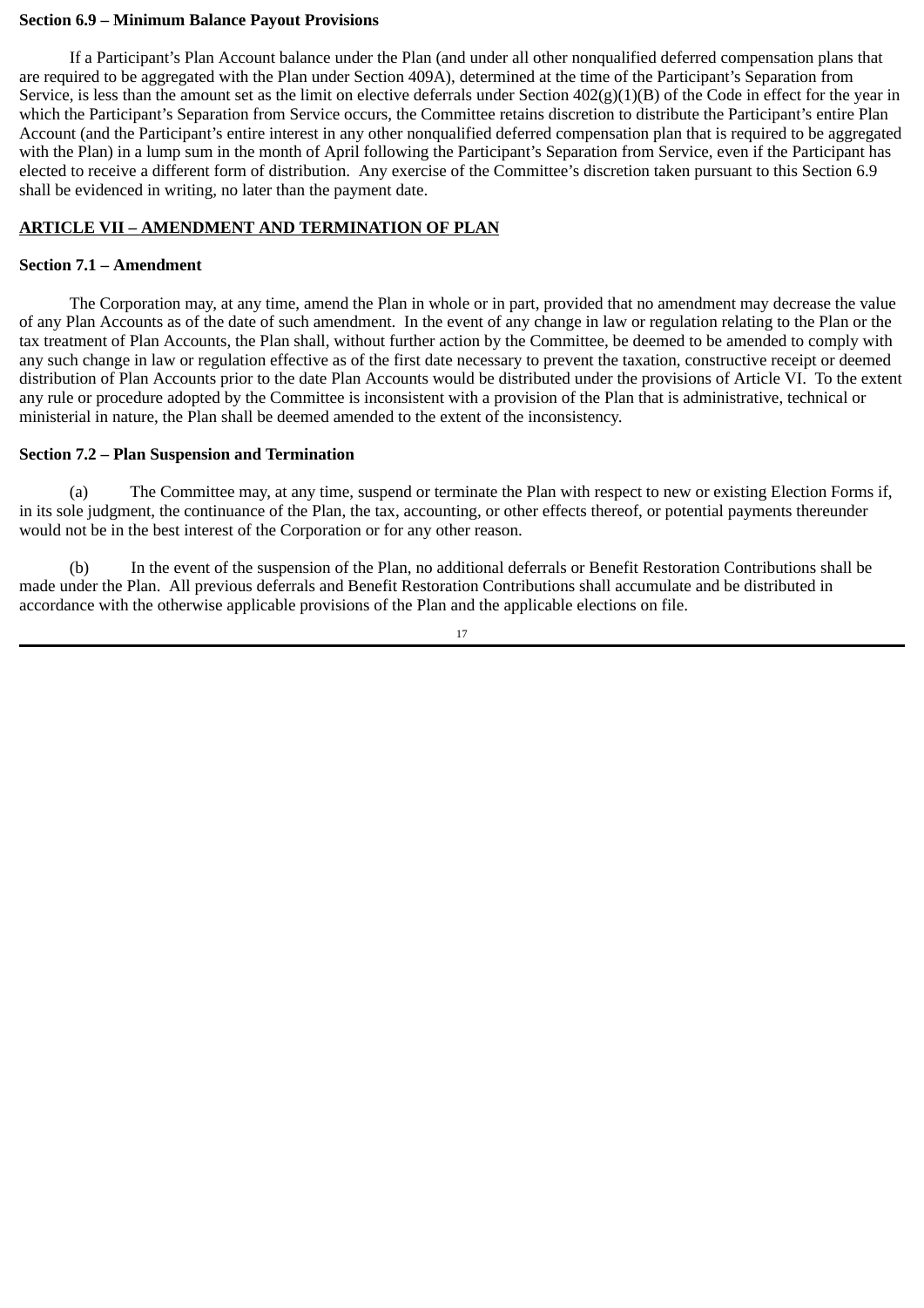**Section 6.9 – Minimum Balance Payout Provisions**

If a Participant's Plan Account balance under the Plan (and under all other nonqualified deferred compensation plans that are required to be aggregated with the Plan under Section 409A), determined at the time of the Participant's Separation from Service, is less than the amount set as the limit on elective deferrals under Section 402(g)(1)(B) of the Code in effect for the year in which the Participant's Separation from Service occurs, the Committee retains discretion to distribute the Participant's entire Plan Account (and the Participant's entire interest in any other nonqualified deferred compensation plan that is required to be aggregated with the Plan) in a lump sum in the month of April following the Participant's Separation from Service, even if the Participant has elected to receive a different form of distribution. Any exercise of the Committee's discretion taken pursuant to this Section 6.9 shall be evidenced in writing, no later than the payment date.

## ARTICLE VII – AMENDMENT AND TERMINATION OF PLAN

**Section 7.1 – Amendment**

The Corporation may, at any time, amend the Plan in whole or in part, provided that no amendment may decrease the value of any Plan Accounts as of the date of such amendment. In the event of any change in law or regulation relating to the Plan or the tax treatment of Plan Accounts, the Plan shall, without further action by the Committee, be deemed to be amended to comply with any such change in law or regulation effective as of the first date necessary to prevent the taxation, constructive receipt or deemed distribution of Plan Accounts prior to the date Plan Accounts would be distributed under the provisions of Article VI. To the extent any rule or procedure adopted by the Committee is inconsistent with a provision of the Plan that is administrative, technical or ministerial in nature, the Plan shall be deemed amended to the extent of the inconsistency.

**Section 7.2 – Plan Suspension and Termination**

(a) The Committee may, at any time, suspend or terminate the Plan with respect to new or existing Election Forms if, in its sole judgment, the continuance of the Plan, the tax, accounting, or other effects thereof, or potential payments thereunder would not be in the best interest of the Corporation or for any other reason.

(b) In the event of the suspension of the Plan, no additional deferrals or Benefit Restoration Contributions shall be made under the Plan. All previous deferrals and Benefit Restoration Contributions shall accumulate and be distributed in accordance with the otherwise applicable provisions of the Plan and the applicable elections on file.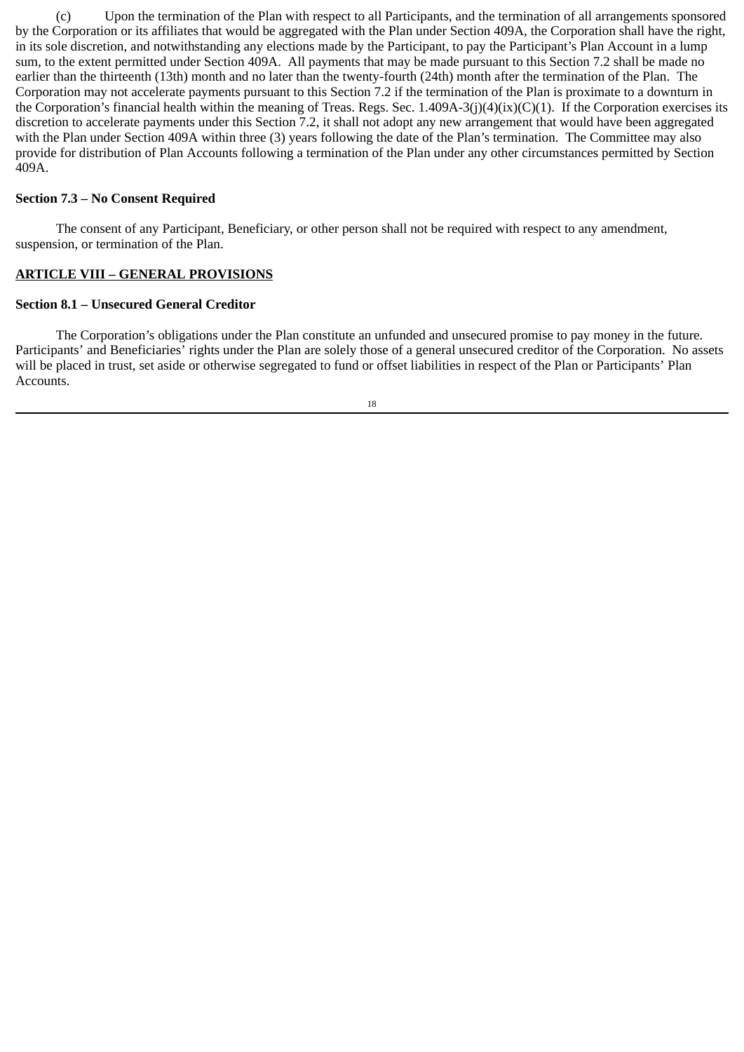(c) Upon the termination of the Plan with respect to all Participants, and the termination of all arrangements sponsored by the Corporation or its affiliates that would be aggregated with the Plan under Section 409A, the Corporation shall have the right, in its sole discretion, and notwithstanding any elections made by the Participant, to pay the Participant's Plan Account in a lump sum, to the extent permitted under Section 409A. All payments that may be made pursuant to this Section 7.2 shall be made no earlier than the thirteenth (13th) month and no later than the twenty-fourth (24th) month after the termination of the Plan. The Corporation may not accelerate payments pursuant to this Section 7.2 if the termination of the Plan is proximate to a downturn in the Corporation's financial health within the meaning of Treas. Regs. Sec. 1.409A-3(j)(4)(ix)(C)(1). If the Corporation exercises its discretion to accelerate payments under this Section 7.2, it shall not adopt any new arrangement that would have been aggregated with the Plan under Section 409A within three (3) years following the date of the Plan's termination. The Committee may also provide for distribution of Plan Accounts following a termination of the Plan under any other circumstances permitted by Section 409A.

**Section 7.3 – No Consent Required**

The consent of any Participant, Beneficiary, or other person shall not be required with respect to any amendment, suspension, or termination of the Plan.

## ARTICLE VIII – GENERAL PROVISIONS

**Section 8.1 – Unsecured General Creditor**

The Corporation's obligations under the Plan constitute an unfunded and unsecured promise to pay money in the future. Participants' and Beneficiaries' rights under the Plan are solely those of a general unsecured creditor of the Corporation. No assets will be placed in trust, set aside or otherwise segregated to fund or offset liabilities in respect of the Plan or Participants' Plan Accounts.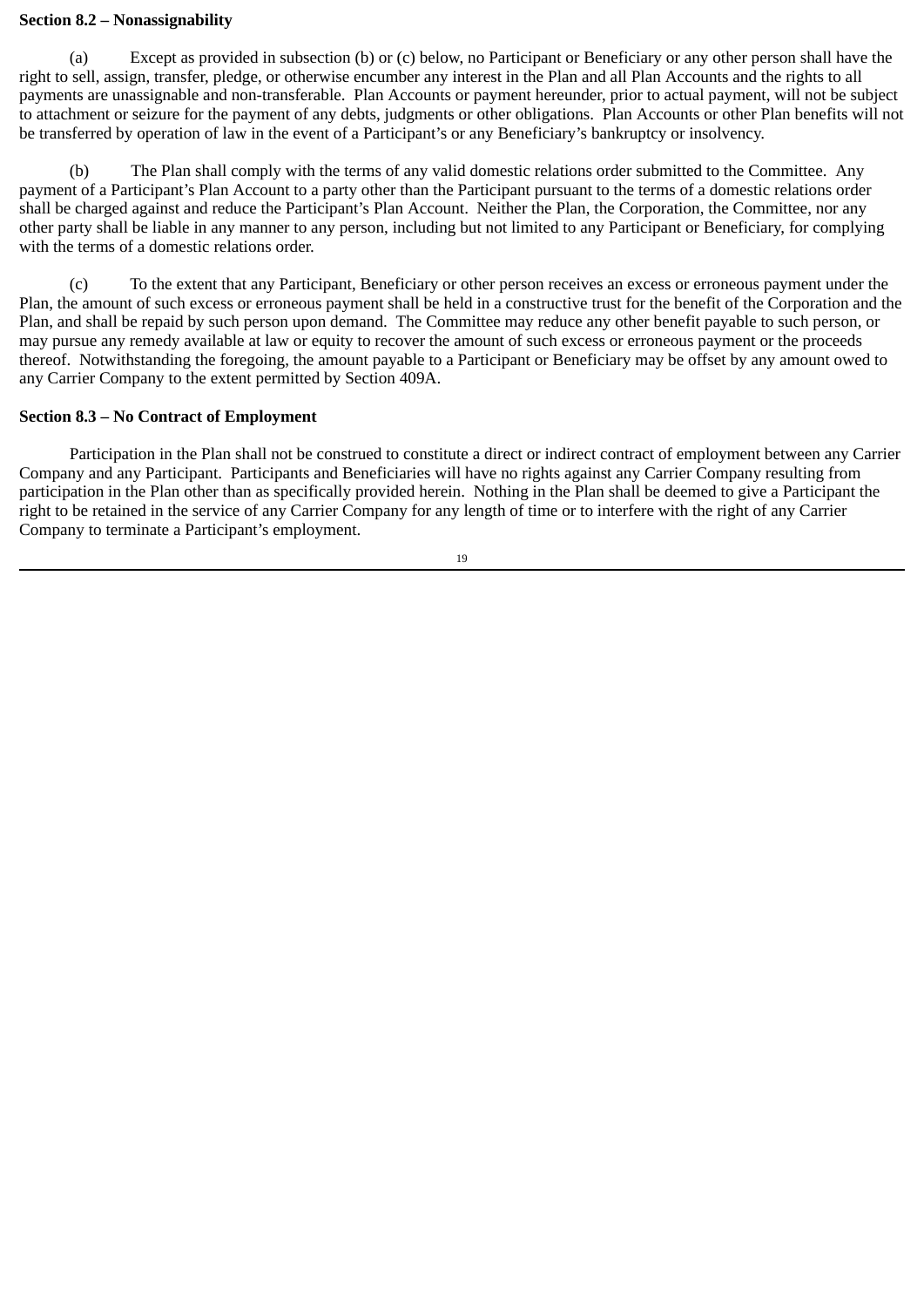**Section 8.2 – Nonassignability**

(a) Except as provided in subsection (b) or (c) below, no Participant or Beneficiary or any other person shall have the right to sell, assign, transfer, pledge, or otherwise encumber any interest in the Plan and all Plan Accounts and the rights to all payments are unassignable and non-transferable. Plan Accounts or payment hereunder, prior to actual payment, will not be subject to attachment or seizure for the payment of any debts, judgments or other obligations. Plan Accounts or other Plan benefits will not be transferred by operation of law in the event of a Participant's or any Beneficiary's bankruptcy or insolvency.

(b) The Plan shall comply with the terms of any valid domestic relations order submitted to the Committee. Any payment of a Participant's Plan Account to a party other than the Participant pursuant to the terms of a domestic relations order shall be charged against and reduce the Participant's Plan Account. Neither the Plan, the Corporation, the Committee, nor any other party shall be liable in any manner to any person, including but not limited to any Participant or Beneficiary, for complying with the terms of a domestic relations order.

(c) To the extent that any Participant, Beneficiary or other person receives an excess or erroneous payment under the Plan, the amount of such excess or erroneous payment shall be held in a constructive trust for the benefit of the Corporation and the Plan, and shall be repaid by such person upon demand. The Committee may reduce any other benefit payable to such person, or may pursue any remedy available at law or equity to recover the amount of such excess or erroneous payment or the proceeds thereof. Notwithstanding the foregoing, the amount payable to a Participant or Beneficiary may be offset by any amount owed to any Carrier Company to the extent permitted by Section 409A.

**Section 8.3 – No Contract of Employment**

Participation in the Plan shall not be construed to constitute a direct or indirect contract of employment between any Carrier Company and any Participant. Participants and Beneficiaries will have no rights against any Carrier Company resulting from participation in the Plan other than as specifically provided herein. Nothing in the Plan shall be deemed to give a Participant the right to be retained in the service of any Carrier Company for any length of time or to interfere with the right of any Carrier Company to terminate a Participant's employment.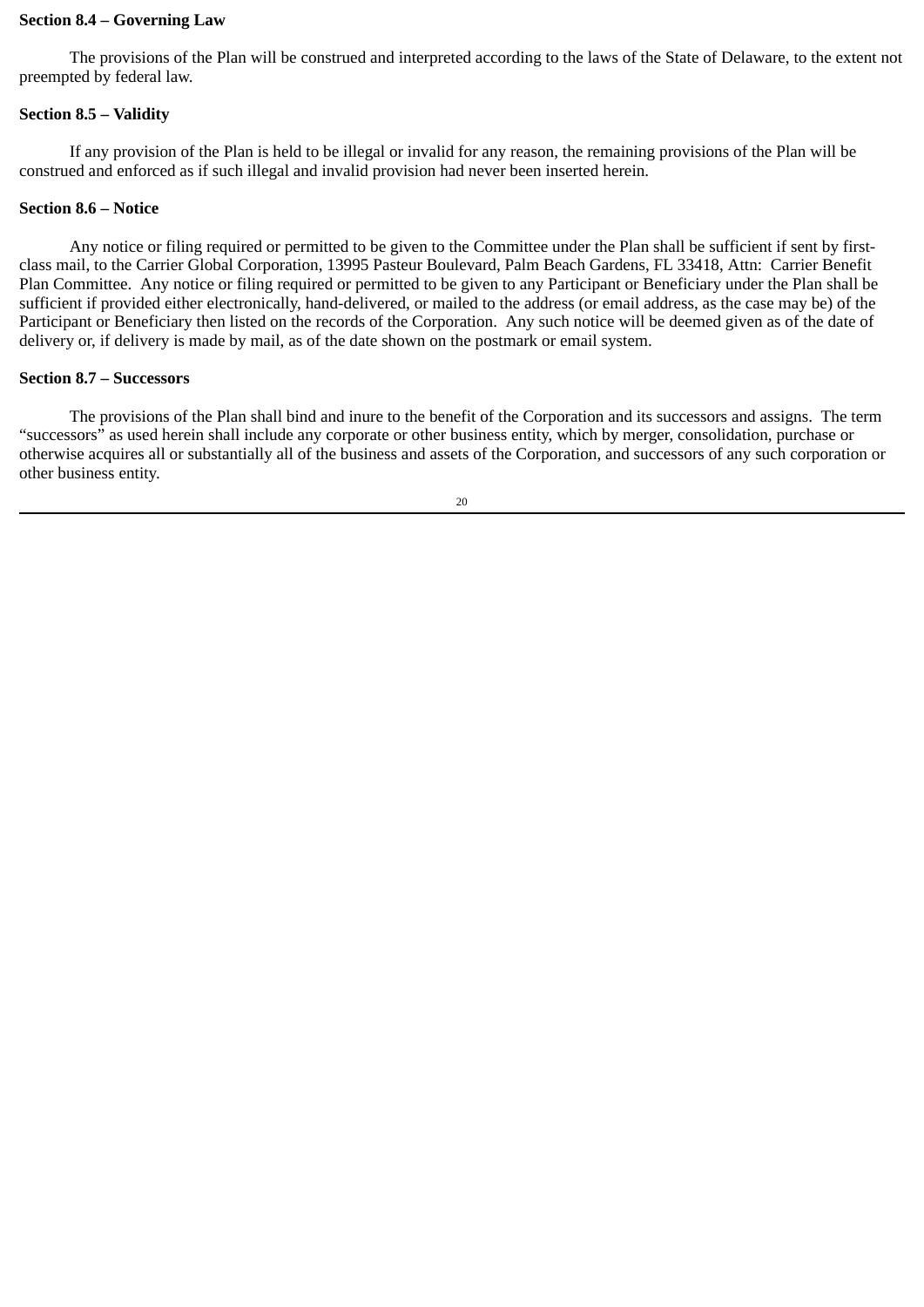**Section 8.4 – Governing Law**

The provisions of the Plan will be construed and interpreted according to the laws of the State of Delaware, to the extent not preempted by federal law.

**Section 8.5 – Validity**

If any provision of the Plan is held to be illegal or invalid for any reason, the remaining provisions of the Plan will be construed and enforced as if such illegal and invalid provision had never been inserted herein.

**Section 8.6 – Notice**

Any notice or filing required or permitted to be given to the Committee under the Plan shall be sufficient if sent by first-class mail, to the Carrier Global Corporation, 13995 Pasteur Boulevard, Palm Beach Gardens, FL 33418, Attn: Carrier Benefit Plan Committee. Any notice or filing required or permitted to be given to any Participant or Beneficiary under the Plan shall be sufficient if provided either electronically, hand-delivered, or mailed to the address (or email address, as the case may be) of the Participant or Beneficiary then listed on the records of the Corporation. Any such notice will be deemed given as of the date of delivery or, if delivery is made by mail, as of the date shown on the postmark or email system.

**Section 8.7 – Successors**

The provisions of the Plan shall bind and inure to the benefit of the Corporation and its successors and assigns. The term "successors" as used herein shall include any corporate or other business entity, which by merger, consolidation, purchase or otherwise acquires all or substantially all of the business and assets of the Corporation, and successors of any such corporation or other business entity.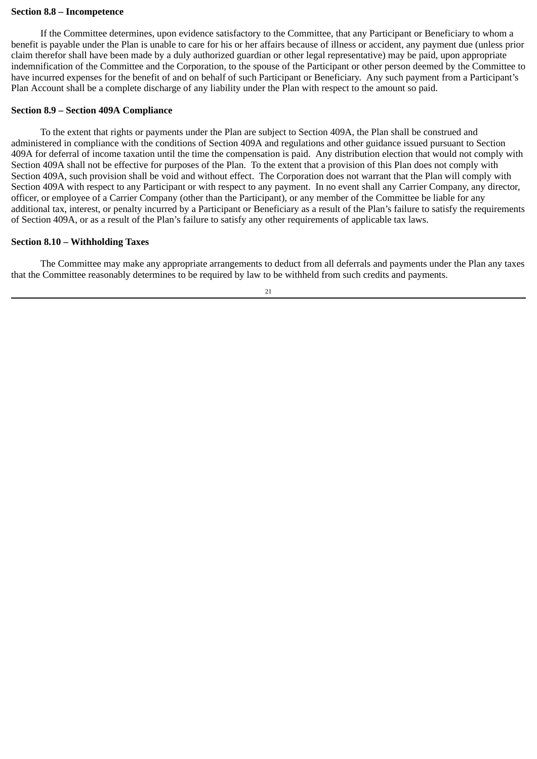**Section 8.8 – Incompetence**

If the Committee determines, upon evidence satisfactory to the Committee, that any Participant or Beneficiary to whom a benefit is payable under the Plan is unable to care for his or her affairs because of illness or accident, any payment due (unless prior claim therefor shall have been made by a duly authorized guardian or other legal representative) may be paid, upon appropriate indemnification of the Committee and the Corporation, to the spouse of the Participant or other person deemed by the Committee to have incurred expenses for the benefit of and on behalf of such Participant or Beneficiary. Any such payment from a Participant's Plan Account shall be a complete discharge of any liability under the Plan with respect to the amount so paid.

**Section 8.9 – Section 409A Compliance**

To the extent that rights or payments under the Plan are subject to Section 409A, the Plan shall be construed and administered in compliance with the conditions of Section 409A and regulations and other guidance issued pursuant to Section 409A for deferral of income taxation until the time the compensation is paid. Any distribution election that would not comply with Section 409A shall not be effective for purposes of the Plan. To the extent that a provision of this Plan does not comply with Section 409A, such provision shall be void and without effect. The Corporation does not warrant that the Plan will comply with Section 409A with respect to any Participant or with respect to any payment. In no event shall any Carrier Company, any director, officer, or employee of a Carrier Company (other than the Participant), or any member of the Committee be liable for any additional tax, interest, or penalty incurred by a Participant or Beneficiary as a result of the Plan's failure to satisfy the requirements of Section 409A, or as a result of the Plan's failure to satisfy any other requirements of applicable tax laws.

**Section 8.10 – Withholding Taxes**

The Committee may make any appropriate arrangements to deduct from all deferrals and payments under the Plan any taxes that the Committee reasonably determines to be required by law to be withheld from such credits and payments.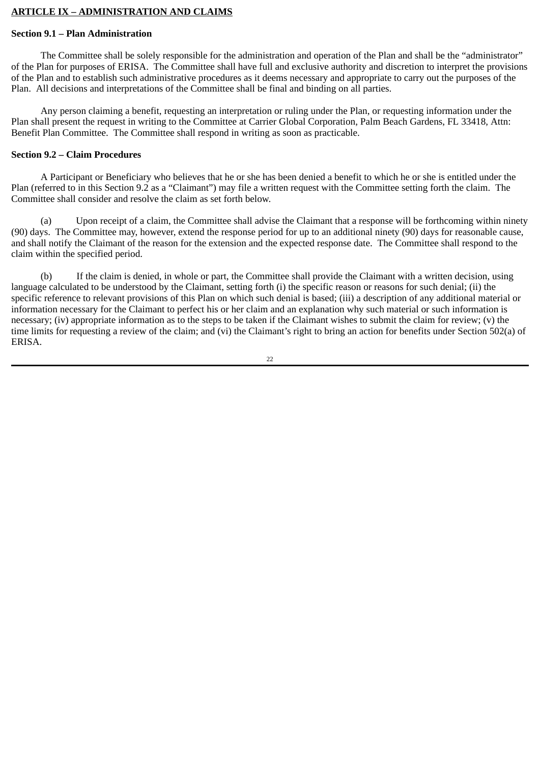**ARTICLE IX – ADMINISTRATION AND CLAIMS**

**Section 9.1 – Plan Administration**

The Committee shall be solely responsible for the administration and operation of the Plan and shall be the “administrator” of the Plan for purposes of ERISA. The Committee shall have full and exclusive authority and discretion to interpret the provisions of the Plan and to establish such administrative procedures as it deems necessary and appropriate to carry out the purposes of the Plan. All decisions and interpretations of the Committee shall be final and binding on all parties.

Any person claiming a benefit, requesting an interpretation or ruling under the Plan, or requesting information under the Plan shall present the request in writing to the Committee at Carrier Global Corporation, Palm Beach Gardens, FL 33418, Attn: Benefit Plan Committee. The Committee shall respond in writing as soon as practicable.

**Section 9.2 – Claim Procedures**

A Participant or Beneficiary who believes that he or she has been denied a benefit to which he or she is entitled under the Plan (referred to in this Section 9.2 as a “Claimant”) may file a written request with the Committee setting forth the claim. The Committee shall consider and resolve the claim as set forth below.

(a) Upon receipt of a claim, the Committee shall advise the Claimant that a response will be forthcoming within ninety (90) days. The Committee may, however, extend the response period for up to an additional ninety (90) days for reasonable cause, and shall notify the Claimant of the reason for the extension and the expected response date. The Committee shall respond to the claim within the specified period.

(b) If the claim is denied, in whole or part, the Committee shall provide the Claimant with a written decision, using language calculated to be understood by the Claimant, setting forth (i) the specific reason or reasons for such denial; (ii) the specific reference to relevant provisions of this Plan on which such denial is based; (iii) a description of any additional material or information necessary for the Claimant to perfect his or her claim and an explanation why such material or such information is necessary; (iv) appropriate information as to the steps to be taken if the Claimant wishes to submit the claim for review; (v) the time limits for requesting a review of the claim; and (vi) the Claimant’s right to bring an action for benefits under Section 502(a) of ERISA.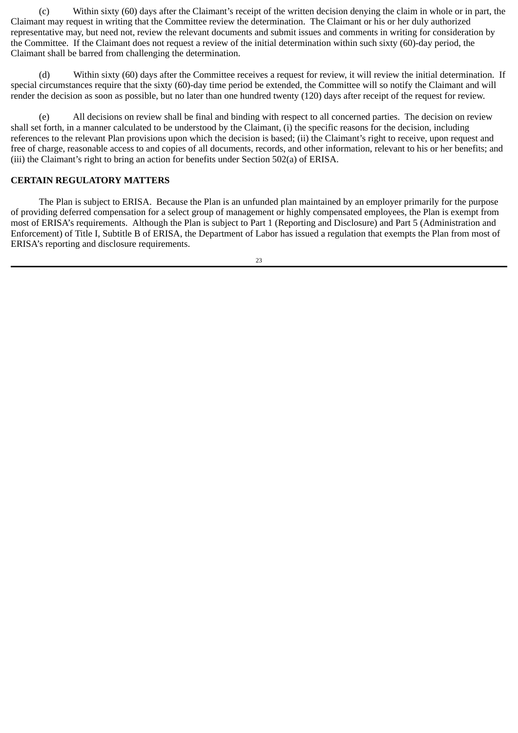(c) Within sixty (60) days after the Claimant's receipt of the written decision denying the claim in whole or in part, the Claimant may request in writing that the Committee review the determination. The Claimant or his or her duly authorized representative may, but need not, review the relevant documents and submit issues and comments in writing for consideration by the Committee. If the Claimant does not request a review of the initial determination within such sixty (60)-day period, the Claimant shall be barred from challenging the determination.

(d) Within sixty (60) days after the Committee receives a request for review, it will review the initial determination. If special circumstances require that the sixty (60)-day time period be extended, the Committee will so notify the Claimant and will render the decision as soon as possible, but no later than one hundred twenty (120) days after receipt of the request for review.

(e) All decisions on review shall be final and binding with respect to all concerned parties. The decision on review shall set forth, in a manner calculated to be understood by the Claimant, (i) the specific reasons for the decision, including references to the relevant Plan provisions upon which the decision is based; (ii) the Claimant's right to receive, upon request and free of charge, reasonable access to and copies of all documents, records, and other information, relevant to his or her benefits; and (iii) the Claimant's right to bring an action for benefits under Section 502(a) of ERISA.

**CERTAIN REGULATORY MATTERS**

The Plan is subject to ERISA. Because the Plan is an unfunded plan maintained by an employer primarily for the purpose of providing deferred compensation for a select group of management or highly compensated employees, the Plan is exempt from most of ERISA's requirements. Although the Plan is subject to Part 1 (Reporting and Disclosure) and Part 5 (Administration and Enforcement) of Title I, Subtitle B of ERISA, the Department of Labor has issued a regulation that exempts the Plan from most of ERISA's reporting and disclosure requirements.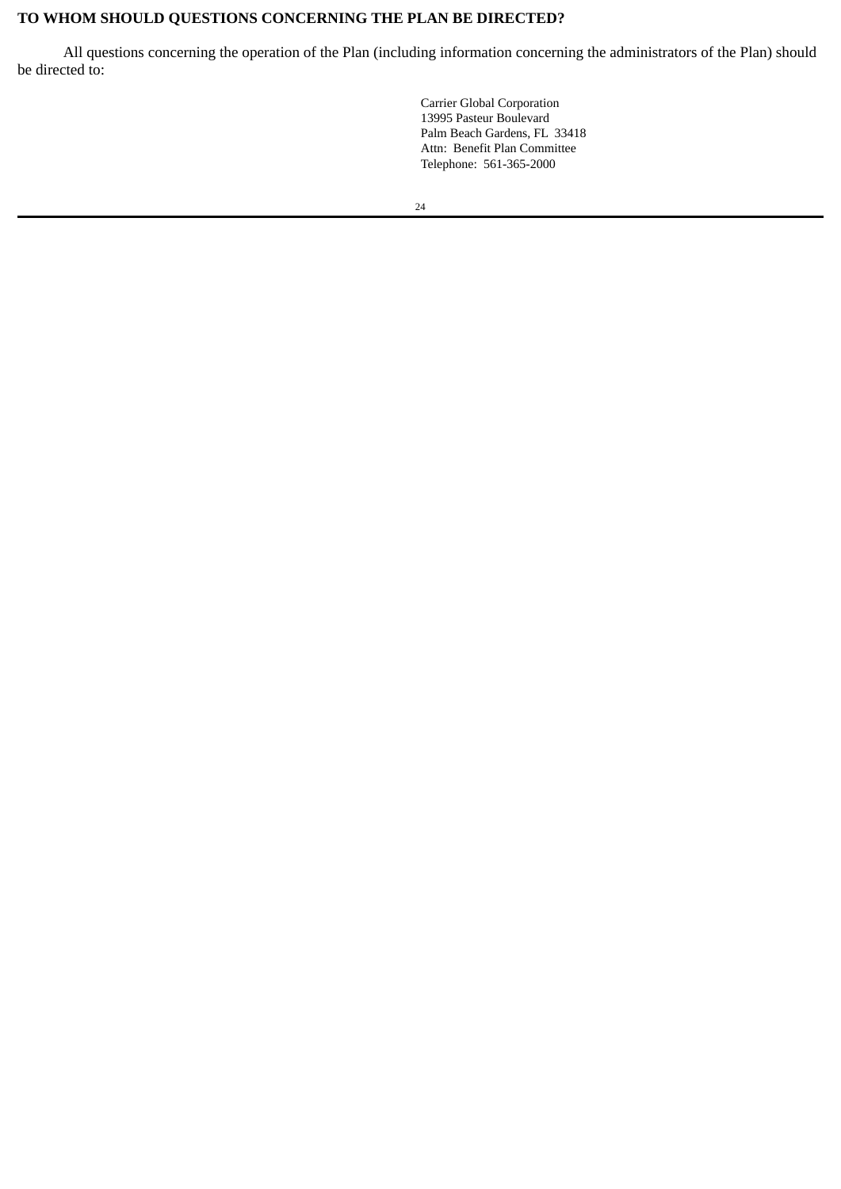**TO WHOM SHOULD QUESTIONS CONCERNING THE PLAN BE DIRECTED?**

All questions concerning the operation of the Plan (including information concerning the administrators of the Plan) should be directed to:

Carrier Global Corporation
13995 Pasteur Boulevard
Palm Beach Gardens, FL 33418
Attn: Benefit Plan Committee
Telephone: 561-365-2000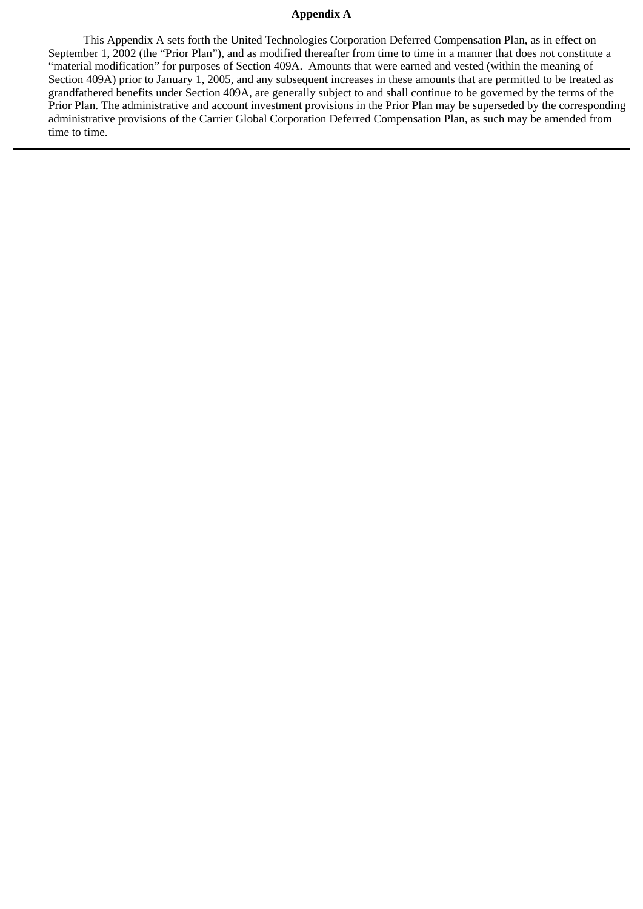# Appendix A

This Appendix A sets forth the United Technologies Corporation Deferred Compensation Plan, as in effect on September 1, 2002 (the "Prior Plan"), and as modified thereafter from time to time in a manner that does not constitute a "material modification" for purposes of Section 409A. Amounts that were earned and vested (within the meaning of Section 409A) prior to January 1, 2005, and any subsequent increases in these amounts that are permitted to be treated as grandfathered benefits under Section 409A, are generally subject to and shall continue to be governed by the terms of the Prior Plan. The administrative and account investment provisions in the Prior Plan may be superseded by the corresponding administrative provisions of the Carrier Global Corporation Deferred Compensation Plan, as such may be amended from time to time.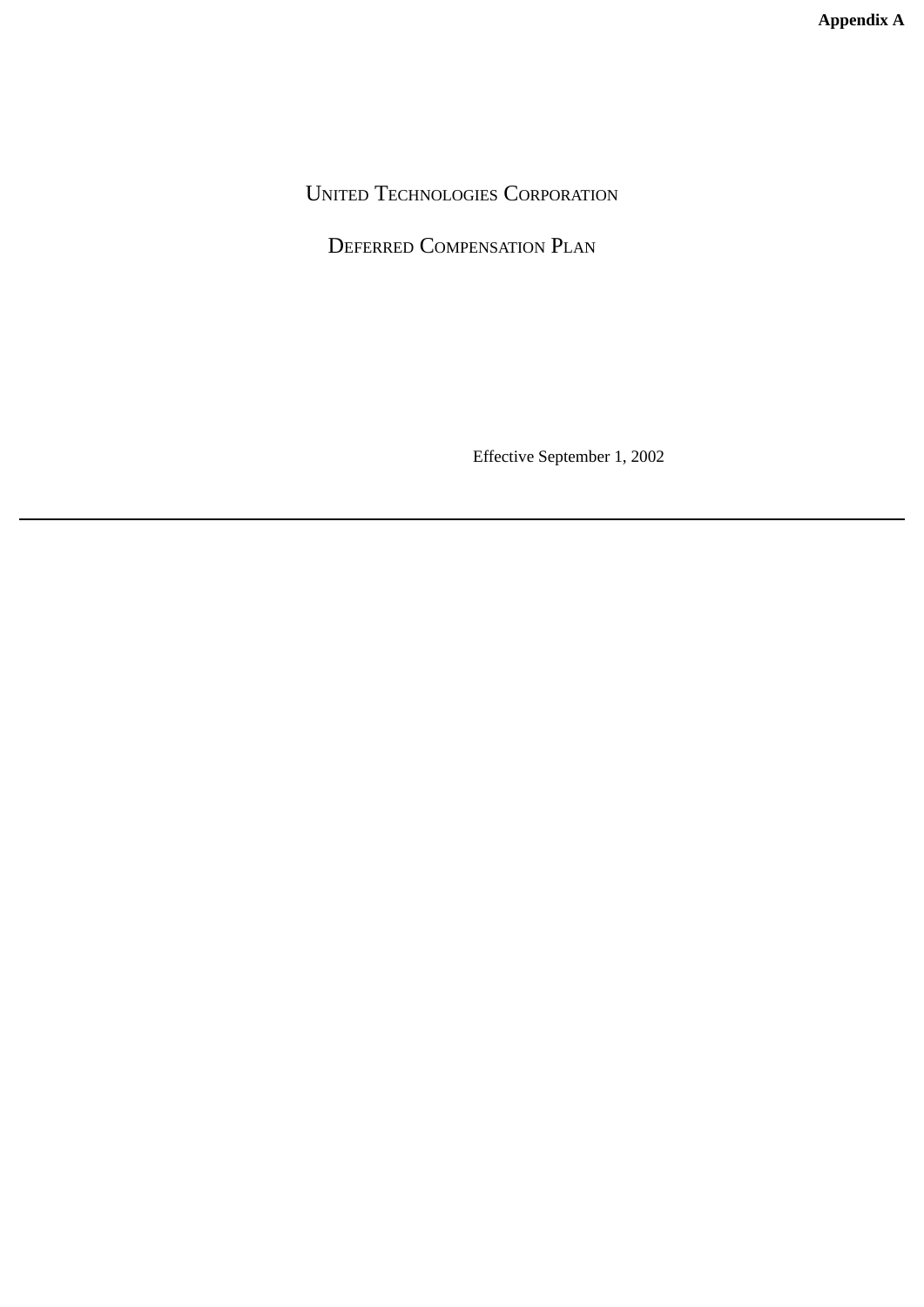**Appendix A**

# UNITED TECHNOLOGIES CORPORATION

# DEFERRED COMPENSATION PLAN

Effective September 1, 2002

---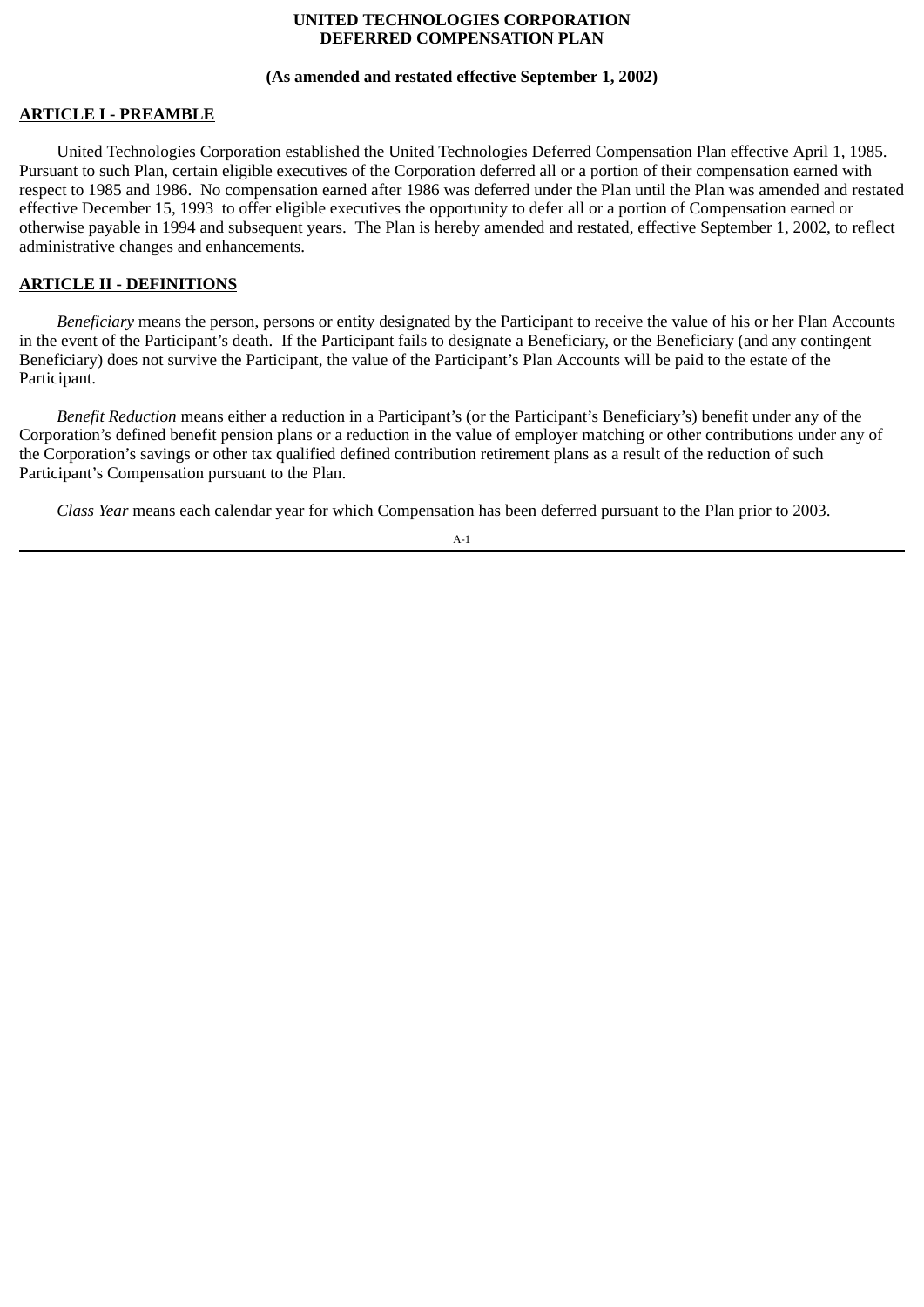**UNITED TECHNOLOGIES CORPORATION**
**DEFERRED COMPENSATION PLAN**

**(As amended and restated effective September 1, 2002)**

## ARTICLE I - PREAMBLE

United Technologies Corporation established the United Technologies Deferred Compensation Plan effective April 1, 1985. Pursuant to such Plan, certain eligible executives of the Corporation deferred all or a portion of their compensation earned with respect to 1985 and 1986. No compensation earned after 1986 was deferred under the Plan until the Plan was amended and restated effective December 15, 1993 to offer eligible executives the opportunity to defer all or a portion of Compensation earned or otherwise payable in 1994 and subsequent years. The Plan is hereby amended and restated, effective September 1, 2002, to reflect administrative changes and enhancements.

## ARTICLE II - DEFINITIONS

*Beneficiary* means the person, persons or entity designated by the Participant to receive the value of his or her Plan Accounts in the event of the Participant's death. If the Participant fails to designate a Beneficiary, or the Beneficiary (and any contingent Beneficiary) does not survive the Participant, the value of the Participant's Plan Accounts will be paid to the estate of the Participant.

*Benefit Reduction* means either a reduction in a Participant's (or the Participant's Beneficiary's) benefit under any of the Corporation's defined benefit pension plans or a reduction in the value of employer matching or other contributions under any of the Corporation's savings or other tax qualified defined contribution retirement plans as a result of the reduction of such Participant's Compensation pursuant to the Plan.

*Class Year* means each calendar year for which Compensation has been deferred pursuant to the Plan prior to 2003.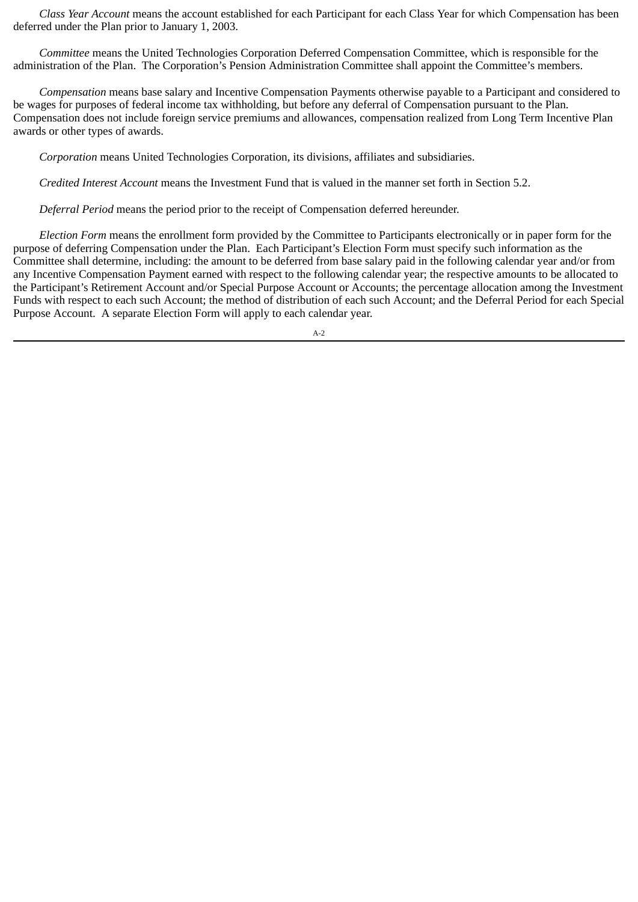*Class Year Account* means the account established for each Participant for each Class Year for which Compensation has been deferred under the Plan prior to January 1, 2003.

*Committee* means the United Technologies Corporation Deferred Compensation Committee, which is responsible for the administration of the Plan. The Corporation's Pension Administration Committee shall appoint the Committee's members.

*Compensation* means base salary and Incentive Compensation Payments otherwise payable to a Participant and considered to be wages for purposes of federal income tax withholding, but before any deferral of Compensation pursuant to the Plan. Compensation does not include foreign service premiums and allowances, compensation realized from Long Term Incentive Plan awards or other types of awards.

*Corporation* means United Technologies Corporation, its divisions, affiliates and subsidiaries.

*Credited Interest Account* means the Investment Fund that is valued in the manner set forth in Section 5.2.

*Deferral Period* means the period prior to the receipt of Compensation deferred hereunder.

*Election Form* means the enrollment form provided by the Committee to Participants electronically or in paper form for the purpose of deferring Compensation under the Plan. Each Participant's Election Form must specify such information as the Committee shall determine, including: the amount to be deferred from base salary paid in the following calendar year and/or from any Incentive Compensation Payment earned with respect to the following calendar year; the respective amounts to be allocated to the Participant's Retirement Account and/or Special Purpose Account or Accounts; the percentage allocation among the Investment Funds with respect to each such Account; the method of distribution of each such Account; and the Deferral Period for each Special Purpose Account. A separate Election Form will apply to each calendar year.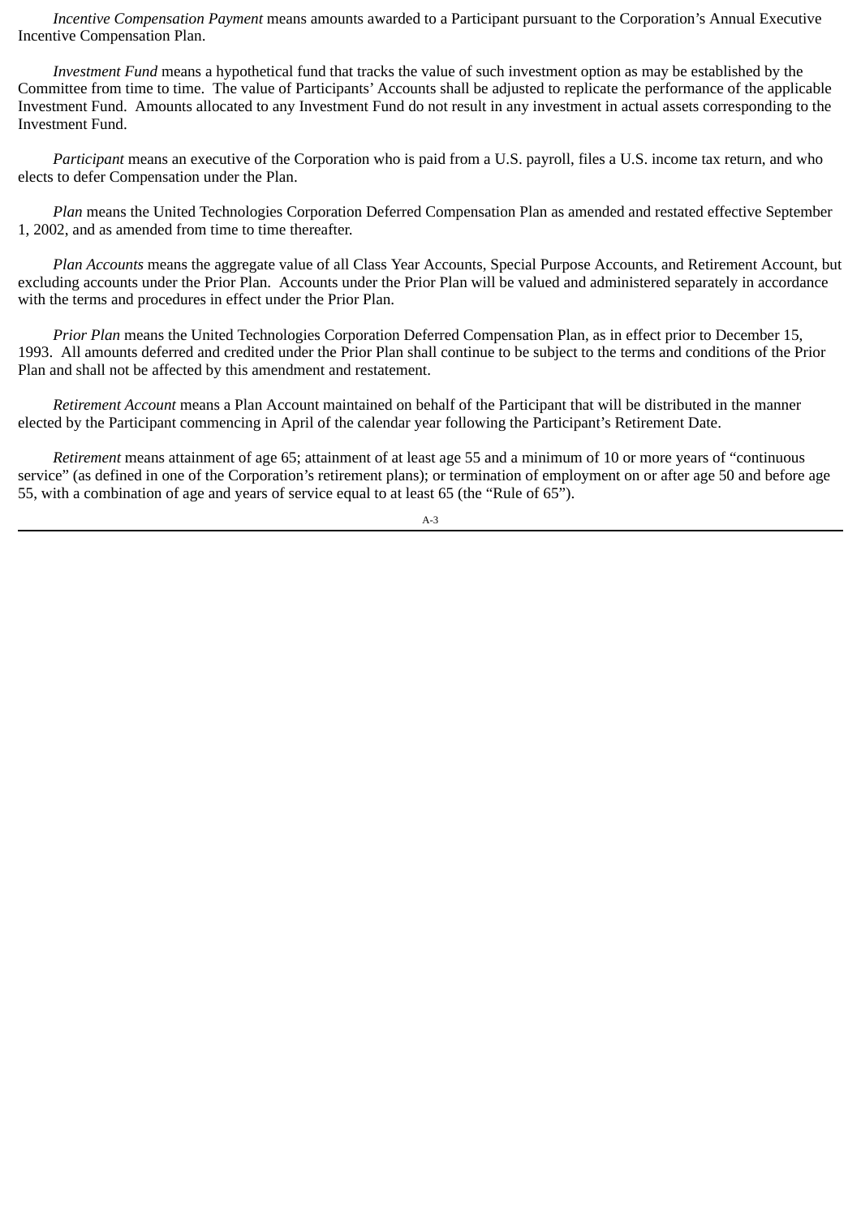*Incentive Compensation Payment* means amounts awarded to a Participant pursuant to the Corporation's Annual Executive Incentive Compensation Plan.

*Investment Fund* means a hypothetical fund that tracks the value of such investment option as may be established by the Committee from time to time. The value of Participants' Accounts shall be adjusted to replicate the performance of the applicable Investment Fund. Amounts allocated to any Investment Fund do not result in any investment in actual assets corresponding to the Investment Fund.

*Participant* means an executive of the Corporation who is paid from a U.S. payroll, files a U.S. income tax return, and who elects to defer Compensation under the Plan.

*Plan* means the United Technologies Corporation Deferred Compensation Plan as amended and restated effective September 1, 2002, and as amended from time to time thereafter.

*Plan Accounts* means the aggregate value of all Class Year Accounts, Special Purpose Accounts, and Retirement Account, but excluding accounts under the Prior Plan. Accounts under the Prior Plan will be valued and administered separately in accordance with the terms and procedures in effect under the Prior Plan.

*Prior Plan* means the United Technologies Corporation Deferred Compensation Plan, as in effect prior to December 15, 1993. All amounts deferred and credited under the Prior Plan shall continue to be subject to the terms and conditions of the Prior Plan and shall not be affected by this amendment and restatement.

*Retirement Account* means a Plan Account maintained on behalf of the Participant that will be distributed in the manner elected by the Participant commencing in April of the calendar year following the Participant's Retirement Date.

*Retirement* means attainment of age 65; attainment of at least age 55 and a minimum of 10 or more years of "continuous service" (as defined in one of the Corporation's retirement plans); or termination of employment on or after age 50 and before age 55, with a combination of age and years of service equal to at least 65 (the "Rule of 65").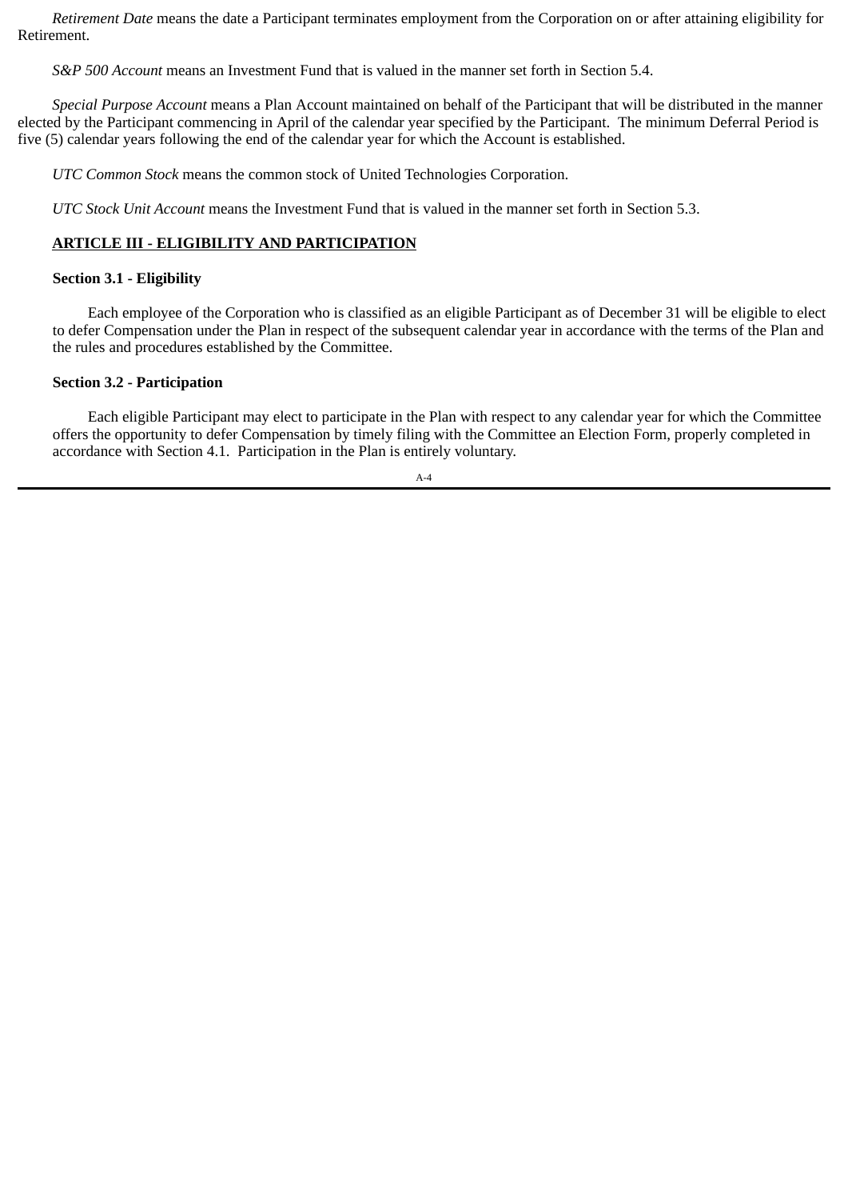*Retirement Date* means the date a Participant terminates employment from the Corporation on or after attaining eligibility for Retirement.

*S&P 500 Account* means an Investment Fund that is valued in the manner set forth in Section 5.4.

*Special Purpose Account* means a Plan Account maintained on behalf of the Participant that will be distributed in the manner elected by the Participant commencing in April of the calendar year specified by the Participant. The minimum Deferral Period is five (5) calendar years following the end of the calendar year for which the Account is established.

*UTC Common Stock* means the common stock of United Technologies Corporation.

*UTC Stock Unit Account* means the Investment Fund that is valued in the manner set forth in Section 5.3.

## ARTICLE III - ELIGIBILITY AND PARTICIPATION

### Section 3.1 - Eligibility

Each employee of the Corporation who is classified as an eligible Participant as of December 31 will be eligible to elect to defer Compensation under the Plan in respect of the subsequent calendar year in accordance with the terms of the Plan and the rules and procedures established by the Committee.

### Section 3.2 - Participation

Each eligible Participant may elect to participate in the Plan with respect to any calendar year for which the Committee offers the opportunity to defer Compensation by timely filing with the Committee an Election Form, properly completed in accordance with Section 4.1. Participation in the Plan is entirely voluntary.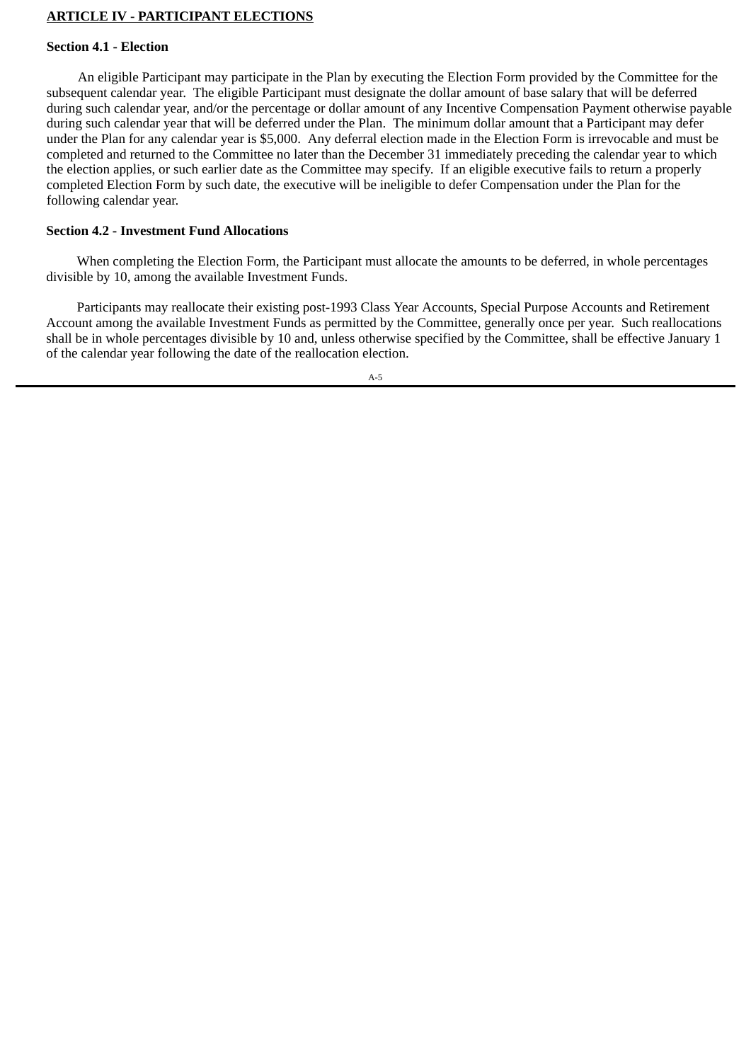## ARTICLE IV - PARTICIPANT ELECTIONS

### Section 4.1 - Election

An eligible Participant may participate in the Plan by executing the Election Form provided by the Committee for the subsequent calendar year. The eligible Participant must designate the dollar amount of base salary that will be deferred during such calendar year, and/or the percentage or dollar amount of any Incentive Compensation Payment otherwise payable during such calendar year that will be deferred under the Plan. The minimum dollar amount that a Participant may defer under the Plan for any calendar year is $5,000. Any deferral election made in the Election Form is irrevocable and must be completed and returned to the Committee no later than the December 31 immediately preceding the calendar year to which the election applies, or such earlier date as the Committee may specify. If an eligible executive fails to return a properly completed Election Form by such date, the executive will be ineligible to defer Compensation under the Plan for the following calendar year.

### Section 4.2 - Investment Fund Allocations

When completing the Election Form, the Participant must allocate the amounts to be deferred, in whole percentages divisible by 10, among the available Investment Funds.

Participants may reallocate their existing post-1993 Class Year Accounts, Special Purpose Accounts and Retirement Account among the available Investment Funds as permitted by the Committee, generally once per year. Such reallocations shall be in whole percentages divisible by 10 and, unless otherwise specified by the Committee, shall be effective January 1 of the calendar year following the date of the reallocation election.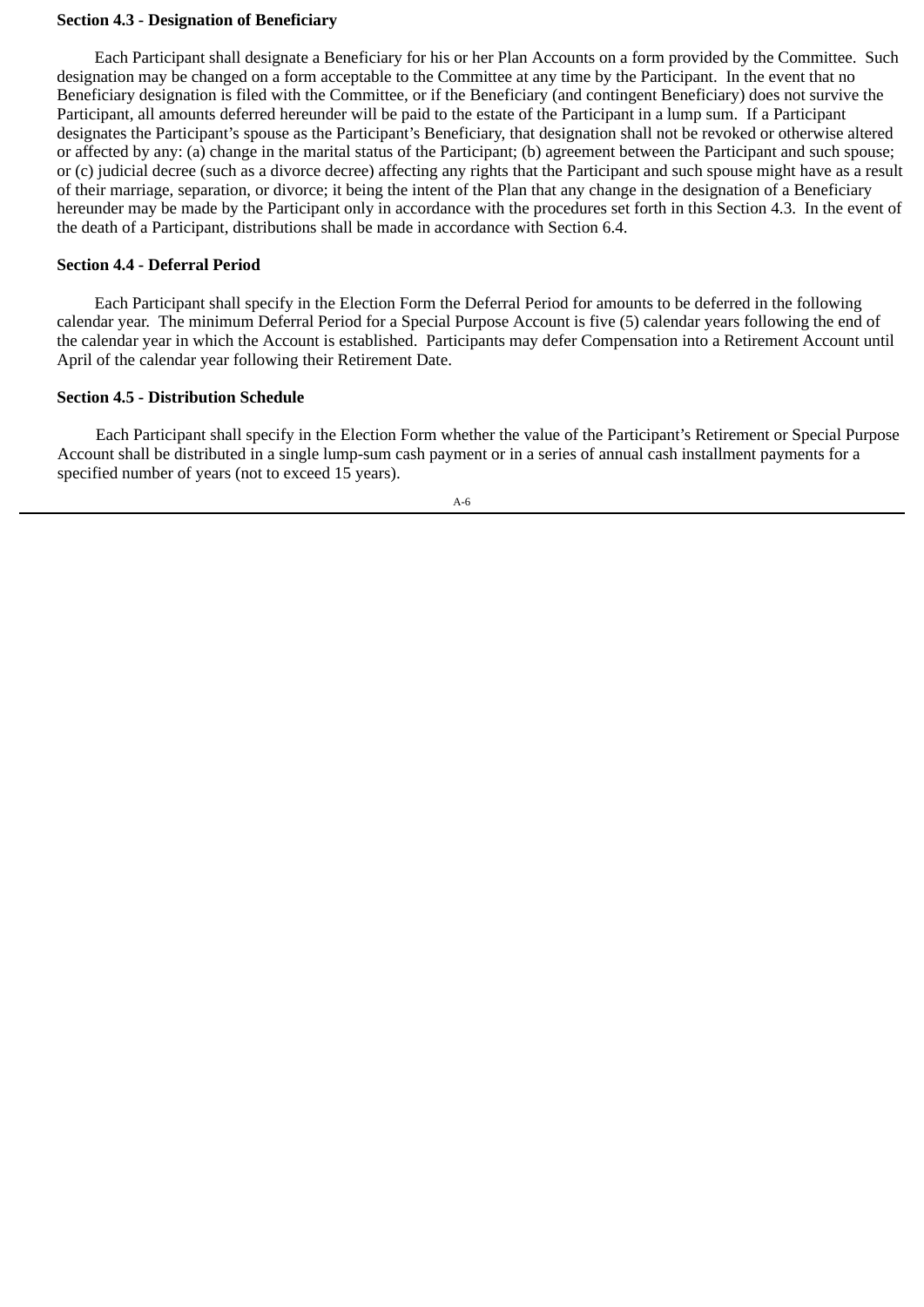**Section 4.3 - Designation of Beneficiary**

Each Participant shall designate a Beneficiary for his or her Plan Accounts on a form provided by the Committee. Such designation may be changed on a form acceptable to the Committee at any time by the Participant. In the event that no Beneficiary designation is filed with the Committee, or if the Beneficiary (and contingent Beneficiary) does not survive the Participant, all amounts deferred hereunder will be paid to the estate of the Participant in a lump sum. If a Participant designates the Participant's spouse as the Participant's Beneficiary, that designation shall not be revoked or otherwise altered or affected by any: (a) change in the marital status of the Participant; (b) agreement between the Participant and such spouse; or (c) judicial decree (such as a divorce decree) affecting any rights that the Participant and such spouse might have as a result of their marriage, separation, or divorce; it being the intent of the Plan that any change in the designation of a Beneficiary hereunder may be made by the Participant only in accordance with the procedures set forth in this Section 4.3. In the event of the death of a Participant, distributions shall be made in accordance with Section 6.4.

**Section 4.4 - Deferral Period**

Each Participant shall specify in the Election Form the Deferral Period for amounts to be deferred in the following calendar year. The minimum Deferral Period for a Special Purpose Account is five (5) calendar years following the end of the calendar year in which the Account is established. Participants may defer Compensation into a Retirement Account until April of the calendar year following their Retirement Date.

**Section 4.5 - Distribution Schedule**

Each Participant shall specify in the Election Form whether the value of the Participant's Retirement or Special Purpose Account shall be distributed in a single lump-sum cash payment or in a series of annual cash installment payments for a specified number of years (not to exceed 15 years).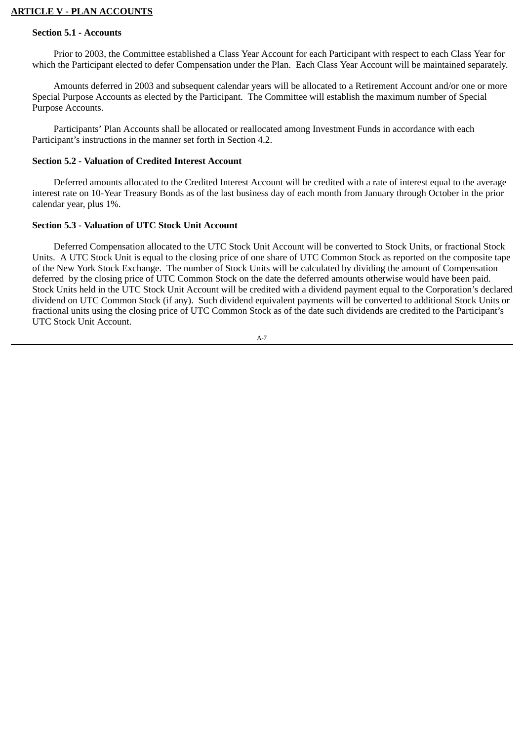## ARTICLE V - PLAN ACCOUNTS

### Section 5.1 - Accounts

Prior to 2003, the Committee established a Class Year Account for each Participant with respect to each Class Year for which the Participant elected to defer Compensation under the Plan. Each Class Year Account will be maintained separately.

Amounts deferred in 2003 and subsequent calendar years will be allocated to a Retirement Account and/or one or more Special Purpose Accounts as elected by the Participant. The Committee will establish the maximum number of Special Purpose Accounts.

Participants' Plan Accounts shall be allocated or reallocated among Investment Funds in accordance with each Participant's instructions in the manner set forth in Section 4.2.

### Section 5.2 - Valuation of Credited Interest Account

Deferred amounts allocated to the Credited Interest Account will be credited with a rate of interest equal to the average interest rate on 10-Year Treasury Bonds as of the last business day of each month from January through October in the prior calendar year, plus 1%.

### Section 5.3 - Valuation of UTC Stock Unit Account

Deferred Compensation allocated to the UTC Stock Unit Account will be converted to Stock Units, or fractional Stock Units. A UTC Stock Unit is equal to the closing price of one share of UTC Common Stock as reported on the composite tape of the New York Stock Exchange. The number of Stock Units will be calculated by dividing the amount of Compensation deferred by the closing price of UTC Common Stock on the date the deferred amounts otherwise would have been paid. Stock Units held in the UTC Stock Unit Account will be credited with a dividend payment equal to the Corporation's declared dividend on UTC Common Stock (if any). Such dividend equivalent payments will be converted to additional Stock Units or fractional units using the closing price of UTC Common Stock as of the date such dividends are credited to the Participant's UTC Stock Unit Account.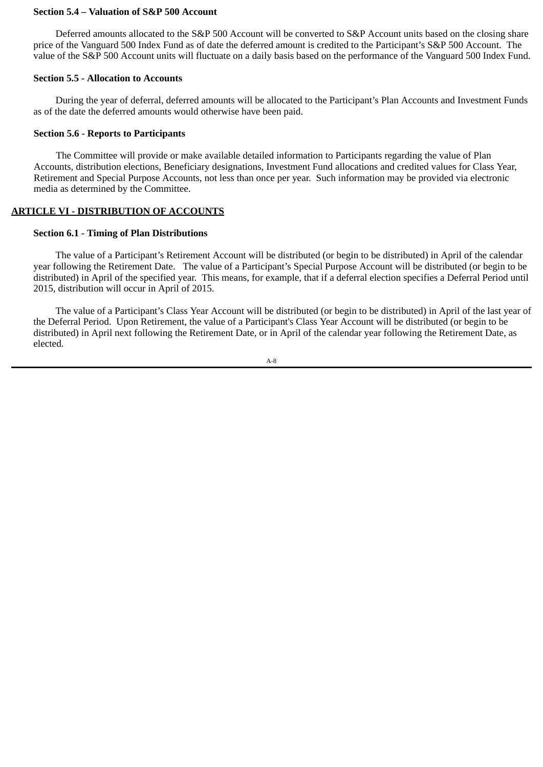**Section 5.4 – Valuation of S&P 500 Account**

Deferred amounts allocated to the S&P 500 Account will be converted to S&P Account units based on the closing share price of the Vanguard 500 Index Fund as of date the deferred amount is credited to the Participant's S&P 500 Account. The value of the S&P 500 Account units will fluctuate on a daily basis based on the performance of the Vanguard 500 Index Fund.

**Section 5.5 - Allocation to Accounts**

During the year of deferral, deferred amounts will be allocated to the Participant's Plan Accounts and Investment Funds as of the date the deferred amounts would otherwise have been paid.

**Section 5.6 - Reports to Participants**

The Committee will provide or make available detailed information to Participants regarding the value of Plan Accounts, distribution elections, Beneficiary designations, Investment Fund allocations and credited values for Class Year, Retirement and Special Purpose Accounts, not less than once per year. Such information may be provided via electronic media as determined by the Committee.

## ARTICLE VI - DISTRIBUTION OF ACCOUNTS

**Section 6.1 - Timing of Plan Distributions**

The value of a Participant's Retirement Account will be distributed (or begin to be distributed) in April of the calendar year following the Retirement Date. The value of a Participant's Special Purpose Account will be distributed (or begin to be distributed) in April of the specified year. This means, for example, that if a deferral election specifies a Deferral Period until 2015, distribution will occur in April of 2015.

The value of a Participant's Class Year Account will be distributed (or begin to be distributed) in April of the last year of the Deferral Period. Upon Retirement, the value of a Participant's Class Year Account will be distributed (or begin to be distributed) in April next following the Retirement Date, or in April of the calendar year following the Retirement Date, as elected.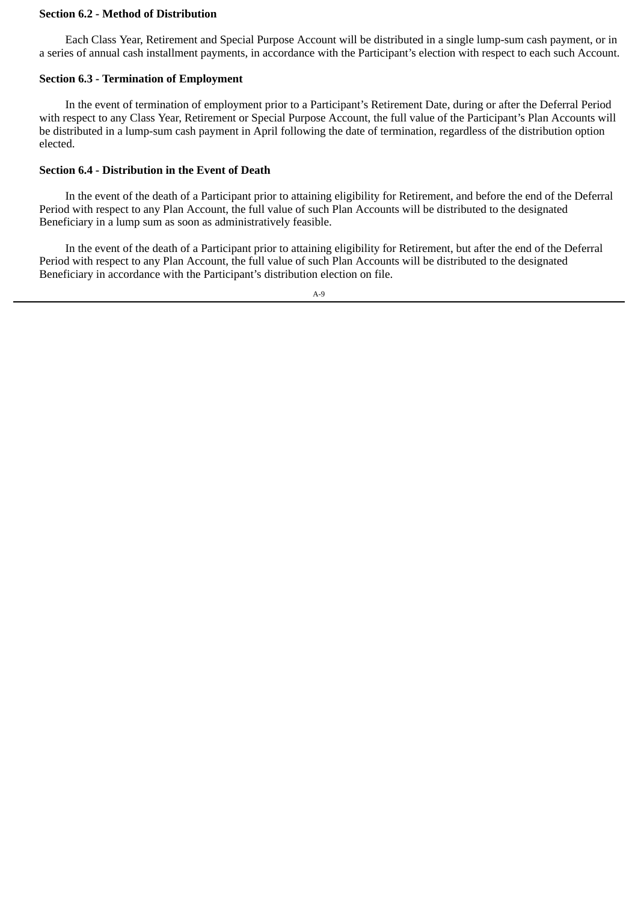**Section 6.2 - Method of Distribution**

Each Class Year, Retirement and Special Purpose Account will be distributed in a single lump-sum cash payment, or in a series of annual cash installment payments, in accordance with the Participant's election with respect to each such Account.

**Section 6.3 - Termination of Employment**

In the event of termination of employment prior to a Participant's Retirement Date, during or after the Deferral Period with respect to any Class Year, Retirement or Special Purpose Account, the full value of the Participant's Plan Accounts will be distributed in a lump-sum cash payment in April following the date of termination, regardless of the distribution option elected.

**Section 6.4 - Distribution in the Event of Death**

In the event of the death of a Participant prior to attaining eligibility for Retirement, and before the end of the Deferral Period with respect to any Plan Account, the full value of such Plan Accounts will be distributed to the designated Beneficiary in a lump sum as soon as administratively feasible.

In the event of the death of a Participant prior to attaining eligibility for Retirement, but after the end of the Deferral Period with respect to any Plan Account, the full value of such Plan Accounts will be distributed to the designated Beneficiary in accordance with the Participant's distribution election on file.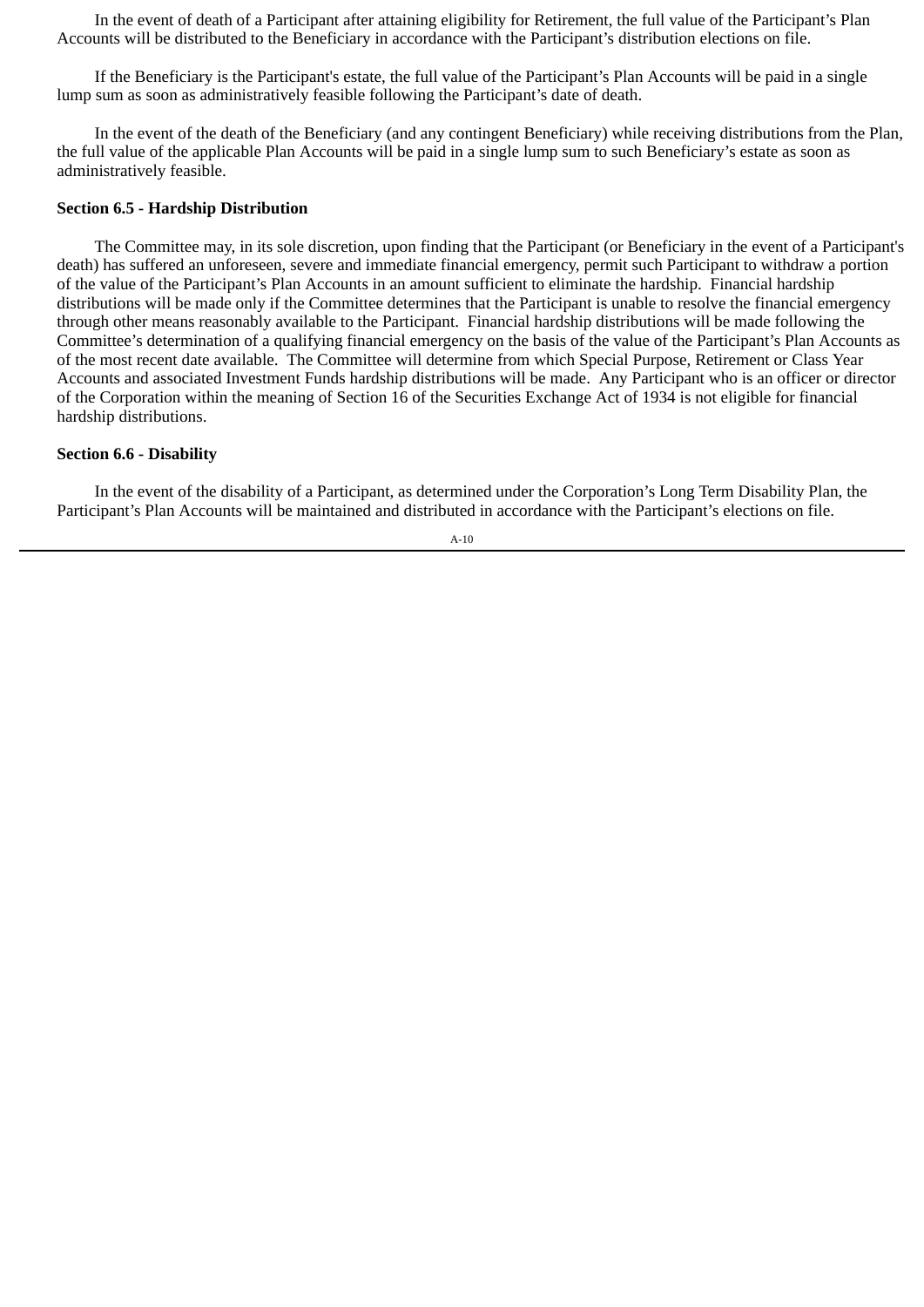In the event of death of a Participant after attaining eligibility for Retirement, the full value of the Participant's Plan Accounts will be distributed to the Beneficiary in accordance with the Participant's distribution elections on file.

If the Beneficiary is the Participant's estate, the full value of the Participant's Plan Accounts will be paid in a single lump sum as soon as administratively feasible following the Participant's date of death.

In the event of the death of the Beneficiary (and any contingent Beneficiary) while receiving distributions from the Plan, the full value of the applicable Plan Accounts will be paid in a single lump sum to such Beneficiary's estate as soon as administratively feasible.

**Section 6.5 - Hardship Distribution**

The Committee may, in its sole discretion, upon finding that the Participant (or Beneficiary in the event of a Participant's death) has suffered an unforeseen, severe and immediate financial emergency, permit such Participant to withdraw a portion of the value of the Participant's Plan Accounts in an amount sufficient to eliminate the hardship. Financial hardship distributions will be made only if the Committee determines that the Participant is unable to resolve the financial emergency through other means reasonably available to the Participant. Financial hardship distributions will be made following the Committee's determination of a qualifying financial emergency on the basis of the value of the Participant's Plan Accounts as of the most recent date available. The Committee will determine from which Special Purpose, Retirement or Class Year Accounts and associated Investment Funds hardship distributions will be made. Any Participant who is an officer or director of the Corporation within the meaning of Section 16 of the Securities Exchange Act of 1934 is not eligible for financial hardship distributions.

**Section 6.6 - Disability**

In the event of the disability of a Participant, as determined under the Corporation's Long Term Disability Plan, the Participant's Plan Accounts will be maintained and distributed in accordance with the Participant's elections on file.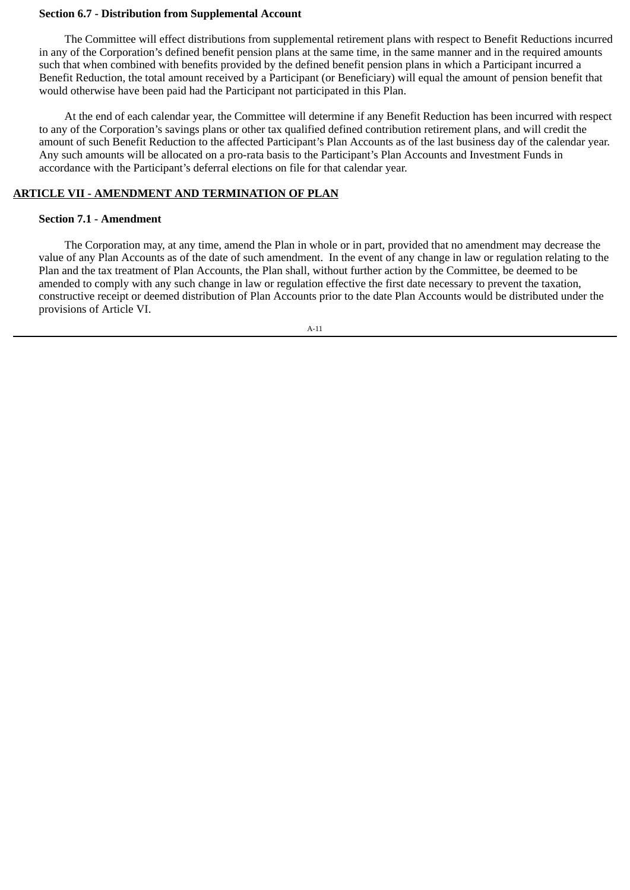**Section 6.7 - Distribution from Supplemental Account**

The Committee will effect distributions from supplemental retirement plans with respect to Benefit Reductions incurred in any of the Corporation's defined benefit pension plans at the same time, in the same manner and in the required amounts such that when combined with benefits provided by the defined benefit pension plans in which a Participant incurred a Benefit Reduction, the total amount received by a Participant (or Beneficiary) will equal the amount of pension benefit that would otherwise have been paid had the Participant not participated in this Plan.

At the end of each calendar year, the Committee will determine if any Benefit Reduction has been incurred with respect to any of the Corporation's savings plans or other tax qualified defined contribution retirement plans, and will credit the amount of such Benefit Reduction to the affected Participant's Plan Accounts as of the last business day of the calendar year. Any such amounts will be allocated on a pro-rata basis to the Participant's Plan Accounts and Investment Funds in accordance with the Participant's deferral elections on file for that calendar year.

## ARTICLE VII - AMENDMENT AND TERMINATION OF PLAN

**Section 7.1 - Amendment**

The Corporation may, at any time, amend the Plan in whole or in part, provided that no amendment may decrease the value of any Plan Accounts as of the date of such amendment. In the event of any change in law or regulation relating to the Plan and the tax treatment of Plan Accounts, the Plan shall, without further action by the Committee, be deemed to be amended to comply with any such change in law or regulation effective the first date necessary to prevent the taxation, constructive receipt or deemed distribution of Plan Accounts prior to the date Plan Accounts would be distributed under the provisions of Article VI.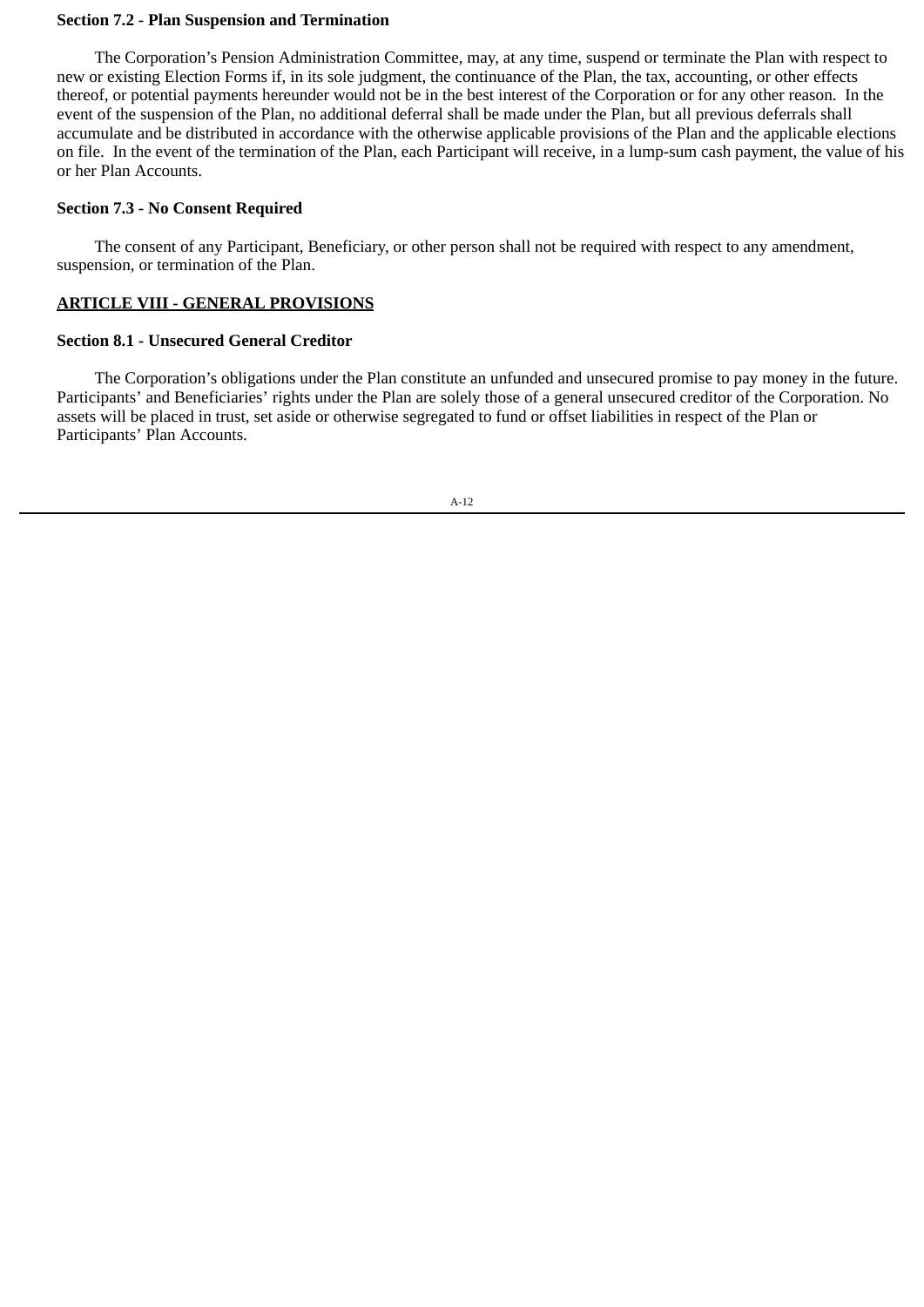**Section 7.2 - Plan Suspension and Termination**

The Corporation's Pension Administration Committee, may, at any time, suspend or terminate the Plan with respect to new or existing Election Forms if, in its sole judgment, the continuance of the Plan, the tax, accounting, or other effects thereof, or potential payments hereunder would not be in the best interest of the Corporation or for any other reason. In the event of the suspension of the Plan, no additional deferral shall be made under the Plan, but all previous deferrals shall accumulate and be distributed in accordance with the otherwise applicable provisions of the Plan and the applicable elections on file. In the event of the termination of the Plan, each Participant will receive, in a lump-sum cash payment, the value of his or her Plan Accounts.

**Section 7.3 - No Consent Required**

The consent of any Participant, Beneficiary, or other person shall not be required with respect to any amendment, suspension, or termination of the Plan.

## ARTICLE VIII - GENERAL PROVISIONS

**Section 8.1 - Unsecured General Creditor**

The Corporation's obligations under the Plan constitute an unfunded and unsecured promise to pay money in the future. Participants' and Beneficiaries' rights under the Plan are solely those of a general unsecured creditor of the Corporation. No assets will be placed in trust, set aside or otherwise segregated to fund or offset liabilities in respect of the Plan or Participants' Plan Accounts.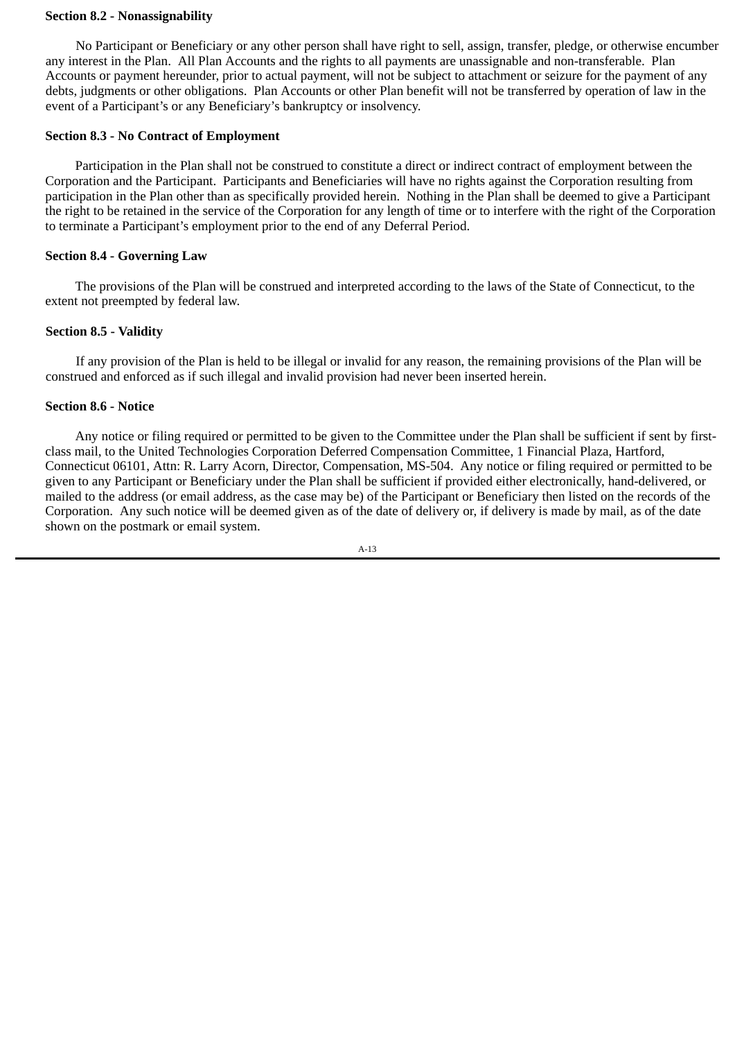**Section 8.2 - Nonassignability**

No Participant or Beneficiary or any other person shall have right to sell, assign, transfer, pledge, or otherwise encumber any interest in the Plan. All Plan Accounts and the rights to all payments are unassignable and non-transferable. Plan Accounts or payment hereunder, prior to actual payment, will not be subject to attachment or seizure for the payment of any debts, judgments or other obligations. Plan Accounts or other Plan benefit will not be transferred by operation of law in the event of a Participant's or any Beneficiary's bankruptcy or insolvency.

**Section 8.3 - No Contract of Employment**

Participation in the Plan shall not be construed to constitute a direct or indirect contract of employment between the Corporation and the Participant. Participants and Beneficiaries will have no rights against the Corporation resulting from participation in the Plan other than as specifically provided herein. Nothing in the Plan shall be deemed to give a Participant the right to be retained in the service of the Corporation for any length of time or to interfere with the right of the Corporation to terminate a Participant's employment prior to the end of any Deferral Period.

**Section 8.4 - Governing Law**

The provisions of the Plan will be construed and interpreted according to the laws of the State of Connecticut, to the extent not preempted by federal law.

**Section 8.5 - Validity**

If any provision of the Plan is held to be illegal or invalid for any reason, the remaining provisions of the Plan will be construed and enforced as if such illegal and invalid provision had never been inserted herein.

**Section 8.6 - Notice**

Any notice or filing required or permitted to be given to the Committee under the Plan shall be sufficient if sent by first-class mail, to the United Technologies Corporation Deferred Compensation Committee, 1 Financial Plaza, Hartford, Connecticut 06101, Attn: R. Larry Acorn, Director, Compensation, MS-504. Any notice or filing required or permitted to be given to any Participant or Beneficiary under the Plan shall be sufficient if provided either electronically, hand-delivered, or mailed to the address (or email address, as the case may be) of the Participant or Beneficiary then listed on the records of the Corporation. Any such notice will be deemed given as of the date of delivery or, if delivery is made by mail, as of the date shown on the postmark or email system.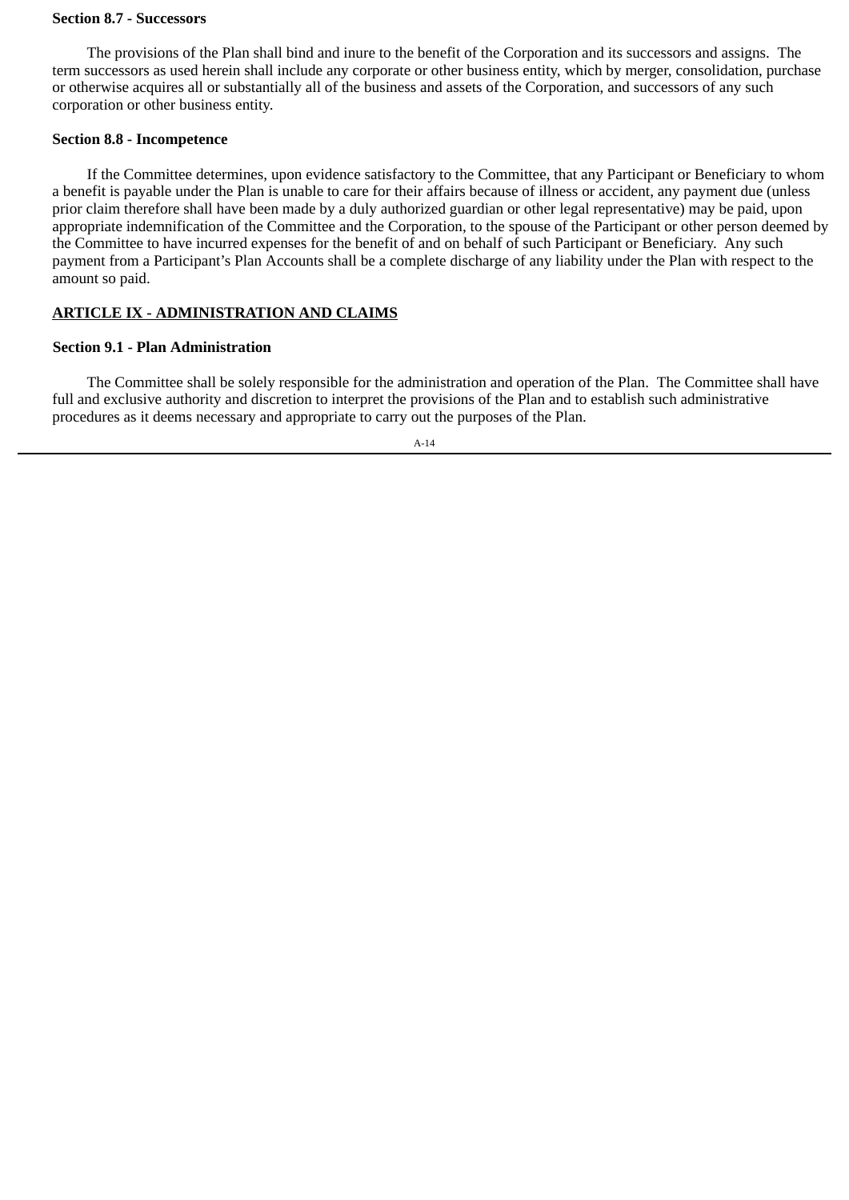**Section 8.7 - Successors**

The provisions of the Plan shall bind and inure to the benefit of the Corporation and its successors and assigns. The term successors as used herein shall include any corporate or other business entity, which by merger, consolidation, purchase or otherwise acquires all or substantially all of the business and assets of the Corporation, and successors of any such corporation or other business entity.

**Section 8.8 - Incompetence**

If the Committee determines, upon evidence satisfactory to the Committee, that any Participant or Beneficiary to whom a benefit is payable under the Plan is unable to care for their affairs because of illness or accident, any payment due (unless prior claim therefore shall have been made by a duly authorized guardian or other legal representative) may be paid, upon appropriate indemnification of the Committee and the Corporation, to the spouse of the Participant or other person deemed by the Committee to have incurred expenses for the benefit of and on behalf of such Participant or Beneficiary. Any such payment from a Participant's Plan Accounts shall be a complete discharge of any liability under the Plan with respect to the amount so paid.

## ARTICLE IX - ADMINISTRATION AND CLAIMS

**Section 9.1 - Plan Administration**

The Committee shall be solely responsible for the administration and operation of the Plan. The Committee shall have full and exclusive authority and discretion to interpret the provisions of the Plan and to establish such administrative procedures as it deems necessary and appropriate to carry out the purposes of the Plan.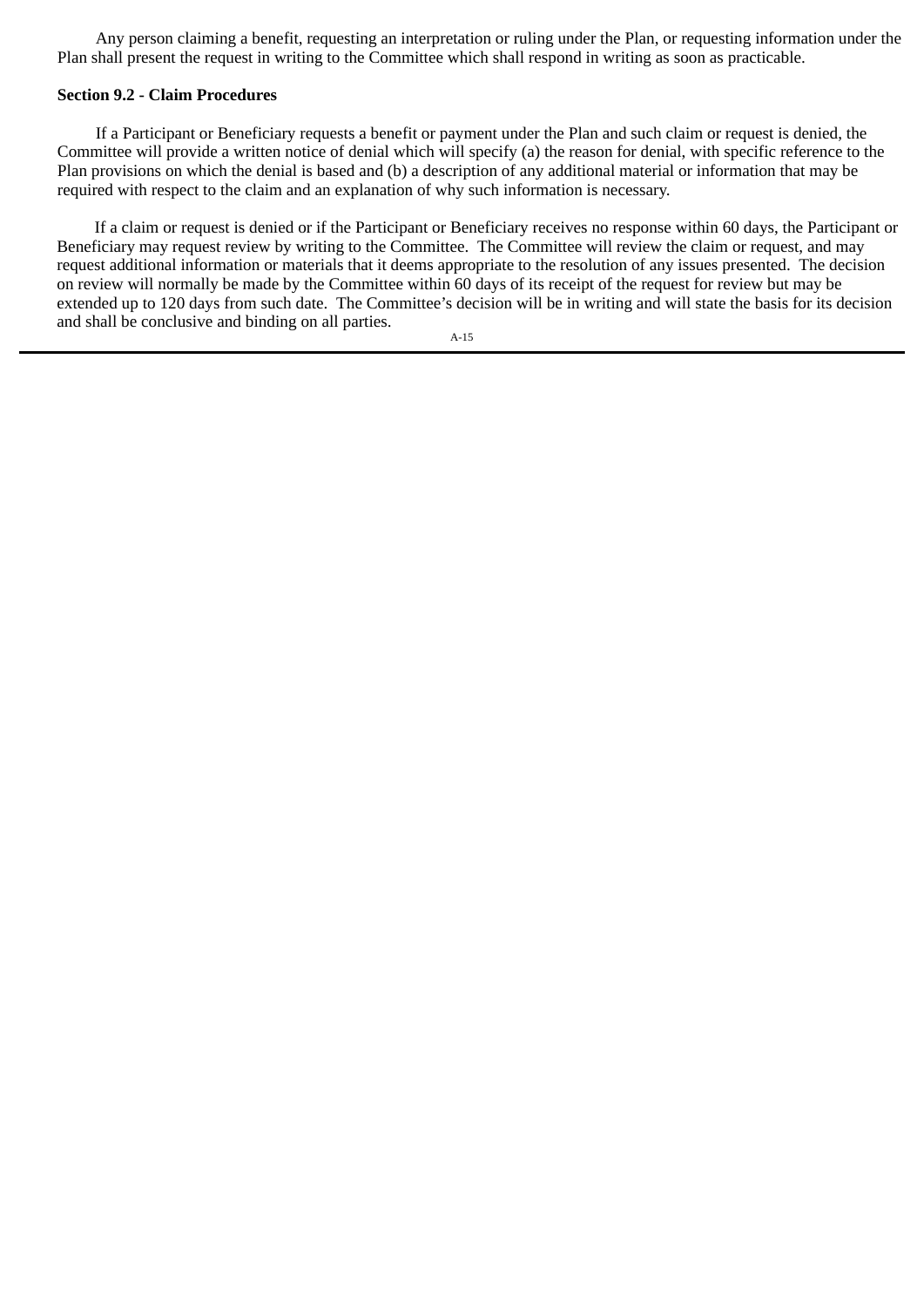Any person claiming a benefit, requesting an interpretation or ruling under the Plan, or requesting information under the Plan shall present the request in writing to the Committee which shall respond in writing as soon as practicable.

**Section 9.2 - Claim Procedures**

If a Participant or Beneficiary requests a benefit or payment under the Plan and such claim or request is denied, the Committee will provide a written notice of denial which will specify (a) the reason for denial, with specific reference to the Plan provisions on which the denial is based and (b) a description of any additional material or information that may be required with respect to the claim and an explanation of why such information is necessary.

If a claim or request is denied or if the Participant or Beneficiary receives no response within 60 days, the Participant or Beneficiary may request review by writing to the Committee. The Committee will review the claim or request, and may request additional information or materials that it deems appropriate to the resolution of any issues presented. The decision on review will normally be made by the Committee within 60 days of its receipt of the request for review but may be extended up to 120 days from such date. The Committee's decision will be in writing and will state the basis for its decision and shall be conclusive and binding on all parties.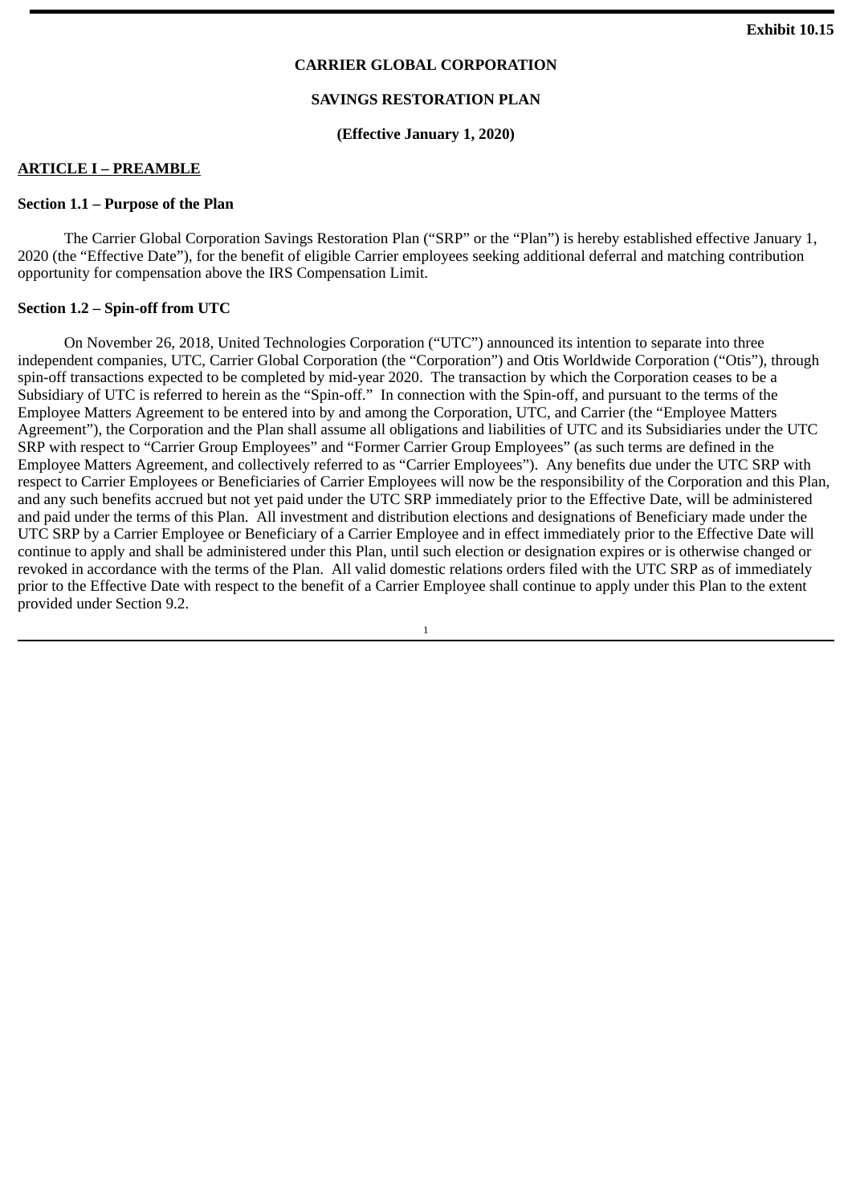Exhibit 10.15

# CARRIER GLOBAL CORPORATION

## SAVINGS RESTORATION PLAN

**(Effective January 1, 2020)**

## ARTICLE I – PREAMBLE

### Section 1.1 – Purpose of the Plan

The Carrier Global Corporation Savings Restoration Plan (“SRP” or the “Plan”) is hereby established effective January 1, 2020 (the “Effective Date”), for the benefit of eligible Carrier employees seeking additional deferral and matching contribution opportunity for compensation above the IRS Compensation Limit.

### Section 1.2 – Spin-off from UTC

On November 26, 2018, United Technologies Corporation (“UTC”) announced its intention to separate into three independent companies, UTC, Carrier Global Corporation (the “Corporation”) and Otis Worldwide Corporation (“Otis”), through spin-off transactions expected to be completed by mid-year 2020. The transaction by which the Corporation ceases to be a Subsidiary of UTC is referred to herein as the “Spin-off.” In connection with the Spin-off, and pursuant to the terms of the Employee Matters Agreement to be entered into by and among the Corporation, UTC, and Carrier (the “Employee Matters Agreement”), the Corporation and the Plan shall assume all obligations and liabilities of UTC and its Subsidiaries under the UTC SRP with respect to “Carrier Group Employees” and “Former Carrier Group Employees” (as such terms are defined in the Employee Matters Agreement, and collectively referred to as “Carrier Employees”). Any benefits due under the UTC SRP with respect to Carrier Employees or Beneficiaries of Carrier Employees will now be the responsibility of the Corporation and this Plan, and any such benefits accrued but not yet paid under the UTC SRP immediately prior to the Effective Date, will be administered and paid under the terms of this Plan. All investment and distribution elections and designations of Beneficiary made under the UTC SRP by a Carrier Employee or Beneficiary of a Carrier Employee and in effect immediately prior to the Effective Date will continue to apply and shall be administered under this Plan, until such election or designation expires or is otherwise changed or revoked in accordance with the terms of the Plan. All valid domestic relations orders filed with the UTC SRP as of immediately prior to the Effective Date with respect to the benefit of a Carrier Employee shall continue to apply under this Plan to the extent provided under Section 9.2.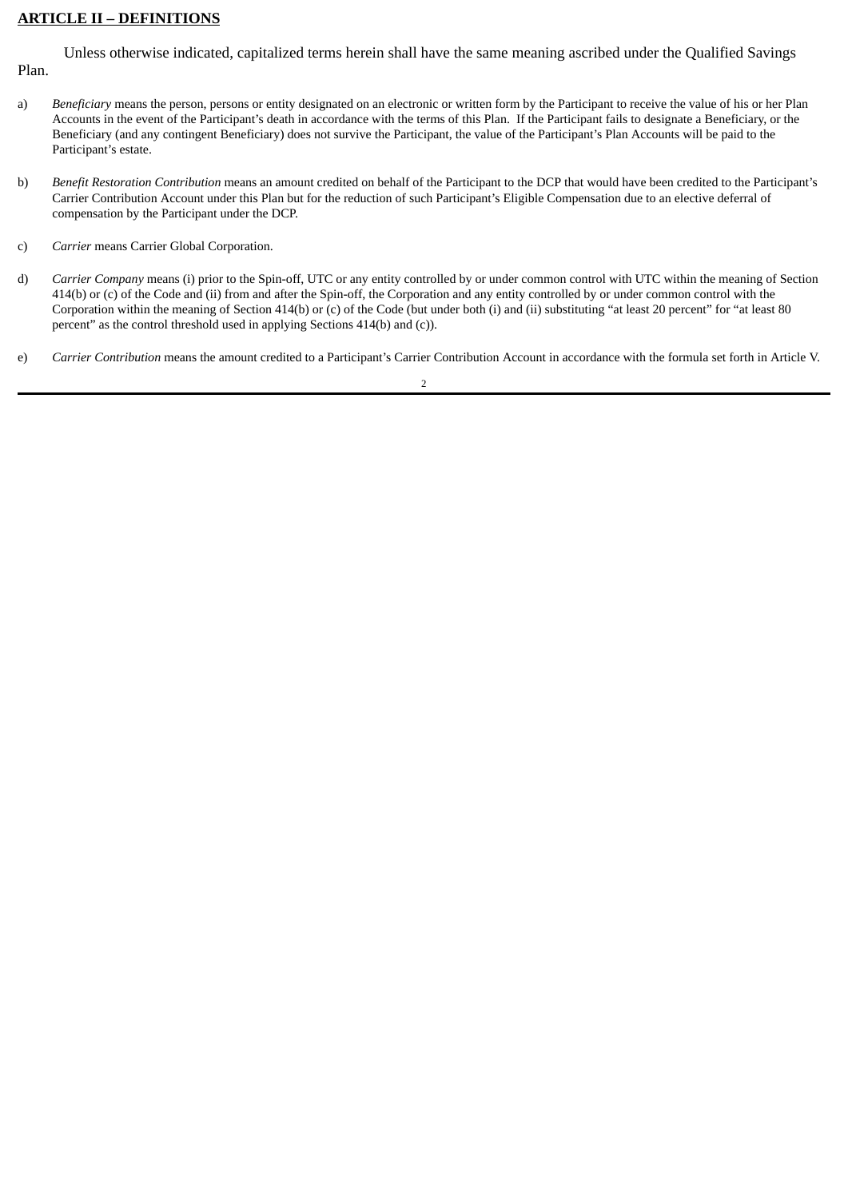## **ARTICLE II – DEFINITIONS**

Unless otherwise indicated, capitalized terms herein shall have the same meaning ascribed under the Qualified Savings Plan.

a) *Beneficiary* means the person, persons or entity designated on an electronic or written form by the Participant to receive the value of his or her Plan Accounts in the event of the Participant's death in accordance with the terms of this Plan. If the Participant fails to designate a Beneficiary, or the Beneficiary (and any contingent Beneficiary) does not survive the Participant, the value of the Participant's Plan Accounts will be paid to the Participant's estate.

b) *Benefit Restoration Contribution* means an amount credited on behalf of the Participant to the DCP that would have been credited to the Participant's Carrier Contribution Account under this Plan but for the reduction of such Participant's Eligible Compensation due to an elective deferral of compensation by the Participant under the DCP.

c) *Carrier* means Carrier Global Corporation.

d) *Carrier Company* means (i) prior to the Spin-off, UTC or any entity controlled by or under common control with UTC within the meaning of Section 414(b) or (c) of the Code and (ii) from and after the Spin-off, the Corporation and any entity controlled by or under common control with the Corporation within the meaning of Section 414(b) or (c) of the Code (but under both (i) and (ii) substituting "at least 20 percent" for "at least 80 percent" as the control threshold used in applying Sections 414(b) and (c)).

e) *Carrier Contribution* means the amount credited to a Participant's Carrier Contribution Account in accordance with the formula set forth in Article V.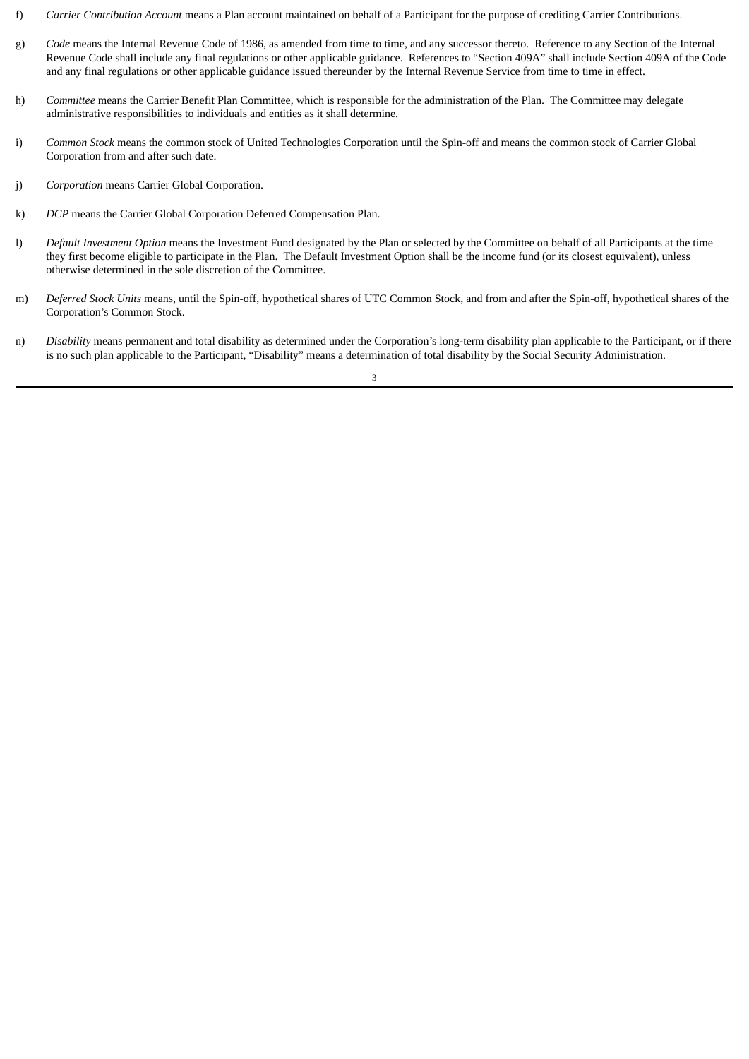f) *Carrier Contribution Account* means a Plan account maintained on behalf of a Participant for the purpose of crediting Carrier Contributions.

g) *Code* means the Internal Revenue Code of 1986, as amended from time to time, and any successor thereto. Reference to any Section of the Internal Revenue Code shall include any final regulations or other applicable guidance. References to "Section 409A" shall include Section 409A of the Code and any final regulations or other applicable guidance issued thereunder by the Internal Revenue Service from time to time in effect.

h) *Committee* means the Carrier Benefit Plan Committee, which is responsible for the administration of the Plan. The Committee may delegate administrative responsibilities to individuals and entities as it shall determine.

i) *Common Stock* means the common stock of United Technologies Corporation until the Spin-off and means the common stock of Carrier Global Corporation from and after such date.

j) *Corporation* means Carrier Global Corporation.

k) *DCP* means the Carrier Global Corporation Deferred Compensation Plan.

l) *Default Investment Option* means the Investment Fund designated by the Plan or selected by the Committee on behalf of all Participants at the time they first become eligible to participate in the Plan. The Default Investment Option shall be the income fund (or its closest equivalent), unless otherwise determined in the sole discretion of the Committee.

m) *Deferred Stock Units* means, until the Spin-off, hypothetical shares of UTC Common Stock, and from and after the Spin-off, hypothetical shares of the Corporation's Common Stock.

n) *Disability* means permanent and total disability as determined under the Corporation's long-term disability plan applicable to the Participant, or if there is no such plan applicable to the Participant, "Disability" means a determination of total disability by the Social Security Administration.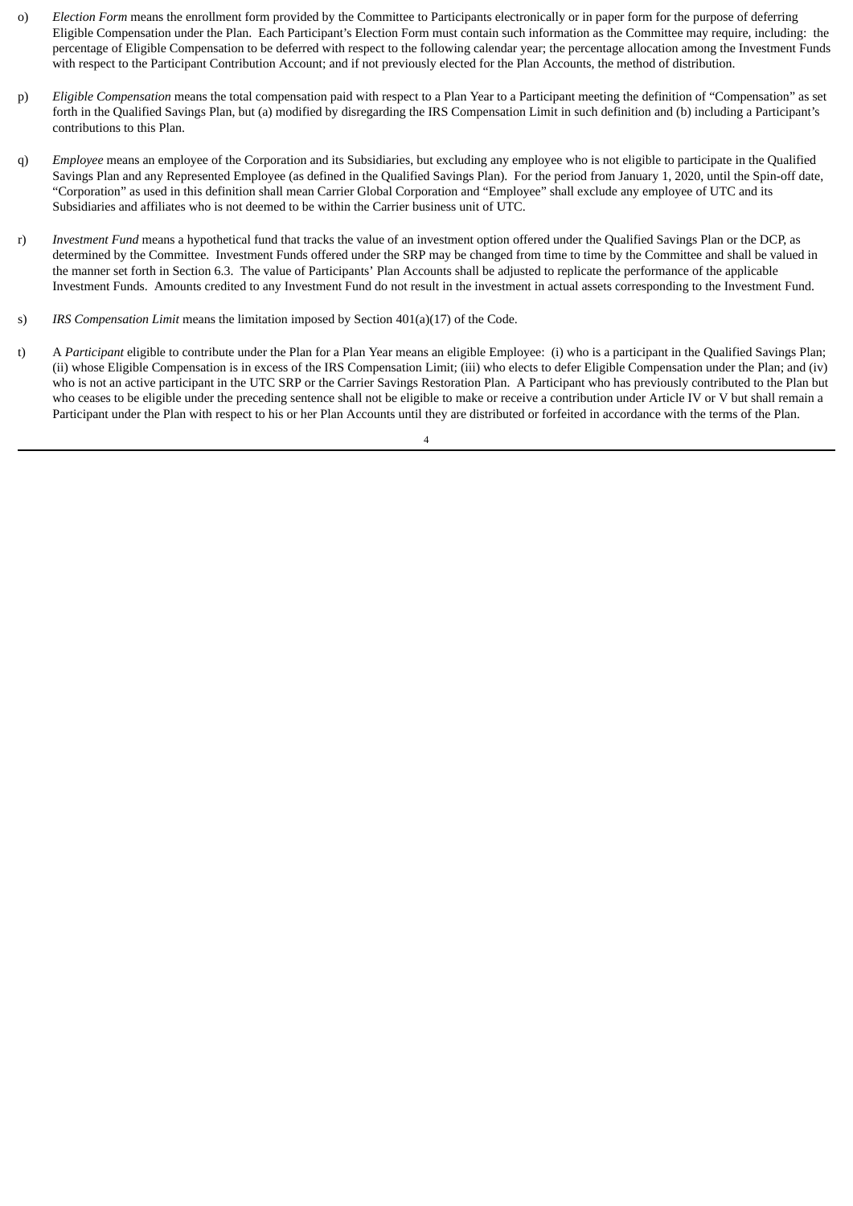o) *Election Form* means the enrollment form provided by the Committee to Participants electronically or in paper form for the purpose of deferring Eligible Compensation under the Plan. Each Participant's Election Form must contain such information as the Committee may require, including: the percentage of Eligible Compensation to be deferred with respect to the following calendar year; the percentage allocation among the Investment Funds with respect to the Participant Contribution Account; and if not previously elected for the Plan Accounts, the method of distribution.

p) *Eligible Compensation* means the total compensation paid with respect to a Plan Year to a Participant meeting the definition of "Compensation" as set forth in the Qualified Savings Plan, but (a) modified by disregarding the IRS Compensation Limit in such definition and (b) including a Participant's contributions to this Plan.

q) *Employee* means an employee of the Corporation and its Subsidiaries, but excluding any employee who is not eligible to participate in the Qualified Savings Plan and any Represented Employee (as defined in the Qualified Savings Plan). For the period from January 1, 2020, until the Spin-off date, "Corporation" as used in this definition shall mean Carrier Global Corporation and "Employee" shall exclude any employee of UTC and its Subsidiaries and affiliates who is not deemed to be within the Carrier business unit of UTC.

r) *Investment Fund* means a hypothetical fund that tracks the value of an investment option offered under the Qualified Savings Plan or the DCP, as determined by the Committee. Investment Funds offered under the SRP may be changed from time to time by the Committee and shall be valued in the manner set forth in Section 6.3. The value of Participants' Plan Accounts shall be adjusted to replicate the performance of the applicable Investment Funds. Amounts credited to any Investment Fund do not result in the investment in actual assets corresponding to the Investment Fund.

s) *IRS Compensation Limit* means the limitation imposed by Section 401(a)(17) of the Code.

t) A *Participant* eligible to contribute under the Plan for a Plan Year means an eligible Employee: (i) who is a participant in the Qualified Savings Plan; (ii) whose Eligible Compensation is in excess of the IRS Compensation Limit; (iii) who elects to defer Eligible Compensation under the Plan; and (iv) who is not an active participant in the UTC SRP or the Carrier Savings Restoration Plan. A Participant who has previously contributed to the Plan but who ceases to be eligible under the preceding sentence shall not be eligible to make or receive a contribution under Article IV or V but shall remain a Participant under the Plan with respect to his or her Plan Accounts until they are distributed or forfeited in accordance with the terms of the Plan.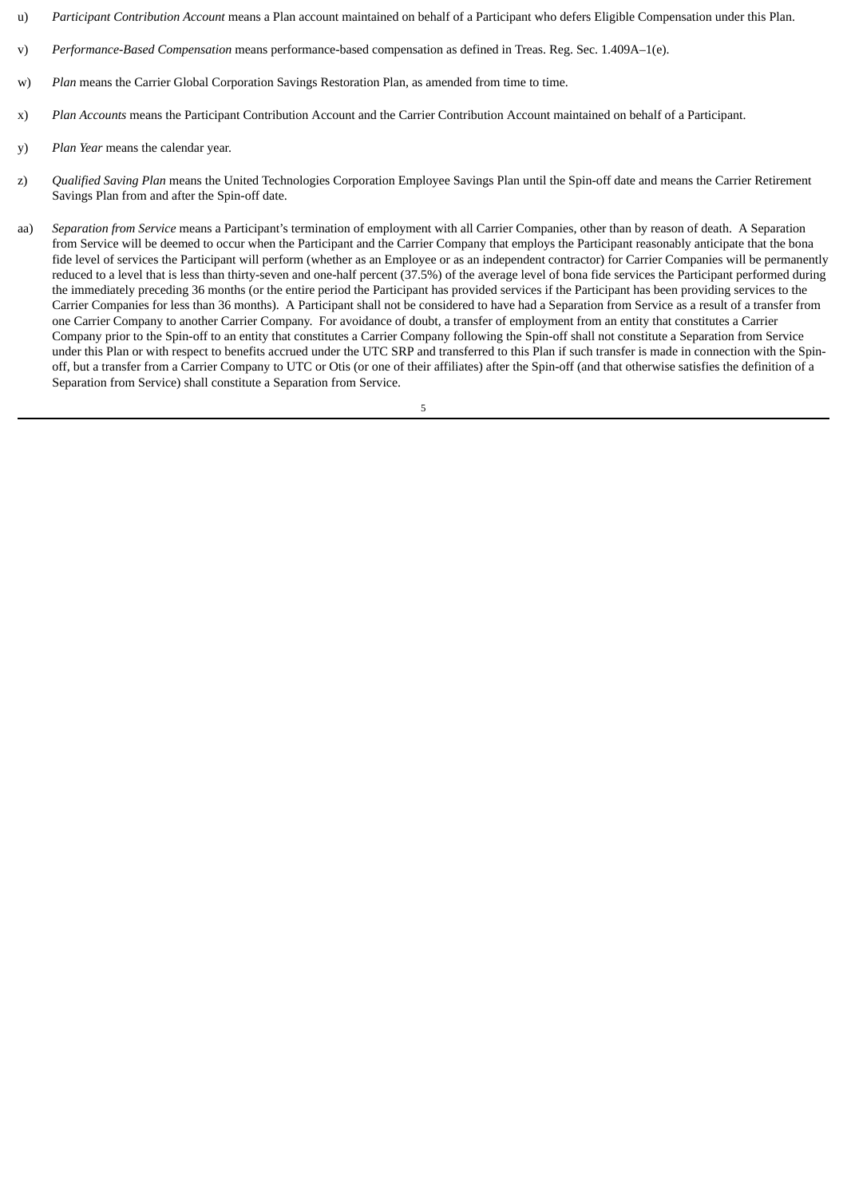u) *Participant Contribution Account* means a Plan account maintained on behalf of a Participant who defers Eligible Compensation under this Plan.

v) *Performance-Based Compensation* means performance-based compensation as defined in Treas. Reg. Sec. 1.409A–1(e).

w) *Plan* means the Carrier Global Corporation Savings Restoration Plan, as amended from time to time.

x) *Plan Accounts* means the Participant Contribution Account and the Carrier Contribution Account maintained on behalf of a Participant.

y) *Plan Year* means the calendar year.

z) *Qualified Saving Plan* means the United Technologies Corporation Employee Savings Plan until the Spin-off date and means the Carrier Retirement Savings Plan from and after the Spin-off date.

aa) *Separation from Service* means a Participant's termination of employment with all Carrier Companies, other than by reason of death. A Separation from Service will be deemed to occur when the Participant and the Carrier Company that employs the Participant reasonably anticipate that the bona fide level of services the Participant will perform (whether as an Employee or as an independent contractor) for Carrier Companies will be permanently reduced to a level that is less than thirty-seven and one-half percent (37.5%) of the average level of bona fide services the Participant performed during the immediately preceding 36 months (or the entire period the Participant has provided services if the Participant has been providing services to the Carrier Companies for less than 36 months). A Participant shall not be considered to have had a Separation from Service as a result of a transfer from one Carrier Company to another Carrier Company. For avoidance of doubt, a transfer of employment from an entity that constitutes a Carrier Company prior to the Spin-off to an entity that constitutes a Carrier Company following the Spin-off shall not constitute a Separation from Service under this Plan or with respect to benefits accrued under the UTC SRP and transferred to this Plan if such transfer is made in connection with the Spin-off, but a transfer from a Carrier Company to UTC or Otis (or one of their affiliates) after the Spin-off (and that otherwise satisfies the definition of a Separation from Service) shall constitute a Separation from Service.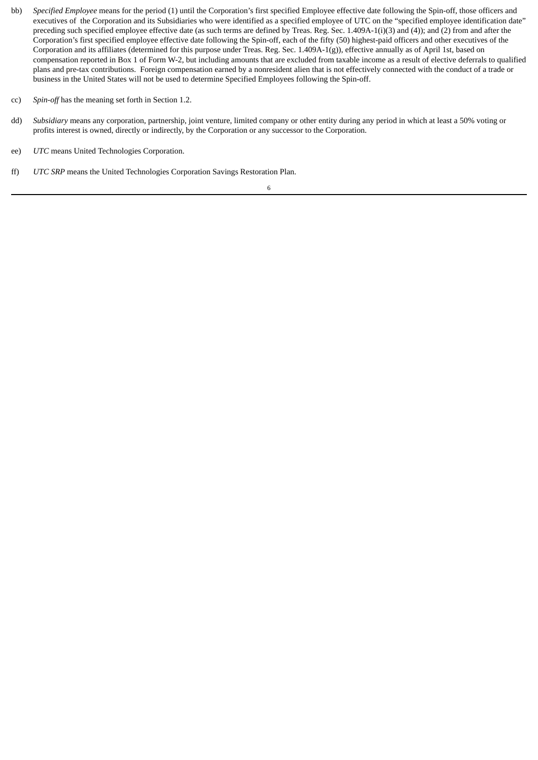bb) *Specified Employee* means for the period (1) until the Corporation's first specified Employee effective date following the Spin-off, those officers and executives of the Corporation and its Subsidiaries who were identified as a specified employee of UTC on the "specified employee identification date" preceding such specified employee effective date (as such terms are defined by Treas. Reg. Sec. 1.409A-1(i)(3) and (4)); and (2) from and after the Corporation's first specified employee effective date following the Spin-off, each of the fifty (50) highest-paid officers and other executives of the Corporation and its affiliates (determined for this purpose under Treas. Reg. Sec. 1.409A-1(g)), effective annually as of April 1st, based on compensation reported in Box 1 of Form W-2, but including amounts that are excluded from taxable income as a result of elective deferrals to qualified plans and pre-tax contributions. Foreign compensation earned by a nonresident alien that is not effectively connected with the conduct of a trade or business in the United States will not be used to determine Specified Employees following the Spin-off.

cc) *Spin-off* has the meaning set forth in Section 1.2.

dd) *Subsidiary* means any corporation, partnership, joint venture, limited company or other entity during any period in which at least a 50% voting or profits interest is owned, directly or indirectly, by the Corporation or any successor to the Corporation.

ee) *UTC* means United Technologies Corporation.

ff) *UTC SRP* means the United Technologies Corporation Savings Restoration Plan.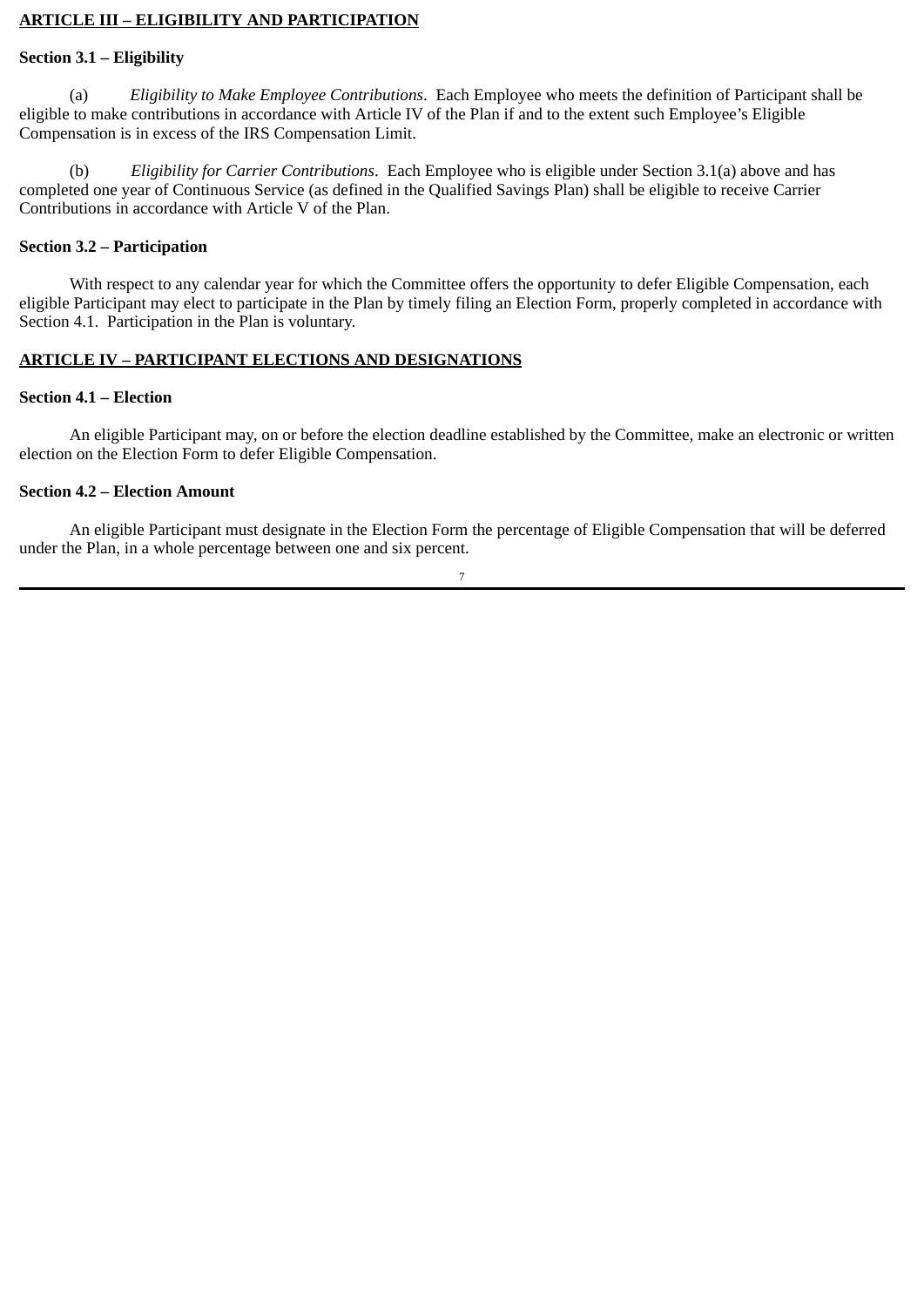## ARTICLE III – ELIGIBILITY AND PARTICIPATION

**Section 3.1 – Eligibility**

(a) *Eligibility to Make Employee Contributions*. Each Employee who meets the definition of Participant shall be eligible to make contributions in accordance with Article IV of the Plan if and to the extent such Employee's Eligible Compensation is in excess of the IRS Compensation Limit.

(b) *Eligibility for Carrier Contributions*. Each Employee who is eligible under Section 3.1(a) above and has completed one year of Continuous Service (as defined in the Qualified Savings Plan) shall be eligible to receive Carrier Contributions in accordance with Article V of the Plan.

**Section 3.2 – Participation**

With respect to any calendar year for which the Committee offers the opportunity to defer Eligible Compensation, each eligible Participant may elect to participate in the Plan by timely filing an Election Form, properly completed in accordance with Section 4.1. Participation in the Plan is voluntary.

## ARTICLE IV – PARTICIPANT ELECTIONS AND DESIGNATIONS

**Section 4.1 – Election**

An eligible Participant may, on or before the election deadline established by the Committee, make an electronic or written election on the Election Form to defer Eligible Compensation.

**Section 4.2 – Election Amount**

An eligible Participant must designate in the Election Form the percentage of Eligible Compensation that will be deferred under the Plan, in a whole percentage between one and six percent.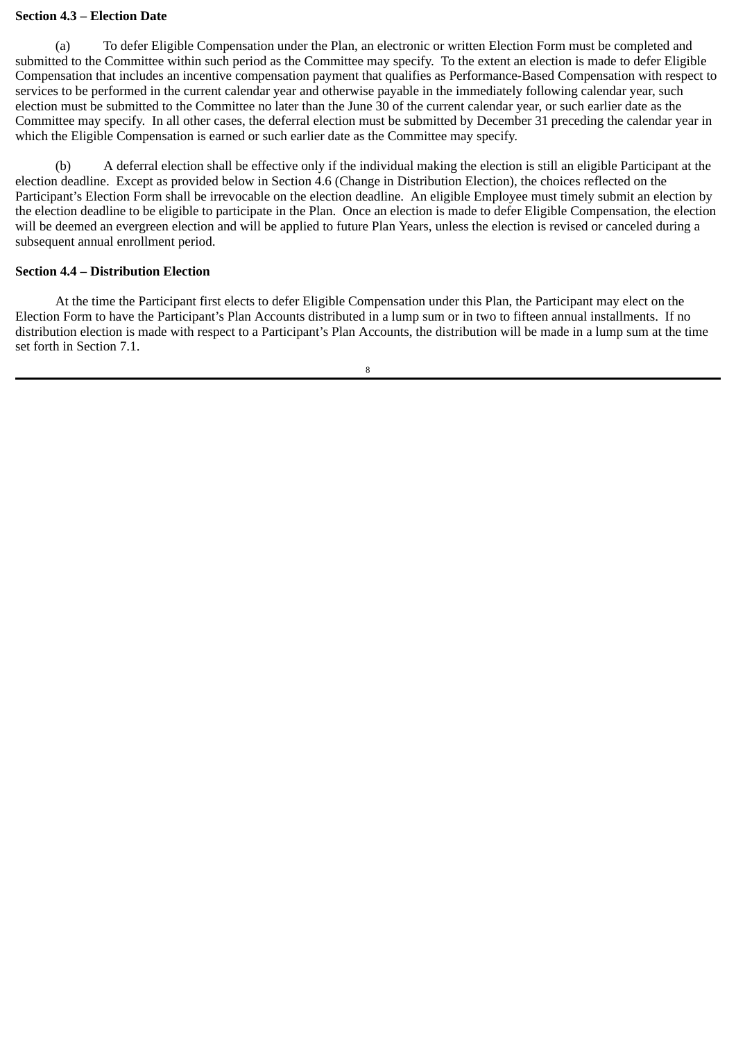**Section 4.3 – Election Date**

(a) To defer Eligible Compensation under the Plan, an electronic or written Election Form must be completed and submitted to the Committee within such period as the Committee may specify. To the extent an election is made to defer Eligible Compensation that includes an incentive compensation payment that qualifies as Performance-Based Compensation with respect to services to be performed in the current calendar year and otherwise payable in the immediately following calendar year, such election must be submitted to the Committee no later than the June 30 of the current calendar year, or such earlier date as the Committee may specify. In all other cases, the deferral election must be submitted by December 31 preceding the calendar year in which the Eligible Compensation is earned or such earlier date as the Committee may specify.

(b) A deferral election shall be effective only if the individual making the election is still an eligible Participant at the election deadline. Except as provided below in Section 4.6 (Change in Distribution Election), the choices reflected on the Participant's Election Form shall be irrevocable on the election deadline. An eligible Employee must timely submit an election by the election deadline to be eligible to participate in the Plan. Once an election is made to defer Eligible Compensation, the election will be deemed an evergreen election and will be applied to future Plan Years, unless the election is revised or canceled during a subsequent annual enrollment period.

**Section 4.4 – Distribution Election**

At the time the Participant first elects to defer Eligible Compensation under this Plan, the Participant may elect on the Election Form to have the Participant's Plan Accounts distributed in a lump sum or in two to fifteen annual installments. If no distribution election is made with respect to a Participant's Plan Accounts, the distribution will be made in a lump sum at the time set forth in Section 7.1.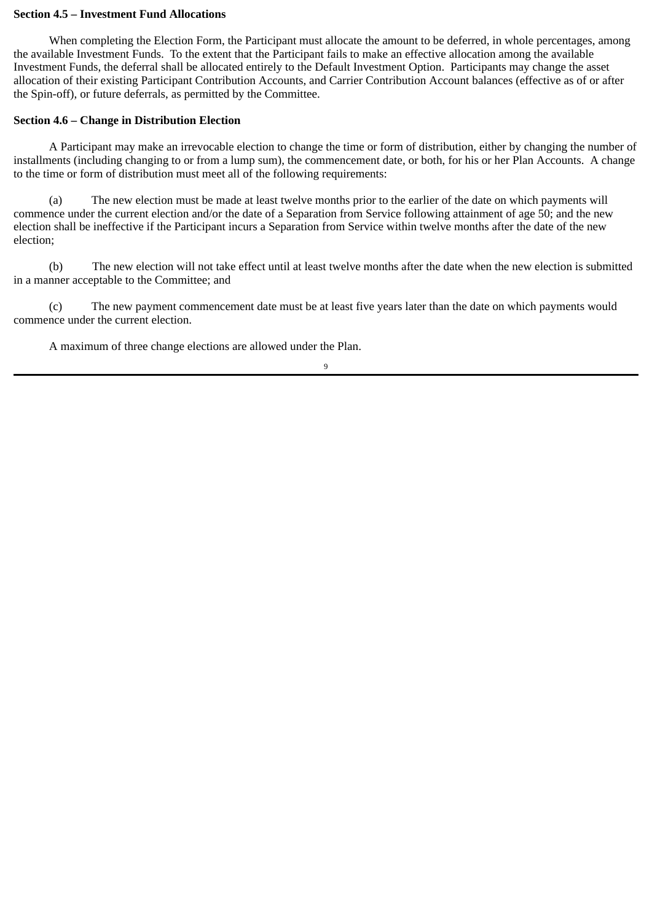**Section 4.5 – Investment Fund Allocations**

When completing the Election Form, the Participant must allocate the amount to be deferred, in whole percentages, among the available Investment Funds. To the extent that the Participant fails to make an effective allocation among the available Investment Funds, the deferral shall be allocated entirely to the Default Investment Option. Participants may change the asset allocation of their existing Participant Contribution Accounts, and Carrier Contribution Account balances (effective as of or after the Spin-off), or future deferrals, as permitted by the Committee.

**Section 4.6 – Change in Distribution Election**

A Participant may make an irrevocable election to change the time or form of distribution, either by changing the number of installments (including changing to or from a lump sum), the commencement date, or both, for his or her Plan Accounts. A change to the time or form of distribution must meet all of the following requirements:

(a) The new election must be made at least twelve months prior to the earlier of the date on which payments will commence under the current election and/or the date of a Separation from Service following attainment of age 50; and the new election shall be ineffective if the Participant incurs a Separation from Service within twelve months after the date of the new election;

(b) The new election will not take effect until at least twelve months after the date when the new election is submitted in a manner acceptable to the Committee; and

(c) The new payment commencement date must be at least five years later than the date on which payments would commence under the current election.

A maximum of three change elections are allowed under the Plan.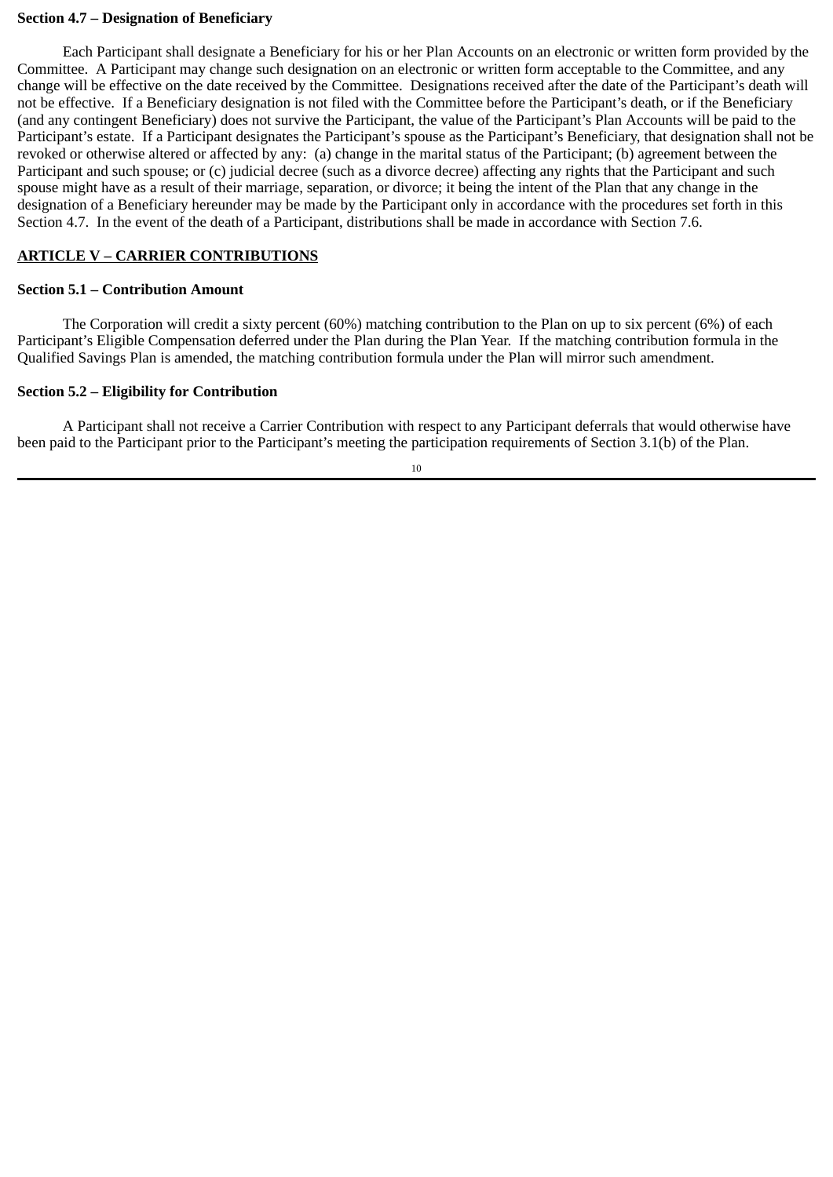**Section 4.7 – Designation of Beneficiary**

Each Participant shall designate a Beneficiary for his or her Plan Accounts on an electronic or written form provided by the Committee. A Participant may change such designation on an electronic or written form acceptable to the Committee, and any change will be effective on the date received by the Committee. Designations received after the date of the Participant's death will not be effective. If a Beneficiary designation is not filed with the Committee before the Participant's death, or if the Beneficiary (and any contingent Beneficiary) does not survive the Participant, the value of the Participant's Plan Accounts will be paid to the Participant's estate. If a Participant designates the Participant's spouse as the Participant's Beneficiary, that designation shall not be revoked or otherwise altered or affected by any: (a) change in the marital status of the Participant; (b) agreement between the Participant and such spouse; or (c) judicial decree (such as a divorce decree) affecting any rights that the Participant and such spouse might have as a result of their marriage, separation, or divorce; it being the intent of the Plan that any change in the designation of a Beneficiary hereunder may be made by the Participant only in accordance with the procedures set forth in this Section 4.7. In the event of the death of a Participant, distributions shall be made in accordance with Section 7.6.

## ARTICLE V – CARRIER CONTRIBUTIONS

**Section 5.1 – Contribution Amount**

The Corporation will credit a sixty percent (60%) matching contribution to the Plan on up to six percent (6%) of each Participant's Eligible Compensation deferred under the Plan during the Plan Year. If the matching contribution formula in the Qualified Savings Plan is amended, the matching contribution formula under the Plan will mirror such amendment.

**Section 5.2 – Eligibility for Contribution**

A Participant shall not receive a Carrier Contribution with respect to any Participant deferrals that would otherwise have been paid to the Participant prior to the Participant's meeting the participation requirements of Section 3.1(b) of the Plan.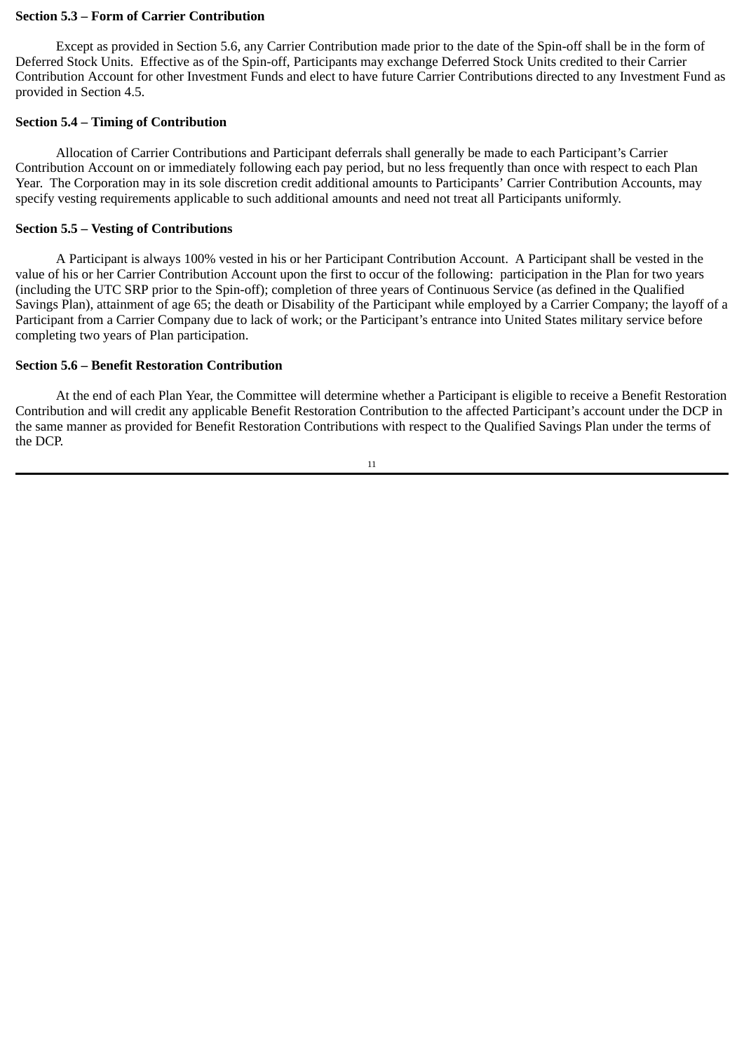**Section 5.3 – Form of Carrier Contribution**

Except as provided in Section 5.6, any Carrier Contribution made prior to the date of the Spin-off shall be in the form of Deferred Stock Units. Effective as of the Spin-off, Participants may exchange Deferred Stock Units credited to their Carrier Contribution Account for other Investment Funds and elect to have future Carrier Contributions directed to any Investment Fund as provided in Section 4.5.

**Section 5.4 – Timing of Contribution**

Allocation of Carrier Contributions and Participant deferrals shall generally be made to each Participant's Carrier Contribution Account on or immediately following each pay period, but no less frequently than once with respect to each Plan Year. The Corporation may in its sole discretion credit additional amounts to Participants' Carrier Contribution Accounts, may specify vesting requirements applicable to such additional amounts and need not treat all Participants uniformly.

**Section 5.5 – Vesting of Contributions**

A Participant is always 100% vested in his or her Participant Contribution Account. A Participant shall be vested in the value of his or her Carrier Contribution Account upon the first to occur of the following: participation in the Plan for two years (including the UTC SRP prior to the Spin-off); completion of three years of Continuous Service (as defined in the Qualified Savings Plan), attainment of age 65; the death or Disability of the Participant while employed by a Carrier Company; the layoff of a Participant from a Carrier Company due to lack of work; or the Participant's entrance into United States military service before completing two years of Plan participation.

**Section 5.6 – Benefit Restoration Contribution**

At the end of each Plan Year, the Committee will determine whether a Participant is eligible to receive a Benefit Restoration Contribution and will credit any applicable Benefit Restoration Contribution to the affected Participant's account under the DCP in the same manner as provided for Benefit Restoration Contributions with respect to the Qualified Savings Plan under the terms of the DCP.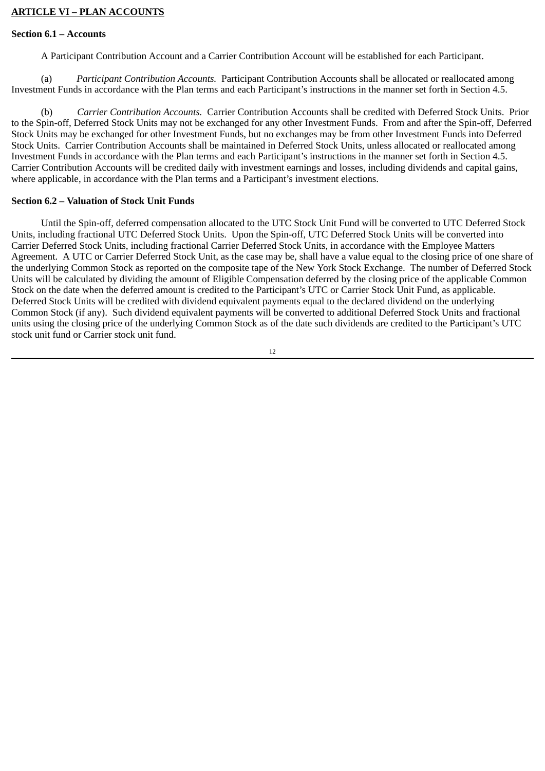## ARTICLE VI – PLAN ACCOUNTS

**Section 6.1 – Accounts**

A Participant Contribution Account and a Carrier Contribution Account will be established for each Participant.

(a) *Participant Contribution Accounts.* Participant Contribution Accounts shall be allocated or reallocated among Investment Funds in accordance with the Plan terms and each Participant's instructions in the manner set forth in Section 4.5.

(b) *Carrier Contribution Accounts.* Carrier Contribution Accounts shall be credited with Deferred Stock Units. Prior to the Spin-off, Deferred Stock Units may not be exchanged for any other Investment Funds. From and after the Spin-off, Deferred Stock Units may be exchanged for other Investment Funds, but no exchanges may be from other Investment Funds into Deferred Stock Units. Carrier Contribution Accounts shall be maintained in Deferred Stock Units, unless allocated or reallocated among Investment Funds in accordance with the Plan terms and each Participant's instructions in the manner set forth in Section 4.5. Carrier Contribution Accounts will be credited daily with investment earnings and losses, including dividends and capital gains, where applicable, in accordance with the Plan terms and a Participant's investment elections.

**Section 6.2 – Valuation of Stock Unit Funds**

Until the Spin-off, deferred compensation allocated to the UTC Stock Unit Fund will be converted to UTC Deferred Stock Units, including fractional UTC Deferred Stock Units. Upon the Spin-off, UTC Deferred Stock Units will be converted into Carrier Deferred Stock Units, including fractional Carrier Deferred Stock Units, in accordance with the Employee Matters Agreement. A UTC or Carrier Deferred Stock Unit, as the case may be, shall have a value equal to the closing price of one share of the underlying Common Stock as reported on the composite tape of the New York Stock Exchange. The number of Deferred Stock Units will be calculated by dividing the amount of Eligible Compensation deferred by the closing price of the applicable Common Stock on the date when the deferred amount is credited to the Participant's UTC or Carrier Stock Unit Fund, as applicable. Deferred Stock Units will be credited with dividend equivalent payments equal to the declared dividend on the underlying Common Stock (if any). Such dividend equivalent payments will be converted to additional Deferred Stock Units and fractional units using the closing price of the underlying Common Stock as of the date such dividends are credited to the Participant's UTC stock unit fund or Carrier stock unit fund.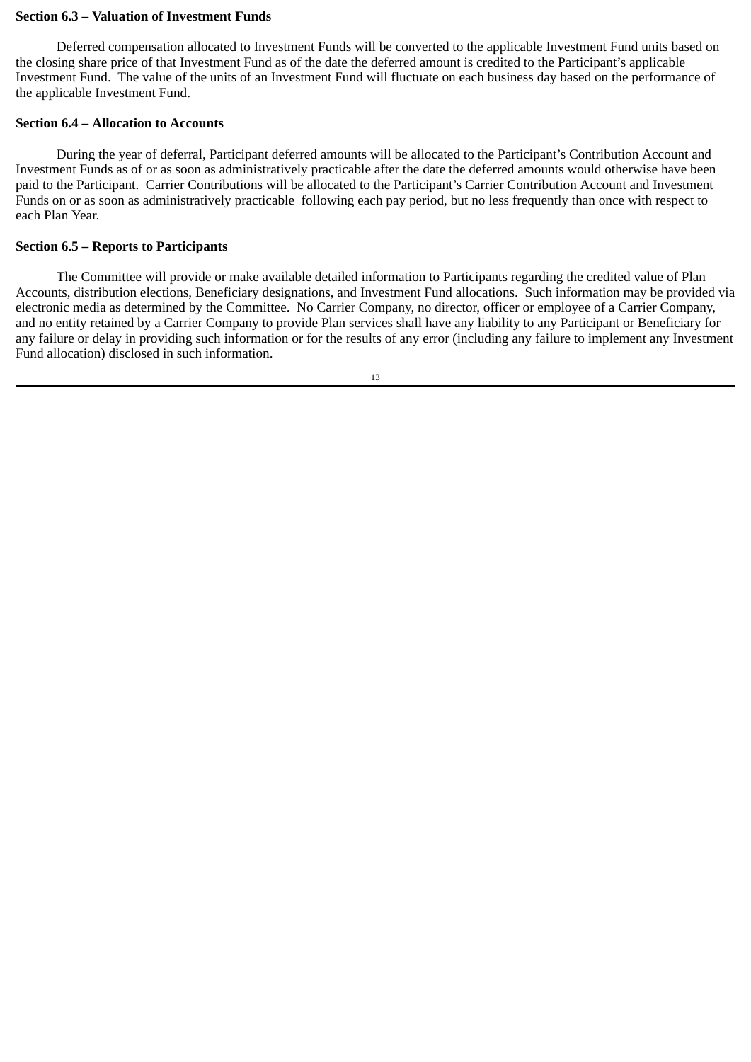**Section 6.3 – Valuation of Investment Funds**

Deferred compensation allocated to Investment Funds will be converted to the applicable Investment Fund units based on the closing share price of that Investment Fund as of the date the deferred amount is credited to the Participant's applicable Investment Fund. The value of the units of an Investment Fund will fluctuate on each business day based on the performance of the applicable Investment Fund.

**Section 6.4 – Allocation to Accounts**

During the year of deferral, Participant deferred amounts will be allocated to the Participant's Contribution Account and Investment Funds as of or as soon as administratively practicable after the date the deferred amounts would otherwise have been paid to the Participant. Carrier Contributions will be allocated to the Participant's Carrier Contribution Account and Investment Funds on or as soon as administratively practicable following each pay period, but no less frequently than once with respect to each Plan Year.

**Section 6.5 – Reports to Participants**

The Committee will provide or make available detailed information to Participants regarding the credited value of Plan Accounts, distribution elections, Beneficiary designations, and Investment Fund allocations. Such information may be provided via electronic media as determined by the Committee. No Carrier Company, no director, officer or employee of a Carrier Company, and no entity retained by a Carrier Company to provide Plan services shall have any liability to any Participant or Beneficiary for any failure or delay in providing such information or for the results of any error (including any failure to implement any Investment Fund allocation) disclosed in such information.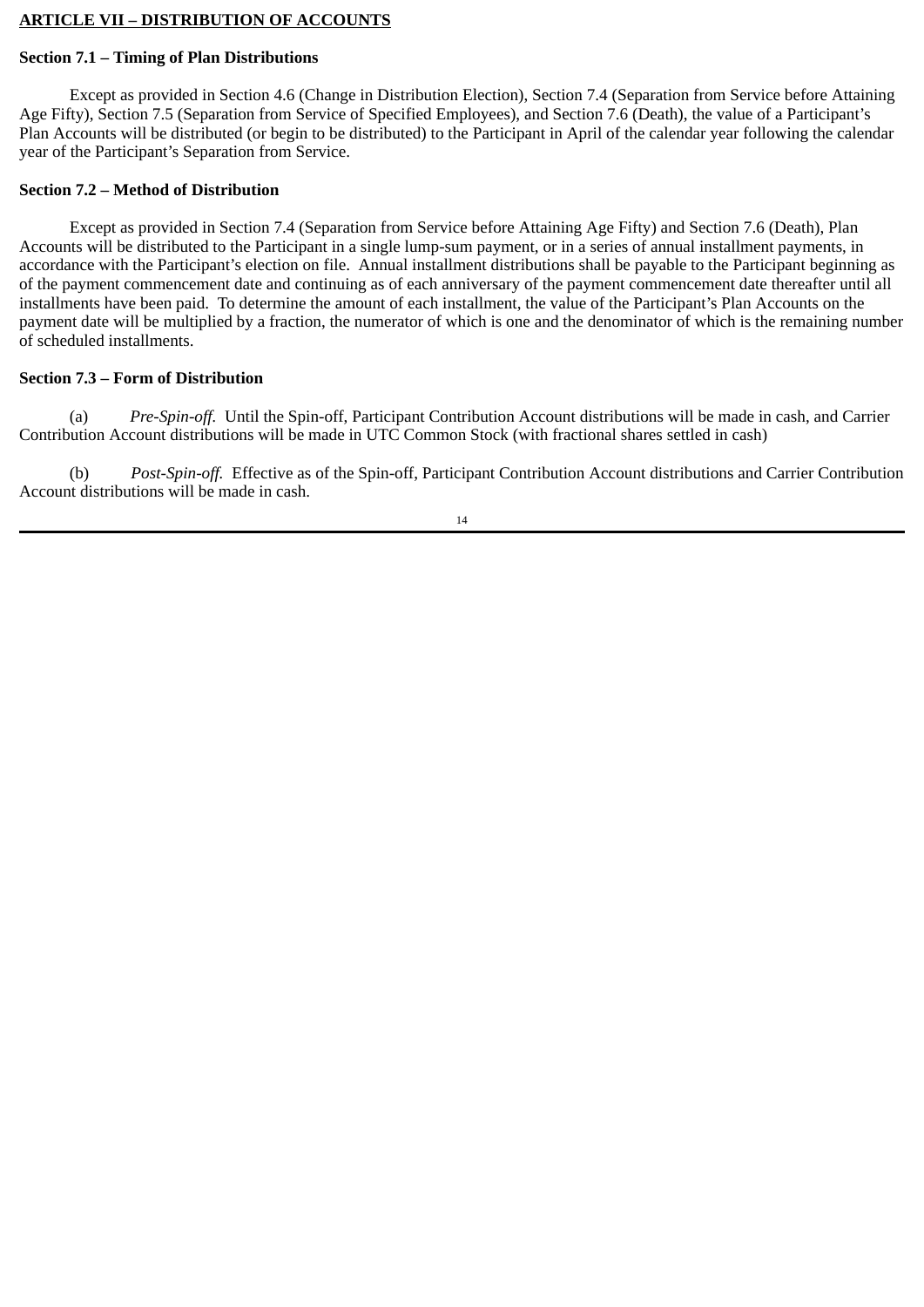## ARTICLE VII – DISTRIBUTION OF ACCOUNTS

### Section 7.1 – Timing of Plan Distributions

Except as provided in Section 4.6 (Change in Distribution Election), Section 7.4 (Separation from Service before Attaining Age Fifty), Section 7.5 (Separation from Service of Specified Employees), and Section 7.6 (Death), the value of a Participant's Plan Accounts will be distributed (or begin to be distributed) to the Participant in April of the calendar year following the calendar year of the Participant's Separation from Service.

### Section 7.2 – Method of Distribution

Except as provided in Section 7.4 (Separation from Service before Attaining Age Fifty) and Section 7.6 (Death), Plan Accounts will be distributed to the Participant in a single lump-sum payment, or in a series of annual installment payments, in accordance with the Participant's election on file. Annual installment distributions shall be payable to the Participant beginning as of the payment commencement date and continuing as of each anniversary of the payment commencement date thereafter until all installments have been paid. To determine the amount of each installment, the value of the Participant's Plan Accounts on the payment date will be multiplied by a fraction, the numerator of which is one and the denominator of which is the remaining number of scheduled installments.

### Section 7.3 – Form of Distribution

(a) *Pre-Spin-off.* Until the Spin-off, Participant Contribution Account distributions will be made in cash, and Carrier Contribution Account distributions will be made in UTC Common Stock (with fractional shares settled in cash)

(b) *Post-Spin-off.* Effective as of the Spin-off, Participant Contribution Account distributions and Carrier Contribution Account distributions will be made in cash.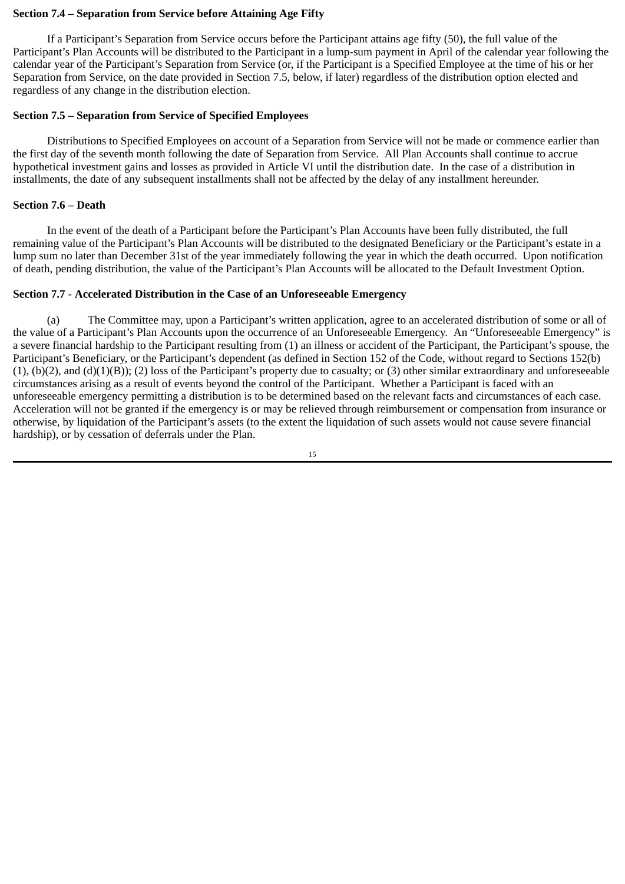**Section 7.4 – Separation from Service before Attaining Age Fifty**

If a Participant's Separation from Service occurs before the Participant attains age fifty (50), the full value of the Participant's Plan Accounts will be distributed to the Participant in a lump-sum payment in April of the calendar year following the calendar year of the Participant's Separation from Service (or, if the Participant is a Specified Employee at the time of his or her Separation from Service, on the date provided in Section 7.5, below, if later) regardless of the distribution option elected and regardless of any change in the distribution election.

**Section 7.5 – Separation from Service of Specified Employees**

Distributions to Specified Employees on account of a Separation from Service will not be made or commence earlier than the first day of the seventh month following the date of Separation from Service. All Plan Accounts shall continue to accrue hypothetical investment gains and losses as provided in Article VI until the distribution date. In the case of a distribution in installments, the date of any subsequent installments shall not be affected by the delay of any installment hereunder.

**Section 7.6 – Death**

In the event of the death of a Participant before the Participant's Plan Accounts have been fully distributed, the full remaining value of the Participant's Plan Accounts will be distributed to the designated Beneficiary or the Participant's estate in a lump sum no later than December 31st of the year immediately following the year in which the death occurred. Upon notification of death, pending distribution, the value of the Participant's Plan Accounts will be allocated to the Default Investment Option.

**Section 7.7 - Accelerated Distribution in the Case of an Unforeseeable Emergency**

(a) The Committee may, upon a Participant's written application, agree to an accelerated distribution of some or all of the value of a Participant's Plan Accounts upon the occurrence of an Unforeseeable Emergency. An "Unforeseeable Emergency" is a severe financial hardship to the Participant resulting from (1) an illness or accident of the Participant, the Participant's spouse, the Participant's Beneficiary, or the Participant's dependent (as defined in Section 152 of the Code, without regard to Sections 152(b)(1), (b)(2), and (d)(1)(B)); (2) loss of the Participant's property due to casualty; or (3) other similar extraordinary and unforeseeable circumstances arising as a result of events beyond the control of the Participant. Whether a Participant is faced with an unforeseeable emergency permitting a distribution is to be determined based on the relevant facts and circumstances of each case. Acceleration will not be granted if the emergency is or may be relieved through reimbursement or compensation from insurance or otherwise, by liquidation of the Participant's assets (to the extent the liquidation of such assets would not cause severe financial hardship), or by cessation of deferrals under the Plan.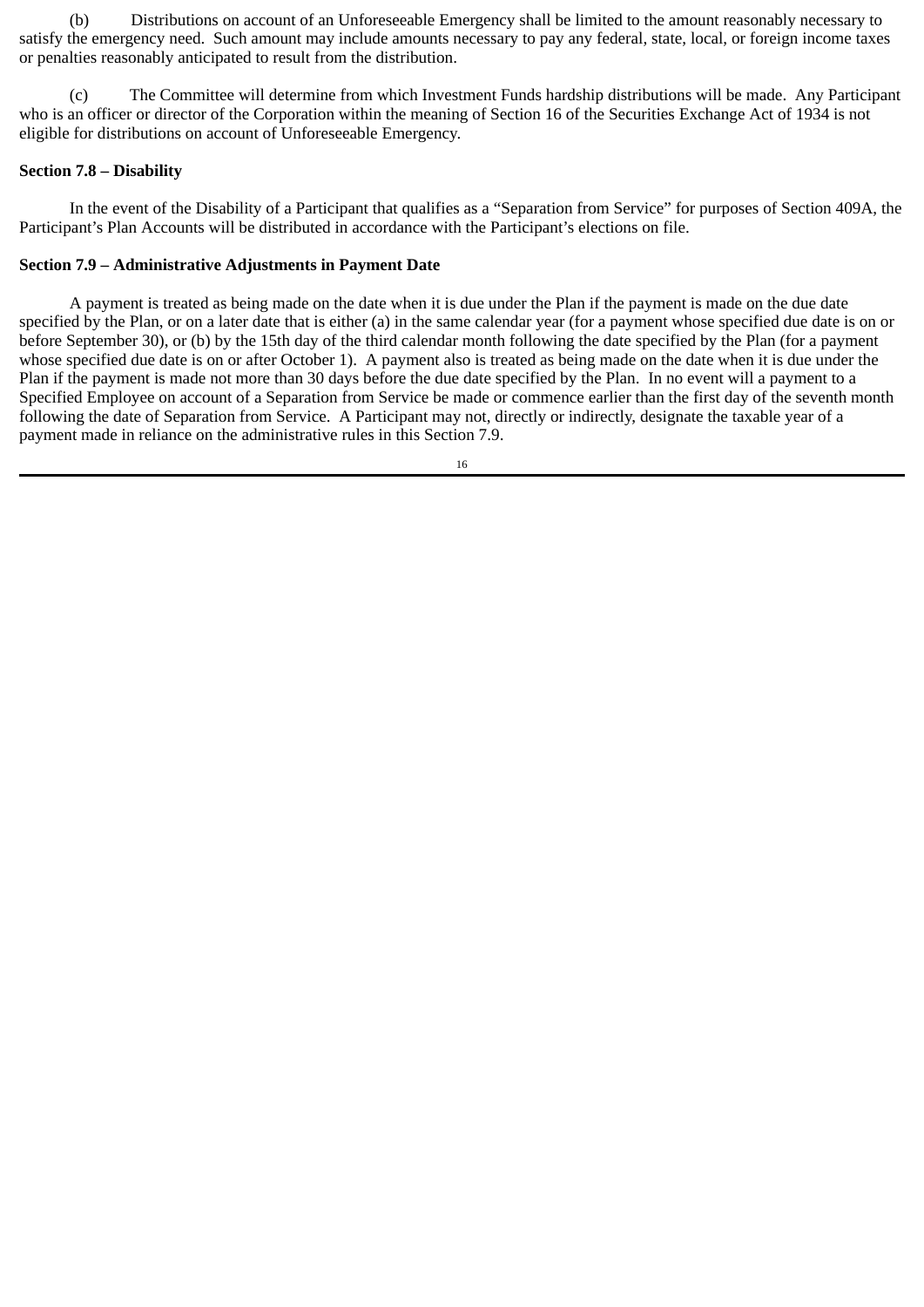(b) Distributions on account of an Unforeseeable Emergency shall be limited to the amount reasonably necessary to satisfy the emergency need. Such amount may include amounts necessary to pay any federal, state, local, or foreign income taxes or penalties reasonably anticipated to result from the distribution.

(c) The Committee will determine from which Investment Funds hardship distributions will be made. Any Participant who is an officer or director of the Corporation within the meaning of Section 16 of the Securities Exchange Act of 1934 is not eligible for distributions on account of Unforeseeable Emergency.

**Section 7.8 – Disability**

In the event of the Disability of a Participant that qualifies as a "Separation from Service" for purposes of Section 409A, the Participant's Plan Accounts will be distributed in accordance with the Participant's elections on file.

**Section 7.9 – Administrative Adjustments in Payment Date**

A payment is treated as being made on the date when it is due under the Plan if the payment is made on the due date specified by the Plan, or on a later date that is either (a) in the same calendar year (for a payment whose specified due date is on or before September 30), or (b) by the 15th day of the third calendar month following the date specified by the Plan (for a payment whose specified due date is on or after October 1). A payment also is treated as being made on the date when it is due under the Plan if the payment is made not more than 30 days before the due date specified by the Plan. In no event will a payment to a Specified Employee on account of a Separation from Service be made or commence earlier than the first day of the seventh month following the date of Separation from Service. A Participant may not, directly or indirectly, designate the taxable year of a payment made in reliance on the administrative rules in this Section 7.9.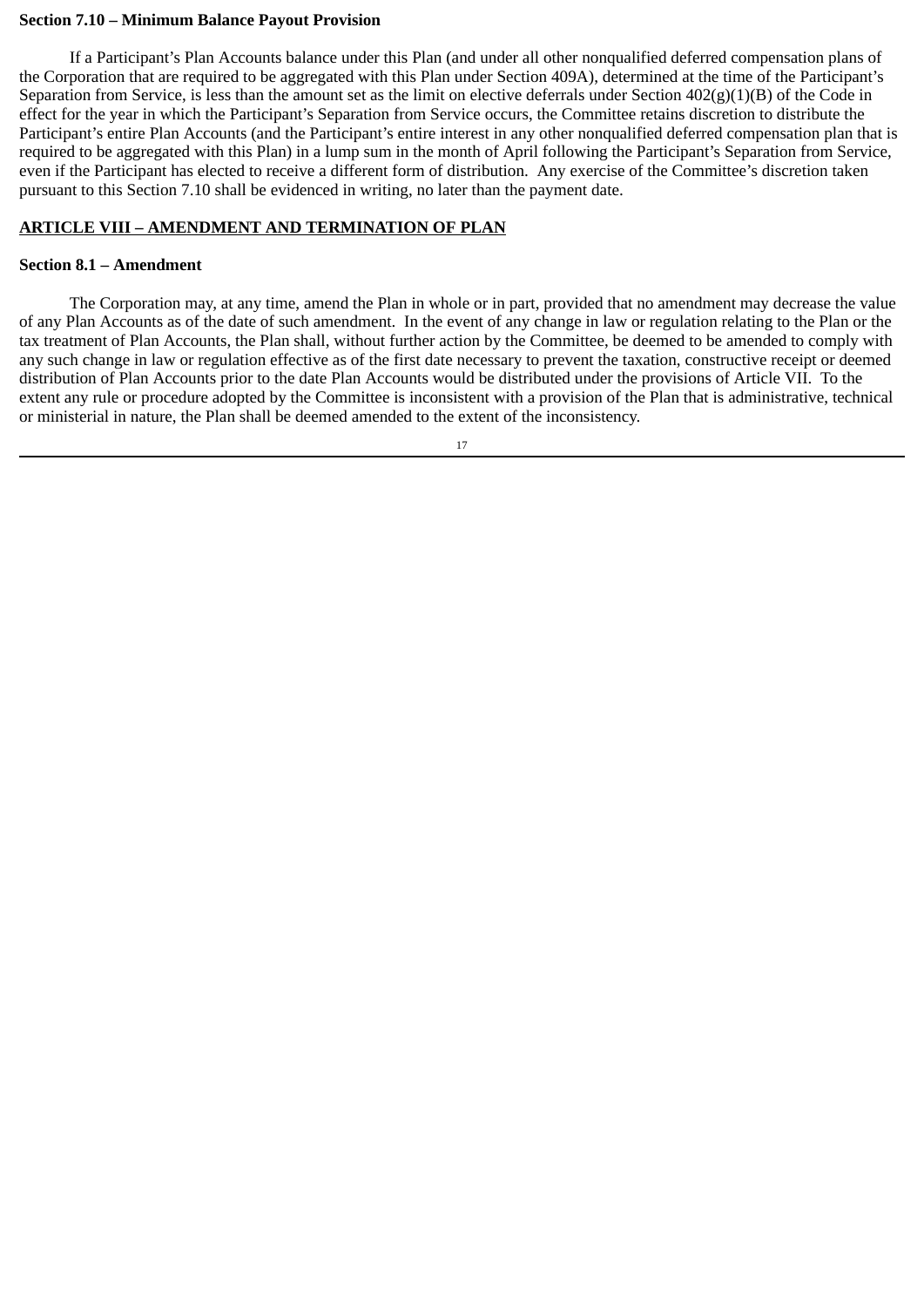**Section 7.10 – Minimum Balance Payout Provision**

If a Participant's Plan Accounts balance under this Plan (and under all other nonqualified deferred compensation plans of the Corporation that are required to be aggregated with this Plan under Section 409A), determined at the time of the Participant's Separation from Service, is less than the amount set as the limit on elective deferrals under Section 402(g)(1)(B) of the Code in effect for the year in which the Participant's Separation from Service occurs, the Committee retains discretion to distribute the Participant's entire Plan Accounts (and the Participant's entire interest in any other nonqualified deferred compensation plan that is required to be aggregated with this Plan) in a lump sum in the month of April following the Participant's Separation from Service, even if the Participant has elected to receive a different form of distribution. Any exercise of the Committee's discretion taken pursuant to this Section 7.10 shall be evidenced in writing, no later than the payment date.

## ARTICLE VIII – AMENDMENT AND TERMINATION OF PLAN

**Section 8.1 – Amendment**

The Corporation may, at any time, amend the Plan in whole or in part, provided that no amendment may decrease the value of any Plan Accounts as of the date of such amendment. In the event of any change in law or regulation relating to the Plan or the tax treatment of Plan Accounts, the Plan shall, without further action by the Committee, be deemed to be amended to comply with any such change in law or regulation effective as of the first date necessary to prevent the taxation, constructive receipt or deemed distribution of Plan Accounts prior to the date Plan Accounts would be distributed under the provisions of Article VII. To the extent any rule or procedure adopted by the Committee is inconsistent with a provision of the Plan that is administrative, technical or ministerial in nature, the Plan shall be deemed amended to the extent of the inconsistency.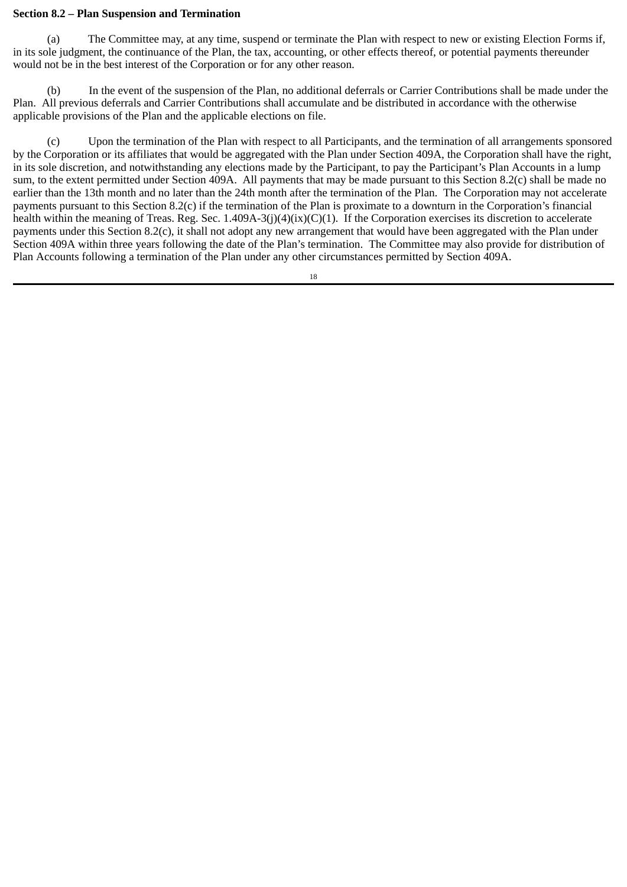**Section 8.2 – Plan Suspension and Termination**

(a) The Committee may, at any time, suspend or terminate the Plan with respect to new or existing Election Forms if, in its sole judgment, the continuance of the Plan, the tax, accounting, or other effects thereof, or potential payments thereunder would not be in the best interest of the Corporation or for any other reason.

(b) In the event of the suspension of the Plan, no additional deferrals or Carrier Contributions shall be made under the Plan. All previous deferrals and Carrier Contributions shall accumulate and be distributed in accordance with the otherwise applicable provisions of the Plan and the applicable elections on file.

(c) Upon the termination of the Plan with respect to all Participants, and the termination of all arrangements sponsored by the Corporation or its affiliates that would be aggregated with the Plan under Section 409A, the Corporation shall have the right, in its sole discretion, and notwithstanding any elections made by the Participant, to pay the Participant's Plan Accounts in a lump sum, to the extent permitted under Section 409A. All payments that may be made pursuant to this Section 8.2(c) shall be made no earlier than the 13th month and no later than the 24th month after the termination of the Plan. The Corporation may not accelerate payments pursuant to this Section 8.2(c) if the termination of the Plan is proximate to a downturn in the Corporation's financial health within the meaning of Treas. Reg. Sec. 1.409A-3(j)(4)(ix)(C)(1). If the Corporation exercises its discretion to accelerate payments under this Section 8.2(c), it shall not adopt any new arrangement that would have been aggregated with the Plan under Section 409A within three years following the date of the Plan's termination. The Committee may also provide for distribution of Plan Accounts following a termination of the Plan under any other circumstances permitted by Section 409A.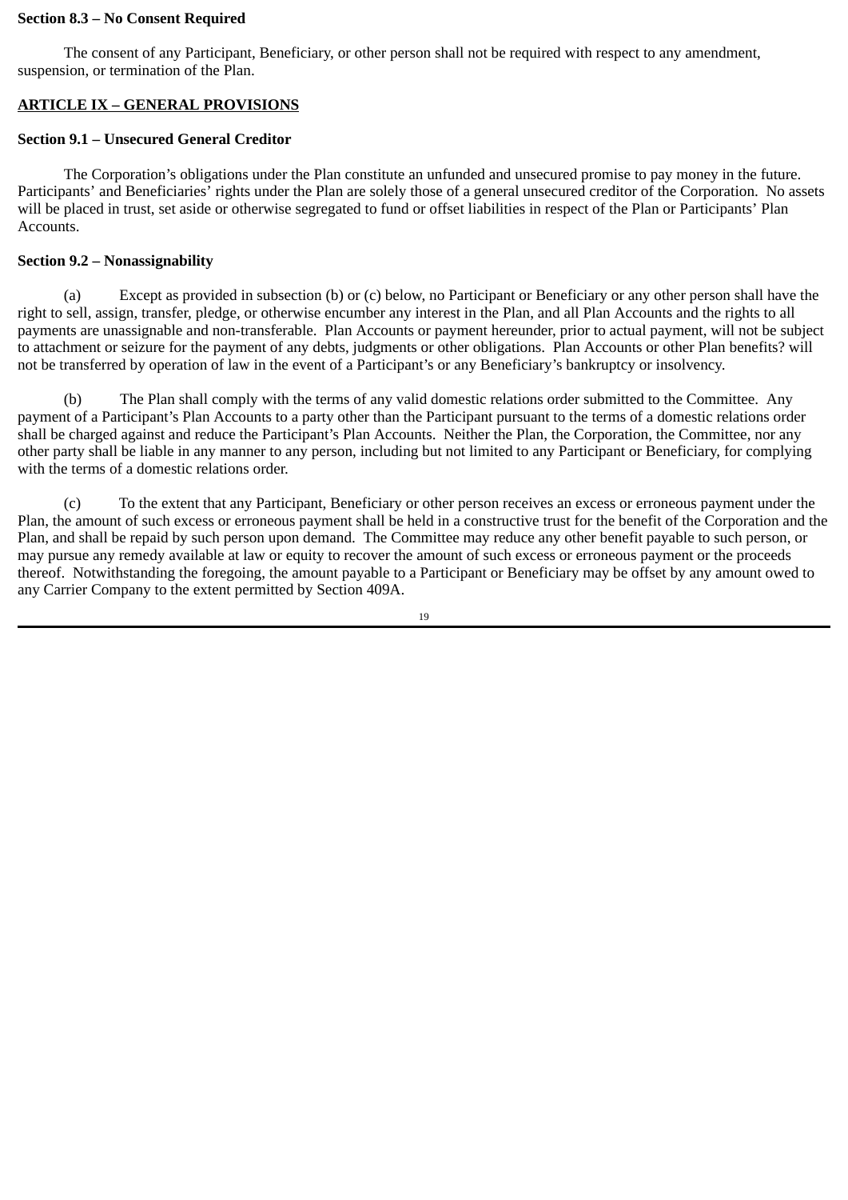**Section 8.3 – No Consent Required**

The consent of any Participant, Beneficiary, or other person shall not be required with respect to any amendment, suspension, or termination of the Plan.

**ARTICLE IX – GENERAL PROVISIONS**

**Section 9.1 – Unsecured General Creditor**

The Corporation's obligations under the Plan constitute an unfunded and unsecured promise to pay money in the future. Participants' and Beneficiaries' rights under the Plan are solely those of a general unsecured creditor of the Corporation. No assets will be placed in trust, set aside or otherwise segregated to fund or offset liabilities in respect of the Plan or Participants' Plan Accounts.

**Section 9.2 – Nonassignability**

(a) Except as provided in subsection (b) or (c) below, no Participant or Beneficiary or any other person shall have the right to sell, assign, transfer, pledge, or otherwise encumber any interest in the Plan, and all Plan Accounts and the rights to all payments are unassignable and non-transferable. Plan Accounts or payment hereunder, prior to actual payment, will not be subject to attachment or seizure for the payment of any debts, judgments or other obligations. Plan Accounts or other Plan benefits? will not be transferred by operation of law in the event of a Participant's or any Beneficiary's bankruptcy or insolvency.

(b) The Plan shall comply with the terms of any valid domestic relations order submitted to the Committee. Any payment of a Participant's Plan Accounts to a party other than the Participant pursuant to the terms of a domestic relations order shall be charged against and reduce the Participant's Plan Accounts. Neither the Plan, the Corporation, the Committee, nor any other party shall be liable in any manner to any person, including but not limited to any Participant or Beneficiary, for complying with the terms of a domestic relations order.

(c) To the extent that any Participant, Beneficiary or other person receives an excess or erroneous payment under the Plan, the amount of such excess or erroneous payment shall be held in a constructive trust for the benefit of the Corporation and the Plan, and shall be repaid by such person upon demand. The Committee may reduce any other benefit payable to such person, or may pursue any remedy available at law or equity to recover the amount of such excess or erroneous payment or the proceeds thereof. Notwithstanding the foregoing, the amount payable to a Participant or Beneficiary may be offset by any amount owed to any Carrier Company to the extent permitted by Section 409A.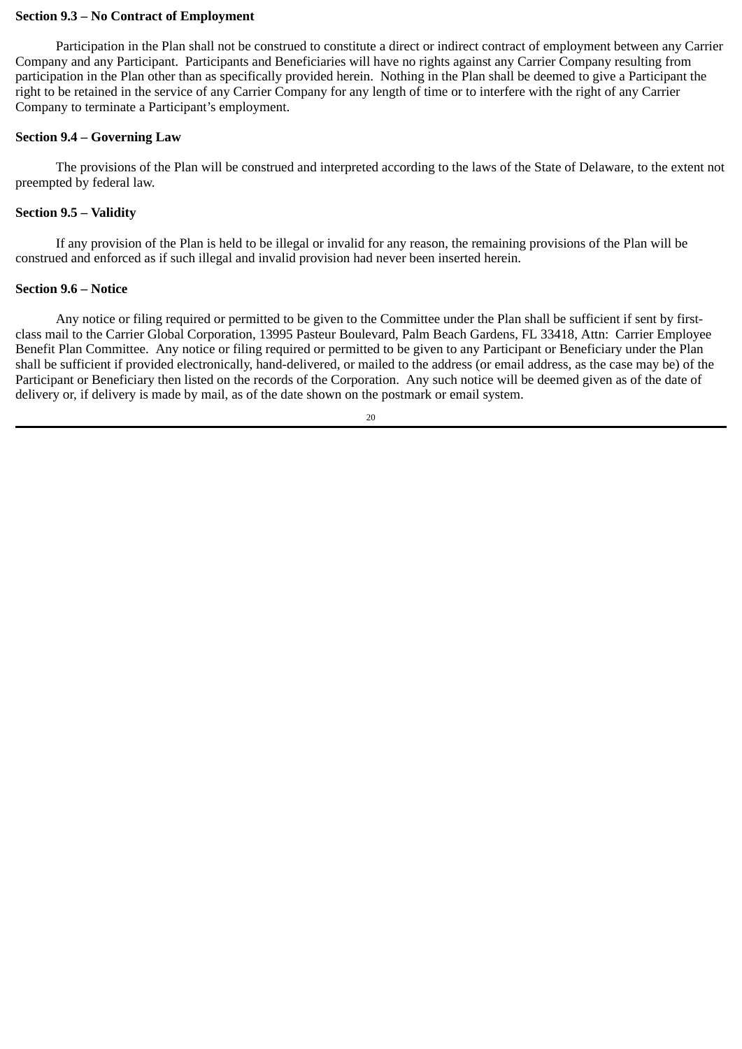**Section 9.3 – No Contract of Employment**

Participation in the Plan shall not be construed to constitute a direct or indirect contract of employment between any Carrier Company and any Participant. Participants and Beneficiaries will have no rights against any Carrier Company resulting from participation in the Plan other than as specifically provided herein. Nothing in the Plan shall be deemed to give a Participant the right to be retained in the service of any Carrier Company for any length of time or to interfere with the right of any Carrier Company to terminate a Participant's employment.

**Section 9.4 – Governing Law**

The provisions of the Plan will be construed and interpreted according to the laws of the State of Delaware, to the extent not preempted by federal law.

**Section 9.5 – Validity**

If any provision of the Plan is held to be illegal or invalid for any reason, the remaining provisions of the Plan will be construed and enforced as if such illegal and invalid provision had never been inserted herein.

**Section 9.6 – Notice**

Any notice or filing required or permitted to be given to the Committee under the Plan shall be sufficient if sent by first-class mail to the Carrier Global Corporation, 13995 Pasteur Boulevard, Palm Beach Gardens, FL 33418, Attn: Carrier Employee Benefit Plan Committee. Any notice or filing required or permitted to be given to any Participant or Beneficiary under the Plan shall be sufficient if provided electronically, hand-delivered, or mailed to the address (or email address, as the case may be) of the Participant or Beneficiary then listed on the records of the Corporation. Any such notice will be deemed given as of the date of delivery or, if delivery is made by mail, as of the date shown on the postmark or email system.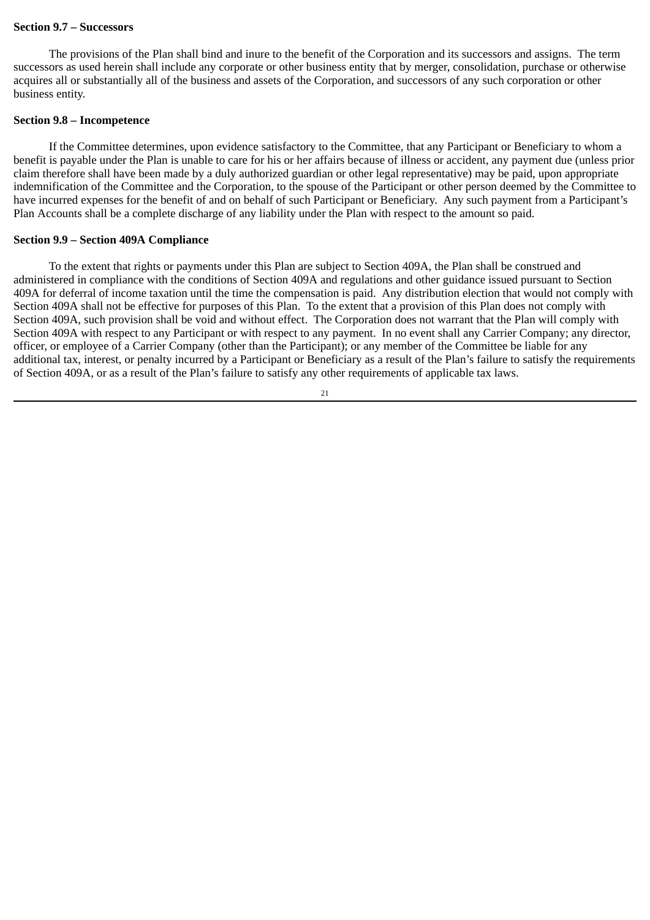**Section 9.7 – Successors**

The provisions of the Plan shall bind and inure to the benefit of the Corporation and its successors and assigns. The term successors as used herein shall include any corporate or other business entity that by merger, consolidation, purchase or otherwise acquires all or substantially all of the business and assets of the Corporation, and successors of any such corporation or other business entity.

**Section 9.8 – Incompetence**

If the Committee determines, upon evidence satisfactory to the Committee, that any Participant or Beneficiary to whom a benefit is payable under the Plan is unable to care for his or her affairs because of illness or accident, any payment due (unless prior claim therefore shall have been made by a duly authorized guardian or other legal representative) may be paid, upon appropriate indemnification of the Committee and the Corporation, to the spouse of the Participant or other person deemed by the Committee to have incurred expenses for the benefit of and on behalf of such Participant or Beneficiary. Any such payment from a Participant's Plan Accounts shall be a complete discharge of any liability under the Plan with respect to the amount so paid.

**Section 9.9 – Section 409A Compliance**

To the extent that rights or payments under this Plan are subject to Section 409A, the Plan shall be construed and administered in compliance with the conditions of Section 409A and regulations and other guidance issued pursuant to Section 409A for deferral of income taxation until the time the compensation is paid. Any distribution election that would not comply with Section 409A shall not be effective for purposes of this Plan. To the extent that a provision of this Plan does not comply with Section 409A, such provision shall be void and without effect. The Corporation does not warrant that the Plan will comply with Section 409A with respect to any Participant or with respect to any payment. In no event shall any Carrier Company; any director, officer, or employee of a Carrier Company (other than the Participant); or any member of the Committee be liable for any additional tax, interest, or penalty incurred by a Participant or Beneficiary as a result of the Plan's failure to satisfy the requirements of Section 409A, or as a result of the Plan's failure to satisfy any other requirements of applicable tax laws.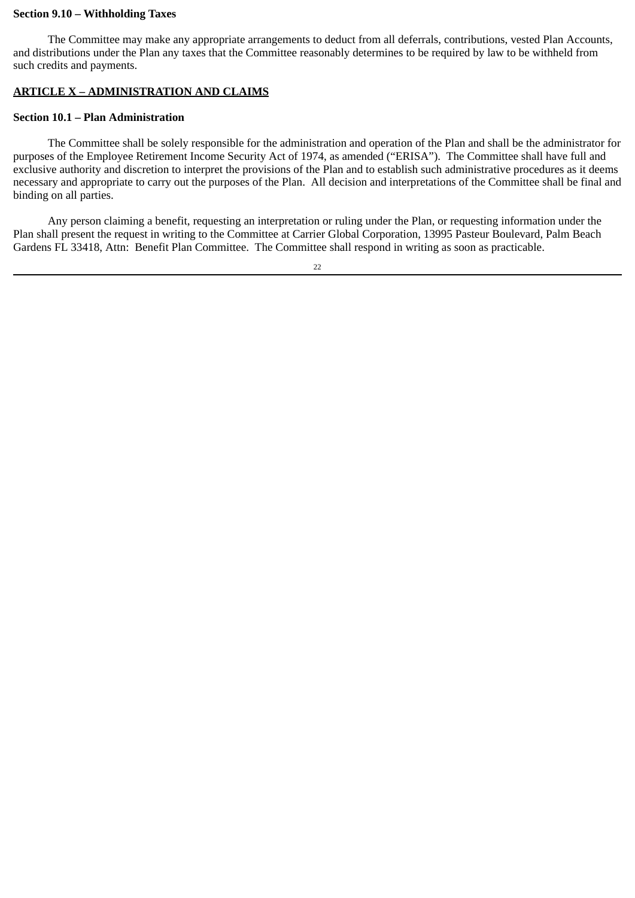**Section 9.10 – Withholding Taxes**

The Committee may make any appropriate arrangements to deduct from all deferrals, contributions, vested Plan Accounts, and distributions under the Plan any taxes that the Committee reasonably determines to be required by law to be withheld from such credits and payments.

## ARTICLE X – ADMINISTRATION AND CLAIMS

**Section 10.1 – Plan Administration**

The Committee shall be solely responsible for the administration and operation of the Plan and shall be the administrator for purposes of the Employee Retirement Income Security Act of 1974, as amended (“ERISA”). The Committee shall have full and exclusive authority and discretion to interpret the provisions of the Plan and to establish such administrative procedures as it deems necessary and appropriate to carry out the purposes of the Plan. All decision and interpretations of the Committee shall be final and binding on all parties.

Any person claiming a benefit, requesting an interpretation or ruling under the Plan, or requesting information under the Plan shall present the request in writing to the Committee at Carrier Global Corporation, 13995 Pasteur Boulevard, Palm Beach Gardens FL 33418, Attn: Benefit Plan Committee. The Committee shall respond in writing as soon as practicable.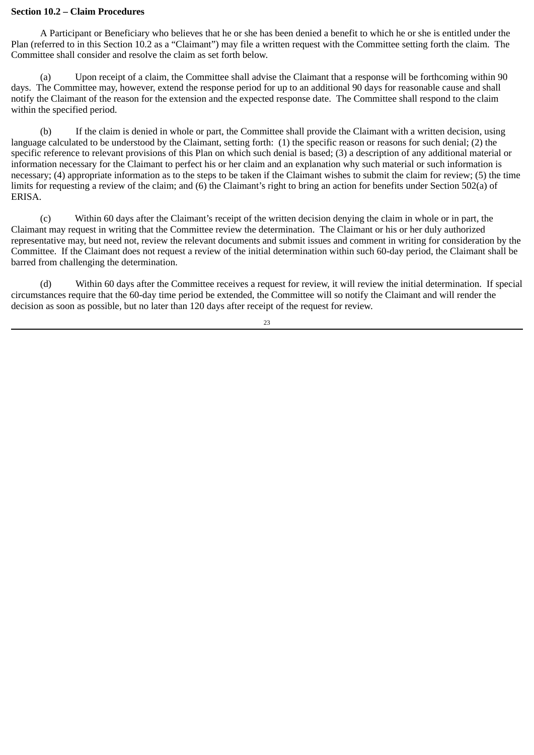**Section 10.2 – Claim Procedures**

A Participant or Beneficiary who believes that he or she has been denied a benefit to which he or she is entitled under the Plan (referred to in this Section 10.2 as a "Claimant") may file a written request with the Committee setting forth the claim. The Committee shall consider and resolve the claim as set forth below.

(a) Upon receipt of a claim, the Committee shall advise the Claimant that a response will be forthcoming within 90 days. The Committee may, however, extend the response period for up to an additional 90 days for reasonable cause and shall notify the Claimant of the reason for the extension and the expected response date. The Committee shall respond to the claim within the specified period.

(b) If the claim is denied in whole or part, the Committee shall provide the Claimant with a written decision, using language calculated to be understood by the Claimant, setting forth: (1) the specific reason or reasons for such denial; (2) the specific reference to relevant provisions of this Plan on which such denial is based; (3) a description of any additional material or information necessary for the Claimant to perfect his or her claim and an explanation why such material or such information is necessary; (4) appropriate information as to the steps to be taken if the Claimant wishes to submit the claim for review; (5) the time limits for requesting a review of the claim; and (6) the Claimant's right to bring an action for benefits under Section 502(a) of ERISA.

(c) Within 60 days after the Claimant's receipt of the written decision denying the claim in whole or in part, the Claimant may request in writing that the Committee review the determination. The Claimant or his or her duly authorized representative may, but need not, review the relevant documents and submit issues and comment in writing for consideration by the Committee. If the Claimant does not request a review of the initial determination within such 60-day period, the Claimant shall be barred from challenging the determination.

(d) Within 60 days after the Committee receives a request for review, it will review the initial determination. If special circumstances require that the 60-day time period be extended, the Committee will so notify the Claimant and will render the decision as soon as possible, but no later than 120 days after receipt of the request for review.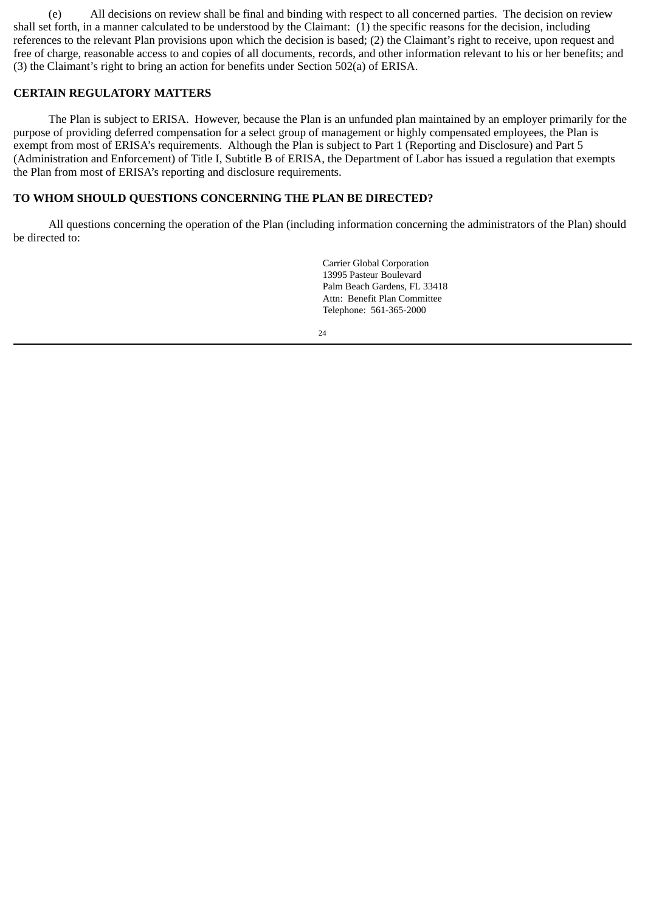(e)	All decisions on review shall be final and binding with respect to all concerned parties. The decision on review shall set forth, in a manner calculated to be understood by the Claimant: (1) the specific reasons for the decision, including references to the relevant Plan provisions upon which the decision is based; (2) the Claimant's right to receive, upon request and free of charge, reasonable access to and copies of all documents, records, and other information relevant to his or her benefits; and (3) the Claimant's right to bring an action for benefits under Section 502(a) of ERISA.

**CERTAIN REGULATORY MATTERS**

The Plan is subject to ERISA. However, because the Plan is an unfunded plan maintained by an employer primarily for the purpose of providing deferred compensation for a select group of management or highly compensated employees, the Plan is exempt from most of ERISA's requirements. Although the Plan is subject to Part 1 (Reporting and Disclosure) and Part 5 (Administration and Enforcement) of Title I, Subtitle B of ERISA, the Department of Labor has issued a regulation that exempts the Plan from most of ERISA's reporting and disclosure requirements.

**TO WHOM SHOULD QUESTIONS CONCERNING THE PLAN BE DIRECTED?**

All questions concerning the operation of the Plan (including information concerning the administrators of the Plan) should be directed to:

Carrier Global Corporation
13995 Pasteur Boulevard
Palm Beach Gardens, FL 33418
Attn: Benefit Plan Committee
Telephone: 561-365-2000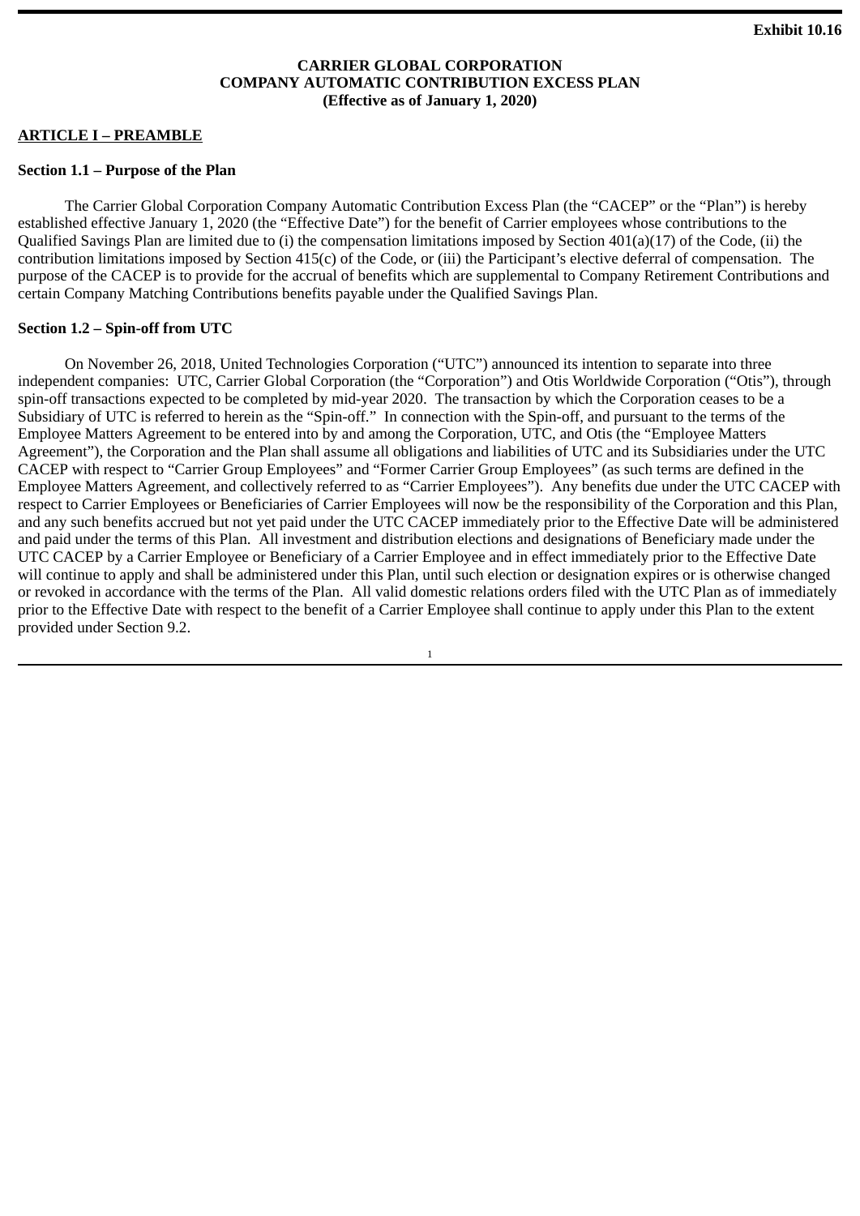**Exhibit 10.16**

# CARRIER GLOBAL CORPORATION
# COMPANY AUTOMATIC CONTRIBUTION EXCESS PLAN
**(Effective as of January 1, 2020)**

## ARTICLE I – PREAMBLE

### Section 1.1 – Purpose of the Plan

The Carrier Global Corporation Company Automatic Contribution Excess Plan (the "CACEP" or the "Plan") is hereby established effective January 1, 2020 (the "Effective Date") for the benefit of Carrier employees whose contributions to the Qualified Savings Plan are limited due to (i) the compensation limitations imposed by Section 401(a)(17) of the Code, (ii) the contribution limitations imposed by Section 415(c) of the Code, or (iii) the Participant's elective deferral of compensation. The purpose of the CACEP is to provide for the accrual of benefits which are supplemental to Company Retirement Contributions and certain Company Matching Contributions benefits payable under the Qualified Savings Plan.

### Section 1.2 – Spin-off from UTC

On November 26, 2018, United Technologies Corporation ("UTC") announced its intention to separate into three independent companies: UTC, Carrier Global Corporation (the "Corporation") and Otis Worldwide Corporation ("Otis"), through spin-off transactions expected to be completed by mid-year 2020. The transaction by which the Corporation ceases to be a Subsidiary of UTC is referred to herein as the "Spin-off." In connection with the Spin-off, and pursuant to the terms of the Employee Matters Agreement to be entered into by and among the Corporation, UTC, and Otis (the "Employee Matters Agreement"), the Corporation and the Plan shall assume all obligations and liabilities of UTC and its Subsidiaries under the UTC CACEP with respect to "Carrier Group Employees" and "Former Carrier Group Employees" (as such terms are defined in the Employee Matters Agreement, and collectively referred to as "Carrier Employees"). Any benefits due under the UTC CACEP with respect to Carrier Employees or Beneficiaries of Carrier Employees will now be the responsibility of the Corporation and this Plan, and any such benefits accrued but not yet paid under the UTC CACEP immediately prior to the Effective Date will be administered and paid under the terms of this Plan. All investment and distribution elections and designations of Beneficiary made under the UTC CACEP by a Carrier Employee or Beneficiary of a Carrier Employee and in effect immediately prior to the Effective Date will continue to apply and shall be administered under this Plan, until such election or designation expires or is otherwise changed or revoked in accordance with the terms of the Plan. All valid domestic relations orders filed with the UTC Plan as of immediately prior to the Effective Date with respect to the benefit of a Carrier Employee shall continue to apply under this Plan to the extent provided under Section 9.2.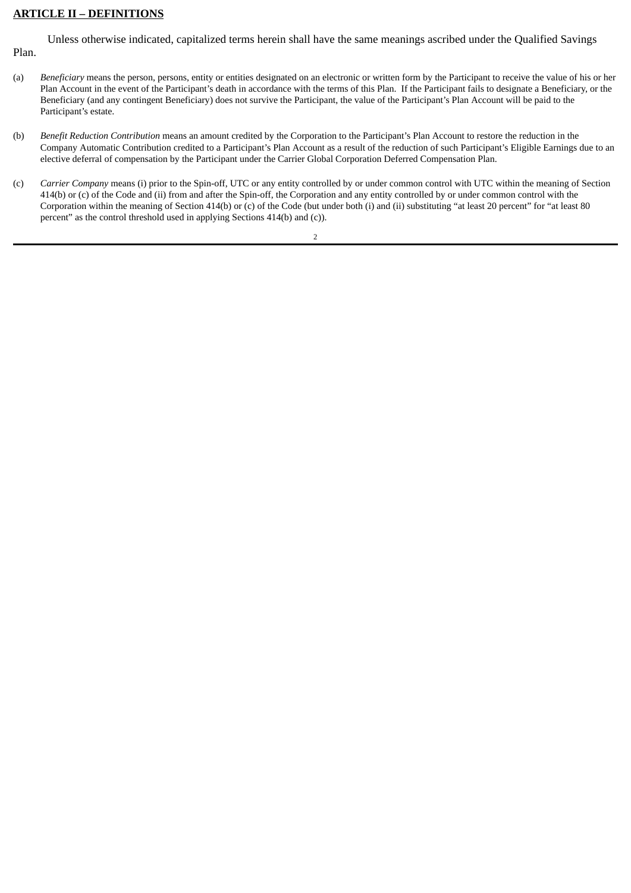## **ARTICLE II – DEFINITIONS**

Unless otherwise indicated, capitalized terms herein shall have the same meanings ascribed under the Qualified Savings Plan.

(a) *Beneficiary* means the person, persons, entity or entities designated on an electronic or written form by the Participant to receive the value of his or her Plan Account in the event of the Participant's death in accordance with the terms of this Plan. If the Participant fails to designate a Beneficiary, or the Beneficiary (and any contingent Beneficiary) does not survive the Participant, the value of the Participant's Plan Account will be paid to the Participant's estate.

(b) *Benefit Reduction Contribution* means an amount credited by the Corporation to the Participant's Plan Account to restore the reduction in the Company Automatic Contribution credited to a Participant's Plan Account as a result of the reduction of such Participant's Eligible Earnings due to an elective deferral of compensation by the Participant under the Carrier Global Corporation Deferred Compensation Plan.

(c) *Carrier Company* means (i) prior to the Spin-off, UTC or any entity controlled by or under common control with UTC within the meaning of Section 414(b) or (c) of the Code and (ii) from and after the Spin-off, the Corporation and any entity controlled by or under common control with the Corporation within the meaning of Section 414(b) or (c) of the Code (but under both (i) and (ii) substituting "at least 20 percent" for "at least 80 percent" as the control threshold used in applying Sections 414(b) and (c)).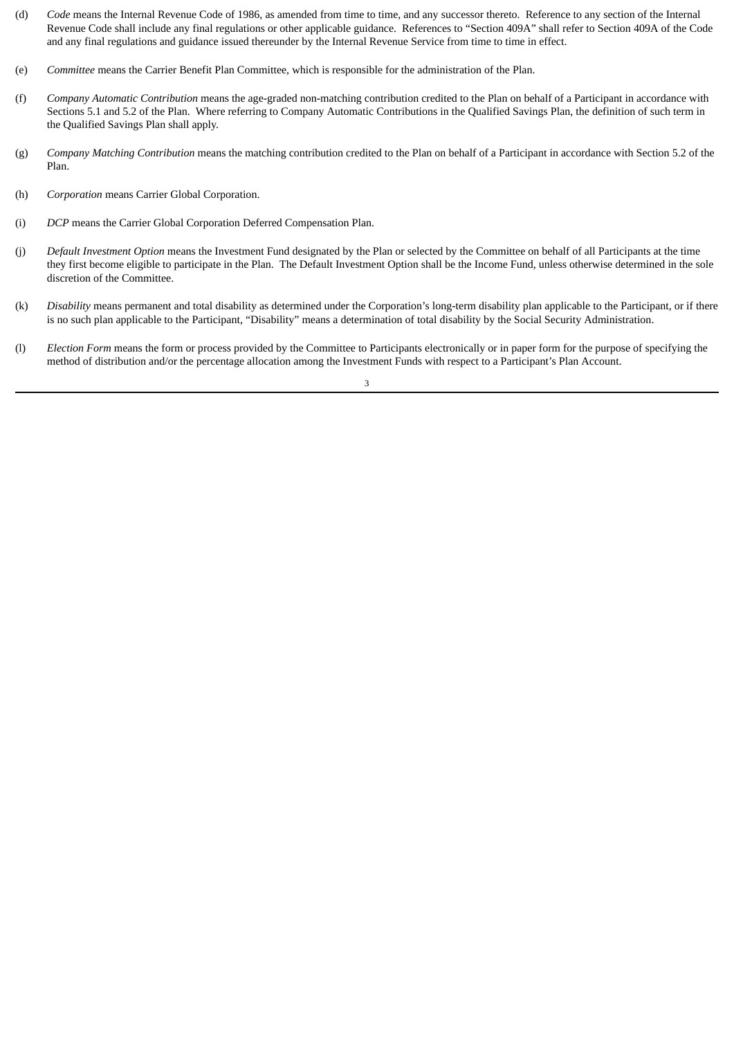(d) *Code* means the Internal Revenue Code of 1986, as amended from time to time, and any successor thereto. Reference to any section of the Internal Revenue Code shall include any final regulations or other applicable guidance. References to "Section 409A" shall refer to Section 409A of the Code and any final regulations and guidance issued thereunder by the Internal Revenue Service from time to time in effect.

(e) *Committee* means the Carrier Benefit Plan Committee, which is responsible for the administration of the Plan.

(f) *Company Automatic Contribution* means the age-graded non-matching contribution credited to the Plan on behalf of a Participant in accordance with Sections 5.1 and 5.2 of the Plan. Where referring to Company Automatic Contributions in the Qualified Savings Plan, the definition of such term in the Qualified Savings Plan shall apply.

(g) *Company Matching Contribution* means the matching contribution credited to the Plan on behalf of a Participant in accordance with Section 5.2 of the Plan.

(h) *Corporation* means Carrier Global Corporation.

(i) *DCP* means the Carrier Global Corporation Deferred Compensation Plan.

(j) *Default Investment Option* means the Investment Fund designated by the Plan or selected by the Committee on behalf of all Participants at the time they first become eligible to participate in the Plan. The Default Investment Option shall be the Income Fund, unless otherwise determined in the sole discretion of the Committee.

(k) *Disability* means permanent and total disability as determined under the Corporation's long-term disability plan applicable to the Participant, or if there is no such plan applicable to the Participant, "Disability" means a determination of total disability by the Social Security Administration.

(l) *Election Form* means the form or process provided by the Committee to Participants electronically or in paper form for the purpose of specifying the method of distribution and/or the percentage allocation among the Investment Funds with respect to a Participant's Plan Account.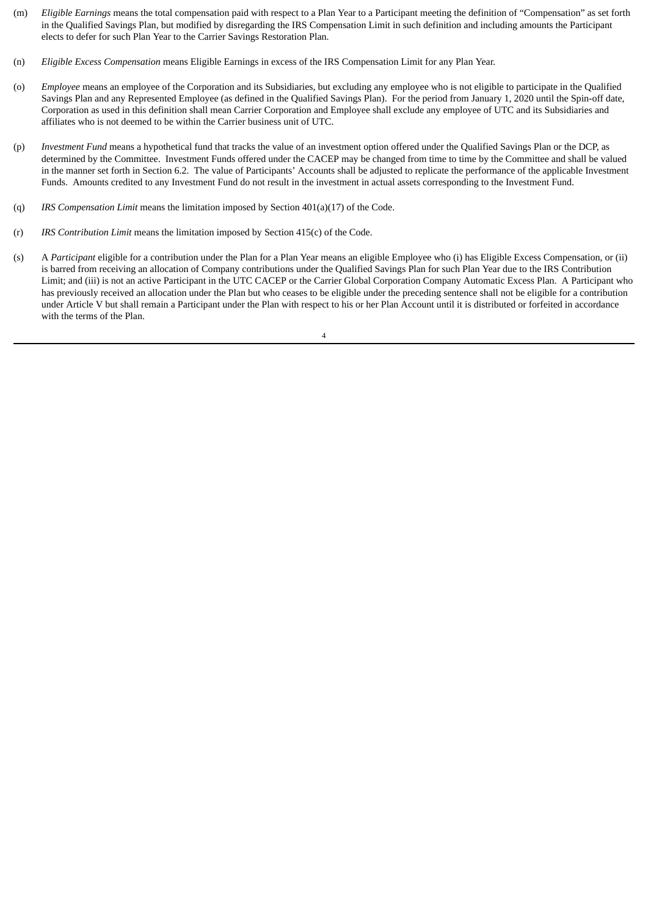(m) *Eligible Earnings* means the total compensation paid with respect to a Plan Year to a Participant meeting the definition of "Compensation" as set forth in the Qualified Savings Plan, but modified by disregarding the IRS Compensation Limit in such definition and including amounts the Participant elects to defer for such Plan Year to the Carrier Savings Restoration Plan.

(n) *Eligible Excess Compensation* means Eligible Earnings in excess of the IRS Compensation Limit for any Plan Year.

(o) *Employee* means an employee of the Corporation and its Subsidiaries, but excluding any employee who is not eligible to participate in the Qualified Savings Plan and any Represented Employee (as defined in the Qualified Savings Plan). For the period from January 1, 2020 until the Spin-off date, Corporation as used in this definition shall mean Carrier Corporation and Employee shall exclude any employee of UTC and its Subsidiaries and affiliates who is not deemed to be within the Carrier business unit of UTC.

(p) *Investment Fund* means a hypothetical fund that tracks the value of an investment option offered under the Qualified Savings Plan or the DCP, as determined by the Committee. Investment Funds offered under the CACEP may be changed from time to time by the Committee and shall be valued in the manner set forth in Section 6.2. The value of Participants' Accounts shall be adjusted to replicate the performance of the applicable Investment Funds. Amounts credited to any Investment Fund do not result in the investment in actual assets corresponding to the Investment Fund.

(q) *IRS Compensation Limit* means the limitation imposed by Section 401(a)(17) of the Code.

(r) *IRS Contribution Limit* means the limitation imposed by Section 415(c) of the Code.

(s) A *Participant* eligible for a contribution under the Plan for a Plan Year means an eligible Employee who (i) has Eligible Excess Compensation, or (ii) is barred from receiving an allocation of Company contributions under the Qualified Savings Plan for such Plan Year due to the IRS Contribution Limit; and (iii) is not an active Participant in the UTC CACEP or the Carrier Global Corporation Company Automatic Excess Plan. A Participant who has previously received an allocation under the Plan but who ceases to be eligible under the preceding sentence shall not be eligible for a contribution under Article V but shall remain a Participant under the Plan with respect to his or her Plan Account until it is distributed or forfeited in accordance with the terms of the Plan.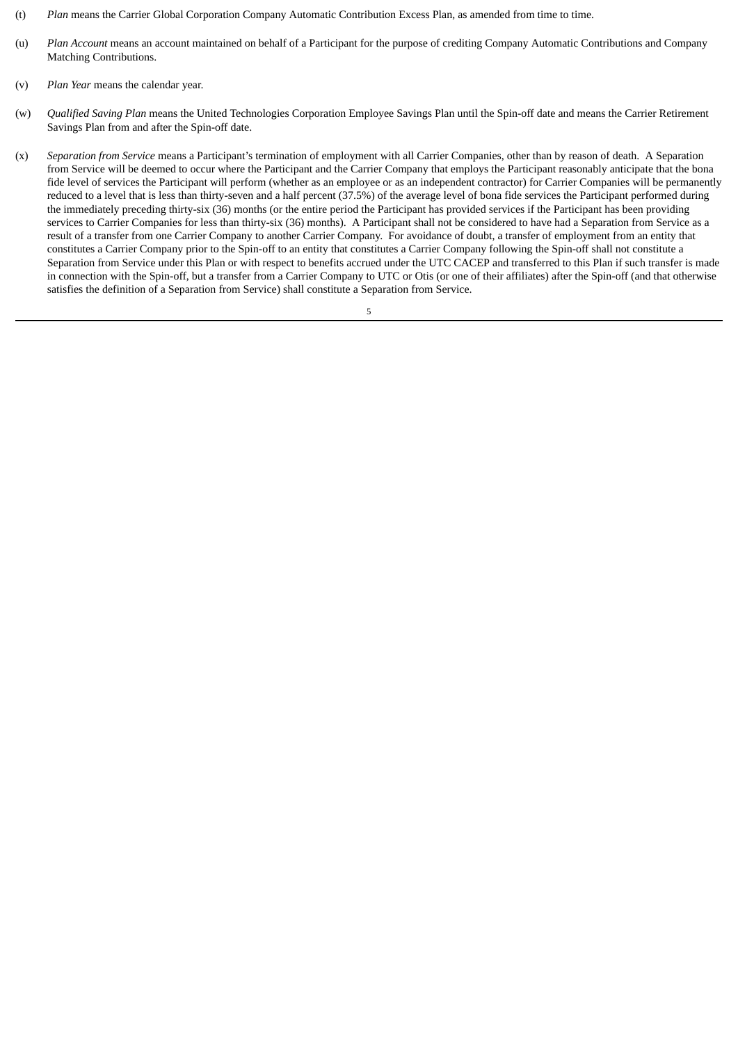(t) *Plan* means the Carrier Global Corporation Company Automatic Contribution Excess Plan, as amended from time to time.

(u) *Plan Account* means an account maintained on behalf of a Participant for the purpose of crediting Company Automatic Contributions and Company Matching Contributions.

(v) *Plan Year* means the calendar year.

(w) *Qualified Saving Plan* means the United Technologies Corporation Employee Savings Plan until the Spin-off date and means the Carrier Retirement Savings Plan from and after the Spin-off date.

(x) *Separation from Service* means a Participant's termination of employment with all Carrier Companies, other than by reason of death. A Separation from Service will be deemed to occur where the Participant and the Carrier Company that employs the Participant reasonably anticipate that the bona fide level of services the Participant will perform (whether as an employee or as an independent contractor) for Carrier Companies will be permanently reduced to a level that is less than thirty-seven and a half percent (37.5%) of the average level of bona fide services the Participant performed during the immediately preceding thirty-six (36) months (or the entire period the Participant has provided services if the Participant has been providing services to Carrier Companies for less than thirty-six (36) months). A Participant shall not be considered to have had a Separation from Service as a result of a transfer from one Carrier Company to another Carrier Company. For avoidance of doubt, a transfer of employment from an entity that constitutes a Carrier Company prior to the Spin-off to an entity that constitutes a Carrier Company following the Spin-off shall not constitute a Separation from Service under this Plan or with respect to benefits accrued under the UTC CACEP and transferred to this Plan if such transfer is made in connection with the Spin-off, but a transfer from a Carrier Company to UTC or Otis (or one of their affiliates) after the Spin-off (and that otherwise satisfies the definition of a Separation from Service) shall constitute a Separation from Service.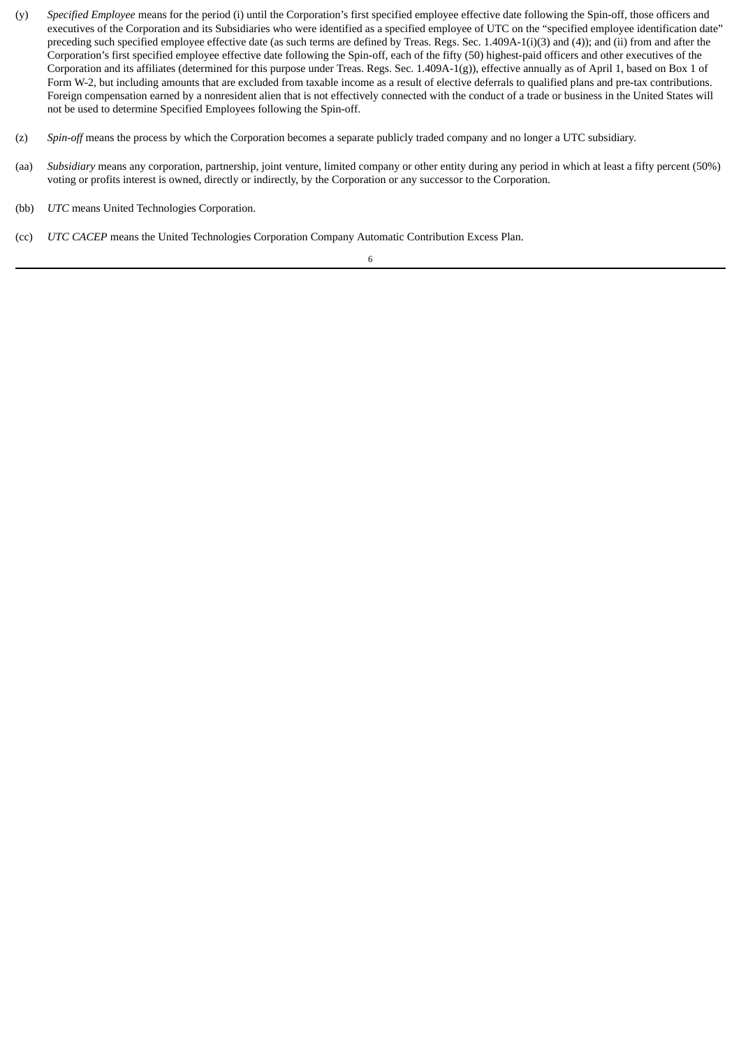(y) *Specified Employee* means for the period (i) until the Corporation's first specified employee effective date following the Spin-off, those officers and executives of the Corporation and its Subsidiaries who were identified as a specified employee of UTC on the "specified employee identification date" preceding such specified employee effective date (as such terms are defined by Treas. Regs. Sec. 1.409A-1(i)(3) and (4)); and (ii) from and after the Corporation's first specified employee effective date following the Spin-off, each of the fifty (50) highest-paid officers and other executives of the Corporation and its affiliates (determined for this purpose under Treas. Regs. Sec. 1.409A-1(g)), effective annually as of April 1, based on Box 1 of Form W-2, but including amounts that are excluded from taxable income as a result of elective deferrals to qualified plans and pre-tax contributions. Foreign compensation earned by a nonresident alien that is not effectively connected with the conduct of a trade or business in the United States will not be used to determine Specified Employees following the Spin-off.

(z) *Spin-off* means the process by which the Corporation becomes a separate publicly traded company and no longer a UTC subsidiary.

(aa) *Subsidiary* means any corporation, partnership, joint venture, limited company or other entity during any period in which at least a fifty percent (50%) voting or profits interest is owned, directly or indirectly, by the Corporation or any successor to the Corporation.

(bb) *UTC* means United Technologies Corporation.

(cc) *UTC CACEP* means the United Technologies Corporation Company Automatic Contribution Excess Plan.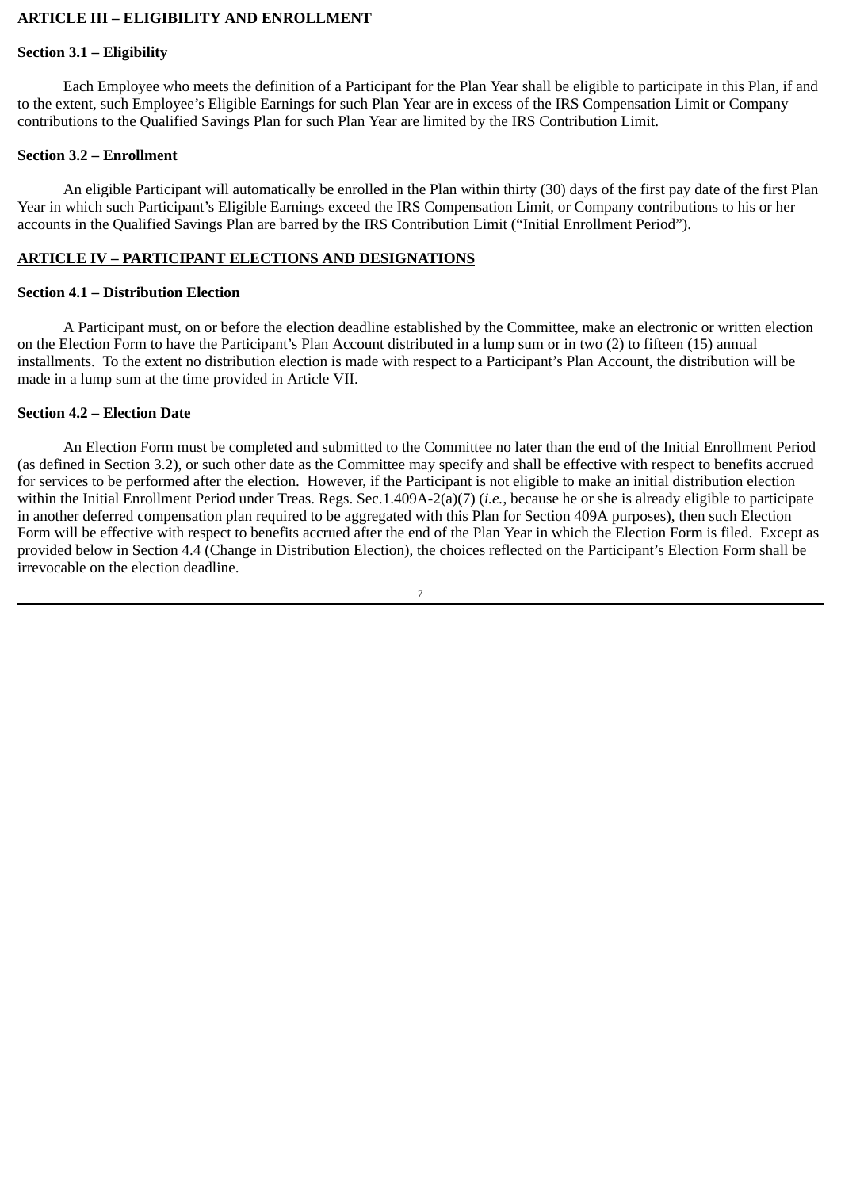## ARTICLE III – ELIGIBILITY AND ENROLLMENT

**Section 3.1 – Eligibility**

Each Employee who meets the definition of a Participant for the Plan Year shall be eligible to participate in this Plan, if and to the extent, such Employee's Eligible Earnings for such Plan Year are in excess of the IRS Compensation Limit or Company contributions to the Qualified Savings Plan for such Plan Year are limited by the IRS Contribution Limit.

**Section 3.2 – Enrollment**

An eligible Participant will automatically be enrolled in the Plan within thirty (30) days of the first pay date of the first Plan Year in which such Participant's Eligible Earnings exceed the IRS Compensation Limit, or Company contributions to his or her accounts in the Qualified Savings Plan are barred by the IRS Contribution Limit ("Initial Enrollment Period").

## ARTICLE IV – PARTICIPANT ELECTIONS AND DESIGNATIONS

**Section 4.1 – Distribution Election**

A Participant must, on or before the election deadline established by the Committee, make an electronic or written election on the Election Form to have the Participant's Plan Account distributed in a lump sum or in two (2) to fifteen (15) annual installments. To the extent no distribution election is made with respect to a Participant's Plan Account, the distribution will be made in a lump sum at the time provided in Article VII.

**Section 4.2 – Election Date**

An Election Form must be completed and submitted to the Committee no later than the end of the Initial Enrollment Period (as defined in Section 3.2), or such other date as the Committee may specify and shall be effective with respect to benefits accrued for services to be performed after the election. However, if the Participant is not eligible to make an initial distribution election within the Initial Enrollment Period under Treas. Regs. Sec.1.409A-2(a)(7) (*i.e.*, because he or she is already eligible to participate in another deferred compensation plan required to be aggregated with this Plan for Section 409A purposes), then such Election Form will be effective with respect to benefits accrued after the end of the Plan Year in which the Election Form is filed. Except as provided below in Section 4.4 (Change in Distribution Election), the choices reflected on the Participant's Election Form shall be irrevocable on the election deadline.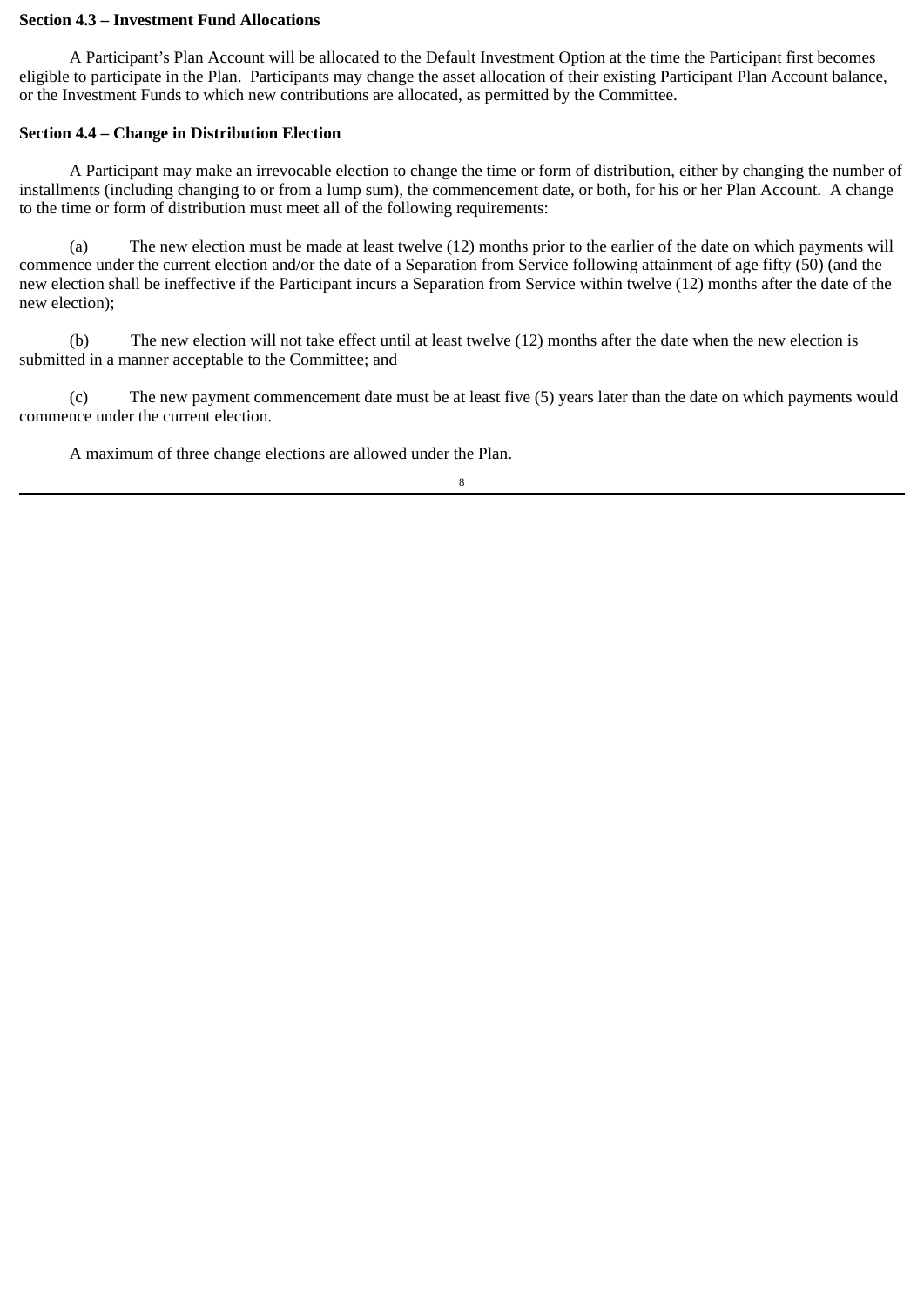**Section 4.3 – Investment Fund Allocations**

A Participant's Plan Account will be allocated to the Default Investment Option at the time the Participant first becomes eligible to participate in the Plan. Participants may change the asset allocation of their existing Participant Plan Account balance, or the Investment Funds to which new contributions are allocated, as permitted by the Committee.

**Section 4.4 – Change in Distribution Election**

A Participant may make an irrevocable election to change the time or form of distribution, either by changing the number of installments (including changing to or from a lump sum), the commencement date, or both, for his or her Plan Account. A change to the time or form of distribution must meet all of the following requirements:

(a) The new election must be made at least twelve (12) months prior to the earlier of the date on which payments will commence under the current election and/or the date of a Separation from Service following attainment of age fifty (50) (and the new election shall be ineffective if the Participant incurs a Separation from Service within twelve (12) months after the date of the new election);

(b) The new election will not take effect until at least twelve (12) months after the date when the new election is submitted in a manner acceptable to the Committee; and

(c) The new payment commencement date must be at least five (5) years later than the date on which payments would commence under the current election.

A maximum of three change elections are allowed under the Plan.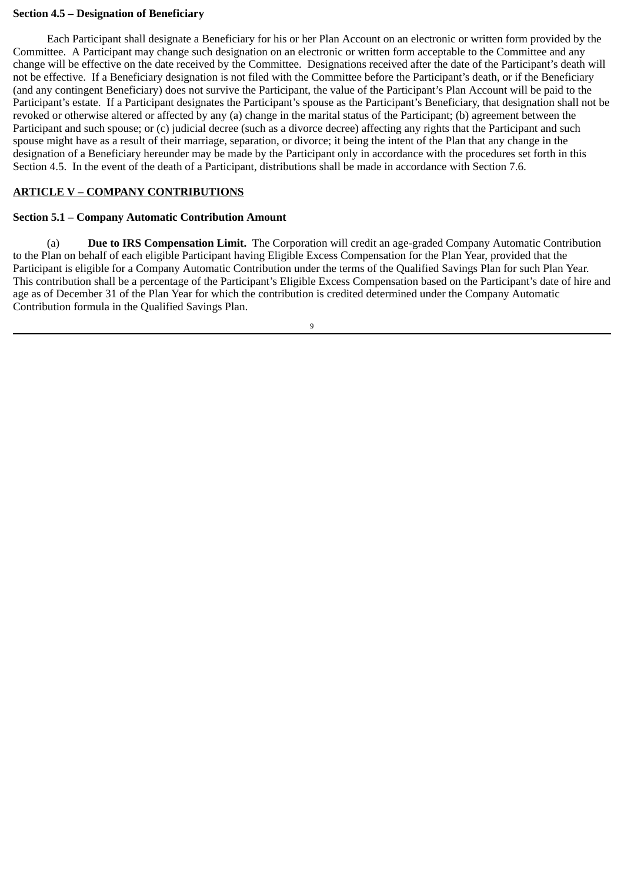**Section 4.5 – Designation of Beneficiary**

Each Participant shall designate a Beneficiary for his or her Plan Account on an electronic or written form provided by the Committee. A Participant may change such designation on an electronic or written form acceptable to the Committee and any change will be effective on the date received by the Committee. Designations received after the date of the Participant's death will not be effective. If a Beneficiary designation is not filed with the Committee before the Participant's death, or if the Beneficiary (and any contingent Beneficiary) does not survive the Participant, the value of the Participant's Plan Account will be paid to the Participant's estate. If a Participant designates the Participant's spouse as the Participant's Beneficiary, that designation shall not be revoked or otherwise altered or affected by any (a) change in the marital status of the Participant; (b) agreement between the Participant and such spouse; or (c) judicial decree (such as a divorce decree) affecting any rights that the Participant and such spouse might have as a result of their marriage, separation, or divorce; it being the intent of the Plan that any change in the designation of a Beneficiary hereunder may be made by the Participant only in accordance with the procedures set forth in this Section 4.5. In the event of the death of a Participant, distributions shall be made in accordance with Section 7.6.

**ARTICLE V – COMPANY CONTRIBUTIONS**

**Section 5.1 – Company Automatic Contribution Amount**

(a) **Due to IRS Compensation Limit.** The Corporation will credit an age-graded Company Automatic Contribution to the Plan on behalf of each eligible Participant having Eligible Excess Compensation for the Plan Year, provided that the Participant is eligible for a Company Automatic Contribution under the terms of the Qualified Savings Plan for such Plan Year. This contribution shall be a percentage of the Participant's Eligible Excess Compensation based on the Participant's date of hire and age as of December 31 of the Plan Year for which the contribution is credited determined under the Company Automatic Contribution formula in the Qualified Savings Plan.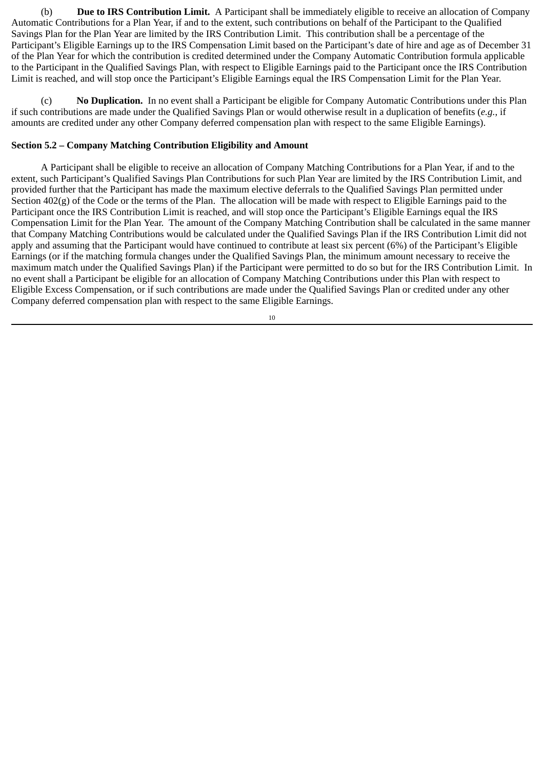(b) **Due to IRS Contribution Limit.** A Participant shall be immediately eligible to receive an allocation of Company Automatic Contributions for a Plan Year, if and to the extent, such contributions on behalf of the Participant to the Qualified Savings Plan for the Plan Year are limited by the IRS Contribution Limit. This contribution shall be a percentage of the Participant's Eligible Earnings up to the IRS Compensation Limit based on the Participant's date of hire and age as of December 31 of the Plan Year for which the contribution is credited determined under the Company Automatic Contribution formula applicable to the Participant in the Qualified Savings Plan, with respect to Eligible Earnings paid to the Participant once the IRS Contribution Limit is reached, and will stop once the Participant's Eligible Earnings equal the IRS Compensation Limit for the Plan Year.

(c) **No Duplication.** In no event shall a Participant be eligible for Company Automatic Contributions under this Plan if such contributions are made under the Qualified Savings Plan or would otherwise result in a duplication of benefits (*e.g.*, if amounts are credited under any other Company deferred compensation plan with respect to the same Eligible Earnings).

**Section 5.2 – Company Matching Contribution Eligibility and Amount**

A Participant shall be eligible to receive an allocation of Company Matching Contributions for a Plan Year, if and to the extent, such Participant's Qualified Savings Plan Contributions for such Plan Year are limited by the IRS Contribution Limit, and provided further that the Participant has made the maximum elective deferrals to the Qualified Savings Plan permitted under Section 402(g) of the Code or the terms of the Plan. The allocation will be made with respect to Eligible Earnings paid to the Participant once the IRS Contribution Limit is reached, and will stop once the Participant's Eligible Earnings equal the IRS Compensation Limit for the Plan Year. The amount of the Company Matching Contribution shall be calculated in the same manner that Company Matching Contributions would be calculated under the Qualified Savings Plan if the IRS Contribution Limit did not apply and assuming that the Participant would have continued to contribute at least six percent (6%) of the Participant's Eligible Earnings (or if the matching formula changes under the Qualified Savings Plan, the minimum amount necessary to receive the maximum match under the Qualified Savings Plan) if the Participant were permitted to do so but for the IRS Contribution Limit. In no event shall a Participant be eligible for an allocation of Company Matching Contributions under this Plan with respect to Eligible Excess Compensation, or if such contributions are made under the Qualified Savings Plan or credited under any other Company deferred compensation plan with respect to the same Eligible Earnings.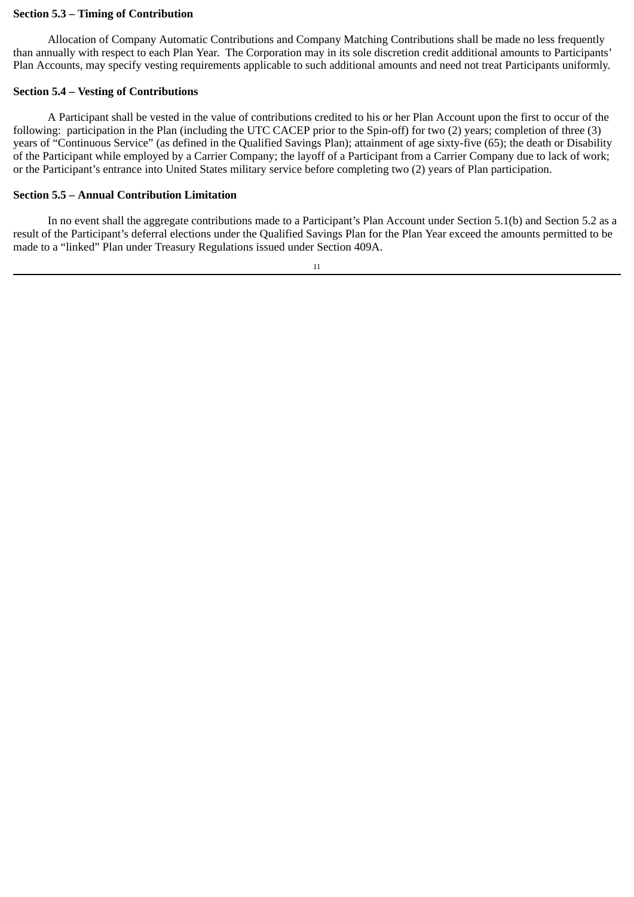**Section 5.3 – Timing of Contribution**

Allocation of Company Automatic Contributions and Company Matching Contributions shall be made no less frequently than annually with respect to each Plan Year. The Corporation may in its sole discretion credit additional amounts to Participants' Plan Accounts, may specify vesting requirements applicable to such additional amounts and need not treat Participants uniformly.

**Section 5.4 – Vesting of Contributions**

A Participant shall be vested in the value of contributions credited to his or her Plan Account upon the first to occur of the following: participation in the Plan (including the UTC CACEP prior to the Spin-off) for two (2) years; completion of three (3) years of "Continuous Service" (as defined in the Qualified Savings Plan); attainment of age sixty-five (65); the death or Disability of the Participant while employed by a Carrier Company; the layoff of a Participant from a Carrier Company due to lack of work; or the Participant's entrance into United States military service before completing two (2) years of Plan participation.

**Section 5.5 – Annual Contribution Limitation**

In no event shall the aggregate contributions made to a Participant's Plan Account under Section 5.1(b) and Section 5.2 as a result of the Participant's deferral elections under the Qualified Savings Plan for the Plan Year exceed the amounts permitted to be made to a "linked" Plan under Treasury Regulations issued under Section 409A.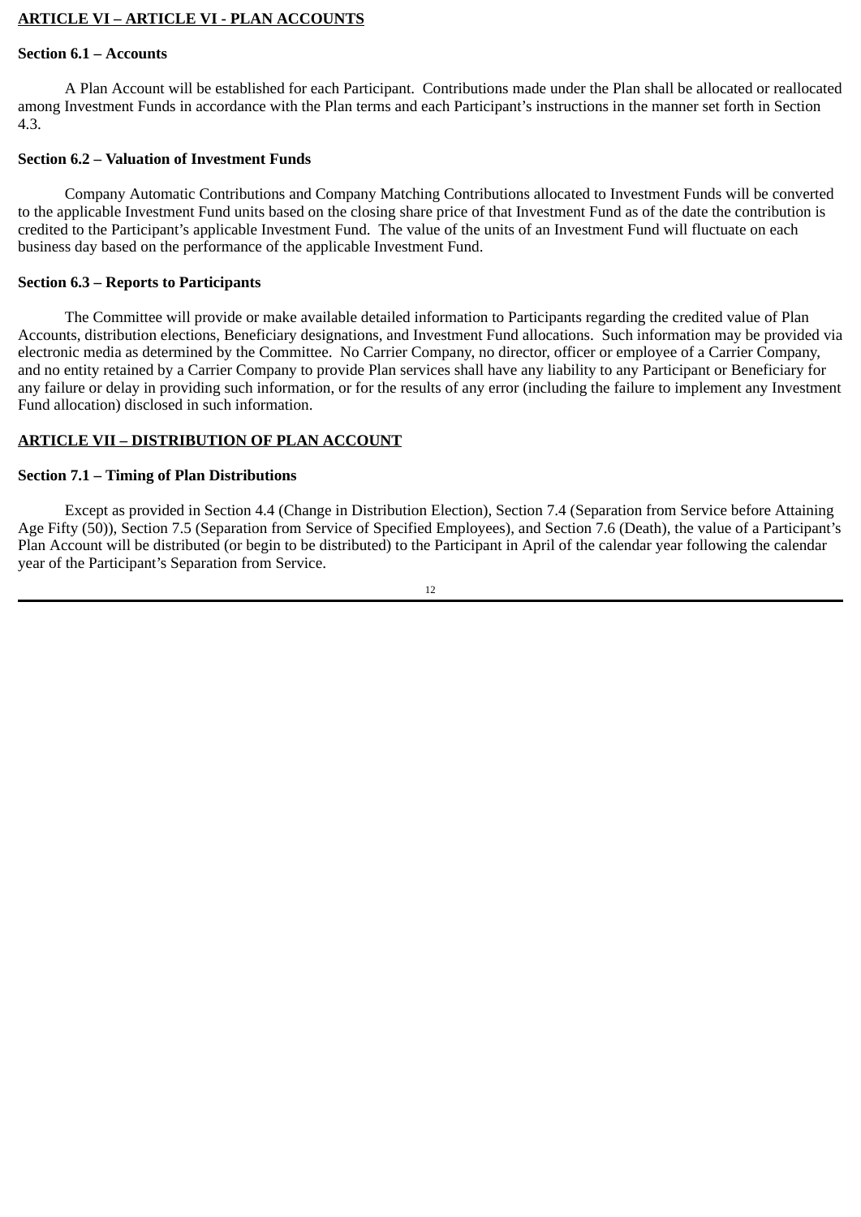## ARTICLE VI – ARTICLE VI - PLAN ACCOUNTS

**Section 6.1 – Accounts**

A Plan Account will be established for each Participant. Contributions made under the Plan shall be allocated or reallocated among Investment Funds in accordance with the Plan terms and each Participant's instructions in the manner set forth in Section 4.3.

**Section 6.2 – Valuation of Investment Funds**

Company Automatic Contributions and Company Matching Contributions allocated to Investment Funds will be converted to the applicable Investment Fund units based on the closing share price of that Investment Fund as of the date the contribution is credited to the Participant's applicable Investment Fund. The value of the units of an Investment Fund will fluctuate on each business day based on the performance of the applicable Investment Fund.

**Section 6.3 – Reports to Participants**

The Committee will provide or make available detailed information to Participants regarding the credited value of Plan Accounts, distribution elections, Beneficiary designations, and Investment Fund allocations. Such information may be provided via electronic media as determined by the Committee. No Carrier Company, no director, officer or employee of a Carrier Company, and no entity retained by a Carrier Company to provide Plan services shall have any liability to any Participant or Beneficiary for any failure or delay in providing such information, or for the results of any error (including the failure to implement any Investment Fund allocation) disclosed in such information.

## ARTICLE VII – DISTRIBUTION OF PLAN ACCOUNT

**Section 7.1 – Timing of Plan Distributions**

Except as provided in Section 4.4 (Change in Distribution Election), Section 7.4 (Separation from Service before Attaining Age Fifty (50)), Section 7.5 (Separation from Service of Specified Employees), and Section 7.6 (Death), the value of a Participant's Plan Account will be distributed (or begin to be distributed) to the Participant in April of the calendar year following the calendar year of the Participant's Separation from Service.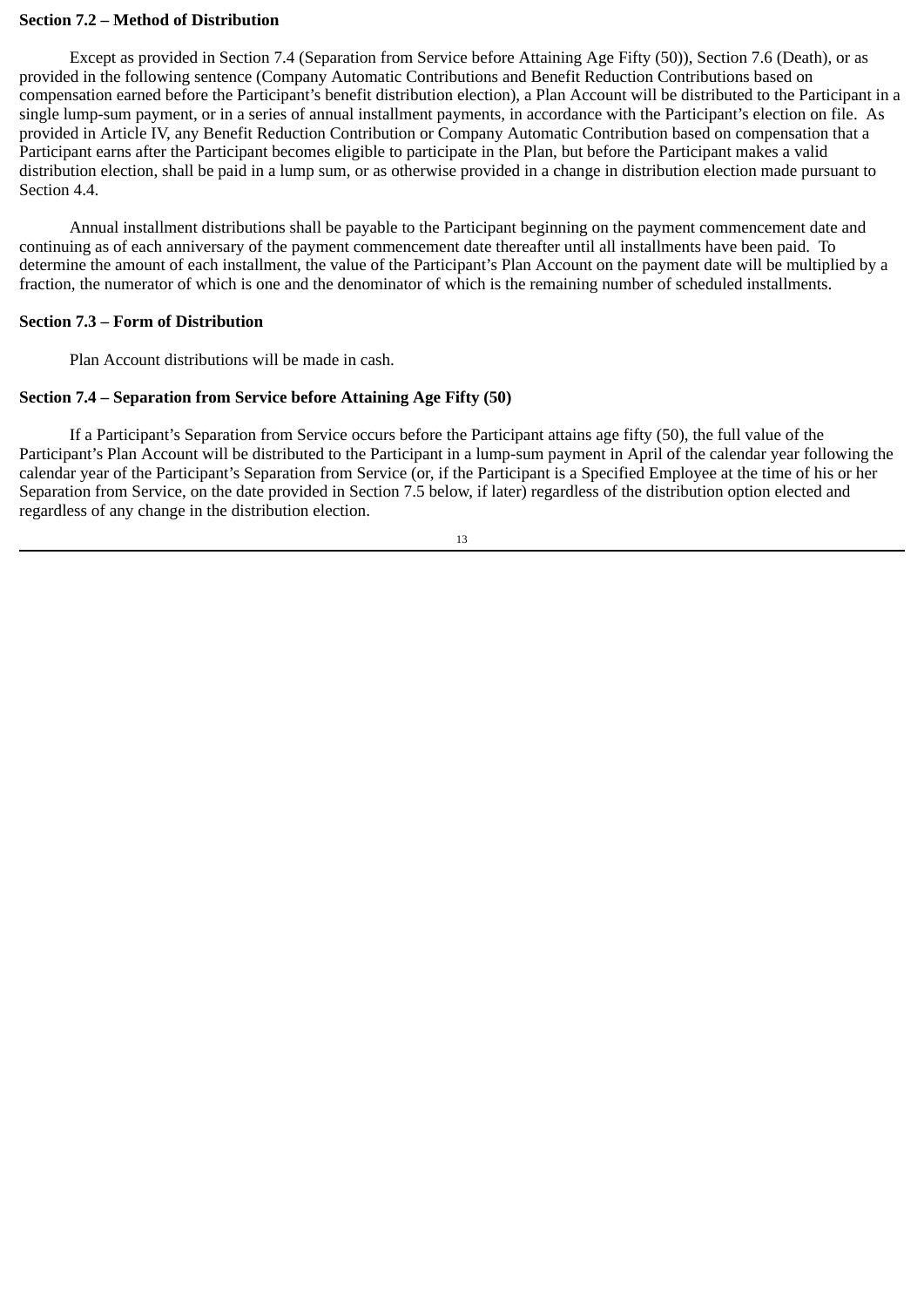**Section 7.2 – Method of Distribution**

Except as provided in Section 7.4 (Separation from Service before Attaining Age Fifty (50)), Section 7.6 (Death), or as provided in the following sentence (Company Automatic Contributions and Benefit Reduction Contributions based on compensation earned before the Participant's benefit distribution election), a Plan Account will be distributed to the Participant in a single lump-sum payment, or in a series of annual installment payments, in accordance with the Participant's election on file. As provided in Article IV, any Benefit Reduction Contribution or Company Automatic Contribution based on compensation that a Participant earns after the Participant becomes eligible to participate in the Plan, but before the Participant makes a valid distribution election, shall be paid in a lump sum, or as otherwise provided in a change in distribution election made pursuant to Section 4.4.

Annual installment distributions shall be payable to the Participant beginning on the payment commencement date and continuing as of each anniversary of the payment commencement date thereafter until all installments have been paid. To determine the amount of each installment, the value of the Participant's Plan Account on the payment date will be multiplied by a fraction, the numerator of which is one and the denominator of which is the remaining number of scheduled installments.

**Section 7.3 – Form of Distribution**

Plan Account distributions will be made in cash.

**Section 7.4 – Separation from Service before Attaining Age Fifty (50)**

If a Participant's Separation from Service occurs before the Participant attains age fifty (50), the full value of the Participant's Plan Account will be distributed to the Participant in a lump-sum payment in April of the calendar year following the calendar year of the Participant's Separation from Service (or, if the Participant is a Specified Employee at the time of his or her Separation from Service, on the date provided in Section 7.5 below, if later) regardless of the distribution option elected and regardless of any change in the distribution election.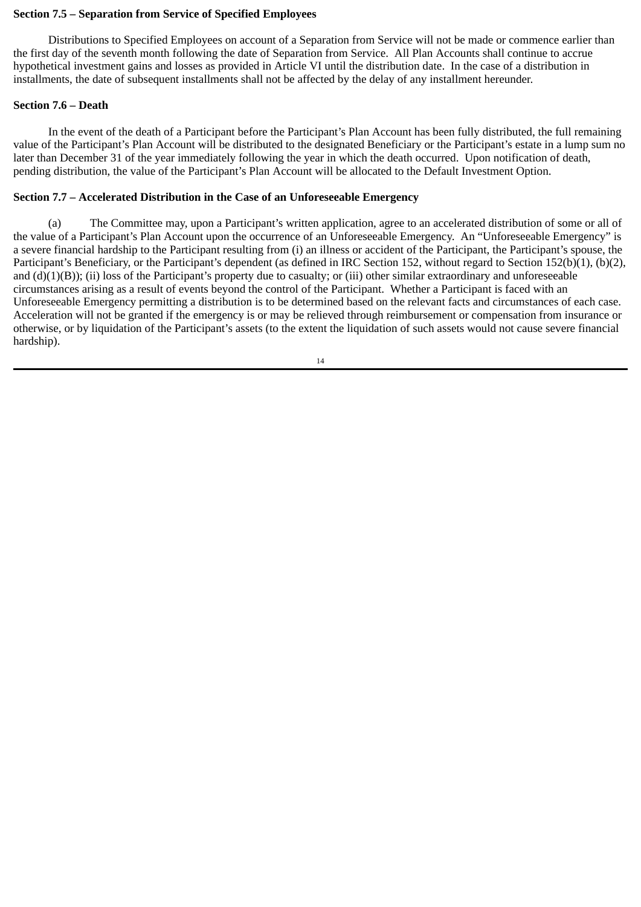**Section 7.5 – Separation from Service of Specified Employees**

Distributions to Specified Employees on account of a Separation from Service will not be made or commence earlier than the first day of the seventh month following the date of Separation from Service. All Plan Accounts shall continue to accrue hypothetical investment gains and losses as provided in Article VI until the distribution date. In the case of a distribution in installments, the date of subsequent installments shall not be affected by the delay of any installment hereunder.

**Section 7.6 – Death**

In the event of the death of a Participant before the Participant's Plan Account has been fully distributed, the full remaining value of the Participant's Plan Account will be distributed to the designated Beneficiary or the Participant's estate in a lump sum no later than December 31 of the year immediately following the year in which the death occurred. Upon notification of death, pending distribution, the value of the Participant's Plan Account will be allocated to the Default Investment Option.

**Section 7.7 – Accelerated Distribution in the Case of an Unforeseeable Emergency**

(a) The Committee may, upon a Participant's written application, agree to an accelerated distribution of some or all of the value of a Participant's Plan Account upon the occurrence of an Unforeseeable Emergency. An "Unforeseeable Emergency" is a severe financial hardship to the Participant resulting from (i) an illness or accident of the Participant, the Participant's spouse, the Participant's Beneficiary, or the Participant's dependent (as defined in IRC Section 152, without regard to Section 152(b)(1), (b)(2), and (d)(1)(B)); (ii) loss of the Participant's property due to casualty; or (iii) other similar extraordinary and unforeseeable circumstances arising as a result of events beyond the control of the Participant. Whether a Participant is faced with an Unforeseeable Emergency permitting a distribution is to be determined based on the relevant facts and circumstances of each case. Acceleration will not be granted if the emergency is or may be relieved through reimbursement or compensation from insurance or otherwise, or by liquidation of the Participant's assets (to the extent the liquidation of such assets would not cause severe financial hardship).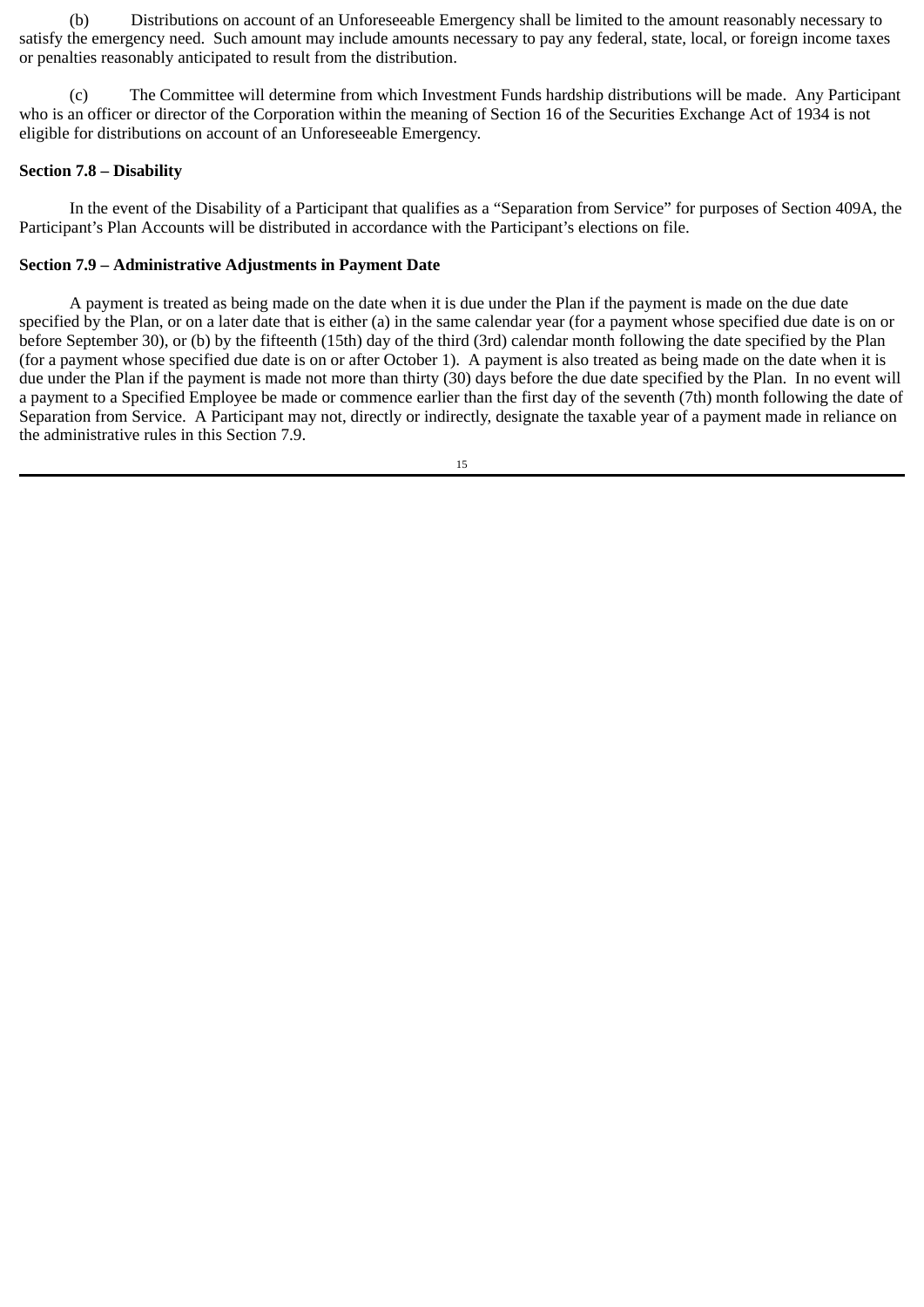(b) Distributions on account of an Unforeseeable Emergency shall be limited to the amount reasonably necessary to satisfy the emergency need. Such amount may include amounts necessary to pay any federal, state, local, or foreign income taxes or penalties reasonably anticipated to result from the distribution.

(c) The Committee will determine from which Investment Funds hardship distributions will be made. Any Participant who is an officer or director of the Corporation within the meaning of Section 16 of the Securities Exchange Act of 1934 is not eligible for distributions on account of an Unforeseeable Emergency.

**Section 7.8 – Disability**

In the event of the Disability of a Participant that qualifies as a "Separation from Service" for purposes of Section 409A, the Participant's Plan Accounts will be distributed in accordance with the Participant's elections on file.

**Section 7.9 – Administrative Adjustments in Payment Date**

A payment is treated as being made on the date when it is due under the Plan if the payment is made on the due date specified by the Plan, or on a later date that is either (a) in the same calendar year (for a payment whose specified due date is on or before September 30), or (b) by the fifteenth (15th) day of the third (3rd) calendar month following the date specified by the Plan (for a payment whose specified due date is on or after October 1). A payment is also treated as being made on the date when it is due under the Plan if the payment is made not more than thirty (30) days before the due date specified by the Plan. In no event will a payment to a Specified Employee be made or commence earlier than the first day of the seventh (7th) month following the date of Separation from Service. A Participant may not, directly or indirectly, designate the taxable year of a payment made in reliance on the administrative rules in this Section 7.9.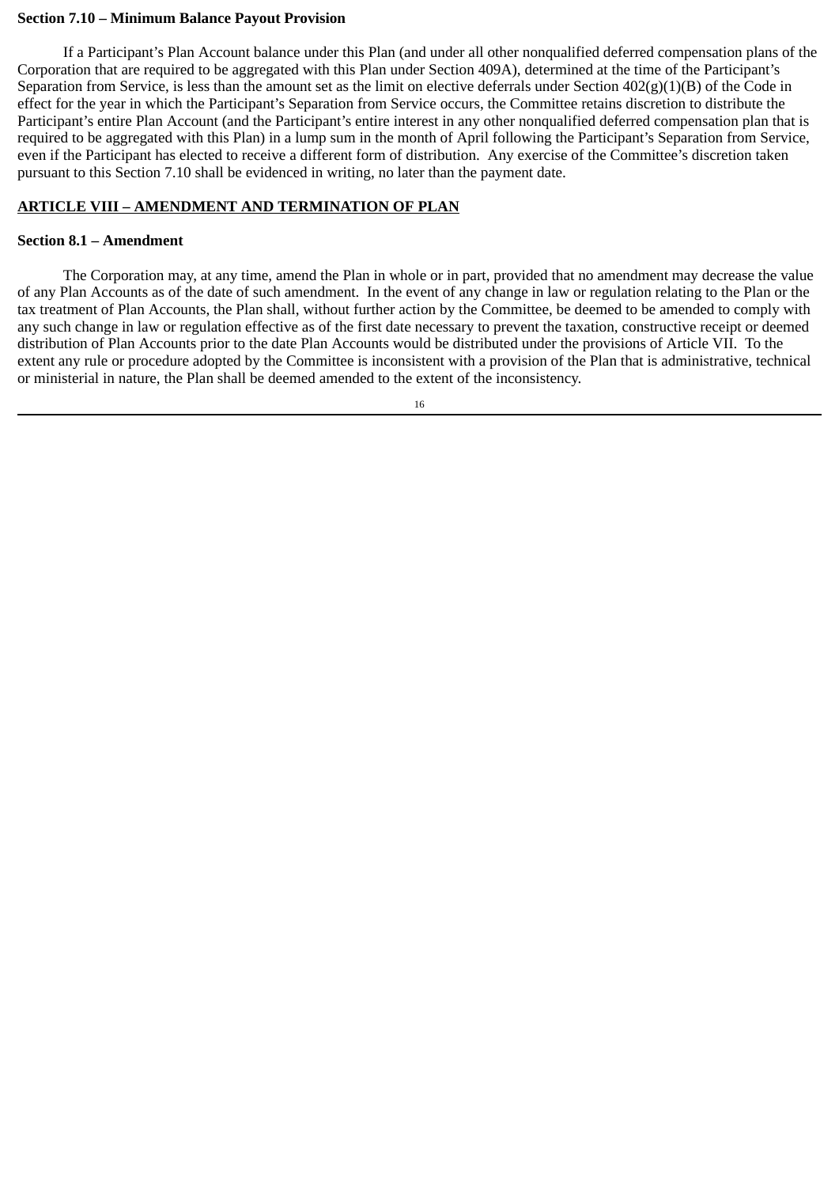**Section 7.10 – Minimum Balance Payout Provision**

If a Participant's Plan Account balance under this Plan (and under all other nonqualified deferred compensation plans of the Corporation that are required to be aggregated with this Plan under Section 409A), determined at the time of the Participant's Separation from Service, is less than the amount set as the limit on elective deferrals under Section 402(g)(1)(B) of the Code in effect for the year in which the Participant's Separation from Service occurs, the Committee retains discretion to distribute the Participant's entire Plan Account (and the Participant's entire interest in any other nonqualified deferred compensation plan that is required to be aggregated with this Plan) in a lump sum in the month of April following the Participant's Separation from Service, even if the Participant has elected to receive a different form of distribution. Any exercise of the Committee's discretion taken pursuant to this Section 7.10 shall be evidenced in writing, no later than the payment date.

## ARTICLE VIII – AMENDMENT AND TERMINATION OF PLAN

**Section 8.1 – Amendment**

The Corporation may, at any time, amend the Plan in whole or in part, provided that no amendment may decrease the value of any Plan Accounts as of the date of such amendment. In the event of any change in law or regulation relating to the Plan or the tax treatment of Plan Accounts, the Plan shall, without further action by the Committee, be deemed to be amended to comply with any such change in law or regulation effective as of the first date necessary to prevent the taxation, constructive receipt or deemed distribution of Plan Accounts prior to the date Plan Accounts would be distributed under the provisions of Article VII. To the extent any rule or procedure adopted by the Committee is inconsistent with a provision of the Plan that is administrative, technical or ministerial in nature, the Plan shall be deemed amended to the extent of the inconsistency.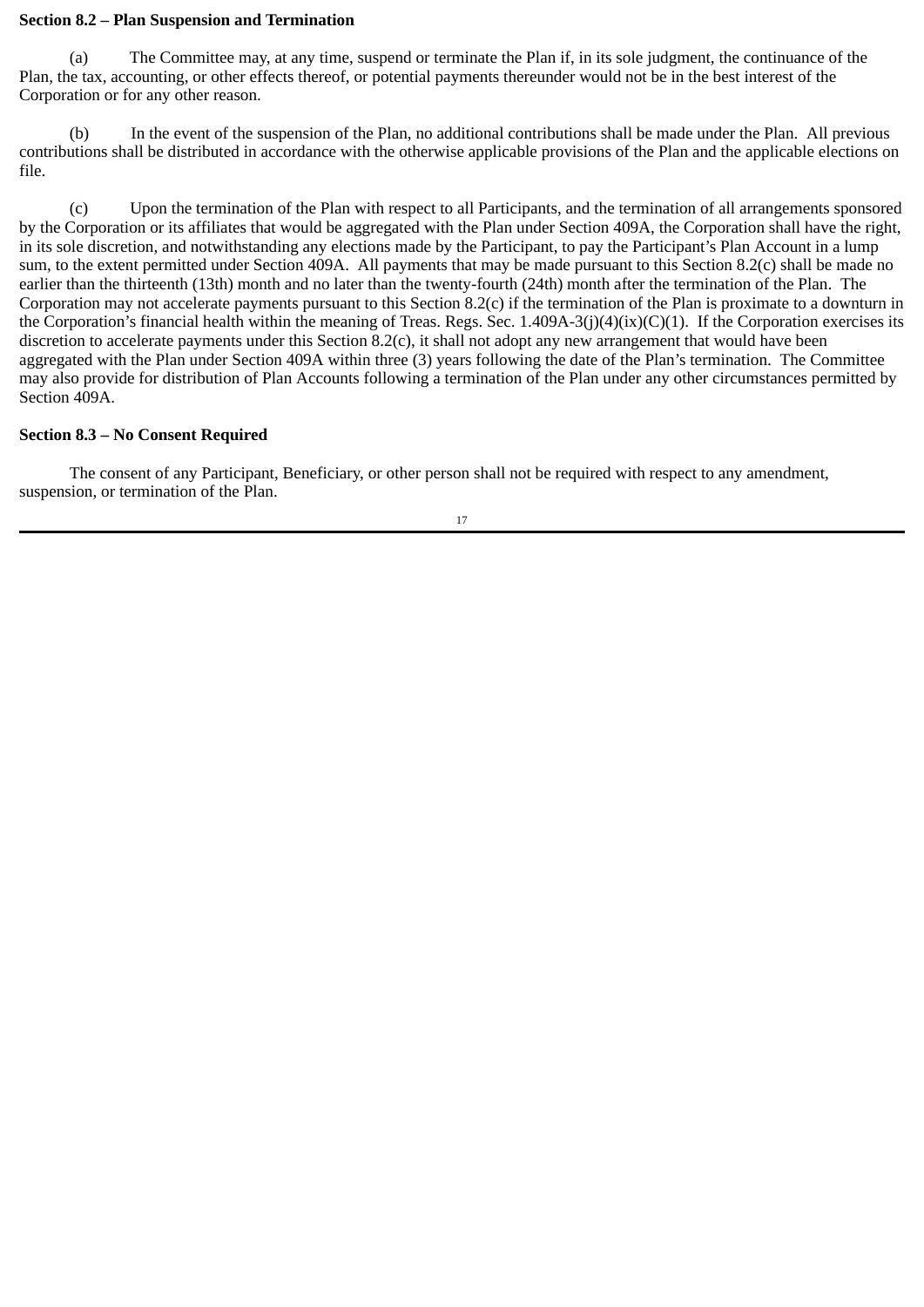**Section 8.2 – Plan Suspension and Termination**

(a) The Committee may, at any time, suspend or terminate the Plan if, in its sole judgment, the continuance of the Plan, the tax, accounting, or other effects thereof, or potential payments thereunder would not be in the best interest of the Corporation or for any other reason.

(b) In the event of the suspension of the Plan, no additional contributions shall be made under the Plan. All previous contributions shall be distributed in accordance with the otherwise applicable provisions of the Plan and the applicable elections on file.

(c) Upon the termination of the Plan with respect to all Participants, and the termination of all arrangements sponsored by the Corporation or its affiliates that would be aggregated with the Plan under Section 409A, the Corporation shall have the right, in its sole discretion, and notwithstanding any elections made by the Participant, to pay the Participant's Plan Account in a lump sum, to the extent permitted under Section 409A. All payments that may be made pursuant to this Section 8.2(c) shall be made no earlier than the thirteenth (13th) month and no later than the twenty-fourth (24th) month after the termination of the Plan. The Corporation may not accelerate payments pursuant to this Section 8.2(c) if the termination of the Plan is proximate to a downturn in the Corporation's financial health within the meaning of Treas. Regs. Sec. 1.409A-3(j)(4)(ix)(C)(1). If the Corporation exercises its discretion to accelerate payments under this Section 8.2(c), it shall not adopt any new arrangement that would have been aggregated with the Plan under Section 409A within three (3) years following the date of the Plan's termination. The Committee may also provide for distribution of Plan Accounts following a termination of the Plan under any other circumstances permitted by Section 409A.

**Section 8.3 – No Consent Required**

The consent of any Participant, Beneficiary, or other person shall not be required with respect to any amendment, suspension, or termination of the Plan.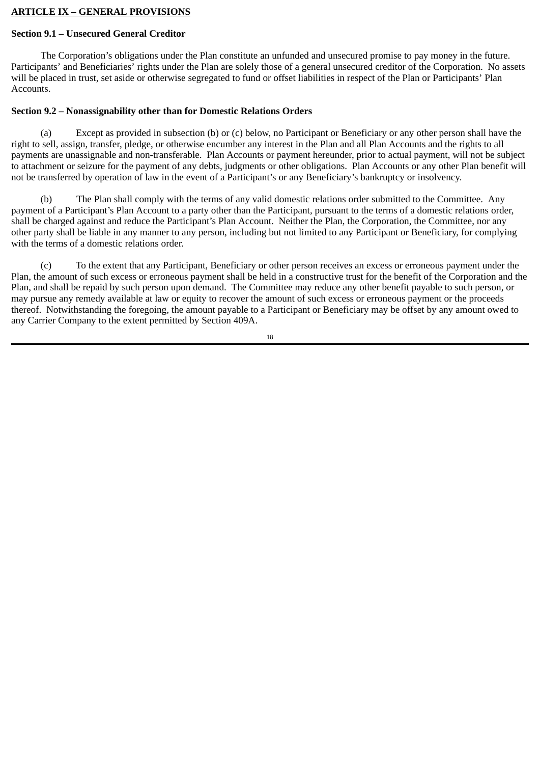## ARTICLE IX – GENERAL PROVISIONS

**Section 9.1 – Unsecured General Creditor**

The Corporation's obligations under the Plan constitute an unfunded and unsecured promise to pay money in the future. Participants' and Beneficiaries' rights under the Plan are solely those of a general unsecured creditor of the Corporation. No assets will be placed in trust, set aside or otherwise segregated to fund or offset liabilities in respect of the Plan or Participants' Plan Accounts.

**Section 9.2 – Nonassignability other than for Domestic Relations Orders**

(a) Except as provided in subsection (b) or (c) below, no Participant or Beneficiary or any other person shall have the right to sell, assign, transfer, pledge, or otherwise encumber any interest in the Plan and all Plan Accounts and the rights to all payments are unassignable and non-transferable. Plan Accounts or payment hereunder, prior to actual payment, will not be subject to attachment or seizure for the payment of any debts, judgments or other obligations. Plan Accounts or any other Plan benefit will not be transferred by operation of law in the event of a Participant's or any Beneficiary's bankruptcy or insolvency.

(b) The Plan shall comply with the terms of any valid domestic relations order submitted to the Committee. Any payment of a Participant's Plan Account to a party other than the Participant, pursuant to the terms of a domestic relations order, shall be charged against and reduce the Participant's Plan Account. Neither the Plan, the Corporation, the Committee, nor any other party shall be liable in any manner to any person, including but not limited to any Participant or Beneficiary, for complying with the terms of a domestic relations order.

(c) To the extent that any Participant, Beneficiary or other person receives an excess or erroneous payment under the Plan, the amount of such excess or erroneous payment shall be held in a constructive trust for the benefit of the Corporation and the Plan, and shall be repaid by such person upon demand. The Committee may reduce any other benefit payable to such person, or may pursue any remedy available at law or equity to recover the amount of such excess or erroneous payment or the proceeds thereof. Notwithstanding the foregoing, the amount payable to a Participant or Beneficiary may be offset by any amount owed to any Carrier Company to the extent permitted by Section 409A.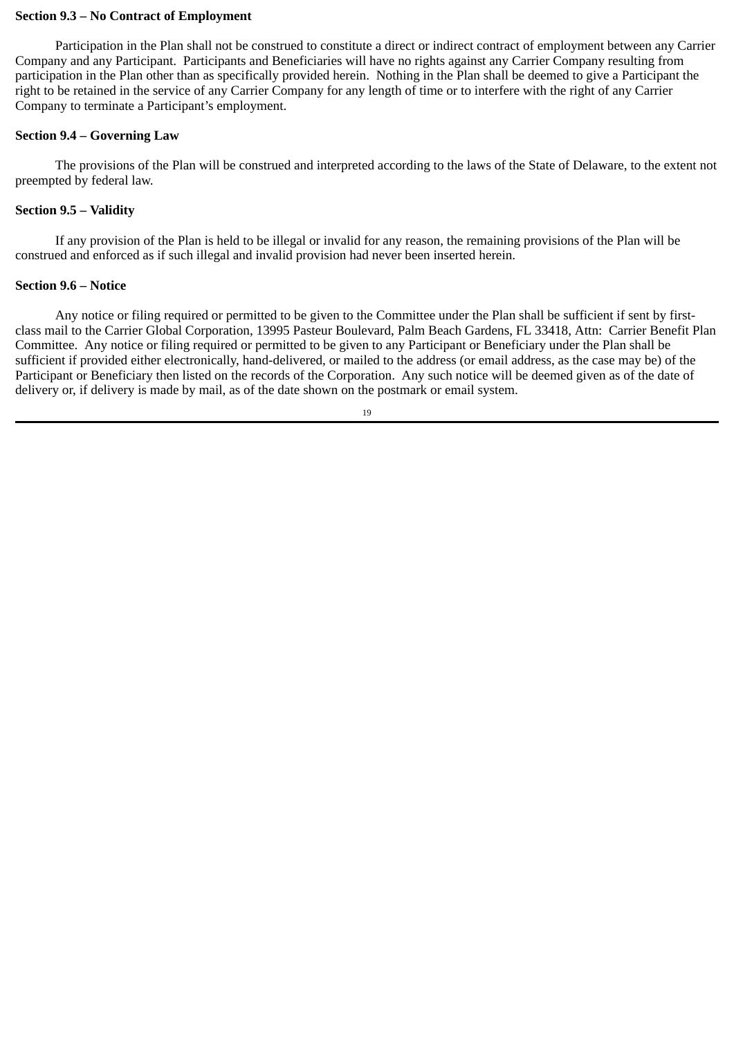**Section 9.3 – No Contract of Employment**

Participation in the Plan shall not be construed to constitute a direct or indirect contract of employment between any Carrier Company and any Participant. Participants and Beneficiaries will have no rights against any Carrier Company resulting from participation in the Plan other than as specifically provided herein. Nothing in the Plan shall be deemed to give a Participant the right to be retained in the service of any Carrier Company for any length of time or to interfere with the right of any Carrier Company to terminate a Participant's employment.

**Section 9.4 – Governing Law**

The provisions of the Plan will be construed and interpreted according to the laws of the State of Delaware, to the extent not preempted by federal law.

**Section 9.5 – Validity**

If any provision of the Plan is held to be illegal or invalid for any reason, the remaining provisions of the Plan will be construed and enforced as if such illegal and invalid provision had never been inserted herein.

**Section 9.6 – Notice**

Any notice or filing required or permitted to be given to the Committee under the Plan shall be sufficient if sent by first-class mail to the Carrier Global Corporation, 13995 Pasteur Boulevard, Palm Beach Gardens, FL 33418, Attn: Carrier Benefit Plan Committee. Any notice or filing required or permitted to be given to any Participant or Beneficiary under the Plan shall be sufficient if provided either electronically, hand-delivered, or mailed to the address (or email address, as the case may be) of the Participant or Beneficiary then listed on the records of the Corporation. Any such notice will be deemed given as of the date of delivery or, if delivery is made by mail, as of the date shown on the postmark or email system.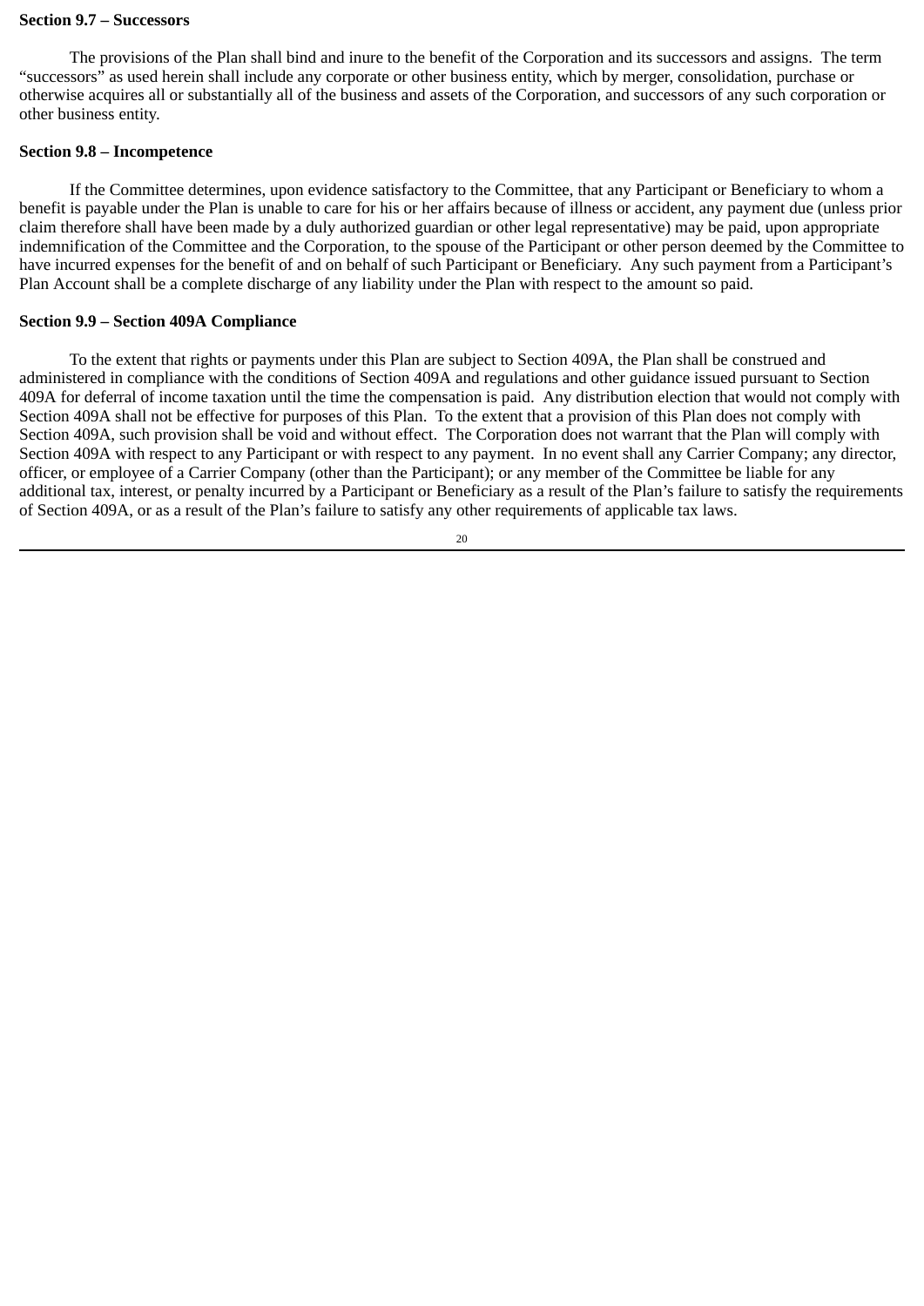**Section 9.7 – Successors**

The provisions of the Plan shall bind and inure to the benefit of the Corporation and its successors and assigns. The term "successors" as used herein shall include any corporate or other business entity, which by merger, consolidation, purchase or otherwise acquires all or substantially all of the business and assets of the Corporation, and successors of any such corporation or other business entity.

**Section 9.8 – Incompetence**

If the Committee determines, upon evidence satisfactory to the Committee, that any Participant or Beneficiary to whom a benefit is payable under the Plan is unable to care for his or her affairs because of illness or accident, any payment due (unless prior claim therefore shall have been made by a duly authorized guardian or other legal representative) may be paid, upon appropriate indemnification of the Committee and the Corporation, to the spouse of the Participant or other person deemed by the Committee to have incurred expenses for the benefit of and on behalf of such Participant or Beneficiary. Any such payment from a Participant's Plan Account shall be a complete discharge of any liability under the Plan with respect to the amount so paid.

**Section 9.9 – Section 409A Compliance**

To the extent that rights or payments under this Plan are subject to Section 409A, the Plan shall be construed and administered in compliance with the conditions of Section 409A and regulations and other guidance issued pursuant to Section 409A for deferral of income taxation until the time the compensation is paid. Any distribution election that would not comply with Section 409A shall not be effective for purposes of this Plan. To the extent that a provision of this Plan does not comply with Section 409A, such provision shall be void and without effect. The Corporation does not warrant that the Plan will comply with Section 409A with respect to any Participant or with respect to any payment. In no event shall any Carrier Company; any director, officer, or employee of a Carrier Company (other than the Participant); or any member of the Committee be liable for any additional tax, interest, or penalty incurred by a Participant or Beneficiary as a result of the Plan's failure to satisfy the requirements of Section 409A, or as a result of the Plan's failure to satisfy any other requirements of applicable tax laws.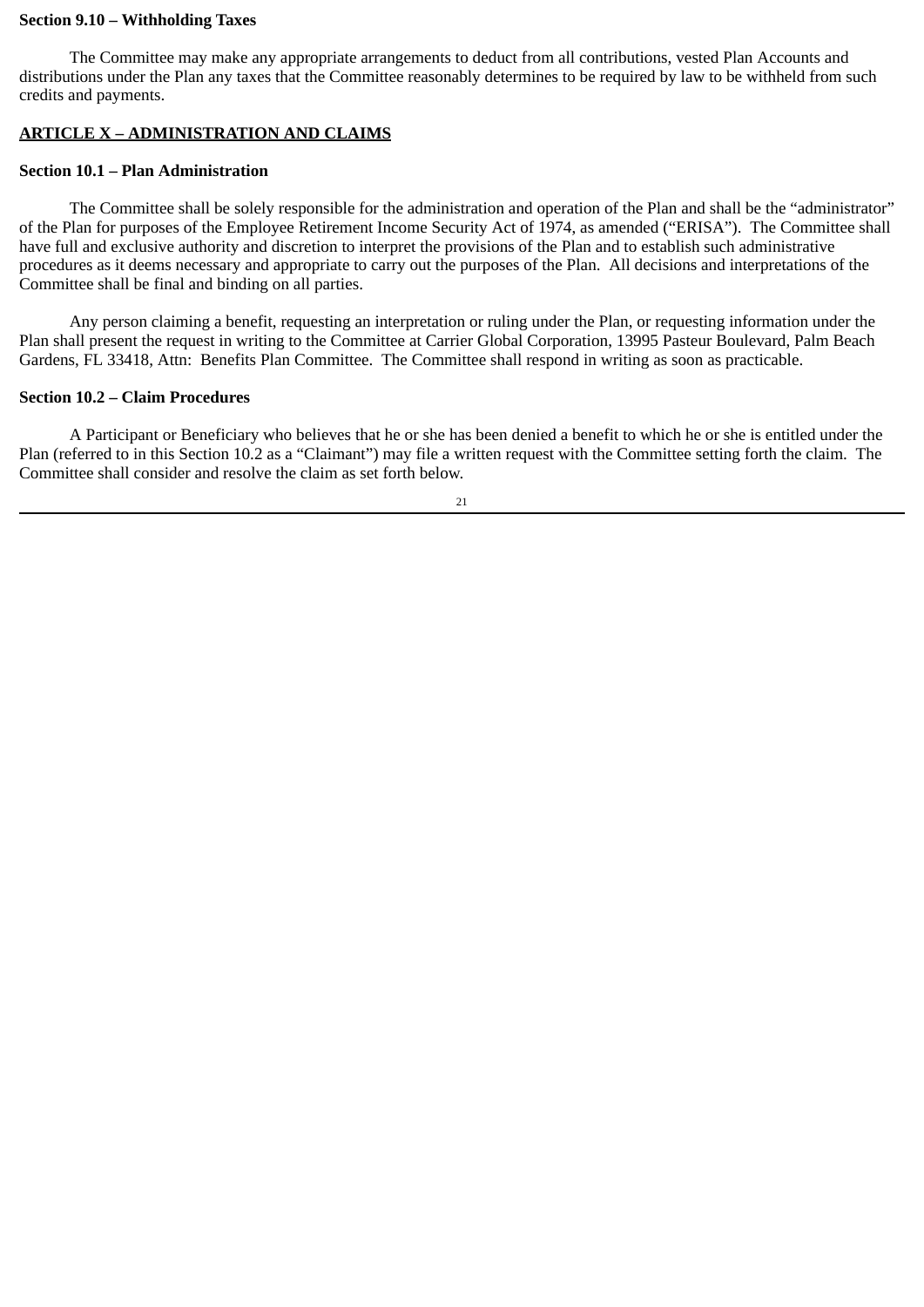**Section 9.10 – Withholding Taxes**

The Committee may make any appropriate arrangements to deduct from all contributions, vested Plan Accounts and distributions under the Plan any taxes that the Committee reasonably determines to be required by law to be withheld from such credits and payments.

## ARTICLE X – ADMINISTRATION AND CLAIMS

**Section 10.1 – Plan Administration**

The Committee shall be solely responsible for the administration and operation of the Plan and shall be the "administrator" of the Plan for purposes of the Employee Retirement Income Security Act of 1974, as amended ("ERISA"). The Committee shall have full and exclusive authority and discretion to interpret the provisions of the Plan and to establish such administrative procedures as it deems necessary and appropriate to carry out the purposes of the Plan. All decisions and interpretations of the Committee shall be final and binding on all parties.

Any person claiming a benefit, requesting an interpretation or ruling under the Plan, or requesting information under the Plan shall present the request in writing to the Committee at Carrier Global Corporation, 13995 Pasteur Boulevard, Palm Beach Gardens, FL 33418, Attn: Benefits Plan Committee. The Committee shall respond in writing as soon as practicable.

**Section 10.2 – Claim Procedures**

A Participant or Beneficiary who believes that he or she has been denied a benefit to which he or she is entitled under the Plan (referred to in this Section 10.2 as a "Claimant") may file a written request with the Committee setting forth the claim. The Committee shall consider and resolve the claim as set forth below.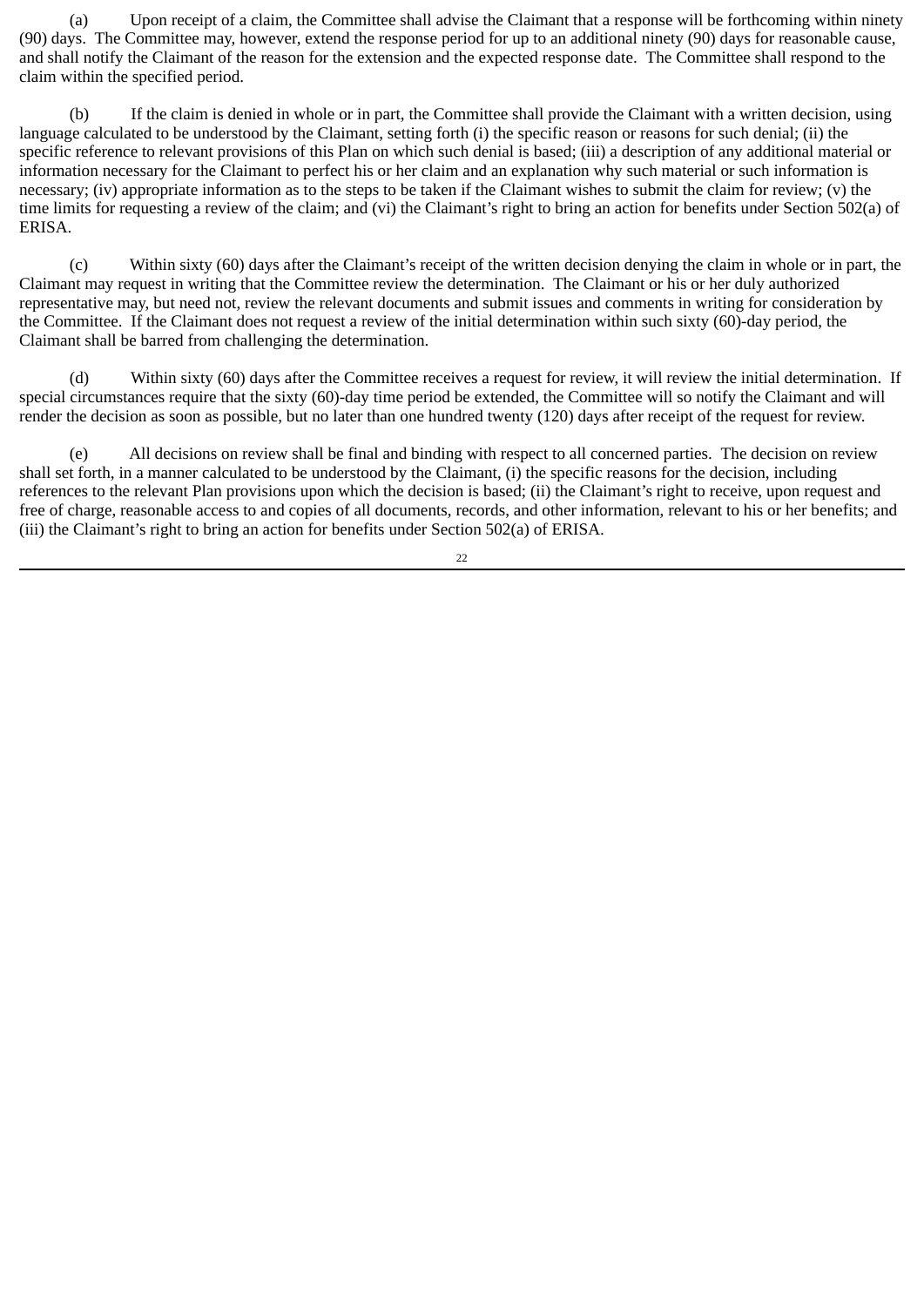(a) Upon receipt of a claim, the Committee shall advise the Claimant that a response will be forthcoming within ninety (90) days. The Committee may, however, extend the response period for up to an additional ninety (90) days for reasonable cause, and shall notify the Claimant of the reason for the extension and the expected response date. The Committee shall respond to the claim within the specified period.

(b) If the claim is denied in whole or in part, the Committee shall provide the Claimant with a written decision, using language calculated to be understood by the Claimant, setting forth (i) the specific reason or reasons for such denial; (ii) the specific reference to relevant provisions of this Plan on which such denial is based; (iii) a description of any additional material or information necessary for the Claimant to perfect his or her claim and an explanation why such material or such information is necessary; (iv) appropriate information as to the steps to be taken if the Claimant wishes to submit the claim for review; (v) the time limits for requesting a review of the claim; and (vi) the Claimant's right to bring an action for benefits under Section 502(a) of ERISA.

(c) Within sixty (60) days after the Claimant's receipt of the written decision denying the claim in whole or in part, the Claimant may request in writing that the Committee review the determination. The Claimant or his or her duly authorized representative may, but need not, review the relevant documents and submit issues and comments in writing for consideration by the Committee. If the Claimant does not request a review of the initial determination within such sixty (60)-day period, the Claimant shall be barred from challenging the determination.

(d) Within sixty (60) days after the Committee receives a request for review, it will review the initial determination. If special circumstances require that the sixty (60)-day time period be extended, the Committee will so notify the Claimant and will render the decision as soon as possible, but no later than one hundred twenty (120) days after receipt of the request for review.

(e) All decisions on review shall be final and binding with respect to all concerned parties. The decision on review shall set forth, in a manner calculated to be understood by the Claimant, (i) the specific reasons for the decision, including references to the relevant Plan provisions upon which the decision is based; (ii) the Claimant's right to receive, upon request and free of charge, reasonable access to and copies of all documents, records, and other information, relevant to his or her benefits; and (iii) the Claimant's right to bring an action for benefits under Section 502(a) of ERISA.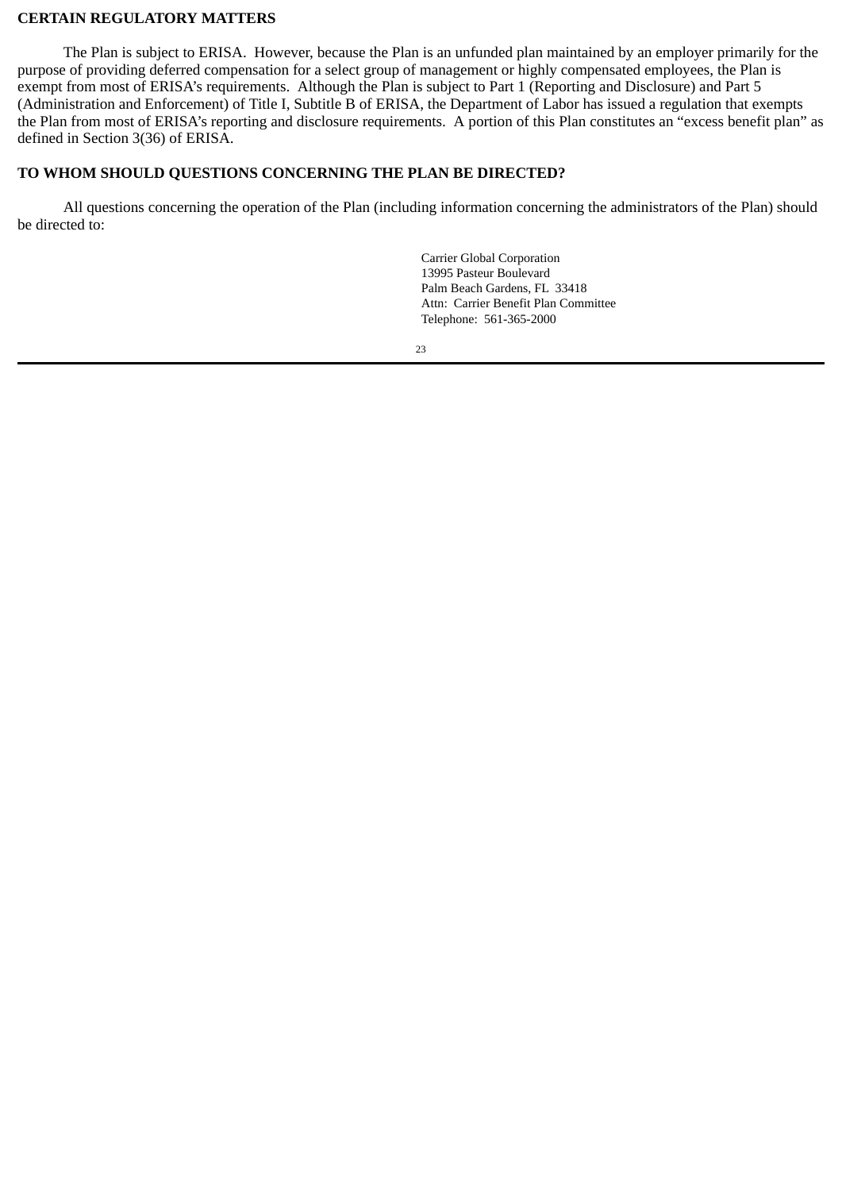## CERTAIN REGULATORY MATTERS

The Plan is subject to ERISA. However, because the Plan is an unfunded plan maintained by an employer primarily for the purpose of providing deferred compensation for a select group of management or highly compensated employees, the Plan is exempt from most of ERISA's requirements. Although the Plan is subject to Part 1 (Reporting and Disclosure) and Part 5 (Administration and Enforcement) of Title I, Subtitle B of ERISA, the Department of Labor has issued a regulation that exempts the Plan from most of ERISA's reporting and disclosure requirements. A portion of this Plan constitutes an "excess benefit plan" as defined in Section 3(36) of ERISA.

## TO WHOM SHOULD QUESTIONS CONCERNING THE PLAN BE DIRECTED?

All questions concerning the operation of the Plan (including information concerning the administrators of the Plan) should be directed to:

Carrier Global Corporation  
13995 Pasteur Boulevard  
Palm Beach Gardens, FL 33418  
Attn: Carrier Benefit Plan Committee  
Telephone: 561-365-2000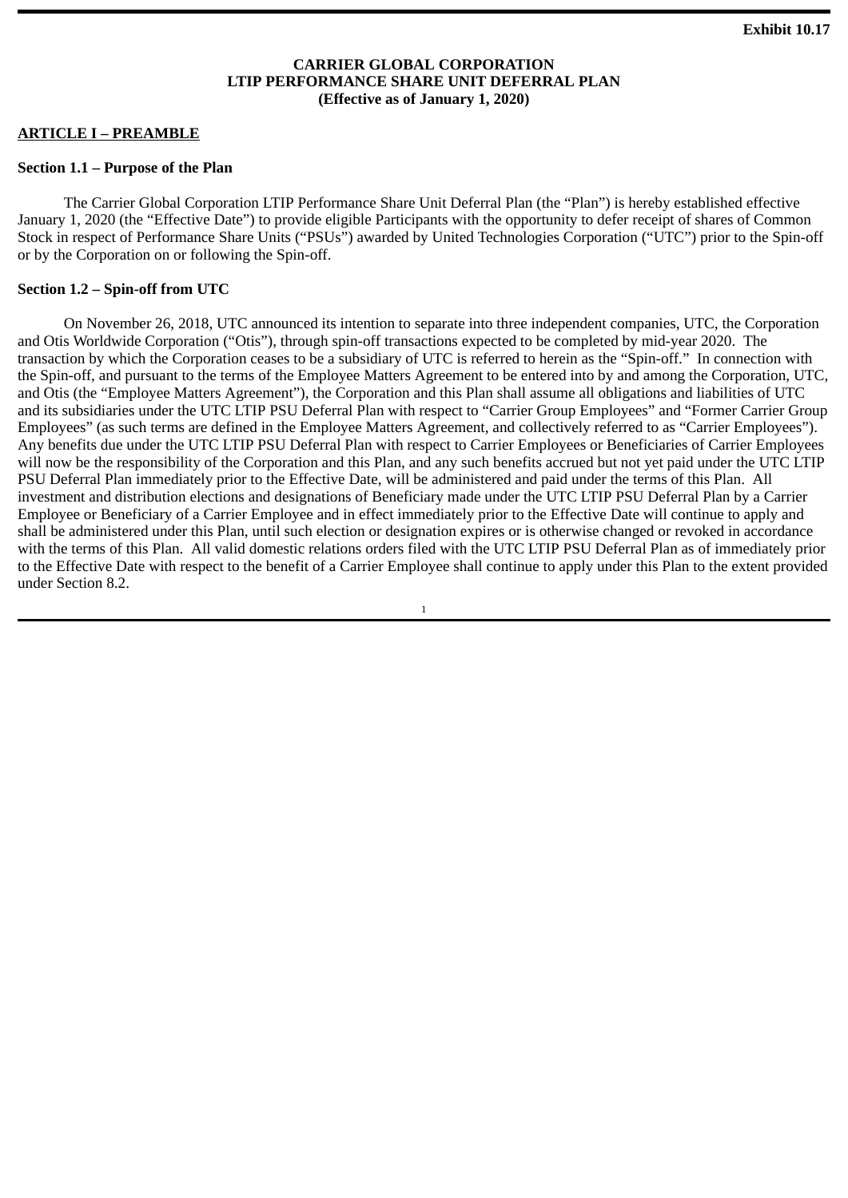Exhibit 10.17

**CARRIER GLOBAL CORPORATION**
**LTIP PERFORMANCE SHARE UNIT DEFERRAL PLAN**
**(Effective as of January 1, 2020)**

## ARTICLE I – PREAMBLE

### Section 1.1 – Purpose of the Plan

The Carrier Global Corporation LTIP Performance Share Unit Deferral Plan (the "Plan") is hereby established effective January 1, 2020 (the "Effective Date") to provide eligible Participants with the opportunity to defer receipt of shares of Common Stock in respect of Performance Share Units ("PSUs") awarded by United Technologies Corporation ("UTC") prior to the Spin-off or by the Corporation on or following the Spin-off.

### Section 1.2 – Spin-off from UTC

On November 26, 2018, UTC announced its intention to separate into three independent companies, UTC, the Corporation and Otis Worldwide Corporation ("Otis"), through spin-off transactions expected to be completed by mid-year 2020. The transaction by which the Corporation ceases to be a subsidiary of UTC is referred to herein as the "Spin-off." In connection with the Spin-off, and pursuant to the terms of the Employee Matters Agreement to be entered into by and among the Corporation, UTC, and Otis (the "Employee Matters Agreement"), the Corporation and this Plan shall assume all obligations and liabilities of UTC and its subsidiaries under the UTC LTIP PSU Deferral Plan with respect to "Carrier Group Employees" and "Former Carrier Group Employees" (as such terms are defined in the Employee Matters Agreement, and collectively referred to as "Carrier Employees"). Any benefits due under the UTC LTIP PSU Deferral Plan with respect to Carrier Employees or Beneficiaries of Carrier Employees will now be the responsibility of the Corporation and this Plan, and any such benefits accrued but not yet paid under the UTC LTIP PSU Deferral Plan immediately prior to the Effective Date, will be administered and paid under the terms of this Plan. All investment and distribution elections and designations of Beneficiary made under the UTC LTIP PSU Deferral Plan by a Carrier Employee or Beneficiary of a Carrier Employee and in effect immediately prior to the Effective Date will continue to apply and shall be administered under this Plan, until such election or designation expires or is otherwise changed or revoked in accordance with the terms of this Plan. All valid domestic relations orders filed with the UTC LTIP PSU Deferral Plan as of immediately prior to the Effective Date with respect to the benefit of a Carrier Employee shall continue to apply under this Plan to the extent provided under Section 8.2.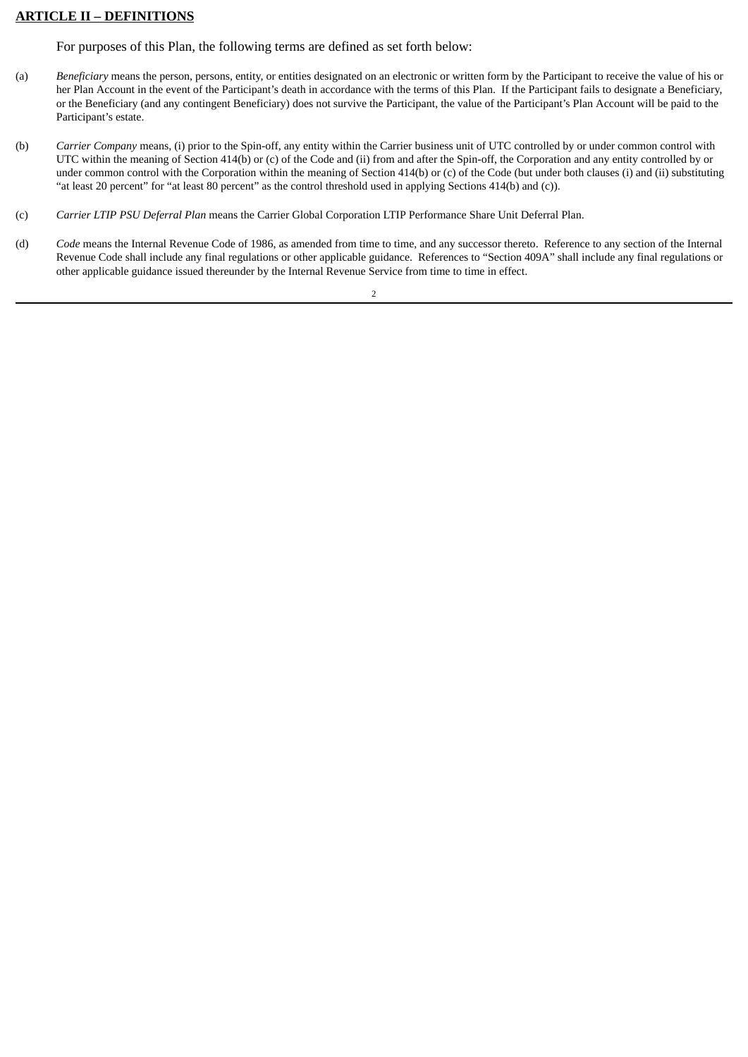**ARTICLE II – DEFINITIONS**

For purposes of this Plan, the following terms are defined as set forth below:

(a) *Beneficiary* means the person, persons, entity, or entities designated on an electronic or written form by the Participant to receive the value of his or her Plan Account in the event of the Participant's death in accordance with the terms of this Plan. If the Participant fails to designate a Beneficiary, or the Beneficiary (and any contingent Beneficiary) does not survive the Participant, the value of the Participant's Plan Account will be paid to the Participant's estate.

(b) *Carrier Company* means, (i) prior to the Spin-off, any entity within the Carrier business unit of UTC controlled by or under common control with UTC within the meaning of Section 414(b) or (c) of the Code and (ii) from and after the Spin-off, the Corporation and any entity controlled by or under common control with the Corporation within the meaning of Section 414(b) or (c) of the Code (but under both clauses (i) and (ii) substituting "at least 20 percent" for "at least 80 percent" as the control threshold used in applying Sections 414(b) and (c)).

(c) *Carrier LTIP PSU Deferral Plan* means the Carrier Global Corporation LTIP Performance Share Unit Deferral Plan.

(d) *Code* means the Internal Revenue Code of 1986, as amended from time to time, and any successor thereto. Reference to any section of the Internal Revenue Code shall include any final regulations or other applicable guidance. References to "Section 409A" shall include any final regulations or other applicable guidance issued thereunder by the Internal Revenue Service from time to time in effect.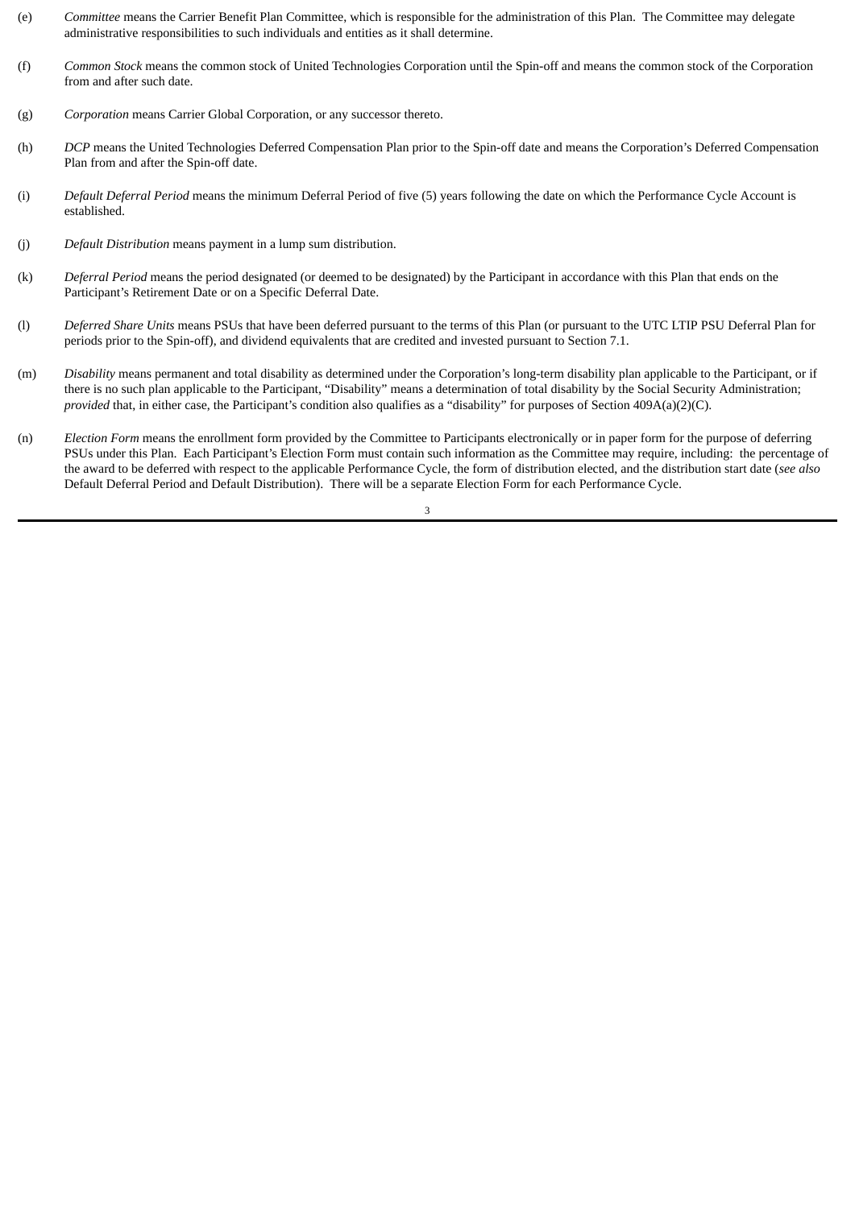(e) *Committee* means the Carrier Benefit Plan Committee, which is responsible for the administration of this Plan. The Committee may delegate administrative responsibilities to such individuals and entities as it shall determine.

(f) *Common Stock* means the common stock of United Technologies Corporation until the Spin-off and means the common stock of the Corporation from and after such date.

(g) *Corporation* means Carrier Global Corporation, or any successor thereto.

(h) *DCP* means the United Technologies Deferred Compensation Plan prior to the Spin-off date and means the Corporation's Deferred Compensation Plan from and after the Spin-off date.

(i) *Default Deferral Period* means the minimum Deferral Period of five (5) years following the date on which the Performance Cycle Account is established.

(j) *Default Distribution* means payment in a lump sum distribution.

(k) *Deferral Period* means the period designated (or deemed to be designated) by the Participant in accordance with this Plan that ends on the Participant's Retirement Date or on a Specific Deferral Date.

(l) *Deferred Share Units* means PSUs that have been deferred pursuant to the terms of this Plan (or pursuant to the UTC LTIP PSU Deferral Plan for periods prior to the Spin-off), and dividend equivalents that are credited and invested pursuant to Section 7.1.

(m) *Disability* means permanent and total disability as determined under the Corporation's long-term disability plan applicable to the Participant, or if there is no such plan applicable to the Participant, "Disability" means a determination of total disability by the Social Security Administration; *provided* that, in either case, the Participant's condition also qualifies as a "disability" for purposes of Section 409A(a)(2)(C).

(n) *Election Form* means the enrollment form provided by the Committee to Participants electronically or in paper form for the purpose of deferring PSUs under this Plan. Each Participant's Election Form must contain such information as the Committee may require, including: the percentage of the award to be deferred with respect to the applicable Performance Cycle, the form of distribution elected, and the distribution start date (*see also* Default Deferral Period and Default Distribution). There will be a separate Election Form for each Performance Cycle.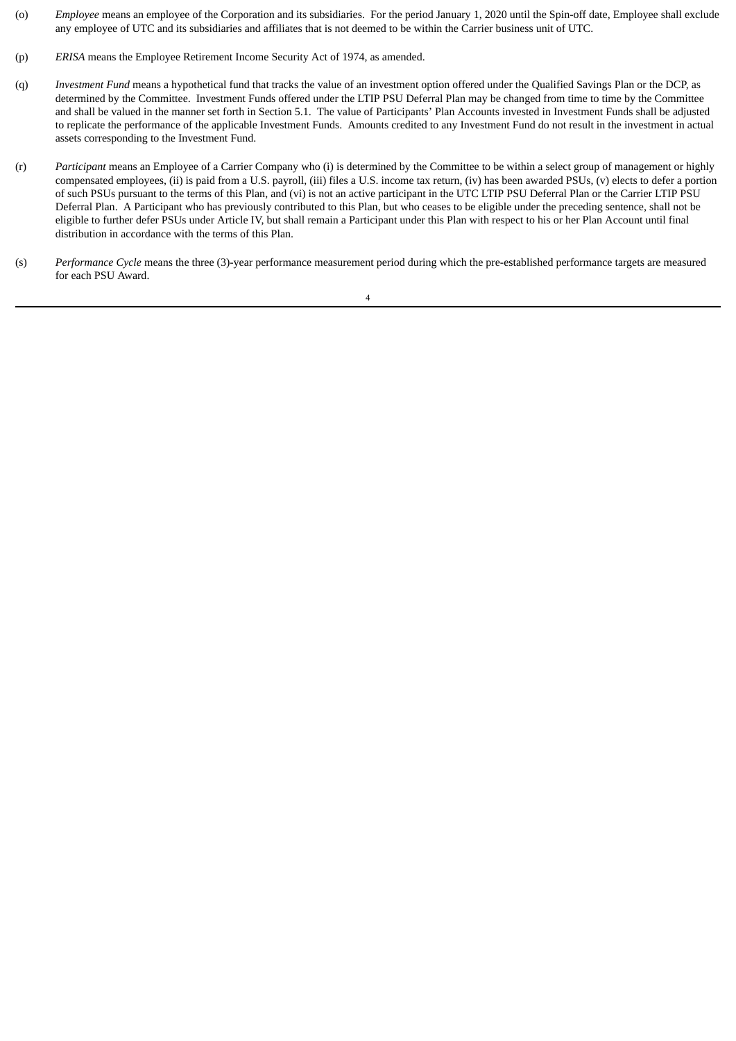(o) *Employee* means an employee of the Corporation and its subsidiaries. For the period January 1, 2020 until the Spin-off date, Employee shall exclude any employee of UTC and its subsidiaries and affiliates that is not deemed to be within the Carrier business unit of UTC.

(p) *ERISA* means the Employee Retirement Income Security Act of 1974, as amended.

(q) *Investment Fund* means a hypothetical fund that tracks the value of an investment option offered under the Qualified Savings Plan or the DCP, as determined by the Committee. Investment Funds offered under the LTIP PSU Deferral Plan may be changed from time to time by the Committee and shall be valued in the manner set forth in Section 5.1. The value of Participants' Plan Accounts invested in Investment Funds shall be adjusted to replicate the performance of the applicable Investment Funds. Amounts credited to any Investment Fund do not result in the investment in actual assets corresponding to the Investment Fund.

(r) *Participant* means an Employee of a Carrier Company who (i) is determined by the Committee to be within a select group of management or highly compensated employees, (ii) is paid from a U.S. payroll, (iii) files a U.S. income tax return, (iv) has been awarded PSUs, (v) elects to defer a portion of such PSUs pursuant to the terms of this Plan, and (vi) is not an active participant in the UTC LTIP PSU Deferral Plan or the Carrier LTIP PSU Deferral Plan. A Participant who has previously contributed to this Plan, but who ceases to be eligible under the preceding sentence, shall not be eligible to further defer PSUs under Article IV, but shall remain a Participant under this Plan with respect to his or her Plan Account until final distribution in accordance with the terms of this Plan.

(s) *Performance Cycle* means the three (3)-year performance measurement period during which the pre-established performance targets are measured for each PSU Award.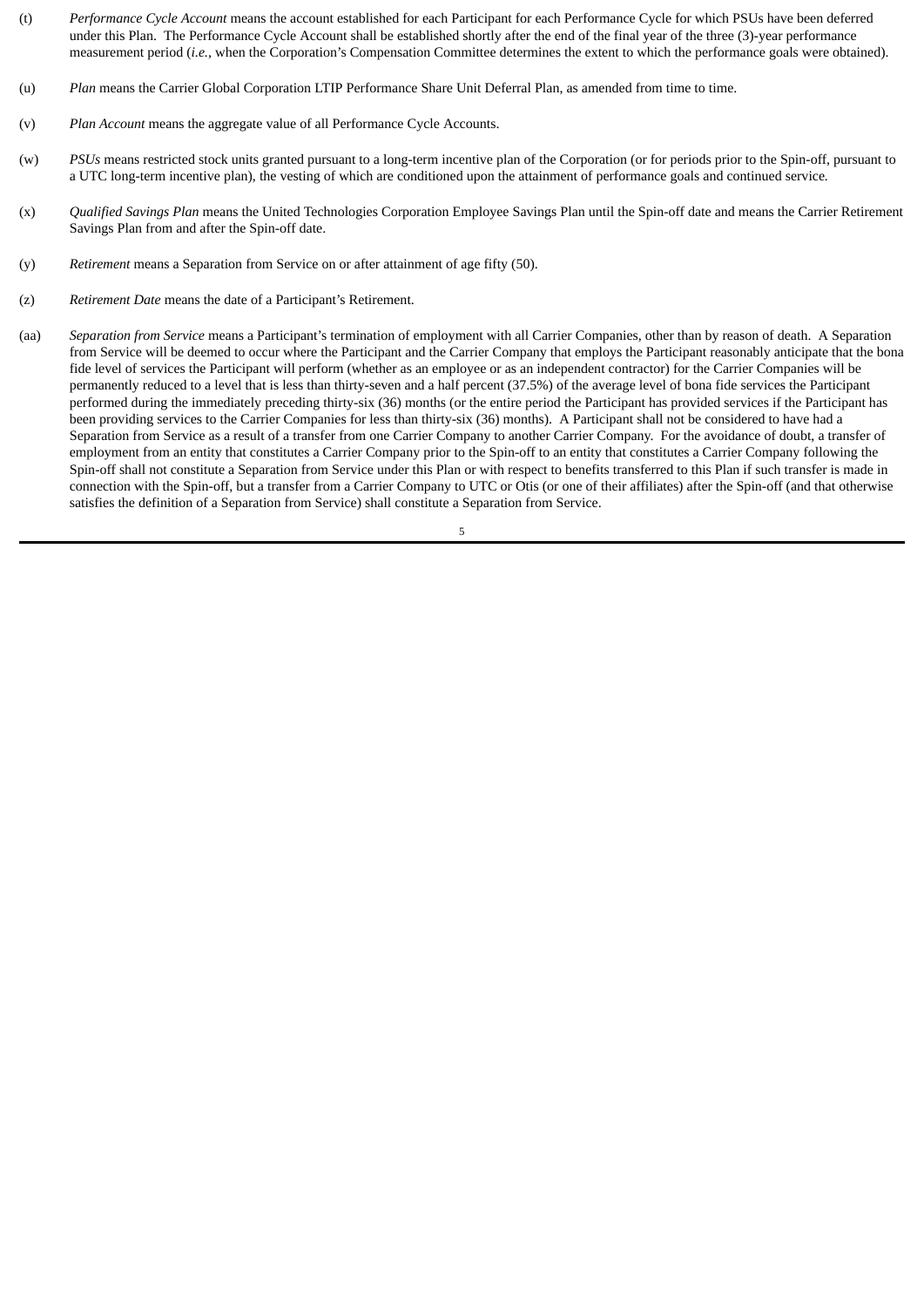(t) *Performance Cycle Account* means the account established for each Participant for each Performance Cycle for which PSUs have been deferred under this Plan. The Performance Cycle Account shall be established shortly after the end of the final year of the three (3)-year performance measurement period (*i.e.*, when the Corporation's Compensation Committee determines the extent to which the performance goals were obtained).

(u) *Plan* means the Carrier Global Corporation LTIP Performance Share Unit Deferral Plan, as amended from time to time.

(v) *Plan Account* means the aggregate value of all Performance Cycle Accounts.

(w) *PSUs* means restricted stock units granted pursuant to a long-term incentive plan of the Corporation (or for periods prior to the Spin-off, pursuant to a UTC long-term incentive plan), the vesting of which are conditioned upon the attainment of performance goals and continued service.

(x) *Qualified Savings Plan* means the United Technologies Corporation Employee Savings Plan until the Spin-off date and means the Carrier Retirement Savings Plan from and after the Spin-off date.

(y) *Retirement* means a Separation from Service on or after attainment of age fifty (50).

(z) *Retirement Date* means the date of a Participant's Retirement.

(aa) *Separation from Service* means a Participant's termination of employment with all Carrier Companies, other than by reason of death. A Separation from Service will be deemed to occur where the Participant and the Carrier Company that employs the Participant reasonably anticipate that the bona fide level of services the Participant will perform (whether as an employee or as an independent contractor) for the Carrier Companies will be permanently reduced to a level that is less than thirty-seven and a half percent (37.5%) of the average level of bona fide services the Participant performed during the immediately preceding thirty-six (36) months (or the entire period the Participant has provided services if the Participant has been providing services to the Carrier Companies for less than thirty-six (36) months). A Participant shall not be considered to have had a Separation from Service as a result of a transfer from one Carrier Company to another Carrier Company. For the avoidance of doubt, a transfer of employment from an entity that constitutes a Carrier Company prior to the Spin-off to an entity that constitutes a Carrier Company following the Spin-off shall not constitute a Separation from Service under this Plan or with respect to benefits transferred to this Plan if such transfer is made in connection with the Spin-off, but a transfer from a Carrier Company to UTC or Otis (or one of their affiliates) after the Spin-off (and that otherwise satisfies the definition of a Separation from Service) shall constitute a Separation from Service.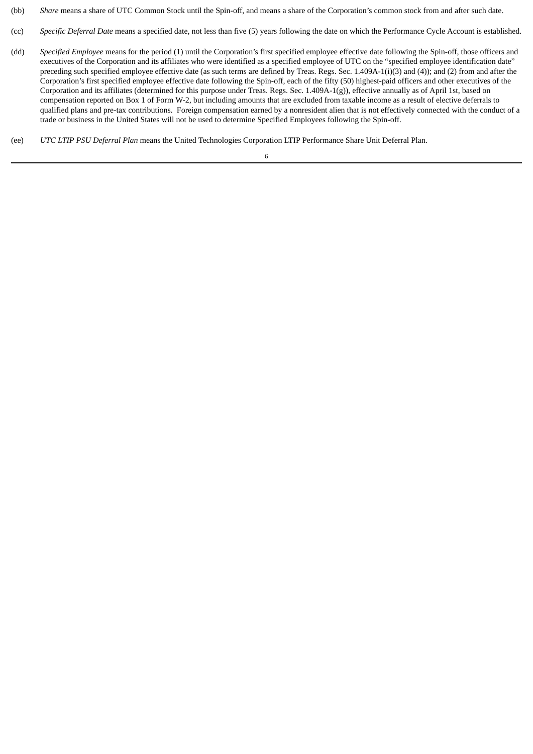(bb) *Share* means a share of UTC Common Stock until the Spin-off, and means a share of the Corporation's common stock from and after such date.

(cc) *Specific Deferral Date* means a specified date, not less than five (5) years following the date on which the Performance Cycle Account is established.

(dd) *Specified Employee* means for the period (1) until the Corporation's first specified employee effective date following the Spin-off, those officers and executives of the Corporation and its affiliates who were identified as a specified employee of UTC on the "specified employee identification date" preceding such specified employee effective date (as such terms are defined by Treas. Regs. Sec. 1.409A-1(i)(3) and (4)); and (2) from and after the Corporation's first specified employee effective date following the Spin-off, each of the fifty (50) highest-paid officers and other executives of the Corporation and its affiliates (determined for this purpose under Treas. Regs. Sec. 1.409A-1(g)), effective annually as of April 1st, based on compensation reported on Box 1 of Form W-2, but including amounts that are excluded from taxable income as a result of elective deferrals to qualified plans and pre-tax contributions. Foreign compensation earned by a nonresident alien that is not effectively connected with the conduct of a trade or business in the United States will not be used to determine Specified Employees following the Spin-off.

(ee) *UTC LTIP PSU Deferral Plan* means the United Technologies Corporation LTIP Performance Share Unit Deferral Plan.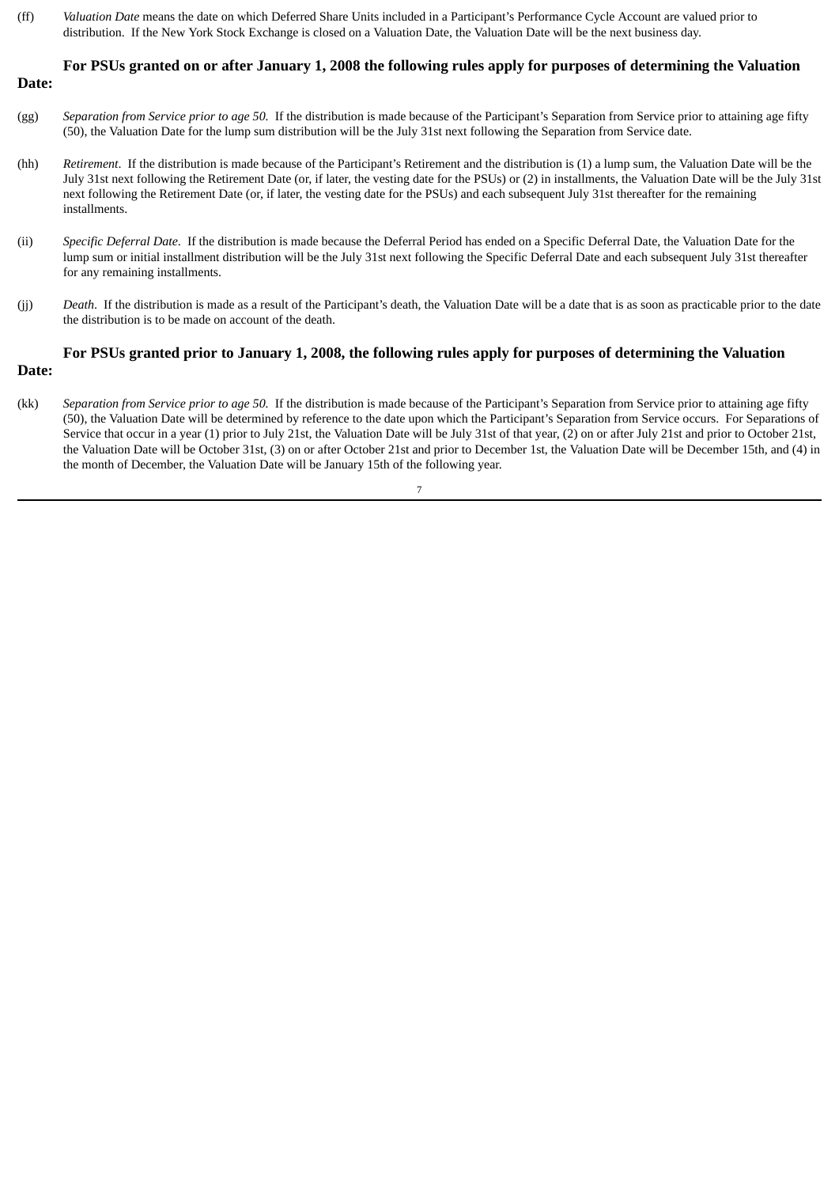(ff) *Valuation Date* means the date on which Deferred Share Units included in a Participant's Performance Cycle Account are valued prior to distribution. If the New York Stock Exchange is closed on a Valuation Date, the Valuation Date will be the next business day.

**For PSUs granted on or after January 1, 2008 the following rules apply for purposes of determining the Valuation Date:**

(gg) *Separation from Service prior to age 50.* If the distribution is made because of the Participant's Separation from Service prior to attaining age fifty (50), the Valuation Date for the lump sum distribution will be the July 31st next following the Separation from Service date.

(hh) *Retirement*. If the distribution is made because of the Participant's Retirement and the distribution is (1) a lump sum, the Valuation Date will be the July 31st next following the Retirement Date (or, if later, the vesting date for the PSUs) or (2) in installments, the Valuation Date will be the July 31st next following the Retirement Date (or, if later, the vesting date for the PSUs) and each subsequent July 31st thereafter for the remaining installments.

(ii) *Specific Deferral Date*. If the distribution is made because the Deferral Period has ended on a Specific Deferral Date, the Valuation Date for the lump sum or initial installment distribution will be the July 31st next following the Specific Deferral Date and each subsequent July 31st thereafter for any remaining installments.

(jj) *Death*. If the distribution is made as a result of the Participant's death, the Valuation Date will be a date that is as soon as practicable prior to the date the distribution is to be made on account of the death.

**For PSUs granted prior to January 1, 2008, the following rules apply for purposes of determining the Valuation Date:**

(kk) *Separation from Service prior to age 50.* If the distribution is made because of the Participant's Separation from Service prior to attaining age fifty (50), the Valuation Date will be determined by reference to the date upon which the Participant's Separation from Service occurs. For Separations of Service that occur in a year (1) prior to July 21st, the Valuation Date will be July 31st of that year, (2) on or after July 21st and prior to October 21st, the Valuation Date will be October 31st, (3) on or after October 21st and prior to December 1st, the Valuation Date will be December 15th, and (4) in the month of December, the Valuation Date will be January 15th of the following year.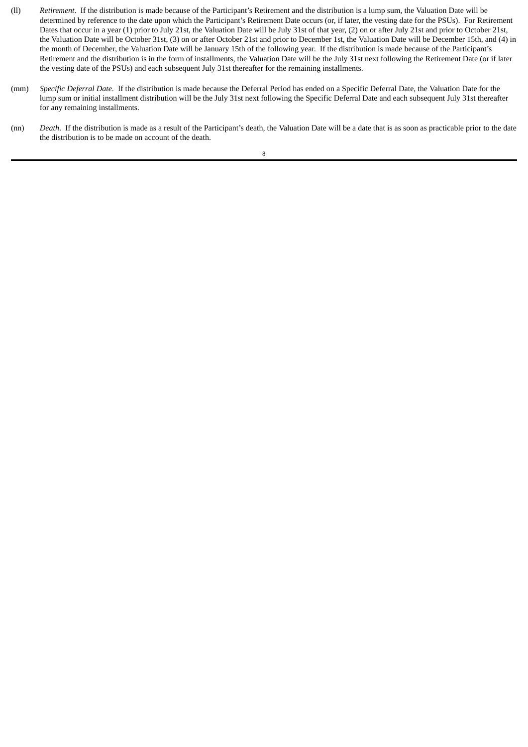(ll) *Retirement*. If the distribution is made because of the Participant's Retirement and the distribution is a lump sum, the Valuation Date will be determined by reference to the date upon which the Participant's Retirement Date occurs (or, if later, the vesting date for the PSUs). For Retirement Dates that occur in a year (1) prior to July 21st, the Valuation Date will be July 31st of that year, (2) on or after July 21st and prior to October 21st, the Valuation Date will be October 31st, (3) on or after October 21st and prior to December 1st, the Valuation Date will be December 15th, and (4) in the month of December, the Valuation Date will be January 15th of the following year. If the distribution is made because of the Participant's Retirement and the distribution is in the form of installments, the Valuation Date will be the July 31st next following the Retirement Date (or if later the vesting date of the PSUs) and each subsequent July 31st thereafter for the remaining installments.

(mm) *Specific Deferral Date*. If the distribution is made because the Deferral Period has ended on a Specific Deferral Date, the Valuation Date for the lump sum or initial installment distribution will be the July 31st next following the Specific Deferral Date and each subsequent July 31st thereafter for any remaining installments.

(nn) *Death*. If the distribution is made as a result of the Participant's death, the Valuation Date will be a date that is as soon as practicable prior to the date the distribution is to be made on account of the death.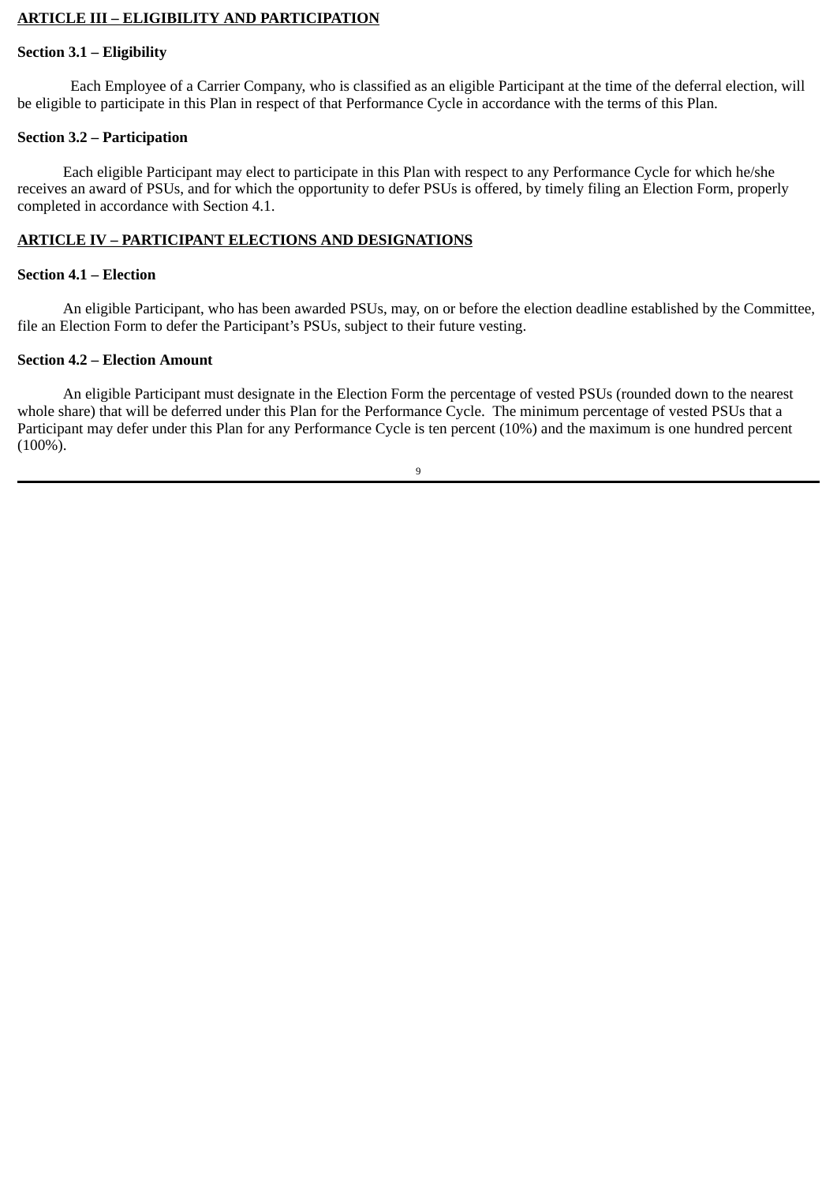## ARTICLE III – ELIGIBILITY AND PARTICIPATION

**Section 3.1 – Eligibility**

Each Employee of a Carrier Company, who is classified as an eligible Participant at the time of the deferral election, will be eligible to participate in this Plan in respect of that Performance Cycle in accordance with the terms of this Plan.

**Section 3.2 – Participation**

Each eligible Participant may elect to participate in this Plan with respect to any Performance Cycle for which he/she receives an award of PSUs, and for which the opportunity to defer PSUs is offered, by timely filing an Election Form, properly completed in accordance with Section 4.1.

## ARTICLE IV – PARTICIPANT ELECTIONS AND DESIGNATIONS

**Section 4.1 – Election**

An eligible Participant, who has been awarded PSUs, may, on or before the election deadline established by the Committee, file an Election Form to defer the Participant's PSUs, subject to their future vesting.

**Section 4.2 – Election Amount**

An eligible Participant must designate in the Election Form the percentage of vested PSUs (rounded down to the nearest whole share) that will be deferred under this Plan for the Performance Cycle. The minimum percentage of vested PSUs that a Participant may defer under this Plan for any Performance Cycle is ten percent (10%) and the maximum is one hundred percent (100%).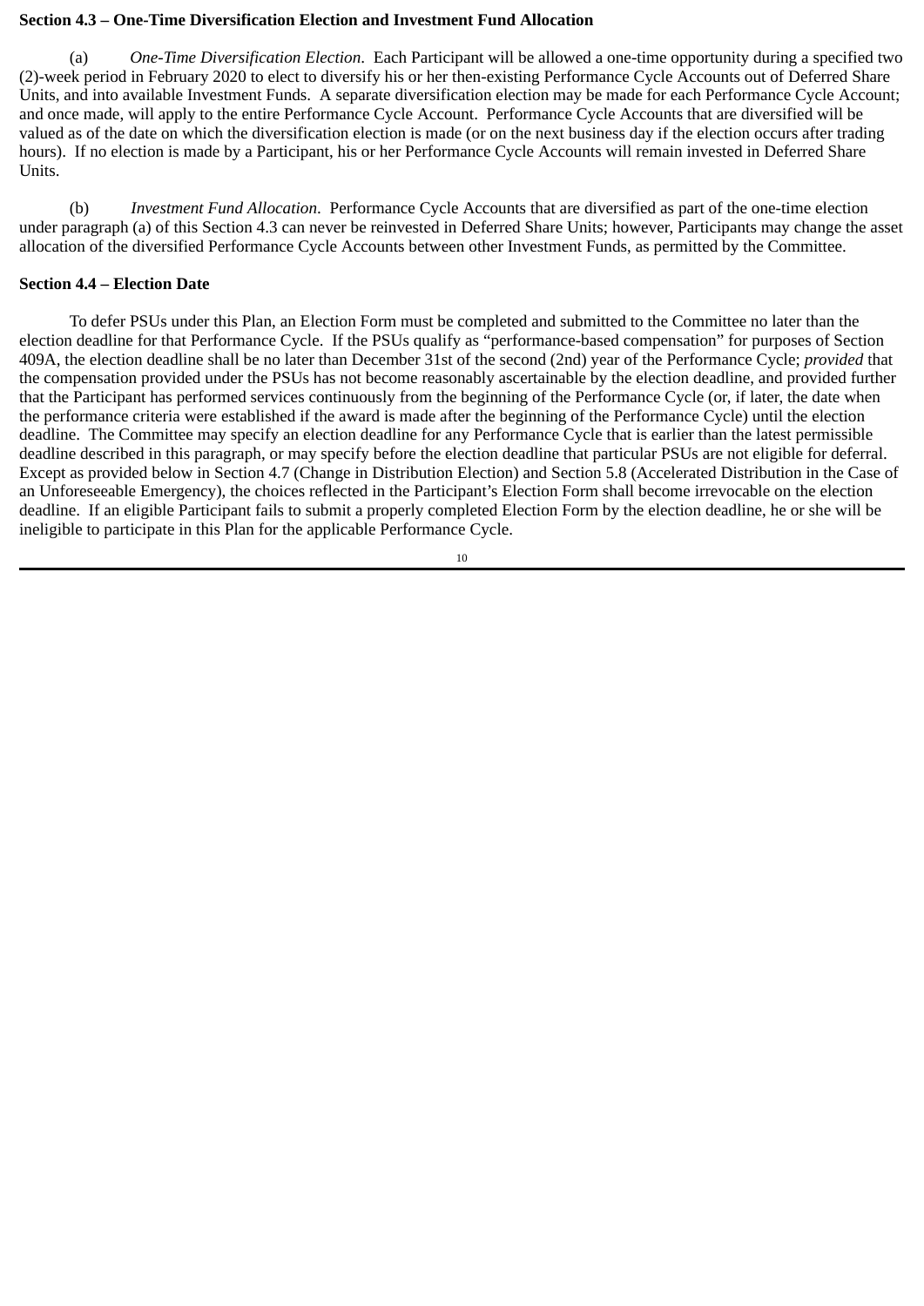**Section 4.3 – One-Time Diversification Election and Investment Fund Allocation**

(a) *One-Time Diversification Election*. Each Participant will be allowed a one-time opportunity during a specified two (2)-week period in February 2020 to elect to diversify his or her then-existing Performance Cycle Accounts out of Deferred Share Units, and into available Investment Funds. A separate diversification election may be made for each Performance Cycle Account; and once made, will apply to the entire Performance Cycle Account. Performance Cycle Accounts that are diversified will be valued as of the date on which the diversification election is made (or on the next business day if the election occurs after trading hours). If no election is made by a Participant, his or her Performance Cycle Accounts will remain invested in Deferred Share Units.

(b) *Investment Fund Allocation*. Performance Cycle Accounts that are diversified as part of the one-time election under paragraph (a) of this Section 4.3 can never be reinvested in Deferred Share Units; however, Participants may change the asset allocation of the diversified Performance Cycle Accounts between other Investment Funds, as permitted by the Committee.

**Section 4.4 – Election Date**

To defer PSUs under this Plan, an Election Form must be completed and submitted to the Committee no later than the election deadline for that Performance Cycle. If the PSUs qualify as "performance-based compensation" for purposes of Section 409A, the election deadline shall be no later than December 31st of the second (2nd) year of the Performance Cycle; *provided* that the compensation provided under the PSUs has not become reasonably ascertainable by the election deadline, and provided further that the Participant has performed services continuously from the beginning of the Performance Cycle (or, if later, the date when the performance criteria were established if the award is made after the beginning of the Performance Cycle) until the election deadline. The Committee may specify an election deadline for any Performance Cycle that is earlier than the latest permissible deadline described in this paragraph, or may specify before the election deadline that particular PSUs are not eligible for deferral. Except as provided below in Section 4.7 (Change in Distribution Election) and Section 5.8 (Accelerated Distribution in the Case of an Unforeseeable Emergency), the choices reflected in the Participant's Election Form shall become irrevocable on the election deadline. If an eligible Participant fails to submit a properly completed Election Form by the election deadline, he or she will be ineligible to participate in this Plan for the applicable Performance Cycle.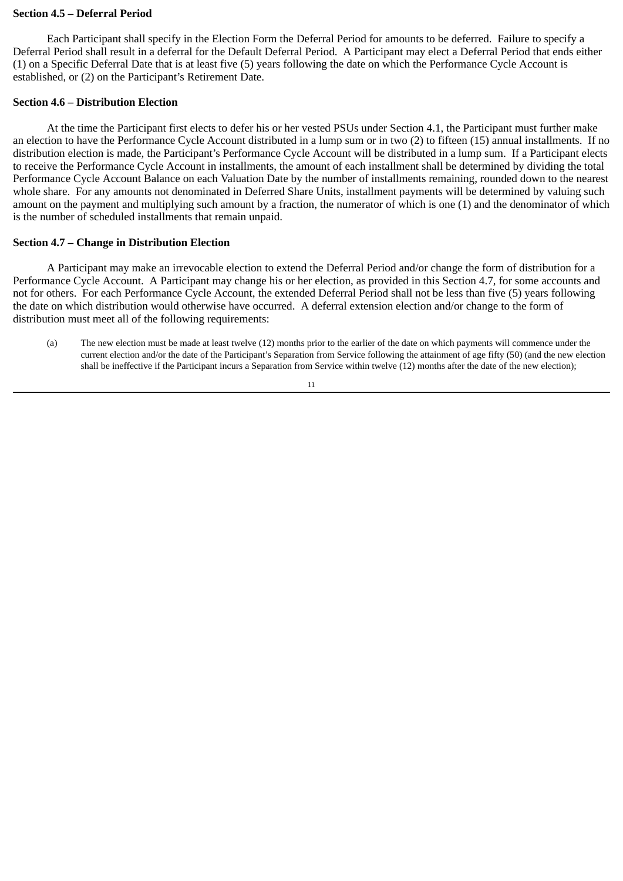**Section 4.5 – Deferral Period**

Each Participant shall specify in the Election Form the Deferral Period for amounts to be deferred. Failure to specify a Deferral Period shall result in a deferral for the Default Deferral Period. A Participant may elect a Deferral Period that ends either (1) on a Specific Deferral Date that is at least five (5) years following the date on which the Performance Cycle Account is established, or (2) on the Participant's Retirement Date.

**Section 4.6 – Distribution Election**

At the time the Participant first elects to defer his or her vested PSUs under Section 4.1, the Participant must further make an election to have the Performance Cycle Account distributed in a lump sum or in two (2) to fifteen (15) annual installments. If no distribution election is made, the Participant's Performance Cycle Account will be distributed in a lump sum. If a Participant elects to receive the Performance Cycle Account in installments, the amount of each installment shall be determined by dividing the total Performance Cycle Account Balance on each Valuation Date by the number of installments remaining, rounded down to the nearest whole share. For any amounts not denominated in Deferred Share Units, installment payments will be determined by valuing such amount on the payment and multiplying such amount by a fraction, the numerator of which is one (1) and the denominator of which is the number of scheduled installments that remain unpaid.

**Section 4.7 – Change in Distribution Election**

A Participant may make an irrevocable election to extend the Deferral Period and/or change the form of distribution for a Performance Cycle Account. A Participant may change his or her election, as provided in this Section 4.7, for some accounts and not for others. For each Performance Cycle Account, the extended Deferral Period shall not be less than five (5) years following the date on which distribution would otherwise have occurred. A deferral extension election and/or change to the form of distribution must meet all of the following requirements:

(a) The new election must be made at least twelve (12) months prior to the earlier of the date on which payments will commence under the current election and/or the date of the Participant's Separation from Service following the attainment of age fifty (50) (and the new election shall be ineffective if the Participant incurs a Separation from Service within twelve (12) months after the date of the new election);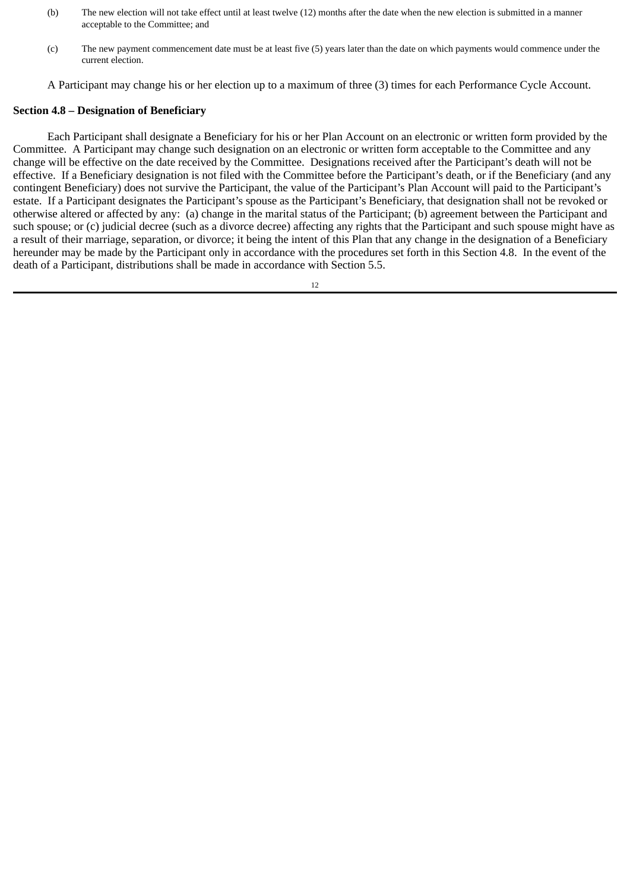(b) The new election will not take effect until at least twelve (12) months after the date when the new election is submitted in a manner acceptable to the Committee; and

(c) The new payment commencement date must be at least five (5) years later than the date on which payments would commence under the current election.

A Participant may change his or her election up to a maximum of three (3) times for each Performance Cycle Account.

**Section 4.8 – Designation of Beneficiary**

Each Participant shall designate a Beneficiary for his or her Plan Account on an electronic or written form provided by the Committee. A Participant may change such designation on an electronic or written form acceptable to the Committee and any change will be effective on the date received by the Committee. Designations received after the Participant's death will not be effective. If a Beneficiary designation is not filed with the Committee before the Participant's death, or if the Beneficiary (and any contingent Beneficiary) does not survive the Participant, the value of the Participant's Plan Account will paid to the Participant's estate. If a Participant designates the Participant's spouse as the Participant's Beneficiary, that designation shall not be revoked or otherwise altered or affected by any: (a) change in the marital status of the Participant; (b) agreement between the Participant and such spouse; or (c) judicial decree (such as a divorce decree) affecting any rights that the Participant and such spouse might have as a result of their marriage, separation, or divorce; it being the intent of this Plan that any change in the designation of a Beneficiary hereunder may be made by the Participant only in accordance with the procedures set forth in this Section 4.8. In the event of the death of a Participant, distributions shall be made in accordance with Section 5.5.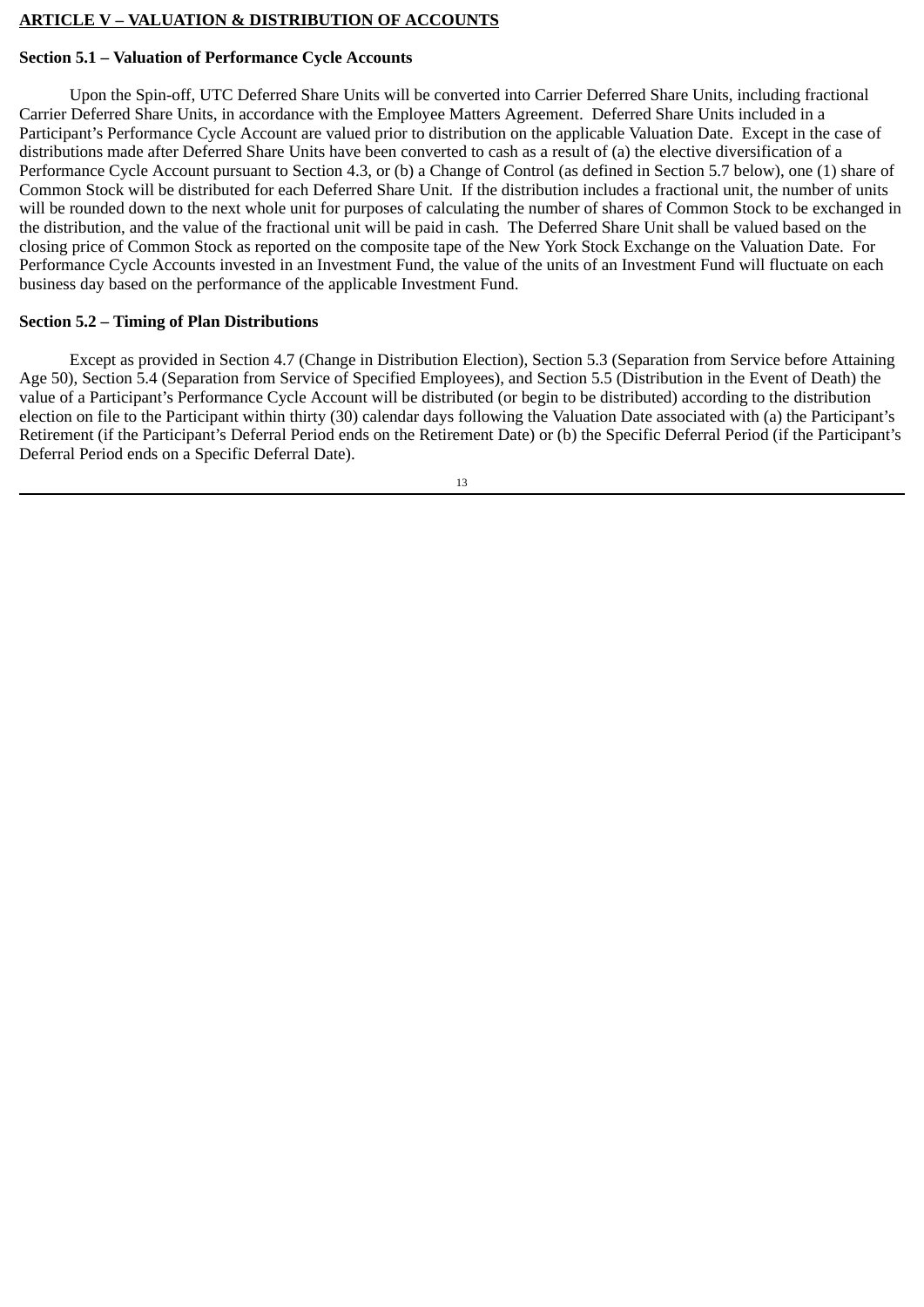## ARTICLE V – VALUATION & DISTRIBUTION OF ACCOUNTS

### Section 5.1 – Valuation of Performance Cycle Accounts

Upon the Spin-off, UTC Deferred Share Units will be converted into Carrier Deferred Share Units, including fractional Carrier Deferred Share Units, in accordance with the Employee Matters Agreement. Deferred Share Units included in a Participant's Performance Cycle Account are valued prior to distribution on the applicable Valuation Date. Except in the case of distributions made after Deferred Share Units have been converted to cash as a result of (a) the elective diversification of a Performance Cycle Account pursuant to Section 4.3, or (b) a Change of Control (as defined in Section 5.7 below), one (1) share of Common Stock will be distributed for each Deferred Share Unit. If the distribution includes a fractional unit, the number of units will be rounded down to the next whole unit for purposes of calculating the number of shares of Common Stock to be exchanged in the distribution, and the value of the fractional unit will be paid in cash. The Deferred Share Unit shall be valued based on the closing price of Common Stock as reported on the composite tape of the New York Stock Exchange on the Valuation Date. For Performance Cycle Accounts invested in an Investment Fund, the value of the units of an Investment Fund will fluctuate on each business day based on the performance of the applicable Investment Fund.

### Section 5.2 – Timing of Plan Distributions

Except as provided in Section 4.7 (Change in Distribution Election), Section 5.3 (Separation from Service before Attaining Age 50), Section 5.4 (Separation from Service of Specified Employees), and Section 5.5 (Distribution in the Event of Death) the value of a Participant's Performance Cycle Account will be distributed (or begin to be distributed) according to the distribution election on file to the Participant within thirty (30) calendar days following the Valuation Date associated with (a) the Participant's Retirement (if the Participant's Deferral Period ends on the Retirement Date) or (b) the Specific Deferral Period (if the Participant's Deferral Period ends on a Specific Deferral Date).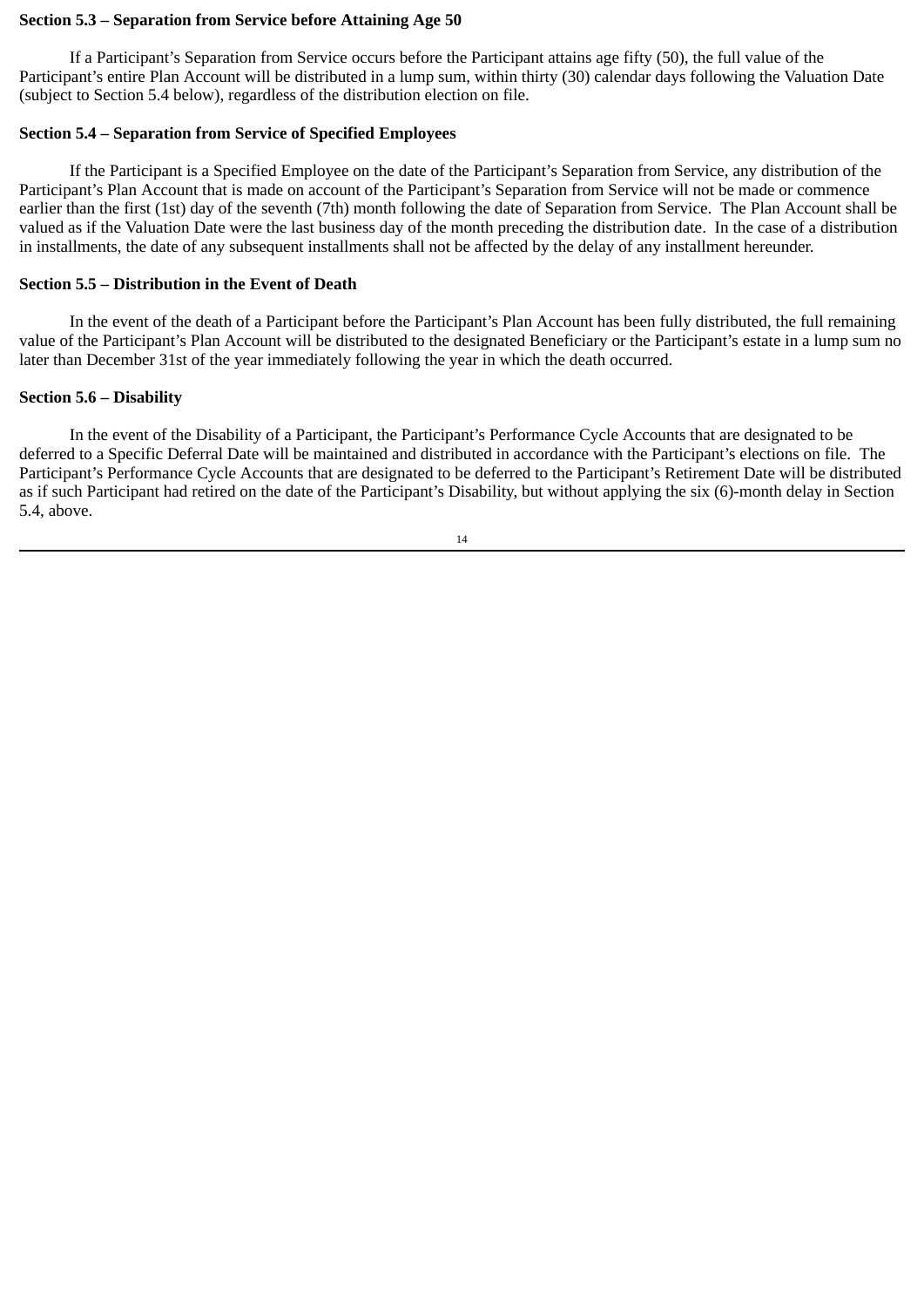**Section 5.3 – Separation from Service before Attaining Age 50**

If a Participant's Separation from Service occurs before the Participant attains age fifty (50), the full value of the Participant's entire Plan Account will be distributed in a lump sum, within thirty (30) calendar days following the Valuation Date (subject to Section 5.4 below), regardless of the distribution election on file.

**Section 5.4 – Separation from Service of Specified Employees**

If the Participant is a Specified Employee on the date of the Participant's Separation from Service, any distribution of the Participant's Plan Account that is made on account of the Participant's Separation from Service will not be made or commence earlier than the first (1st) day of the seventh (7th) month following the date of Separation from Service. The Plan Account shall be valued as if the Valuation Date were the last business day of the month preceding the distribution date. In the case of a distribution in installments, the date of any subsequent installments shall not be affected by the delay of any installment hereunder.

**Section 5.5 – Distribution in the Event of Death**

In the event of the death of a Participant before the Participant's Plan Account has been fully distributed, the full remaining value of the Participant's Plan Account will be distributed to the designated Beneficiary or the Participant's estate in a lump sum no later than December 31st of the year immediately following the year in which the death occurred.

**Section 5.6 – Disability**

In the event of the Disability of a Participant, the Participant's Performance Cycle Accounts that are designated to be deferred to a Specific Deferral Date will be maintained and distributed in accordance with the Participant's elections on file. The Participant's Performance Cycle Accounts that are designated to be deferred to the Participant's Retirement Date will be distributed as if such Participant had retired on the date of the Participant's Disability, but without applying the six (6)-month delay in Section 5.4, above.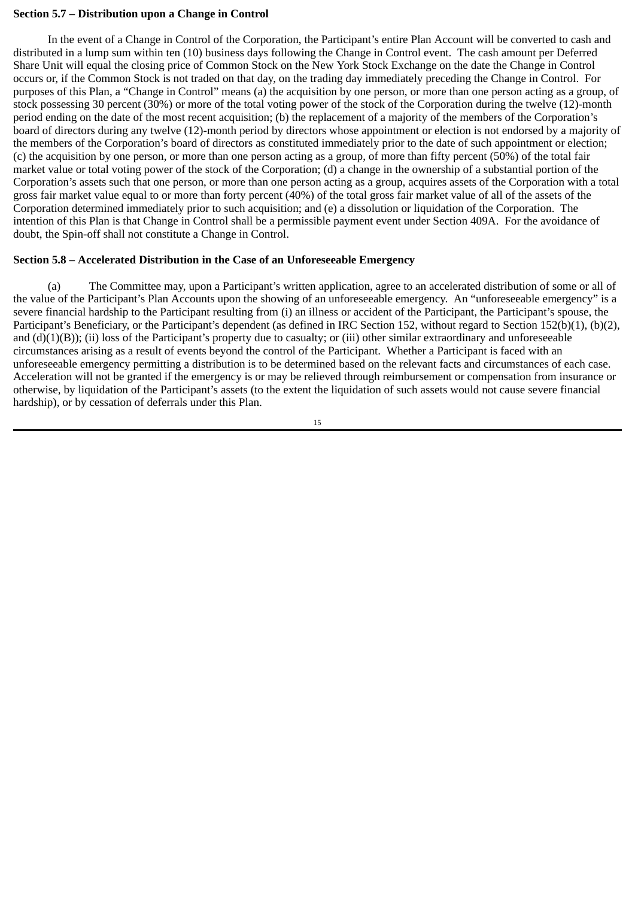**Section 5.7 – Distribution upon a Change in Control**

In the event of a Change in Control of the Corporation, the Participant's entire Plan Account will be converted to cash and distributed in a lump sum within ten (10) business days following the Change in Control event. The cash amount per Deferred Share Unit will equal the closing price of Common Stock on the New York Stock Exchange on the date the Change in Control occurs or, if the Common Stock is not traded on that day, on the trading day immediately preceding the Change in Control. For purposes of this Plan, a "Change in Control" means (a) the acquisition by one person, or more than one person acting as a group, of stock possessing 30 percent (30%) or more of the total voting power of the stock of the Corporation during the twelve (12)-month period ending on the date of the most recent acquisition; (b) the replacement of a majority of the members of the Corporation's board of directors during any twelve (12)-month period by directors whose appointment or election is not endorsed by a majority of the members of the Corporation's board of directors as constituted immediately prior to the date of such appointment or election; (c) the acquisition by one person, or more than one person acting as a group, of more than fifty percent (50%) of the total fair market value or total voting power of the stock of the Corporation; (d) a change in the ownership of a substantial portion of the Corporation's assets such that one person, or more than one person acting as a group, acquires assets of the Corporation with a total gross fair market value equal to or more than forty percent (40%) of the total gross fair market value of all of the assets of the Corporation determined immediately prior to such acquisition; and (e) a dissolution or liquidation of the Corporation. The intention of this Plan is that Change in Control shall be a permissible payment event under Section 409A. For the avoidance of doubt, the Spin-off shall not constitute a Change in Control.

**Section 5.8 – Accelerated Distribution in the Case of an Unforeseeable Emergency**

(a) The Committee may, upon a Participant's written application, agree to an accelerated distribution of some or all of the value of the Participant's Plan Accounts upon the showing of an unforeseeable emergency. An "unforeseeable emergency" is a severe financial hardship to the Participant resulting from (i) an illness or accident of the Participant, the Participant's spouse, the Participant's Beneficiary, or the Participant's dependent (as defined in IRC Section 152, without regard to Section 152(b)(1), (b)(2), and (d)(1)(B)); (ii) loss of the Participant's property due to casualty; or (iii) other similar extraordinary and unforeseeable circumstances arising as a result of events beyond the control of the Participant. Whether a Participant is faced with an unforeseeable emergency permitting a distribution is to be determined based on the relevant facts and circumstances of each case. Acceleration will not be granted if the emergency is or may be relieved through reimbursement or compensation from insurance or otherwise, by liquidation of the Participant's assets (to the extent the liquidation of such assets would not cause severe financial hardship), or by cessation of deferrals under this Plan.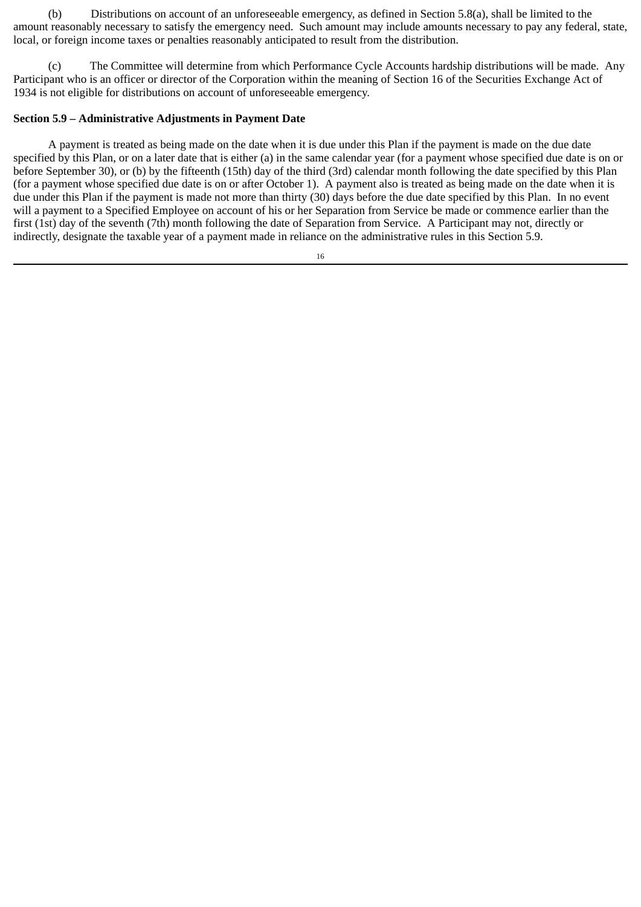(b) Distributions on account of an unforeseeable emergency, as defined in Section 5.8(a), shall be limited to the amount reasonably necessary to satisfy the emergency need. Such amount may include amounts necessary to pay any federal, state, local, or foreign income taxes or penalties reasonably anticipated to result from the distribution.

(c) The Committee will determine from which Performance Cycle Accounts hardship distributions will be made. Any Participant who is an officer or director of the Corporation within the meaning of Section 16 of the Securities Exchange Act of 1934 is not eligible for distributions on account of unforeseeable emergency.

**Section 5.9 – Administrative Adjustments in Payment Date**

A payment is treated as being made on the date when it is due under this Plan if the payment is made on the due date specified by this Plan, or on a later date that is either (a) in the same calendar year (for a payment whose specified due date is on or before September 30), or (b) by the fifteenth (15th) day of the third (3rd) calendar month following the date specified by this Plan (for a payment whose specified due date is on or after October 1). A payment also is treated as being made on the date when it is due under this Plan if the payment is made not more than thirty (30) days before the due date specified by this Plan. In no event will a payment to a Specified Employee on account of his or her Separation from Service be made or commence earlier than the first (1st) day of the seventh (7th) month following the date of Separation from Service. A Participant may not, directly or indirectly, designate the taxable year of a payment made in reliance on the administrative rules in this Section 5.9.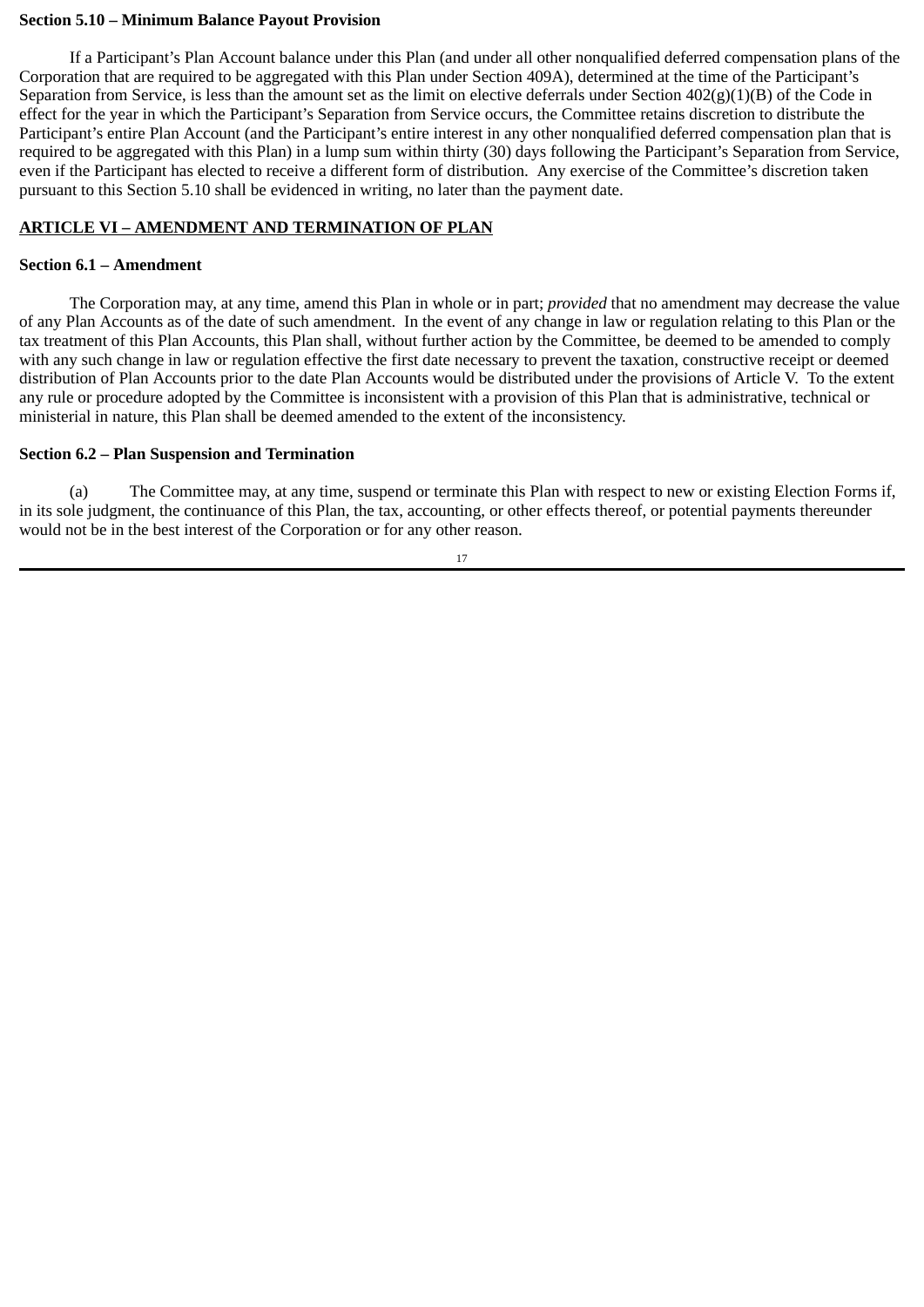**Section 5.10 – Minimum Balance Payout Provision**

If a Participant's Plan Account balance under this Plan (and under all other nonqualified deferred compensation plans of the Corporation that are required to be aggregated with this Plan under Section 409A), determined at the time of the Participant's Separation from Service, is less than the amount set as the limit on elective deferrals under Section 402(g)(1)(B) of the Code in effect for the year in which the Participant's Separation from Service occurs, the Committee retains discretion to distribute the Participant's entire Plan Account (and the Participant's entire interest in any other nonqualified deferred compensation plan that is required to be aggregated with this Plan) in a lump sum within thirty (30) days following the Participant's Separation from Service, even if the Participant has elected to receive a different form of distribution. Any exercise of the Committee's discretion taken pursuant to this Section 5.10 shall be evidenced in writing, no later than the payment date.

**ARTICLE VI – AMENDMENT AND TERMINATION OF PLAN**

**Section 6.1 – Amendment**

The Corporation may, at any time, amend this Plan in whole or in part; *provided* that no amendment may decrease the value of any Plan Accounts as of the date of such amendment. In the event of any change in law or regulation relating to this Plan or the tax treatment of this Plan Accounts, this Plan shall, without further action by the Committee, be deemed to be amended to comply with any such change in law or regulation effective the first date necessary to prevent the taxation, constructive receipt or deemed distribution of Plan Accounts prior to the date Plan Accounts would be distributed under the provisions of Article V. To the extent any rule or procedure adopted by the Committee is inconsistent with a provision of this Plan that is administrative, technical or ministerial in nature, this Plan shall be deemed amended to the extent of the inconsistency.

**Section 6.2 – Plan Suspension and Termination**

(a) The Committee may, at any time, suspend or terminate this Plan with respect to new or existing Election Forms if, in its sole judgment, the continuance of this Plan, the tax, accounting, or other effects thereof, or potential payments thereunder would not be in the best interest of the Corporation or for any other reason.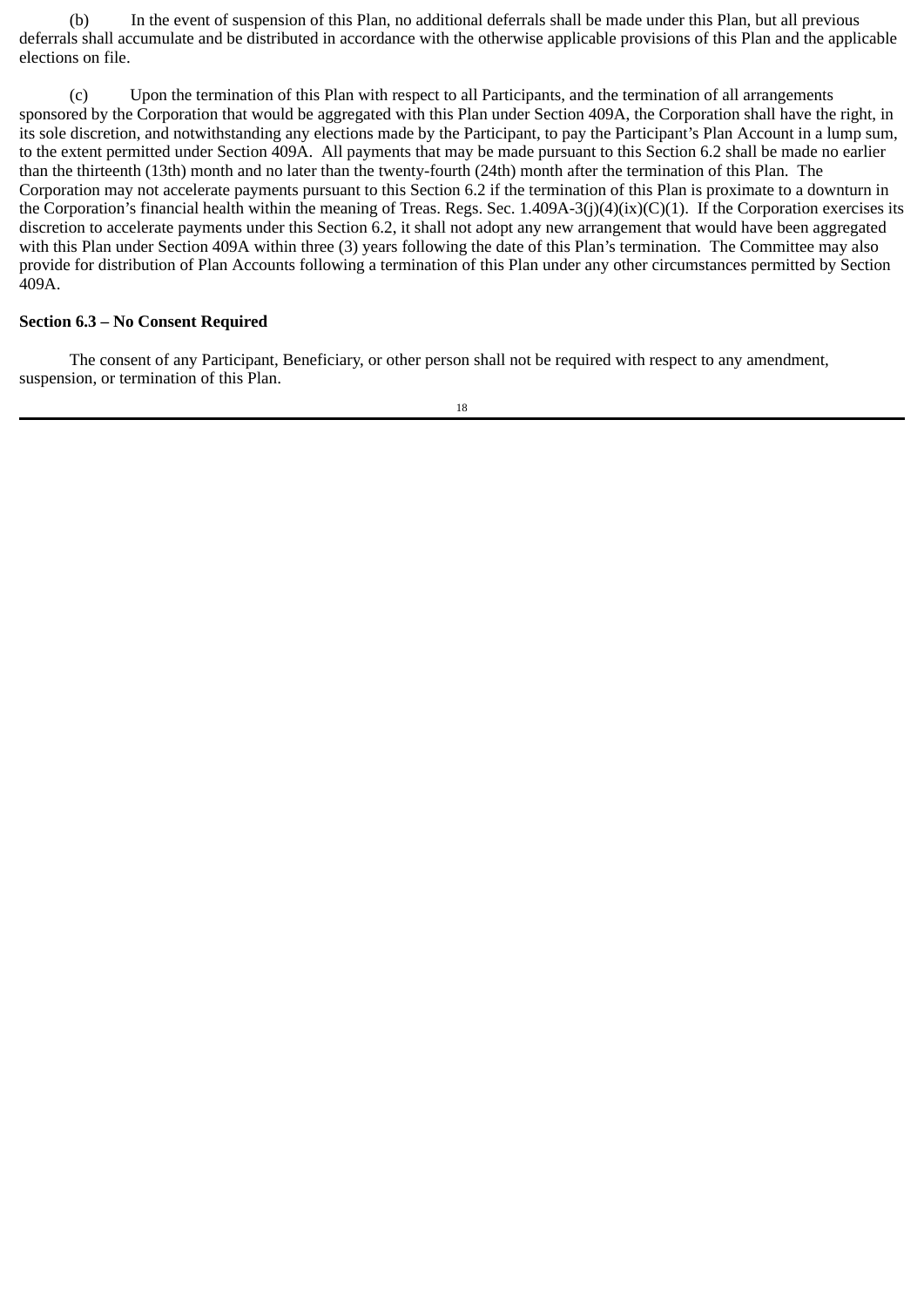(b) In the event of suspension of this Plan, no additional deferrals shall be made under this Plan, but all previous deferrals shall accumulate and be distributed in accordance with the otherwise applicable provisions of this Plan and the applicable elections on file.

(c) Upon the termination of this Plan with respect to all Participants, and the termination of all arrangements sponsored by the Corporation that would be aggregated with this Plan under Section 409A, the Corporation shall have the right, in its sole discretion, and notwithstanding any elections made by the Participant, to pay the Participant's Plan Account in a lump sum, to the extent permitted under Section 409A. All payments that may be made pursuant to this Section 6.2 shall be made no earlier than the thirteenth (13th) month and no later than the twenty-fourth (24th) month after the termination of this Plan. The Corporation may not accelerate payments pursuant to this Section 6.2 if the termination of this Plan is proximate to a downturn in the Corporation's financial health within the meaning of Treas. Regs. Sec. 1.409A-3(j)(4)(ix)(C)(1). If the Corporation exercises its discretion to accelerate payments under this Section 6.2, it shall not adopt any new arrangement that would have been aggregated with this Plan under Section 409A within three (3) years following the date of this Plan's termination. The Committee may also provide for distribution of Plan Accounts following a termination of this Plan under any other circumstances permitted by Section 409A.

**Section 6.3 – No Consent Required**

The consent of any Participant, Beneficiary, or other person shall not be required with respect to any amendment, suspension, or termination of this Plan.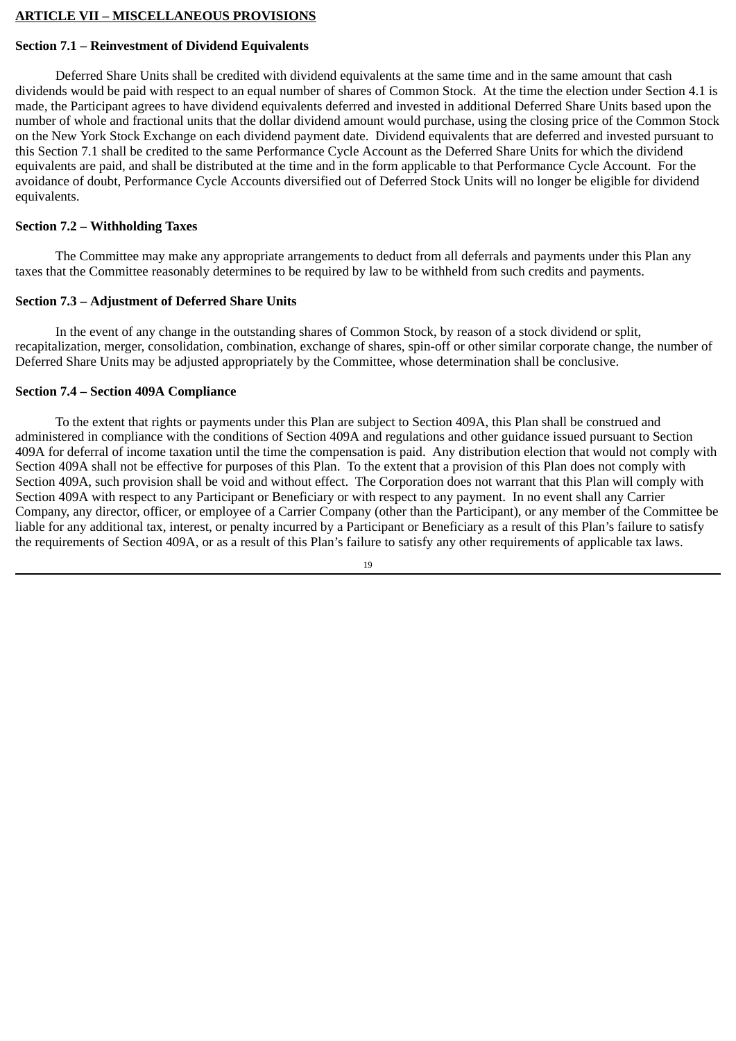## ARTICLE VII – MISCELLANEOUS PROVISIONS

**Section 7.1 – Reinvestment of Dividend Equivalents**

Deferred Share Units shall be credited with dividend equivalents at the same time and in the same amount that cash dividends would be paid with respect to an equal number of shares of Common Stock. At the time the election under Section 4.1 is made, the Participant agrees to have dividend equivalents deferred and invested in additional Deferred Share Units based upon the number of whole and fractional units that the dollar dividend amount would purchase, using the closing price of the Common Stock on the New York Stock Exchange on each dividend payment date. Dividend equivalents that are deferred and invested pursuant to this Section 7.1 shall be credited to the same Performance Cycle Account as the Deferred Share Units for which the dividend equivalents are paid, and shall be distributed at the time and in the form applicable to that Performance Cycle Account. For the avoidance of doubt, Performance Cycle Accounts diversified out of Deferred Stock Units will no longer be eligible for dividend equivalents.

**Section 7.2 – Withholding Taxes**

The Committee may make any appropriate arrangements to deduct from all deferrals and payments under this Plan any taxes that the Committee reasonably determines to be required by law to be withheld from such credits and payments.

**Section 7.3 – Adjustment of Deferred Share Units**

In the event of any change in the outstanding shares of Common Stock, by reason of a stock dividend or split, recapitalization, merger, consolidation, combination, exchange of shares, spin-off or other similar corporate change, the number of Deferred Share Units may be adjusted appropriately by the Committee, whose determination shall be conclusive.

**Section 7.4 – Section 409A Compliance**

To the extent that rights or payments under this Plan are subject to Section 409A, this Plan shall be construed and administered in compliance with the conditions of Section 409A and regulations and other guidance issued pursuant to Section 409A for deferral of income taxation until the time the compensation is paid. Any distribution election that would not comply with Section 409A shall not be effective for purposes of this Plan. To the extent that a provision of this Plan does not comply with Section 409A, such provision shall be void and without effect. The Corporation does not warrant that this Plan will comply with Section 409A with respect to any Participant or Beneficiary or with respect to any payment. In no event shall any Carrier Company, any director, officer, or employee of a Carrier Company (other than the Participant), or any member of the Committee be liable for any additional tax, interest, or penalty incurred by a Participant or Beneficiary as a result of this Plan's failure to satisfy the requirements of Section 409A, or as a result of this Plan's failure to satisfy any other requirements of applicable tax laws.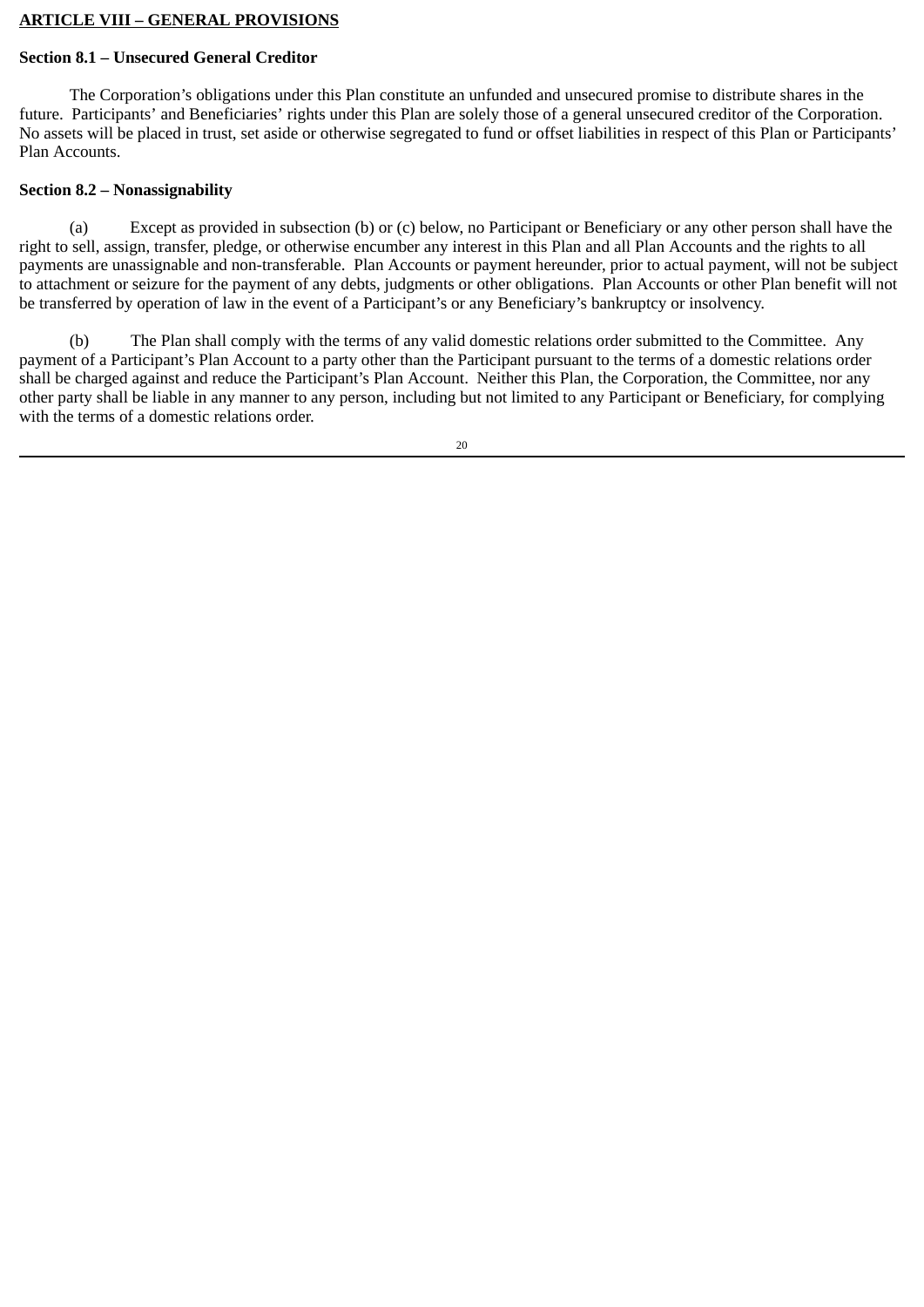## ARTICLE VIII – GENERAL PROVISIONS

### Section 8.1 – Unsecured General Creditor

The Corporation's obligations under this Plan constitute an unfunded and unsecured promise to distribute shares in the future. Participants' and Beneficiaries' rights under this Plan are solely those of a general unsecured creditor of the Corporation. No assets will be placed in trust, set aside or otherwise segregated to fund or offset liabilities in respect of this Plan or Participants' Plan Accounts.

### Section 8.2 – Nonassignability

(a) Except as provided in subsection (b) or (c) below, no Participant or Beneficiary or any other person shall have the right to sell, assign, transfer, pledge, or otherwise encumber any interest in this Plan and all Plan Accounts and the rights to all payments are unassignable and non-transferable. Plan Accounts or payment hereunder, prior to actual payment, will not be subject to attachment or seizure for the payment of any debts, judgments or other obligations. Plan Accounts or other Plan benefit will not be transferred by operation of law in the event of a Participant's or any Beneficiary's bankruptcy or insolvency.

(b) The Plan shall comply with the terms of any valid domestic relations order submitted to the Committee. Any payment of a Participant's Plan Account to a party other than the Participant pursuant to the terms of a domestic relations order shall be charged against and reduce the Participant's Plan Account. Neither this Plan, the Corporation, the Committee, nor any other party shall be liable in any manner to any person, including but not limited to any Participant or Beneficiary, for complying with the terms of a domestic relations order.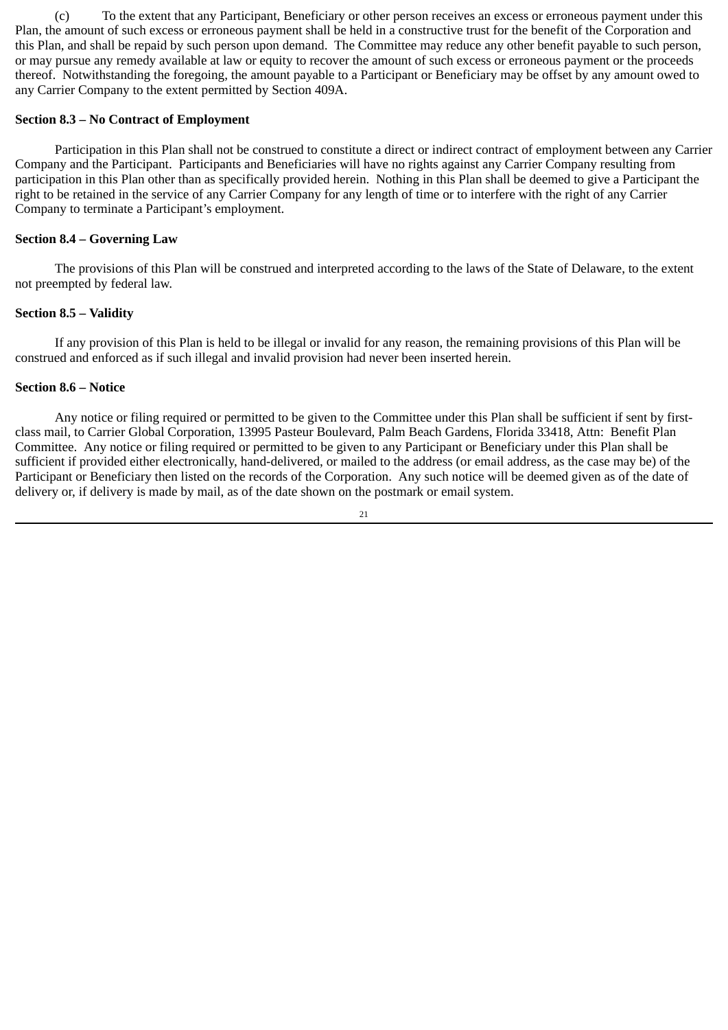(c) To the extent that any Participant, Beneficiary or other person receives an excess or erroneous payment under this Plan, the amount of such excess or erroneous payment shall be held in a constructive trust for the benefit of the Corporation and this Plan, and shall be repaid by such person upon demand. The Committee may reduce any other benefit payable to such person, or may pursue any remedy available at law or equity to recover the amount of such excess or erroneous payment or the proceeds thereof. Notwithstanding the foregoing, the amount payable to a Participant or Beneficiary may be offset by any amount owed to any Carrier Company to the extent permitted by Section 409A.

**Section 8.3 – No Contract of Employment**

Participation in this Plan shall not be construed to constitute a direct or indirect contract of employment between any Carrier Company and the Participant. Participants and Beneficiaries will have no rights against any Carrier Company resulting from participation in this Plan other than as specifically provided herein. Nothing in this Plan shall be deemed to give a Participant the right to be retained in the service of any Carrier Company for any length of time or to interfere with the right of any Carrier Company to terminate a Participant's employment.

**Section 8.4 – Governing Law**

The provisions of this Plan will be construed and interpreted according to the laws of the State of Delaware, to the extent not preempted by federal law.

**Section 8.5 – Validity**

If any provision of this Plan is held to be illegal or invalid for any reason, the remaining provisions of this Plan will be construed and enforced as if such illegal and invalid provision had never been inserted herein.

**Section 8.6 – Notice**

Any notice or filing required or permitted to be given to the Committee under this Plan shall be sufficient if sent by first-class mail, to Carrier Global Corporation, 13995 Pasteur Boulevard, Palm Beach Gardens, Florida 33418, Attn: Benefit Plan Committee. Any notice or filing required or permitted to be given to any Participant or Beneficiary under this Plan shall be sufficient if provided either electronically, hand-delivered, or mailed to the address (or email address, as the case may be) of the Participant or Beneficiary then listed on the records of the Corporation. Any such notice will be deemed given as of the date of delivery or, if delivery is made by mail, as of the date shown on the postmark or email system.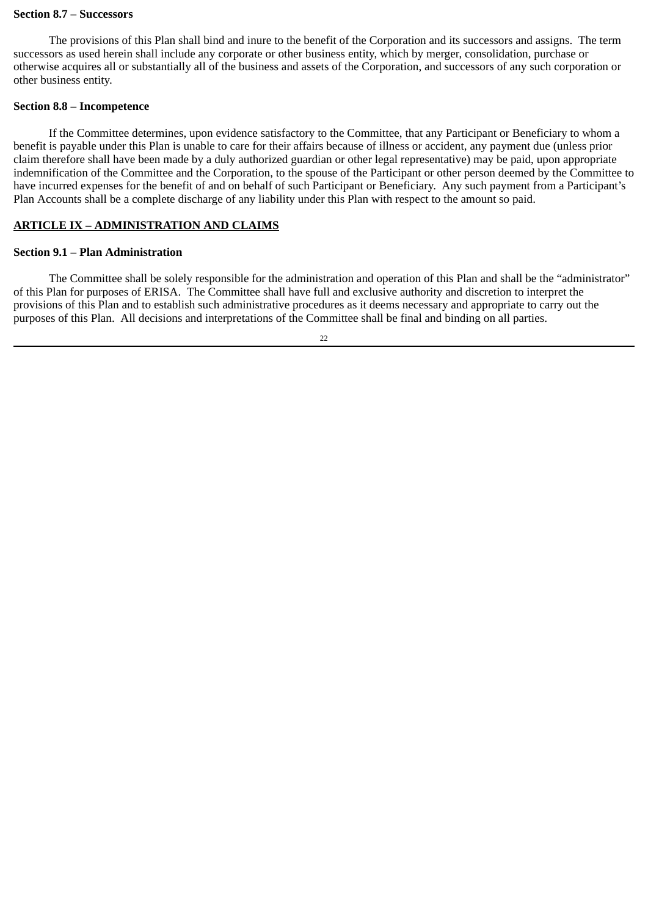**Section 8.7 – Successors**

The provisions of this Plan shall bind and inure to the benefit of the Corporation and its successors and assigns. The term successors as used herein shall include any corporate or other business entity, which by merger, consolidation, purchase or otherwise acquires all or substantially all of the business and assets of the Corporation, and successors of any such corporation or other business entity.

**Section 8.8 – Incompetence**

If the Committee determines, upon evidence satisfactory to the Committee, that any Participant or Beneficiary to whom a benefit is payable under this Plan is unable to care for their affairs because of illness or accident, any payment due (unless prior claim therefore shall have been made by a duly authorized guardian or other legal representative) may be paid, upon appropriate indemnification of the Committee and the Corporation, to the spouse of the Participant or other person deemed by the Committee to have incurred expenses for the benefit of and on behalf of such Participant or Beneficiary. Any such payment from a Participant's Plan Accounts shall be a complete discharge of any liability under this Plan with respect to the amount so paid.

## ARTICLE IX – ADMINISTRATION AND CLAIMS

**Section 9.1 – Plan Administration**

The Committee shall be solely responsible for the administration and operation of this Plan and shall be the "administrator" of this Plan for purposes of ERISA. The Committee shall have full and exclusive authority and discretion to interpret the provisions of this Plan and to establish such administrative procedures as it deems necessary and appropriate to carry out the purposes of this Plan. All decisions and interpretations of the Committee shall be final and binding on all parties.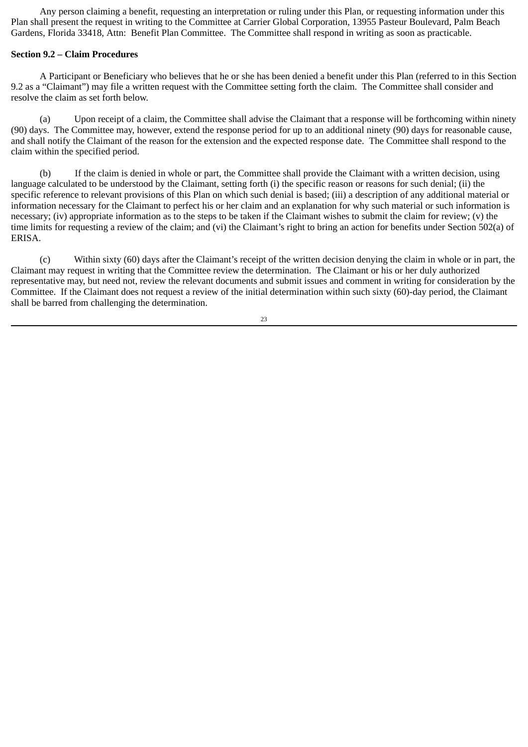Any person claiming a benefit, requesting an interpretation or ruling under this Plan, or requesting information under this Plan shall present the request in writing to the Committee at Carrier Global Corporation, 13955 Pasteur Boulevard, Palm Beach Gardens, Florida 33418, Attn: Benefit Plan Committee. The Committee shall respond in writing as soon as practicable.

**Section 9.2 – Claim Procedures**

A Participant or Beneficiary who believes that he or she has been denied a benefit under this Plan (referred to in this Section 9.2 as a "Claimant") may file a written request with the Committee setting forth the claim. The Committee shall consider and resolve the claim as set forth below.

(a) Upon receipt of a claim, the Committee shall advise the Claimant that a response will be forthcoming within ninety (90) days. The Committee may, however, extend the response period for up to an additional ninety (90) days for reasonable cause, and shall notify the Claimant of the reason for the extension and the expected response date. The Committee shall respond to the claim within the specified period.

(b) If the claim is denied in whole or part, the Committee shall provide the Claimant with a written decision, using language calculated to be understood by the Claimant, setting forth (i) the specific reason or reasons for such denial; (ii) the specific reference to relevant provisions of this Plan on which such denial is based; (iii) a description of any additional material or information necessary for the Claimant to perfect his or her claim and an explanation for why such material or such information is necessary; (iv) appropriate information as to the steps to be taken if the Claimant wishes to submit the claim for review; (v) the time limits for requesting a review of the claim; and (vi) the Claimant's right to bring an action for benefits under Section 502(a) of ERISA.

(c) Within sixty (60) days after the Claimant's receipt of the written decision denying the claim in whole or in part, the Claimant may request in writing that the Committee review the determination. The Claimant or his or her duly authorized representative may, but need not, review the relevant documents and submit issues and comment in writing for consideration by the Committee. If the Claimant does not request a review of the initial determination within such sixty (60)-day period, the Claimant shall be barred from challenging the determination.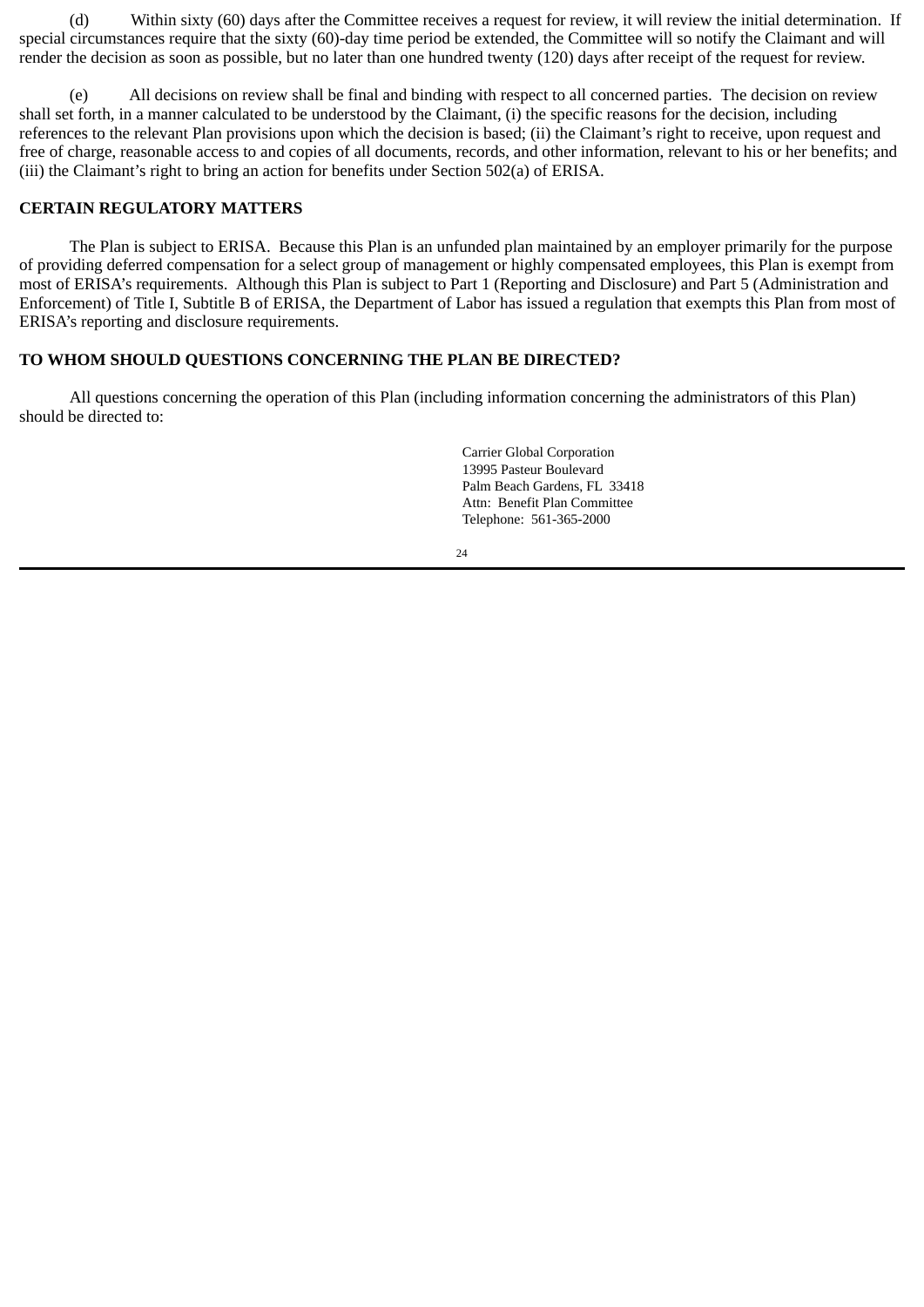(d) Within sixty (60) days after the Committee receives a request for review, it will review the initial determination. If special circumstances require that the sixty (60)-day time period be extended, the Committee will so notify the Claimant and will render the decision as soon as possible, but no later than one hundred twenty (120) days after receipt of the request for review.

(e) All decisions on review shall be final and binding with respect to all concerned parties. The decision on review shall set forth, in a manner calculated to be understood by the Claimant, (i) the specific reasons for the decision, including references to the relevant Plan provisions upon which the decision is based; (ii) the Claimant's right to receive, upon request and free of charge, reasonable access to and copies of all documents, records, and other information, relevant to his or her benefits; and (iii) the Claimant's right to bring an action for benefits under Section 502(a) of ERISA.

**CERTAIN REGULATORY MATTERS**

The Plan is subject to ERISA. Because this Plan is an unfunded plan maintained by an employer primarily for the purpose of providing deferred compensation for a select group of management or highly compensated employees, this Plan is exempt from most of ERISA's requirements. Although this Plan is subject to Part 1 (Reporting and Disclosure) and Part 5 (Administration and Enforcement) of Title I, Subtitle B of ERISA, the Department of Labor has issued a regulation that exempts this Plan from most of ERISA's reporting and disclosure requirements.

**TO WHOM SHOULD QUESTIONS CONCERNING THE PLAN BE DIRECTED?**

All questions concerning the operation of this Plan (including information concerning the administrators of this Plan) should be directed to:

Carrier Global Corporation
13995 Pasteur Boulevard
Palm Beach Gardens, FL 33418
Attn: Benefit Plan Committee
Telephone: 561-365-2000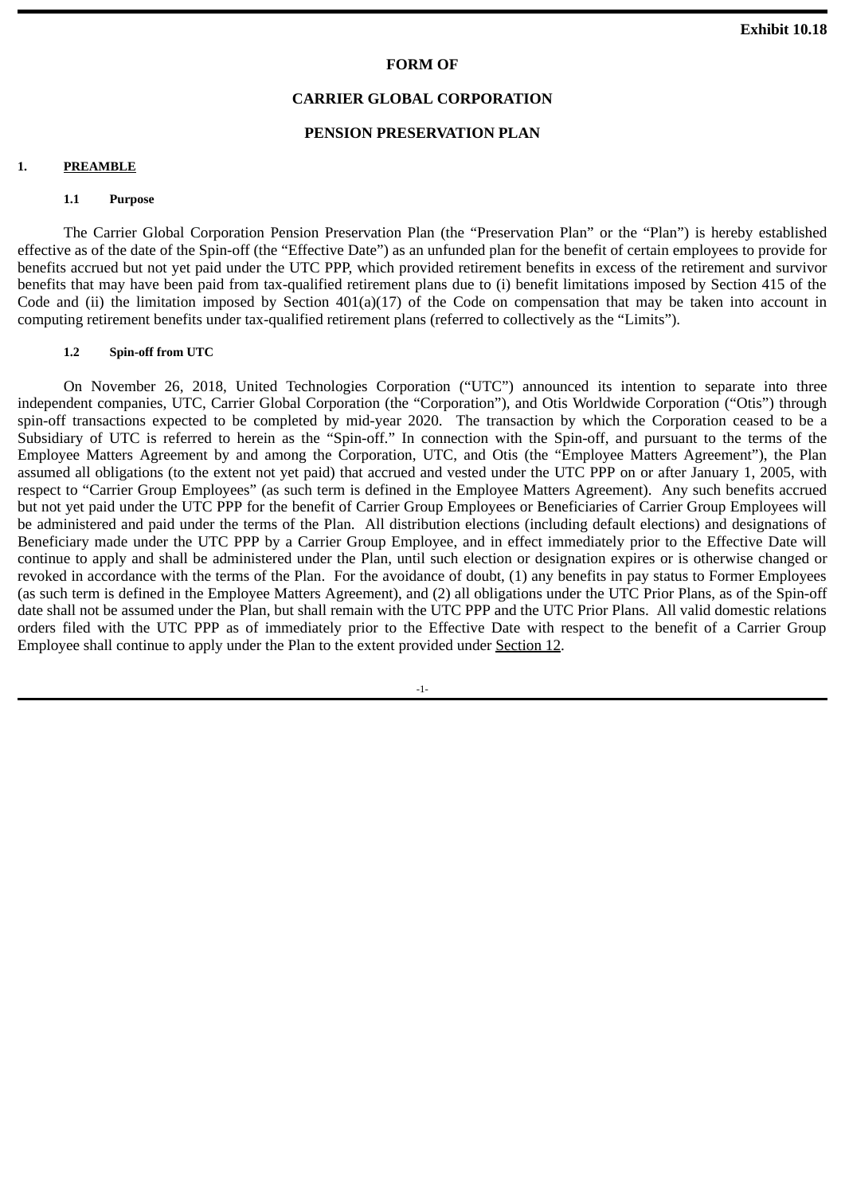**Exhibit 10.18**

**FORM OF**

# CARRIER GLOBAL CORPORATION

# PENSION PRESERVATION PLAN

## 1. PREAMBLE

### 1.1 Purpose

The Carrier Global Corporation Pension Preservation Plan (the "Preservation Plan" or the "Plan") is hereby established effective as of the date of the Spin-off (the "Effective Date") as an unfunded plan for the benefit of certain employees to provide for benefits accrued but not yet paid under the UTC PPP, which provided retirement benefits in excess of the retirement and survivor benefits that may have been paid from tax-qualified retirement plans due to (i) benefit limitations imposed by Section 415 of the Code and (ii) the limitation imposed by Section 401(a)(17) of the Code on compensation that may be taken into account in computing retirement benefits under tax-qualified retirement plans (referred to collectively as the "Limits").

### 1.2 Spin-off from UTC

On November 26, 2018, United Technologies Corporation ("UTC") announced its intention to separate into three independent companies, UTC, Carrier Global Corporation (the "Corporation"), and Otis Worldwide Corporation ("Otis") through spin-off transactions expected to be completed by mid-year 2020. The transaction by which the Corporation ceased to be a Subsidiary of UTC is referred to herein as the "Spin-off." In connection with the Spin-off, and pursuant to the terms of the Employee Matters Agreement by and among the Corporation, UTC, and Otis (the "Employee Matters Agreement"), the Plan assumed all obligations (to the extent not yet paid) that accrued and vested under the UTC PPP on or after January 1, 2005, with respect to "Carrier Group Employees" (as such term is defined in the Employee Matters Agreement). Any such benefits accrued but not yet paid under the UTC PPP for the benefit of Carrier Group Employees or Beneficiaries of Carrier Group Employees will be administered and paid under the terms of the Plan. All distribution elections (including default elections) and designations of Beneficiary made under the UTC PPP by a Carrier Group Employee, and in effect immediately prior to the Effective Date will continue to apply and shall be administered under the Plan, until such election or designation expires or is otherwise changed or revoked in accordance with the terms of the Plan. For the avoidance of doubt, (1) any benefits in pay status to Former Employees (as such term is defined in the Employee Matters Agreement), and (2) all obligations under the UTC Prior Plans, as of the Spin-off date shall not be assumed under the Plan, but shall remain with the UTC PPP and the UTC Prior Plans. All valid domestic relations orders filed with the UTC PPP as of immediately prior to the Effective Date with respect to the benefit of a Carrier Group Employee shall continue to apply under the Plan to the extent provided under Section 12.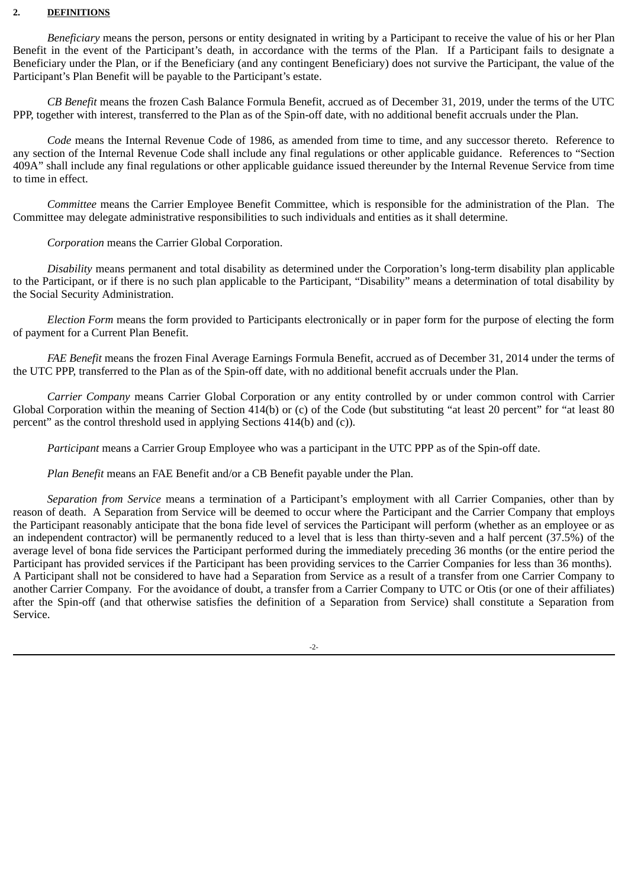## 2. DEFINITIONS

*Beneficiary* means the person, persons or entity designated in writing by a Participant to receive the value of his or her Plan Benefit in the event of the Participant's death, in accordance with the terms of the Plan. If a Participant fails to designate a Beneficiary under the Plan, or if the Beneficiary (and any contingent Beneficiary) does not survive the Participant, the value of the Participant's Plan Benefit will be payable to the Participant's estate.

*CB Benefit* means the frozen Cash Balance Formula Benefit, accrued as of December 31, 2019, under the terms of the UTC PPP, together with interest, transferred to the Plan as of the Spin-off date, with no additional benefit accruals under the Plan.

*Code* means the Internal Revenue Code of 1986, as amended from time to time, and any successor thereto. Reference to any section of the Internal Revenue Code shall include any final regulations or other applicable guidance. References to "Section 409A" shall include any final regulations or other applicable guidance issued thereunder by the Internal Revenue Service from time to time in effect.

*Committee* means the Carrier Employee Benefit Committee, which is responsible for the administration of the Plan. The Committee may delegate administrative responsibilities to such individuals and entities as it shall determine.

*Corporation* means the Carrier Global Corporation.

*Disability* means permanent and total disability as determined under the Corporation's long-term disability plan applicable to the Participant, or if there is no such plan applicable to the Participant, "Disability" means a determination of total disability by the Social Security Administration.

*Election Form* means the form provided to Participants electronically or in paper form for the purpose of electing the form of payment for a Current Plan Benefit.

*FAE Benefit* means the frozen Final Average Earnings Formula Benefit, accrued as of December 31, 2014 under the terms of the UTC PPP, transferred to the Plan as of the Spin-off date, with no additional benefit accruals under the Plan.

*Carrier Company* means Carrier Global Corporation or any entity controlled by or under common control with Carrier Global Corporation within the meaning of Section 414(b) or (c) of the Code (but substituting "at least 20 percent" for "at least 80 percent" as the control threshold used in applying Sections 414(b) and (c)).

*Participant* means a Carrier Group Employee who was a participant in the UTC PPP as of the Spin-off date.

*Plan Benefit* means an FAE Benefit and/or a CB Benefit payable under the Plan.

*Separation from Service* means a termination of a Participant's employment with all Carrier Companies, other than by reason of death. A Separation from Service will be deemed to occur where the Participant and the Carrier Company that employs the Participant reasonably anticipate that the bona fide level of services the Participant will perform (whether as an employee or as an independent contractor) will be permanently reduced to a level that is less than thirty-seven and a half percent (37.5%) of the average level of bona fide services the Participant performed during the immediately preceding 36 months (or the entire period the Participant has provided services if the Participant has been providing services to the Carrier Companies for less than 36 months). A Participant shall not be considered to have had a Separation from Service as a result of a transfer from one Carrier Company to another Carrier Company. For the avoidance of doubt, a transfer from a Carrier Company to UTC or Otis (or one of their affiliates) after the Spin-off (and that otherwise satisfies the definition of a Separation from Service) shall constitute a Separation from Service.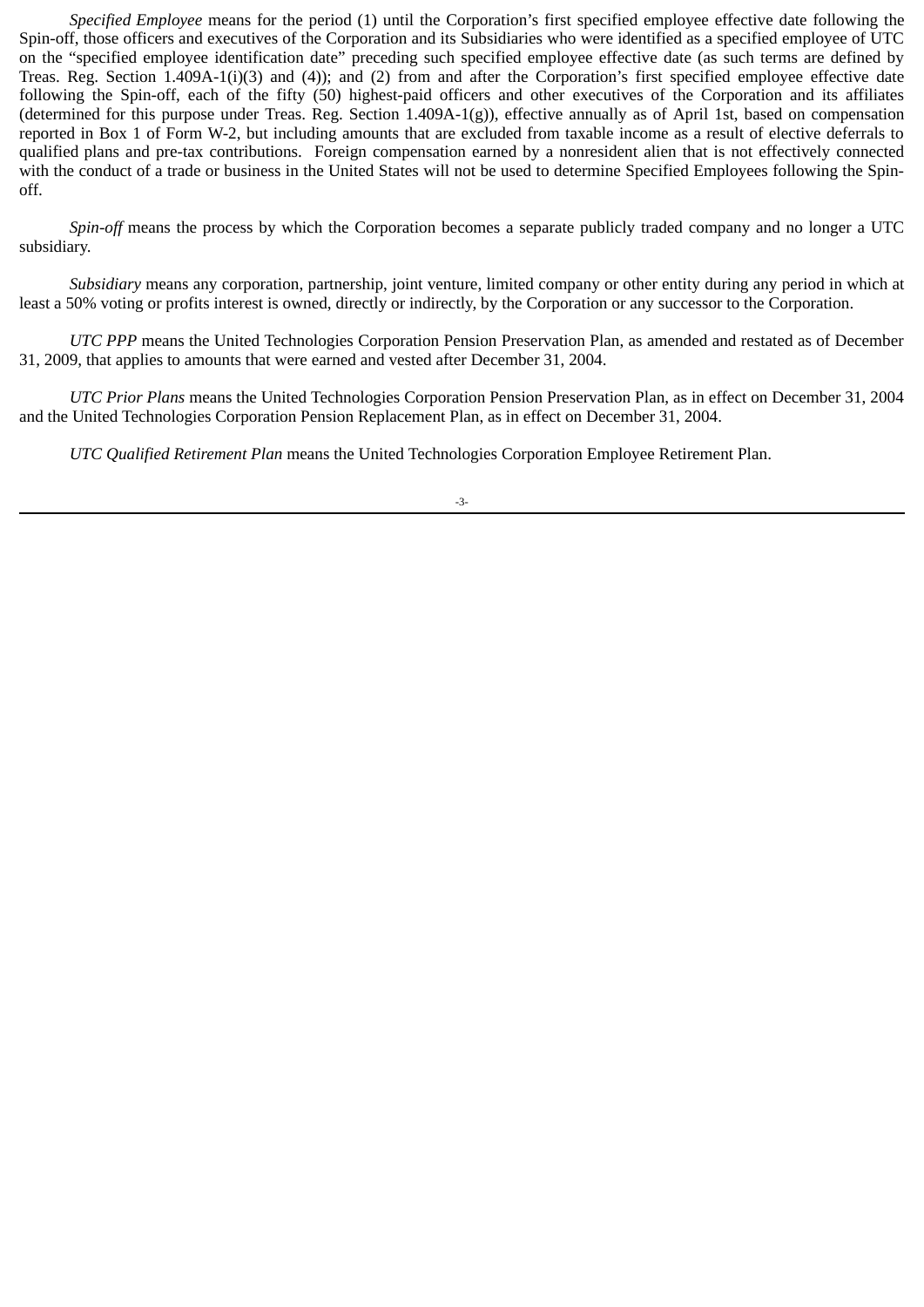*Specified Employee* means for the period (1) until the Corporation's first specified employee effective date following the Spin-off, those officers and executives of the Corporation and its Subsidiaries who were identified as a specified employee of UTC on the "specified employee identification date" preceding such specified employee effective date (as such terms are defined by Treas. Reg. Section 1.409A-1(i)(3) and (4)); and (2) from and after the Corporation's first specified employee effective date following the Spin-off, each of the fifty (50) highest-paid officers and other executives of the Corporation and its affiliates (determined for this purpose under Treas. Reg. Section 1.409A-1(g)), effective annually as of April 1st, based on compensation reported in Box 1 of Form W-2, but including amounts that are excluded from taxable income as a result of elective deferrals to qualified plans and pre-tax contributions. Foreign compensation earned by a nonresident alien that is not effectively connected with the conduct of a trade or business in the United States will not be used to determine Specified Employees following the Spin-off.

*Spin-off* means the process by which the Corporation becomes a separate publicly traded company and no longer a UTC subsidiary.

*Subsidiary* means any corporation, partnership, joint venture, limited company or other entity during any period in which at least a 50% voting or profits interest is owned, directly or indirectly, by the Corporation or any successor to the Corporation.

*UTC PPP* means the United Technologies Corporation Pension Preservation Plan, as amended and restated as of December 31, 2009, that applies to amounts that were earned and vested after December 31, 2004.

*UTC Prior Plans* means the United Technologies Corporation Pension Preservation Plan, as in effect on December 31, 2004 and the United Technologies Corporation Pension Replacement Plan, as in effect on December 31, 2004.

*UTC Qualified Retirement Plan* means the United Technologies Corporation Employee Retirement Plan.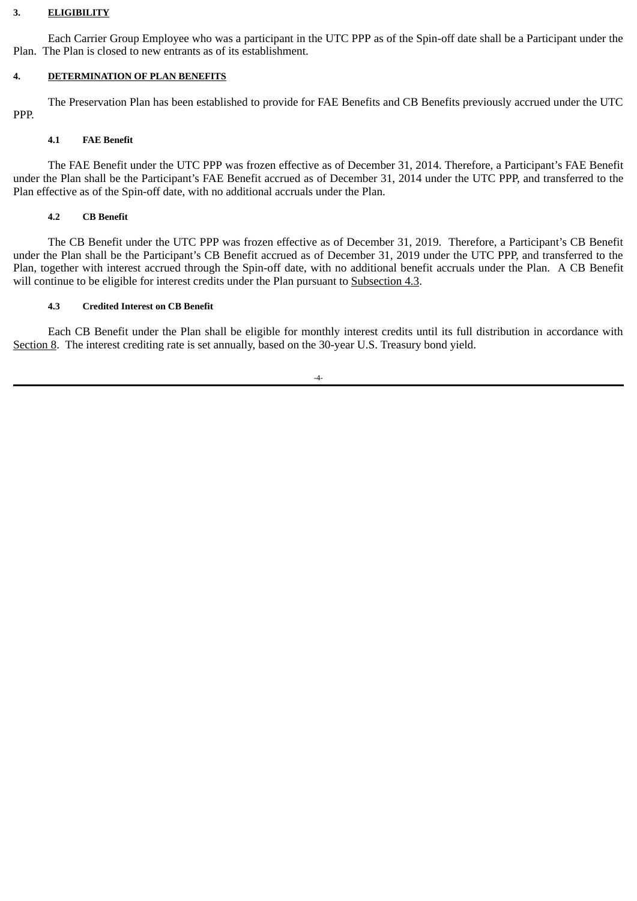## 3. ELIGIBILITY

Each Carrier Group Employee who was a participant in the UTC PPP as of the Spin-off date shall be a Participant under the Plan. The Plan is closed to new entrants as of its establishment.

## 4. DETERMINATION OF PLAN BENEFITS

The Preservation Plan has been established to provide for FAE Benefits and CB Benefits previously accrued under the UTC PPP.

### 4.1 FAE Benefit

The FAE Benefit under the UTC PPP was frozen effective as of December 31, 2014. Therefore, a Participant's FAE Benefit under the Plan shall be the Participant's FAE Benefit accrued as of December 31, 2014 under the UTC PPP, and transferred to the Plan effective as of the Spin-off date, with no additional accruals under the Plan.

### 4.2 CB Benefit

The CB Benefit under the UTC PPP was frozen effective as of December 31, 2019. Therefore, a Participant's CB Benefit under the Plan shall be the Participant's CB Benefit accrued as of December 31, 2019 under the UTC PPP, and transferred to the Plan, together with interest accrued through the Spin-off date, with no additional benefit accruals under the Plan. A CB Benefit will continue to be eligible for interest credits under the Plan pursuant to Subsection 4.3.

### 4.3 Credited Interest on CB Benefit

Each CB Benefit under the Plan shall be eligible for monthly interest credits until its full distribution in accordance with Section 8. The interest crediting rate is set annually, based on the 30-year U.S. Treasury bond yield.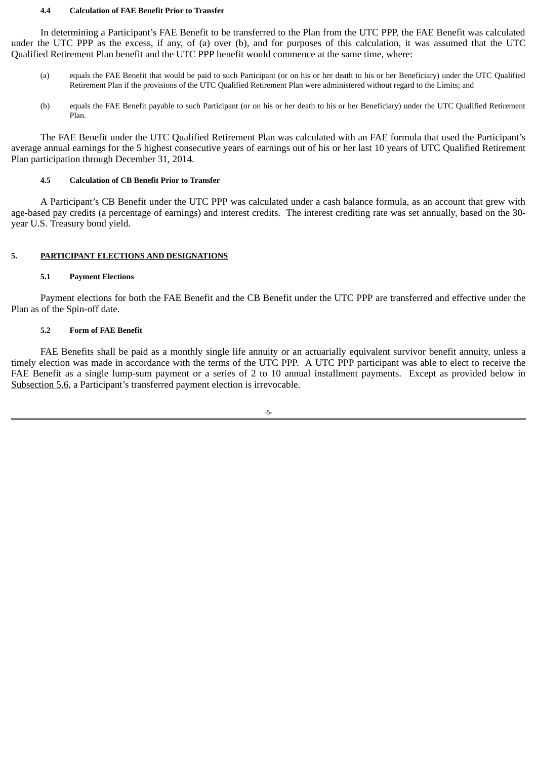#### 4.4 Calculation of FAE Benefit Prior to Transfer

In determining a Participant's FAE Benefit to be transferred to the Plan from the UTC PPP, the FAE Benefit was calculated under the UTC PPP as the excess, if any, of (a) over (b), and for purposes of this calculation, it was assumed that the UTC Qualified Retirement Plan benefit and the UTC PPP benefit would commence at the same time, where:

(a) equals the FAE Benefit that would be paid to such Participant (or on his or her death to his or her Beneficiary) under the UTC Qualified Retirement Plan if the provisions of the UTC Qualified Retirement Plan were administered without regard to the Limits; and

(b) equals the FAE Benefit payable to such Participant (or on his or her death to his or her Beneficiary) under the UTC Qualified Retirement Plan.

The FAE Benefit under the UTC Qualified Retirement Plan was calculated with an FAE formula that used the Participant's average annual earnings for the 5 highest consecutive years of earnings out of his or her last 10 years of UTC Qualified Retirement Plan participation through December 31, 2014.

#### 4.5 Calculation of CB Benefit Prior to Transfer

A Participant's CB Benefit under the UTC PPP was calculated under a cash balance formula, as an account that grew with age-based pay credits (a percentage of earnings) and interest credits. The interest crediting rate was set annually, based on the 30-year U.S. Treasury bond yield.

### 5. PARTICIPANT ELECTIONS AND DESIGNATIONS

#### 5.1 Payment Elections

Payment elections for both the FAE Benefit and the CB Benefit under the UTC PPP are transferred and effective under the Plan as of the Spin-off date.

#### 5.2 Form of FAE Benefit

FAE Benefits shall be paid as a monthly single life annuity or an actuarially equivalent survivor benefit annuity, unless a timely election was made in accordance with the terms of the UTC PPP. A UTC PPP participant was able to elect to receive the FAE Benefit as a single lump-sum payment or a series of 2 to 10 annual installment payments. Except as provided below in Subsection 5.6, a Participant's transferred payment election is irrevocable.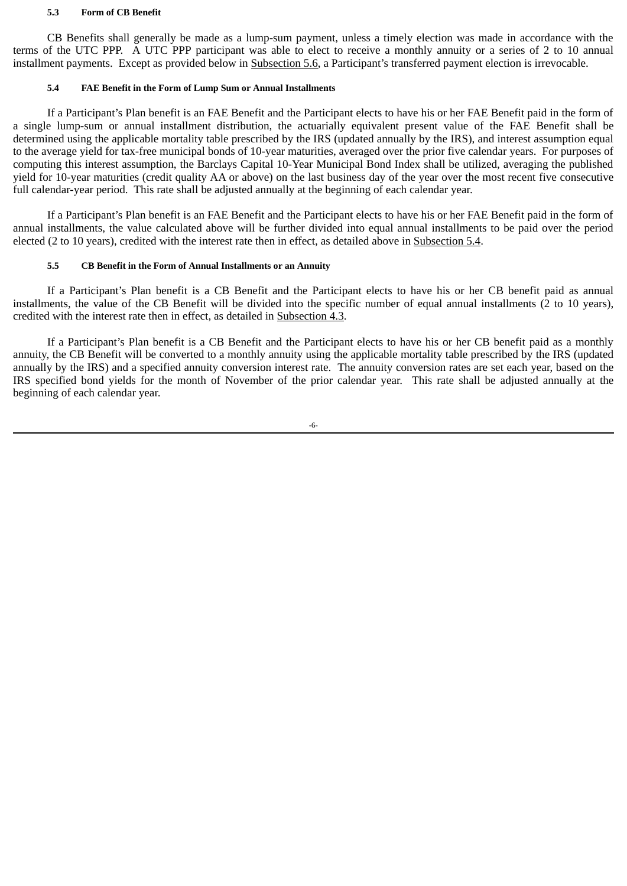### 5.3 Form of CB Benefit

CB Benefits shall generally be made as a lump-sum payment, unless a timely election was made in accordance with the terms of the UTC PPP. A UTC PPP participant was able to elect to receive a monthly annuity or a series of 2 to 10 annual installment payments. Except as provided below in Subsection 5.6, a Participant's transferred payment election is irrevocable.

### 5.4 FAE Benefit in the Form of Lump Sum or Annual Installments

If a Participant's Plan benefit is an FAE Benefit and the Participant elects to have his or her FAE Benefit paid in the form of a single lump-sum or annual installment distribution, the actuarially equivalent present value of the FAE Benefit shall be determined using the applicable mortality table prescribed by the IRS (updated annually by the IRS), and interest assumption equal to the average yield for tax-free municipal bonds of 10-year maturities, averaged over the prior five calendar years. For purposes of computing this interest assumption, the Barclays Capital 10-Year Municipal Bond Index shall be utilized, averaging the published yield for 10-year maturities (credit quality AA or above) on the last business day of the year over the most recent five consecutive full calendar-year period. This rate shall be adjusted annually at the beginning of each calendar year.

If a Participant's Plan benefit is an FAE Benefit and the Participant elects to have his or her FAE Benefit paid in the form of annual installments, the value calculated above will be further divided into equal annual installments to be paid over the period elected (2 to 10 years), credited with the interest rate then in effect, as detailed above in Subsection 5.4.

### 5.5 CB Benefit in the Form of Annual Installments or an Annuity

If a Participant's Plan benefit is a CB Benefit and the Participant elects to have his or her CB benefit paid as annual installments, the value of the CB Benefit will be divided into the specific number of equal annual installments (2 to 10 years), credited with the interest rate then in effect, as detailed in Subsection 4.3.

If a Participant's Plan benefit is a CB Benefit and the Participant elects to have his or her CB benefit paid as a monthly annuity, the CB Benefit will be converted to a monthly annuity using the applicable mortality table prescribed by the IRS (updated annually by the IRS) and a specified annuity conversion interest rate. The annuity conversion rates are set each year, based on the IRS specified bond yields for the month of November of the prior calendar year. This rate shall be adjusted annually at the beginning of each calendar year.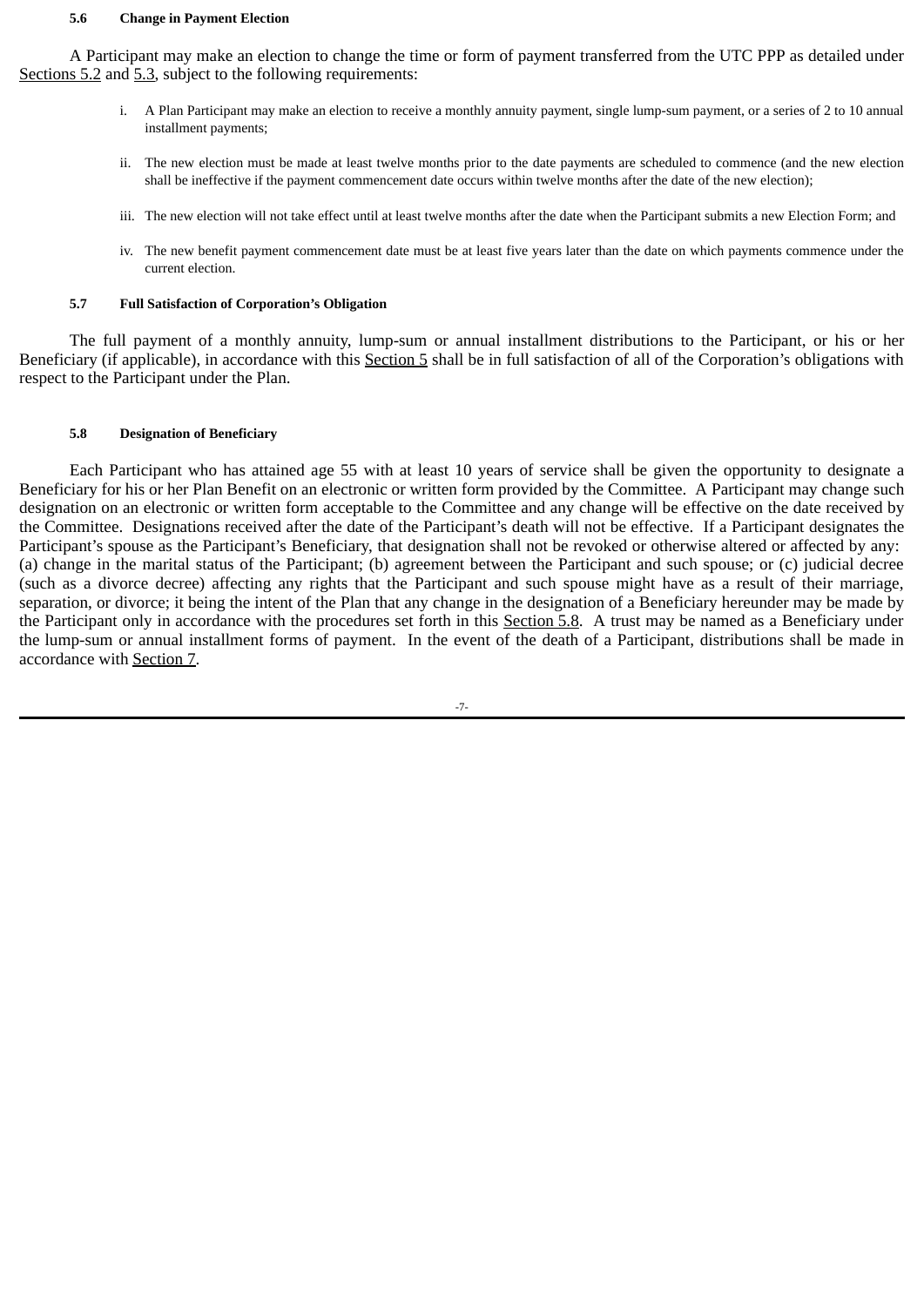#### 5.6 Change in Payment Election

A Participant may make an election to change the time or form of payment transferred from the UTC PPP as detailed under Sections 5.2 and 5.3, subject to the following requirements:

i. A Plan Participant may make an election to receive a monthly annuity payment, single lump-sum payment, or a series of 2 to 10 annual installment payments;

ii. The new election must be made at least twelve months prior to the date payments are scheduled to commence (and the new election shall be ineffective if the payment commencement date occurs within twelve months after the date of the new election);

iii. The new election will not take effect until at least twelve months after the date when the Participant submits a new Election Form; and

iv. The new benefit payment commencement date must be at least five years later than the date on which payments commence under the current election.

#### 5.7 Full Satisfaction of Corporation's Obligation

The full payment of a monthly annuity, lump-sum or annual installment distributions to the Participant, or his or her Beneficiary (if applicable), in accordance with this Section 5 shall be in full satisfaction of all of the Corporation's obligations with respect to the Participant under the Plan.

#### 5.8 Designation of Beneficiary

Each Participant who has attained age 55 with at least 10 years of service shall be given the opportunity to designate a Beneficiary for his or her Plan Benefit on an electronic or written form provided by the Committee. A Participant may change such designation on an electronic or written form acceptable to the Committee and any change will be effective on the date received by the Committee. Designations received after the date of the Participant's death will not be effective. If a Participant designates the Participant's spouse as the Participant's Beneficiary, that designation shall not be revoked or otherwise altered or affected by any: (a) change in the marital status of the Participant; (b) agreement between the Participant and such spouse; or (c) judicial decree (such as a divorce decree) affecting any rights that the Participant and such spouse might have as a result of their marriage, separation, or divorce; it being the intent of the Plan that any change in the designation of a Beneficiary hereunder may be made by the Participant only in accordance with the procedures set forth in this Section 5.8. A trust may be named as a Beneficiary under the lump-sum or annual installment forms of payment. In the event of the death of a Participant, distributions shall be made in accordance with Section 7.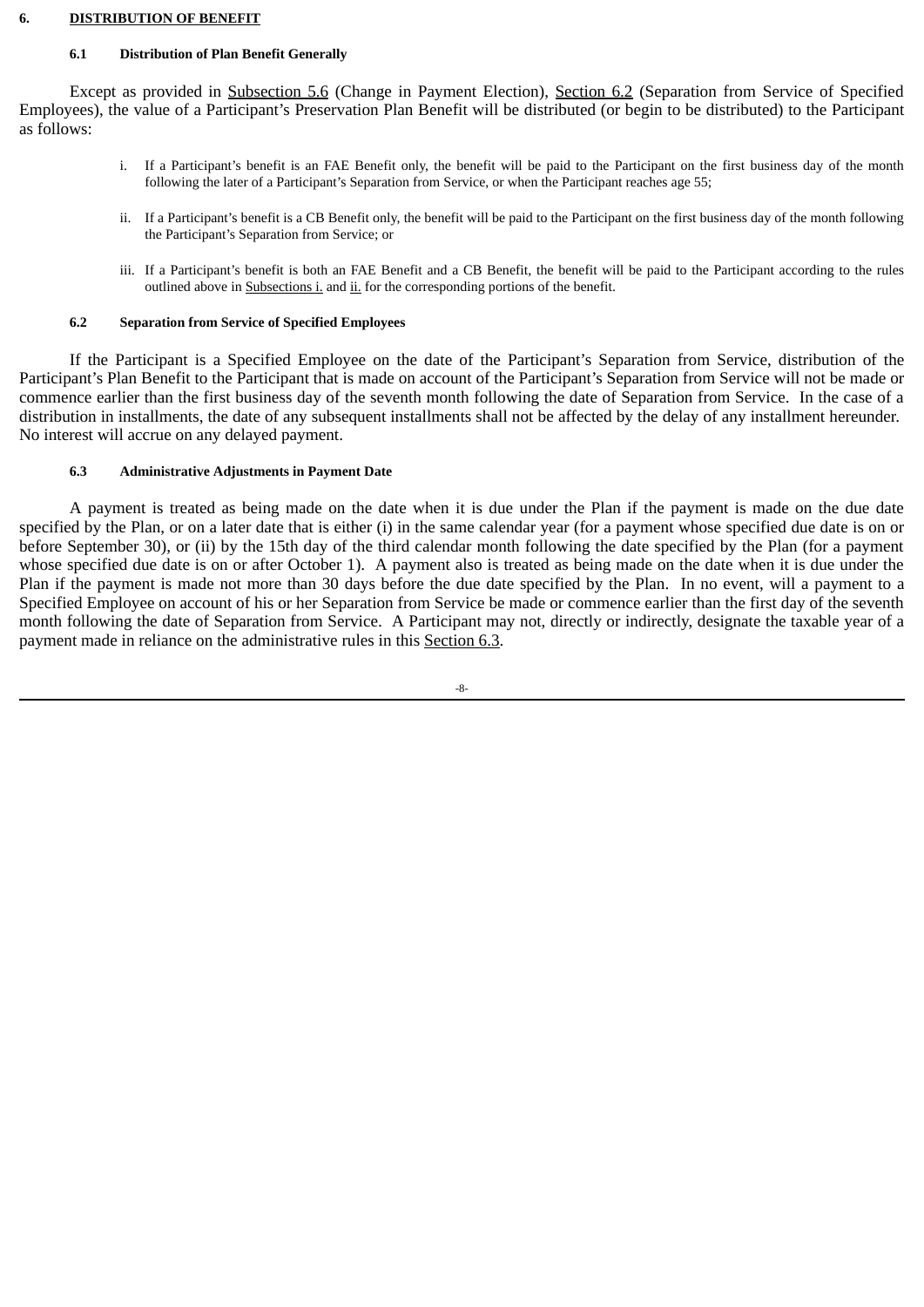# 6. DISTRIBUTION OF BENEFIT

## 6.1 Distribution of Plan Benefit Generally

Except as provided in Subsection 5.6 (Change in Payment Election), Section 6.2 (Separation from Service of Specified Employees), the value of a Participant's Preservation Plan Benefit will be distributed (or begin to be distributed) to the Participant as follows:

i. If a Participant's benefit is an FAE Benefit only, the benefit will be paid to the Participant on the first business day of the month following the later of a Participant's Separation from Service, or when the Participant reaches age 55;

ii. If a Participant's benefit is a CB Benefit only, the benefit will be paid to the Participant on the first business day of the month following the Participant's Separation from Service; or

iii. If a Participant's benefit is both an FAE Benefit and a CB Benefit, the benefit will be paid to the Participant according to the rules outlined above in Subsections i. and ii. for the corresponding portions of the benefit.

## 6.2 Separation from Service of Specified Employees

If the Participant is a Specified Employee on the date of the Participant's Separation from Service, distribution of the Participant's Plan Benefit to the Participant that is made on account of the Participant's Separation from Service will not be made or commence earlier than the first business day of the seventh month following the date of Separation from Service. In the case of a distribution in installments, the date of any subsequent installments shall not be affected by the delay of any installment hereunder. No interest will accrue on any delayed payment.

## 6.3 Administrative Adjustments in Payment Date

A payment is treated as being made on the date when it is due under the Plan if the payment is made on the due date specified by the Plan, or on a later date that is either (i) in the same calendar year (for a payment whose specified due date is on or before September 30), or (ii) by the 15th day of the third calendar month following the date specified by the Plan (for a payment whose specified due date is on or after October 1). A payment also is treated as being made on the date when it is due under the Plan if the payment is made not more than 30 days before the due date specified by the Plan. In no event, will a payment to a Specified Employee on account of his or her Separation from Service be made or commence earlier than the first day of the seventh month following the date of Separation from Service. A Participant may not, directly or indirectly, designate the taxable year of a payment made in reliance on the administrative rules in this Section 6.3.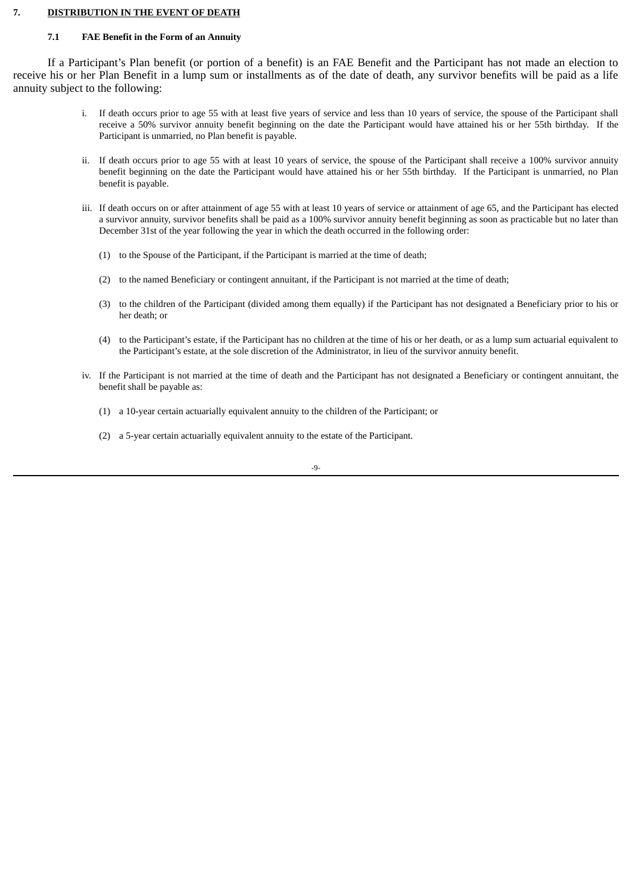## 7. DISTRIBUTION IN THE EVENT OF DEATH

### 7.1 FAE Benefit in the Form of an Annuity

If a Participant's Plan benefit (or portion of a benefit) is an FAE Benefit and the Participant has not made an election to receive his or her Plan Benefit in a lump sum or installments as of the date of death, any survivor benefits will be paid as a life annuity subject to the following:

i. If death occurs prior to age 55 with at least five years of service and less than 10 years of service, the spouse of the Participant shall receive a 50% survivor annuity benefit beginning on the date the Participant would have attained his or her 55th birthday. If the Participant is unmarried, no Plan benefit is payable.

ii. If death occurs prior to age 55 with at least 10 years of service, the spouse of the Participant shall receive a 100% survivor annuity benefit beginning on the date the Participant would have attained his or her 55th birthday. If the Participant is unmarried, no Plan benefit is payable.

iii. If death occurs on or after attainment of age 55 with at least 10 years of service or attainment of age 65, and the Participant has elected a survivor annuity, survivor benefits shall be paid as a 100% survivor annuity benefit beginning as soon as practicable but no later than December 31st of the year following the year in which the death occurred in the following order:

   (1) to the Spouse of the Participant, if the Participant is married at the time of death;

   (2) to the named Beneficiary or contingent annuitant, if the Participant is not married at the time of death;

   (3) to the children of the Participant (divided among them equally) if the Participant has not designated a Beneficiary prior to his or her death; or

   (4) to the Participant's estate, if the Participant has no children at the time of his or her death, or as a lump sum actuarial equivalent to the Participant's estate, at the sole discretion of the Administrator, in lieu of the survivor annuity benefit.

iv. If the Participant is not married at the time of death and the Participant has not designated a Beneficiary or contingent annuitant, the benefit shall be payable as:

   (1) a 10-year certain actuarially equivalent annuity to the children of the Participant; or

   (2) a 5-year certain actuarially equivalent annuity to the estate of the Participant.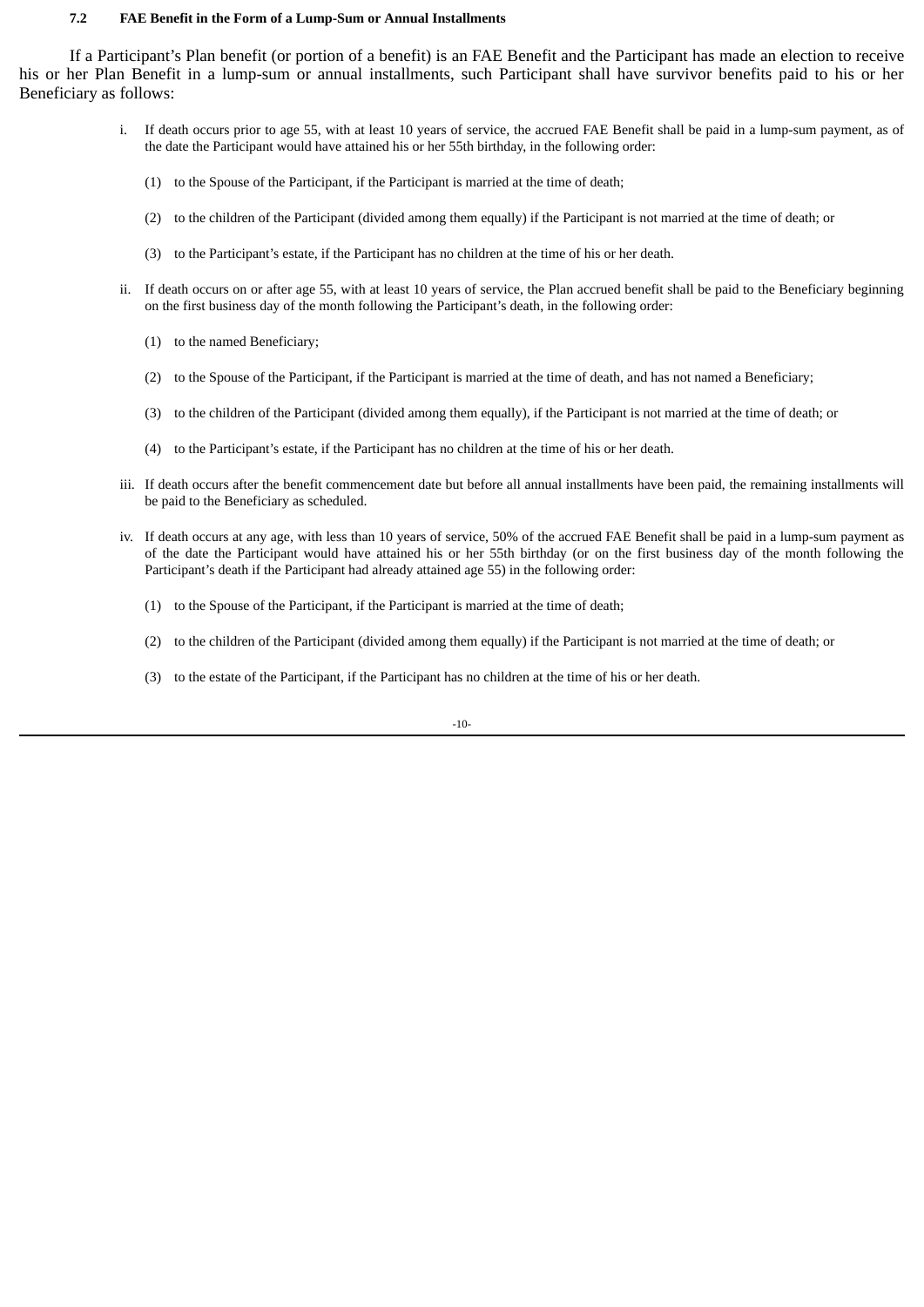### 7.2 FAE Benefit in the Form of a Lump-Sum or Annual Installments

If a Participant's Plan benefit (or portion of a benefit) is an FAE Benefit and the Participant has made an election to receive his or her Plan Benefit in a lump-sum or annual installments, such Participant shall have survivor benefits paid to his or her Beneficiary as follows:

i. If death occurs prior to age 55, with at least 10 years of service, the accrued FAE Benefit shall be paid in a lump-sum payment, as of the date the Participant would have attained his or her 55th birthday, in the following order:

   (1) to the Spouse of the Participant, if the Participant is married at the time of death;

   (2) to the children of the Participant (divided among them equally) if the Participant is not married at the time of death; or

   (3) to the Participant's estate, if the Participant has no children at the time of his or her death.

ii. If death occurs on or after age 55, with at least 10 years of service, the Plan accrued benefit shall be paid to the Beneficiary beginning on the first business day of the month following the Participant's death, in the following order:

   (1) to the named Beneficiary;

   (2) to the Spouse of the Participant, if the Participant is married at the time of death, and has not named a Beneficiary;

   (3) to the children of the Participant (divided among them equally), if the Participant is not married at the time of death; or

   (4) to the Participant's estate, if the Participant has no children at the time of his or her death.

iii. If death occurs after the benefit commencement date but before all annual installments have been paid, the remaining installments will be paid to the Beneficiary as scheduled.

iv. If death occurs at any age, with less than 10 years of service, 50% of the accrued FAE Benefit shall be paid in a lump-sum payment as of the date the Participant would have attained his or her 55th birthday (or on the first business day of the month following the Participant's death if the Participant had already attained age 55) in the following order:

   (1) to the Spouse of the Participant, if the Participant is married at the time of death;

   (2) to the children of the Participant (divided among them equally) if the Participant is not married at the time of death; or

   (3) to the estate of the Participant, if the Participant has no children at the time of his or her death.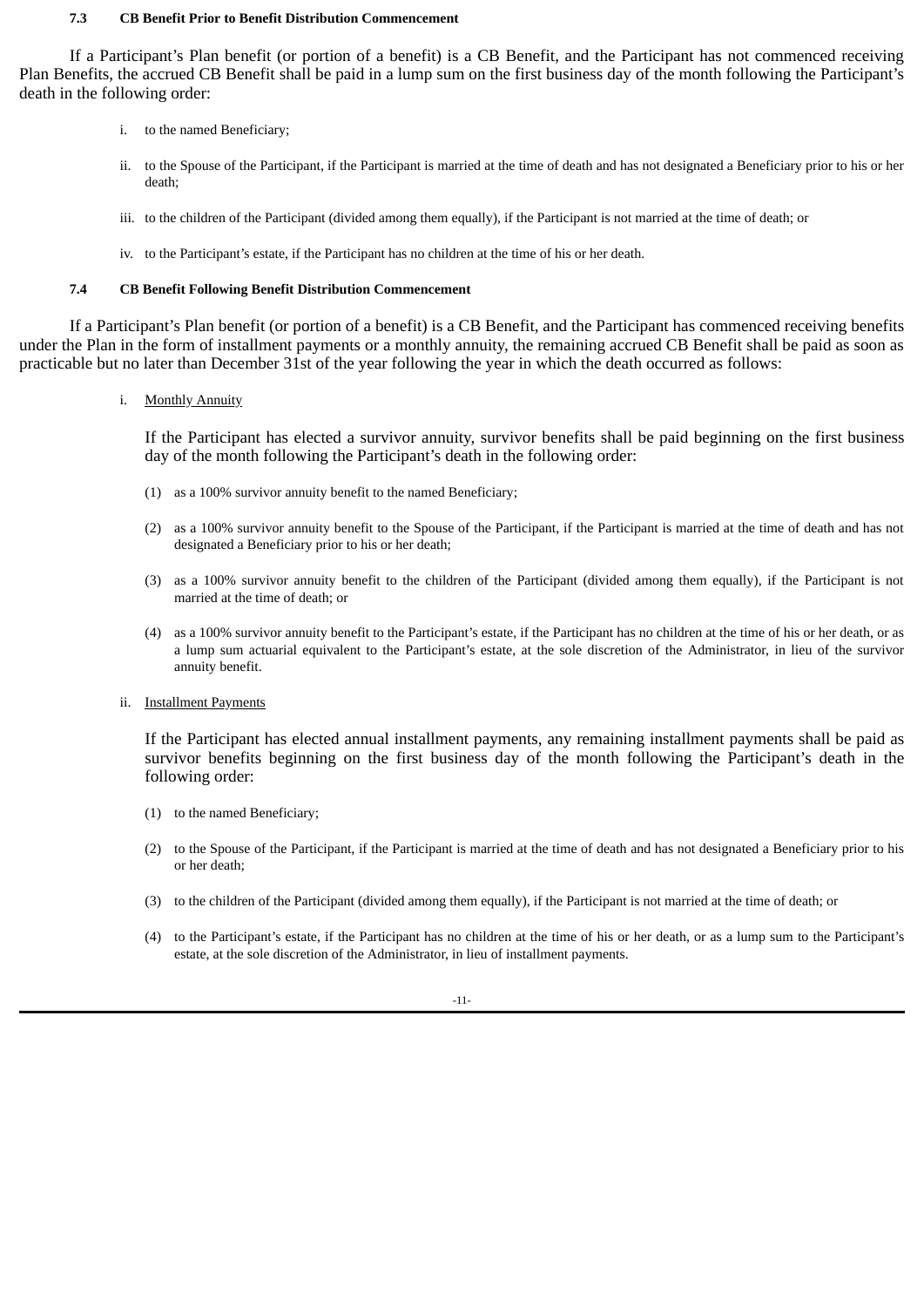### 7.3 CB Benefit Prior to Benefit Distribution Commencement

If a Participant's Plan benefit (or portion of a benefit) is a CB Benefit, and the Participant has not commenced receiving Plan Benefits, the accrued CB Benefit shall be paid in a lump sum on the first business day of the month following the Participant's death in the following order:

i. to the named Beneficiary;

ii. to the Spouse of the Participant, if the Participant is married at the time of death and has not designated a Beneficiary prior to his or her death;

iii. to the children of the Participant (divided among them equally), if the Participant is not married at the time of death; or

iv. to the Participant's estate, if the Participant has no children at the time of his or her death.

### 7.4 CB Benefit Following Benefit Distribution Commencement

If a Participant's Plan benefit (or portion of a benefit) is a CB Benefit, and the Participant has commenced receiving benefits under the Plan in the form of installment payments or a monthly annuity, the remaining accrued CB Benefit shall be paid as soon as practicable but no later than December 31st of the year following the year in which the death occurred as follows:

i. Monthly Annuity

If the Participant has elected a survivor annuity, survivor benefits shall be paid beginning on the first business day of the month following the Participant's death in the following order:

(1) as a 100% survivor annuity benefit to the named Beneficiary;

(2) as a 100% survivor annuity benefit to the Spouse of the Participant, if the Participant is married at the time of death and has not designated a Beneficiary prior to his or her death;

(3) as a 100% survivor annuity benefit to the children of the Participant (divided among them equally), if the Participant is not married at the time of death; or

(4) as a 100% survivor annuity benefit to the Participant's estate, if the Participant has no children at the time of his or her death, or as a lump sum actuarial equivalent to the Participant's estate, at the sole discretion of the Administrator, in lieu of the survivor annuity benefit.

ii. Installment Payments

If the Participant has elected annual installment payments, any remaining installment payments shall be paid as survivor benefits beginning on the first business day of the month following the Participant's death in the following order:

(1) to the named Beneficiary;

(2) to the Spouse of the Participant, if the Participant is married at the time of death and has not designated a Beneficiary prior to his or her death;

(3) to the children of the Participant (divided among them equally), if the Participant is not married at the time of death; or

(4) to the Participant's estate, if the Participant has no children at the time of his or her death, or as a lump sum to the Participant's estate, at the sole discretion of the Administrator, in lieu of installment payments.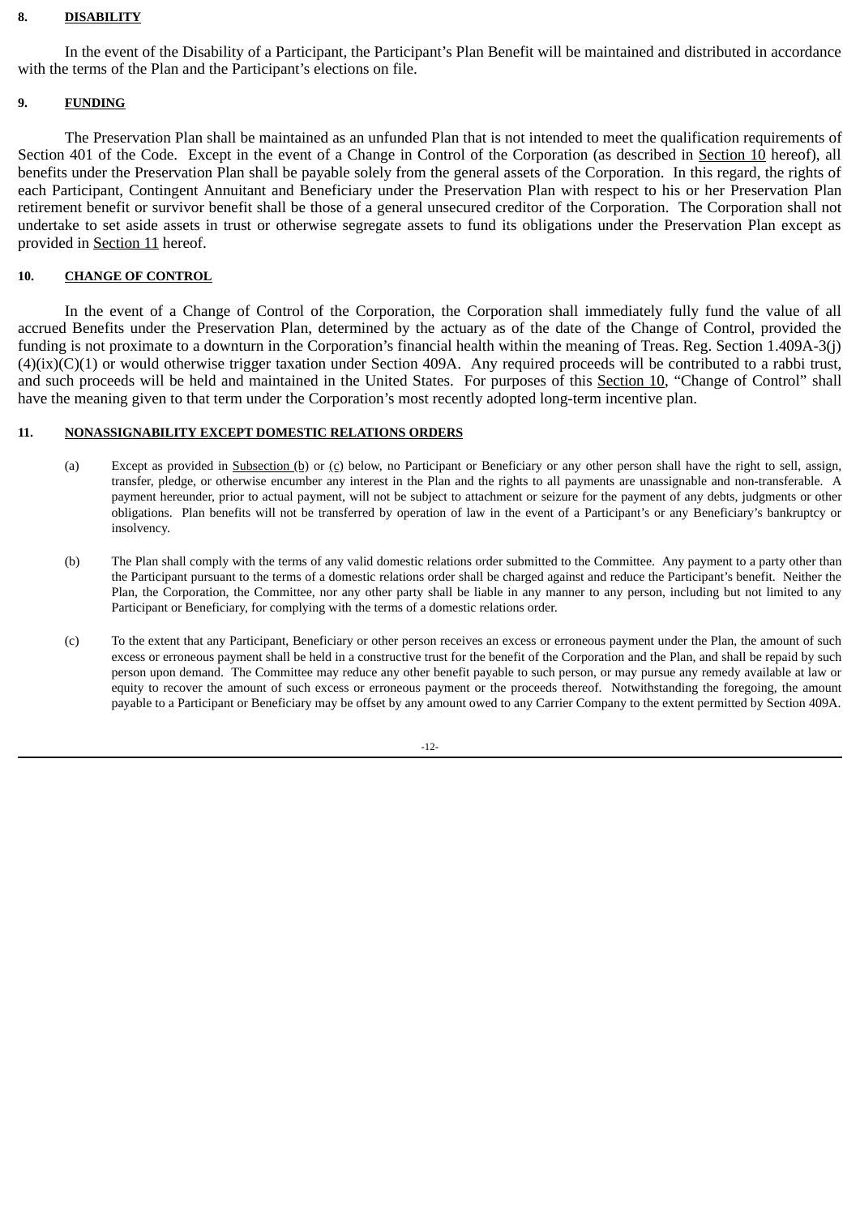## 8. DISABILITY

In the event of the Disability of a Participant, the Participant's Plan Benefit will be maintained and distributed in accordance with the terms of the Plan and the Participant's elections on file.

## 9. FUNDING

The Preservation Plan shall be maintained as an unfunded Plan that is not intended to meet the qualification requirements of Section 401 of the Code. Except in the event of a Change in Control of the Corporation (as described in Section 10 hereof), all benefits under the Preservation Plan shall be payable solely from the general assets of the Corporation. In this regard, the rights of each Participant, Contingent Annuitant and Beneficiary under the Preservation Plan with respect to his or her Preservation Plan retirement benefit or survivor benefit shall be those of a general unsecured creditor of the Corporation. The Corporation shall not undertake to set aside assets in trust or otherwise segregate assets to fund its obligations under the Preservation Plan except as provided in Section 11 hereof.

## 10. CHANGE OF CONTROL

In the event of a Change of Control of the Corporation, the Corporation shall immediately fully fund the value of all accrued Benefits under the Preservation Plan, determined by the actuary as of the date of the Change of Control, provided the funding is not proximate to a downturn in the Corporation's financial health within the meaning of Treas. Reg. Section 1.409A-3(j)(4)(ix)(C)(1) or would otherwise trigger taxation under Section 409A. Any required proceeds will be contributed to a rabbi trust, and such proceeds will be held and maintained in the United States. For purposes of this Section 10, "Change of Control" shall have the meaning given to that term under the Corporation's most recently adopted long-term incentive plan.

## 11. NONASSIGNABILITY EXCEPT DOMESTIC RELATIONS ORDERS

(a) Except as provided in Subsection (b) or (c) below, no Participant or Beneficiary or any other person shall have the right to sell, assign, transfer, pledge, or otherwise encumber any interest in the Plan and the rights to all payments are unassignable and non-transferable. A payment hereunder, prior to actual payment, will not be subject to attachment or seizure for the payment of any debts, judgments or other obligations. Plan benefits will not be transferred by operation of law in the event of a Participant's or any Beneficiary's bankruptcy or insolvency.

(b) The Plan shall comply with the terms of any valid domestic relations order submitted to the Committee. Any payment to a party other than the Participant pursuant to the terms of a domestic relations order shall be charged against and reduce the Participant's benefit. Neither the Plan, the Corporation, the Committee, nor any other party shall be liable in any manner to any person, including but not limited to any Participant or Beneficiary, for complying with the terms of a domestic relations order.

(c) To the extent that any Participant, Beneficiary or other person receives an excess or erroneous payment under the Plan, the amount of such excess or erroneous payment shall be held in a constructive trust for the benefit of the Corporation and the Plan, and shall be repaid by such person upon demand. The Committee may reduce any other benefit payable to such person, or may pursue any remedy available at law or equity to recover the amount of such excess or erroneous payment or the proceeds thereof. Notwithstanding the foregoing, the amount payable to a Participant or Beneficiary may be offset by any amount owed to any Carrier Company to the extent permitted by Section 409A.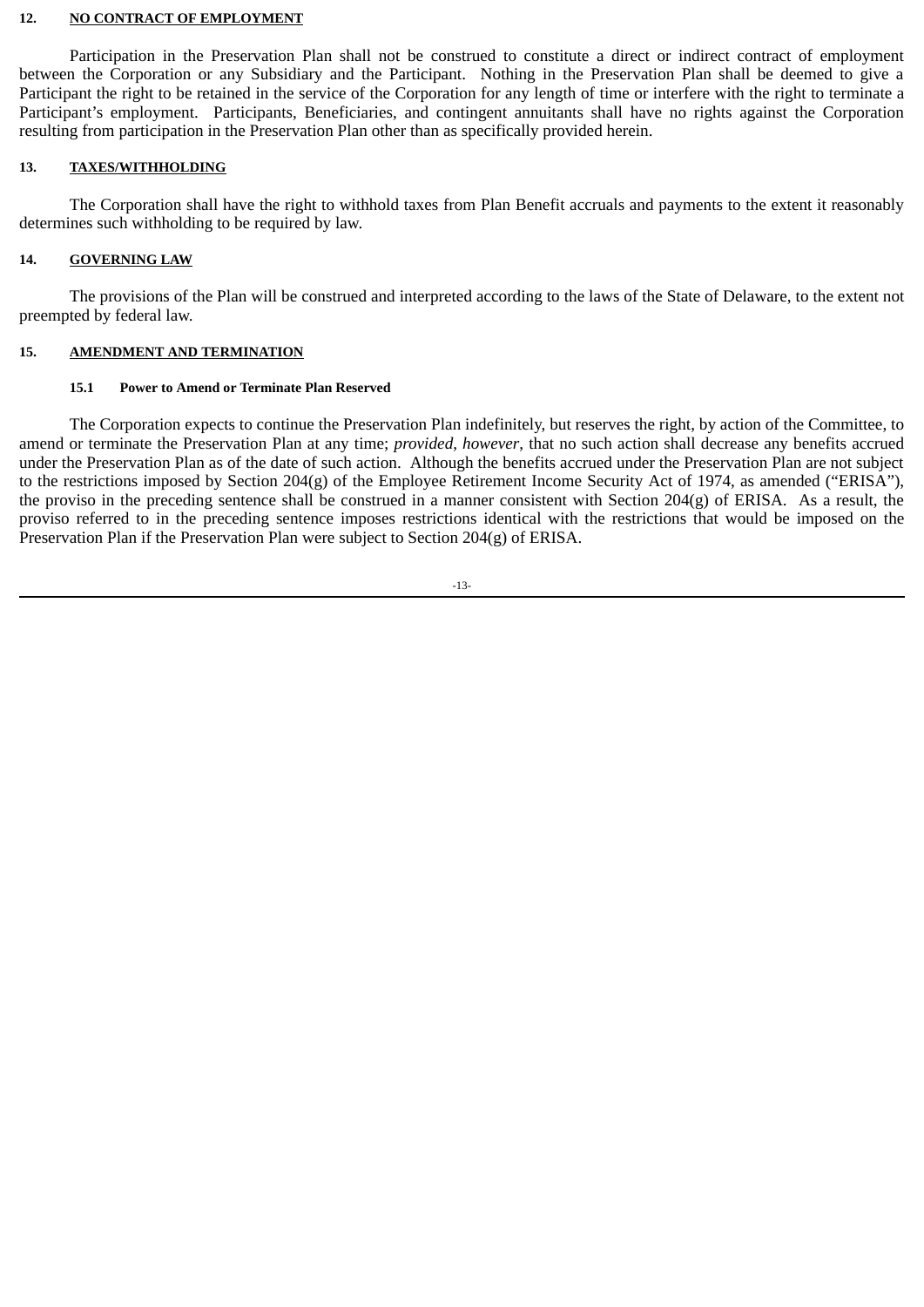## 12. NO CONTRACT OF EMPLOYMENT

Participation in the Preservation Plan shall not be construed to constitute a direct or indirect contract of employment between the Corporation or any Subsidiary and the Participant. Nothing in the Preservation Plan shall be deemed to give a Participant the right to be retained in the service of the Corporation for any length of time or interfere with the right to terminate a Participant's employment. Participants, Beneficiaries, and contingent annuitants shall have no rights against the Corporation resulting from participation in the Preservation Plan other than as specifically provided herein.

## 13. TAXES/WITHHOLDING

The Corporation shall have the right to withhold taxes from Plan Benefit accruals and payments to the extent it reasonably determines such withholding to be required by law.

## 14. GOVERNING LAW

The provisions of the Plan will be construed and interpreted according to the laws of the State of Delaware, to the extent not preempted by federal law.

## 15. AMENDMENT AND TERMINATION

### 15.1 Power to Amend or Terminate Plan Reserved

The Corporation expects to continue the Preservation Plan indefinitely, but reserves the right, by action of the Committee, to amend or terminate the Preservation Plan at any time; *provided*, *however*, that no such action shall decrease any benefits accrued under the Preservation Plan as of the date of such action. Although the benefits accrued under the Preservation Plan are not subject to the restrictions imposed by Section 204(g) of the Employee Retirement Income Security Act of 1974, as amended ("ERISA"), the proviso in the preceding sentence shall be construed in a manner consistent with Section 204(g) of ERISA. As a result, the proviso referred to in the preceding sentence imposes restrictions identical with the restrictions that would be imposed on the Preservation Plan if the Preservation Plan were subject to Section 204(g) of ERISA.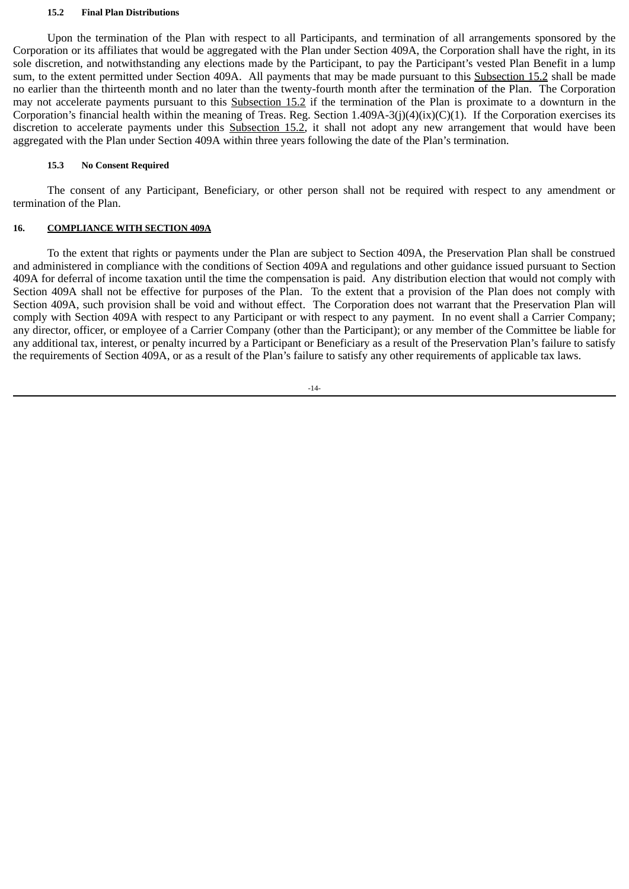### 15.2 Final Plan Distributions

Upon the termination of the Plan with respect to all Participants, and termination of all arrangements sponsored by the Corporation or its affiliates that would be aggregated with the Plan under Section 409A, the Corporation shall have the right, in its sole discretion, and notwithstanding any elections made by the Participant, to pay the Participant's vested Plan Benefit in a lump sum, to the extent permitted under Section 409A. All payments that may be made pursuant to this Subsection 15.2 shall be made no earlier than the thirteenth month and no later than the twenty-fourth month after the termination of the Plan. The Corporation may not accelerate payments pursuant to this Subsection 15.2 if the termination of the Plan is proximate to a downturn in the Corporation's financial health within the meaning of Treas. Reg. Section 1.409A-3(j)(4)(ix)(C)(1). If the Corporation exercises its discretion to accelerate payments under this Subsection 15.2, it shall not adopt any new arrangement that would have been aggregated with the Plan under Section 409A within three years following the date of the Plan's termination.

### 15.3 No Consent Required

The consent of any Participant, Beneficiary, or other person shall not be required with respect to any amendment or termination of the Plan.

## 16. COMPLIANCE WITH SECTION 409A

To the extent that rights or payments under the Plan are subject to Section 409A, the Preservation Plan shall be construed and administered in compliance with the conditions of Section 409A and regulations and other guidance issued pursuant to Section 409A for deferral of income taxation until the time the compensation is paid. Any distribution election that would not comply with Section 409A shall not be effective for purposes of the Plan. To the extent that a provision of the Plan does not comply with Section 409A, such provision shall be void and without effect. The Corporation does not warrant that the Preservation Plan will comply with Section 409A with respect to any Participant or with respect to any payment. In no event shall a Carrier Company; any director, officer, or employee of a Carrier Company (other than the Participant); or any member of the Committee be liable for any additional tax, interest, or penalty incurred by a Participant or Beneficiary as a result of the Preservation Plan's failure to satisfy the requirements of Section 409A, or as a result of the Plan's failure to satisfy any other requirements of applicable tax laws.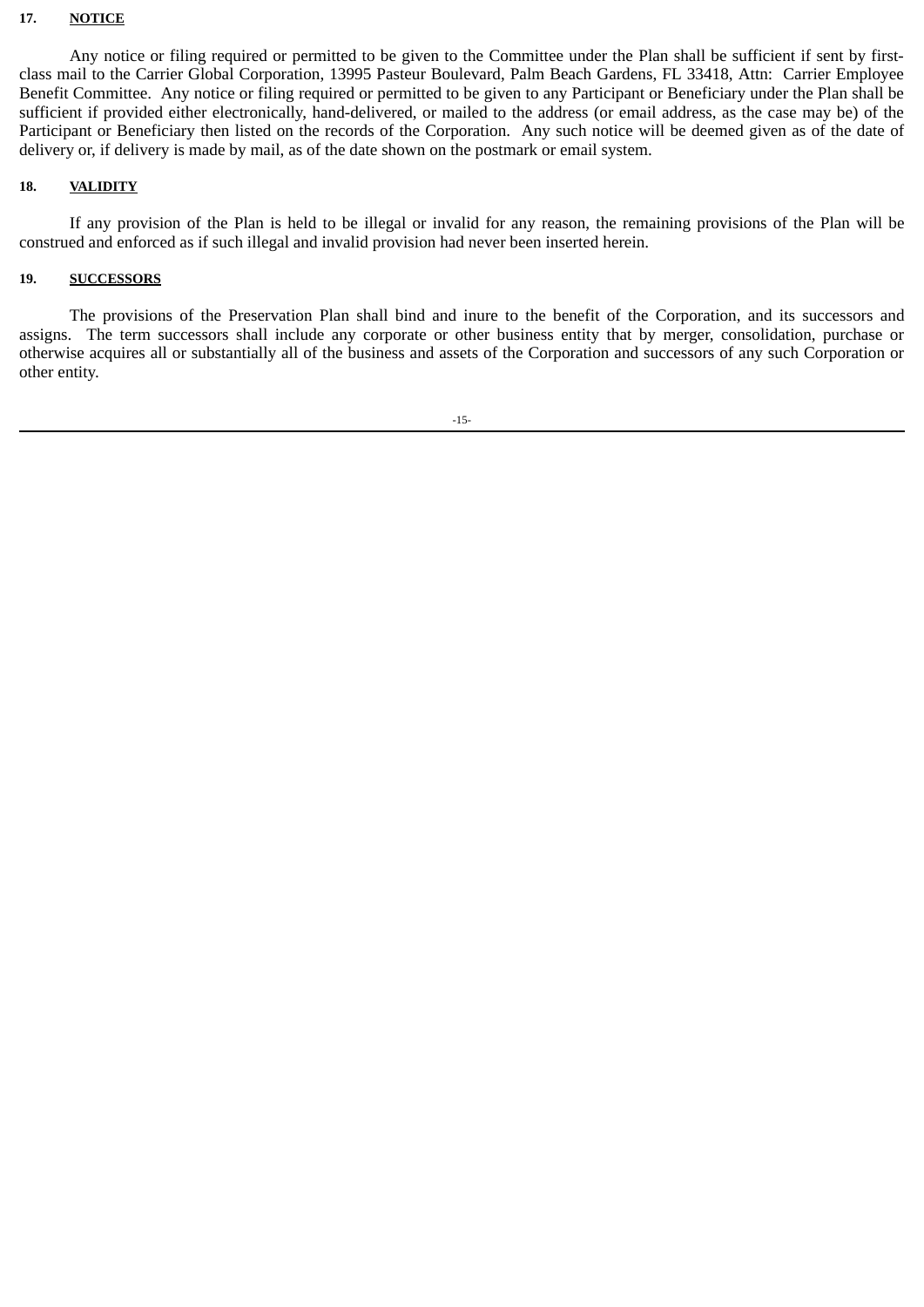**17. NOTICE**

Any notice or filing required or permitted to be given to the Committee under the Plan shall be sufficient if sent by first-class mail to the Carrier Global Corporation, 13995 Pasteur Boulevard, Palm Beach Gardens, FL 33418, Attn: Carrier Employee Benefit Committee. Any notice or filing required or permitted to be given to any Participant or Beneficiary under the Plan shall be sufficient if provided either electronically, hand-delivered, or mailed to the address (or email address, as the case may be) of the Participant or Beneficiary then listed on the records of the Corporation. Any such notice will be deemed given as of the date of delivery or, if delivery is made by mail, as of the date shown on the postmark or email system.

**18. VALIDITY**

If any provision of the Plan is held to be illegal or invalid for any reason, the remaining provisions of the Plan will be construed and enforced as if such illegal and invalid provision had never been inserted herein.

**19. SUCCESSORS**

The provisions of the Preservation Plan shall bind and inure to the benefit of the Corporation, and its successors and assigns. The term successors shall include any corporate or other business entity that by merger, consolidation, purchase or otherwise acquires all or substantially all of the business and assets of the Corporation and successors of any such Corporation or other entity.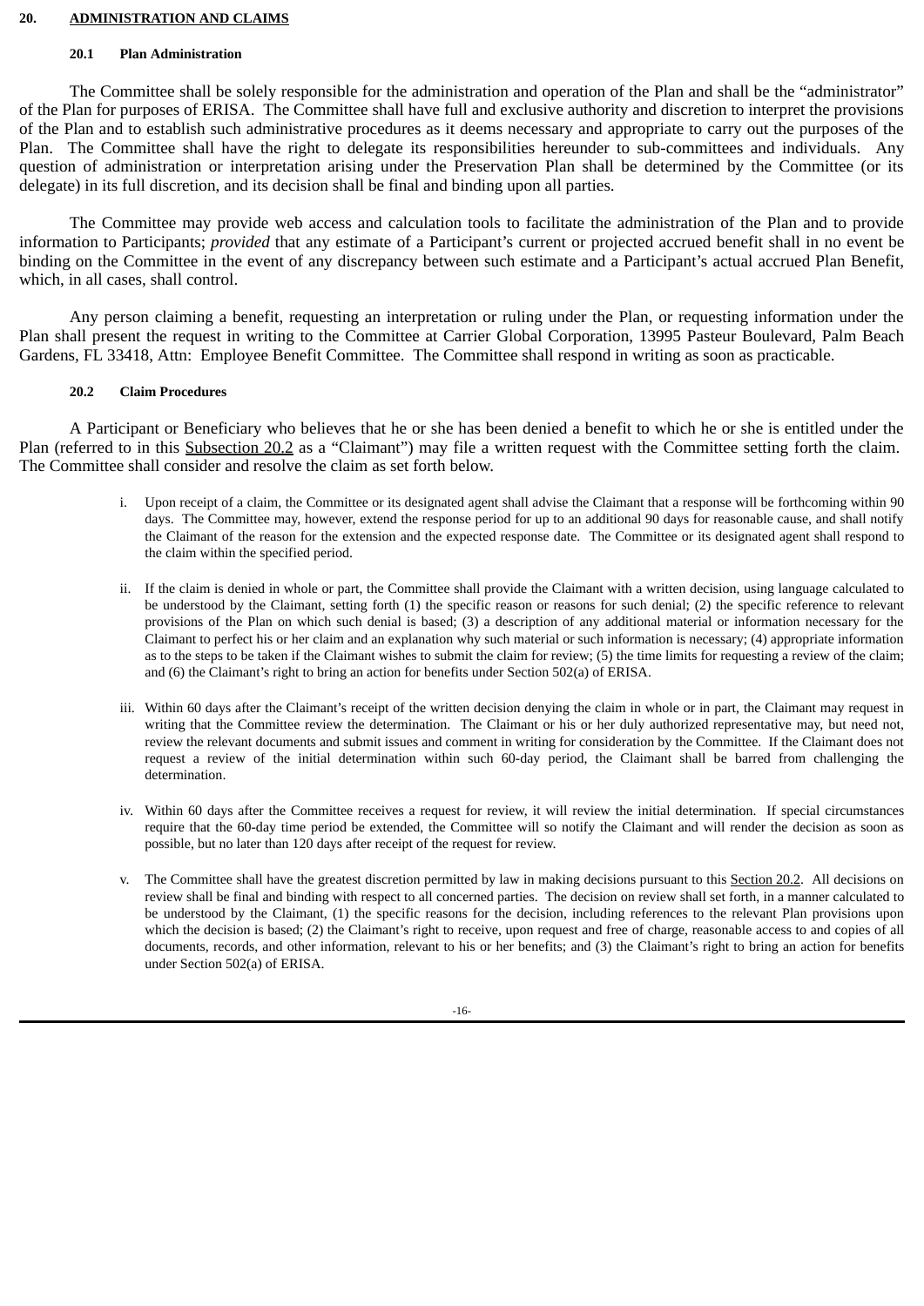## 20. ADMINISTRATION AND CLAIMS

### 20.1 Plan Administration

The Committee shall be solely responsible for the administration and operation of the Plan and shall be the "administrator" of the Plan for purposes of ERISA. The Committee shall have full and exclusive authority and discretion to interpret the provisions of the Plan and to establish such administrative procedures as it deems necessary and appropriate to carry out the purposes of the Plan. The Committee shall have the right to delegate its responsibilities hereunder to sub-committees and individuals. Any question of administration or interpretation arising under the Preservation Plan shall be determined by the Committee (or its delegate) in its full discretion, and its decision shall be final and binding upon all parties.

The Committee may provide web access and calculation tools to facilitate the administration of the Plan and to provide information to Participants; *provided* that any estimate of a Participant's current or projected accrued benefit shall in no event be binding on the Committee in the event of any discrepancy between such estimate and a Participant's actual accrued Plan Benefit, which, in all cases, shall control.

Any person claiming a benefit, requesting an interpretation or ruling under the Plan, or requesting information under the Plan shall present the request in writing to the Committee at Carrier Global Corporation, 13995 Pasteur Boulevard, Palm Beach Gardens, FL 33418, Attn: Employee Benefit Committee. The Committee shall respond in writing as soon as practicable.

### 20.2 Claim Procedures

A Participant or Beneficiary who believes that he or she has been denied a benefit to which he or she is entitled under the Plan (referred to in this Subsection 20.2 as a "Claimant") may file a written request with the Committee setting forth the claim. The Committee shall consider and resolve the claim as set forth below.

i. Upon receipt of a claim, the Committee or its designated agent shall advise the Claimant that a response will be forthcoming within 90 days. The Committee may, however, extend the response period for up to an additional 90 days for reasonable cause, and shall notify the Claimant of the reason for the extension and the expected response date. The Committee or its designated agent shall respond to the claim within the specified period.

ii. If the claim is denied in whole or part, the Committee shall provide the Claimant with a written decision, using language calculated to be understood by the Claimant, setting forth (1) the specific reason or reasons for such denial; (2) the specific reference to relevant provisions of the Plan on which such denial is based; (3) a description of any additional material or information necessary for the Claimant to perfect his or her claim and an explanation why such material or such information is necessary; (4) appropriate information as to the steps to be taken if the Claimant wishes to submit the claim for review; (5) the time limits for requesting a review of the claim; and (6) the Claimant's right to bring an action for benefits under Section 502(a) of ERISA.

iii. Within 60 days after the Claimant's receipt of the written decision denying the claim in whole or in part, the Claimant may request in writing that the Committee review the determination. The Claimant or his or her duly authorized representative may, but need not, review the relevant documents and submit issues and comment in writing for consideration by the Committee. If the Claimant does not request a review of the initial determination within such 60-day period, the Claimant shall be barred from challenging the determination.

iv. Within 60 days after the Committee receives a request for review, it will review the initial determination. If special circumstances require that the 60-day time period be extended, the Committee will so notify the Claimant and will render the decision as soon as possible, but no later than 120 days after receipt of the request for review.

v. The Committee shall have the greatest discretion permitted by law in making decisions pursuant to this Section 20.2. All decisions on review shall be final and binding with respect to all concerned parties. The decision on review shall set forth, in a manner calculated to be understood by the Claimant, (1) the specific reasons for the decision, including references to the relevant Plan provisions upon which the decision is based; (2) the Claimant's right to receive, upon request and free of charge, reasonable access to and copies of all documents, records, and other information, relevant to his or her benefits; and (3) the Claimant's right to bring an action for benefits under Section 502(a) of ERISA.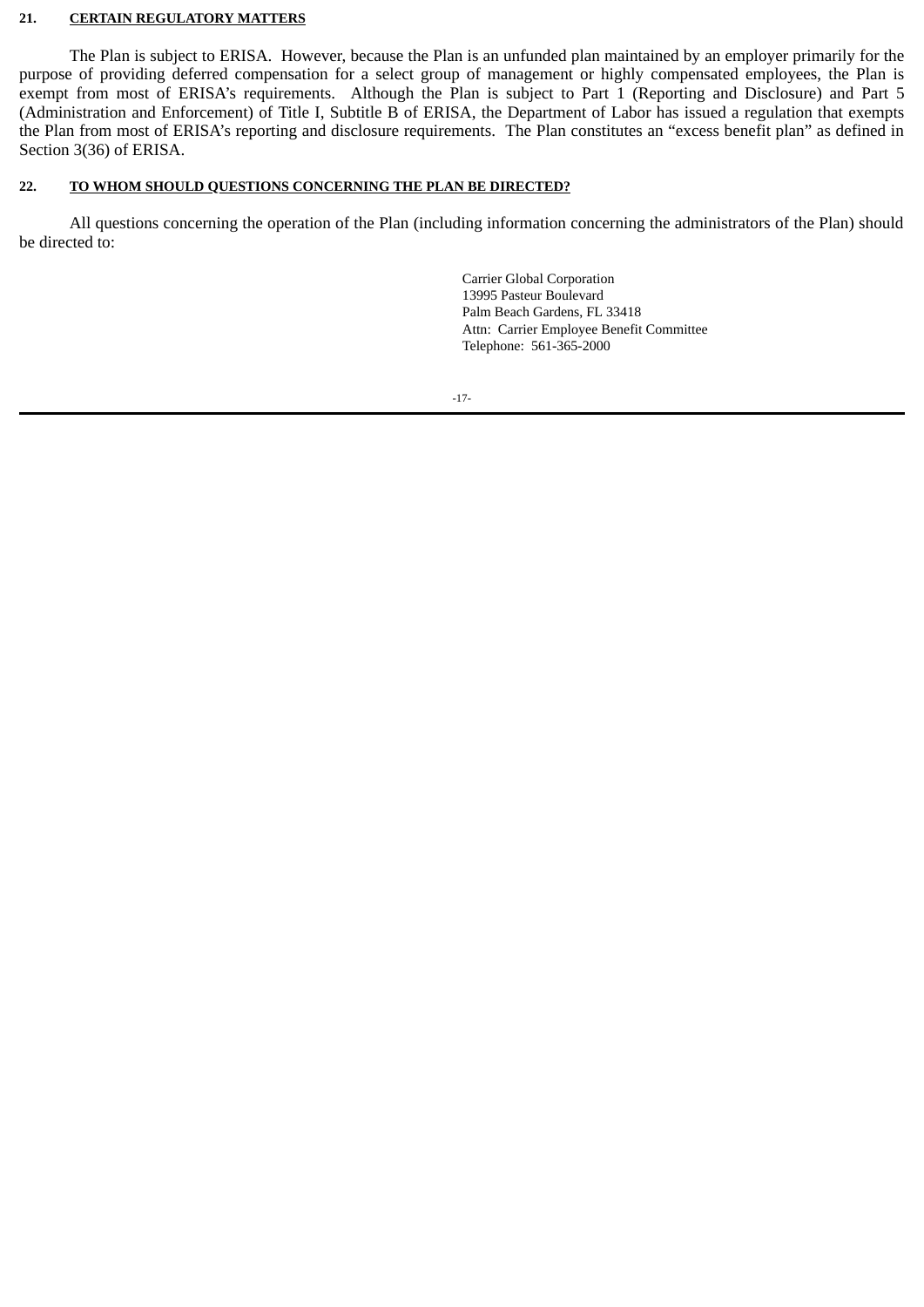## 21. CERTAIN REGULATORY MATTERS

The Plan is subject to ERISA. However, because the Plan is an unfunded plan maintained by an employer primarily for the purpose of providing deferred compensation for a select group of management or highly compensated employees, the Plan is exempt from most of ERISA's requirements. Although the Plan is subject to Part 1 (Reporting and Disclosure) and Part 5 (Administration and Enforcement) of Title I, Subtitle B of ERISA, the Department of Labor has issued a regulation that exempts the Plan from most of ERISA's reporting and disclosure requirements. The Plan constitutes an "excess benefit plan" as defined in Section 3(36) of ERISA.

## 22. TO WHOM SHOULD QUESTIONS CONCERNING THE PLAN BE DIRECTED?

All questions concerning the operation of the Plan (including information concerning the administrators of the Plan) should be directed to:

Carrier Global Corporation
13995 Pasteur Boulevard
Palm Beach Gardens, FL 33418
Attn: Carrier Employee Benefit Committee
Telephone: 561-365-2000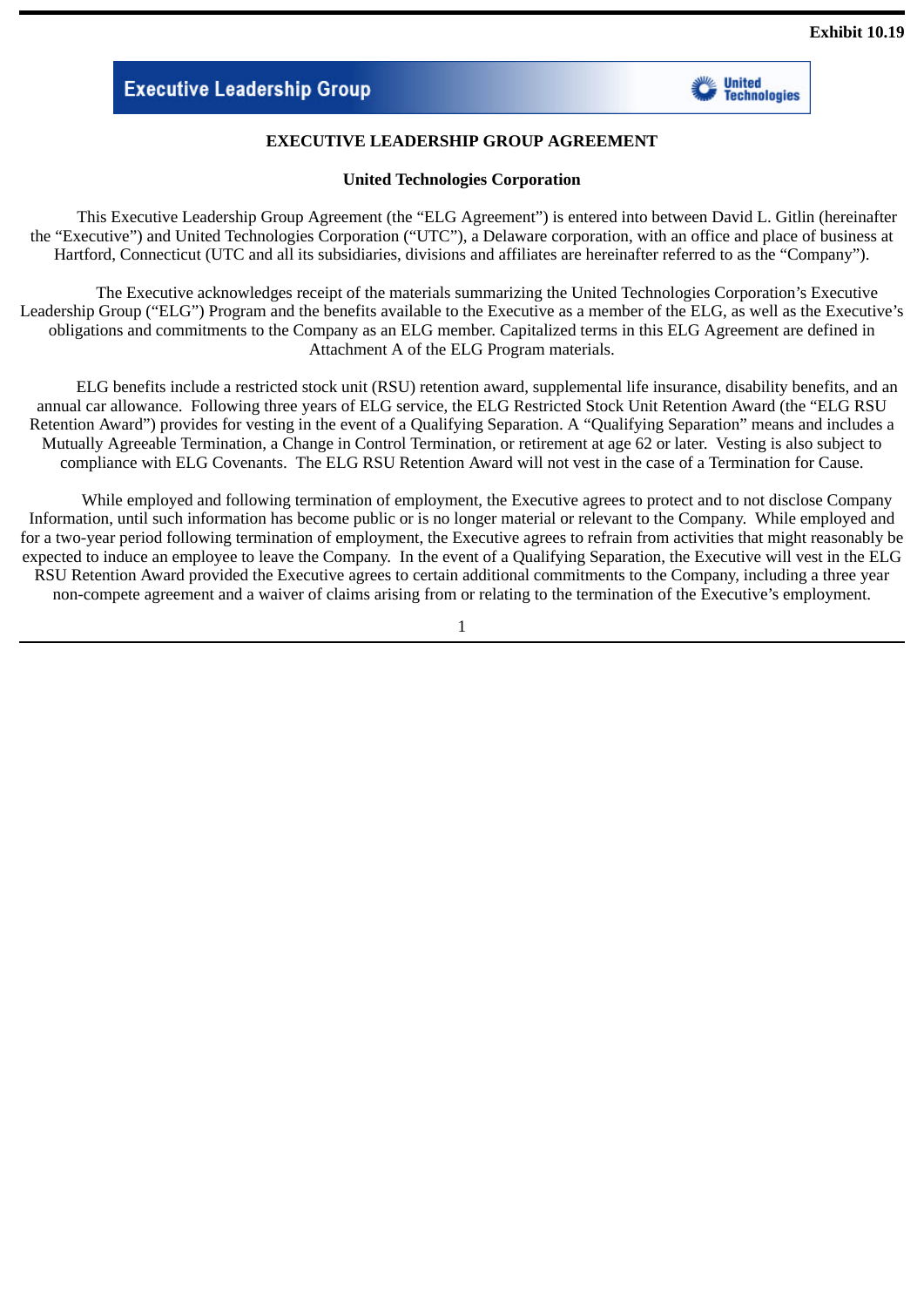Exhibit 10.19

Executive Leadership Group

United Technologies

**EXECUTIVE LEADERSHIP GROUP AGREEMENT**

**United Technologies Corporation**

This Executive Leadership Group Agreement (the “ELG Agreement”) is entered into between David L. Gitlin (hereinafter the “Executive”) and United Technologies Corporation (“UTC”), a Delaware corporation, with an office and place of business at Hartford, Connecticut (UTC and all its subsidiaries, divisions and affiliates are hereinafter referred to as the “Company”).

The Executive acknowledges receipt of the materials summarizing the United Technologies Corporation’s Executive Leadership Group (“ELG”) Program and the benefits available to the Executive as a member of the ELG, as well as the Executive’s obligations and commitments to the Company as an ELG member. Capitalized terms in this ELG Agreement are defined in Attachment A of the ELG Program materials.

ELG benefits include a restricted stock unit (RSU) retention award, supplemental life insurance, disability benefits, and an annual car allowance. Following three years of ELG service, the ELG Restricted Stock Unit Retention Award (the “ELG RSU Retention Award”) provides for vesting in the event of a Qualifying Separation. A “Qualifying Separation” means and includes a Mutually Agreeable Termination, a Change in Control Termination, or retirement at age 62 or later. Vesting is also subject to compliance with ELG Covenants. The ELG RSU Retention Award will not vest in the case of a Termination for Cause.

While employed and following termination of employment, the Executive agrees to protect and to not disclose Company Information, until such information has become public or is no longer material or relevant to the Company. While employed and for a two-year period following termination of employment, the Executive agrees to refrain from activities that might reasonably be expected to induce an employee to leave the Company. In the event of a Qualifying Separation, the Executive will vest in the ELG RSU Retention Award provided the Executive agrees to certain additional commitments to the Company, including a three year non-compete agreement and a waiver of claims arising from or relating to the termination of the Executive’s employment.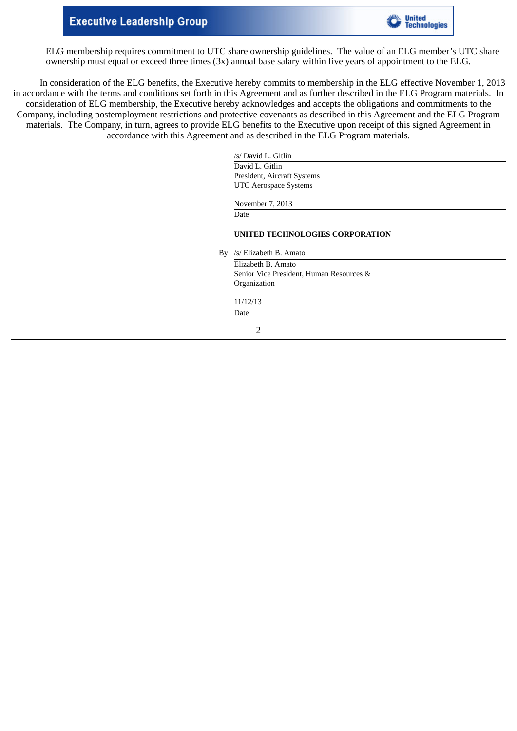ELG membership requires commitment to UTC share ownership guidelines. The value of an ELG member's UTC share ownership must equal or exceed three times (3x) annual base salary within five years of appointment to the ELG.

In consideration of the ELG benefits, the Executive hereby commits to membership in the ELG effective November 1, 2013 in accordance with the terms and conditions set forth in this Agreement and as further described in the ELG Program materials. In consideration of ELG membership, the Executive hereby acknowledges and accepts the obligations and commitments to the Company, including postemployment restrictions and protective covenants as described in this Agreement and the ELG Program materials. The Company, in turn, agrees to provide ELG benefits to the Executive upon receipt of this signed Agreement in accordance with this Agreement and as described in the ELG Program materials.

/s/ David L. Gitlin
David L. Gitlin
President, Aircraft Systems
UTC Aerospace Systems

November 7, 2013
Date

**UNITED TECHNOLOGIES CORPORATION**

By /s/ Elizabeth B. Amato
Elizabeth B. Amato
Senior Vice President, Human Resources & Organization

11/12/13
Date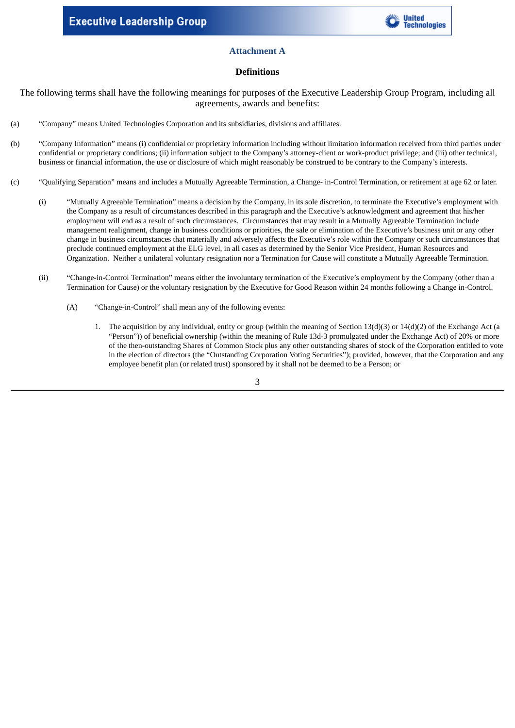### Attachment A

### Definitions

The following terms shall have the following meanings for purposes of the Executive Leadership Group Program, including all agreements, awards and benefits:

(a) "Company" means United Technologies Corporation and its subsidiaries, divisions and affiliates.

(b) "Company Information" means (i) confidential or proprietary information including without limitation information received from third parties under confidential or proprietary conditions; (ii) information subject to the Company's attorney-client or work-product privilege; and (iii) other technical, business or financial information, the use or disclosure of which might reasonably be construed to be contrary to the Company's interests.

(c) "Qualifying Separation" means and includes a Mutually Agreeable Termination, a Change- in-Control Termination, or retirement at age 62 or later.

   (i) "Mutually Agreeable Termination" means a decision by the Company, in its sole discretion, to terminate the Executive's employment with the Company as a result of circumstances described in this paragraph and the Executive's acknowledgment and agreement that his/her employment will end as a result of such circumstances. Circumstances that may result in a Mutually Agreeable Termination include management realignment, change in business conditions or priorities, the sale or elimination of the Executive's business unit or any other change in business circumstances that materially and adversely affects the Executive's role within the Company or such circumstances that preclude continued employment at the ELG level, in all cases as determined by the Senior Vice President, Human Resources and Organization. Neither a unilateral voluntary resignation nor a Termination for Cause will constitute a Mutually Agreeable Termination.

   (ii) "Change-in-Control Termination" means either the involuntary termination of the Executive's employment by the Company (other than a Termination for Cause) or the voluntary resignation by the Executive for Good Reason within 24 months following a Change in-Control.

      (A) "Change-in-Control" shall mean any of the following events:

         1. The acquisition by any individual, entity or group (within the meaning of Section 13(d)(3) or 14(d)(2) of the Exchange Act (a "Person")) of beneficial ownership (within the meaning of Rule 13d-3 promulgated under the Exchange Act) of 20% or more of the then-outstanding Shares of Common Stock plus any other outstanding shares of stock of the Corporation entitled to vote in the election of directors (the "Outstanding Corporation Voting Securities"); provided, however, that the Corporation and any employee benefit plan (or related trust) sponsored by it shall not be deemed to be a Person; or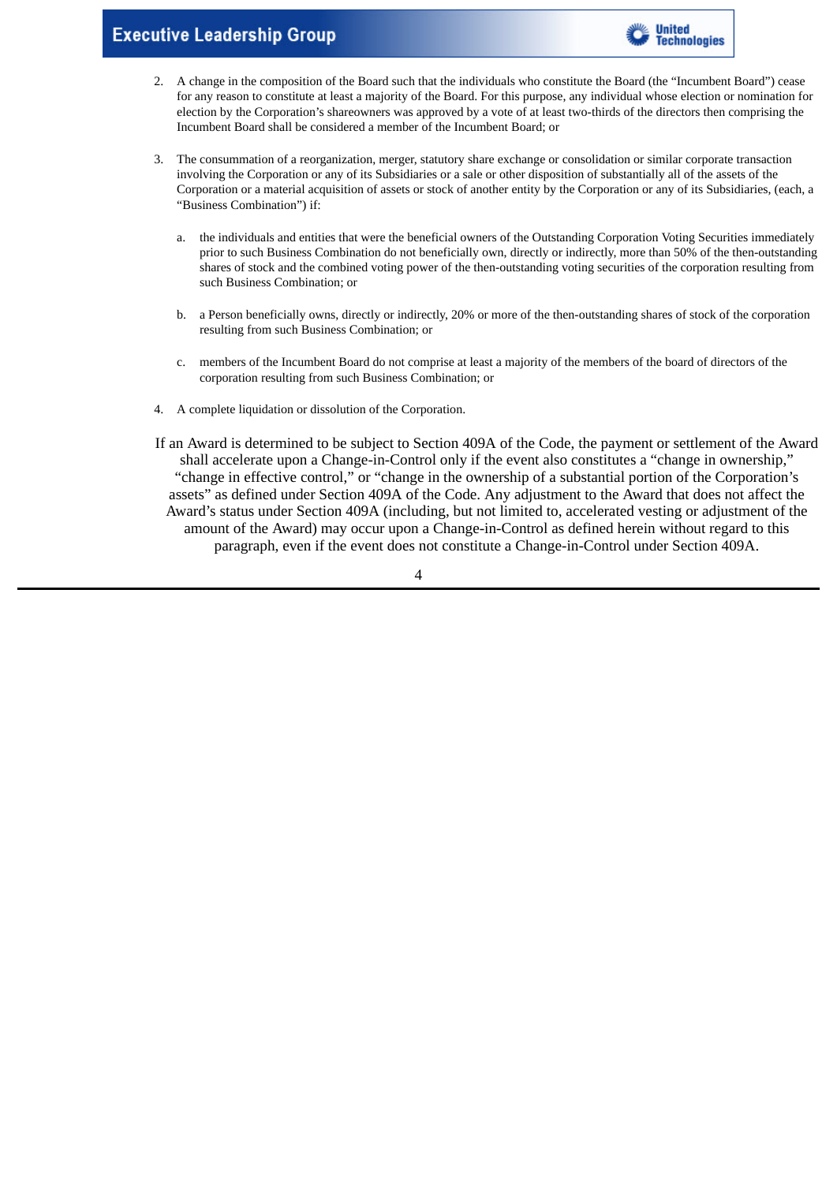2. A change in the composition of the Board such that the individuals who constitute the Board (the "Incumbent Board") cease for any reason to constitute at least a majority of the Board. For this purpose, any individual whose election or nomination for election by the Corporation's shareowners was approved by a vote of at least two-thirds of the directors then comprising the Incumbent Board shall be considered a member of the Incumbent Board; or

3. The consummation of a reorganization, merger, statutory share exchange or consolidation or similar corporate transaction involving the Corporation or any of its Subsidiaries or a sale or other disposition of substantially all of the assets of the Corporation or a material acquisition of assets or stock of another entity by the Corporation or any of its Subsidiaries, (each, a "Business Combination") if:

   a. the individuals and entities that were the beneficial owners of the Outstanding Corporation Voting Securities immediately prior to such Business Combination do not beneficially own, directly or indirectly, more than 50% of the then-outstanding shares of stock and the combined voting power of the then-outstanding voting securities of the corporation resulting from such Business Combination; or

   b. a Person beneficially owns, directly or indirectly, 20% or more of the then-outstanding shares of stock of the corporation resulting from such Business Combination; or

   c. members of the Incumbent Board do not comprise at least a majority of the members of the board of directors of the corporation resulting from such Business Combination; or

4. A complete liquidation or dissolution of the Corporation.

If an Award is determined to be subject to Section 409A of the Code, the payment or settlement of the Award shall accelerate upon a Change-in-Control only if the event also constitutes a "change in ownership," "change in effective control," or "change in the ownership of a substantial portion of the Corporation's assets" as defined under Section 409A of the Code. Any adjustment to the Award that does not affect the Award's status under Section 409A (including, but not limited to, accelerated vesting or adjustment of the amount of the Award) may occur upon a Change-in-Control as defined herein without regard to this paragraph, even if the event does not constitute a Change-in-Control under Section 409A.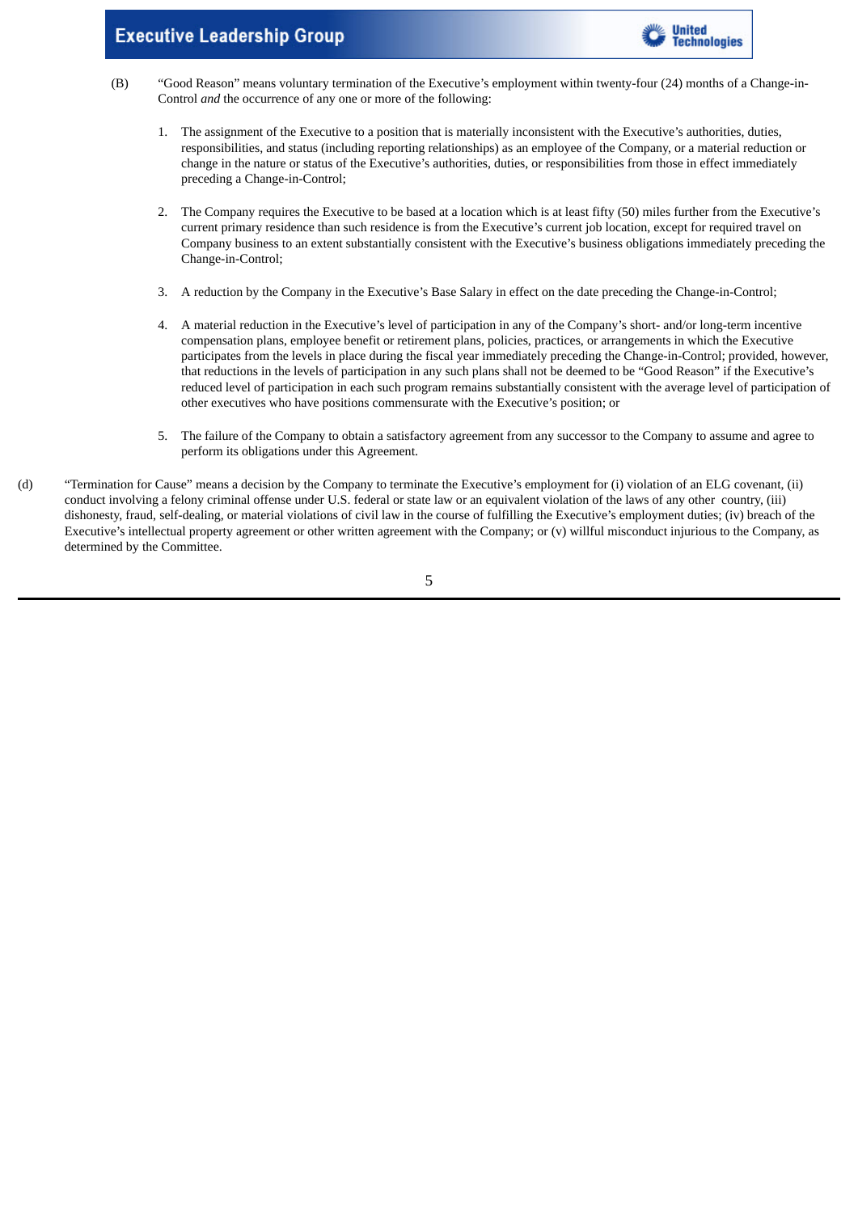(B) "Good Reason" means voluntary termination of the Executive's employment within twenty-four (24) months of a Change-in-Control *and* the occurrence of any one or more of the following:

1. The assignment of the Executive to a position that is materially inconsistent with the Executive's authorities, duties, responsibilities, and status (including reporting relationships) as an employee of the Company, or a material reduction or change in the nature or status of the Executive's authorities, duties, or responsibilities from those in effect immediately preceding a Change-in-Control;

2. The Company requires the Executive to be based at a location which is at least fifty (50) miles further from the Executive's current primary residence than such residence is from the Executive's current job location, except for required travel on Company business to an extent substantially consistent with the Executive's business obligations immediately preceding the Change-in-Control;

3. A reduction by the Company in the Executive's Base Salary in effect on the date preceding the Change-in-Control;

4. A material reduction in the Executive's level of participation in any of the Company's short- and/or long-term incentive compensation plans, employee benefit or retirement plans, policies, practices, or arrangements in which the Executive participates from the levels in place during the fiscal year immediately preceding the Change-in-Control; provided, however, that reductions in the levels of participation in any such plans shall not be deemed to be "Good Reason" if the Executive's reduced level of participation in each such program remains substantially consistent with the average level of participation of other executives who have positions commensurate with the Executive's position; or

5. The failure of the Company to obtain a satisfactory agreement from any successor to the Company to assume and agree to perform its obligations under this Agreement.

(d) "Termination for Cause" means a decision by the Company to terminate the Executive's employment for (i) violation of an ELG covenant, (ii) conduct involving a felony criminal offense under U.S. federal or state law or an equivalent violation of the laws of any other country, (iii) dishonesty, fraud, self-dealing, or material violations of civil law in the course of fulfilling the Executive's employment duties; (iv) breach of the Executive's intellectual property agreement or other written agreement with the Company; or (v) willful misconduct injurious to the Company, as determined by the Committee.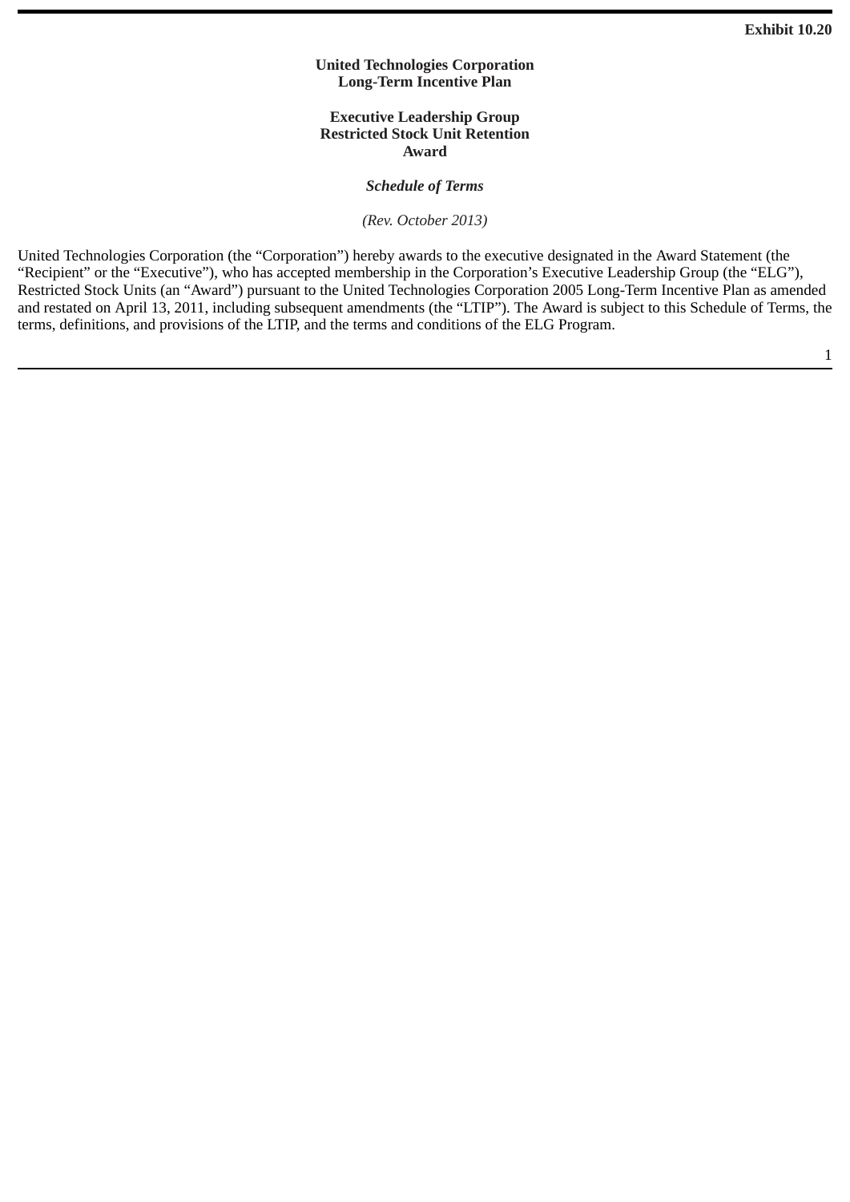Exhibit 10.20

**United Technologies Corporation**
**Long-Term Incentive Plan**

**Executive Leadership Group**
**Restricted Stock Unit Retention**
**Award**

***Schedule of Terms***

*(Rev. October 2013)*

United Technologies Corporation (the "Corporation") hereby awards to the executive designated in the Award Statement (the "Recipient" or the "Executive"), who has accepted membership in the Corporation's Executive Leadership Group (the "ELG"), Restricted Stock Units (an "Award") pursuant to the United Technologies Corporation 2005 Long-Term Incentive Plan as amended and restated on April 13, 2011, including subsequent amendments (the "LTIP"). The Award is subject to this Schedule of Terms, the terms, definitions, and provisions of the LTIP, and the terms and conditions of the ELG Program.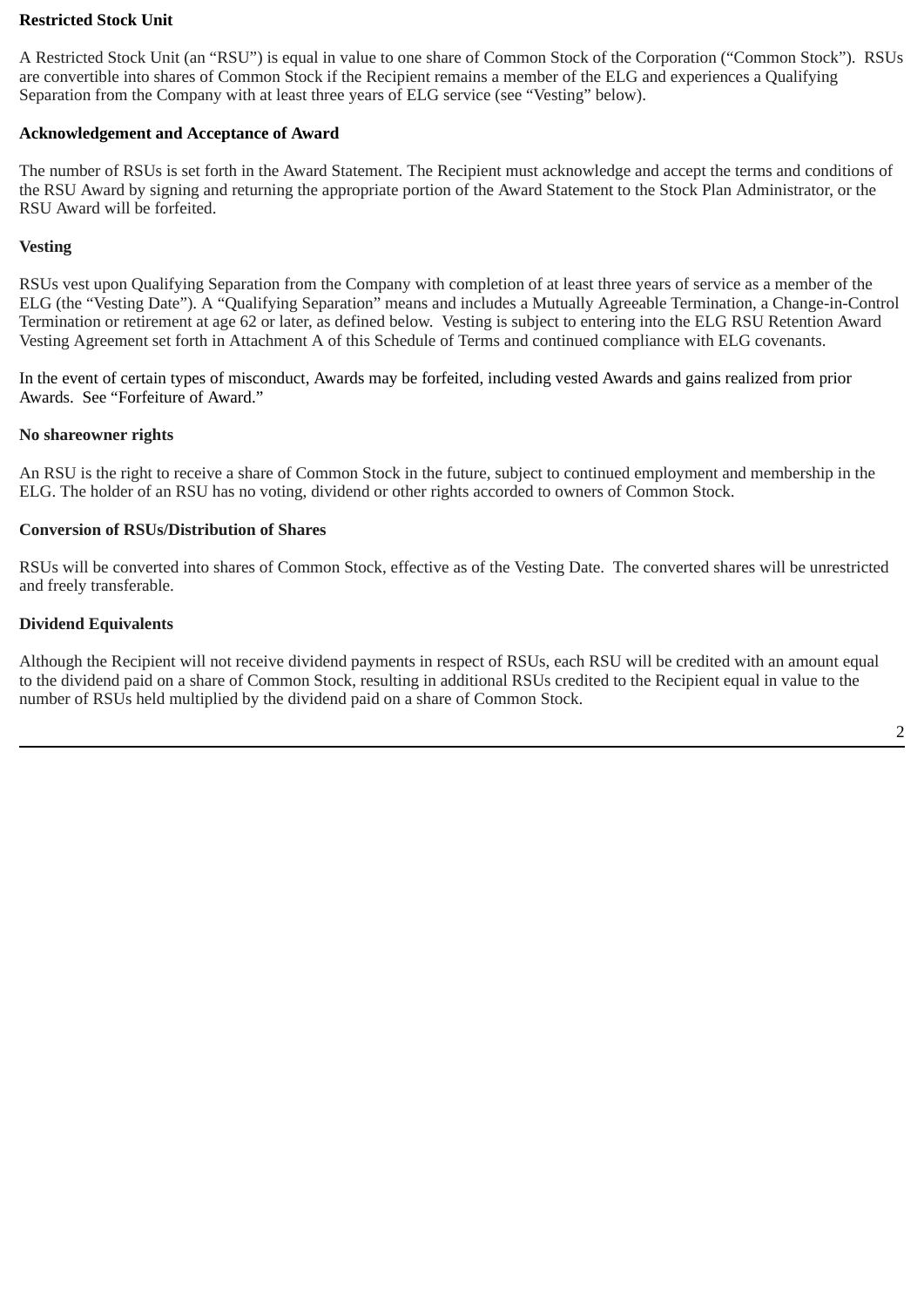**Restricted Stock Unit**

A Restricted Stock Unit (an "RSU") is equal in value to one share of Common Stock of the Corporation ("Common Stock"). RSUs are convertible into shares of Common Stock if the Recipient remains a member of the ELG and experiences a Qualifying Separation from the Company with at least three years of ELG service (see "Vesting" below).

**Acknowledgement and Acceptance of Award**

The number of RSUs is set forth in the Award Statement. The Recipient must acknowledge and accept the terms and conditions of the RSU Award by signing and returning the appropriate portion of the Award Statement to the Stock Plan Administrator, or the RSU Award will be forfeited.

**Vesting**

RSUs vest upon Qualifying Separation from the Company with completion of at least three years of service as a member of the ELG (the "Vesting Date"). A "Qualifying Separation" means and includes a Mutually Agreeable Termination, a Change-in-Control Termination or retirement at age 62 or later, as defined below. Vesting is subject to entering into the ELG RSU Retention Award Vesting Agreement set forth in Attachment A of this Schedule of Terms and continued compliance with ELG covenants.

In the event of certain types of misconduct, Awards may be forfeited, including vested Awards and gains realized from prior Awards. See "Forfeiture of Award."

**No shareowner rights**

An RSU is the right to receive a share of Common Stock in the future, subject to continued employment and membership in the ELG. The holder of an RSU has no voting, dividend or other rights accorded to owners of Common Stock.

**Conversion of RSUs/Distribution of Shares**

RSUs will be converted into shares of Common Stock, effective as of the Vesting Date. The converted shares will be unrestricted and freely transferable.

**Dividend Equivalents**

Although the Recipient will not receive dividend payments in respect of RSUs, each RSU will be credited with an amount equal to the dividend paid on a share of Common Stock, resulting in additional RSUs credited to the Recipient equal in value to the number of RSUs held multiplied by the dividend paid on a share of Common Stock.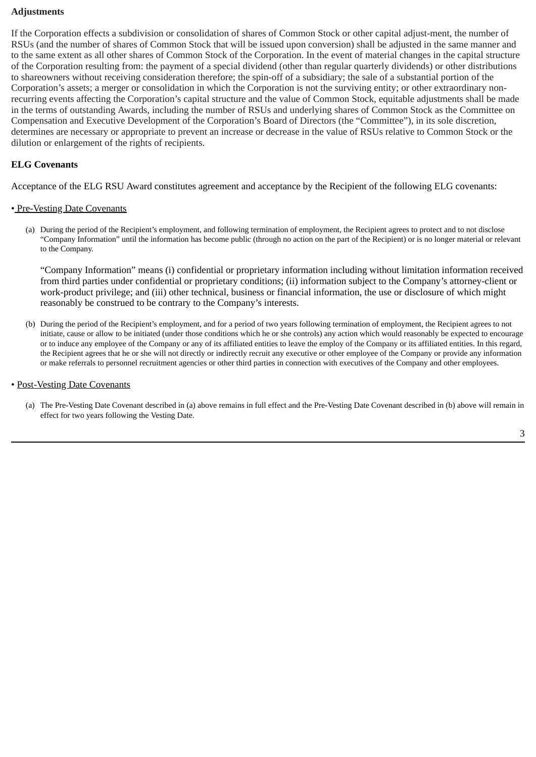**Adjustments**

If the Corporation effects a subdivision or consolidation of shares of Common Stock or other capital adjust-ment, the number of RSUs (and the number of shares of Common Stock that will be issued upon conversion) shall be adjusted in the same manner and to the same extent as all other shares of Common Stock of the Corporation. In the event of material changes in the capital structure of the Corporation resulting from: the payment of a special dividend (other than regular quarterly dividends) or other distributions to shareowners without receiving consideration therefore; the spin-off of a subsidiary; the sale of a substantial portion of the Corporation's assets; a merger or consolidation in which the Corporation is not the surviving entity; or other extraordinary non-recurring events affecting the Corporation's capital structure and the value of Common Stock, equitable adjustments shall be made in the terms of outstanding Awards, including the number of RSUs and underlying shares of Common Stock as the Committee on Compensation and Executive Development of the Corporation's Board of Directors (the "Committee"), in its sole discretion, determines are necessary or appropriate to prevent an increase or decrease in the value of RSUs relative to Common Stock or the dilution or enlargement of the rights of recipients.

**ELG Covenants**

Acceptance of the ELG RSU Award constitutes agreement and acceptance by the Recipient of the following ELG covenants:

• Pre-Vesting Date Covenants

(a) During the period of the Recipient's employment, and following termination of employment, the Recipient agrees to protect and to not disclose "Company Information" until the information has become public (through no action on the part of the Recipient) or is no longer material or relevant to the Company.

"Company Information" means (i) confidential or proprietary information including without limitation information received from third parties under confidential or proprietary conditions; (ii) information subject to the Company's attorney-client or work-product privilege; and (iii) other technical, business or financial information, the use or disclosure of which might reasonably be construed to be contrary to the Company's interests.

(b) During the period of the Recipient's employment, and for a period of two years following termination of employment, the Recipient agrees to not initiate, cause or allow to be initiated (under those conditions which he or she controls) any action which would reasonably be expected to encourage or to induce any employee of the Company or any of its affiliated entities to leave the employ of the Company or its affiliated entities. In this regard, the Recipient agrees that he or she will not directly or indirectly recruit any executive or other employee of the Company or provide any information or make referrals to personnel recruitment agencies or other third parties in connection with executives of the Company and other employees.

• Post-Vesting Date Covenants

(a) The Pre-Vesting Date Covenant described in (a) above remains in full effect and the Pre-Vesting Date Covenant described in (b) above will remain in effect for two years following the Vesting Date.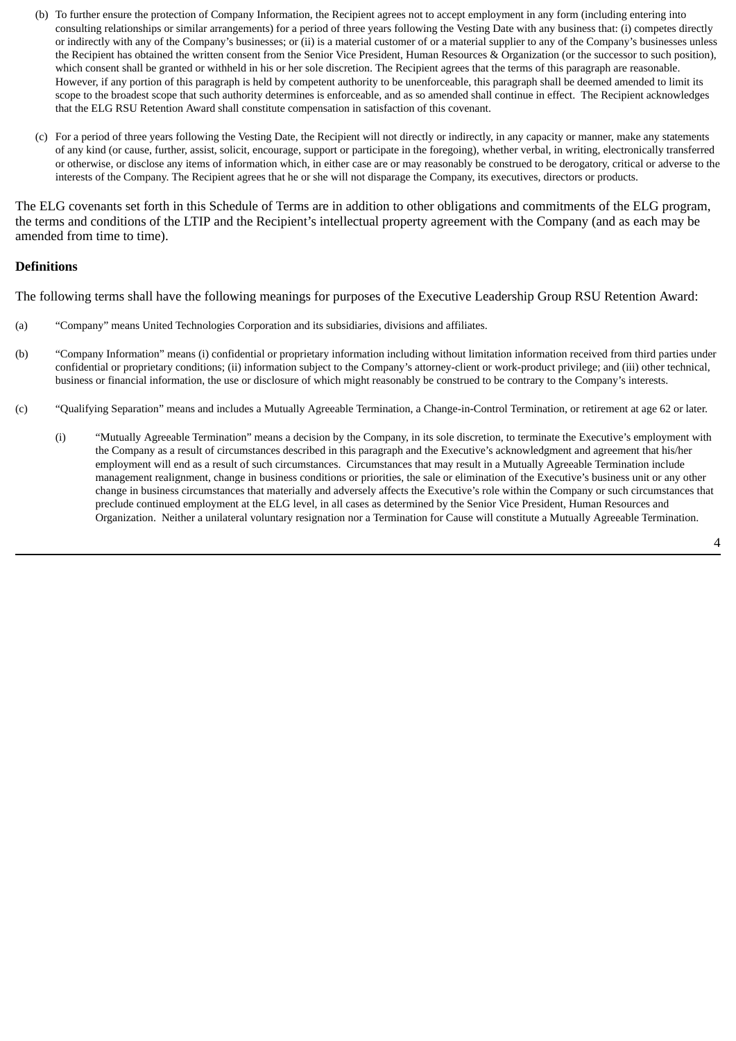(b) To further ensure the protection of Company Information, the Recipient agrees not to accept employment in any form (including entering into consulting relationships or similar arrangements) for a period of three years following the Vesting Date with any business that: (i) competes directly or indirectly with any of the Company's businesses; or (ii) is a material customer of or a material supplier to any of the Company's businesses unless the Recipient has obtained the written consent from the Senior Vice President, Human Resources & Organization (or the successor to such position), which consent shall be granted or withheld in his or her sole discretion. The Recipient agrees that the terms of this paragraph are reasonable. However, if any portion of this paragraph is held by competent authority to be unenforceable, this paragraph shall be deemed amended to limit its scope to the broadest scope that such authority determines is enforceable, and as so amended shall continue in effect. The Recipient acknowledges that the ELG RSU Retention Award shall constitute compensation in satisfaction of this covenant.

(c) For a period of three years following the Vesting Date, the Recipient will not directly or indirectly, in any capacity or manner, make any statements of any kind (or cause, further, assist, solicit, encourage, support or participate in the foregoing), whether verbal, in writing, electronically transferred or otherwise, or disclose any items of information which, in either case are or may reasonably be construed to be derogatory, critical or adverse to the interests of the Company. The Recipient agrees that he or she will not disparage the Company, its executives, directors or products.

The ELG covenants set forth in this Schedule of Terms are in addition to other obligations and commitments of the ELG program, the terms and conditions of the LTIP and the Recipient's intellectual property agreement with the Company (and as each may be amended from time to time).

**Definitions**

The following terms shall have the following meanings for purposes of the Executive Leadership Group RSU Retention Award:

(a) "Company" means United Technologies Corporation and its subsidiaries, divisions and affiliates.

(b) "Company Information" means (i) confidential or proprietary information including without limitation information received from third parties under confidential or proprietary conditions; (ii) information subject to the Company's attorney-client or work-product privilege; and (iii) other technical, business or financial information, the use or disclosure of which might reasonably be construed to be contrary to the Company's interests.

(c) "Qualifying Separation" means and includes a Mutually Agreeable Termination, a Change-in-Control Termination, or retirement at age 62 or later.

(i) "Mutually Agreeable Termination" means a decision by the Company, in its sole discretion, to terminate the Executive's employment with the Company as a result of circumstances described in this paragraph and the Executive's acknowledgment and agreement that his/her employment will end as a result of such circumstances. Circumstances that may result in a Mutually Agreeable Termination include management realignment, change in business conditions or priorities, the sale or elimination of the Executive's business unit or any other change in business circumstances that materially and adversely affects the Executive's role within the Company or such circumstances that preclude continued employment at the ELG level, in all cases as determined by the Senior Vice President, Human Resources and Organization. Neither a unilateral voluntary resignation nor a Termination for Cause will constitute a Mutually Agreeable Termination.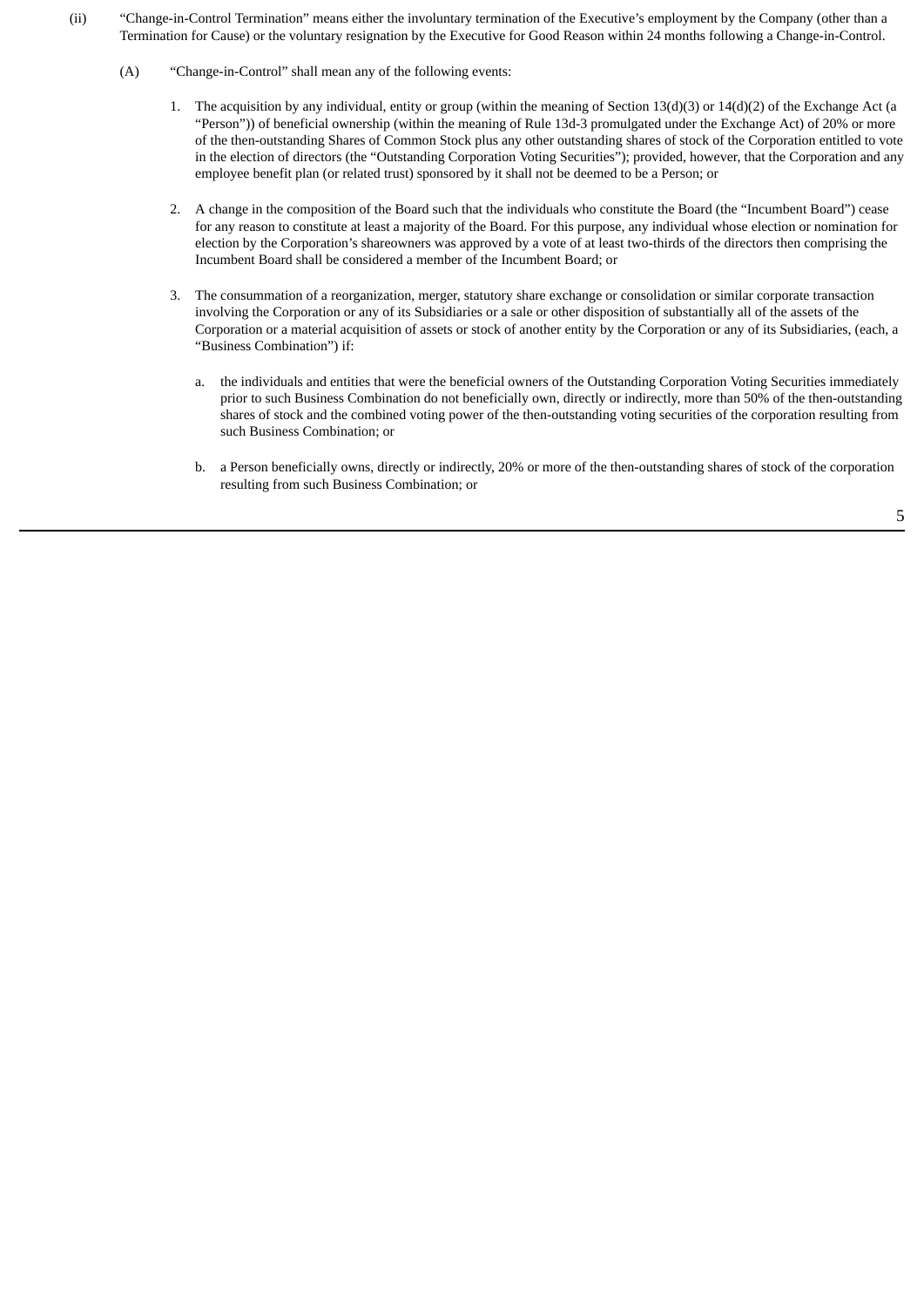(ii) "Change-in-Control Termination" means either the involuntary termination of the Executive's employment by the Company (other than a Termination for Cause) or the voluntary resignation by the Executive for Good Reason within 24 months following a Change-in-Control.

(A) "Change-in-Control" shall mean any of the following events:

1. The acquisition by any individual, entity or group (within the meaning of Section 13(d)(3) or 14(d)(2) of the Exchange Act (a "Person")) of beneficial ownership (within the meaning of Rule 13d-3 promulgated under the Exchange Act) of 20% or more of the then-outstanding Shares of Common Stock plus any other outstanding shares of stock of the Corporation entitled to vote in the election of directors (the "Outstanding Corporation Voting Securities"); provided, however, that the Corporation and any employee benefit plan (or related trust) sponsored by it shall not be deemed to be a Person; or

2. A change in the composition of the Board such that the individuals who constitute the Board (the "Incumbent Board") cease for any reason to constitute at least a majority of the Board. For this purpose, any individual whose election or nomination for election by the Corporation's shareowners was approved by a vote of at least two-thirds of the directors then comprising the Incumbent Board shall be considered a member of the Incumbent Board; or

3. The consummation of a reorganization, merger, statutory share exchange or consolidation or similar corporate transaction involving the Corporation or any of its Subsidiaries or a sale or other disposition of substantially all of the assets of the Corporation or a material acquisition of assets or stock of another entity by the Corporation or any of its Subsidiaries, (each, a "Business Combination") if:

   a. the individuals and entities that were the beneficial owners of the Outstanding Corporation Voting Securities immediately prior to such Business Combination do not beneficially own, directly or indirectly, more than 50% of the then-outstanding shares of stock and the combined voting power of the then-outstanding voting securities of the corporation resulting from such Business Combination; or

   b. a Person beneficially owns, directly or indirectly, 20% or more of the then-outstanding shares of stock of the corporation resulting from such Business Combination; or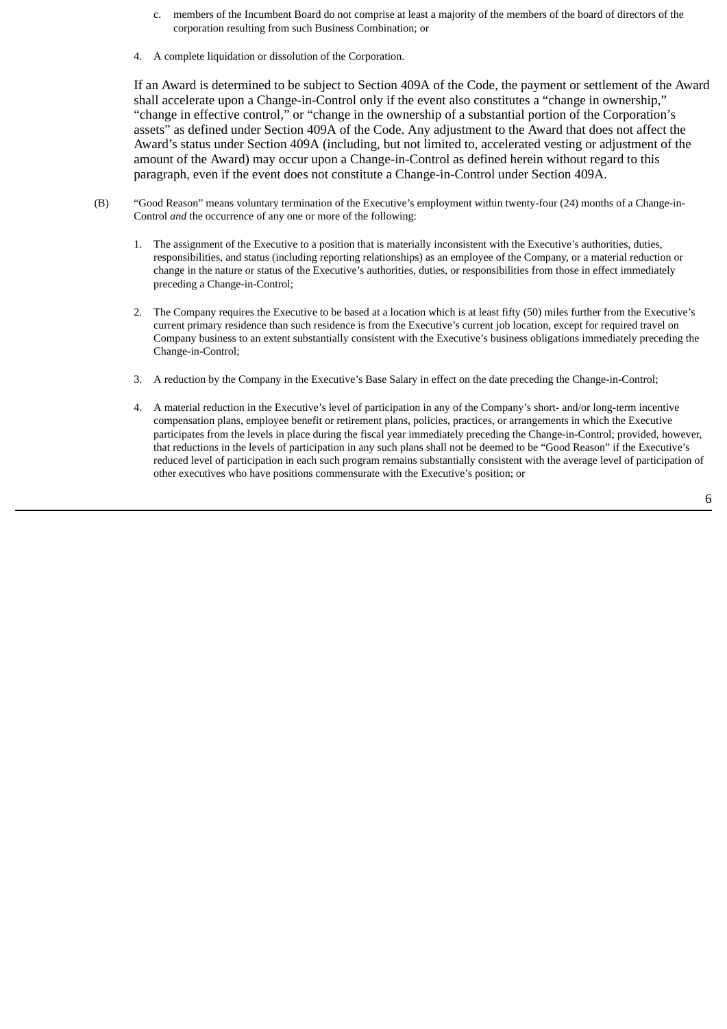c. members of the Incumbent Board do not comprise at least a majority of the members of the board of directors of the corporation resulting from such Business Combination; or

4. A complete liquidation or dissolution of the Corporation.

If an Award is determined to be subject to Section 409A of the Code, the payment or settlement of the Award shall accelerate upon a Change-in-Control only if the event also constitutes a "change in ownership," "change in effective control," or "change in the ownership of a substantial portion of the Corporation's assets" as defined under Section 409A of the Code. Any adjustment to the Award that does not affect the Award's status under Section 409A (including, but not limited to, accelerated vesting or adjustment of the amount of the Award) may occur upon a Change-in-Control as defined herein without regard to this paragraph, even if the event does not constitute a Change-in-Control under Section 409A.

(B) "Good Reason" means voluntary termination of the Executive's employment within twenty-four (24) months of a Change-in-Control *and* the occurrence of any one or more of the following:

1. The assignment of the Executive to a position that is materially inconsistent with the Executive's authorities, duties, responsibilities, and status (including reporting relationships) as an employee of the Company, or a material reduction or change in the nature or status of the Executive's authorities, duties, or responsibilities from those in effect immediately preceding a Change-in-Control;

2. The Company requires the Executive to be based at a location which is at least fifty (50) miles further from the Executive's current primary residence than such residence is from the Executive's current job location, except for required travel on Company business to an extent substantially consistent with the Executive's business obligations immediately preceding the Change-in-Control;

3. A reduction by the Company in the Executive's Base Salary in effect on the date preceding the Change-in-Control;

4. A material reduction in the Executive's level of participation in any of the Company's short- and/or long-term incentive compensation plans, employee benefit or retirement plans, policies, practices, or arrangements in which the Executive participates from the levels in place during the fiscal year immediately preceding the Change-in-Control; provided, however, that reductions in the levels of participation in any such plans shall not be deemed to be "Good Reason" if the Executive's reduced level of participation in each such program remains substantially consistent with the average level of participation of other executives who have positions commensurate with the Executive's position; or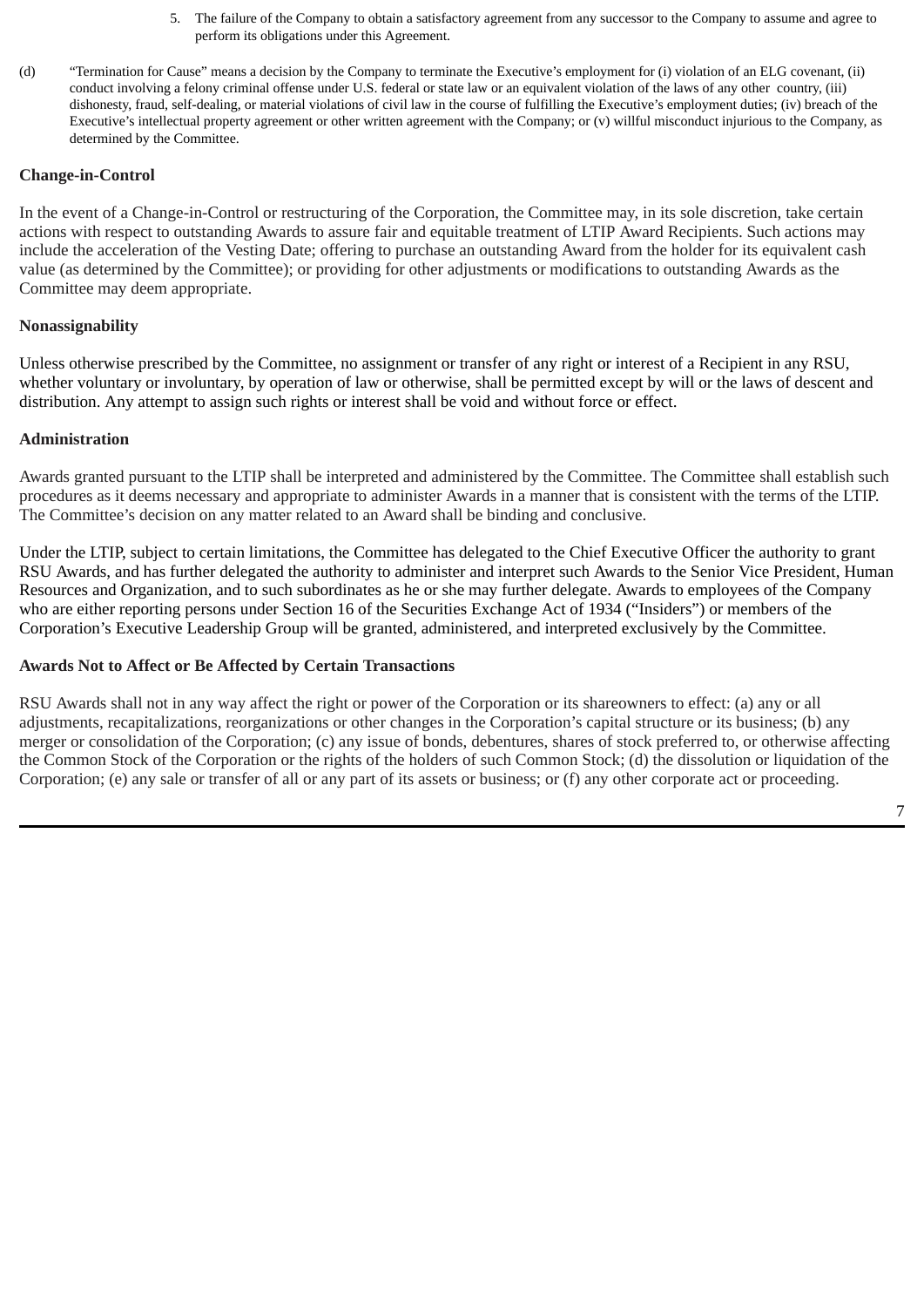5. The failure of the Company to obtain a satisfactory agreement from any successor to the Company to assume and agree to perform its obligations under this Agreement.

(d) "Termination for Cause" means a decision by the Company to terminate the Executive's employment for (i) violation of an ELG covenant, (ii) conduct involving a felony criminal offense under U.S. federal or state law or an equivalent violation of the laws of any other country, (iii) dishonesty, fraud, self-dealing, or material violations of civil law in the course of fulfilling the Executive's employment duties; (iv) breach of the Executive's intellectual property agreement or other written agreement with the Company; or (v) willful misconduct injurious to the Company, as determined by the Committee.

**Change-in-Control**

In the event of a Change-in-Control or restructuring of the Corporation, the Committee may, in its sole discretion, take certain actions with respect to outstanding Awards to assure fair and equitable treatment of LTIP Award Recipients. Such actions may include the acceleration of the Vesting Date; offering to purchase an outstanding Award from the holder for its equivalent cash value (as determined by the Committee); or providing for other adjustments or modifications to outstanding Awards as the Committee may deem appropriate.

**Nonassignability**

Unless otherwise prescribed by the Committee, no assignment or transfer of any right or interest of a Recipient in any RSU, whether voluntary or involuntary, by operation of law or otherwise, shall be permitted except by will or the laws of descent and distribution. Any attempt to assign such rights or interest shall be void and without force or effect.

**Administration**

Awards granted pursuant to the LTIP shall be interpreted and administered by the Committee. The Committee shall establish such procedures as it deems necessary and appropriate to administer Awards in a manner that is consistent with the terms of the LTIP. The Committee's decision on any matter related to an Award shall be binding and conclusive.

Under the LTIP, subject to certain limitations, the Committee has delegated to the Chief Executive Officer the authority to grant RSU Awards, and has further delegated the authority to administer and interpret such Awards to the Senior Vice President, Human Resources and Organization, and to such subordinates as he or she may further delegate. Awards to employees of the Company who are either reporting persons under Section 16 of the Securities Exchange Act of 1934 ("Insiders") or members of the Corporation's Executive Leadership Group will be granted, administered, and interpreted exclusively by the Committee.

**Awards Not to Affect or Be Affected by Certain Transactions**

RSU Awards shall not in any way affect the right or power of the Corporation or its shareowners to effect: (a) any or all adjustments, recapitalizations, reorganizations or other changes in the Corporation's capital structure or its business; (b) any merger or consolidation of the Corporation; (c) any issue of bonds, debentures, shares of stock preferred to, or otherwise affecting the Common Stock of the Corporation or the rights of the holders of such Common Stock; (d) the dissolution or liquidation of the Corporation; (e) any sale or transfer of all or any part of its assets or business; or (f) any other corporate act or proceeding.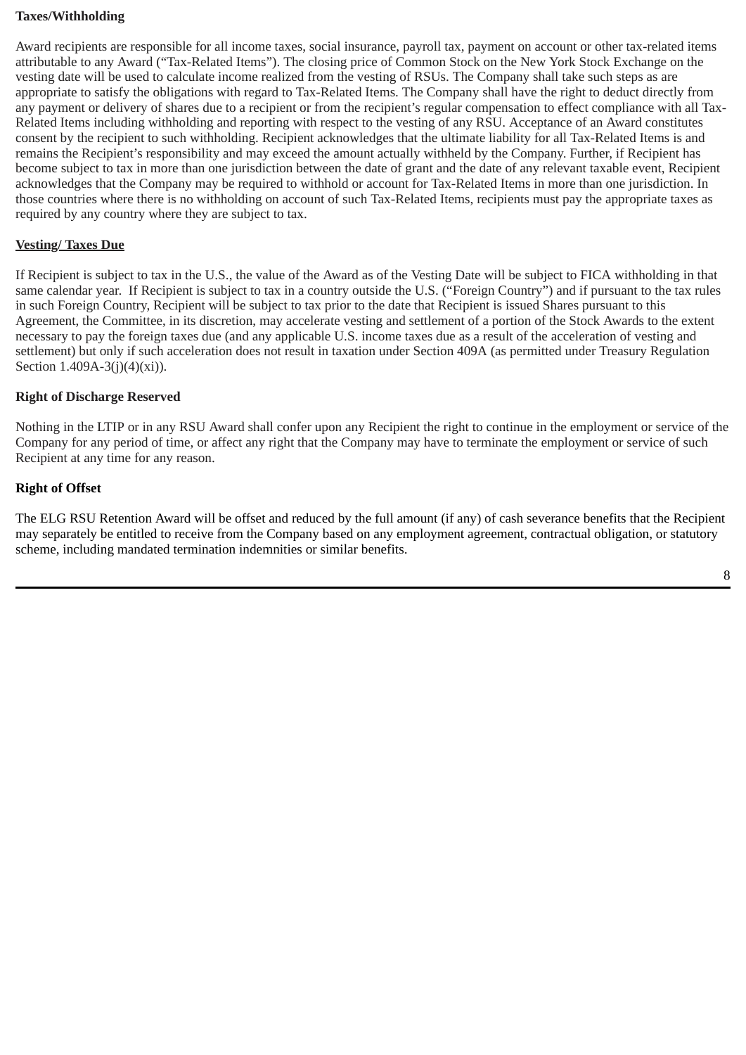**Taxes/Withholding**

Award recipients are responsible for all income taxes, social insurance, payroll tax, payment on account or other tax-related items attributable to any Award (“Tax-Related Items”). The closing price of Common Stock on the New York Stock Exchange on the vesting date will be used to calculate income realized from the vesting of RSUs. The Company shall take such steps as are appropriate to satisfy the obligations with regard to Tax-Related Items. The Company shall have the right to deduct directly from any payment or delivery of shares due to a recipient or from the recipient’s regular compensation to effect compliance with all Tax-Related Items including withholding and reporting with respect to the vesting of any RSU. Acceptance of an Award constitutes consent by the recipient to such withholding. Recipient acknowledges that the ultimate liability for all Tax-Related Items is and remains the Recipient’s responsibility and may exceed the amount actually withheld by the Company. Further, if Recipient has become subject to tax in more than one jurisdiction between the date of grant and the date of any relevant taxable event, Recipient acknowledges that the Company may be required to withhold or account for Tax-Related Items in more than one jurisdiction. In those countries where there is no withholding on account of such Tax-Related Items, recipients must pay the appropriate taxes as required by any country where they are subject to tax.

**Vesting/ Taxes Due**

If Recipient is subject to tax in the U.S., the value of the Award as of the Vesting Date will be subject to FICA withholding in that same calendar year. If Recipient is subject to tax in a country outside the U.S. (“Foreign Country”) and if pursuant to the tax rules in such Foreign Country, Recipient will be subject to tax prior to the date that Recipient is issued Shares pursuant to this Agreement, the Committee, in its discretion, may accelerate vesting and settlement of a portion of the Stock Awards to the extent necessary to pay the foreign taxes due (and any applicable U.S. income taxes due as a result of the acceleration of vesting and settlement) but only if such acceleration does not result in taxation under Section 409A (as permitted under Treasury Regulation Section 1.409A-3(j)(4)(xi)).

**Right of Discharge Reserved**

Nothing in the LTIP or in any RSU Award shall confer upon any Recipient the right to continue in the employment or service of the Company for any period of time, or affect any right that the Company may have to terminate the employment or service of such Recipient at any time for any reason.

**Right of Offset**

The ELG RSU Retention Award will be offset and reduced by the full amount (if any) of cash severance benefits that the Recipient may separately be entitled to receive from the Company based on any employment agreement, contractual obligation, or statutory scheme, including mandated termination indemnities or similar benefits.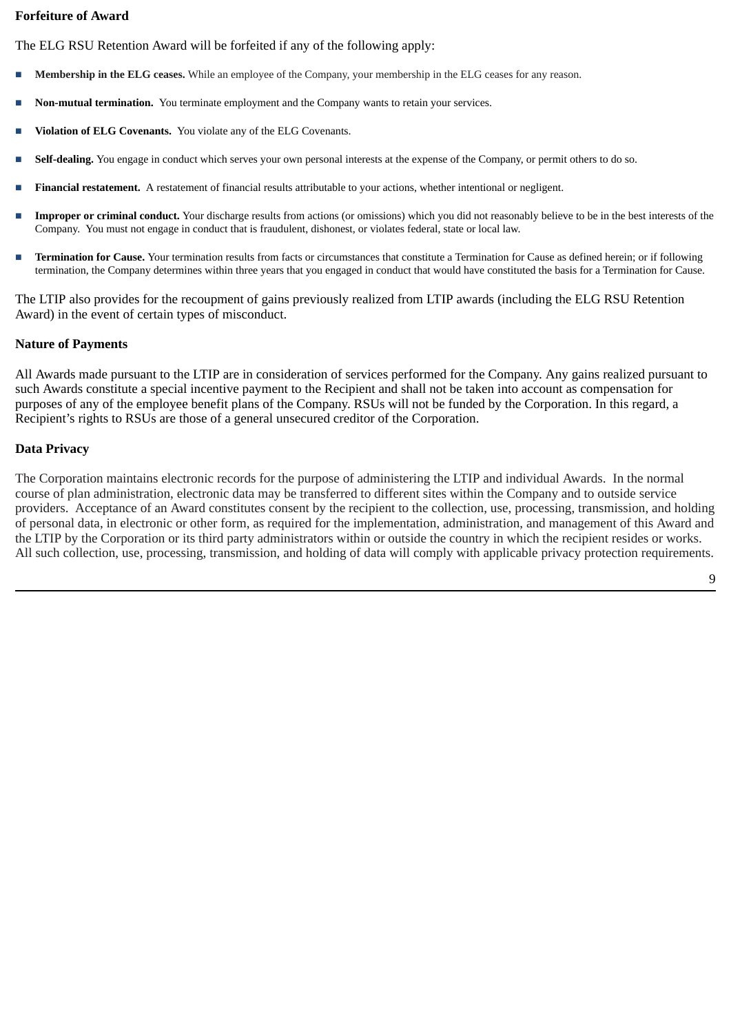**Forfeiture of Award**

The ELG RSU Retention Award will be forfeited if any of the following apply:

- **Membership in the ELG ceases.** While an employee of the Company, your membership in the ELG ceases for any reason.
- **Non-mutual termination.** You terminate employment and the Company wants to retain your services.
- **Violation of ELG Covenants.** You violate any of the ELG Covenants.
- **Self-dealing.** You engage in conduct which serves your own personal interests at the expense of the Company, or permit others to do so.
- **Financial restatement.** A restatement of financial results attributable to your actions, whether intentional or negligent.
- **Improper or criminal conduct.** Your discharge results from actions (or omissions) which you did not reasonably believe to be in the best interests of the Company. You must not engage in conduct that is fraudulent, dishonest, or violates federal, state or local law.
- **Termination for Cause.** Your termination results from facts or circumstances that constitute a Termination for Cause as defined herein; or if following termination, the Company determines within three years that you engaged in conduct that would have constituted the basis for a Termination for Cause.

The LTIP also provides for the recoupment of gains previously realized from LTIP awards (including the ELG RSU Retention Award) in the event of certain types of misconduct.

**Nature of Payments**

All Awards made pursuant to the LTIP are in consideration of services performed for the Company. Any gains realized pursuant to such Awards constitute a special incentive payment to the Recipient and shall not be taken into account as compensation for purposes of any of the employee benefit plans of the Company. RSUs will not be funded by the Corporation. In this regard, a Recipient's rights to RSUs are those of a general unsecured creditor of the Corporation.

**Data Privacy**

The Corporation maintains electronic records for the purpose of administering the LTIP and individual Awards. In the normal course of plan administration, electronic data may be transferred to different sites within the Company and to outside service providers. Acceptance of an Award constitutes consent by the recipient to the collection, use, processing, transmission, and holding of personal data, in electronic or other form, as required for the implementation, administration, and management of this Award and the LTIP by the Corporation or its third party administrators within or outside the country in which the recipient resides or works. All such collection, use, processing, transmission, and holding of data will comply with applicable privacy protection requirements.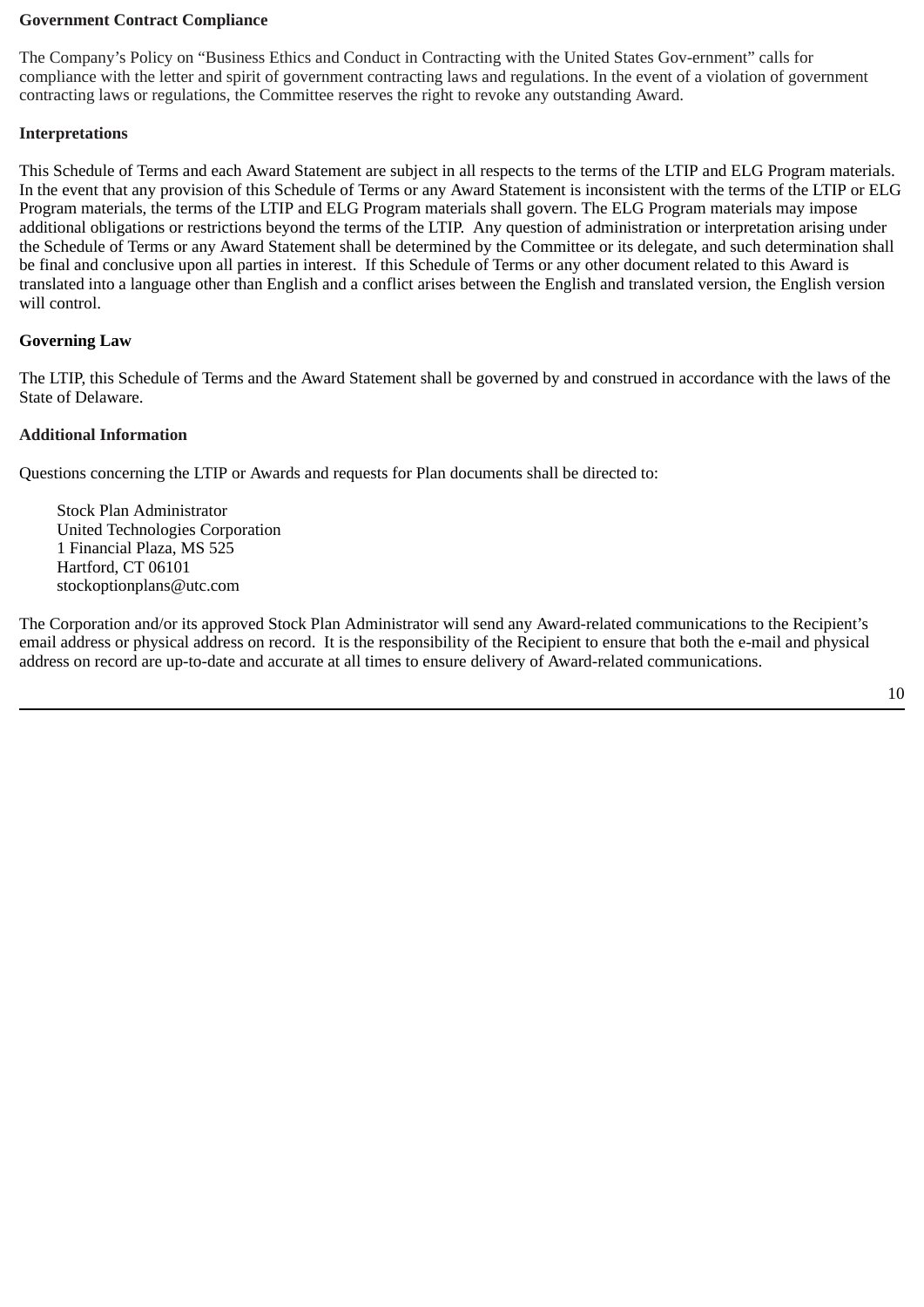**Government Contract Compliance**

The Company's Policy on "Business Ethics and Conduct in Contracting with the United States Gov-ernment" calls for compliance with the letter and spirit of government contracting laws and regulations. In the event of a violation of government contracting laws or regulations, the Committee reserves the right to revoke any outstanding Award.

**Interpretations**

This Schedule of Terms and each Award Statement are subject in all respects to the terms of the LTIP and ELG Program materials. In the event that any provision of this Schedule of Terms or any Award Statement is inconsistent with the terms of the LTIP or ELG Program materials, the terms of the LTIP and ELG Program materials shall govern. The ELG Program materials may impose additional obligations or restrictions beyond the terms of the LTIP. Any question of administration or interpretation arising under the Schedule of Terms or any Award Statement shall be determined by the Committee or its delegate, and such determination shall be final and conclusive upon all parties in interest. If this Schedule of Terms or any other document related to this Award is translated into a language other than English and a conflict arises between the English and translated version, the English version will control.

**Governing Law**

The LTIP, this Schedule of Terms and the Award Statement shall be governed by and construed in accordance with the laws of the State of Delaware.

**Additional Information**

Questions concerning the LTIP or Awards and requests for Plan documents shall be directed to:

Stock Plan Administrator
United Technologies Corporation
1 Financial Plaza, MS 525
Hartford, CT 06101
stockoptionplans@utc.com

The Corporation and/or its approved Stock Plan Administrator will send any Award-related communications to the Recipient's email address or physical address on record. It is the responsibility of the Recipient to ensure that both the e-mail and physical address on record are up-to-date and accurate at all times to ensure delivery of Award-related communications.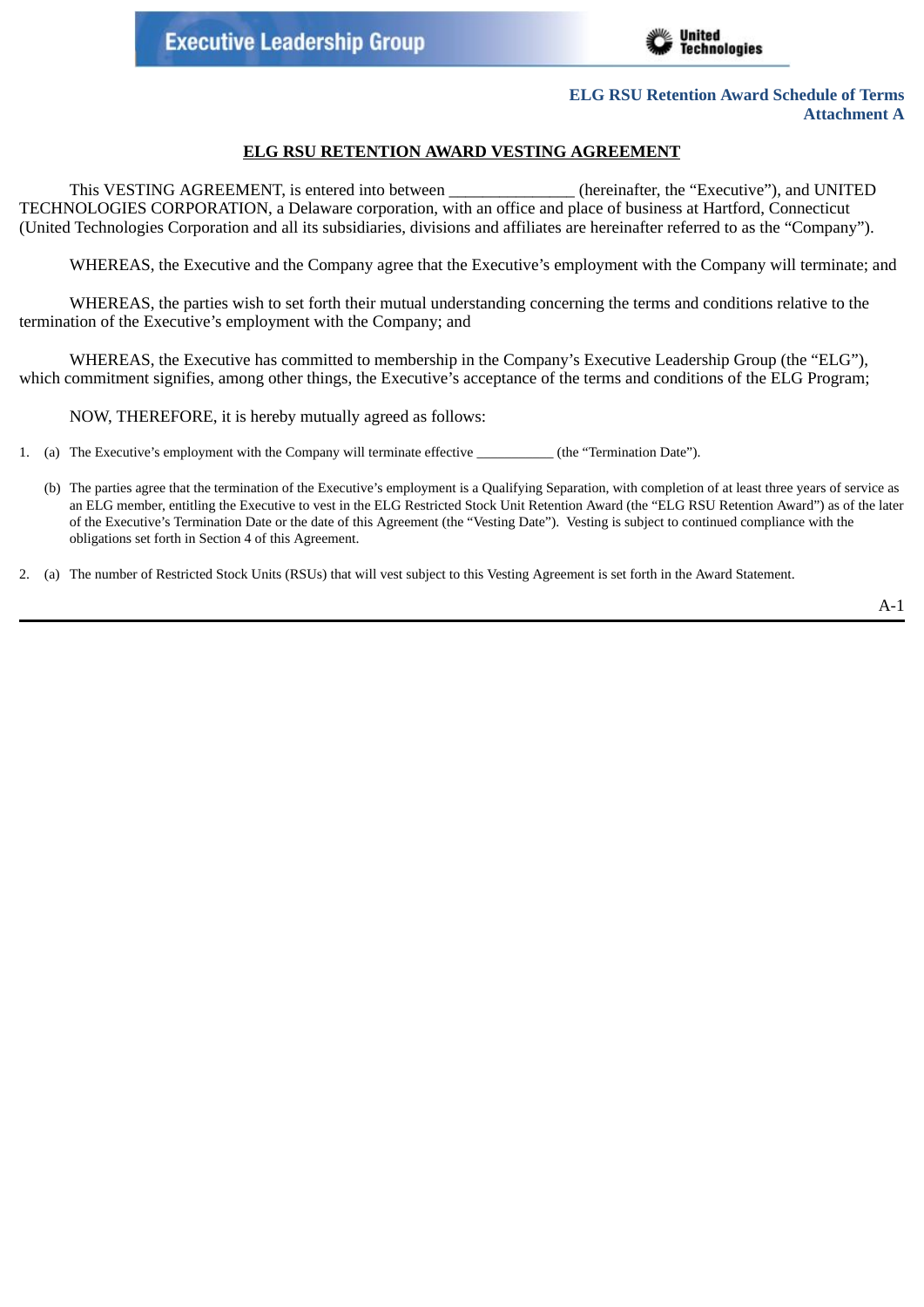**ELG RSU Retention Award Schedule of Terms**
**Attachment A**

## ELG RSU RETENTION AWARD VESTING AGREEMENT

This VESTING AGREEMENT, is entered into between _______________ (hereinafter, the “Executive”), and UNITED TECHNOLOGIES CORPORATION, a Delaware corporation, with an office and place of business at Hartford, Connecticut (United Technologies Corporation and all its subsidiaries, divisions and affiliates are hereinafter referred to as the “Company”).

WHEREAS, the Executive and the Company agree that the Executive’s employment with the Company will terminate; and

WHEREAS, the parties wish to set forth their mutual understanding concerning the terms and conditions relative to the termination of the Executive’s employment with the Company; and

WHEREAS, the Executive has committed to membership in the Company’s Executive Leadership Group (the “ELG”), which commitment signifies, among other things, the Executive’s acceptance of the terms and conditions of the ELG Program;

NOW, THEREFORE, it is hereby mutually agreed as follows:

1. (a) The Executive’s employment with the Company will terminate effective ___________ (the “Termination Date”).

   (b) The parties agree that the termination of the Executive’s employment is a Qualifying Separation, with completion of at least three years of service as an ELG member, entitling the Executive to vest in the ELG Restricted Stock Unit Retention Award (the “ELG RSU Retention Award”) as of the later of the Executive’s Termination Date or the date of this Agreement (the “Vesting Date”). Vesting is subject to continued compliance with the obligations set forth in Section 4 of this Agreement.

2. (a) The number of Restricted Stock Units (RSUs) that will vest subject to this Vesting Agreement is set forth in the Award Statement.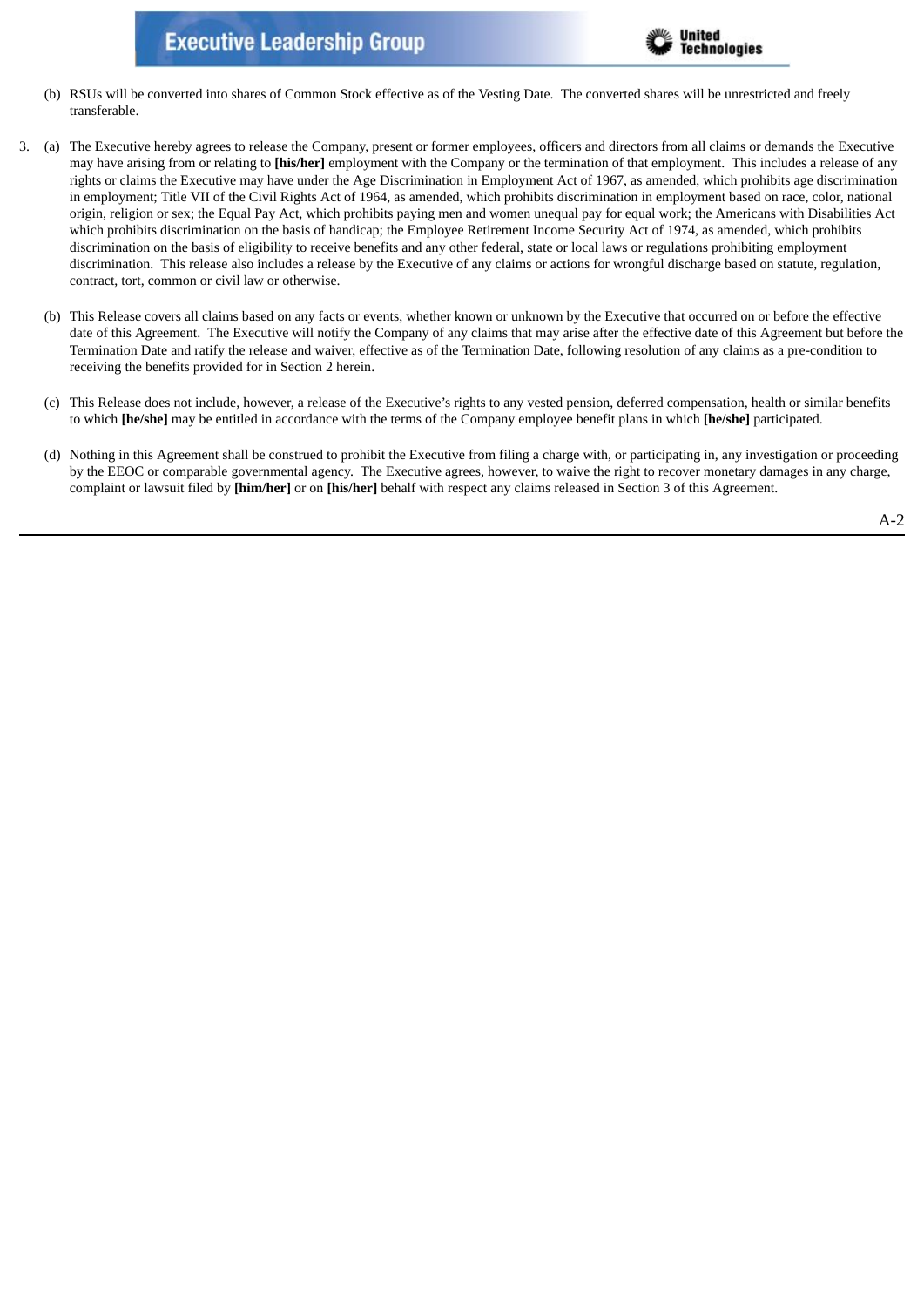(b) RSUs will be converted into shares of Common Stock effective as of the Vesting Date. The converted shares will be unrestricted and freely transferable.

3. (a) The Executive hereby agrees to release the Company, present or former employees, officers and directors from all claims or demands the Executive may have arising from or relating to **[his/her]** employment with the Company or the termination of that employment. This includes a release of any rights or claims the Executive may have under the Age Discrimination in Employment Act of 1967, as amended, which prohibits age discrimination in employment; Title VII of the Civil Rights Act of 1964, as amended, which prohibits discrimination in employment based on race, color, national origin, religion or sex; the Equal Pay Act, which prohibits paying men and women unequal pay for equal work; the Americans with Disabilities Act which prohibits discrimination on the basis of handicap; the Employee Retirement Income Security Act of 1974, as amended, which prohibits discrimination on the basis of eligibility to receive benefits and any other federal, state or local laws or regulations prohibiting employment discrimination. This release also includes a release by the Executive of any claims or actions for wrongful discharge based on statute, regulation, contract, tort, common or civil law or otherwise.

   (b) This Release covers all claims based on any facts or events, whether known or unknown by the Executive that occurred on or before the effective date of this Agreement. The Executive will notify the Company of any claims that may arise after the effective date of this Agreement but before the Termination Date and ratify the release and waiver, effective as of the Termination Date, following resolution of any claims as a pre-condition to receiving the benefits provided for in Section 2 herein.

   (c) This Release does not include, however, a release of the Executive's rights to any vested pension, deferred compensation, health or similar benefits to which **[he/she]** may be entitled in accordance with the terms of the Company employee benefit plans in which **[he/she]** participated.

   (d) Nothing in this Agreement shall be construed to prohibit the Executive from filing a charge with, or participating in, any investigation or proceeding by the EEOC or comparable governmental agency. The Executive agrees, however, to waive the right to recover monetary damages in any charge, complaint or lawsuit filed by **[him/her]** or on **[his/her]** behalf with respect any claims released in Section 3 of this Agreement.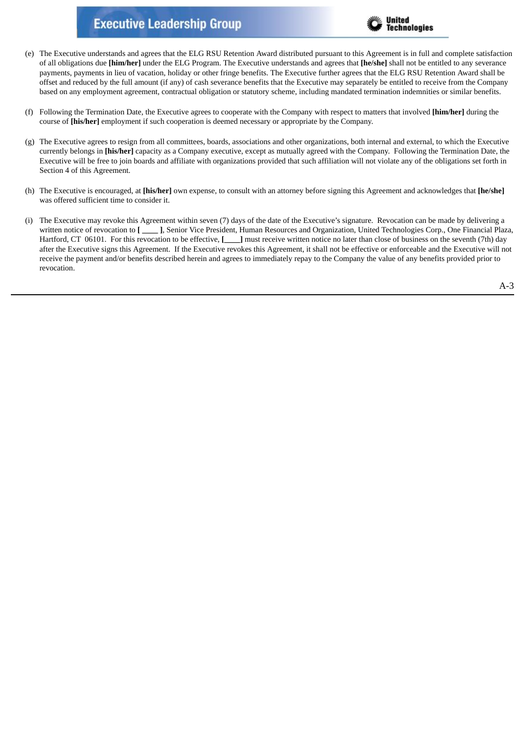(e) The Executive understands and agrees that the ELG RSU Retention Award distributed pursuant to this Agreement is in full and complete satisfaction of all obligations due **[him/her]** under the ELG Program. The Executive understands and agrees that **[he/she]** shall not be entitled to any severance payments, payments in lieu of vacation, holiday or other fringe benefits. The Executive further agrees that the ELG RSU Retention Award shall be offset and reduced by the full amount (if any) of cash severance benefits that the Executive may separately be entitled to receive from the Company based on any employment agreement, contractual obligation or statutory scheme, including mandated termination indemnities or similar benefits.

(f) Following the Termination Date, the Executive agrees to cooperate with the Company with respect to matters that involved **[him/her]** during the course of **[his/her]** employment if such cooperation is deemed necessary or appropriate by the Company.

(g) The Executive agrees to resign from all committees, boards, associations and other organizations, both internal and external, to which the Executive currently belongs in **[his/her]** capacity as a Company executive, except as mutually agreed with the Company. Following the Termination Date, the Executive will be free to join boards and affiliate with organizations provided that such affiliation will not violate any of the obligations set forth in Section 4 of this Agreement.

(h) The Executive is encouraged, at **[his/her]** own expense, to consult with an attorney before signing this Agreement and acknowledges that **[he/she]** was offered sufficient time to consider it.

(i) The Executive may revoke this Agreement within seven (7) days of the date of the Executive's signature. Revocation can be made by delivering a written notice of revocation to **[ ____ ]**, Senior Vice President, Human Resources and Organization, United Technologies Corp., One Financial Plaza, Hartford, CT 06101. For this revocation to be effective, **[____]** must receive written notice no later than close of business on the seventh (7th) day after the Executive signs this Agreement. If the Executive revokes this Agreement, it shall not be effective or enforceable and the Executive will not receive the payment and/or benefits described herein and agrees to immediately repay to the Company the value of any benefits provided prior to revocation.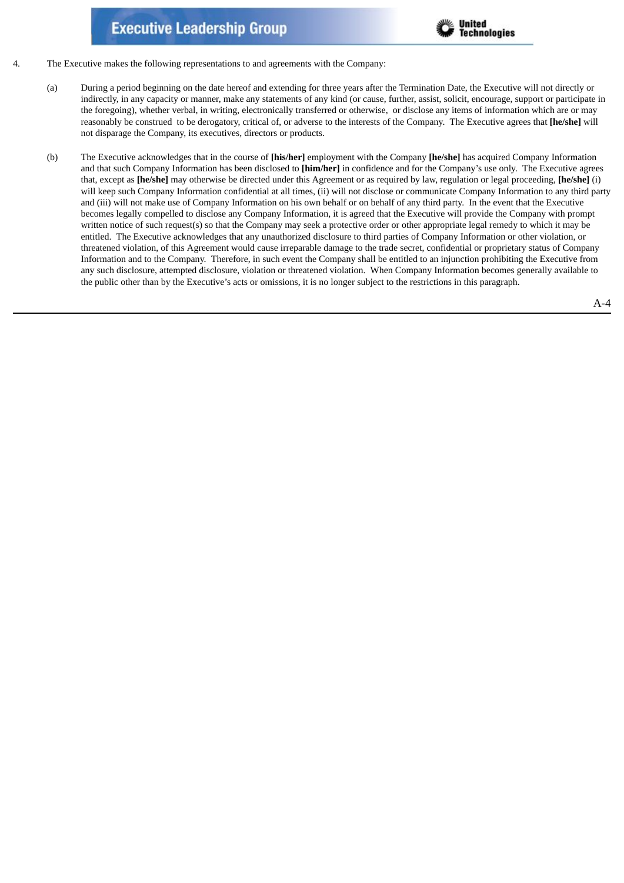4. The Executive makes the following representations to and agreements with the Company:

   (a) During a period beginning on the date hereof and extending for three years after the Termination Date, the Executive will not directly or indirectly, in any capacity or manner, make any statements of any kind (or cause, further, assist, solicit, encourage, support or participate in the foregoing), whether verbal, in writing, electronically transferred or otherwise, or disclose any items of information which are or may reasonably be construed to be derogatory, critical of, or adverse to the interests of the Company. The Executive agrees that **[he/she]** will not disparage the Company, its executives, directors or products.

   (b) The Executive acknowledges that in the course of **[his/her]** employment with the Company **[he/she]** has acquired Company Information and that such Company Information has been disclosed to **[him/her]** in confidence and for the Company's use only. The Executive agrees that, except as **[he/she]** may otherwise be directed under this Agreement or as required by law, regulation or legal proceeding, **[he/she]** (i) will keep such Company Information confidential at all times, (ii) will not disclose or communicate Company Information to any third party and (iii) will not make use of Company Information on his own behalf or on behalf of any third party. In the event that the Executive becomes legally compelled to disclose any Company Information, it is agreed that the Executive will provide the Company with prompt written notice of such request(s) so that the Company may seek a protective order or other appropriate legal remedy to which it may be entitled. The Executive acknowledges that any unauthorized disclosure to third parties of Company Information or other violation, or threatened violation, of this Agreement would cause irreparable damage to the trade secret, confidential or proprietary status of Company Information and to the Company. Therefore, in such event the Company shall be entitled to an injunction prohibiting the Executive from any such disclosure, attempted disclosure, violation or threatened violation. When Company Information becomes generally available to the public other than by the Executive's acts or omissions, it is no longer subject to the restrictions in this paragraph.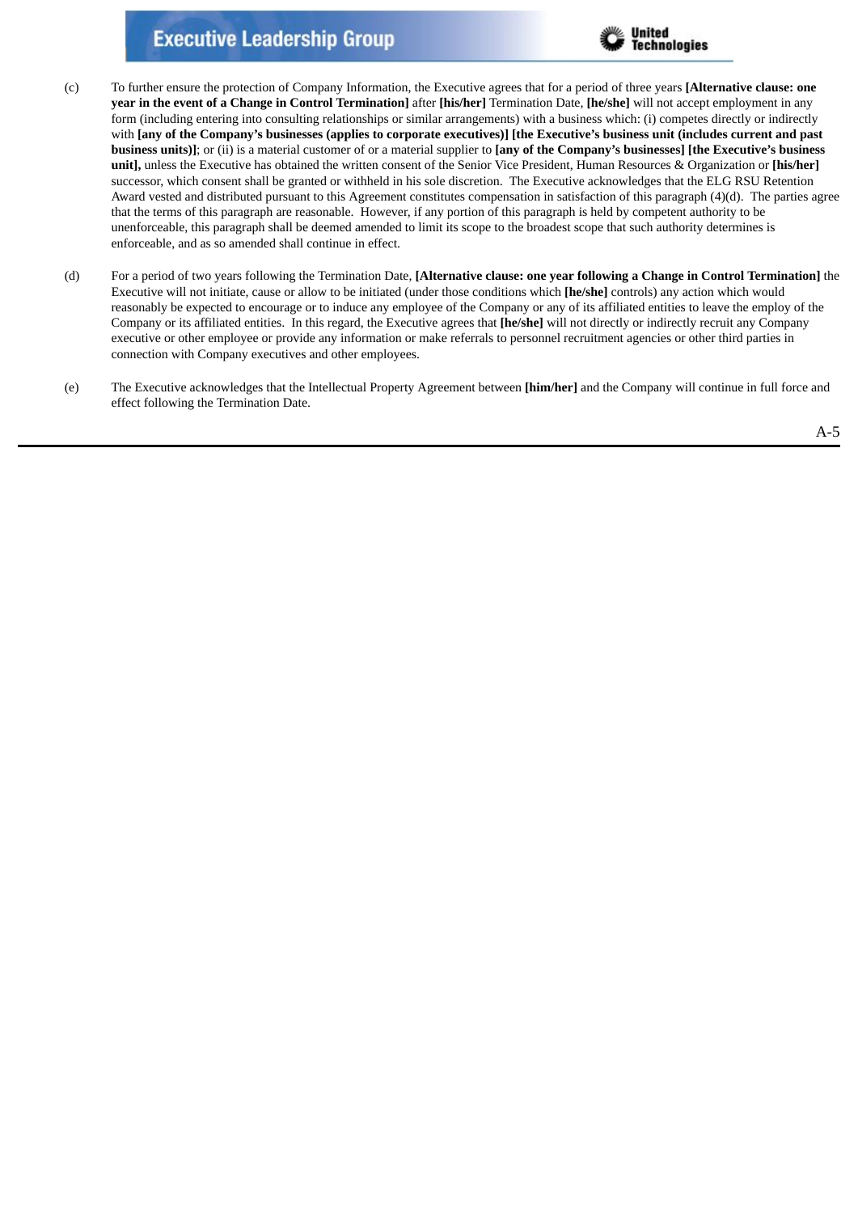(c) To further ensure the protection of Company Information, the Executive agrees that for a period of three years **[Alternative clause: one year in the event of a Change in Control Termination]** after **[his/her]** Termination Date, **[he/she]** will not accept employment in any form (including entering into consulting relationships or similar arrangements) with a business which: (i) competes directly or indirectly with **[any of the Company's businesses (applies to corporate executives)] [the Executive's business unit (includes current and past business units)]**; or (ii) is a material customer of or a material supplier to **[any of the Company's businesses] [the Executive's business unit],** unless the Executive has obtained the written consent of the Senior Vice President, Human Resources & Organization or **[his/her]** successor, which consent shall be granted or withheld in his sole discretion. The Executive acknowledges that the ELG RSU Retention Award vested and distributed pursuant to this Agreement constitutes compensation in satisfaction of this paragraph (4)(d). The parties agree that the terms of this paragraph are reasonable. However, if any portion of this paragraph is held by competent authority to be unenforceable, this paragraph shall be deemed amended to limit its scope to the broadest scope that such authority determines is enforceable, and as so amended shall continue in effect.

(d) For a period of two years following the Termination Date, **[Alternative clause: one year following a Change in Control Termination]** the Executive will not initiate, cause or allow to be initiated (under those conditions which **[he/she]** controls) any action which would reasonably be expected to encourage or to induce any employee of the Company or any of its affiliated entities to leave the employ of the Company or its affiliated entities. In this regard, the Executive agrees that **[he/she]** will not directly or indirectly recruit any Company executive or other employee or provide any information or make referrals to personnel recruitment agencies or other third parties in connection with Company executives and other employees.

(e) The Executive acknowledges that the Intellectual Property Agreement between **[him/her]** and the Company will continue in full force and effect following the Termination Date.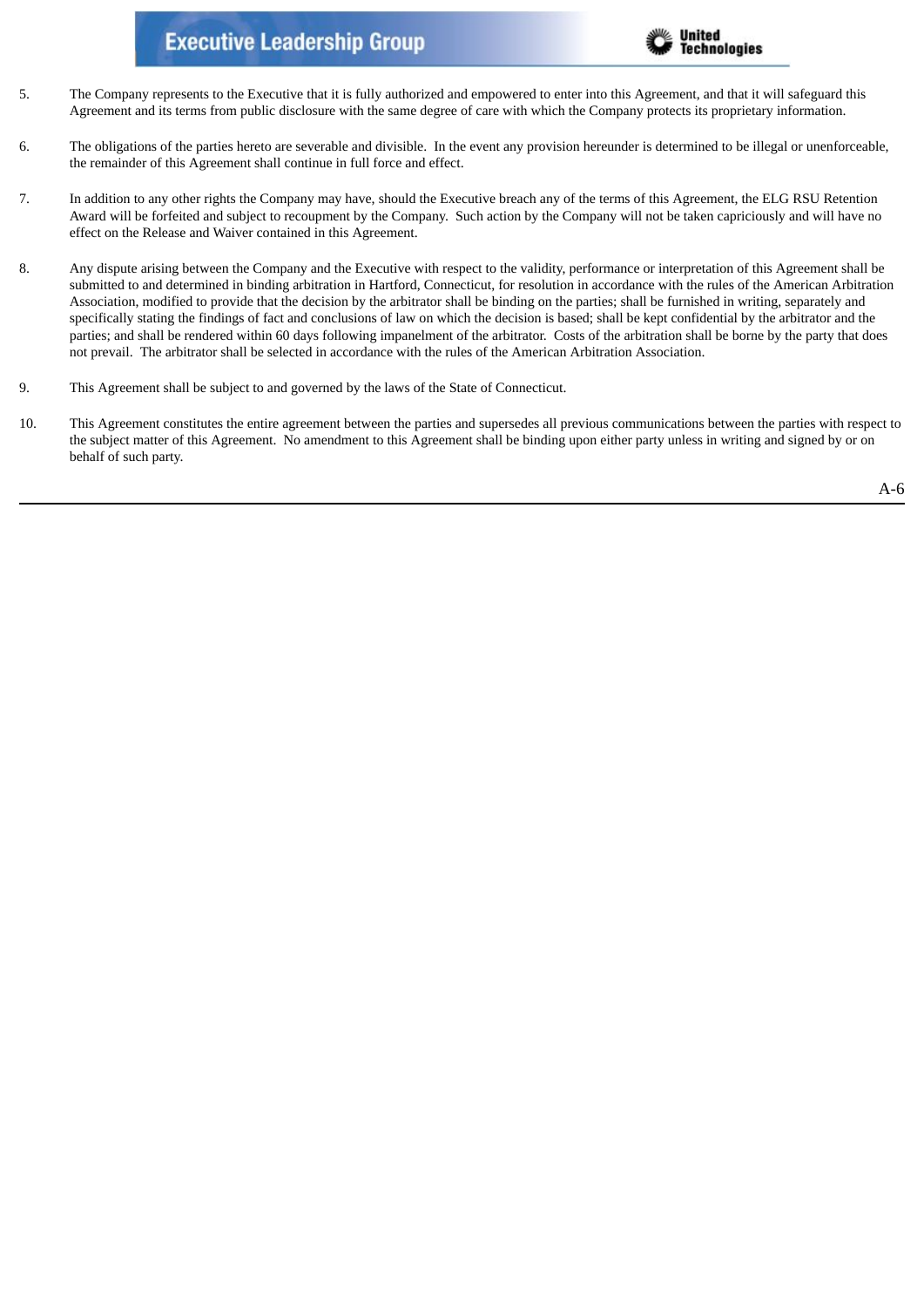5. The Company represents to the Executive that it is fully authorized and empowered to enter into this Agreement, and that it will safeguard this Agreement and its terms from public disclosure with the same degree of care with which the Company protects its proprietary information.

6. The obligations of the parties hereto are severable and divisible. In the event any provision hereunder is determined to be illegal or unenforceable, the remainder of this Agreement shall continue in full force and effect.

7. In addition to any other rights the Company may have, should the Executive breach any of the terms of this Agreement, the ELG RSU Retention Award will be forfeited and subject to recoupment by the Company. Such action by the Company will not be taken capriciously and will have no effect on the Release and Waiver contained in this Agreement.

8. Any dispute arising between the Company and the Executive with respect to the validity, performance or interpretation of this Agreement shall be submitted to and determined in binding arbitration in Hartford, Connecticut, for resolution in accordance with the rules of the American Arbitration Association, modified to provide that the decision by the arbitrator shall be binding on the parties; shall be furnished in writing, separately and specifically stating the findings of fact and conclusions of law on which the decision is based; shall be kept confidential by the arbitrator and the parties; and shall be rendered within 60 days following impanelment of the arbitrator. Costs of the arbitration shall be borne by the party that does not prevail. The arbitrator shall be selected in accordance with the rules of the American Arbitration Association.

9. This Agreement shall be subject to and governed by the laws of the State of Connecticut.

10. This Agreement constitutes the entire agreement between the parties and supersedes all previous communications between the parties with respect to the subject matter of this Agreement. No amendment to this Agreement shall be binding upon either party unless in writing and signed by or on behalf of such party.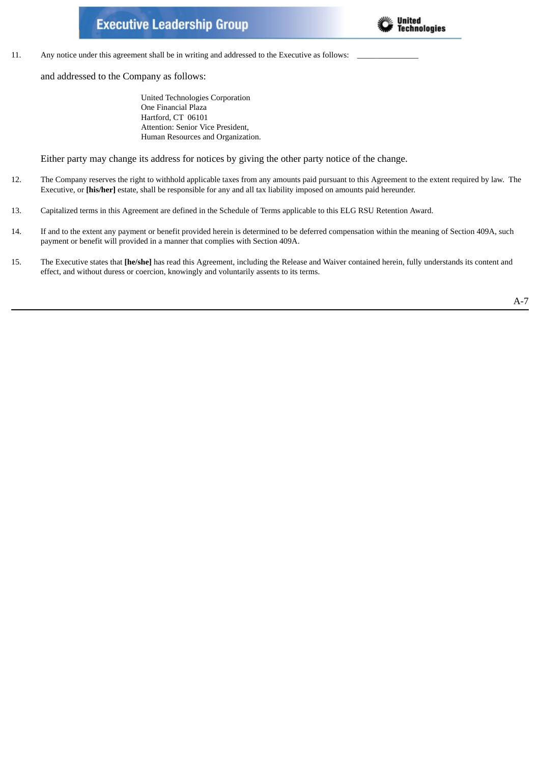11. Any notice under this agreement shall be in writing and addressed to the Executive as follows: _______________

and addressed to the Company as follows:

United Technologies Corporation
One Financial Plaza
Hartford, CT 06101
Attention: Senior Vice President,
Human Resources and Organization.

Either party may change its address for notices by giving the other party notice of the change.

12. The Company reserves the right to withhold applicable taxes from any amounts paid pursuant to this Agreement to the extent required by law. The Executive, or **[his/her]** estate, shall be responsible for any and all tax liability imposed on amounts paid hereunder.

13. Capitalized terms in this Agreement are defined in the Schedule of Terms applicable to this ELG RSU Retention Award.

14. If and to the extent any payment or benefit provided herein is determined to be deferred compensation within the meaning of Section 409A, such payment or benefit will provided in a manner that complies with Section 409A.

15. The Executive states that **[he/she]** has read this Agreement, including the Release and Waiver contained herein, fully understands its content and effect, and without duress or coercion, knowingly and voluntarily assents to its terms.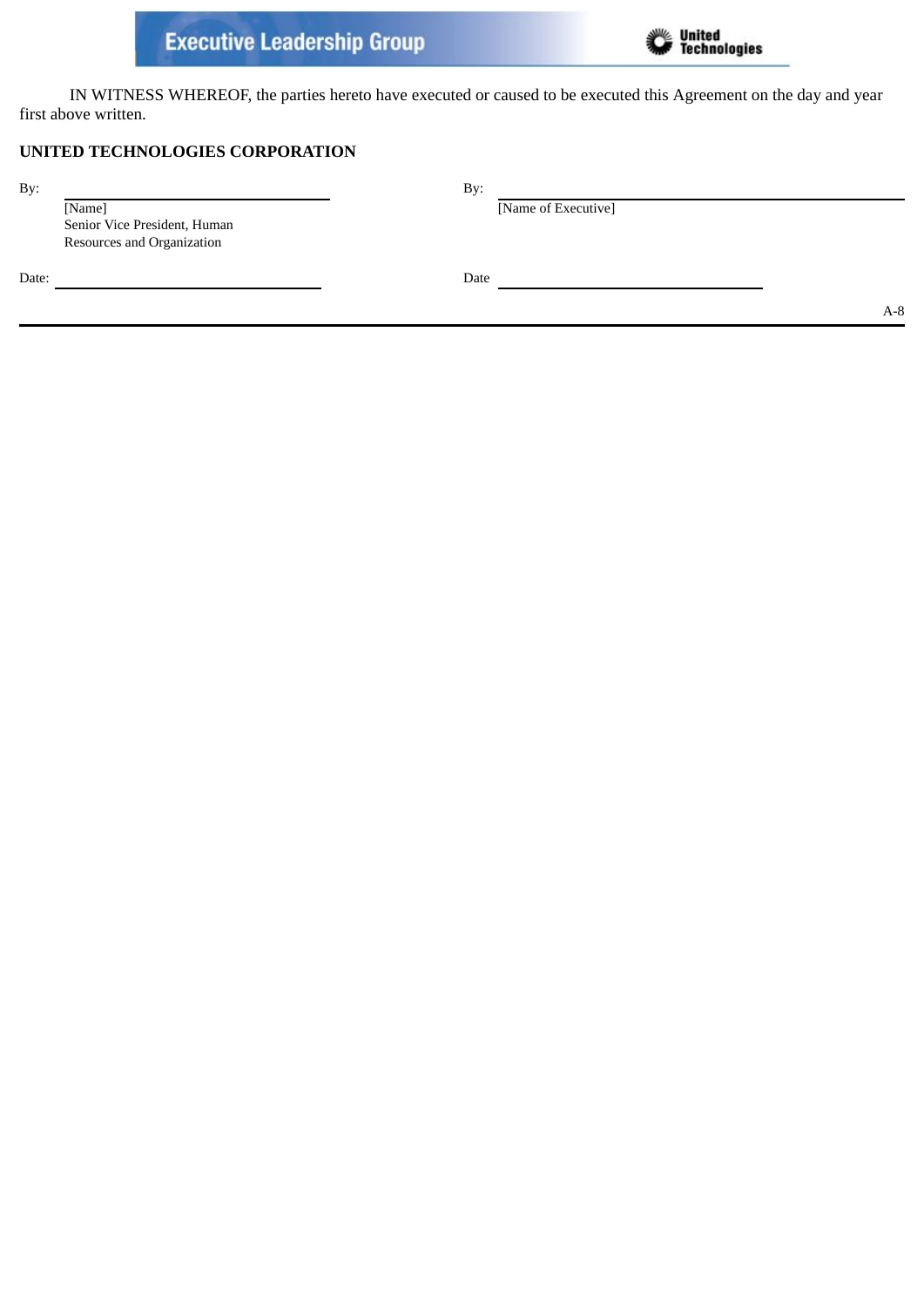IN WITNESS WHEREOF, the parties hereto have executed or caused to be executed this Agreement on the day and year first above written.

**UNITED TECHNOLOGIES CORPORATION**

| | |
|---|---|
| By: ______________________ | By: ______________________ |
| [Name] | [Name of Executive] |
| Senior Vice President, Human Resources and Organization | |
| Date: ______________________ | Date ______________________ |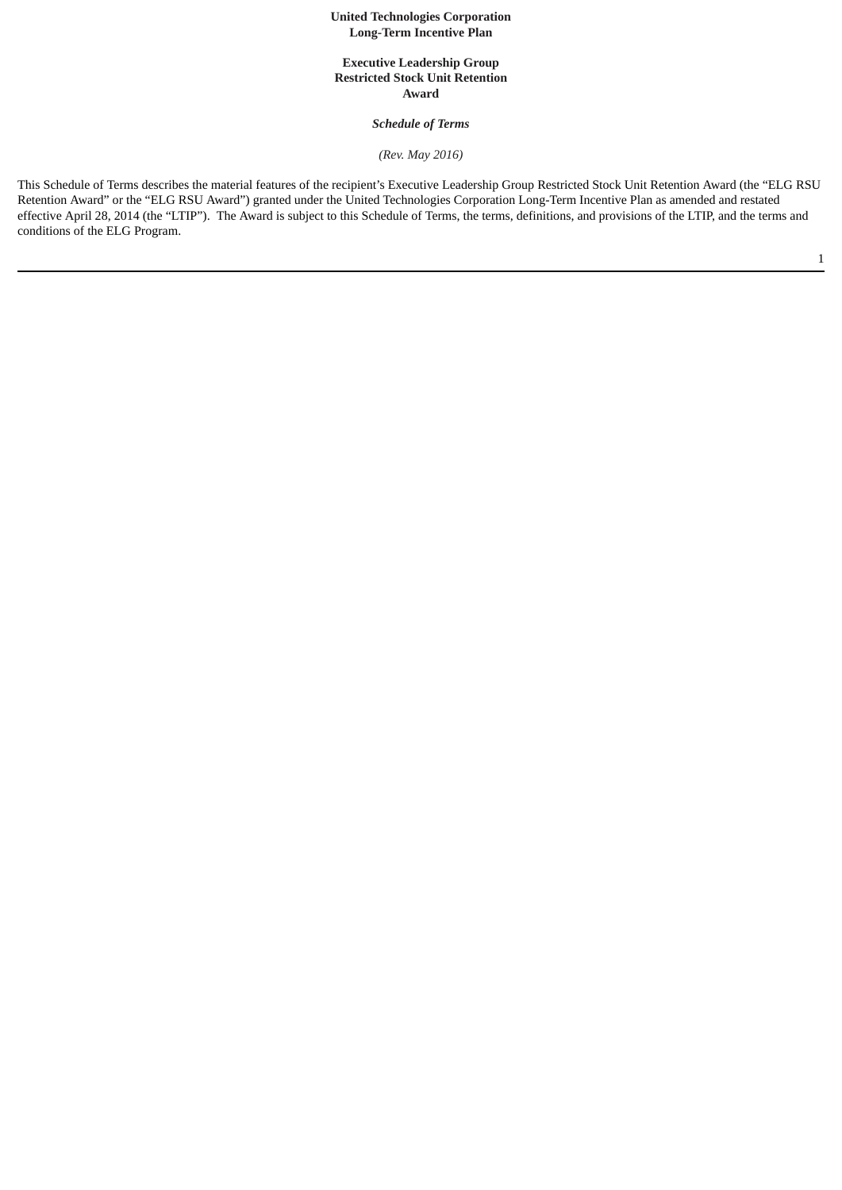**United Technologies Corporation**
**Long-Term Incentive Plan**

**Executive Leadership Group**
**Restricted Stock Unit Retention**
**Award**

***Schedule of Terms***

*(Rev. May 2016)*

This Schedule of Terms describes the material features of the recipient's Executive Leadership Group Restricted Stock Unit Retention Award (the "ELG RSU Retention Award" or the "ELG RSU Award") granted under the United Technologies Corporation Long-Term Incentive Plan as amended and restated effective April 28, 2014 (the "LTIP"). The Award is subject to this Schedule of Terms, the terms, definitions, and provisions of the LTIP, and the terms and conditions of the ELG Program.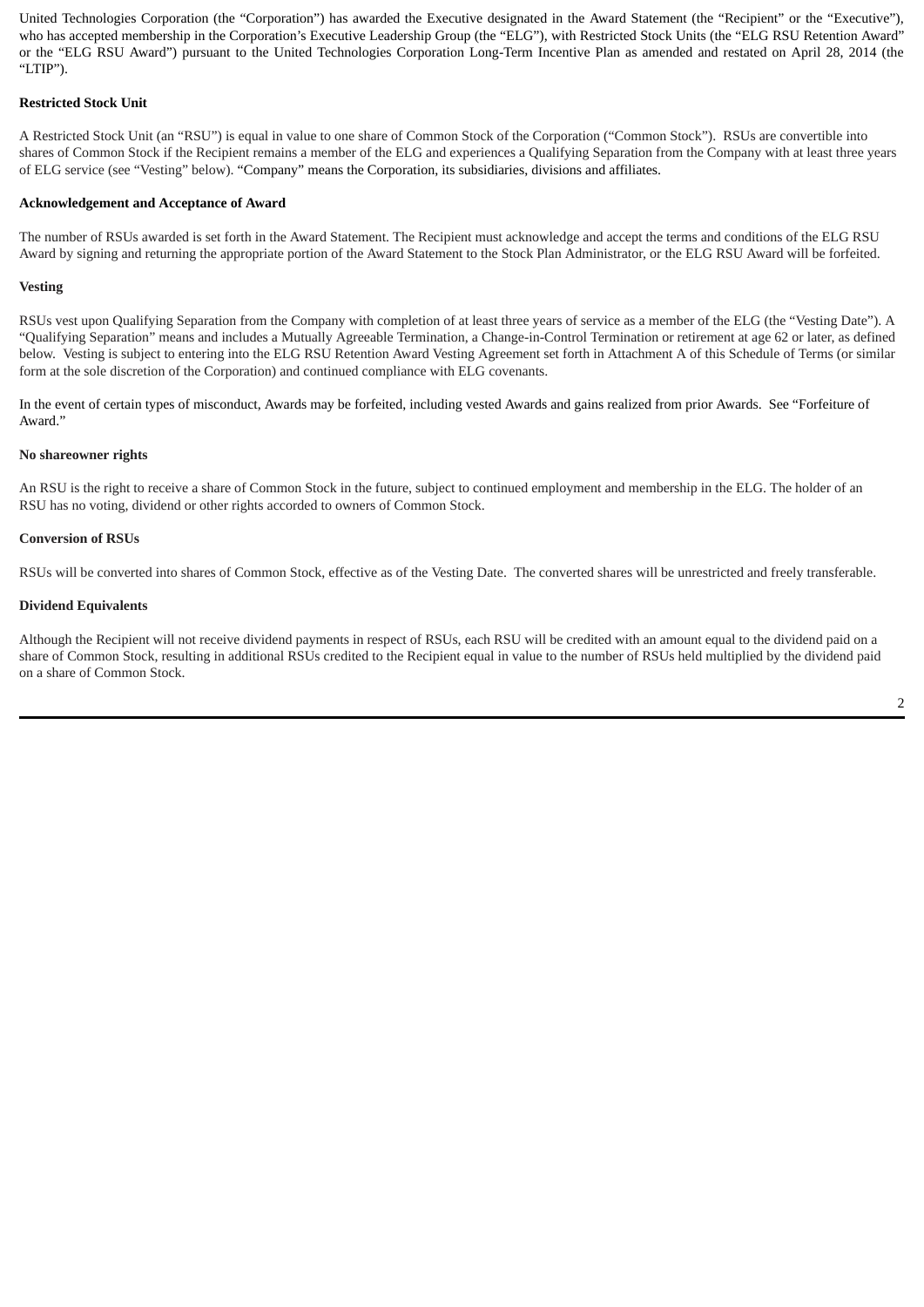United Technologies Corporation (the "Corporation") has awarded the Executive designated in the Award Statement (the "Recipient" or the "Executive"), who has accepted membership in the Corporation's Executive Leadership Group (the "ELG"), with Restricted Stock Units (the "ELG RSU Retention Award" or the "ELG RSU Award") pursuant to the United Technologies Corporation Long-Term Incentive Plan as amended and restated on April 28, 2014 (the "LTIP").

**Restricted Stock Unit**

A Restricted Stock Unit (an "RSU") is equal in value to one share of Common Stock of the Corporation ("Common Stock"). RSUs are convertible into shares of Common Stock if the Recipient remains a member of the ELG and experiences a Qualifying Separation from the Company with at least three years of ELG service (see "Vesting" below). "Company" means the Corporation, its subsidiaries, divisions and affiliates.

**Acknowledgement and Acceptance of Award**

The number of RSUs awarded is set forth in the Award Statement. The Recipient must acknowledge and accept the terms and conditions of the ELG RSU Award by signing and returning the appropriate portion of the Award Statement to the Stock Plan Administrator, or the ELG RSU Award will be forfeited.

**Vesting**

RSUs vest upon Qualifying Separation from the Company with completion of at least three years of service as a member of the ELG (the "Vesting Date"). A "Qualifying Separation" means and includes a Mutually Agreeable Termination, a Change-in-Control Termination or retirement at age 62 or later, as defined below. Vesting is subject to entering into the ELG RSU Retention Award Vesting Agreement set forth in Attachment A of this Schedule of Terms (or similar form at the sole discretion of the Corporation) and continued compliance with ELG covenants.

In the event of certain types of misconduct, Awards may be forfeited, including vested Awards and gains realized from prior Awards. See "Forfeiture of Award."

**No shareowner rights**

An RSU is the right to receive a share of Common Stock in the future, subject to continued employment and membership in the ELG. The holder of an RSU has no voting, dividend or other rights accorded to owners of Common Stock.

**Conversion of RSUs**

RSUs will be converted into shares of Common Stock, effective as of the Vesting Date. The converted shares will be unrestricted and freely transferable.

**Dividend Equivalents**

Although the Recipient will not receive dividend payments in respect of RSUs, each RSU will be credited with an amount equal to the dividend paid on a share of Common Stock, resulting in additional RSUs credited to the Recipient equal in value to the number of RSUs held multiplied by the dividend paid on a share of Common Stock.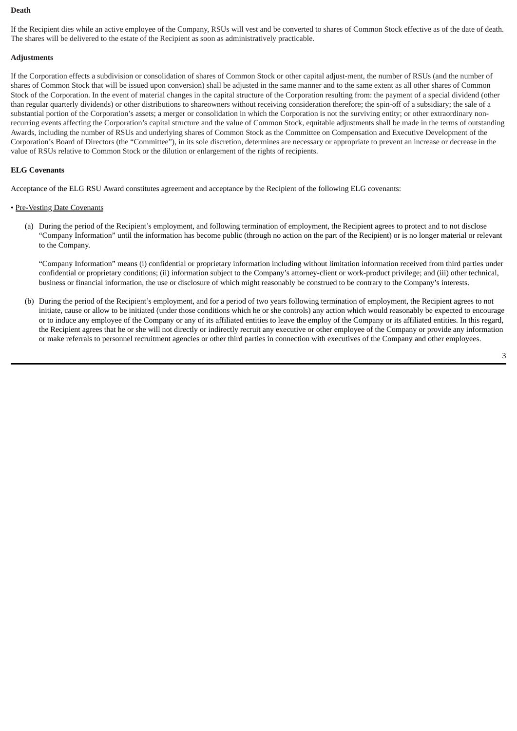**Death**

If the Recipient dies while an active employee of the Company, RSUs will vest and be converted to shares of Common Stock effective as of the date of death. The shares will be delivered to the estate of the Recipient as soon as administratively practicable.

**Adjustments**

If the Corporation effects a subdivision or consolidation of shares of Common Stock or other capital adjust-ment, the number of RSUs (and the number of shares of Common Stock that will be issued upon conversion) shall be adjusted in the same manner and to the same extent as all other shares of Common Stock of the Corporation. In the event of material changes in the capital structure of the Corporation resulting from: the payment of a special dividend (other than regular quarterly dividends) or other distributions to shareowners without receiving consideration therefore; the spin-off of a subsidiary; the sale of a substantial portion of the Corporation's assets; a merger or consolidation in which the Corporation is not the surviving entity; or other extraordinary non-recurring events affecting the Corporation's capital structure and the value of Common Stock, equitable adjustments shall be made in the terms of outstanding Awards, including the number of RSUs and underlying shares of Common Stock as the Committee on Compensation and Executive Development of the Corporation's Board of Directors (the "Committee"), in its sole discretion, determines are necessary or appropriate to prevent an increase or decrease in the value of RSUs relative to Common Stock or the dilution or enlargement of the rights of recipients.

**ELG Covenants**

Acceptance of the ELG RSU Award constitutes agreement and acceptance by the Recipient of the following ELG covenants:

• Pre-Vesting Date Covenants

(a) During the period of the Recipient's employment, and following termination of employment, the Recipient agrees to protect and to not disclose "Company Information" until the information has become public (through no action on the part of the Recipient) or is no longer material or relevant to the Company.

"Company Information" means (i) confidential or proprietary information including without limitation information received from third parties under confidential or proprietary conditions; (ii) information subject to the Company's attorney-client or work-product privilege; and (iii) other technical, business or financial information, the use or disclosure of which might reasonably be construed to be contrary to the Company's interests.

(b) During the period of the Recipient's employment, and for a period of two years following termination of employment, the Recipient agrees to not initiate, cause or allow to be initiated (under those conditions which he or she controls) any action which would reasonably be expected to encourage or to induce any employee of the Company or any of its affiliated entities to leave the employ of the Company or its affiliated entities. In this regard, the Recipient agrees that he or she will not directly or indirectly recruit any executive or other employee of the Company or provide any information or make referrals to personnel recruitment agencies or other third parties in connection with executives of the Company and other employees.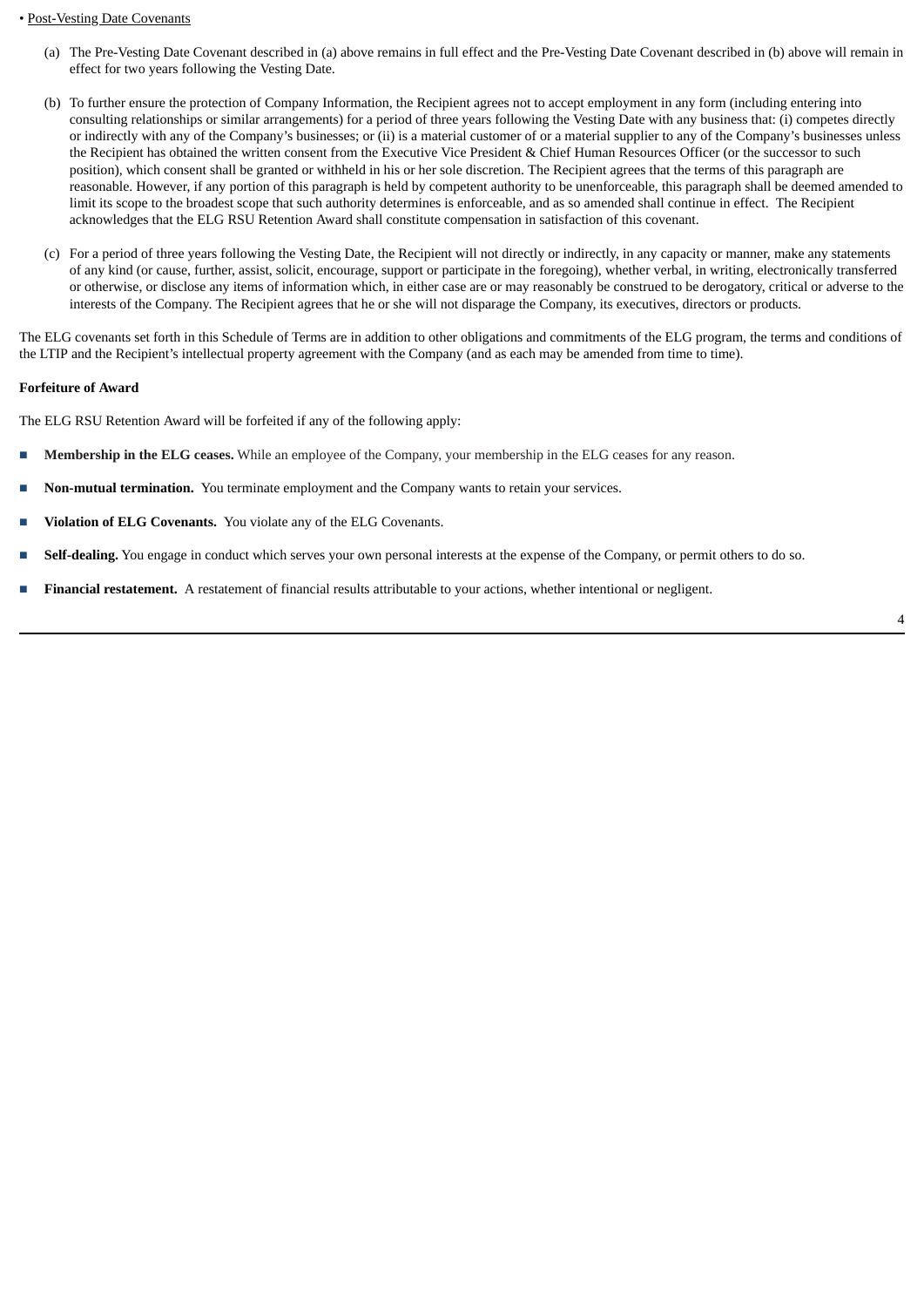• Post-Vesting Date Covenants

(a) The Pre-Vesting Date Covenant described in (a) above remains in full effect and the Pre-Vesting Date Covenant described in (b) above will remain in effect for two years following the Vesting Date.

(b) To further ensure the protection of Company Information, the Recipient agrees not to accept employment in any form (including entering into consulting relationships or similar arrangements) for a period of three years following the Vesting Date with any business that: (i) competes directly or indirectly with any of the Company's businesses; or (ii) is a material customer of or a material supplier to any of the Company's businesses unless the Recipient has obtained the written consent from the Executive Vice President & Chief Human Resources Officer (or the successor to such position), which consent shall be granted or withheld in his or her sole discretion. The Recipient agrees that the terms of this paragraph are reasonable. However, if any portion of this paragraph is held by competent authority to be unenforceable, this paragraph shall be deemed amended to limit its scope to the broadest scope that such authority determines is enforceable, and as so amended shall continue in effect. The Recipient acknowledges that the ELG RSU Retention Award shall constitute compensation in satisfaction of this covenant.

(c) For a period of three years following the Vesting Date, the Recipient will not directly or indirectly, in any capacity or manner, make any statements of any kind (or cause, further, assist, solicit, encourage, support or participate in the foregoing), whether verbal, in writing, electronically transferred or otherwise, or disclose any items of information which, in either case are or may reasonably be construed to be derogatory, critical or adverse to the interests of the Company. The Recipient agrees that he or she will not disparage the Company, its executives, directors or products.

The ELG covenants set forth in this Schedule of Terms are in addition to other obligations and commitments of the ELG program, the terms and conditions of the LTIP and the Recipient's intellectual property agreement with the Company (and as each may be amended from time to time).

**Forfeiture of Award**

The ELG RSU Retention Award will be forfeited if any of the following apply:

- **Membership in the ELG ceases.** While an employee of the Company, your membership in the ELG ceases for any reason.
- **Non-mutual termination.** You terminate employment and the Company wants to retain your services.
- **Violation of ELG Covenants.** You violate any of the ELG Covenants.
- **Self-dealing.** You engage in conduct which serves your own personal interests at the expense of the Company, or permit others to do so.
- **Financial restatement.** A restatement of financial results attributable to your actions, whether intentional or negligent.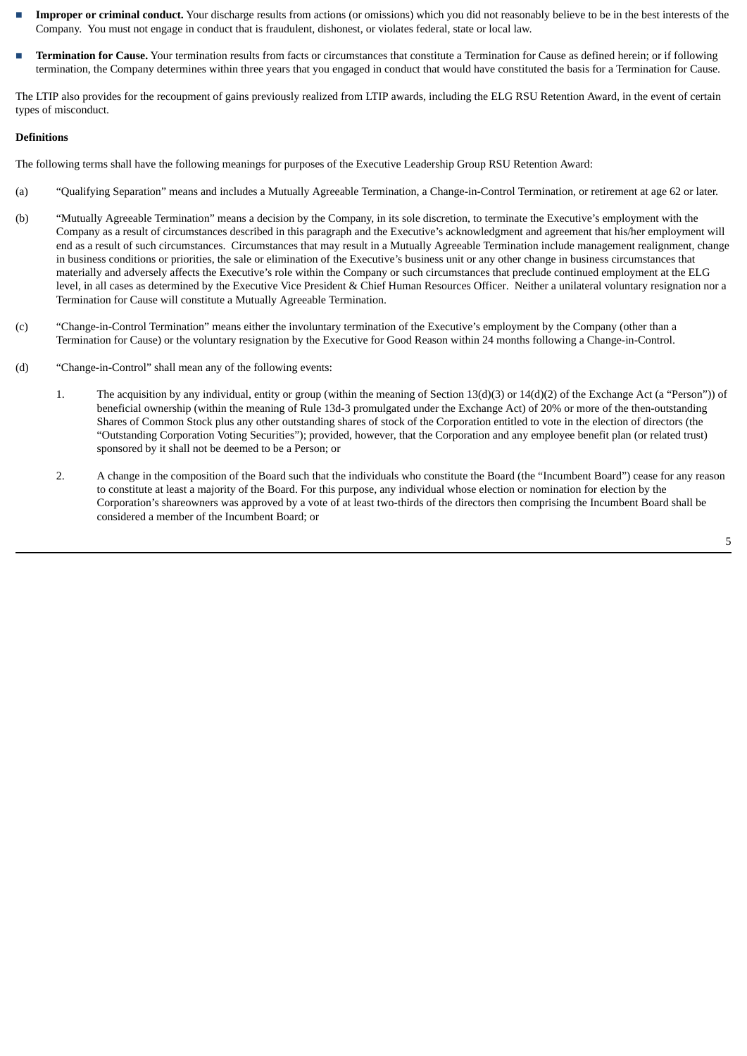- **Improper or criminal conduct.** Your discharge results from actions (or omissions) which you did not reasonably believe to be in the best interests of the Company. You must not engage in conduct that is fraudulent, dishonest, or violates federal, state or local law.

- **Termination for Cause.** Your termination results from facts or circumstances that constitute a Termination for Cause as defined herein; or if following termination, the Company determines within three years that you engaged in conduct that would have constituted the basis for a Termination for Cause.

The LTIP also provides for the recoupment of gains previously realized from LTIP awards, including the ELG RSU Retention Award, in the event of certain types of misconduct.

**Definitions**

The following terms shall have the following meanings for purposes of the Executive Leadership Group RSU Retention Award:

(a) "Qualifying Separation" means and includes a Mutually Agreeable Termination, a Change-in-Control Termination, or retirement at age 62 or later.

(b) "Mutually Agreeable Termination" means a decision by the Company, in its sole discretion, to terminate the Executive's employment with the Company as a result of circumstances described in this paragraph and the Executive's acknowledgment and agreement that his/her employment will end as a result of such circumstances. Circumstances that may result in a Mutually Agreeable Termination include management realignment, change in business conditions or priorities, the sale or elimination of the Executive's business unit or any other change in business circumstances that materially and adversely affects the Executive's role within the Company or such circumstances that preclude continued employment at the ELG level, in all cases as determined by the Executive Vice President & Chief Human Resources Officer. Neither a unilateral voluntary resignation nor a Termination for Cause will constitute a Mutually Agreeable Termination.

(c) "Change-in-Control Termination" means either the involuntary termination of the Executive's employment by the Company (other than a Termination for Cause) or the voluntary resignation by the Executive for Good Reason within 24 months following a Change-in-Control.

(d) "Change-in-Control" shall mean any of the following events:

1. The acquisition by any individual, entity or group (within the meaning of Section 13(d)(3) or 14(d)(2) of the Exchange Act (a "Person")) of beneficial ownership (within the meaning of Rule 13d-3 promulgated under the Exchange Act) of 20% or more of the then-outstanding Shares of Common Stock plus any other outstanding shares of stock of the Corporation entitled to vote in the election of directors (the "Outstanding Corporation Voting Securities"); provided, however, that the Corporation and any employee benefit plan (or related trust) sponsored by it shall not be deemed to be a Person; or

2. A change in the composition of the Board such that the individuals who constitute the Board (the "Incumbent Board") cease for any reason to constitute at least a majority of the Board. For this purpose, any individual whose election or nomination for election by the Corporation's shareowners was approved by a vote of at least two-thirds of the directors then comprising the Incumbent Board shall be considered a member of the Incumbent Board; or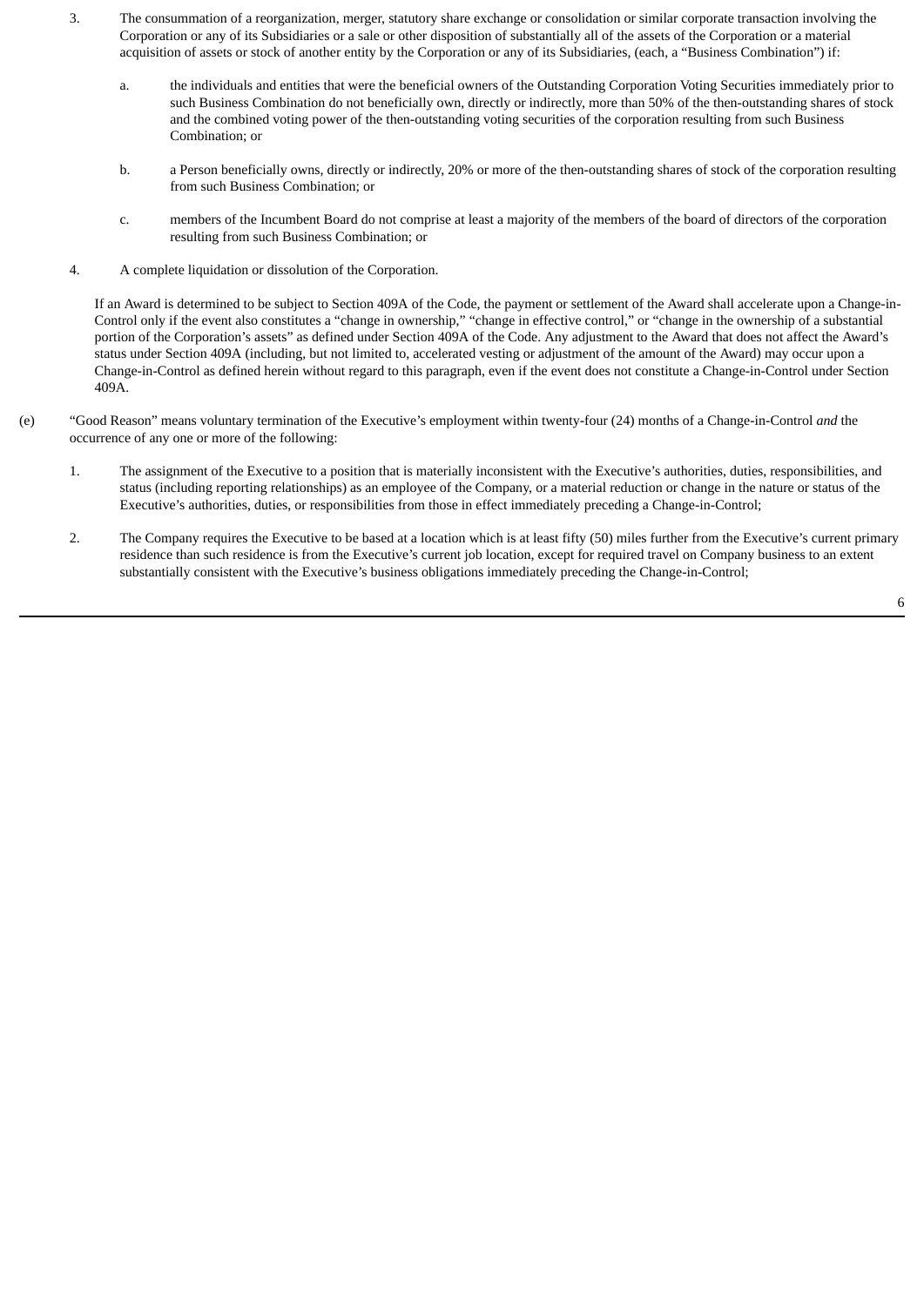3. The consummation of a reorganization, merger, statutory share exchange or consolidation or similar corporate transaction involving the Corporation or any of its Subsidiaries or a sale or other disposition of substantially all of the assets of the Corporation or a material acquisition of assets or stock of another entity by the Corporation or any of its Subsidiaries, (each, a "Business Combination") if:

   a. the individuals and entities that were the beneficial owners of the Outstanding Corporation Voting Securities immediately prior to such Business Combination do not beneficially own, directly or indirectly, more than 50% of the then-outstanding shares of stock and the combined voting power of the then-outstanding voting securities of the corporation resulting from such Business Combination; or

   b. a Person beneficially owns, directly or indirectly, 20% or more of the then-outstanding shares of stock of the corporation resulting from such Business Combination; or

   c. members of the Incumbent Board do not comprise at least a majority of the members of the board of directors of the corporation resulting from such Business Combination; or

4. A complete liquidation or dissolution of the Corporation.

If an Award is determined to be subject to Section 409A of the Code, the payment or settlement of the Award shall accelerate upon a Change-in-Control only if the event also constitutes a "change in ownership," "change in effective control," or "change in the ownership of a substantial portion of the Corporation's assets" as defined under Section 409A of the Code. Any adjustment to the Award that does not affect the Award's status under Section 409A (including, but not limited to, accelerated vesting or adjustment of the amount of the Award) may occur upon a Change-in-Control as defined herein without regard to this paragraph, even if the event does not constitute a Change-in-Control under Section 409A.

(e) "Good Reason" means voluntary termination of the Executive's employment within twenty-four (24) months of a Change-in-Control *and* the occurrence of any one or more of the following:

1. The assignment of the Executive to a position that is materially inconsistent with the Executive's authorities, duties, responsibilities, and status (including reporting relationships) as an employee of the Company, or a material reduction or change in the nature or status of the Executive's authorities, duties, or responsibilities from those in effect immediately preceding a Change-in-Control;

2. The Company requires the Executive to be based at a location which is at least fifty (50) miles further from the Executive's current primary residence than such residence is from the Executive's current job location, except for required travel on Company business to an extent substantially consistent with the Executive's business obligations immediately preceding the Change-in-Control;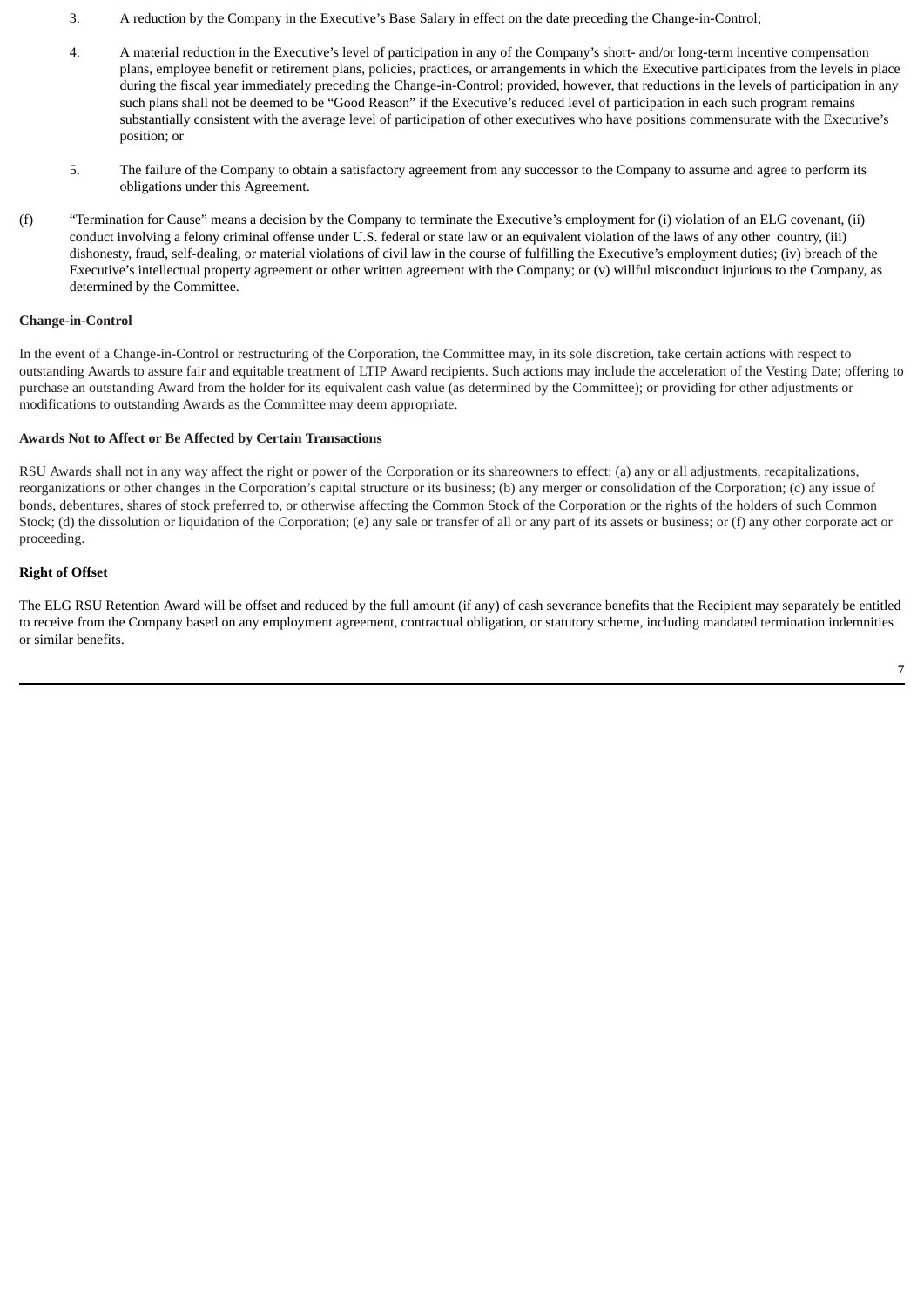3. A reduction by the Company in the Executive's Base Salary in effect on the date preceding the Change-in-Control;

4. A material reduction in the Executive's level of participation in any of the Company's short- and/or long-term incentive compensation plans, employee benefit or retirement plans, policies, practices, or arrangements in which the Executive participates from the levels in place during the fiscal year immediately preceding the Change-in-Control; provided, however, that reductions in the levels of participation in any such plans shall not be deemed to be "Good Reason" if the Executive's reduced level of participation in each such program remains substantially consistent with the average level of participation of other executives who have positions commensurate with the Executive's position; or

5. The failure of the Company to obtain a satisfactory agreement from any successor to the Company to assume and agree to perform its obligations under this Agreement.

(f) "Termination for Cause" means a decision by the Company to terminate the Executive's employment for (i) violation of an ELG covenant, (ii) conduct involving a felony criminal offense under U.S. federal or state law or an equivalent violation of the laws of any other country, (iii) dishonesty, fraud, self-dealing, or material violations of civil law in the course of fulfilling the Executive's employment duties; (iv) breach of the Executive's intellectual property agreement or other written agreement with the Company; or (v) willful misconduct injurious to the Company, as determined by the Committee.

**Change-in-Control**

In the event of a Change-in-Control or restructuring of the Corporation, the Committee may, in its sole discretion, take certain actions with respect to outstanding Awards to assure fair and equitable treatment of LTIP Award recipients. Such actions may include the acceleration of the Vesting Date; offering to purchase an outstanding Award from the holder for its equivalent cash value (as determined by the Committee); or providing for other adjustments or modifications to outstanding Awards as the Committee may deem appropriate.

**Awards Not to Affect or Be Affected by Certain Transactions**

RSU Awards shall not in any way affect the right or power of the Corporation or its shareowners to effect: (a) any or all adjustments, recapitalizations, reorganizations or other changes in the Corporation's capital structure or its business; (b) any merger or consolidation of the Corporation; (c) any issue of bonds, debentures, shares of stock preferred to, or otherwise affecting the Common Stock of the Corporation or the rights of the holders of such Common Stock; (d) the dissolution or liquidation of the Corporation; (e) any sale or transfer of all or any part of its assets or business; or (f) any other corporate act or proceeding.

**Right of Offset**

The ELG RSU Retention Award will be offset and reduced by the full amount (if any) of cash severance benefits that the Recipient may separately be entitled to receive from the Company based on any employment agreement, contractual obligation, or statutory scheme, including mandated termination indemnities or similar benefits.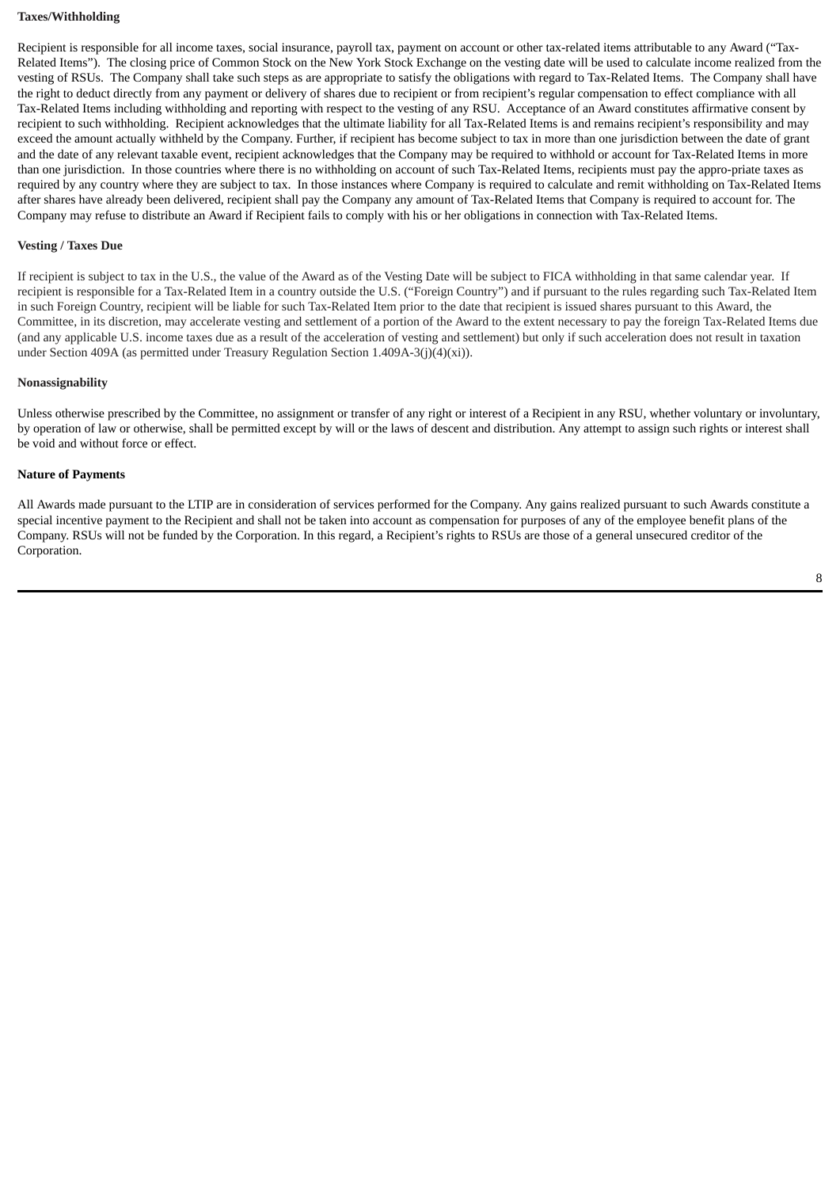**Taxes/Withholding**

Recipient is responsible for all income taxes, social insurance, payroll tax, payment on account or other tax-related items attributable to any Award ("Tax-Related Items"). The closing price of Common Stock on the New York Stock Exchange on the vesting date will be used to calculate income realized from the vesting of RSUs. The Company shall take such steps as are appropriate to satisfy the obligations with regard to Tax-Related Items. The Company shall have the right to deduct directly from any payment or delivery of shares due to recipient or from recipient's regular compensation to effect compliance with all Tax-Related Items including withholding and reporting with respect to the vesting of any RSU. Acceptance of an Award constitutes affirmative consent by recipient to such withholding. Recipient acknowledges that the ultimate liability for all Tax-Related Items is and remains recipient's responsibility and may exceed the amount actually withheld by the Company. Further, if recipient has become subject to tax in more than one jurisdiction between the date of grant and the date of any relevant taxable event, recipient acknowledges that the Company may be required to withhold or account for Tax-Related Items in more than one jurisdiction. In those countries where there is no withholding on account of such Tax-Related Items, recipients must pay the appro-priate taxes as required by any country where they are subject to tax. In those instances where Company is required to calculate and remit withholding on Tax-Related Items after shares have already been delivered, recipient shall pay the Company any amount of Tax-Related Items that Company is required to account for. The Company may refuse to distribute an Award if Recipient fails to comply with his or her obligations in connection with Tax-Related Items.

**Vesting / Taxes Due**

If recipient is subject to tax in the U.S., the value of the Award as of the Vesting Date will be subject to FICA withholding in that same calendar year. If recipient is responsible for a Tax-Related Item in a country outside the U.S. ("Foreign Country") and if pursuant to the rules regarding such Tax-Related Item in such Foreign Country, recipient will be liable for such Tax-Related Item prior to the date that recipient is issued shares pursuant to this Award, the Committee, in its discretion, may accelerate vesting and settlement of a portion of the Award to the extent necessary to pay the foreign Tax-Related Items due (and any applicable U.S. income taxes due as a result of the acceleration of vesting and settlement) but only if such acceleration does not result in taxation under Section 409A (as permitted under Treasury Regulation Section 1.409A-3(j)(4)(xi)).

**Nonassignability**

Unless otherwise prescribed by the Committee, no assignment or transfer of any right or interest of a Recipient in any RSU, whether voluntary or involuntary, by operation of law or otherwise, shall be permitted except by will or the laws of descent and distribution. Any attempt to assign such rights or interest shall be void and without force or effect.

**Nature of Payments**

All Awards made pursuant to the LTIP are in consideration of services performed for the Company. Any gains realized pursuant to such Awards constitute a special incentive payment to the Recipient and shall not be taken into account as compensation for purposes of any of the employee benefit plans of the Company. RSUs will not be funded by the Corporation. In this regard, a Recipient's rights to RSUs are those of a general unsecured creditor of the Corporation.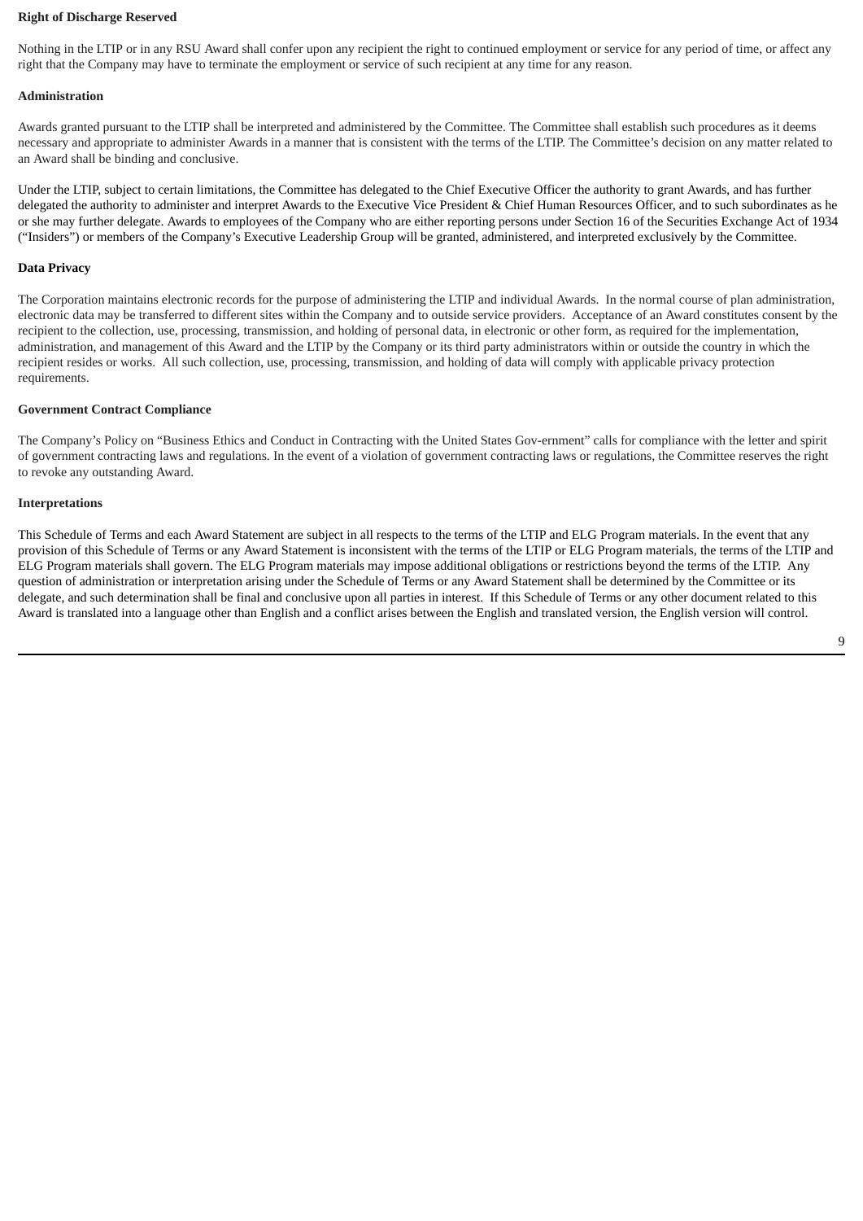**Right of Discharge Reserved**

Nothing in the LTIP or in any RSU Award shall confer upon any recipient the right to continued employment or service for any period of time, or affect any right that the Company may have to terminate the employment or service of such recipient at any time for any reason.

**Administration**

Awards granted pursuant to the LTIP shall be interpreted and administered by the Committee. The Committee shall establish such procedures as it deems necessary and appropriate to administer Awards in a manner that is consistent with the terms of the LTIP. The Committee's decision on any matter related to an Award shall be binding and conclusive.

Under the LTIP, subject to certain limitations, the Committee has delegated to the Chief Executive Officer the authority to grant Awards, and has further delegated the authority to administer and interpret Awards to the Executive Vice President & Chief Human Resources Officer, and to such subordinates as he or she may further delegate. Awards to employees of the Company who are either reporting persons under Section 16 of the Securities Exchange Act of 1934 ("Insiders") or members of the Company's Executive Leadership Group will be granted, administered, and interpreted exclusively by the Committee.

**Data Privacy**

The Corporation maintains electronic records for the purpose of administering the LTIP and individual Awards. In the normal course of plan administration, electronic data may be transferred to different sites within the Company and to outside service providers. Acceptance of an Award constitutes consent by the recipient to the collection, use, processing, transmission, and holding of personal data, in electronic or other form, as required for the implementation, administration, and management of this Award and the LTIP by the Company or its third party administrators within or outside the country in which the recipient resides or works. All such collection, use, processing, transmission, and holding of data will comply with applicable privacy protection requirements.

**Government Contract Compliance**

The Company's Policy on "Business Ethics and Conduct in Contracting with the United States Gov-ernment" calls for compliance with the letter and spirit of government contracting laws and regulations. In the event of a violation of government contracting laws or regulations, the Committee reserves the right to revoke any outstanding Award.

**Interpretations**

This Schedule of Terms and each Award Statement are subject in all respects to the terms of the LTIP and ELG Program materials. In the event that any provision of this Schedule of Terms or any Award Statement is inconsistent with the terms of the LTIP or ELG Program materials, the terms of the LTIP and ELG Program materials shall govern. The ELG Program materials may impose additional obligations or restrictions beyond the terms of the LTIP. Any question of administration or interpretation arising under the Schedule of Terms or any Award Statement shall be determined by the Committee or its delegate, and such determination shall be final and conclusive upon all parties in interest. If this Schedule of Terms or any other document related to this Award is translated into a language other than English and a conflict arises between the English and translated version, the English version will control.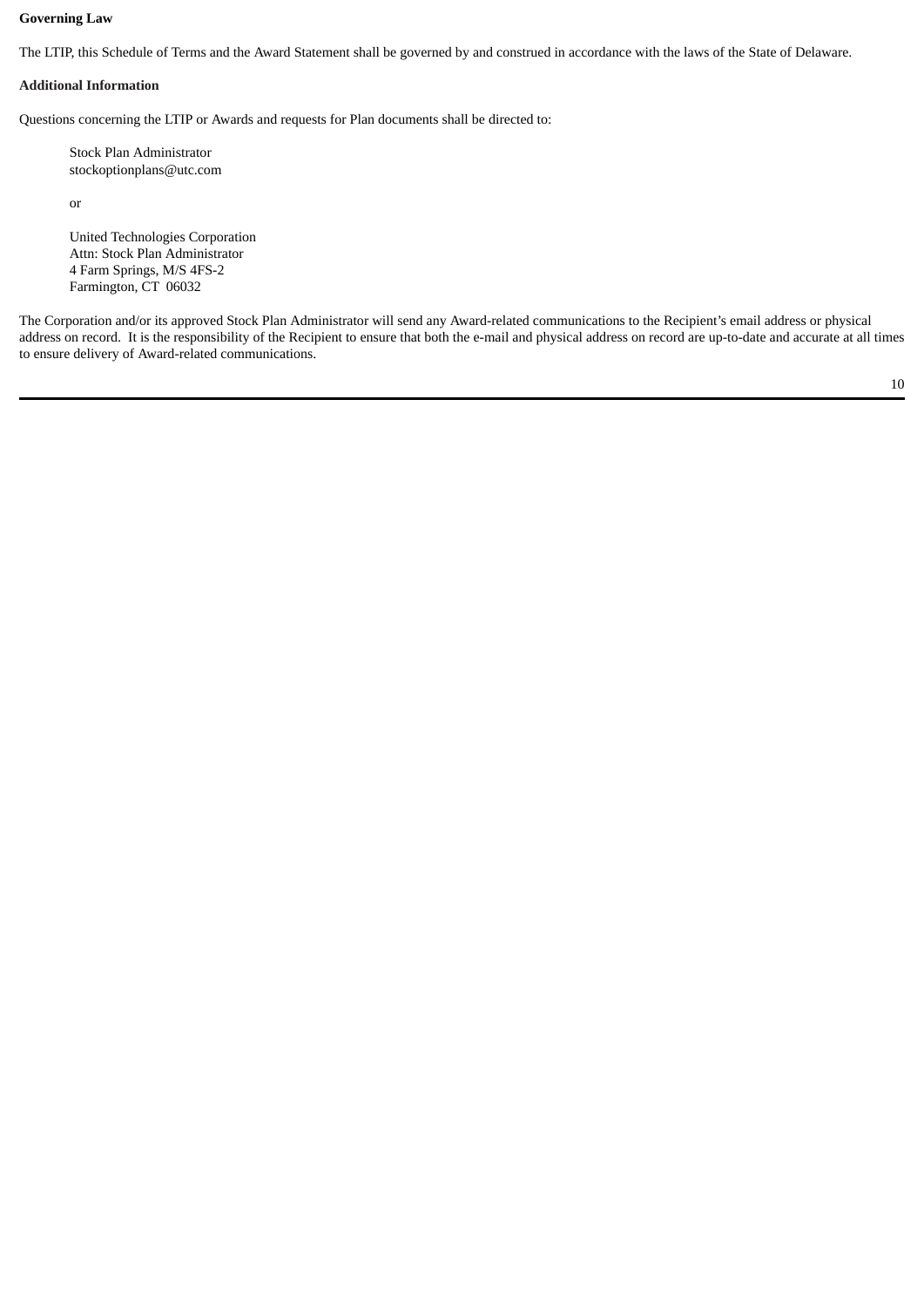**Governing Law**

The LTIP, this Schedule of Terms and the Award Statement shall be governed by and construed in accordance with the laws of the State of Delaware.

**Additional Information**

Questions concerning the LTIP or Awards and requests for Plan documents shall be directed to:

Stock Plan Administrator
stockoptionplans@utc.com

or

United Technologies Corporation
Attn: Stock Plan Administrator
4 Farm Springs, M/S 4FS-2
Farmington, CT 06032

The Corporation and/or its approved Stock Plan Administrator will send any Award-related communications to the Recipient's email address or physical address on record. It is the responsibility of the Recipient to ensure that both the e-mail and physical address on record are up-to-date and accurate at all times to ensure delivery of Award-related communications.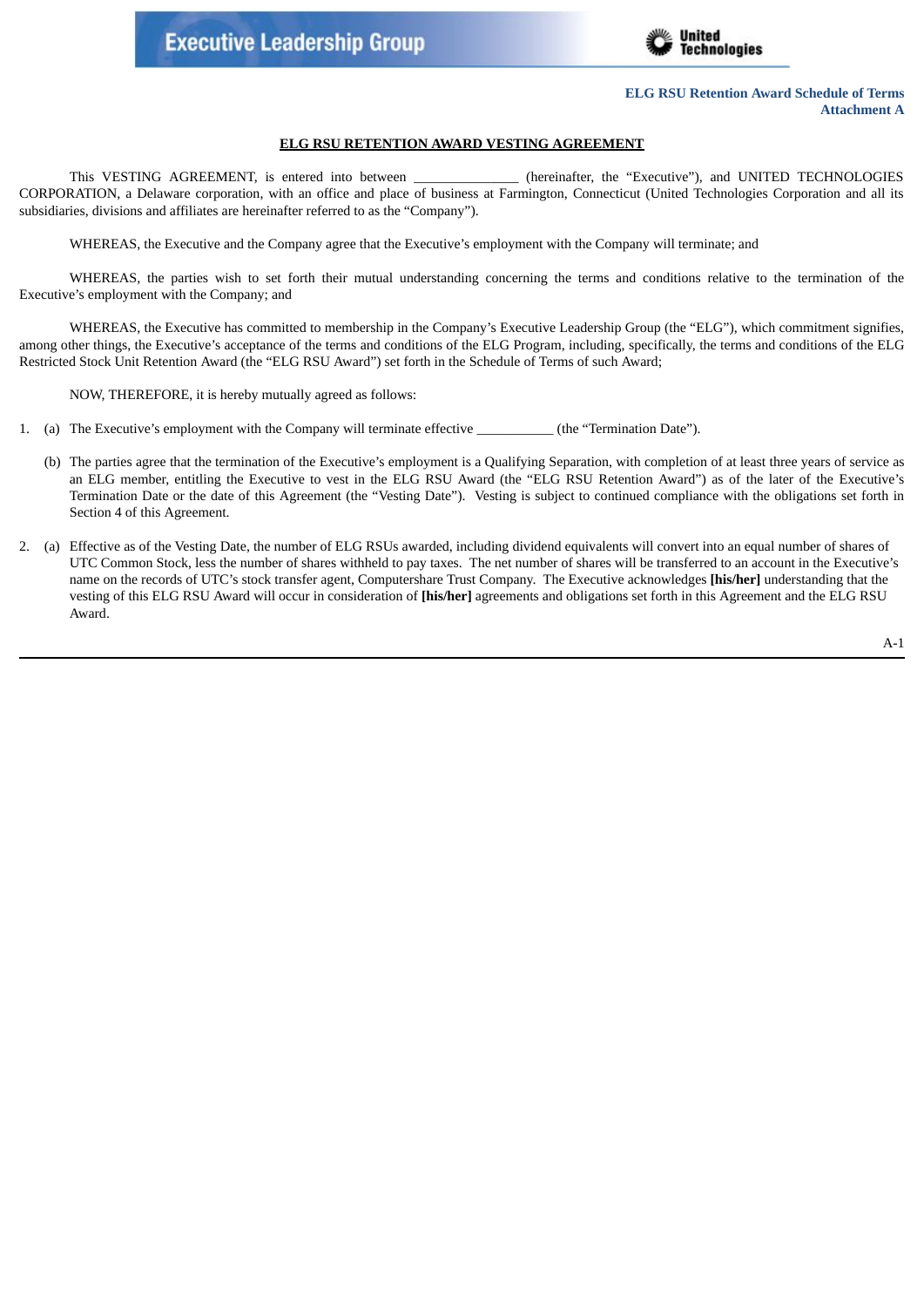ELG RSU Retention Award Schedule of Terms
Attachment A

**ELG RSU RETENTION AWARD VESTING AGREEMENT**

This VESTING AGREEMENT, is entered into between _______________ (hereinafter, the "Executive"), and UNITED TECHNOLOGIES CORPORATION, a Delaware corporation, with an office and place of business at Farmington, Connecticut (United Technologies Corporation and all its subsidiaries, divisions and affiliates are hereinafter referred to as the "Company").

WHEREAS, the Executive and the Company agree that the Executive's employment with the Company will terminate; and

WHEREAS, the parties wish to set forth their mutual understanding concerning the terms and conditions relative to the termination of the Executive's employment with the Company; and

WHEREAS, the Executive has committed to membership in the Company's Executive Leadership Group (the "ELG"), which commitment signifies, among other things, the Executive's acceptance of the terms and conditions of the ELG Program, including, specifically, the terms and conditions of the ELG Restricted Stock Unit Retention Award (the "ELG RSU Award") set forth in the Schedule of Terms of such Award;

NOW, THEREFORE, it is hereby mutually agreed as follows:

1. (a) The Executive's employment with the Company will terminate effective ___________ (the "Termination Date").

   (b) The parties agree that the termination of the Executive's employment is a Qualifying Separation, with completion of at least three years of service as an ELG member, entitling the Executive to vest in the ELG RSU Award (the "ELG RSU Retention Award") as of the later of the Executive's Termination Date or the date of this Agreement (the "Vesting Date"). Vesting is subject to continued compliance with the obligations set forth in Section 4 of this Agreement.

2. (a) Effective as of the Vesting Date, the number of ELG RSUs awarded, including dividend equivalents will convert into an equal number of shares of UTC Common Stock, less the number of shares withheld to pay taxes. The net number of shares will be transferred to an account in the Executive's name on the records of UTC's stock transfer agent, Computershare Trust Company. The Executive acknowledges **[his/her]** understanding that the vesting of this ELG RSU Award will occur in consideration of **[his/her]** agreements and obligations set forth in this Agreement and the ELG RSU Award.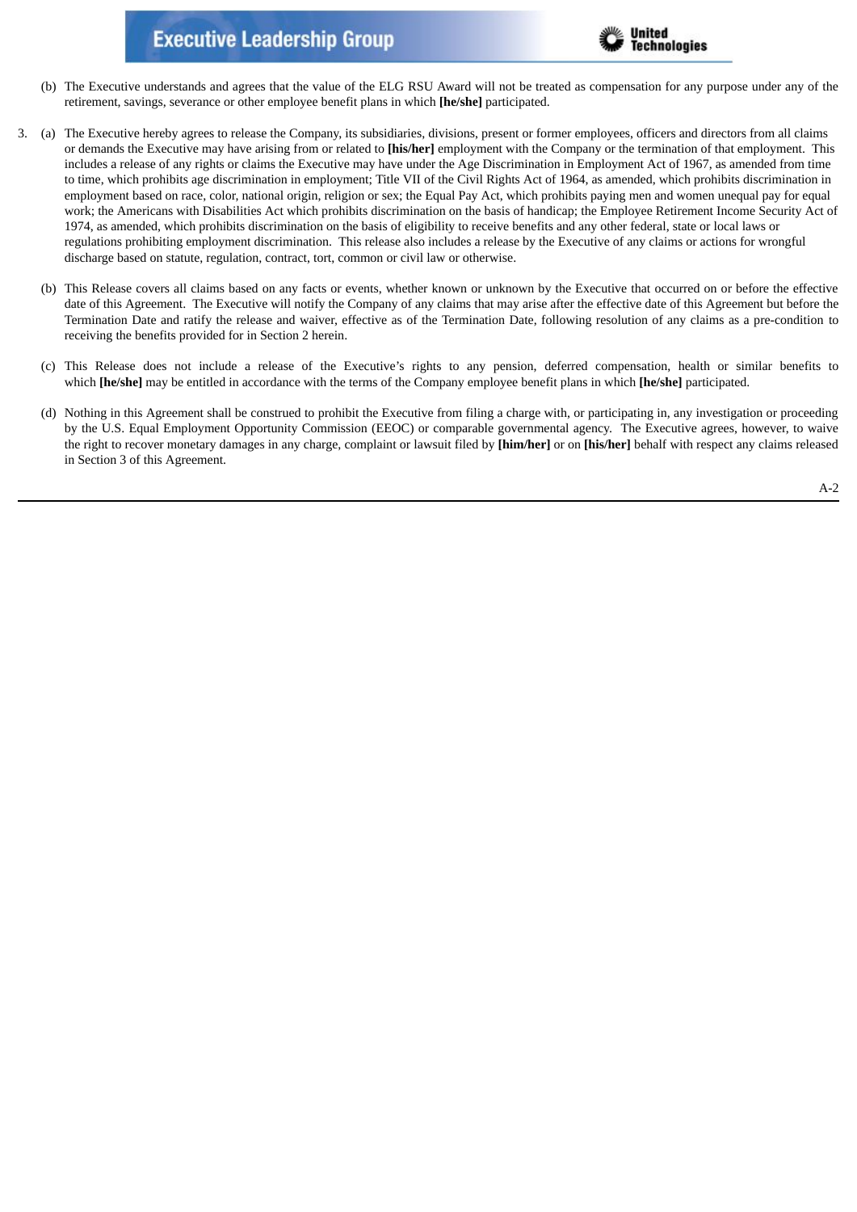(b) The Executive understands and agrees that the value of the ELG RSU Award will not be treated as compensation for any purpose under any of the retirement, savings, severance or other employee benefit plans in which **[he/she]** participated.

3. (a) The Executive hereby agrees to release the Company, its subsidiaries, divisions, present or former employees, officers and directors from all claims or demands the Executive may have arising from or related to **[his/her]** employment with the Company or the termination of that employment. This includes a release of any rights or claims the Executive may have under the Age Discrimination in Employment Act of 1967, as amended from time to time, which prohibits age discrimination in employment; Title VII of the Civil Rights Act of 1964, as amended, which prohibits discrimination in employment based on race, color, national origin, religion or sex; the Equal Pay Act, which prohibits paying men and women unequal pay for equal work; the Americans with Disabilities Act which prohibits discrimination on the basis of handicap; the Employee Retirement Income Security Act of 1974, as amended, which prohibits discrimination on the basis of eligibility to receive benefits and any other federal, state or local laws or regulations prohibiting employment discrimination. This release also includes a release by the Executive of any claims or actions for wrongful discharge based on statute, regulation, contract, tort, common or civil law or otherwise.

   (b) This Release covers all claims based on any facts or events, whether known or unknown by the Executive that occurred on or before the effective date of this Agreement. The Executive will notify the Company of any claims that may arise after the effective date of this Agreement but before the Termination Date and ratify the release and waiver, effective as of the Termination Date, following resolution of any claims as a pre-condition to receiving the benefits provided for in Section 2 herein.

   (c) This Release does not include a release of the Executive's rights to any pension, deferred compensation, health or similar benefits to which **[he/she]** may be entitled in accordance with the terms of the Company employee benefit plans in which **[he/she]** participated.

   (d) Nothing in this Agreement shall be construed to prohibit the Executive from filing a charge with, or participating in, any investigation or proceeding by the U.S. Equal Employment Opportunity Commission (EEOC) or comparable governmental agency. The Executive agrees, however, to waive the right to recover monetary damages in any charge, complaint or lawsuit filed by **[him/her]** or on **[his/her]** behalf with respect any claims released in Section 3 of this Agreement.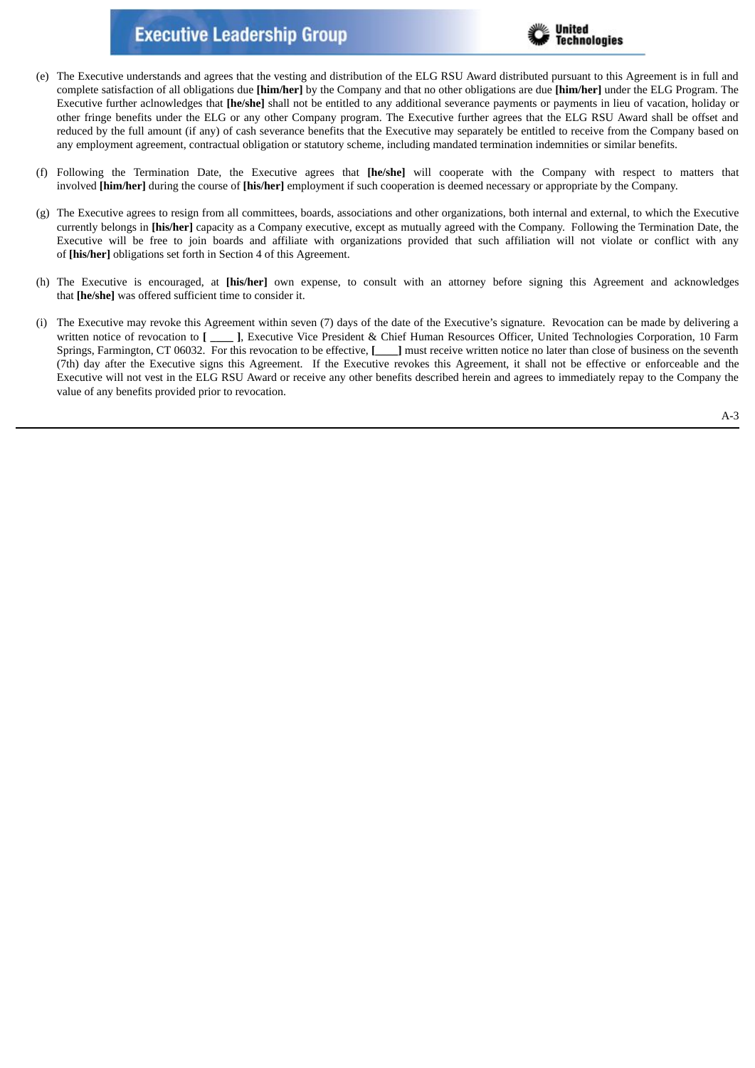(e) The Executive understands and agrees that the vesting and distribution of the ELG RSU Award distributed pursuant to this Agreement is in full and complete satisfaction of all obligations due **[him/her]** by the Company and that no other obligations are due **[him/her]** under the ELG Program. The Executive further aclnowledges that **[he/she]** shall not be entitled to any additional severance payments or payments in lieu of vacation, holiday or other fringe benefits under the ELG or any other Company program. The Executive further agrees that the ELG RSU Award shall be offset and reduced by the full amount (if any) of cash severance benefits that the Executive may separately be entitled to receive from the Company based on any employment agreement, contractual obligation or statutory scheme, including mandated termination indemnities or similar benefits.

(f) Following the Termination Date, the Executive agrees that **[he/she]** will cooperate with the Company with respect to matters that involved **[him/her]** during the course of **[his/her]** employment if such cooperation is deemed necessary or appropriate by the Company.

(g) The Executive agrees to resign from all committees, boards, associations and other organizations, both internal and external, to which the Executive currently belongs in **[his/her]** capacity as a Company executive, except as mutually agreed with the Company. Following the Termination Date, the Executive will be free to join boards and affiliate with organizations provided that such affiliation will not violate or conflict with any of **[his/her]** obligations set forth in Section 4 of this Agreement.

(h) The Executive is encouraged, at **[his/her]** own expense, to consult with an attorney before signing this Agreement and acknowledges that **[he/she]** was offered sufficient time to consider it.

(i) The Executive may revoke this Agreement within seven (7) days of the date of the Executive's signature. Revocation can be made by delivering a written notice of revocation to **[ \_\_\_\_ ]**, Executive Vice President & Chief Human Resources Officer, United Technologies Corporation, 10 Farm Springs, Farmington, CT 06032. For this revocation to be effective, **[\_\_\_\_]** must receive written notice no later than close of business on the seventh (7th) day after the Executive signs this Agreement. If the Executive revokes this Agreement, it shall not be effective or enforceable and the Executive will not vest in the ELG RSU Award or receive any other benefits described herein and agrees to immediately repay to the Company the value of any benefits provided prior to revocation.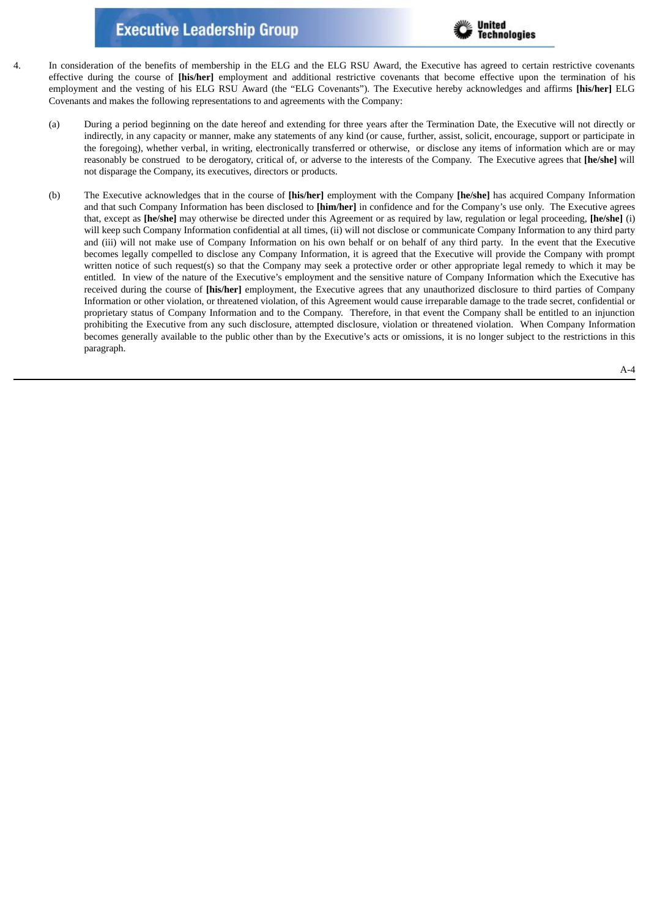4. In consideration of the benefits of membership in the ELG and the ELG RSU Award, the Executive has agreed to certain restrictive covenants effective during the course of **[his/her]** employment and additional restrictive covenants that become effective upon the termination of his employment and the vesting of his ELG RSU Award (the "ELG Covenants"). The Executive hereby acknowledges and affirms **[his/her]** ELG Covenants and makes the following representations to and agreements with the Company:

   (a) During a period beginning on the date hereof and extending for three years after the Termination Date, the Executive will not directly or indirectly, in any capacity or manner, make any statements of any kind (or cause, further, assist, solicit, encourage, support or participate in the foregoing), whether verbal, in writing, electronically transferred or otherwise, or disclose any items of information which are or may reasonably be construed to be derogatory, critical of, or adverse to the interests of the Company. The Executive agrees that **[he/she]** will not disparage the Company, its executives, directors or products.

   (b) The Executive acknowledges that in the course of **[his/her]** employment with the Company **[he/she]** has acquired Company Information and that such Company Information has been disclosed to **[him/her]** in confidence and for the Company's use only. The Executive agrees that, except as **[he/she]** may otherwise be directed under this Agreement or as required by law, regulation or legal proceeding, **[he/she]** (i) will keep such Company Information confidential at all times, (ii) will not disclose or communicate Company Information to any third party and (iii) will not make use of Company Information on his own behalf or on behalf of any third party. In the event that the Executive becomes legally compelled to disclose any Company Information, it is agreed that the Executive will provide the Company with prompt written notice of such request(s) so that the Company may seek a protective order or other appropriate legal remedy to which it may be entitled. In view of the nature of the Executive's employment and the sensitive nature of Company Information which the Executive has received during the course of **[his/her]** employment, the Executive agrees that any unauthorized disclosure to third parties of Company Information or other violation, or threatened violation, of this Agreement would cause irreparable damage to the trade secret, confidential or proprietary status of Company Information and to the Company. Therefore, in that event the Company shall be entitled to an injunction prohibiting the Executive from any such disclosure, attempted disclosure, violation or threatened violation. When Company Information becomes generally available to the public other than by the Executive's acts or omissions, it is no longer subject to the restrictions in this paragraph.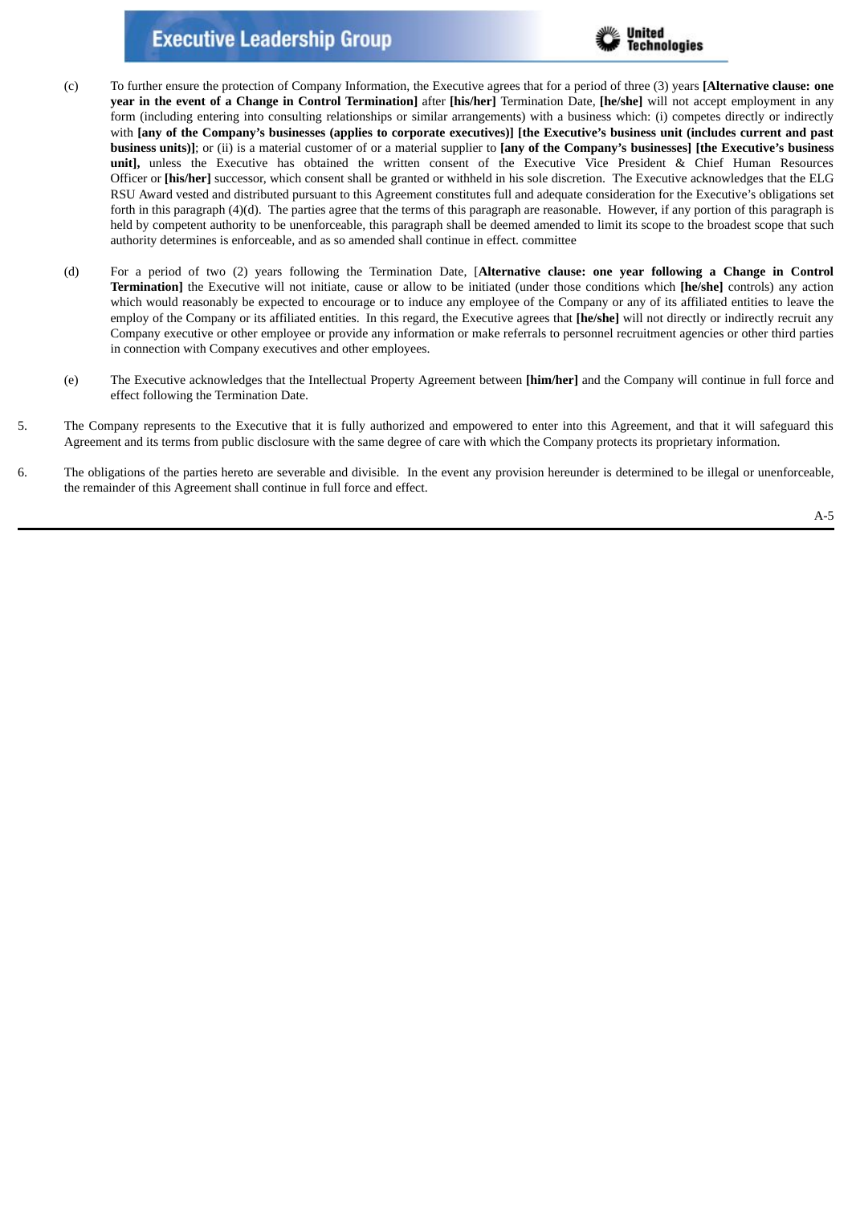(c) To further ensure the protection of Company Information, the Executive agrees that for a period of three (3) years **[Alternative clause: one year in the event of a Change in Control Termination]** after **[his/her]** Termination Date, **[he/she]** will not accept employment in any form (including entering into consulting relationships or similar arrangements) with a business which: (i) competes directly or indirectly with **[any of the Company's businesses (applies to corporate executives)] [the Executive's business unit (includes current and past business units)]**; or (ii) is a material customer of or a material supplier to **[any of the Company's businesses] [the Executive's business unit],** unless the Executive has obtained the written consent of the Executive Vice President & Chief Human Resources Officer or **[his/her]** successor, which consent shall be granted or withheld in his sole discretion. The Executive acknowledges that the ELG RSU Award vested and distributed pursuant to this Agreement constitutes full and adequate consideration for the Executive's obligations set forth in this paragraph (4)(d). The parties agree that the terms of this paragraph are reasonable. However, if any portion of this paragraph is held by competent authority to be unenforceable, this paragraph shall be deemed amended to limit its scope to the broadest scope that such authority determines is enforceable, and as so amended shall continue in effect. committee

(d) For a period of two (2) years following the Termination Date, [**Alternative clause: one year following a Change in Control Termination]** the Executive will not initiate, cause or allow to be initiated (under those conditions which **[he/she]** controls) any action which would reasonably be expected to encourage or to induce any employee of the Company or any of its affiliated entities to leave the employ of the Company or its affiliated entities. In this regard, the Executive agrees that **[he/she]** will not directly or indirectly recruit any Company executive or other employee or provide any information or make referrals to personnel recruitment agencies or other third parties in connection with Company executives and other employees.

(e) The Executive acknowledges that the Intellectual Property Agreement between **[him/her]** and the Company will continue in full force and effect following the Termination Date.

5. The Company represents to the Executive that it is fully authorized and empowered to enter into this Agreement, and that it will safeguard this Agreement and its terms from public disclosure with the same degree of care with which the Company protects its proprietary information.

6. The obligations of the parties hereto are severable and divisible. In the event any provision hereunder is determined to be illegal or unenforceable, the remainder of this Agreement shall continue in full force and effect.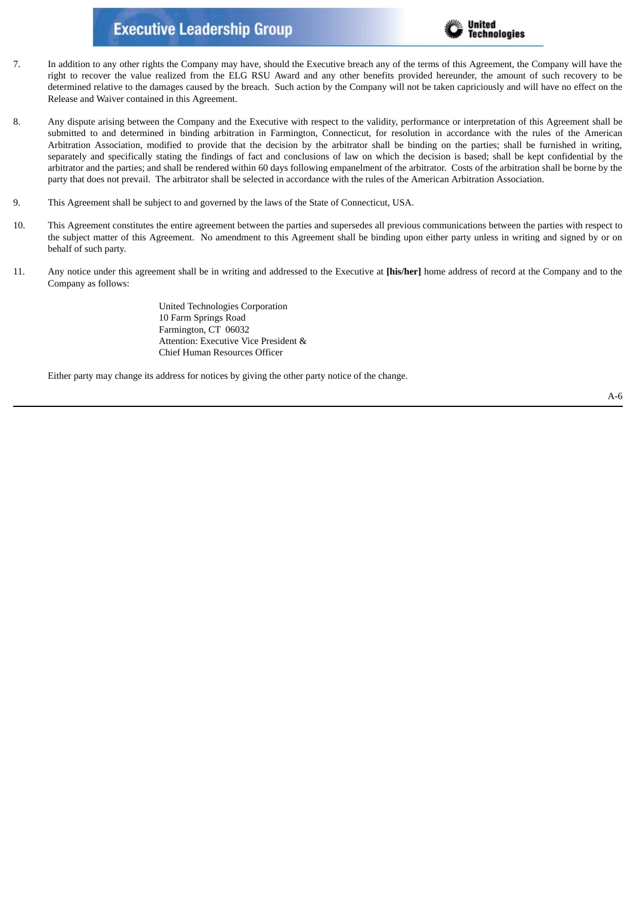7. In addition to any other rights the Company may have, should the Executive breach any of the terms of this Agreement, the Company will have the right to recover the value realized from the ELG RSU Award and any other benefits provided hereunder, the amount of such recovery to be determined relative to the damages caused by the breach. Such action by the Company will not be taken capriciously and will have no effect on the Release and Waiver contained in this Agreement.

8. Any dispute arising between the Company and the Executive with respect to the validity, performance or interpretation of this Agreement shall be submitted to and determined in binding arbitration in Farmington, Connecticut, for resolution in accordance with the rules of the American Arbitration Association, modified to provide that the decision by the arbitrator shall be binding on the parties; shall be furnished in writing, separately and specifically stating the findings of fact and conclusions of law on which the decision is based; shall be kept confidential by the arbitrator and the parties; and shall be rendered within 60 days following empanelment of the arbitrator. Costs of the arbitration shall be borne by the party that does not prevail. The arbitrator shall be selected in accordance with the rules of the American Arbitration Association.

9. This Agreement shall be subject to and governed by the laws of the State of Connecticut, USA.

10. This Agreement constitutes the entire agreement between the parties and supersedes all previous communications between the parties with respect to the subject matter of this Agreement. No amendment to this Agreement shall be binding upon either party unless in writing and signed by or on behalf of such party.

11. Any notice under this agreement shall be in writing and addressed to the Executive at **[his/her]** home address of record at the Company and to the Company as follows:

    United Technologies Corporation
    10 Farm Springs Road
    Farmington, CT 06032
    Attention: Executive Vice President &
    Chief Human Resources Officer

    Either party may change its address for notices by giving the other party notice of the change.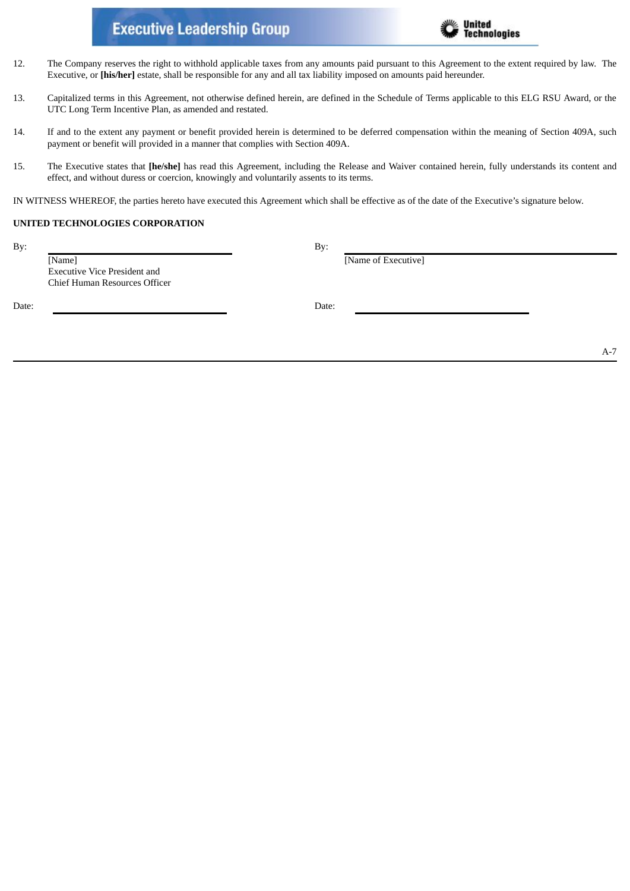12. The Company reserves the right to withhold applicable taxes from any amounts paid pursuant to this Agreement to the extent required by law. The Executive, or **[his/her]** estate, shall be responsible for any and all tax liability imposed on amounts paid hereunder.

13. Capitalized terms in this Agreement, not otherwise defined herein, are defined in the Schedule of Terms applicable to this ELG RSU Award, or the UTC Long Term Incentive Plan, as amended and restated.

14. If and to the extent any payment or benefit provided herein is determined to be deferred compensation within the meaning of Section 409A, such payment or benefit will provided in a manner that complies with Section 409A.

15. The Executive states that **[he/she]** has read this Agreement, including the Release and Waiver contained herein, fully understands its content and effect, and without duress or coercion, knowingly and voluntarily assents to its terms.

IN WITNESS WHEREOF, the parties hereto have executed this Agreement which shall be effective as of the date of the Executive's signature below.

**UNITED TECHNOLOGIES CORPORATION**

By: ______________________________
[Name]
Executive Vice President and
Chief Human Resources Officer

Date: ______________________________

By: ______________________________
[Name of Executive]

Date: ______________________________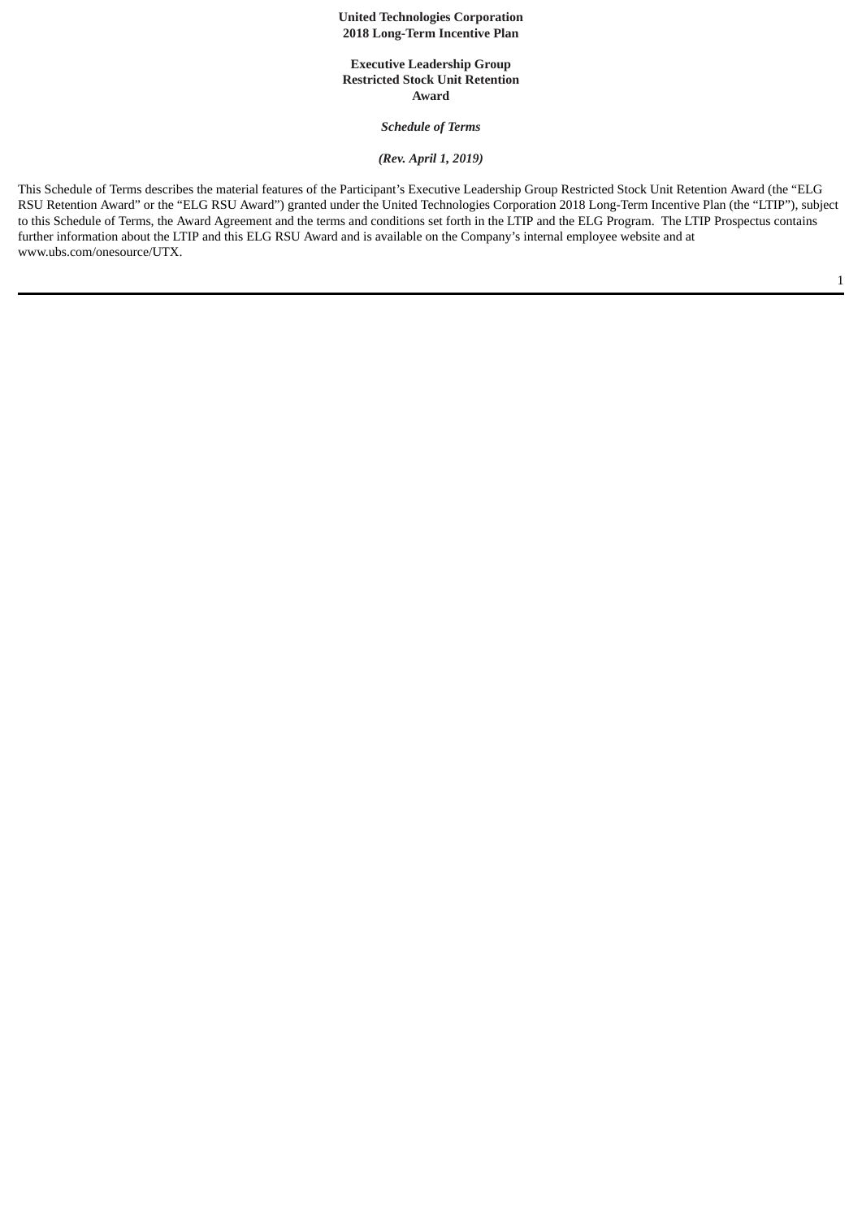**United Technologies Corporation**
**2018 Long-Term Incentive Plan**

**Executive Leadership Group**
**Restricted Stock Unit Retention**
**Award**

***Schedule of Terms***

***(Rev. April 1, 2019)***

This Schedule of Terms describes the material features of the Participant's Executive Leadership Group Restricted Stock Unit Retention Award (the "ELG RSU Retention Award" or the "ELG RSU Award") granted under the United Technologies Corporation 2018 Long-Term Incentive Plan (the "LTIP"), subject to this Schedule of Terms, the Award Agreement and the terms and conditions set forth in the LTIP and the ELG Program. The LTIP Prospectus contains further information about the LTIP and this ELG RSU Award and is available on the Company's internal employee website and at www.ubs.com/onesource/UTX.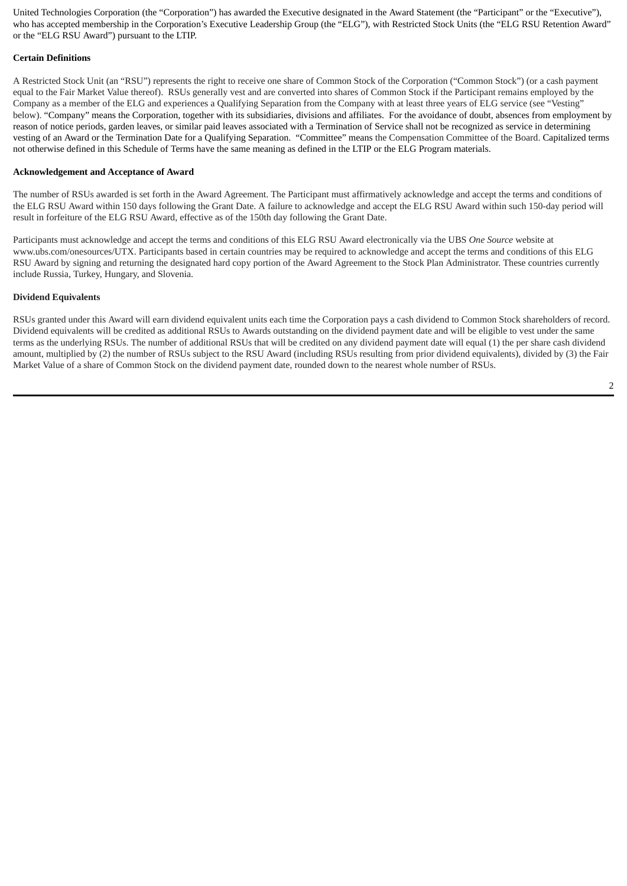United Technologies Corporation (the "Corporation") has awarded the Executive designated in the Award Statement (the "Participant" or the "Executive"), who has accepted membership in the Corporation's Executive Leadership Group (the "ELG"), with Restricted Stock Units (the "ELG RSU Retention Award" or the "ELG RSU Award") pursuant to the LTIP.

**Certain Definitions**

A Restricted Stock Unit (an "RSU") represents the right to receive one share of Common Stock of the Corporation ("Common Stock") (or a cash payment equal to the Fair Market Value thereof). RSUs generally vest and are converted into shares of Common Stock if the Participant remains employed by the Company as a member of the ELG and experiences a Qualifying Separation from the Company with at least three years of ELG service (see "Vesting" below). "Company" means the Corporation, together with its subsidiaries, divisions and affiliates. For the avoidance of doubt, absences from employment by reason of notice periods, garden leaves, or similar paid leaves associated with a Termination of Service shall not be recognized as service in determining vesting of an Award or the Termination Date for a Qualifying Separation. "Committee" means the Compensation Committee of the Board. Capitalized terms not otherwise defined in this Schedule of Terms have the same meaning as defined in the LTIP or the ELG Program materials.

**Acknowledgement and Acceptance of Award**

The number of RSUs awarded is set forth in the Award Agreement. The Participant must affirmatively acknowledge and accept the terms and conditions of the ELG RSU Award within 150 days following the Grant Date. A failure to acknowledge and accept the ELG RSU Award within such 150-day period will result in forfeiture of the ELG RSU Award, effective as of the 150th day following the Grant Date.

Participants must acknowledge and accept the terms and conditions of this ELG RSU Award electronically via the UBS *One Source* website at www.ubs.com/onesources/UTX. Participants based in certain countries may be required to acknowledge and accept the terms and conditions of this ELG RSU Award by signing and returning the designated hard copy portion of the Award Agreement to the Stock Plan Administrator. These countries currently include Russia, Turkey, Hungary, and Slovenia.

**Dividend Equivalents**

RSUs granted under this Award will earn dividend equivalent units each time the Corporation pays a cash dividend to Common Stock shareholders of record. Dividend equivalents will be credited as additional RSUs to Awards outstanding on the dividend payment date and will be eligible to vest under the same terms as the underlying RSUs. The number of additional RSUs that will be credited on any dividend payment date will equal (1) the per share cash dividend amount, multiplied by (2) the number of RSUs subject to the RSU Award (including RSUs resulting from prior dividend equivalents), divided by (3) the Fair Market Value of a share of Common Stock on the dividend payment date, rounded down to the nearest whole number of RSUs.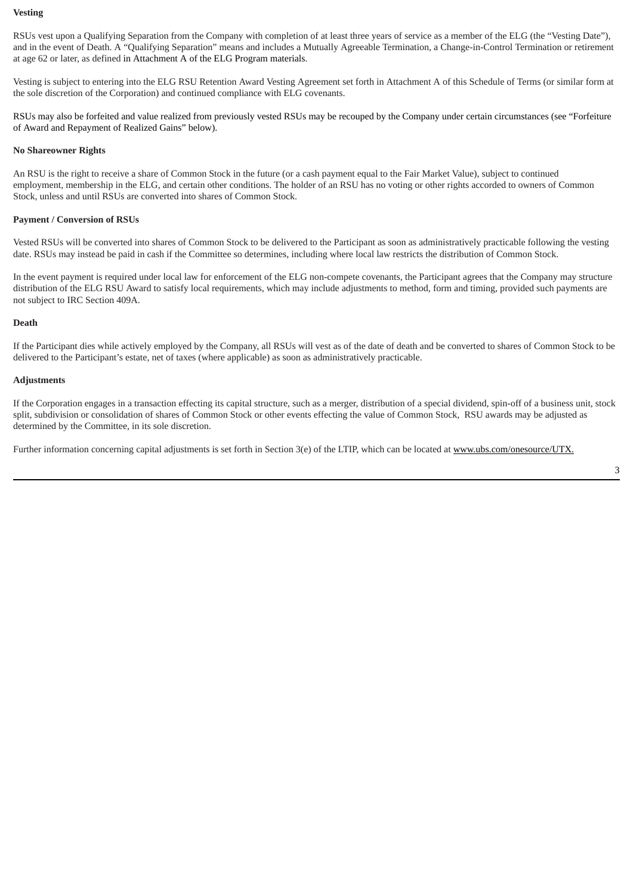**Vesting**

RSUs vest upon a Qualifying Separation from the Company with completion of at least three years of service as a member of the ELG (the "Vesting Date"), and in the event of Death. A "Qualifying Separation" means and includes a Mutually Agreeable Termination, a Change-in-Control Termination or retirement at age 62 or later, as defined in Attachment A of the ELG Program materials.

Vesting is subject to entering into the ELG RSU Retention Award Vesting Agreement set forth in Attachment A of this Schedule of Terms (or similar form at the sole discretion of the Corporation) and continued compliance with ELG covenants.

RSUs may also be forfeited and value realized from previously vested RSUs may be recouped by the Company under certain circumstances (see "Forfeiture of Award and Repayment of Realized Gains" below).

**No Shareowner Rights**

An RSU is the right to receive a share of Common Stock in the future (or a cash payment equal to the Fair Market Value), subject to continued employment, membership in the ELG, and certain other conditions. The holder of an RSU has no voting or other rights accorded to owners of Common Stock, unless and until RSUs are converted into shares of Common Stock.

**Payment / Conversion of RSUs**

Vested RSUs will be converted into shares of Common Stock to be delivered to the Participant as soon as administratively practicable following the vesting date. RSUs may instead be paid in cash if the Committee so determines, including where local law restricts the distribution of Common Stock.

In the event payment is required under local law for enforcement of the ELG non-compete covenants, the Participant agrees that the Company may structure distribution of the ELG RSU Award to satisfy local requirements, which may include adjustments to method, form and timing, provided such payments are not subject to IRC Section 409A.

**Death**

If the Participant dies while actively employed by the Company, all RSUs will vest as of the date of death and be converted to shares of Common Stock to be delivered to the Participant's estate, net of taxes (where applicable) as soon as administratively practicable.

**Adjustments**

If the Corporation engages in a transaction effecting its capital structure, such as a merger, distribution of a special dividend, spin-off of a business unit, stock split, subdivision or consolidation of shares of Common Stock or other events effecting the value of Common Stock, RSU awards may be adjusted as determined by the Committee, in its sole discretion.

Further information concerning capital adjustments is set forth in Section 3(e) of the LTIP, which can be located at www.ubs.com/onesource/UTX.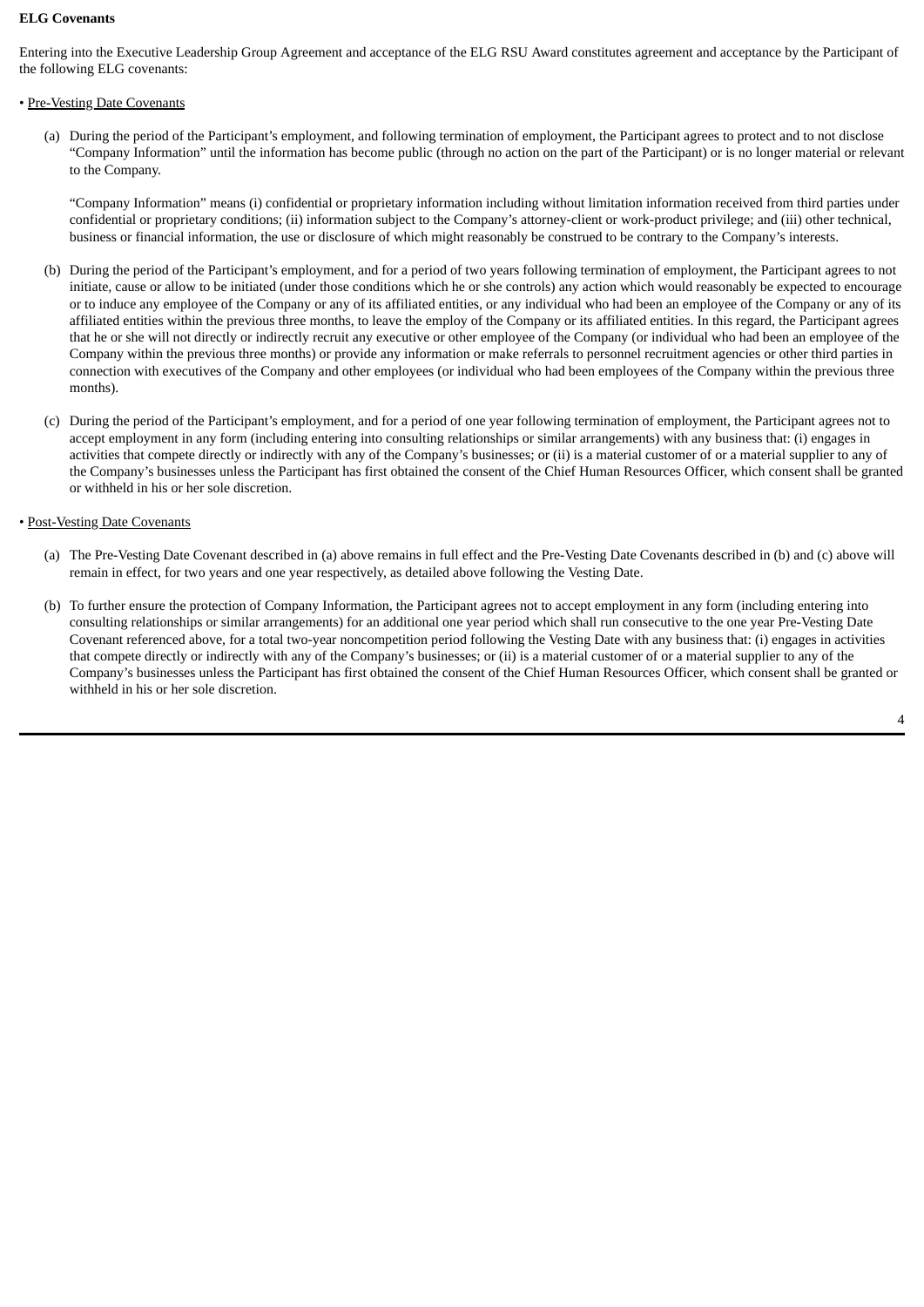**ELG Covenants**

Entering into the Executive Leadership Group Agreement and acceptance of the ELG RSU Award constitutes agreement and acceptance by the Participant of the following ELG covenants:

- Pre-Vesting Date Covenants

(a) During the period of the Participant's employment, and following termination of employment, the Participant agrees to protect and to not disclose "Company Information" until the information has become public (through no action on the part of the Participant) or is no longer material or relevant to the Company.

"Company Information" means (i) confidential or proprietary information including without limitation information received from third parties under confidential or proprietary conditions; (ii) information subject to the Company's attorney-client or work-product privilege; and (iii) other technical, business or financial information, the use or disclosure of which might reasonably be construed to be contrary to the Company's interests.

(b) During the period of the Participant's employment, and for a period of two years following termination of employment, the Participant agrees to not initiate, cause or allow to be initiated (under those conditions which he or she controls) any action which would reasonably be expected to encourage or to induce any employee of the Company or any of its affiliated entities, or any individual who had been an employee of the Company or any of its affiliated entities within the previous three months, to leave the employ of the Company or its affiliated entities. In this regard, the Participant agrees that he or she will not directly or indirectly recruit any executive or other employee of the Company (or individual who had been an employee of the Company within the previous three months) or provide any information or make referrals to personnel recruitment agencies or other third parties in connection with executives of the Company and other employees (or individual who had been employees of the Company within the previous three months).

(c) During the period of the Participant's employment, and for a period of one year following termination of employment, the Participant agrees not to accept employment in any form (including entering into consulting relationships or similar arrangements) with any business that: (i) engages in activities that compete directly or indirectly with any of the Company's businesses; or (ii) is a material customer of or a material supplier to any of the Company's businesses unless the Participant has first obtained the consent of the Chief Human Resources Officer, which consent shall be granted or withheld in his or her sole discretion.

- Post-Vesting Date Covenants

(a) The Pre-Vesting Date Covenant described in (a) above remains in full effect and the Pre-Vesting Date Covenants described in (b) and (c) above will remain in effect, for two years and one year respectively, as detailed above following the Vesting Date.

(b) To further ensure the protection of Company Information, the Participant agrees not to accept employment in any form (including entering into consulting relationships or similar arrangements) for an additional one year period which shall run consecutive to the one year Pre-Vesting Date Covenant referenced above, for a total two-year noncompetition period following the Vesting Date with any business that: (i) engages in activities that compete directly or indirectly with any of the Company's businesses; or (ii) is a material customer of or a material supplier to any of the Company's businesses unless the Participant has first obtained the consent of the Chief Human Resources Officer, which consent shall be granted or withheld in his or her sole discretion.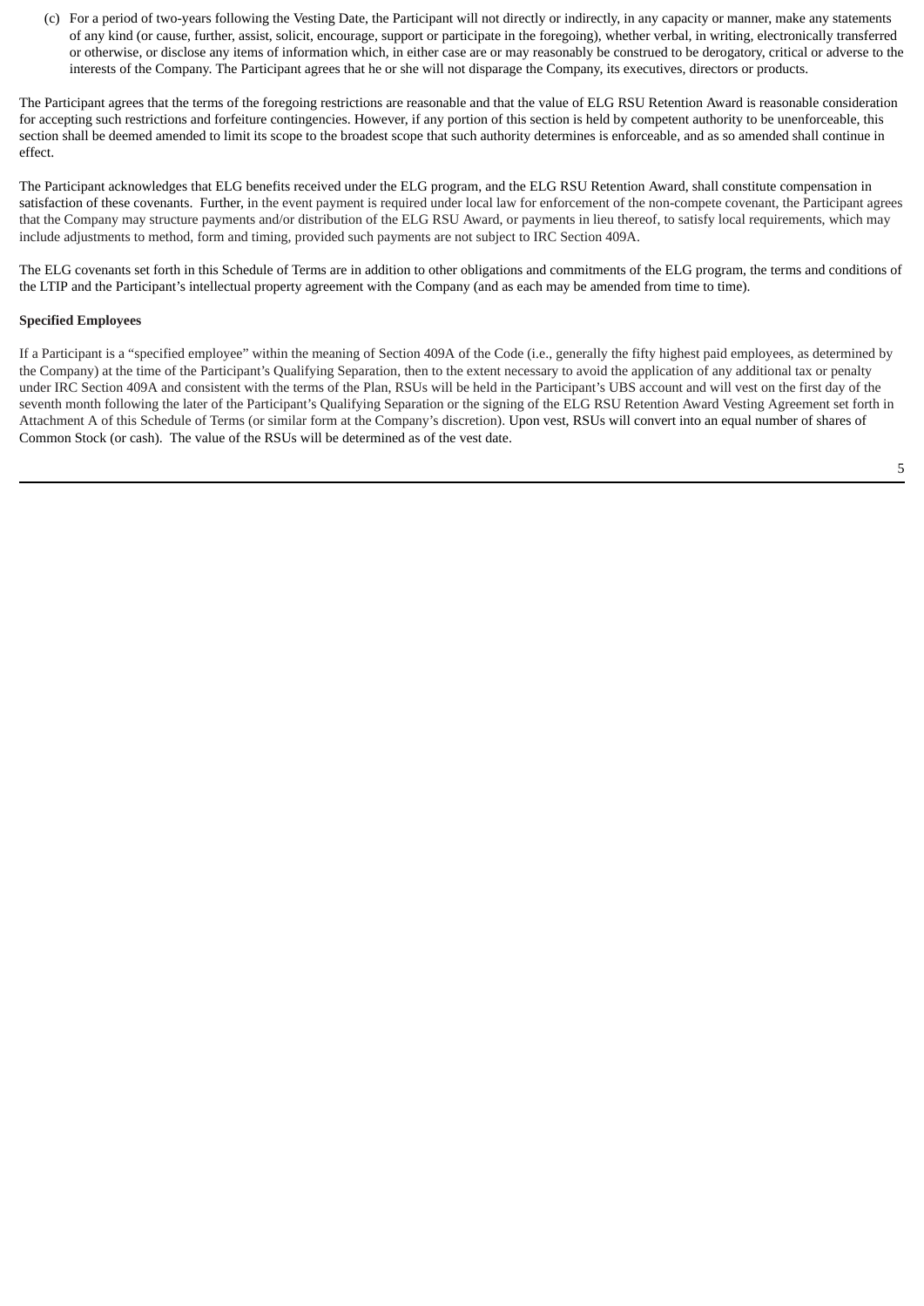(c) For a period of two-years following the Vesting Date, the Participant will not directly or indirectly, in any capacity or manner, make any statements of any kind (or cause, further, assist, solicit, encourage, support or participate in the foregoing), whether verbal, in writing, electronically transferred or otherwise, or disclose any items of information which, in either case are or may reasonably be construed to be derogatory, critical or adverse to the interests of the Company. The Participant agrees that he or she will not disparage the Company, its executives, directors or products.

The Participant agrees that the terms of the foregoing restrictions are reasonable and that the value of ELG RSU Retention Award is reasonable consideration for accepting such restrictions and forfeiture contingencies. However, if any portion of this section is held by competent authority to be unenforceable, this section shall be deemed amended to limit its scope to the broadest scope that such authority determines is enforceable, and as so amended shall continue in effect.

The Participant acknowledges that ELG benefits received under the ELG program, and the ELG RSU Retention Award, shall constitute compensation in satisfaction of these covenants. Further, in the event payment is required under local law for enforcement of the non-compete covenant, the Participant agrees that the Company may structure payments and/or distribution of the ELG RSU Award, or payments in lieu thereof, to satisfy local requirements, which may include adjustments to method, form and timing, provided such payments are not subject to IRC Section 409A.

The ELG covenants set forth in this Schedule of Terms are in addition to other obligations and commitments of the ELG program, the terms and conditions of the LTIP and the Participant's intellectual property agreement with the Company (and as each may be amended from time to time).

**Specified Employees**

If a Participant is a "specified employee" within the meaning of Section 409A of the Code (i.e., generally the fifty highest paid employees, as determined by the Company) at the time of the Participant's Qualifying Separation, then to the extent necessary to avoid the application of any additional tax or penalty under IRC Section 409A and consistent with the terms of the Plan, RSUs will be held in the Participant's UBS account and will vest on the first day of the seventh month following the later of the Participant's Qualifying Separation or the signing of the ELG RSU Retention Award Vesting Agreement set forth in Attachment A of this Schedule of Terms (or similar form at the Company's discretion). Upon vest, RSUs will convert into an equal number of shares of Common Stock (or cash). The value of the RSUs will be determined as of the vest date.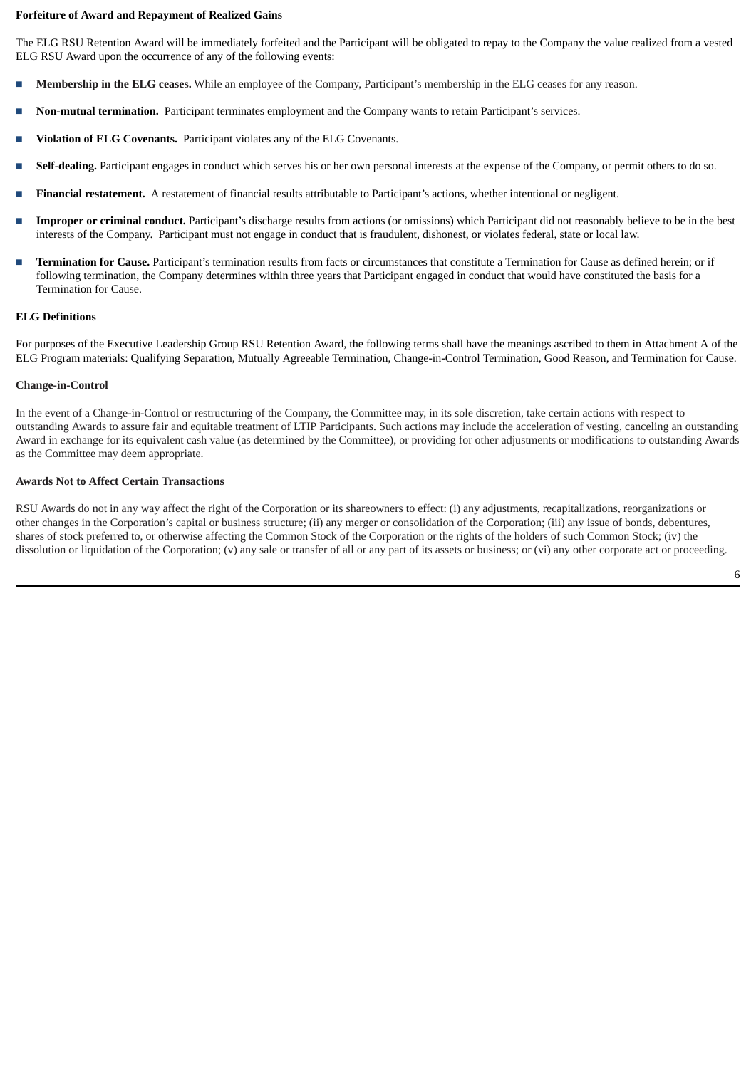**Forfeiture of Award and Repayment of Realized Gains**

The ELG RSU Retention Award will be immediately forfeited and the Participant will be obligated to repay to the Company the value realized from a vested ELG RSU Award upon the occurrence of any of the following events:

- **Membership in the ELG ceases.** While an employee of the Company, Participant's membership in the ELG ceases for any reason.
- **Non-mutual termination.** Participant terminates employment and the Company wants to retain Participant's services.
- **Violation of ELG Covenants.** Participant violates any of the ELG Covenants.
- **Self-dealing.** Participant engages in conduct which serves his or her own personal interests at the expense of the Company, or permit others to do so.
- **Financial restatement.** A restatement of financial results attributable to Participant's actions, whether intentional or negligent.
- **Improper or criminal conduct.** Participant's discharge results from actions (or omissions) which Participant did not reasonably believe to be in the best interests of the Company. Participant must not engage in conduct that is fraudulent, dishonest, or violates federal, state or local law.
- **Termination for Cause.** Participant's termination results from facts or circumstances that constitute a Termination for Cause as defined herein; or if following termination, the Company determines within three years that Participant engaged in conduct that would have constituted the basis for a Termination for Cause.

**ELG Definitions**

For purposes of the Executive Leadership Group RSU Retention Award, the following terms shall have the meanings ascribed to them in Attachment A of the ELG Program materials: Qualifying Separation, Mutually Agreeable Termination, Change-in-Control Termination, Good Reason, and Termination for Cause.

**Change-in-Control**

In the event of a Change-in-Control or restructuring of the Company, the Committee may, in its sole discretion, take certain actions with respect to outstanding Awards to assure fair and equitable treatment of LTIP Participants. Such actions may include the acceleration of vesting, canceling an outstanding Award in exchange for its equivalent cash value (as determined by the Committee), or providing for other adjustments or modifications to outstanding Awards as the Committee may deem appropriate.

**Awards Not to Affect Certain Transactions**

RSU Awards do not in any way affect the right of the Corporation or its shareowners to effect: (i) any adjustments, recapitalizations, reorganizations or other changes in the Corporation's capital or business structure; (ii) any merger or consolidation of the Corporation; (iii) any issue of bonds, debentures, shares of stock preferred to, or otherwise affecting the Common Stock of the Corporation or the rights of the holders of such Common Stock; (iv) the dissolution or liquidation of the Corporation; (v) any sale or transfer of all or any part of its assets or business; or (vi) any other corporate act or proceeding.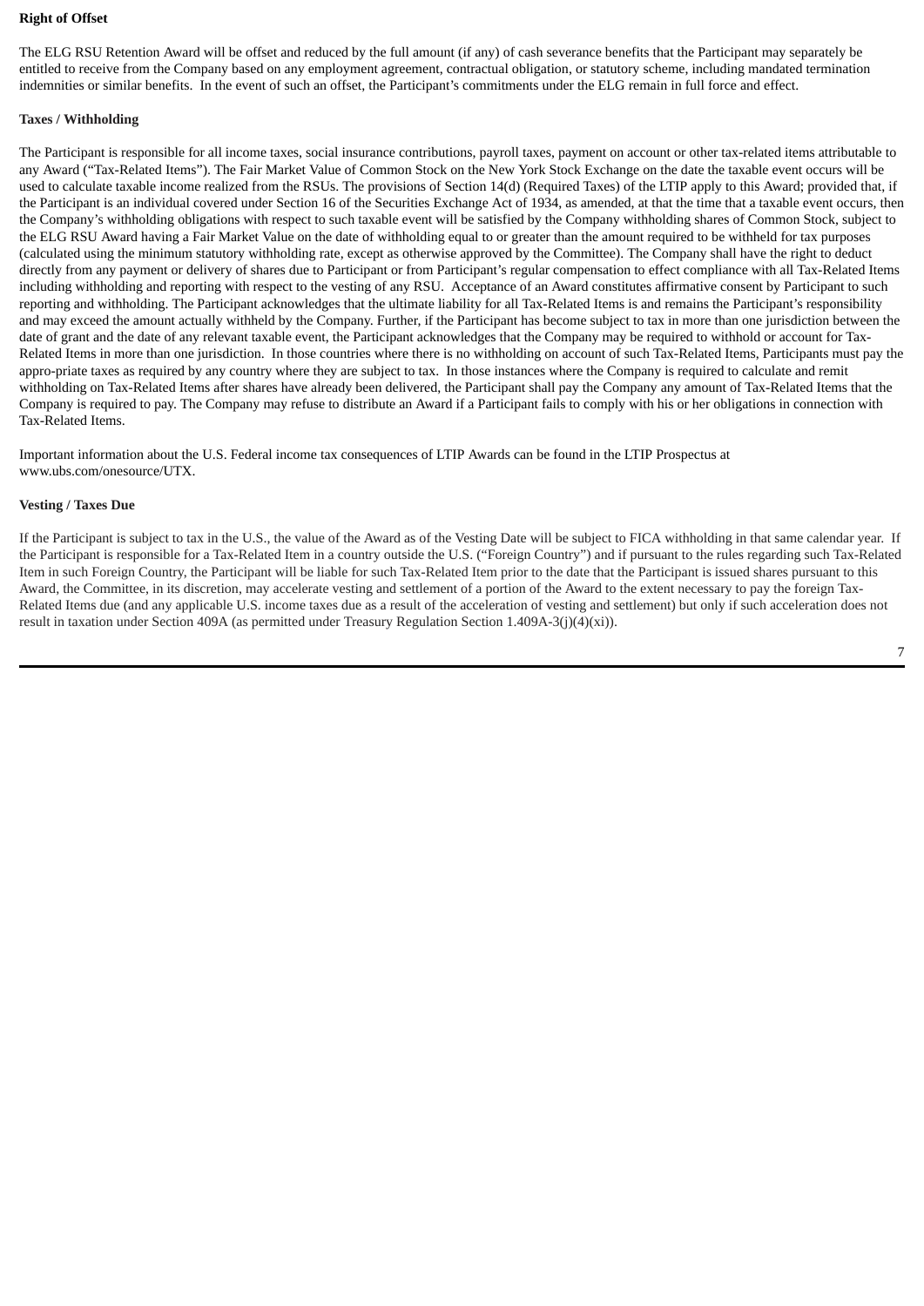**Right of Offset**

The ELG RSU Retention Award will be offset and reduced by the full amount (if any) of cash severance benefits that the Participant may separately be entitled to receive from the Company based on any employment agreement, contractual obligation, or statutory scheme, including mandated termination indemnities or similar benefits.  In the event of such an offset, the Participant's commitments under the ELG remain in full force and effect.

**Taxes / Withholding**

The Participant is responsible for all income taxes, social insurance contributions, payroll taxes, payment on account or other tax-related items attributable to any Award ("Tax-Related Items"). The Fair Market Value of Common Stock on the New York Stock Exchange on the date the taxable event occurs will be used to calculate taxable income realized from the RSUs. The provisions of Section 14(d) (Required Taxes) of the LTIP apply to this Award; provided that, if the Participant is an individual covered under Section 16 of the Securities Exchange Act of 1934, as amended, at that the time that a taxable event occurs, then the Company's withholding obligations with respect to such taxable event will be satisfied by the Company withholding shares of Common Stock, subject to the ELG RSU Award having a Fair Market Value on the date of withholding equal to or greater than the amount required to be withheld for tax purposes (calculated using the minimum statutory withholding rate, except as otherwise approved by the Committee). The Company shall have the right to deduct directly from any payment or delivery of shares due to Participant or from Participant's regular compensation to effect compliance with all Tax-Related Items including withholding and reporting with respect to the vesting of any RSU.  Acceptance of an Award constitutes affirmative consent by Participant to such reporting and withholding. The Participant acknowledges that the ultimate liability for all Tax-Related Items is and remains the Participant's responsibility and may exceed the amount actually withheld by the Company. Further, if the Participant has become subject to tax in more than one jurisdiction between the date of grant and the date of any relevant taxable event, the Participant acknowledges that the Company may be required to withhold or account for Tax-Related Items in more than one jurisdiction.  In those countries where there is no withholding on account of such Tax-Related Items, Participants must pay the appro-priate taxes as required by any country where they are subject to tax.  In those instances where the Company is required to calculate and remit withholding on Tax-Related Items after shares have already been delivered, the Participant shall pay the Company any amount of Tax-Related Items that the Company is required to pay. The Company may refuse to distribute an Award if a Participant fails to comply with his or her obligations in connection with Tax-Related Items.

Important information about the U.S. Federal income tax consequences of LTIP Awards can be found in the LTIP Prospectus at www.ubs.com/onesource/UTX.

**Vesting / Taxes Due**

If the Participant is subject to tax in the U.S., the value of the Award as of the Vesting Date will be subject to FICA withholding in that same calendar year.  If the Participant is responsible for a Tax-Related Item in a country outside the U.S. ("Foreign Country") and if pursuant to the rules regarding such Tax-Related Item in such Foreign Country, the Participant will be liable for such Tax-Related Item prior to the date that the Participant is issued shares pursuant to this Award, the Committee, in its discretion, may accelerate vesting and settlement of a portion of the Award to the extent necessary to pay the foreign Tax-Related Items due (and any applicable U.S. income taxes due as a result of the acceleration of vesting and settlement) but only if such acceleration does not result in taxation under Section 409A (as permitted under Treasury Regulation Section 1.409A-3(j)(4)(xi)).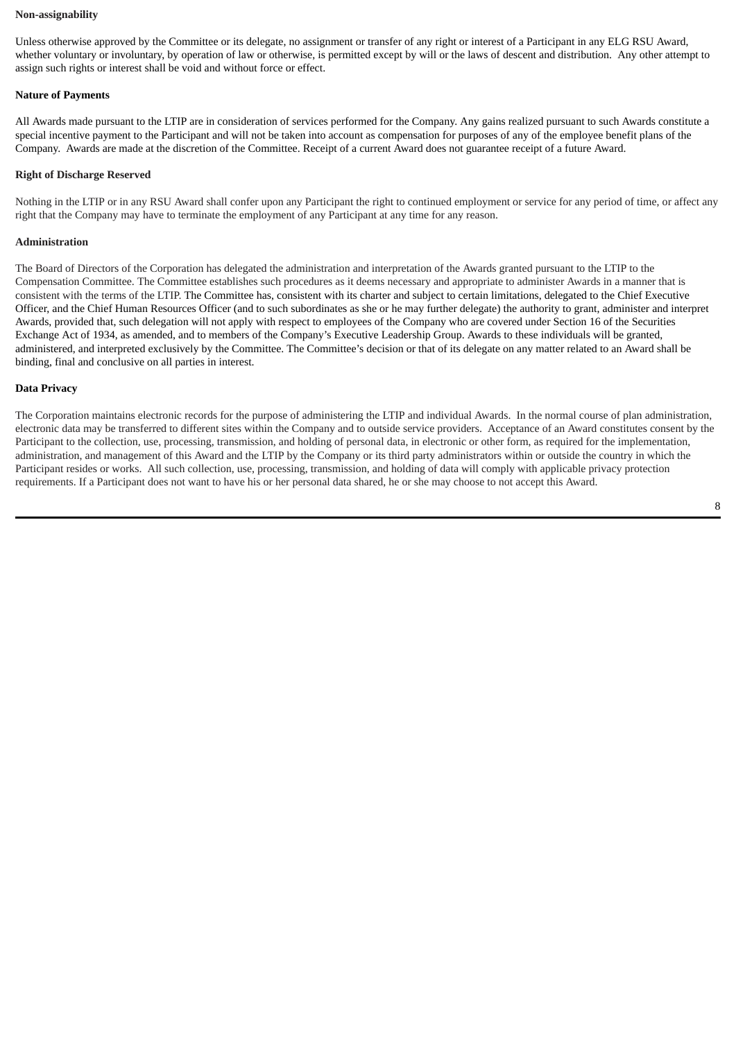**Non-assignability**

Unless otherwise approved by the Committee or its delegate, no assignment or transfer of any right or interest of a Participant in any ELG RSU Award, whether voluntary or involuntary, by operation of law or otherwise, is permitted except by will or the laws of descent and distribution. Any other attempt to assign such rights or interest shall be void and without force or effect.

**Nature of Payments**

All Awards made pursuant to the LTIP are in consideration of services performed for the Company. Any gains realized pursuant to such Awards constitute a special incentive payment to the Participant and will not be taken into account as compensation for purposes of any of the employee benefit plans of the Company. Awards are made at the discretion of the Committee. Receipt of a current Award does not guarantee receipt of a future Award.

**Right of Discharge Reserved**

Nothing in the LTIP or in any RSU Award shall confer upon any Participant the right to continued employment or service for any period of time, or affect any right that the Company may have to terminate the employment of any Participant at any time for any reason.

**Administration**

The Board of Directors of the Corporation has delegated the administration and interpretation of the Awards granted pursuant to the LTIP to the Compensation Committee. The Committee establishes such procedures as it deems necessary and appropriate to administer Awards in a manner that is consistent with the terms of the LTIP. The Committee has, consistent with its charter and subject to certain limitations, delegated to the Chief Executive Officer, and the Chief Human Resources Officer (and to such subordinates as she or he may further delegate) the authority to grant, administer and interpret Awards, provided that, such delegation will not apply with respect to employees of the Company who are covered under Section 16 of the Securities Exchange Act of 1934, as amended, and to members of the Company's Executive Leadership Group. Awards to these individuals will be granted, administered, and interpreted exclusively by the Committee. The Committee's decision or that of its delegate on any matter related to an Award shall be binding, final and conclusive on all parties in interest.

**Data Privacy**

The Corporation maintains electronic records for the purpose of administering the LTIP and individual Awards. In the normal course of plan administration, electronic data may be transferred to different sites within the Company and to outside service providers. Acceptance of an Award constitutes consent by the Participant to the collection, use, processing, transmission, and holding of personal data, in electronic or other form, as required for the implementation, administration, and management of this Award and the LTIP by the Company or its third party administrators within or outside the country in which the Participant resides or works. All such collection, use, processing, transmission, and holding of data will comply with applicable privacy protection requirements. If a Participant does not want to have his or her personal data shared, he or she may choose to not accept this Award.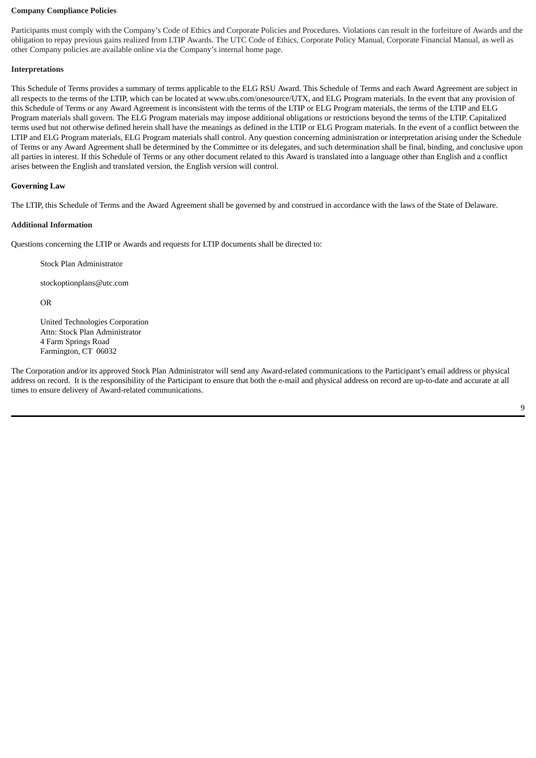**Company Compliance Policies**

Participants must comply with the Company's Code of Ethics and Corporate Policies and Procedures. Violations can result in the forfeiture of Awards and the obligation to repay previous gains realized from LTIP Awards. The UTC Code of Ethics, Corporate Policy Manual, Corporate Financial Manual, as well as other Company policies are available online via the Company's internal home page.

**Interpretations**

This Schedule of Terms provides a summary of terms applicable to the ELG RSU Award. This Schedule of Terms and each Award Agreement are subject in all respects to the terms of the LTIP, which can be located at www.ubs.com/onesource/UTX, and ELG Program materials. In the event that any provision of this Schedule of Terms or any Award Agreement is inconsistent with the terms of the LTIP or ELG Program materials, the terms of the LTIP and ELG Program materials shall govern. The ELG Program materials may impose additional obligations or restrictions beyond the terms of the LTIP. Capitalized terms used but not otherwise defined herein shall have the meanings as defined in the LTIP or ELG Program materials. In the event of a conflict between the LTIP and ELG Program materials, ELG Program materials shall control. Any question concerning administration or interpretation arising under the Schedule of Terms or any Award Agreement shall be determined by the Committee or its delegates, and such determination shall be final, binding, and conclusive upon all parties in interest. If this Schedule of Terms or any other document related to this Award is translated into a language other than English and a conflict arises between the English and translated version, the English version will control.

**Governing Law**

The LTIP, this Schedule of Terms and the Award Agreement shall be governed by and construed in accordance with the laws of the State of Delaware.

**Additional Information**

Questions concerning the LTIP or Awards and requests for LTIP documents shall be directed to:

Stock Plan Administrator

stockoptionplans@utc.com

OR

United Technologies Corporation
Attn: Stock Plan Administrator
4 Farm Springs Road
Farmington, CT 06032

The Corporation and/or its approved Stock Plan Administrator will send any Award-related communications to the Participant's email address or physical address on record. It is the responsibility of the Participant to ensure that both the e-mail and physical address on record are up-to-date and accurate at all times to ensure delivery of Award-related communications.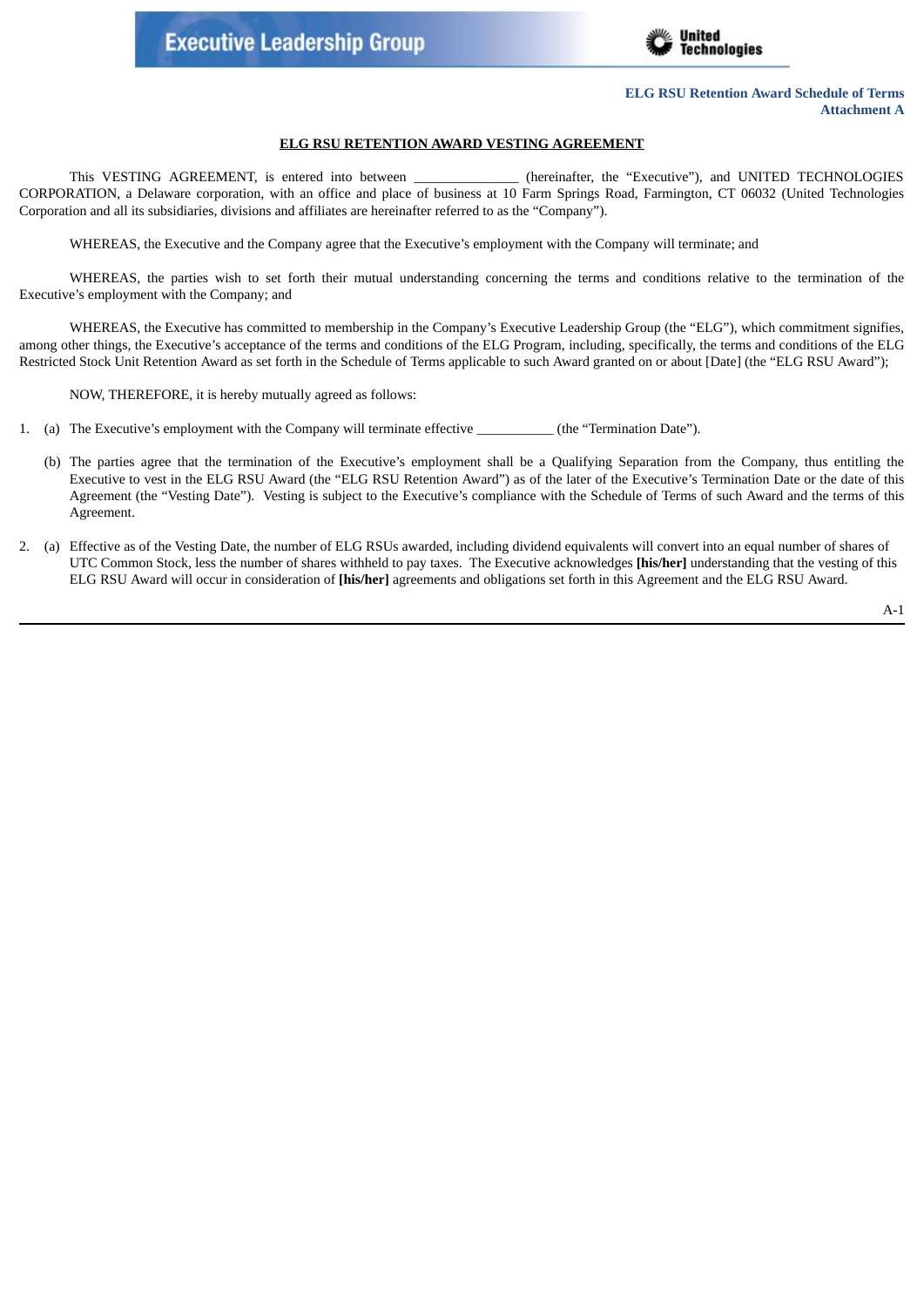**ELG RSU Retention Award Schedule of Terms**
**Attachment A**

**ELG RSU RETENTION AWARD VESTING AGREEMENT**

This VESTING AGREEMENT, is entered into between _______________ (hereinafter, the "Executive"), and UNITED TECHNOLOGIES CORPORATION, a Delaware corporation, with an office and place of business at 10 Farm Springs Road, Farmington, CT 06032 (United Technologies Corporation and all its subsidiaries, divisions and affiliates are hereinafter referred to as the "Company").

WHEREAS, the Executive and the Company agree that the Executive's employment with the Company will terminate; and

WHEREAS, the parties wish to set forth their mutual understanding concerning the terms and conditions relative to the termination of the Executive's employment with the Company; and

WHEREAS, the Executive has committed to membership in the Company's Executive Leadership Group (the "ELG"), which commitment signifies, among other things, the Executive's acceptance of the terms and conditions of the ELG Program, including, specifically, the terms and conditions of the ELG Restricted Stock Unit Retention Award as set forth in the Schedule of Terms applicable to such Award granted on or about [Date] (the "ELG RSU Award");

NOW, THEREFORE, it is hereby mutually agreed as follows:

1. (a) The Executive's employment with the Company will terminate effective ___________ (the "Termination Date").

   (b) The parties agree that the termination of the Executive's employment shall be a Qualifying Separation from the Company, thus entitling the Executive to vest in the ELG RSU Award (the "ELG RSU Retention Award") as of the later of the Executive's Termination Date or the date of this Agreement (the "Vesting Date"). Vesting is subject to the Executive's compliance with the Schedule of Terms of such Award and the terms of this Agreement.

2. (a) Effective as of the Vesting Date, the number of ELG RSUs awarded, including dividend equivalents will convert into an equal number of shares of UTC Common Stock, less the number of shares withheld to pay taxes. The Executive acknowledges **[his/her]** understanding that the vesting of this ELG RSU Award will occur in consideration of **[his/her]** agreements and obligations set forth in this Agreement and the ELG RSU Award.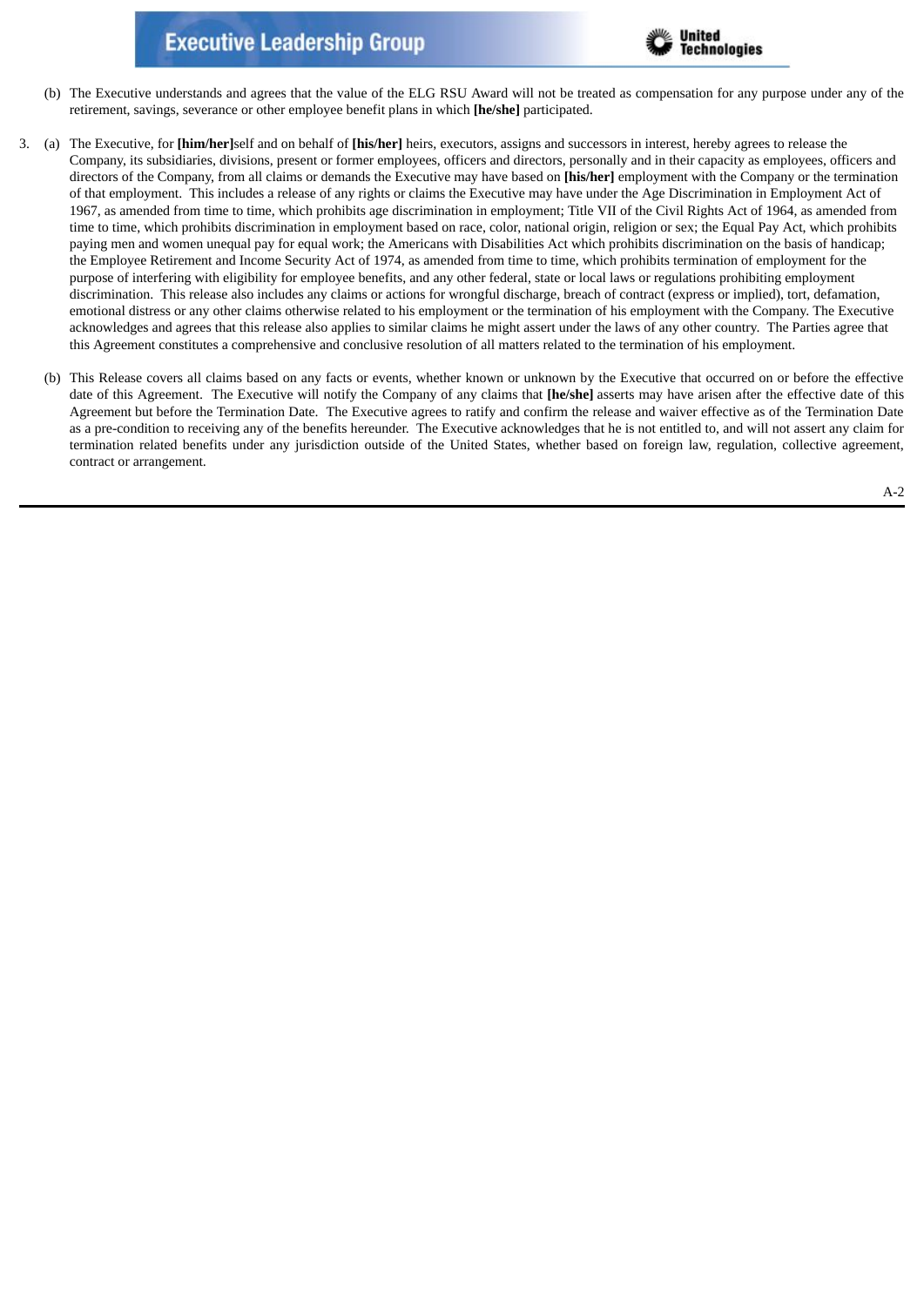(b) The Executive understands and agrees that the value of the ELG RSU Award will not be treated as compensation for any purpose under any of the retirement, savings, severance or other employee benefit plans in which **[he/she]** participated.

3. (a) The Executive, for **[him/her]**self and on behalf of **[his/her]** heirs, executors, assigns and successors in interest, hereby agrees to release the Company, its subsidiaries, divisions, present or former employees, officers and directors, personally and in their capacity as employees, officers and directors of the Company, from all claims or demands the Executive may have based on **[his/her]** employment with the Company or the termination of that employment. This includes a release of any rights or claims the Executive may have under the Age Discrimination in Employment Act of 1967, as amended from time to time, which prohibits age discrimination in employment; Title VII of the Civil Rights Act of 1964, as amended from time to time, which prohibits discrimination in employment based on race, color, national origin, religion or sex; the Equal Pay Act, which prohibits paying men and women unequal pay for equal work; the Americans with Disabilities Act which prohibits discrimination on the basis of handicap; the Employee Retirement and Income Security Act of 1974, as amended from time to time, which prohibits termination of employment for the purpose of interfering with eligibility for employee benefits, and any other federal, state or local laws or regulations prohibiting employment discrimination. This release also includes any claims or actions for wrongful discharge, breach of contract (express or implied), tort, defamation, emotional distress or any other claims otherwise related to his employment or the termination of his employment with the Company. The Executive acknowledges and agrees that this release also applies to similar claims he might assert under the laws of any other country. The Parties agree that this Agreement constitutes a comprehensive and conclusive resolution of all matters related to the termination of his employment.

(b) This Release covers all claims based on any facts or events, whether known or unknown by the Executive that occurred on or before the effective date of this Agreement. The Executive will notify the Company of any claims that **[he/she]** asserts may have arisen after the effective date of this Agreement but before the Termination Date. The Executive agrees to ratify and confirm the release and waiver effective as of the Termination Date as a pre-condition to receiving any of the benefits hereunder. The Executive acknowledges that he is not entitled to, and will not assert any claim for termination related benefits under any jurisdiction outside of the United States, whether based on foreign law, regulation, collective agreement, contract or arrangement.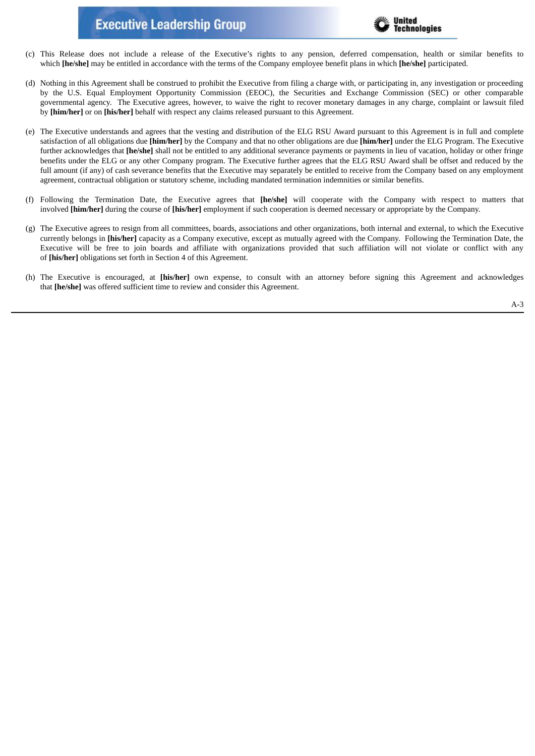(c) This Release does not include a release of the Executive's rights to any pension, deferred compensation, health or similar benefits to which **[he/she]** may be entitled in accordance with the terms of the Company employee benefit plans in which **[he/she]** participated.

(d) Nothing in this Agreement shall be construed to prohibit the Executive from filing a charge with, or participating in, any investigation or proceeding by the U.S. Equal Employment Opportunity Commission (EEOC), the Securities and Exchange Commission (SEC) or other comparable governmental agency. The Executive agrees, however, to waive the right to recover monetary damages in any charge, complaint or lawsuit filed by **[him/her]** or on **[his/her]** behalf with respect any claims released pursuant to this Agreement.

(e) The Executive understands and agrees that the vesting and distribution of the ELG RSU Award pursuant to this Agreement is in full and complete satisfaction of all obligations due **[him/her]** by the Company and that no other obligations are due **[him/her]** under the ELG Program. The Executive further acknowledges that **[he/she]** shall not be entitled to any additional severance payments or payments in lieu of vacation, holiday or other fringe benefits under the ELG or any other Company program. The Executive further agrees that the ELG RSU Award shall be offset and reduced by the full amount (if any) of cash severance benefits that the Executive may separately be entitled to receive from the Company based on any employment agreement, contractual obligation or statutory scheme, including mandated termination indemnities or similar benefits.

(f) Following the Termination Date, the Executive agrees that **[he/she]** will cooperate with the Company with respect to matters that involved **[him/her]** during the course of **[his/her]** employment if such cooperation is deemed necessary or appropriate by the Company.

(g) The Executive agrees to resign from all committees, boards, associations and other organizations, both internal and external, to which the Executive currently belongs in **[his/her]** capacity as a Company executive, except as mutually agreed with the Company. Following the Termination Date, the Executive will be free to join boards and affiliate with organizations provided that such affiliation will not violate or conflict with any of **[his/her]** obligations set forth in Section 4 of this Agreement.

(h) The Executive is encouraged, at **[his/her]** own expense, to consult with an attorney before signing this Agreement and acknowledges that **[he/she]** was offered sufficient time to review and consider this Agreement.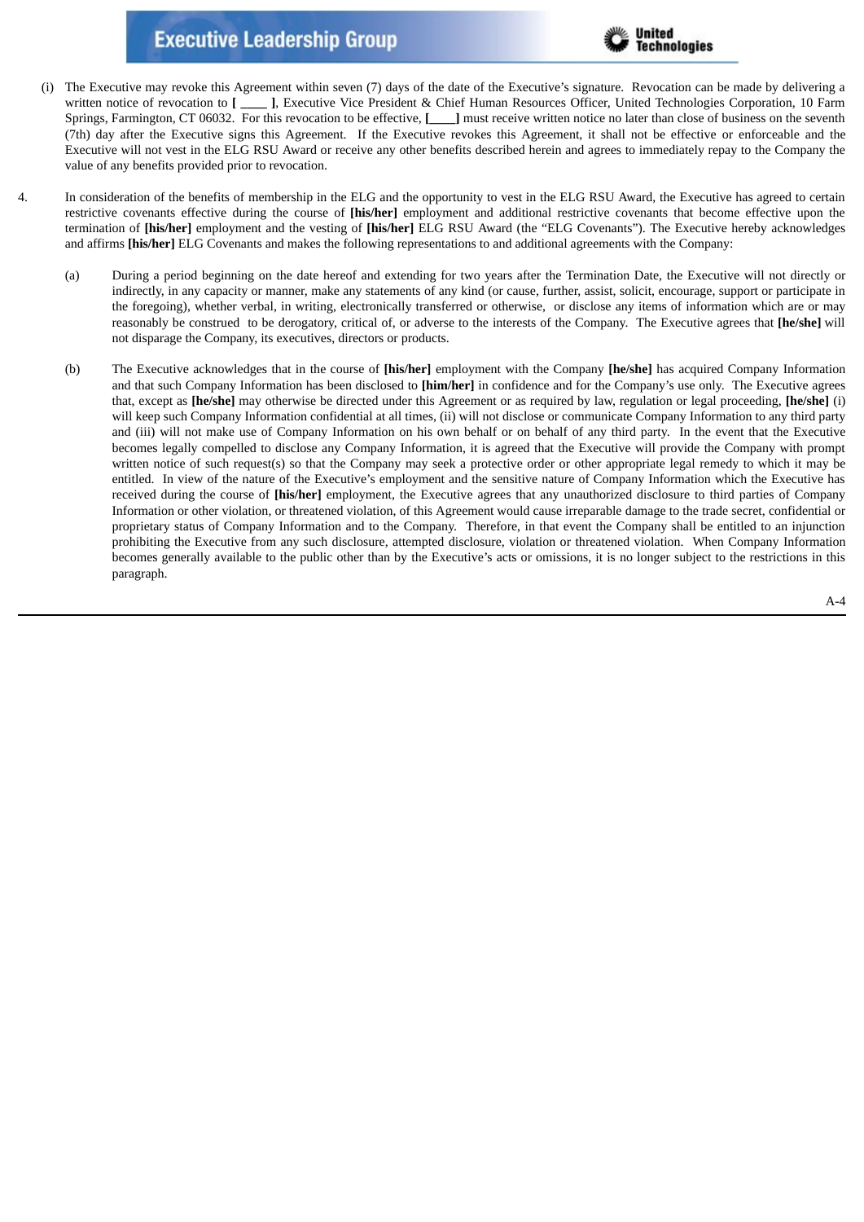(i) The Executive may revoke this Agreement within seven (7) days of the date of the Executive's signature. Revocation can be made by delivering a written notice of revocation to **[ ____ ]**, Executive Vice President & Chief Human Resources Officer, United Technologies Corporation, 10 Farm Springs, Farmington, CT 06032. For this revocation to be effective, **[____]** must receive written notice no later than close of business on the seventh (7th) day after the Executive signs this Agreement. If the Executive revokes this Agreement, it shall not be effective or enforceable and the Executive will not vest in the ELG RSU Award or receive any other benefits described herein and agrees to immediately repay to the Company the value of any benefits provided prior to revocation.

4. In consideration of the benefits of membership in the ELG and the opportunity to vest in the ELG RSU Award, the Executive has agreed to certain restrictive covenants effective during the course of **[his/her]** employment and additional restrictive covenants that become effective upon the termination of **[his/her]** employment and the vesting of **[his/her]** ELG RSU Award (the "ELG Covenants"). The Executive hereby acknowledges and affirms **[his/her]** ELG Covenants and makes the following representations to and additional agreements with the Company:

   (a) During a period beginning on the date hereof and extending for two years after the Termination Date, the Executive will not directly or indirectly, in any capacity or manner, make any statements of any kind (or cause, further, assist, solicit, encourage, support or participate in the foregoing), whether verbal, in writing, electronically transferred or otherwise, or disclose any items of information which are or may reasonably be construed to be derogatory, critical of, or adverse to the interests of the Company. The Executive agrees that **[he/she]** will not disparage the Company, its executives, directors or products.

   (b) The Executive acknowledges that in the course of **[his/her]** employment with the Company **[he/she]** has acquired Company Information and that such Company Information has been disclosed to **[him/her]** in confidence and for the Company's use only. The Executive agrees that, except as **[he/she]** may otherwise be directed under this Agreement or as required by law, regulation or legal proceeding, **[he/she]** (i) will keep such Company Information confidential at all times, (ii) will not disclose or communicate Company Information to any third party and (iii) will not make use of Company Information on his own behalf or on behalf of any third party. In the event that the Executive becomes legally compelled to disclose any Company Information, it is agreed that the Executive will provide the Company with prompt written notice of such request(s) so that the Company may seek a protective order or other appropriate legal remedy to which it may be entitled. In view of the nature of the Executive's employment and the sensitive nature of Company Information which the Executive has received during the course of **[his/her]** employment, the Executive agrees that any unauthorized disclosure to third parties of Company Information or other violation, or threatened violation, of this Agreement would cause irreparable damage to the trade secret, confidential or proprietary status of Company Information and to the Company. Therefore, in that event the Company shall be entitled to an injunction prohibiting the Executive from any such disclosure, attempted disclosure, violation or threatened violation. When Company Information becomes generally available to the public other than by the Executive's acts or omissions, it is no longer subject to the restrictions in this paragraph.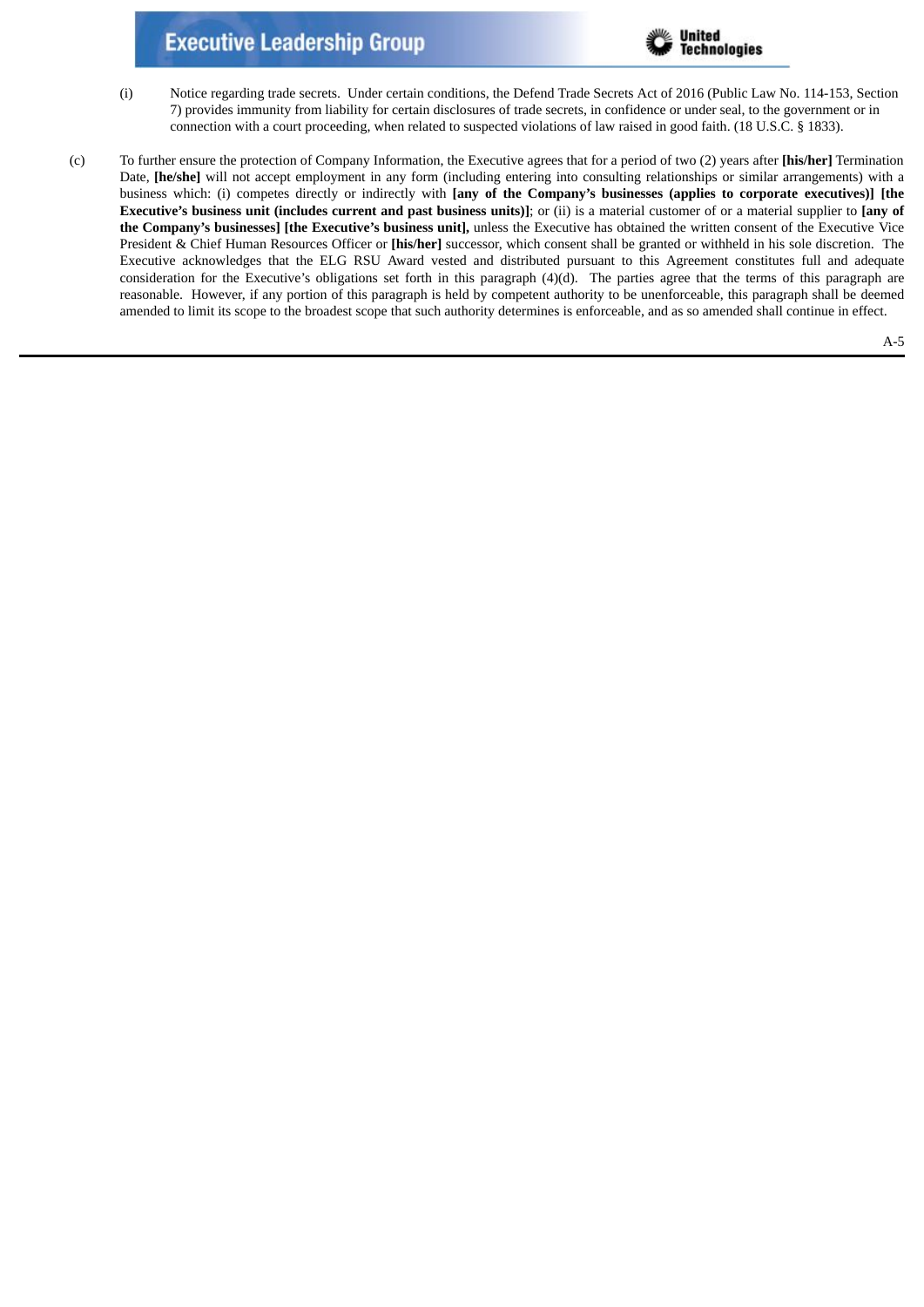(i) Notice regarding trade secrets. Under certain conditions, the Defend Trade Secrets Act of 2016 (Public Law No. 114-153, Section 7) provides immunity from liability for certain disclosures of trade secrets, in confidence or under seal, to the government or in connection with a court proceeding, when related to suspected violations of law raised in good faith. (18 U.S.C. § 1833).

(c) To further ensure the protection of Company Information, the Executive agrees that for a period of two (2) years after **[his/her]** Termination Date, **[he/she]** will not accept employment in any form (including entering into consulting relationships or similar arrangements) with a business which: (i) competes directly or indirectly with **[any of the Company's businesses (applies to corporate executives)] [the Executive's business unit (includes current and past business units)]**; or (ii) is a material customer of or a material supplier to **[any of the Company's businesses] [the Executive's business unit],** unless the Executive has obtained the written consent of the Executive Vice President & Chief Human Resources Officer or **[his/her]** successor, which consent shall be granted or withheld in his sole discretion. The Executive acknowledges that the ELG RSU Award vested and distributed pursuant to this Agreement constitutes full and adequate consideration for the Executive's obligations set forth in this paragraph (4)(d). The parties agree that the terms of this paragraph are reasonable. However, if any portion of this paragraph is held by competent authority to be unenforceable, this paragraph shall be deemed amended to limit its scope to the broadest scope that such authority determines is enforceable, and as so amended shall continue in effect.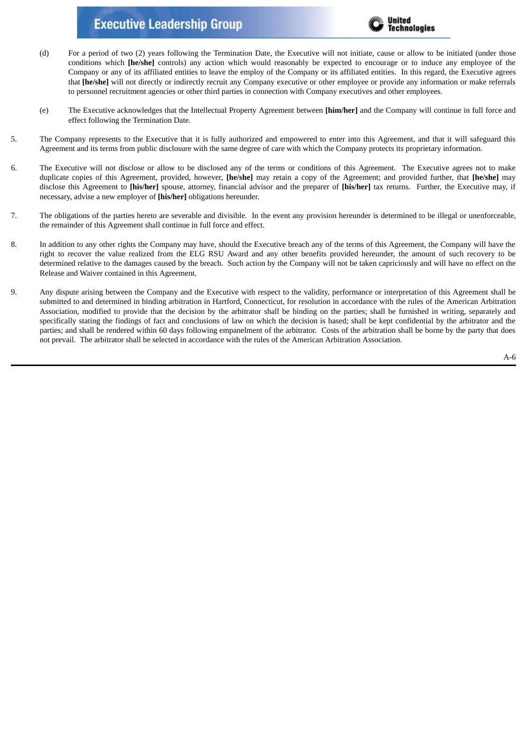(d) For a period of two (2) years following the Termination Date, the Executive will not initiate, cause or allow to be initiated (under those conditions which **[he/she]** controls) any action which would reasonably be expected to encourage or to induce any employee of the Company or any of its affiliated entities to leave the employ of the Company or its affiliated entities. In this regard, the Executive agrees that **[he/she]** will not directly or indirectly recruit any Company executive or other employee or provide any information or make referrals to personnel recruitment agencies or other third parties in connection with Company executives and other employees.

(e) The Executive acknowledges that the Intellectual Property Agreement between **[him/her]** and the Company will continue in full force and effect following the Termination Date.

5. The Company represents to the Executive that it is fully authorized and empowered to enter into this Agreement, and that it will safeguard this Agreement and its terms from public disclosure with the same degree of care with which the Company protects its proprietary information.

6. The Executive will not disclose or allow to be disclosed any of the terms or conditions of this Agreement. The Executive agrees not to make duplicate copies of this Agreement, provided, however, **[he/she]** may retain a copy of the Agreement; and provided further, that **[he/she]** may disclose this Agreement to **[his/her]** spouse, attorney, financial advisor and the preparer of **[his/her]** tax returns. Further, the Executive may, if necessary, advise a new employer of **[his/her]** obligations hereunder.

7. The obligations of the parties hereto are severable and divisible. In the event any provision hereunder is determined to be illegal or unenforceable, the remainder of this Agreement shall continue in full force and effect.

8. In addition to any other rights the Company may have, should the Executive breach any of the terms of this Agreement, the Company will have the right to recover the value realized from the ELG RSU Award and any other benefits provided hereunder, the amount of such recovery to be determined relative to the damages caused by the breach. Such action by the Company will not be taken capriciously and will have no effect on the Release and Waiver contained in this Agreement.

9. Any dispute arising between the Company and the Executive with respect to the validity, performance or interpretation of this Agreement shall be submitted to and determined in binding arbitration in Hartford, Connecticut, for resolution in accordance with the rules of the American Arbitration Association, modified to provide that the decision by the arbitrator shall be binding on the parties; shall be furnished in writing, separately and specifically stating the findings of fact and conclusions of law on which the decision is based; shall be kept confidential by the arbitrator and the parties; and shall be rendered within 60 days following empanelment of the arbitrator. Costs of the arbitration shall be borne by the party that does not prevail. The arbitrator shall be selected in accordance with the rules of the American Arbitration Association.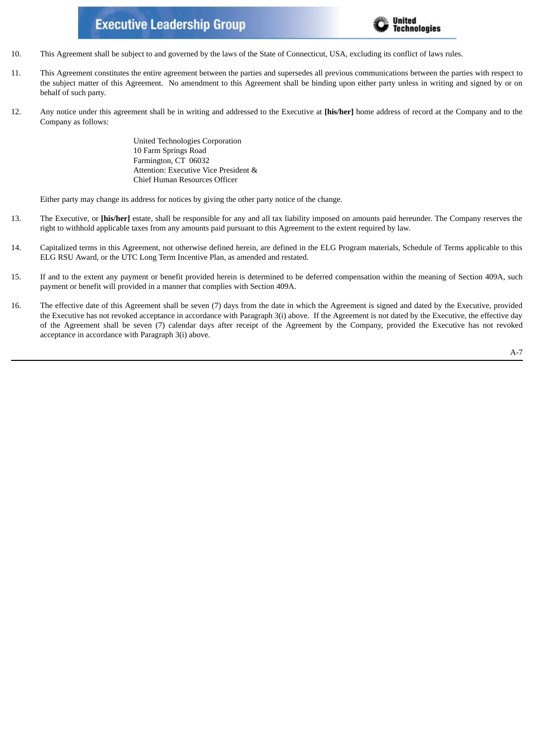10. This Agreement shall be subject to and governed by the laws of the State of Connecticut, USA, excluding its conflict of laws rules.

11. This Agreement constitutes the entire agreement between the parties and supersedes all previous communications between the parties with respect to the subject matter of this Agreement. No amendment to this Agreement shall be binding upon either party unless in writing and signed by or on behalf of such party.

12. Any notice under this agreement shall be in writing and addressed to the Executive at **[his/her]** home address of record at the Company and to the Company as follows:

    United Technologies Corporation
    10 Farm Springs Road
    Farmington, CT 06032
    Attention: Executive Vice President &
    Chief Human Resources Officer

    Either party may change its address for notices by giving the other party notice of the change.

13. The Executive, or **[his/her]** estate, shall be responsible for any and all tax liability imposed on amounts paid hereunder. The Company reserves the right to withhold applicable taxes from any amounts paid pursuant to this Agreement to the extent required by law.

14. Capitalized terms in this Agreement, not otherwise defined herein, are defined in the ELG Program materials, Schedule of Terms applicable to this ELG RSU Award, or the UTC Long Term Incentive Plan, as amended and restated.

15. If and to the extent any payment or benefit provided herein is determined to be deferred compensation within the meaning of Section 409A, such payment or benefit will provided in a manner that complies with Section 409A.

16. The effective date of this Agreement shall be seven (7) days from the date in which the Agreement is signed and dated by the Executive, provided the Executive has not revoked acceptance in accordance with Paragraph 3(i) above. If the Agreement is not dated by the Executive, the effective day of the Agreement shall be seven (7) calendar days after receipt of the Agreement by the Company, provided the Executive has not revoked acceptance in accordance with Paragraph 3(i) above.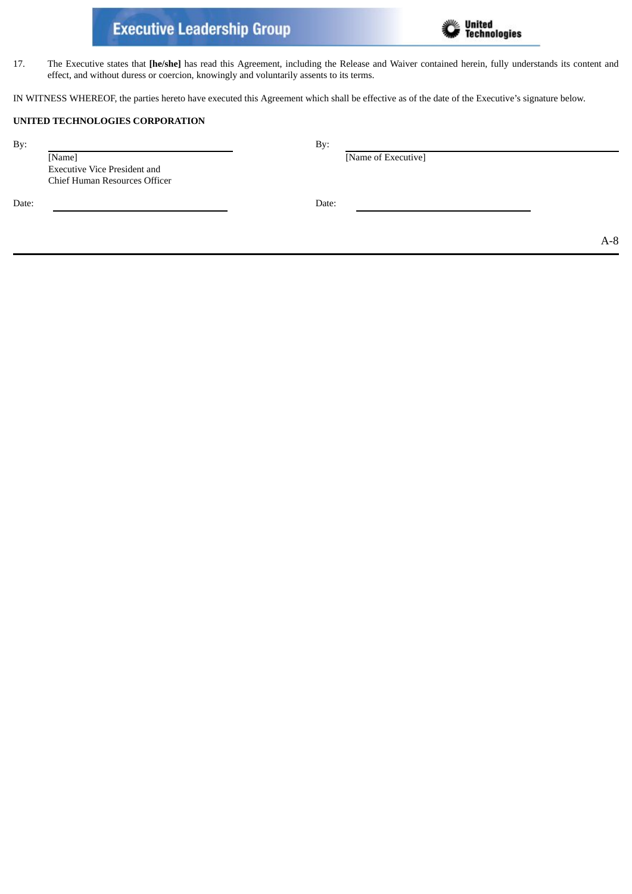17. The Executive states that **[he/she]** has read this Agreement, including the Release and Waiver contained herein, fully understands its content and effect, and without duress or coercion, knowingly and voluntarily assents to its terms.

IN WITNESS WHEREOF, the parties hereto have executed this Agreement which shall be effective as of the date of the Executive's signature below.

**UNITED TECHNOLOGIES CORPORATION**

| | | | |
|---|---|---|---|
| By: | ______________________________<br>[Name]<br>Executive Vice President and<br>Chief Human Resources Officer | By: | ______________________________<br>[Name of Executive] |
| Date: | ______________________________ | Date: | ______________________________ |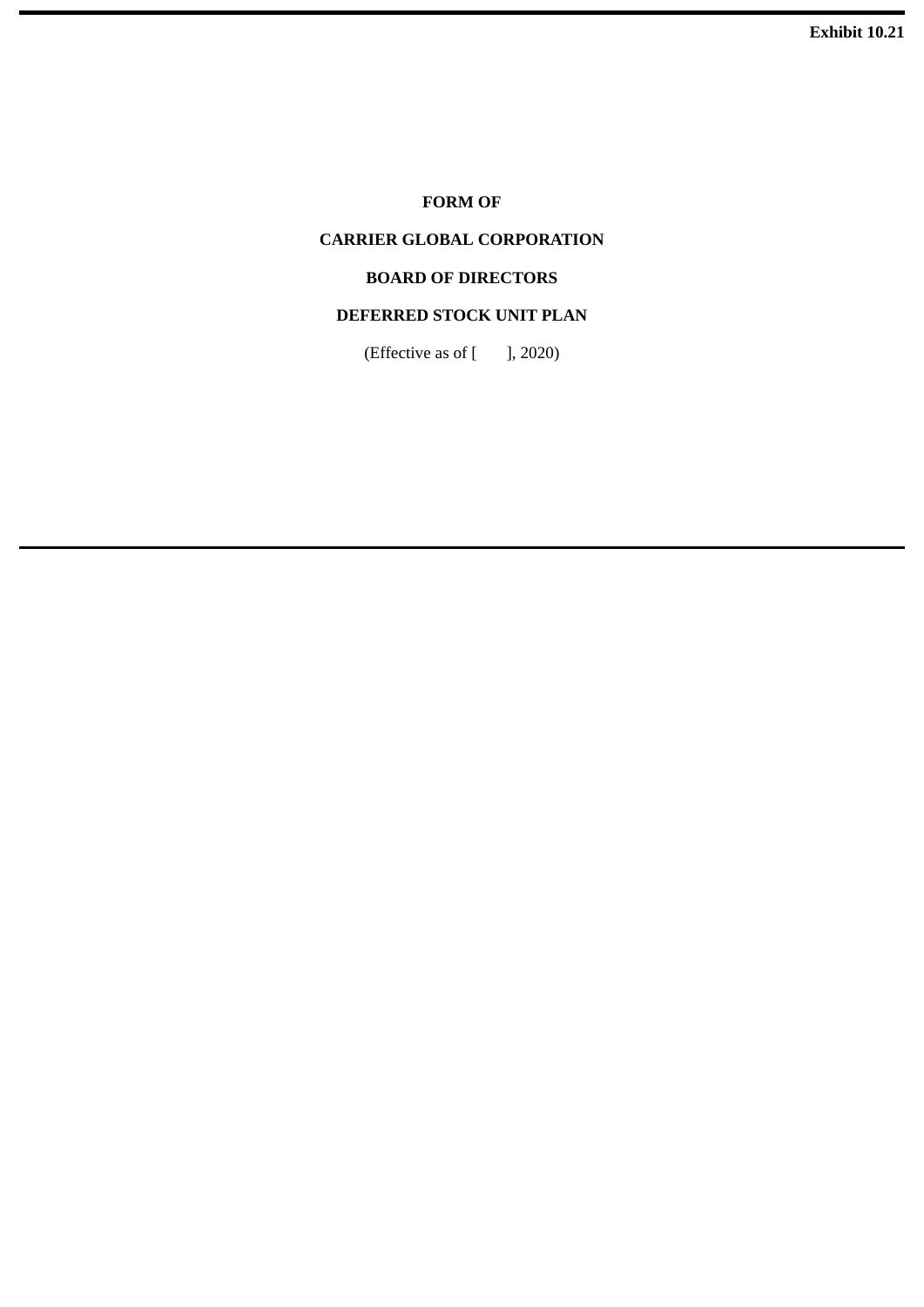**Exhibit 10.21**

**FORM OF**

**CARRIER GLOBAL CORPORATION**

**BOARD OF DIRECTORS**

**DEFERRED STOCK UNIT PLAN**

(Effective as of [ ], 2020)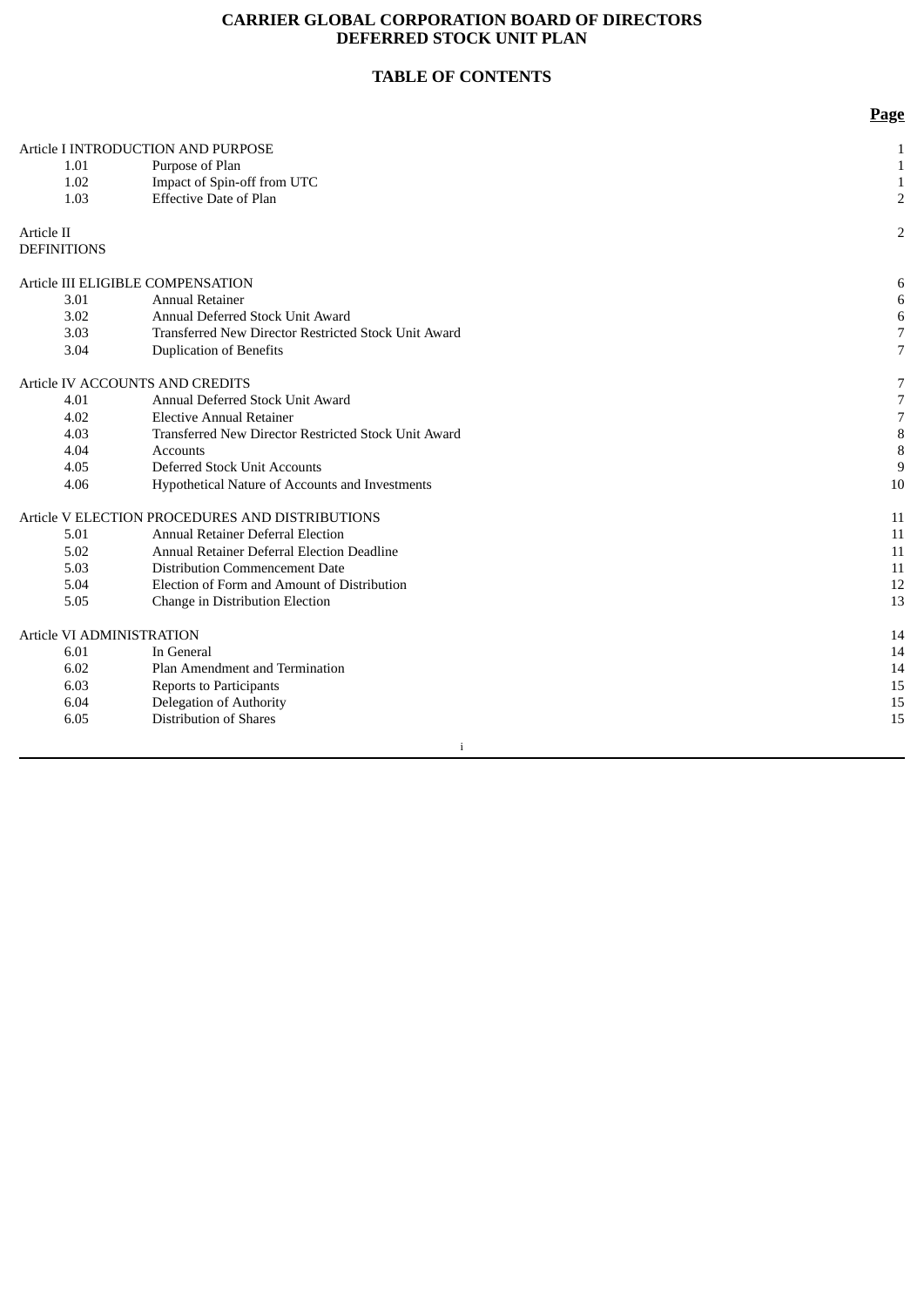**CARRIER GLOBAL CORPORATION BOARD OF DIRECTORS DEFERRED STOCK UNIT PLAN**

**TABLE OF CONTENTS**

| | | **Page** |
|---|---|---|
| Article I INTRODUCTION AND PURPOSE | | 1 |
| 1.01 | Purpose of Plan | 1 |
| 1.02 | Impact of Spin-off from UTC | 1 |
| 1.03 | Effective Date of Plan | 2 |
| Article II DEFINITIONS | | 2 |
| Article III ELIGIBLE COMPENSATION | | 6 |
| 3.01 | Annual Retainer | 6 |
| 3.02 | Annual Deferred Stock Unit Award | 6 |
| 3.03 | Transferred New Director Restricted Stock Unit Award | 7 |
| 3.04 | Duplication of Benefits | 7 |
| Article IV ACCOUNTS AND CREDITS | | 7 |
| 4.01 | Annual Deferred Stock Unit Award | 7 |
| 4.02 | Elective Annual Retainer | 7 |
| 4.03 | Transferred New Director Restricted Stock Unit Award | 8 |
| 4.04 | Accounts | 8 |
| 4.05 | Deferred Stock Unit Accounts | 9 |
| 4.06 | Hypothetical Nature of Accounts and Investments | 10 |
| Article V ELECTION PROCEDURES AND DISTRIBUTIONS | | 11 |
| 5.01 | Annual Retainer Deferral Election | 11 |
| 5.02 | Annual Retainer Deferral Election Deadline | 11 |
| 5.03 | Distribution Commencement Date | 11 |
| 5.04 | Election of Form and Amount of Distribution | 12 |
| 5.05 | Change in Distribution Election | 13 |
| Article VI ADMINISTRATION | | 14 |
| 6.01 | In General | 14 |
| 6.02 | Plan Amendment and Termination | 14 |
| 6.03 | Reports to Participants | 15 |
| 6.04 | Delegation of Authority | 15 |
| 6.05 | Distribution of Shares | 15 |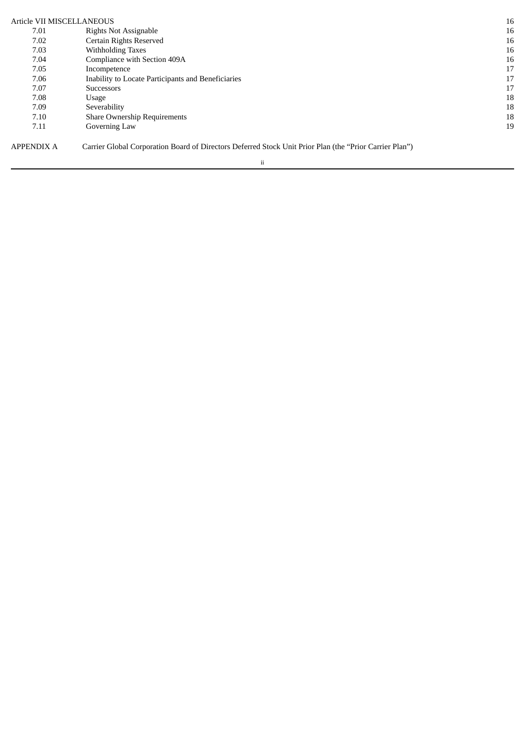| | | |
|---|---|---|
| Article VII MISCELLANEOUS | | 16 |
| 7.01 | Rights Not Assignable | 16 |
| 7.02 | Certain Rights Reserved | 16 |
| 7.03 | Withholding Taxes | 16 |
| 7.04 | Compliance with Section 409A | 16 |
| 7.05 | Incompetence | 17 |
| 7.06 | Inability to Locate Participants and Beneficiaries | 17 |
| 7.07 | Successors | 17 |
| 7.08 | Usage | 18 |
| 7.09 | Severability | 18 |
| 7.10 | Share Ownership Requirements | 18 |
| 7.11 | Governing Law | 19 |
| APPENDIX A | Carrier Global Corporation Board of Directors Deferred Stock Unit Prior Plan (the "Prior Carrier Plan") | |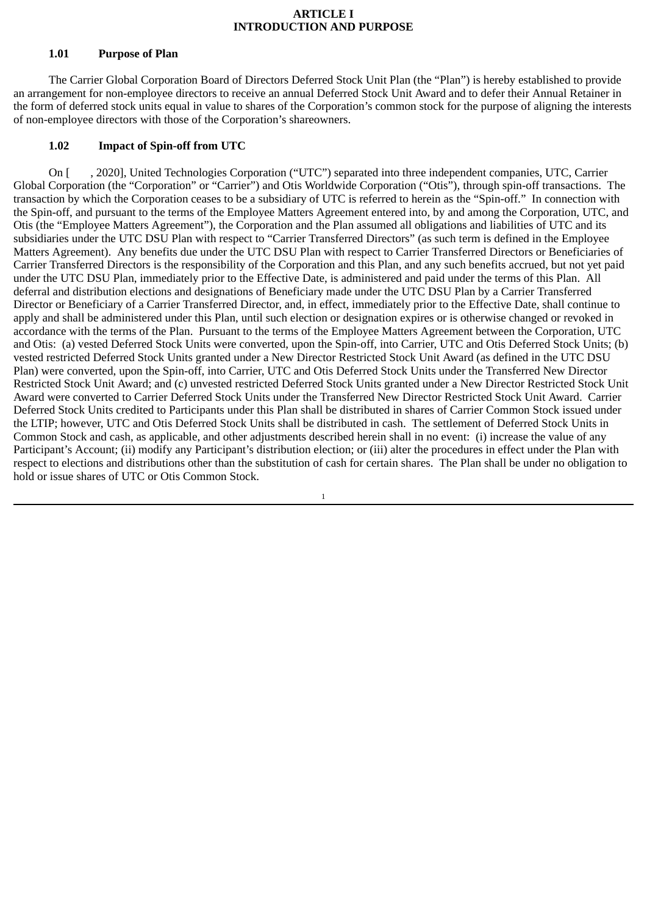# ARTICLE I
# INTRODUCTION AND PURPOSE

## 1.01 Purpose of Plan

The Carrier Global Corporation Board of Directors Deferred Stock Unit Plan (the "Plan") is hereby established to provide an arrangement for non-employee directors to receive an annual Deferred Stock Unit Award and to defer their Annual Retainer in the form of deferred stock units equal in value to shares of the Corporation's common stock for the purpose of aligning the interests of non-employee directors with those of the Corporation's shareowners.

## 1.02 Impact of Spin-off from UTC

On [      , 2020], United Technologies Corporation ("UTC") separated into three independent companies, UTC, Carrier Global Corporation (the "Corporation" or "Carrier") and Otis Worldwide Corporation ("Otis"), through spin-off transactions. The transaction by which the Corporation ceases to be a subsidiary of UTC is referred to herein as the "Spin-off." In connection with the Spin-off, and pursuant to the terms of the Employee Matters Agreement entered into, by and among the Corporation, UTC, and Otis (the "Employee Matters Agreement"), the Corporation and the Plan assumed all obligations and liabilities of UTC and its subsidiaries under the UTC DSU Plan with respect to "Carrier Transferred Directors" (as such term is defined in the Employee Matters Agreement). Any benefits due under the UTC DSU Plan with respect to Carrier Transferred Directors or Beneficiaries of Carrier Transferred Directors is the responsibility of the Corporation and this Plan, and any such benefits accrued, but not yet paid under the UTC DSU Plan, immediately prior to the Effective Date, is administered and paid under the terms of this Plan. All deferral and distribution elections and designations of Beneficiary made under the UTC DSU Plan by a Carrier Transferred Director or Beneficiary of a Carrier Transferred Director, and, in effect, immediately prior to the Effective Date, shall continue to apply and shall be administered under this Plan, until such election or designation expires or is otherwise changed or revoked in accordance with the terms of the Plan. Pursuant to the terms of the Employee Matters Agreement between the Corporation, UTC and Otis: (a) vested Deferred Stock Units were converted, upon the Spin-off, into Carrier, UTC and Otis Deferred Stock Units; (b) vested restricted Deferred Stock Units granted under a New Director Restricted Stock Unit Award (as defined in the UTC DSU Plan) were converted, upon the Spin-off, into Carrier, UTC and Otis Deferred Stock Units under the Transferred New Director Restricted Stock Unit Award; and (c) unvested restricted Deferred Stock Units granted under a New Director Restricted Stock Unit Award were converted to Carrier Deferred Stock Units under the Transferred New Director Restricted Stock Unit Award. Carrier Deferred Stock Units credited to Participants under this Plan shall be distributed in shares of Carrier Common Stock issued under the LTIP; however, UTC and Otis Deferred Stock Units shall be distributed in cash. The settlement of Deferred Stock Units in Common Stock and cash, as applicable, and other adjustments described herein shall in no event: (i) increase the value of any Participant's Account; (ii) modify any Participant's distribution election; or (iii) alter the procedures in effect under the Plan with respect to elections and distributions other than the substitution of cash for certain shares. The Plan shall be under no obligation to hold or issue shares of UTC or Otis Common Stock.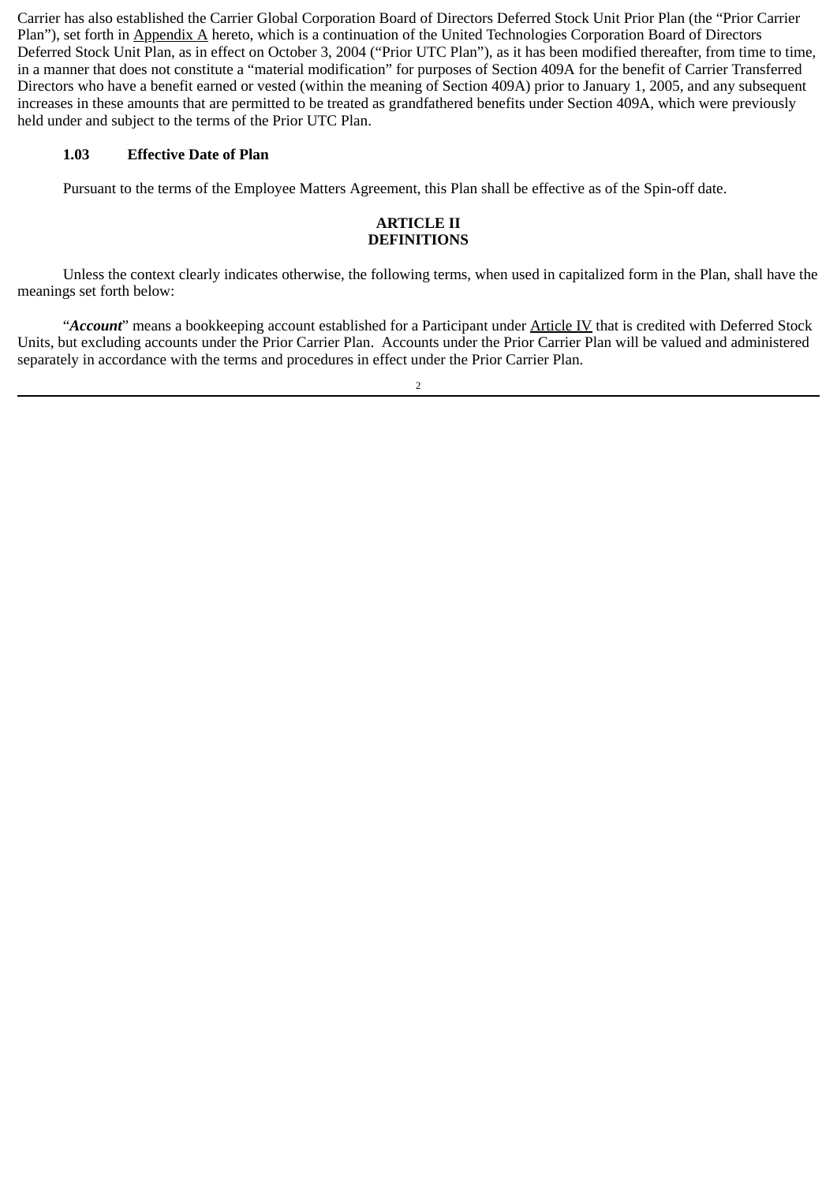Carrier has also established the Carrier Global Corporation Board of Directors Deferred Stock Unit Prior Plan (the "Prior Carrier Plan"), set forth in Appendix A hereto, which is a continuation of the United Technologies Corporation Board of Directors Deferred Stock Unit Plan, as in effect on October 3, 2004 ("Prior UTC Plan"), as it has been modified thereafter, from time to time, in a manner that does not constitute a "material modification" for purposes of Section 409A for the benefit of Carrier Transferred Directors who have a benefit earned or vested (within the meaning of Section 409A) prior to January 1, 2005, and any subsequent increases in these amounts that are permitted to be treated as grandfathered benefits under Section 409A, which were previously held under and subject to the terms of the Prior UTC Plan.

### 1.03 Effective Date of Plan

Pursuant to the terms of the Employee Matters Agreement, this Plan shall be effective as of the Spin-off date.

## ARTICLE II
## DEFINITIONS

Unless the context clearly indicates otherwise, the following terms, when used in capitalized form in the Plan, shall have the meanings set forth below:

"***Account***" means a bookkeeping account established for a Participant under Article IV that is credited with Deferred Stock Units, but excluding accounts under the Prior Carrier Plan. Accounts under the Prior Carrier Plan will be valued and administered separately in accordance with the terms and procedures in effect under the Prior Carrier Plan.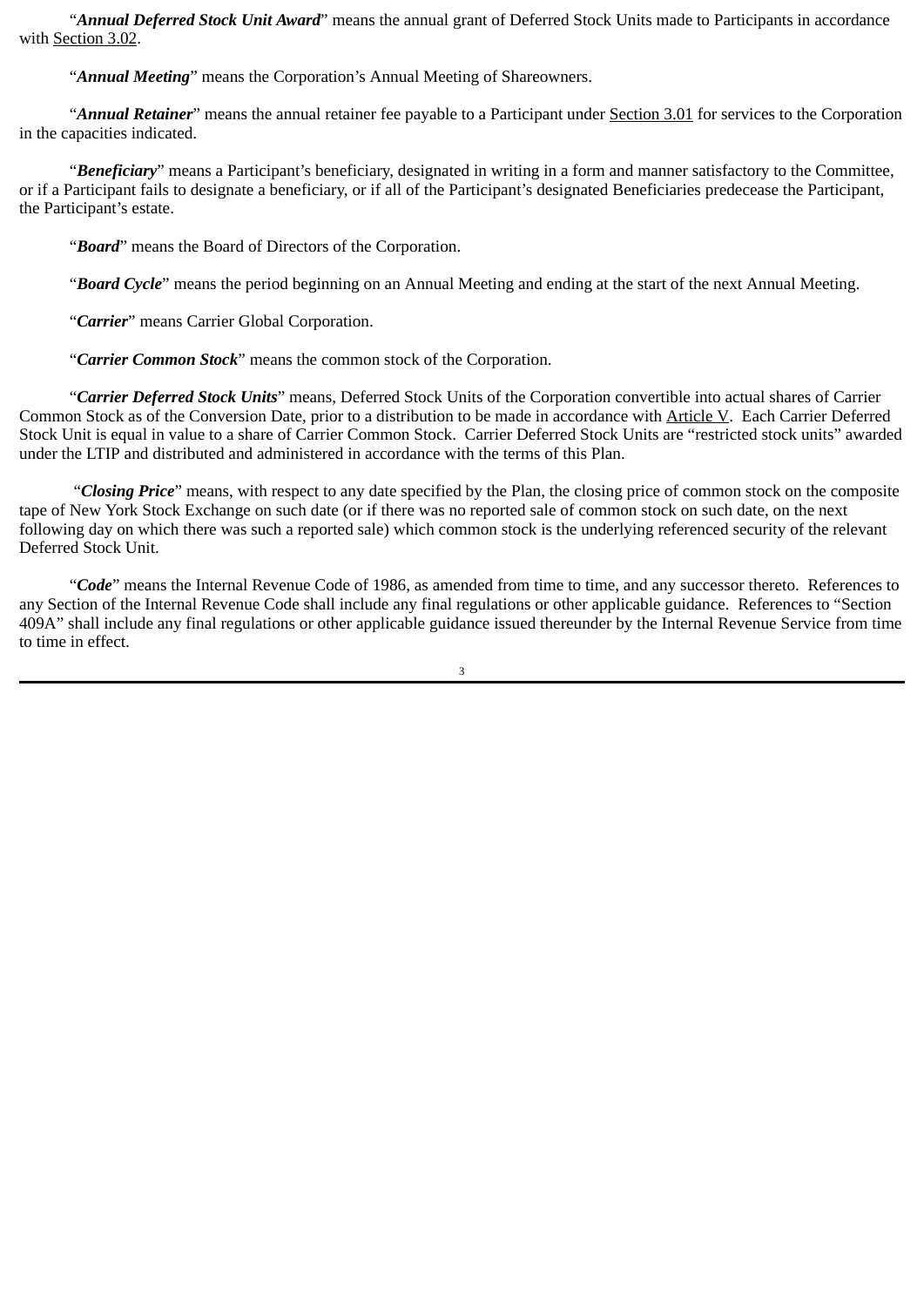“***Annual Deferred Stock Unit Award***” means the annual grant of Deferred Stock Units made to Participants in accordance with Section 3.02.

“***Annual Meeting***” means the Corporation’s Annual Meeting of Shareowners.

“***Annual Retainer***” means the annual retainer fee payable to a Participant under Section 3.01 for services to the Corporation in the capacities indicated.

“***Beneficiary***” means a Participant’s beneficiary, designated in writing in a form and manner satisfactory to the Committee, or if a Participant fails to designate a beneficiary, or if all of the Participant’s designated Beneficiaries predecease the Participant, the Participant’s estate.

“***Board***” means the Board of Directors of the Corporation.

“***Board Cycle***” means the period beginning on an Annual Meeting and ending at the start of the next Annual Meeting.

“***Carrier***” means Carrier Global Corporation.

“***Carrier Common Stock***” means the common stock of the Corporation.

“***Carrier Deferred Stock Units***” means, Deferred Stock Units of the Corporation convertible into actual shares of Carrier Common Stock as of the Conversion Date, prior to a distribution to be made in accordance with Article V. Each Carrier Deferred Stock Unit is equal in value to a share of Carrier Common Stock. Carrier Deferred Stock Units are “restricted stock units” awarded under the LTIP and distributed and administered in accordance with the terms of this Plan.

“***Closing Price***” means, with respect to any date specified by the Plan, the closing price of common stock on the composite tape of New York Stock Exchange on such date (or if there was no reported sale of common stock on such date, on the next following day on which there was such a reported sale) which common stock is the underlying referenced security of the relevant Deferred Stock Unit.

“***Code***” means the Internal Revenue Code of 1986, as amended from time to time, and any successor thereto. References to any Section of the Internal Revenue Code shall include any final regulations or other applicable guidance. References to “Section 409A” shall include any final regulations or other applicable guidance issued thereunder by the Internal Revenue Service from time to time in effect.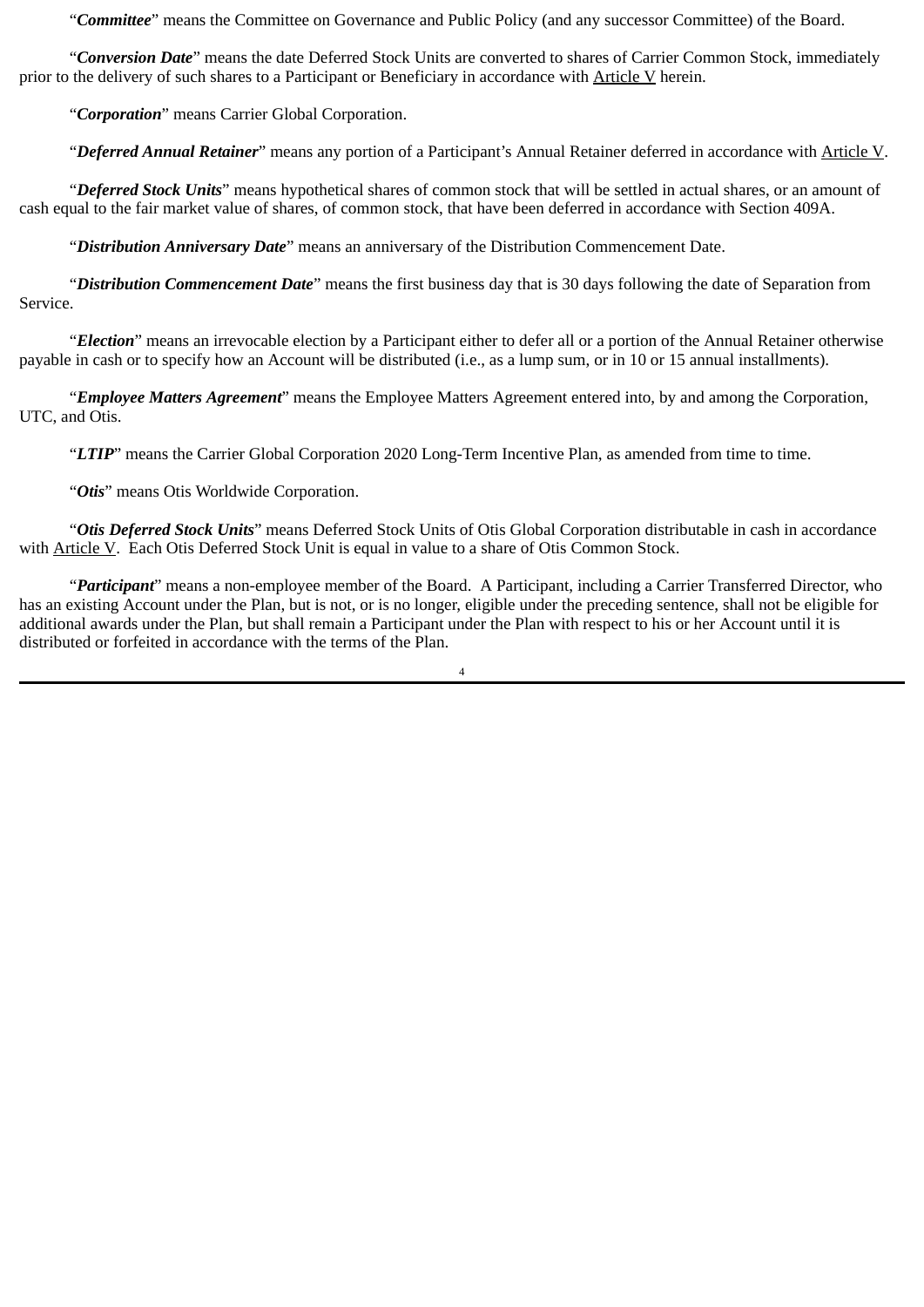"***Committee***" means the Committee on Governance and Public Policy (and any successor Committee) of the Board.

"***Conversion Date***" means the date Deferred Stock Units are converted to shares of Carrier Common Stock, immediately prior to the delivery of such shares to a Participant or Beneficiary in accordance with Article V herein.

"***Corporation***" means Carrier Global Corporation.

"***Deferred Annual Retainer***" means any portion of a Participant's Annual Retainer deferred in accordance with Article V.

"***Deferred Stock Units***" means hypothetical shares of common stock that will be settled in actual shares, or an amount of cash equal to the fair market value of shares, of common stock, that have been deferred in accordance with Section 409A.

"***Distribution Anniversary Date***" means an anniversary of the Distribution Commencement Date.

"***Distribution Commencement Date***" means the first business day that is 30 days following the date of Separation from Service.

"***Election***" means an irrevocable election by a Participant either to defer all or a portion of the Annual Retainer otherwise payable in cash or to specify how an Account will be distributed (i.e., as a lump sum, or in 10 or 15 annual installments).

"***Employee Matters Agreement***" means the Employee Matters Agreement entered into, by and among the Corporation, UTC, and Otis.

"***LTIP***" means the Carrier Global Corporation 2020 Long-Term Incentive Plan, as amended from time to time.

"***Otis***" means Otis Worldwide Corporation.

"***Otis Deferred Stock Units***" means Deferred Stock Units of Otis Global Corporation distributable in cash in accordance with Article V. Each Otis Deferred Stock Unit is equal in value to a share of Otis Common Stock.

"***Participant***" means a non-employee member of the Board. A Participant, including a Carrier Transferred Director, who has an existing Account under the Plan, but is not, or is no longer, eligible under the preceding sentence, shall not be eligible for additional awards under the Plan, but shall remain a Participant under the Plan with respect to his or her Account until it is distributed or forfeited in accordance with the terms of the Plan.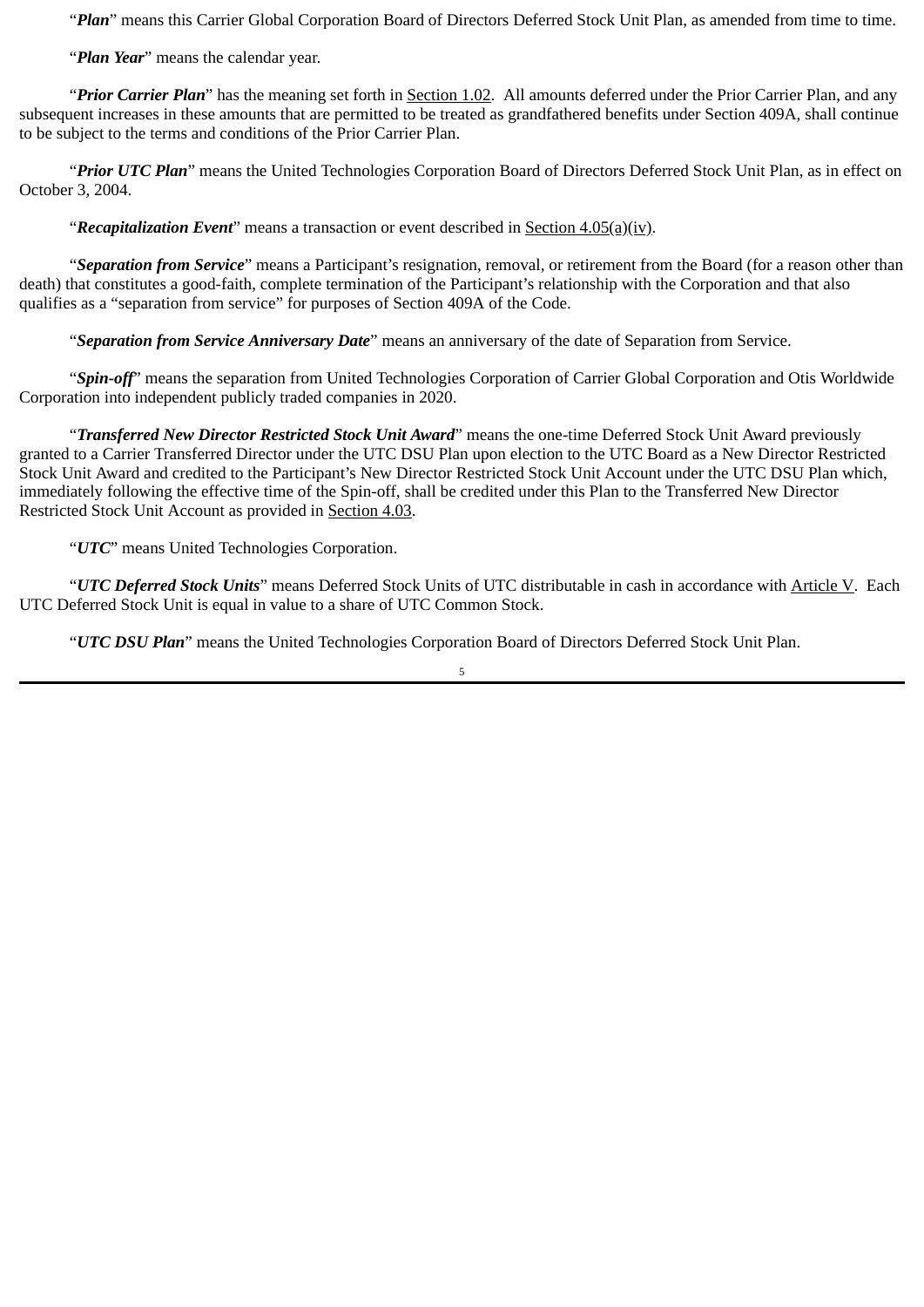"***Plan***" means this Carrier Global Corporation Board of Directors Deferred Stock Unit Plan, as amended from time to time.

"***Plan Year***" means the calendar year.

"***Prior Carrier Plan***" has the meaning set forth in Section 1.02. All amounts deferred under the Prior Carrier Plan, and any subsequent increases in these amounts that are permitted to be treated as grandfathered benefits under Section 409A, shall continue to be subject to the terms and conditions of the Prior Carrier Plan.

"***Prior UTC Plan***" means the United Technologies Corporation Board of Directors Deferred Stock Unit Plan, as in effect on October 3, 2004.

"***Recapitalization Event***" means a transaction or event described in Section 4.05(a)(iv).

"***Separation from Service***" means a Participant's resignation, removal, or retirement from the Board (for a reason other than death) that constitutes a good-faith, complete termination of the Participant's relationship with the Corporation and that also qualifies as a "separation from service" for purposes of Section 409A of the Code.

"***Separation from Service Anniversary Date***" means an anniversary of the date of Separation from Service.

"***Spin-off***" means the separation from United Technologies Corporation of Carrier Global Corporation and Otis Worldwide Corporation into independent publicly traded companies in 2020.

"***Transferred New Director Restricted Stock Unit Award***" means the one-time Deferred Stock Unit Award previously granted to a Carrier Transferred Director under the UTC DSU Plan upon election to the UTC Board as a New Director Restricted Stock Unit Award and credited to the Participant's New Director Restricted Stock Unit Account under the UTC DSU Plan which, immediately following the effective time of the Spin-off, shall be credited under this Plan to the Transferred New Director Restricted Stock Unit Account as provided in Section 4.03.

"***UTC***" means United Technologies Corporation.

"***UTC Deferred Stock Units***" means Deferred Stock Units of UTC distributable in cash in accordance with Article V. Each UTC Deferred Stock Unit is equal in value to a share of UTC Common Stock.

"***UTC DSU Plan***" means the United Technologies Corporation Board of Directors Deferred Stock Unit Plan.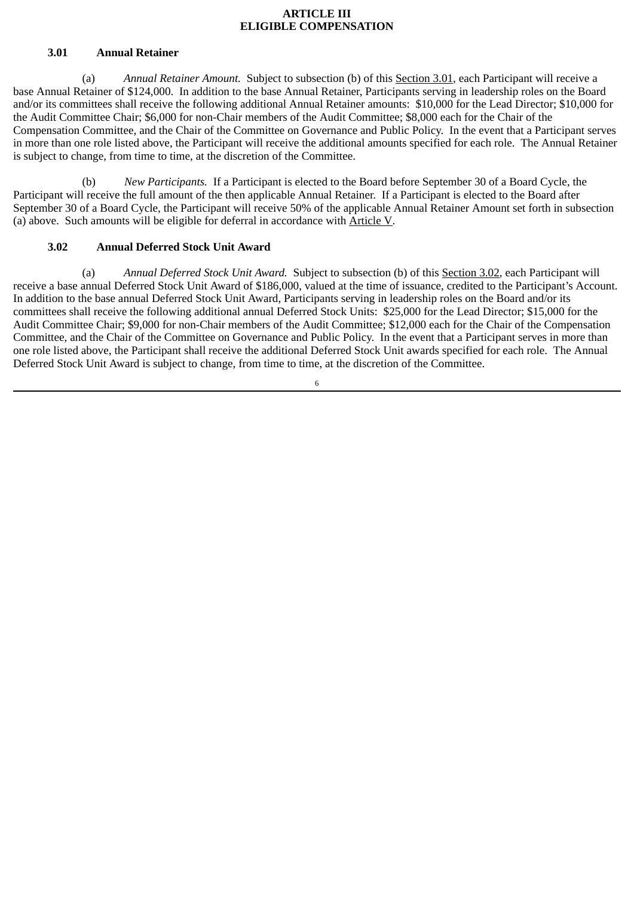# ARTICLE III
# ELIGIBLE COMPENSATION

### 3.01 Annual Retainer

(a) *Annual Retainer Amount.* Subject to subsection (b) of this Section 3.01, each Participant will receive a base Annual Retainer of $124,000. In addition to the base Annual Retainer, Participants serving in leadership roles on the Board and/or its committees shall receive the following additional Annual Retainer amounts: $10,000 for the Lead Director; $10,000 for the Audit Committee Chair; $6,000 for non-Chair members of the Audit Committee; $8,000 each for the Chair of the Compensation Committee, and the Chair of the Committee on Governance and Public Policy. In the event that a Participant serves in more than one role listed above, the Participant will receive the additional amounts specified for each role. The Annual Retainer is subject to change, from time to time, at the discretion of the Committee.

(b) *New Participants.* If a Participant is elected to the Board before September 30 of a Board Cycle, the Participant will receive the full amount of the then applicable Annual Retainer. If a Participant is elected to the Board after September 30 of a Board Cycle, the Participant will receive 50% of the applicable Annual Retainer Amount set forth in subsection (a) above. Such amounts will be eligible for deferral in accordance with Article V.

### 3.02 Annual Deferred Stock Unit Award

(a) *Annual Deferred Stock Unit Award.* Subject to subsection (b) of this Section 3.02, each Participant will receive a base annual Deferred Stock Unit Award of $186,000, valued at the time of issuance, credited to the Participant's Account. In addition to the base annual Deferred Stock Unit Award, Participants serving in leadership roles on the Board and/or its committees shall receive the following additional annual Deferred Stock Units: $25,000 for the Lead Director; $15,000 for the Audit Committee Chair; $9,000 for non-Chair members of the Audit Committee; $12,000 each for the Chair of the Compensation Committee, and the Chair of the Committee on Governance and Public Policy. In the event that a Participant serves in more than one role listed above, the Participant shall receive the additional Deferred Stock Unit awards specified for each role. The Annual Deferred Stock Unit Award is subject to change, from time to time, at the discretion of the Committee.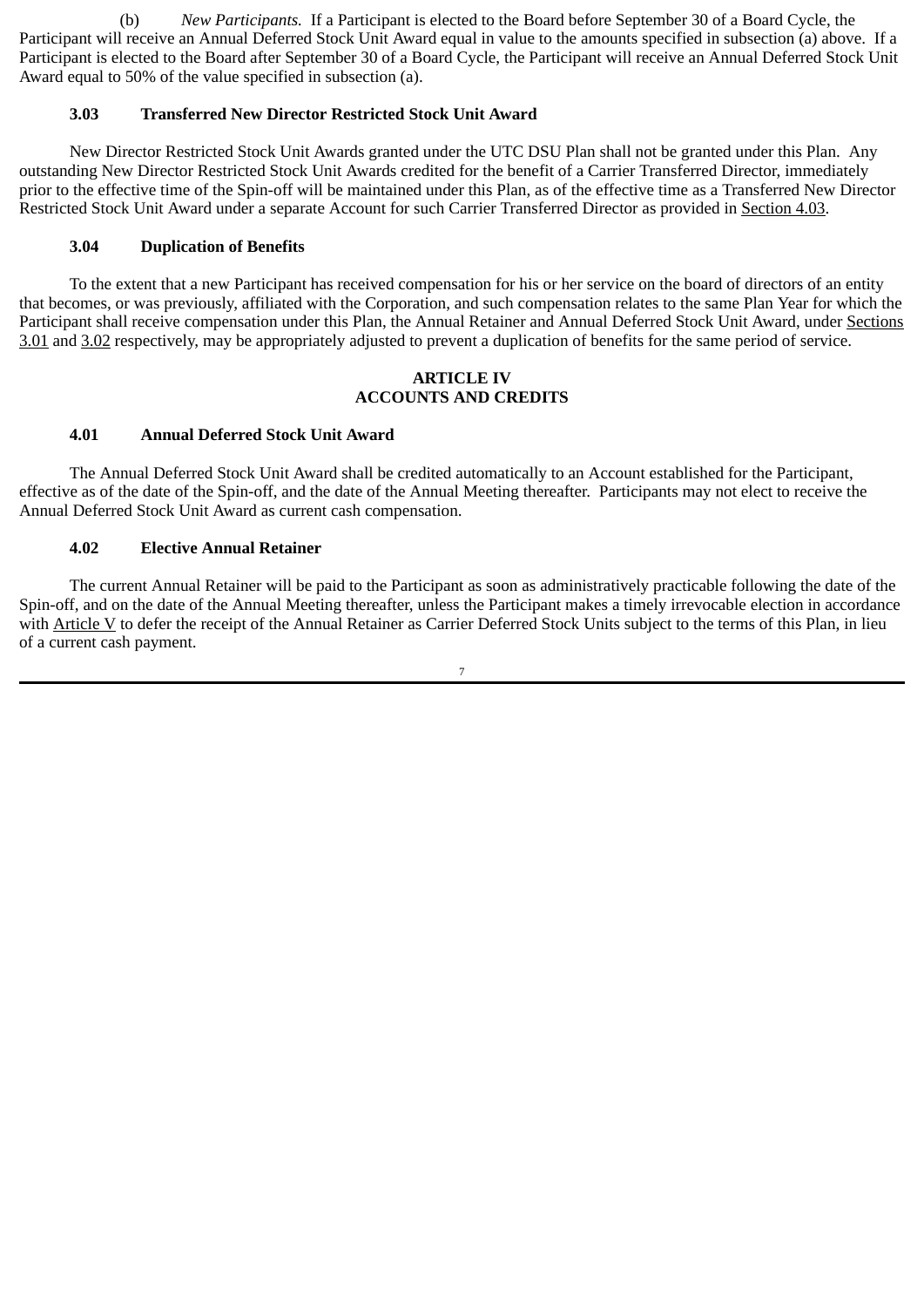(b) *New Participants.* If a Participant is elected to the Board before September 30 of a Board Cycle, the Participant will receive an Annual Deferred Stock Unit Award equal in value to the amounts specified in subsection (a) above. If a Participant is elected to the Board after September 30 of a Board Cycle, the Participant will receive an Annual Deferred Stock Unit Award equal to 50% of the value specified in subsection (a).

**3.03 Transferred New Director Restricted Stock Unit Award**

New Director Restricted Stock Unit Awards granted under the UTC DSU Plan shall not be granted under this Plan. Any outstanding New Director Restricted Stock Unit Awards credited for the benefit of a Carrier Transferred Director, immediately prior to the effective time of the Spin-off will be maintained under this Plan, as of the effective time as a Transferred New Director Restricted Stock Unit Award under a separate Account for such Carrier Transferred Director as provided in Section 4.03.

**3.04 Duplication of Benefits**

To the extent that a new Participant has received compensation for his or her service on the board of directors of an entity that becomes, or was previously, affiliated with the Corporation, and such compensation relates to the same Plan Year for which the Participant shall receive compensation under this Plan, the Annual Retainer and Annual Deferred Stock Unit Award, under Sections 3.01 and 3.02 respectively, may be appropriately adjusted to prevent a duplication of benefits for the same period of service.

## ARTICLE IV
## ACCOUNTS AND CREDITS

**4.01 Annual Deferred Stock Unit Award**

The Annual Deferred Stock Unit Award shall be credited automatically to an Account established for the Participant, effective as of the date of the Spin-off, and the date of the Annual Meeting thereafter. Participants may not elect to receive the Annual Deferred Stock Unit Award as current cash compensation.

**4.02 Elective Annual Retainer**

The current Annual Retainer will be paid to the Participant as soon as administratively practicable following the date of the Spin-off, and on the date of the Annual Meeting thereafter, unless the Participant makes a timely irrevocable election in accordance with Article V to defer the receipt of the Annual Retainer as Carrier Deferred Stock Units subject to the terms of this Plan, in lieu of a current cash payment.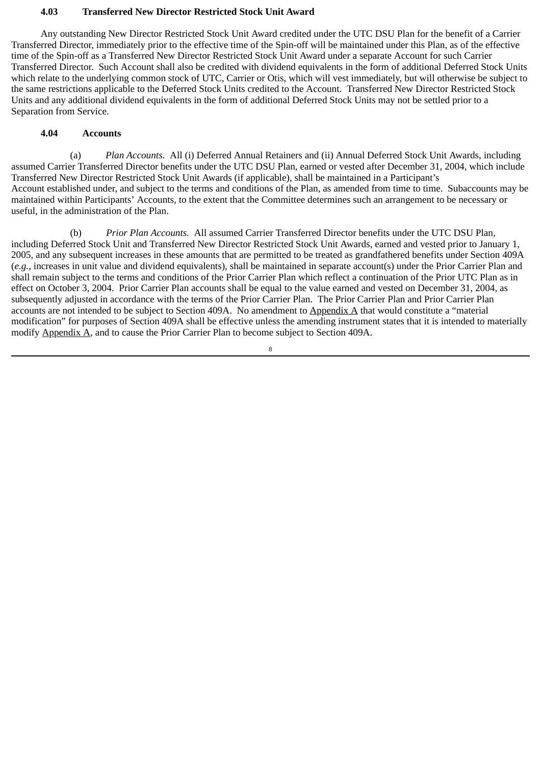**4.03 Transferred New Director Restricted Stock Unit Award**

Any outstanding New Director Restricted Stock Unit Award credited under the UTC DSU Plan for the benefit of a Carrier Transferred Director, immediately prior to the effective time of the Spin-off will be maintained under this Plan, as of the effective time of the Spin-off as a Transferred New Director Restricted Stock Unit Award under a separate Account for such Carrier Transferred Director. Such Account shall also be credited with dividend equivalents in the form of additional Deferred Stock Units which relate to the underlying common stock of UTC, Carrier or Otis, which will vest immediately, but will otherwise be subject to the same restrictions applicable to the Deferred Stock Units credited to the Account. Transferred New Director Restricted Stock Units and any additional dividend equivalents in the form of additional Deferred Stock Units may not be settled prior to a Separation from Service.

**4.04 Accounts**

(a) *Plan Accounts.* All (i) Deferred Annual Retainers and (ii) Annual Deferred Stock Unit Awards, including assumed Carrier Transferred Director benefits under the UTC DSU Plan, earned or vested after December 31, 2004, which include Transferred New Director Restricted Stock Unit Awards (if applicable), shall be maintained in a Participant's Account established under, and subject to the terms and conditions of the Plan, as amended from time to time. Subaccounts may be maintained within Participants' Accounts, to the extent that the Committee determines such an arrangement to be necessary or useful, in the administration of the Plan.

(b) *Prior Plan Accounts.* All assumed Carrier Transferred Director benefits under the UTC DSU Plan, including Deferred Stock Unit and Transferred New Director Restricted Stock Unit Awards, earned and vested prior to January 1, 2005, and any subsequent increases in these amounts that are permitted to be treated as grandfathered benefits under Section 409A (*e.g.*, increases in unit value and dividend equivalents), shall be maintained in separate account(s) under the Prior Carrier Plan and shall remain subject to the terms and conditions of the Prior Carrier Plan which reflect a continuation of the Prior UTC Plan as in effect on October 3, 2004. Prior Carrier Plan accounts shall be equal to the value earned and vested on December 31, 2004, as subsequently adjusted in accordance with the terms of the Prior Carrier Plan. The Prior Carrier Plan and Prior Carrier Plan accounts are not intended to be subject to Section 409A. No amendment to Appendix A that would constitute a "material modification" for purposes of Section 409A shall be effective unless the amending instrument states that it is intended to materially modify Appendix A, and to cause the Prior Carrier Plan to become subject to Section 409A.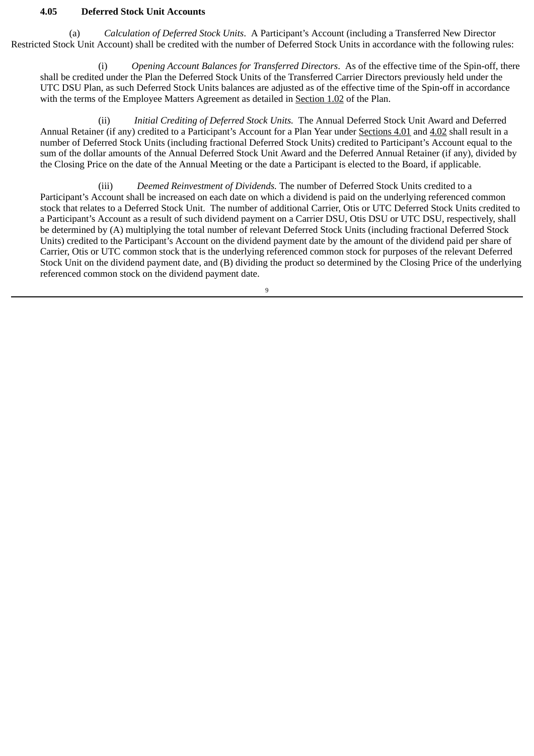**4.05 Deferred Stock Unit Accounts**

(a) *Calculation of Deferred Stock Units*. A Participant's Account (including a Transferred New Director Restricted Stock Unit Account) shall be credited with the number of Deferred Stock Units in accordance with the following rules:

(i) *Opening Account Balances for Transferred Directors*. As of the effective time of the Spin-off, there shall be credited under the Plan the Deferred Stock Units of the Transferred Carrier Directors previously held under the UTC DSU Plan, as such Deferred Stock Units balances are adjusted as of the effective time of the Spin-off in accordance with the terms of the Employee Matters Agreement as detailed in Section 1.02 of the Plan.

(ii) *Initial Crediting of Deferred Stock Units.* The Annual Deferred Stock Unit Award and Deferred Annual Retainer (if any) credited to a Participant's Account for a Plan Year under Sections 4.01 and 4.02 shall result in a number of Deferred Stock Units (including fractional Deferred Stock Units) credited to Participant's Account equal to the sum of the dollar amounts of the Annual Deferred Stock Unit Award and the Deferred Annual Retainer (if any), divided by the Closing Price on the date of the Annual Meeting or the date a Participant is elected to the Board, if applicable.

(iii) *Deemed Reinvestment of Dividends.* The number of Deferred Stock Units credited to a Participant's Account shall be increased on each date on which a dividend is paid on the underlying referenced common stock that relates to a Deferred Stock Unit. The number of additional Carrier, Otis or UTC Deferred Stock Units credited to a Participant's Account as a result of such dividend payment on a Carrier DSU, Otis DSU or UTC DSU, respectively, shall be determined by (A) multiplying the total number of relevant Deferred Stock Units (including fractional Deferred Stock Units) credited to the Participant's Account on the dividend payment date by the amount of the dividend paid per share of Carrier, Otis or UTC common stock that is the underlying referenced common stock for purposes of the relevant Deferred Stock Unit on the dividend payment date, and (B) dividing the product so determined by the Closing Price of the underlying referenced common stock on the dividend payment date.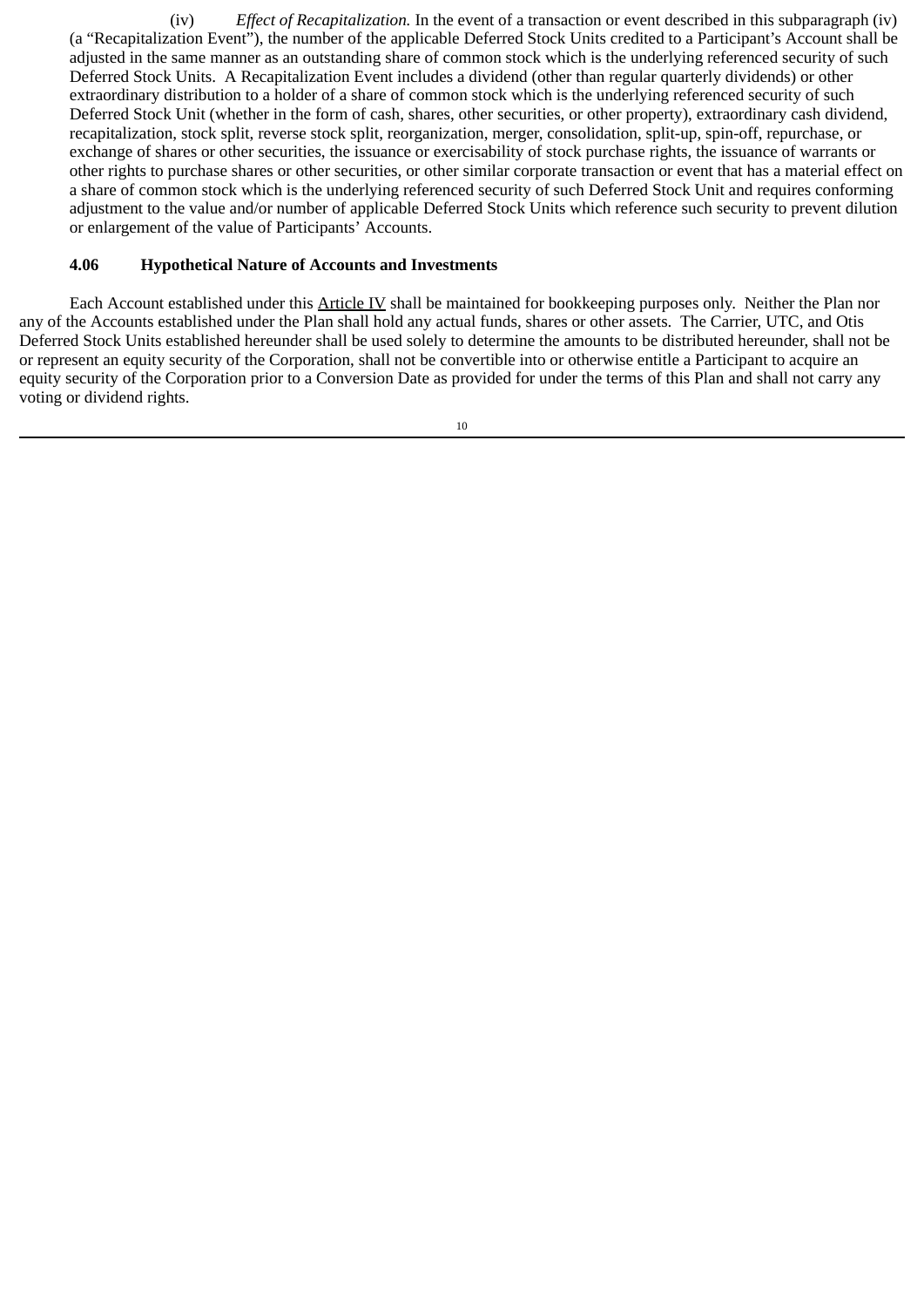(iv) *Effect of Recapitalization.* In the event of a transaction or event described in this subparagraph (iv) (a "Recapitalization Event"), the number of the applicable Deferred Stock Units credited to a Participant's Account shall be adjusted in the same manner as an outstanding share of common stock which is the underlying referenced security of such Deferred Stock Units. A Recapitalization Event includes a dividend (other than regular quarterly dividends) or other extraordinary distribution to a holder of a share of common stock which is the underlying referenced security of such Deferred Stock Unit (whether in the form of cash, shares, other securities, or other property), extraordinary cash dividend, recapitalization, stock split, reverse stock split, reorganization, merger, consolidation, split-up, spin-off, repurchase, or exchange of shares or other securities, the issuance or exercisability of stock purchase rights, the issuance of warrants or other rights to purchase shares or other securities, or other similar corporate transaction or event that has a material effect on a share of common stock which is the underlying referenced security of such Deferred Stock Unit and requires conforming adjustment to the value and/or number of applicable Deferred Stock Units which reference such security to prevent dilution or enlargement of the value of Participants' Accounts.

### 4.06 Hypothetical Nature of Accounts and Investments

Each Account established under this Article IV shall be maintained for bookkeeping purposes only. Neither the Plan nor any of the Accounts established under the Plan shall hold any actual funds, shares or other assets. The Carrier, UTC, and Otis Deferred Stock Units established hereunder shall be used solely to determine the amounts to be distributed hereunder, shall not be or represent an equity security of the Corporation, shall not be convertible into or otherwise entitle a Participant to acquire an equity security of the Corporation prior to a Conversion Date as provided for under the terms of this Plan and shall not carry any voting or dividend rights.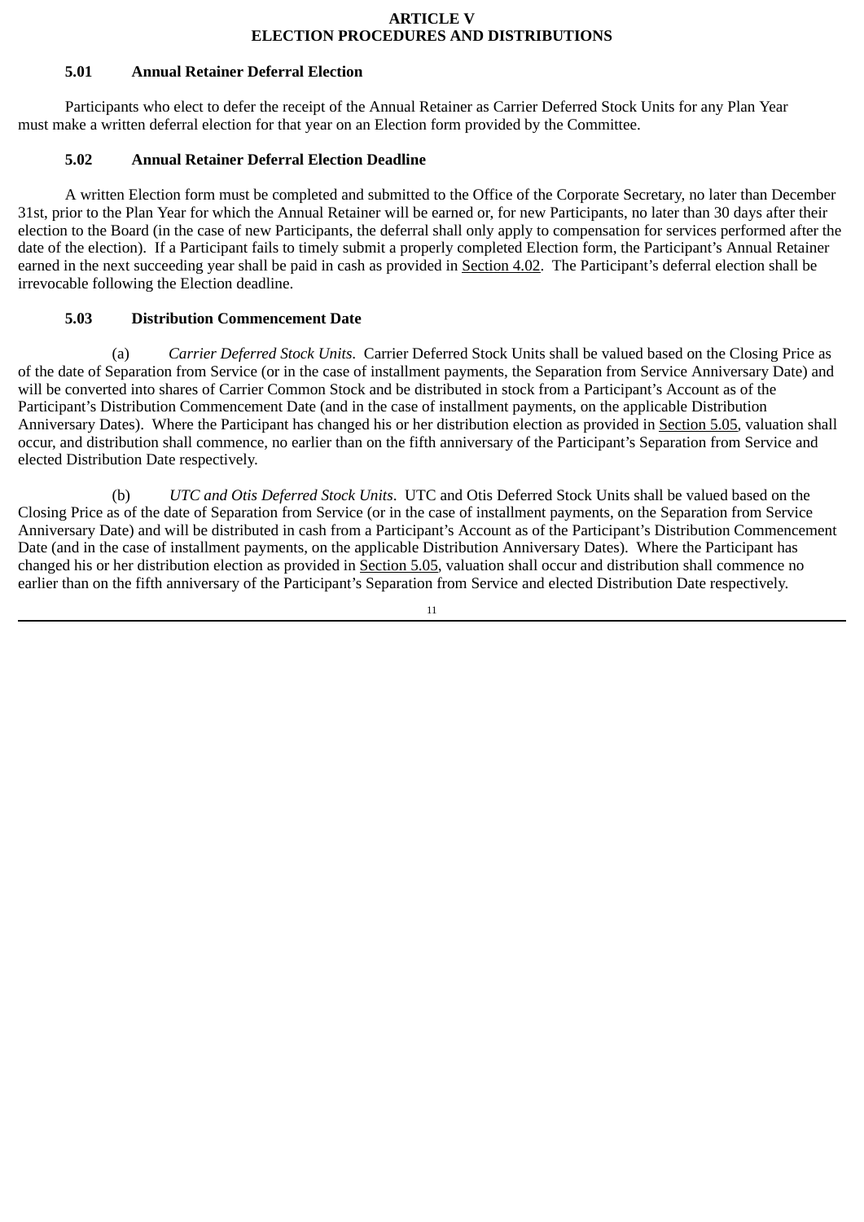# ARTICLE V
# ELECTION PROCEDURES AND DISTRIBUTIONS

### 5.01 Annual Retainer Deferral Election

Participants who elect to defer the receipt of the Annual Retainer as Carrier Deferred Stock Units for any Plan Year must make a written deferral election for that year on an Election form provided by the Committee.

### 5.02 Annual Retainer Deferral Election Deadline

A written Election form must be completed and submitted to the Office of the Corporate Secretary, no later than December 31st, prior to the Plan Year for which the Annual Retainer will be earned or, for new Participants, no later than 30 days after their election to the Board (in the case of new Participants, the deferral shall only apply to compensation for services performed after the date of the election). If a Participant fails to timely submit a properly completed Election form, the Participant's Annual Retainer earned in the next succeeding year shall be paid in cash as provided in Section 4.02. The Participant's deferral election shall be irrevocable following the Election deadline.

### 5.03 Distribution Commencement Date

(a) *Carrier Deferred Stock Units*. Carrier Deferred Stock Units shall be valued based on the Closing Price as of the date of Separation from Service (or in the case of installment payments, the Separation from Service Anniversary Date) and will be converted into shares of Carrier Common Stock and be distributed in stock from a Participant's Account as of the Participant's Distribution Commencement Date (and in the case of installment payments, on the applicable Distribution Anniversary Dates). Where the Participant has changed his or her distribution election as provided in Section 5.05, valuation shall occur, and distribution shall commence, no earlier than on the fifth anniversary of the Participant's Separation from Service and elected Distribution Date respectively.

(b) *UTC and Otis Deferred Stock Units*. UTC and Otis Deferred Stock Units shall be valued based on the Closing Price as of the date of Separation from Service (or in the case of installment payments, on the Separation from Service Anniversary Date) and will be distributed in cash from a Participant's Account as of the Participant's Distribution Commencement Date (and in the case of installment payments, on the applicable Distribution Anniversary Dates). Where the Participant has changed his or her distribution election as provided in Section 5.05, valuation shall occur and distribution shall commence no earlier than on the fifth anniversary of the Participant's Separation from Service and elected Distribution Date respectively.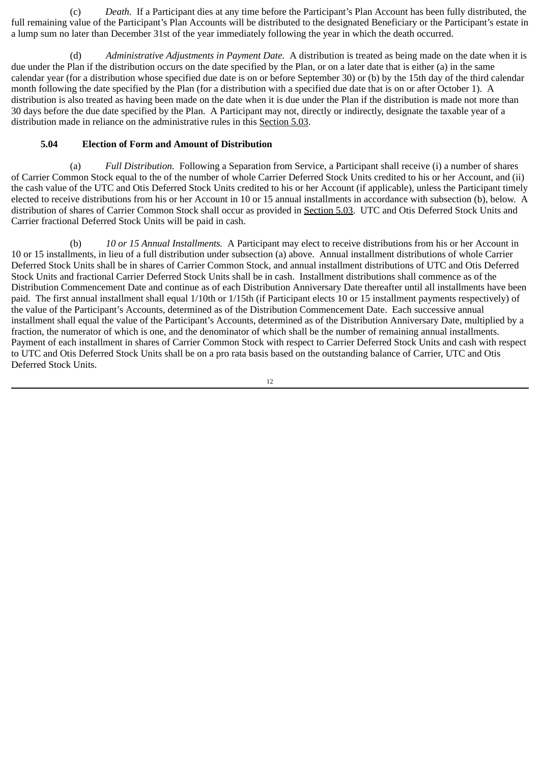(c) *Death.* If a Participant dies at any time before the Participant's Plan Account has been fully distributed, the full remaining value of the Participant's Plan Accounts will be distributed to the designated Beneficiary or the Participant's estate in a lump sum no later than December 31st of the year immediately following the year in which the death occurred.

(d) *Administrative Adjustments in Payment Date.* A distribution is treated as being made on the date when it is due under the Plan if the distribution occurs on the date specified by the Plan, or on a later date that is either (a) in the same calendar year (for a distribution whose specified due date is on or before September 30) or (b) by the 15th day of the third calendar month following the date specified by the Plan (for a distribution with a specified due date that is on or after October 1). A distribution is also treated as having been made on the date when it is due under the Plan if the distribution is made not more than 30 days before the due date specified by the Plan. A Participant may not, directly or indirectly, designate the taxable year of a distribution made in reliance on the administrative rules in this Section 5.03.

**5.04 Election of Form and Amount of Distribution**

(a) *Full Distribution.* Following a Separation from Service, a Participant shall receive (i) a number of shares of Carrier Common Stock equal to the of the number of whole Carrier Deferred Stock Units credited to his or her Account, and (ii) the cash value of the UTC and Otis Deferred Stock Units credited to his or her Account (if applicable), unless the Participant timely elected to receive distributions from his or her Account in 10 or 15 annual installments in accordance with subsection (b), below. A distribution of shares of Carrier Common Stock shall occur as provided in Section 5.03. UTC and Otis Deferred Stock Units and Carrier fractional Deferred Stock Units will be paid in cash.

(b) *10 or 15 Annual Installments.* A Participant may elect to receive distributions from his or her Account in 10 or 15 installments, in lieu of a full distribution under subsection (a) above. Annual installment distributions of whole Carrier Deferred Stock Units shall be in shares of Carrier Common Stock, and annual installment distributions of UTC and Otis Deferred Stock Units and fractional Carrier Deferred Stock Units shall be in cash. Installment distributions shall commence as of the Distribution Commencement Date and continue as of each Distribution Anniversary Date thereafter until all installments have been paid. The first annual installment shall equal 1/10th or 1/15th (if Participant elects 10 or 15 installment payments respectively) of the value of the Participant's Accounts, determined as of the Distribution Commencement Date. Each successive annual installment shall equal the value of the Participant's Accounts, determined as of the Distribution Anniversary Date, multiplied by a fraction, the numerator of which is one, and the denominator of which shall be the number of remaining annual installments. Payment of each installment in shares of Carrier Common Stock with respect to Carrier Deferred Stock Units and cash with respect to UTC and Otis Deferred Stock Units shall be on a pro rata basis based on the outstanding balance of Carrier, UTC and Otis Deferred Stock Units.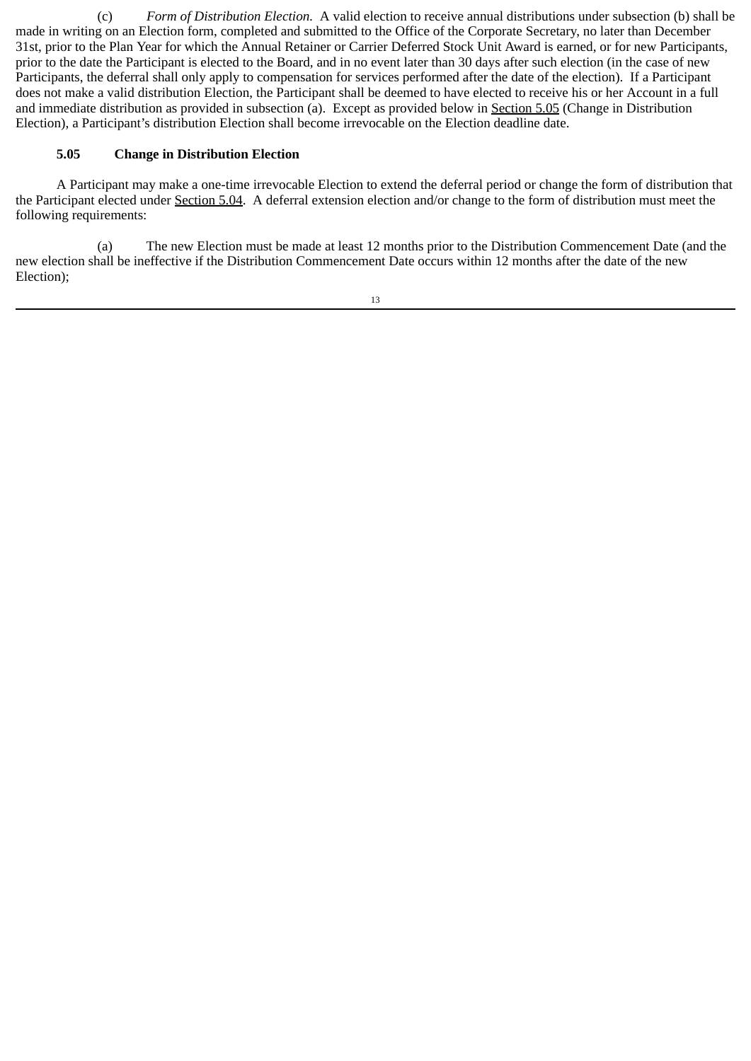(c) *Form of Distribution Election.* A valid election to receive annual distributions under subsection (b) shall be made in writing on an Election form, completed and submitted to the Office of the Corporate Secretary, no later than December 31st, prior to the Plan Year for which the Annual Retainer or Carrier Deferred Stock Unit Award is earned, or for new Participants, prior to the date the Participant is elected to the Board, and in no event later than 30 days after such election (in the case of new Participants, the deferral shall only apply to compensation for services performed after the date of the election). If a Participant does not make a valid distribution Election, the Participant shall be deemed to have elected to receive his or her Account in a full and immediate distribution as provided in subsection (a). Except as provided below in Section 5.05 (Change in Distribution Election), a Participant's distribution Election shall become irrevocable on the Election deadline date.

**5.05 Change in Distribution Election**

A Participant may make a one-time irrevocable Election to extend the deferral period or change the form of distribution that the Participant elected under Section 5.04. A deferral extension election and/or change to the form of distribution must meet the following requirements:

(a) The new Election must be made at least 12 months prior to the Distribution Commencement Date (and the new election shall be ineffective if the Distribution Commencement Date occurs within 12 months after the date of the new Election);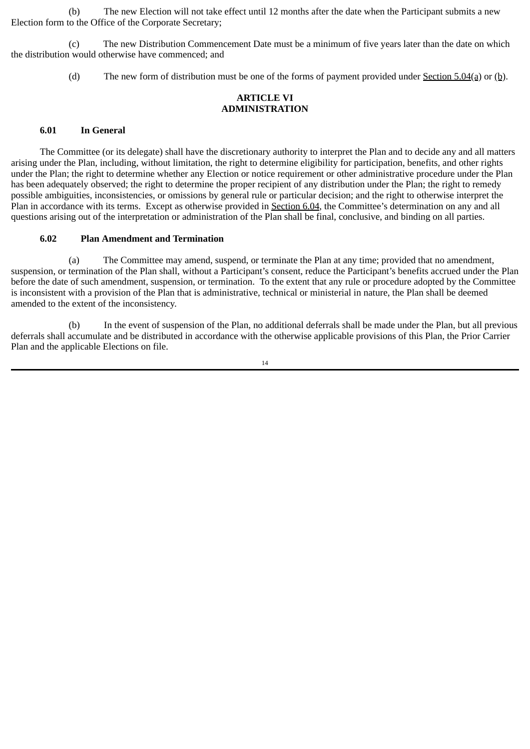(b) The new Election will not take effect until 12 months after the date when the Participant submits a new Election form to the Office of the Corporate Secretary;

(c) The new Distribution Commencement Date must be a minimum of five years later than the date on which the distribution would otherwise have commenced; and

(d) The new form of distribution must be one of the forms of payment provided under Section 5.04(a) or (b).

## ARTICLE VI
## ADMINISTRATION

### 6.01 In General

The Committee (or its delegate) shall have the discretionary authority to interpret the Plan and to decide any and all matters arising under the Plan, including, without limitation, the right to determine eligibility for participation, benefits, and other rights under the Plan; the right to determine whether any Election or notice requirement or other administrative procedure under the Plan has been adequately observed; the right to determine the proper recipient of any distribution under the Plan; the right to remedy possible ambiguities, inconsistencies, or omissions by general rule or particular decision; and the right to otherwise interpret the Plan in accordance with its terms. Except as otherwise provided in Section 6.04, the Committee's determination on any and all questions arising out of the interpretation or administration of the Plan shall be final, conclusive, and binding on all parties.

### 6.02 Plan Amendment and Termination

(a) The Committee may amend, suspend, or terminate the Plan at any time; provided that no amendment, suspension, or termination of the Plan shall, without a Participant's consent, reduce the Participant's benefits accrued under the Plan before the date of such amendment, suspension, or termination. To the extent that any rule or procedure adopted by the Committee is inconsistent with a provision of the Plan that is administrative, technical or ministerial in nature, the Plan shall be deemed amended to the extent of the inconsistency.

(b) In the event of suspension of the Plan, no additional deferrals shall be made under the Plan, but all previous deferrals shall accumulate and be distributed in accordance with the otherwise applicable provisions of this Plan, the Prior Carrier Plan and the applicable Elections on file.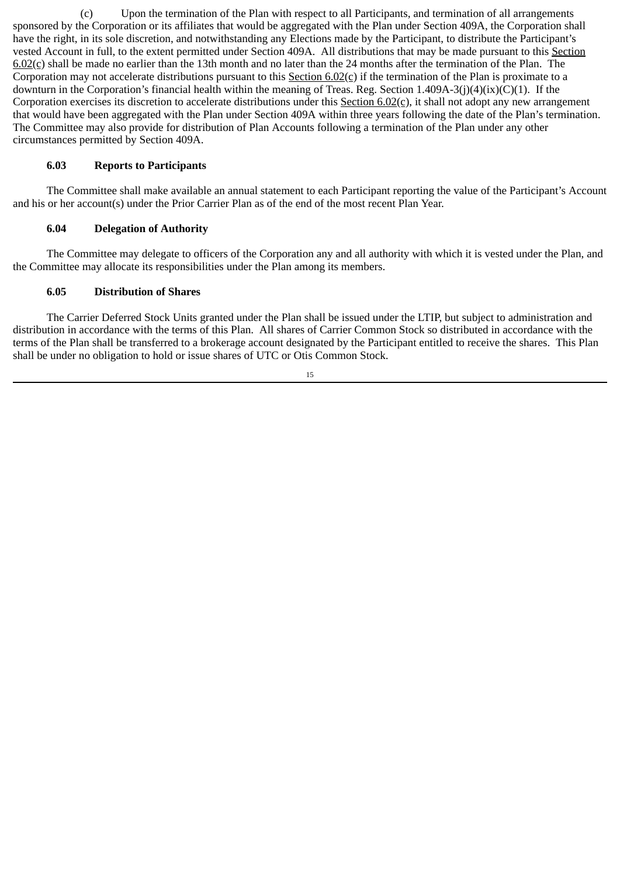(c) Upon the termination of the Plan with respect to all Participants, and termination of all arrangements sponsored by the Corporation or its affiliates that would be aggregated with the Plan under Section 409A, the Corporation shall have the right, in its sole discretion, and notwithstanding any Elections made by the Participant, to distribute the Participant's vested Account in full, to the extent permitted under Section 409A. All distributions that may be made pursuant to this Section 6.02(c) shall be made no earlier than the 13th month and no later than the 24 months after the termination of the Plan. The Corporation may not accelerate distributions pursuant to this Section 6.02(c) if the termination of the Plan is proximate to a downturn in the Corporation's financial health within the meaning of Treas. Reg. Section 1.409A-3(j)(4)(ix)(C)(1). If the Corporation exercises its discretion to accelerate distributions under this Section 6.02(c), it shall not adopt any new arrangement that would have been aggregated with the Plan under Section 409A within three years following the date of the Plan's termination. The Committee may also provide for distribution of Plan Accounts following a termination of the Plan under any other circumstances permitted by Section 409A.

### 6.03 Reports to Participants

The Committee shall make available an annual statement to each Participant reporting the value of the Participant's Account and his or her account(s) under the Prior Carrier Plan as of the end of the most recent Plan Year.

### 6.04 Delegation of Authority

The Committee may delegate to officers of the Corporation any and all authority with which it is vested under the Plan, and the Committee may allocate its responsibilities under the Plan among its members.

### 6.05 Distribution of Shares

The Carrier Deferred Stock Units granted under the Plan shall be issued under the LTIP, but subject to administration and distribution in accordance with the terms of this Plan. All shares of Carrier Common Stock so distributed in accordance with the terms of the Plan shall be transferred to a brokerage account designated by the Participant entitled to receive the shares. This Plan shall be under no obligation to hold or issue shares of UTC or Otis Common Stock.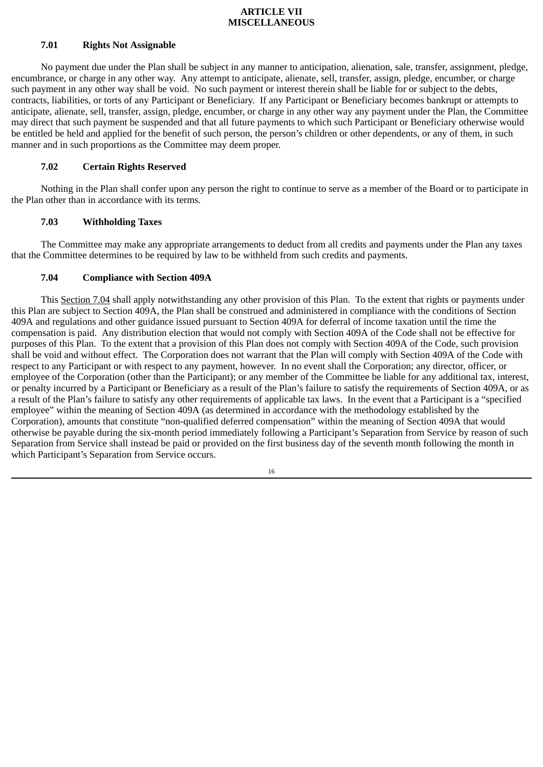# ARTICLE VII
# MISCELLANEOUS

### 7.01 Rights Not Assignable

No payment due under the Plan shall be subject in any manner to anticipation, alienation, sale, transfer, assignment, pledge, encumbrance, or charge in any other way. Any attempt to anticipate, alienate, sell, transfer, assign, pledge, encumber, or charge such payment in any other way shall be void. No such payment or interest therein shall be liable for or subject to the debts, contracts, liabilities, or torts of any Participant or Beneficiary. If any Participant or Beneficiary becomes bankrupt or attempts to anticipate, alienate, sell, transfer, assign, pledge, encumber, or charge in any other way any payment under the Plan, the Committee may direct that such payment be suspended and that all future payments to which such Participant or Beneficiary otherwise would be entitled be held and applied for the benefit of such person, the person's children or other dependents, or any of them, in such manner and in such proportions as the Committee may deem proper.

### 7.02 Certain Rights Reserved

Nothing in the Plan shall confer upon any person the right to continue to serve as a member of the Board or to participate in the Plan other than in accordance with its terms.

### 7.03 Withholding Taxes

The Committee may make any appropriate arrangements to deduct from all credits and payments under the Plan any taxes that the Committee determines to be required by law to be withheld from such credits and payments.

### 7.04 Compliance with Section 409A

This Section 7.04 shall apply notwithstanding any other provision of this Plan. To the extent that rights or payments under this Plan are subject to Section 409A, the Plan shall be construed and administered in compliance with the conditions of Section 409A and regulations and other guidance issued pursuant to Section 409A for deferral of income taxation until the time the compensation is paid. Any distribution election that would not comply with Section 409A of the Code shall not be effective for purposes of this Plan. To the extent that a provision of this Plan does not comply with Section 409A of the Code, such provision shall be void and without effect. The Corporation does not warrant that the Plan will comply with Section 409A of the Code with respect to any Participant or with respect to any payment, however. In no event shall the Corporation; any director, officer, or employee of the Corporation (other than the Participant); or any member of the Committee be liable for any additional tax, interest, or penalty incurred by a Participant or Beneficiary as a result of the Plan's failure to satisfy the requirements of Section 409A, or as a result of the Plan's failure to satisfy any other requirements of applicable tax laws. In the event that a Participant is a "specified employee" within the meaning of Section 409A (as determined in accordance with the methodology established by the Corporation), amounts that constitute "non-qualified deferred compensation" within the meaning of Section 409A that would otherwise be payable during the six-month period immediately following a Participant's Separation from Service by reason of such Separation from Service shall instead be paid or provided on the first business day of the seventh month following the month in which Participant's Separation from Service occurs.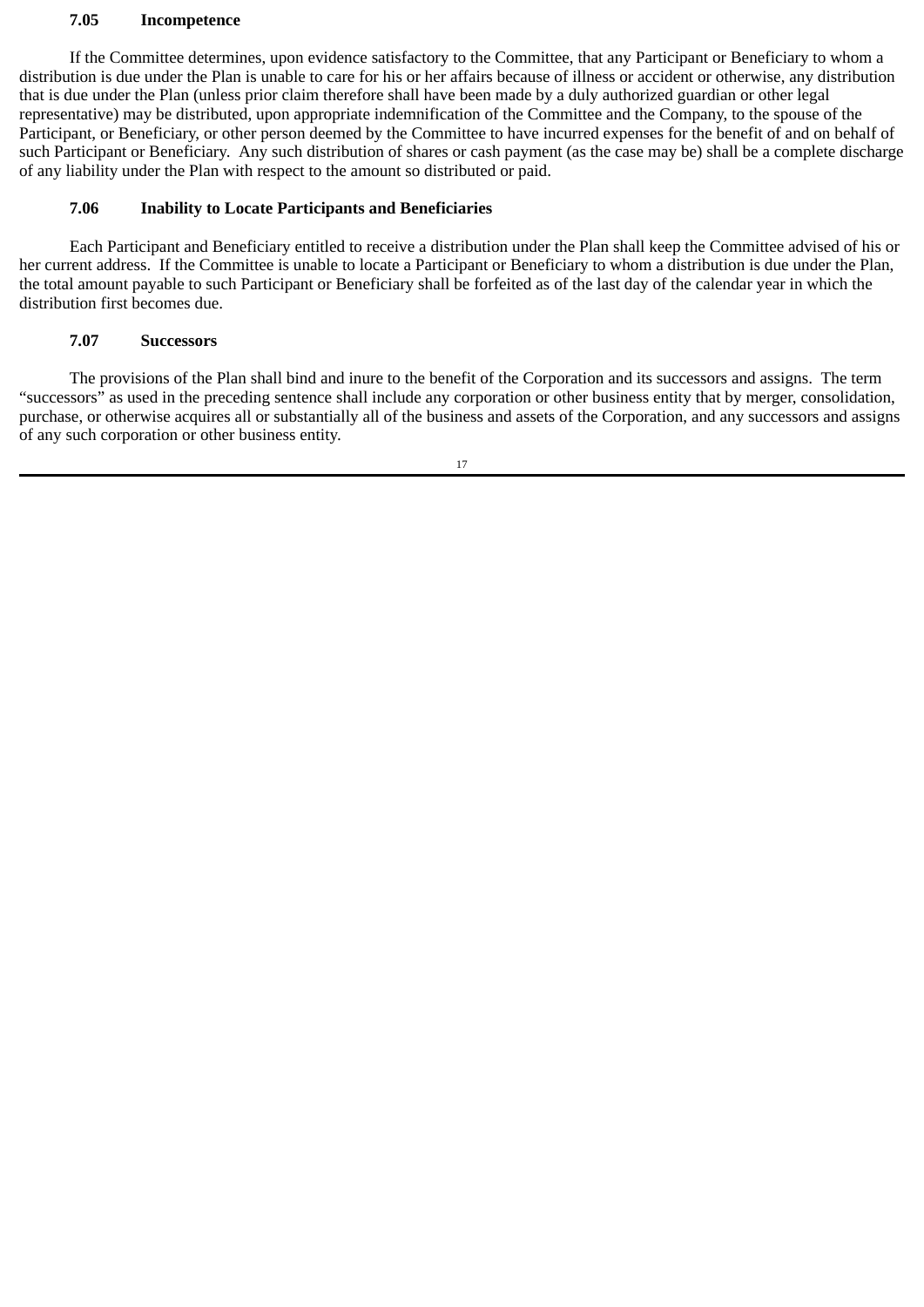**7.05 Incompetence**

If the Committee determines, upon evidence satisfactory to the Committee, that any Participant or Beneficiary to whom a distribution is due under the Plan is unable to care for his or her affairs because of illness or accident or otherwise, any distribution that is due under the Plan (unless prior claim therefore shall have been made by a duly authorized guardian or other legal representative) may be distributed, upon appropriate indemnification of the Committee and the Company, to the spouse of the Participant, or Beneficiary, or other person deemed by the Committee to have incurred expenses for the benefit of and on behalf of such Participant or Beneficiary. Any such distribution of shares or cash payment (as the case may be) shall be a complete discharge of any liability under the Plan with respect to the amount so distributed or paid.

**7.06 Inability to Locate Participants and Beneficiaries**

Each Participant and Beneficiary entitled to receive a distribution under the Plan shall keep the Committee advised of his or her current address. If the Committee is unable to locate a Participant or Beneficiary to whom a distribution is due under the Plan, the total amount payable to such Participant or Beneficiary shall be forfeited as of the last day of the calendar year in which the distribution first becomes due.

**7.07 Successors**

The provisions of the Plan shall bind and inure to the benefit of the Corporation and its successors and assigns. The term "successors" as used in the preceding sentence shall include any corporation or other business entity that by merger, consolidation, purchase, or otherwise acquires all or substantially all of the business and assets of the Corporation, and any successors and assigns of any such corporation or other business entity.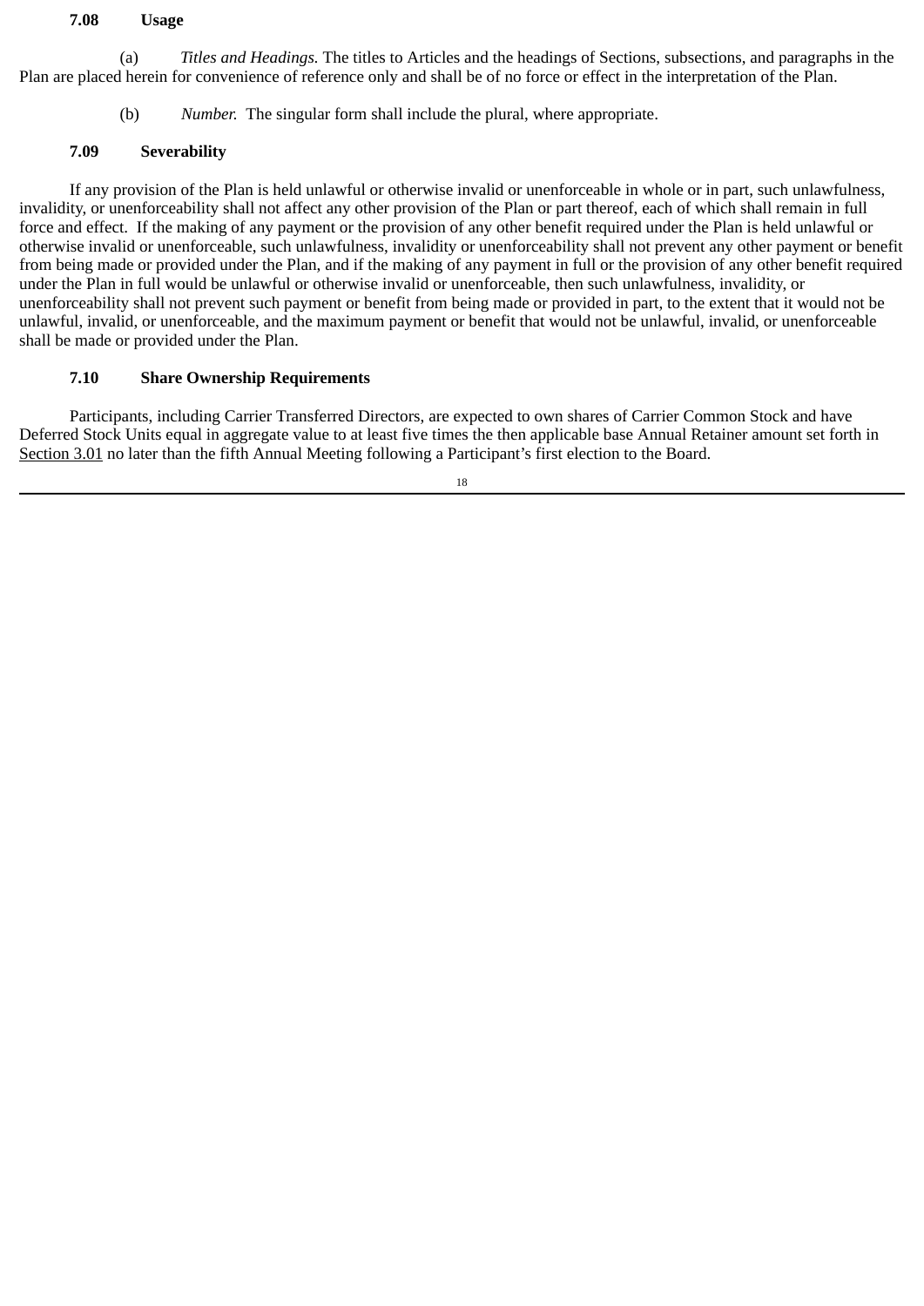**7.08 Usage**

(a) *Titles and Headings.* The titles to Articles and the headings of Sections, subsections, and paragraphs in the Plan are placed herein for convenience of reference only and shall be of no force or effect in the interpretation of the Plan.

(b) *Number.* The singular form shall include the plural, where appropriate.

**7.09 Severability**

If any provision of the Plan is held unlawful or otherwise invalid or unenforceable in whole or in part, such unlawfulness, invalidity, or unenforceability shall not affect any other provision of the Plan or part thereof, each of which shall remain in full force and effect. If the making of any payment or the provision of any other benefit required under the Plan is held unlawful or otherwise invalid or unenforceable, such unlawfulness, invalidity or unenforceability shall not prevent any other payment or benefit from being made or provided under the Plan, and if the making of any payment in full or the provision of any other benefit required under the Plan in full would be unlawful or otherwise invalid or unenforceable, then such unlawfulness, invalidity, or unenforceability shall not prevent such payment or benefit from being made or provided in part, to the extent that it would not be unlawful, invalid, or unenforceable, and the maximum payment or benefit that would not be unlawful, invalid, or unenforceable shall be made or provided under the Plan.

**7.10 Share Ownership Requirements**

Participants, including Carrier Transferred Directors, are expected to own shares of Carrier Common Stock and have Deferred Stock Units equal in aggregate value to at least five times the then applicable base Annual Retainer amount set forth in Section 3.01 no later than the fifth Annual Meeting following a Participant's first election to the Board.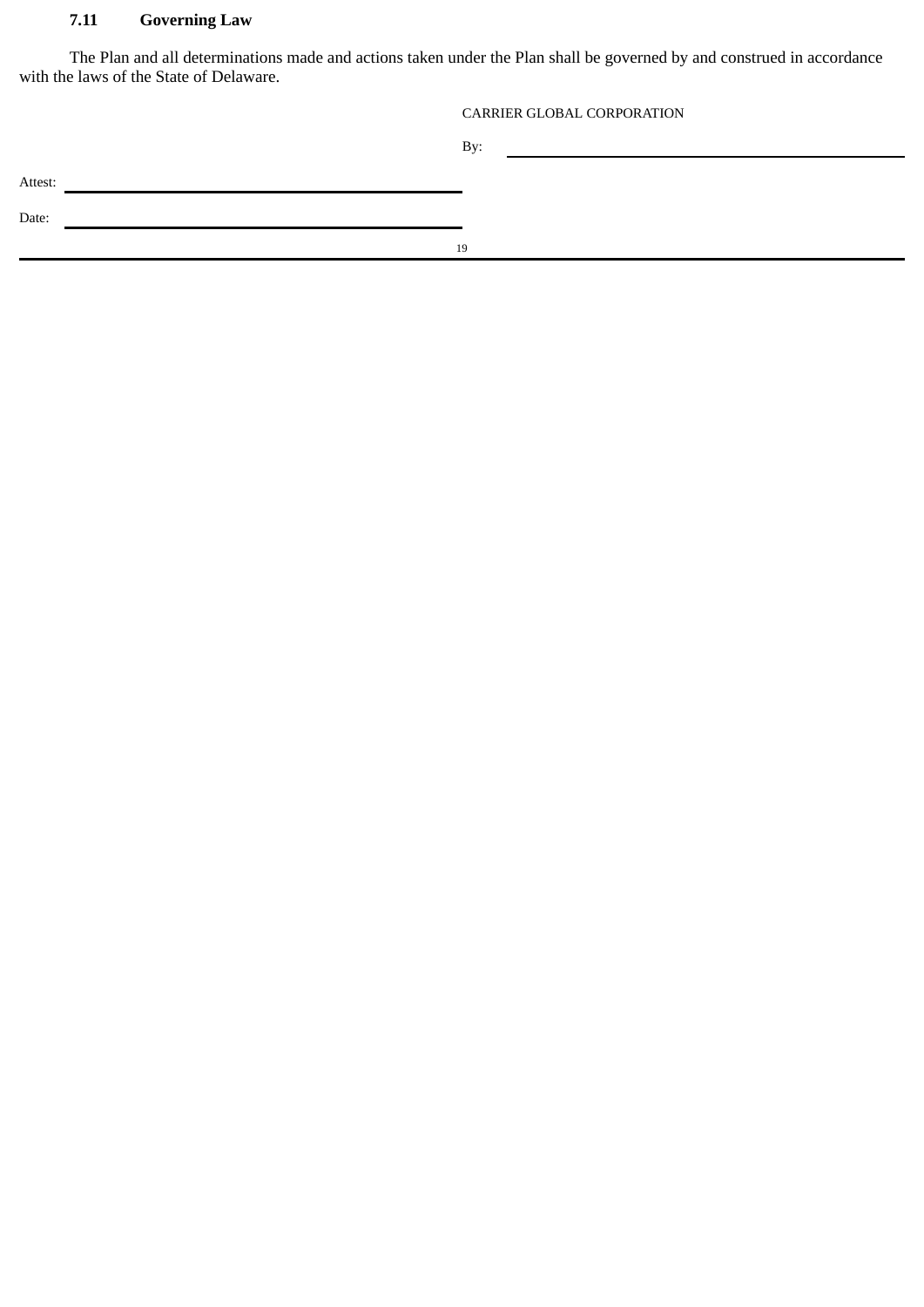### 7.11 Governing Law

The Plan and all determinations made and actions taken under the Plan shall be governed by and construed in accordance with the laws of the State of Delaware.

CARRIER GLOBAL CORPORATION

By: \_\_\_\_\_\_\_\_\_\_\_\_\_\_\_\_\_\_\_\_\_\_\_\_\_\_\_\_\_\_

Attest: \_\_\_\_\_\_\_\_\_\_\_\_\_\_\_\_\_\_\_\_\_\_\_\_\_\_\_\_\_\_

Date: \_\_\_\_\_\_\_\_\_\_\_\_\_\_\_\_\_\_\_\_\_\_\_\_\_\_\_\_\_\_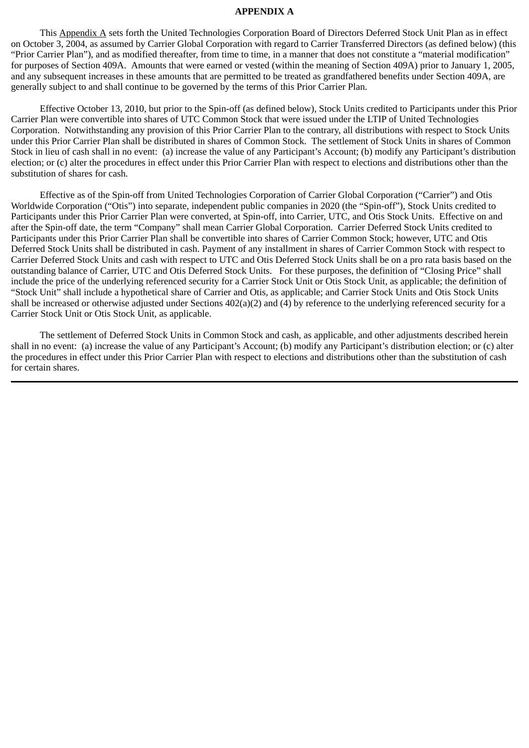**APPENDIX A**

This Appendix A sets forth the United Technologies Corporation Board of Directors Deferred Stock Unit Plan as in effect on October 3, 2004, as assumed by Carrier Global Corporation with regard to Carrier Transferred Directors (as defined below) (this "Prior Carrier Plan"), and as modified thereafter, from time to time, in a manner that does not constitute a "material modification" for purposes of Section 409A. Amounts that were earned or vested (within the meaning of Section 409A) prior to January 1, 2005, and any subsequent increases in these amounts that are permitted to be treated as grandfathered benefits under Section 409A, are generally subject to and shall continue to be governed by the terms of this Prior Carrier Plan.

Effective October 13, 2010, but prior to the Spin-off (as defined below), Stock Units credited to Participants under this Prior Carrier Plan were convertible into shares of UTC Common Stock that were issued under the LTIP of United Technologies Corporation. Notwithstanding any provision of this Prior Carrier Plan to the contrary, all distributions with respect to Stock Units under this Prior Carrier Plan shall be distributed in shares of Common Stock. The settlement of Stock Units in shares of Common Stock in lieu of cash shall in no event: (a) increase the value of any Participant's Account; (b) modify any Participant's distribution election; or (c) alter the procedures in effect under this Prior Carrier Plan with respect to elections and distributions other than the substitution of shares for cash.

Effective as of the Spin-off from United Technologies Corporation of Carrier Global Corporation ("Carrier") and Otis Worldwide Corporation ("Otis") into separate, independent public companies in 2020 (the "Spin-off"), Stock Units credited to Participants under this Prior Carrier Plan were converted, at Spin-off, into Carrier, UTC, and Otis Stock Units. Effective on and after the Spin-off date, the term "Company" shall mean Carrier Global Corporation. Carrier Deferred Stock Units credited to Participants under this Prior Carrier Plan shall be convertible into shares of Carrier Common Stock; however, UTC and Otis Deferred Stock Units shall be distributed in cash. Payment of any installment in shares of Carrier Common Stock with respect to Carrier Deferred Stock Units and cash with respect to UTC and Otis Deferred Stock Units shall be on a pro rata basis based on the outstanding balance of Carrier, UTC and Otis Deferred Stock Units. For these purposes, the definition of "Closing Price" shall include the price of the underlying referenced security for a Carrier Stock Unit or Otis Stock Unit, as applicable; the definition of "Stock Unit" shall include a hypothetical share of Carrier and Otis, as applicable; and Carrier Stock Units and Otis Stock Units shall be increased or otherwise adjusted under Sections 402(a)(2) and (4) by reference to the underlying referenced security for a Carrier Stock Unit or Otis Stock Unit, as applicable.

The settlement of Deferred Stock Units in Common Stock and cash, as applicable, and other adjustments described herein shall in no event: (a) increase the value of any Participant's Account; (b) modify any Participant's distribution election; or (c) alter the procedures in effect under this Prior Carrier Plan with respect to elections and distributions other than the substitution of cash for certain shares.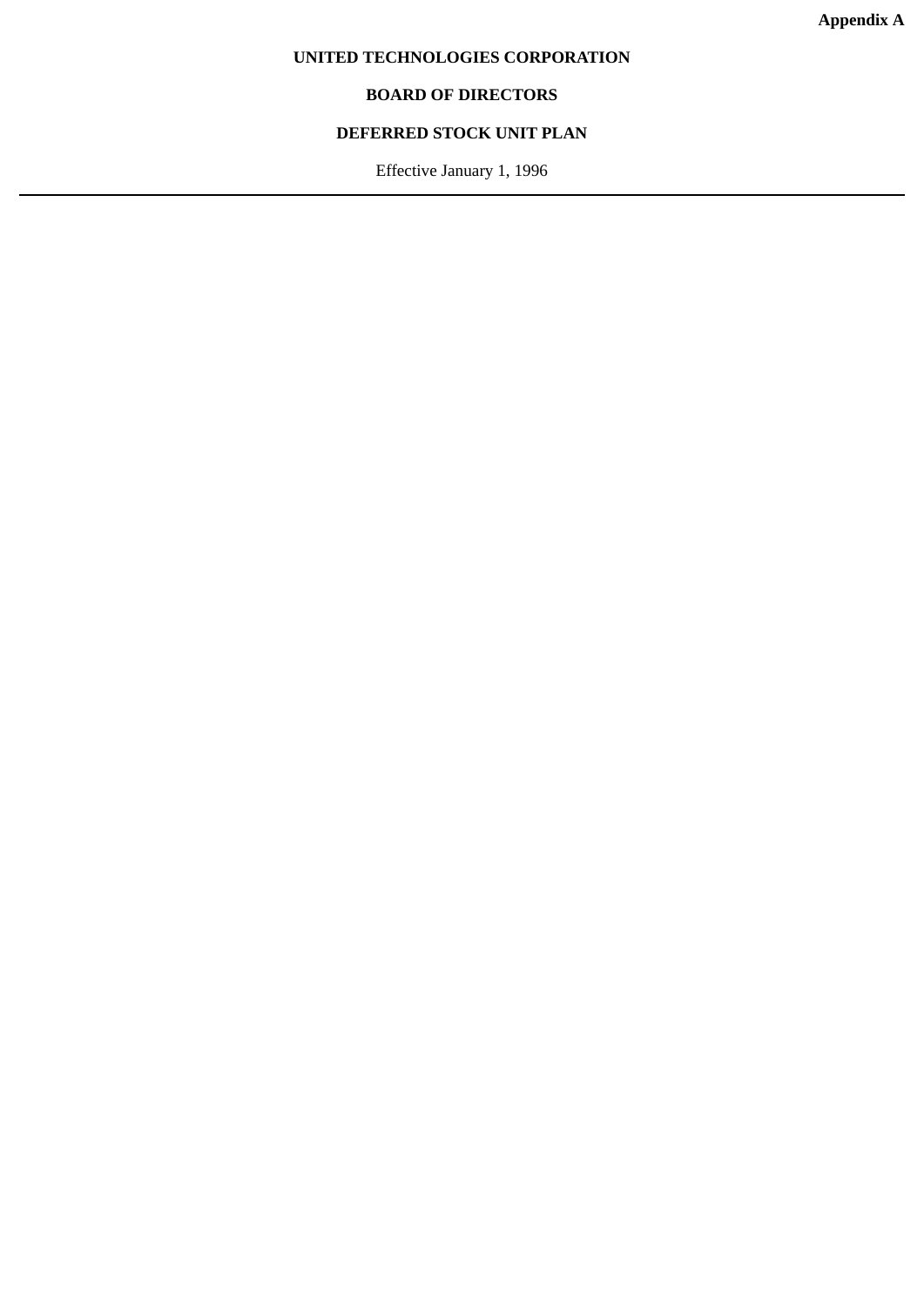**Appendix A**

# UNITED TECHNOLOGIES CORPORATION

## BOARD OF DIRECTORS

## DEFERRED STOCK UNIT PLAN

Effective January 1, 1996

---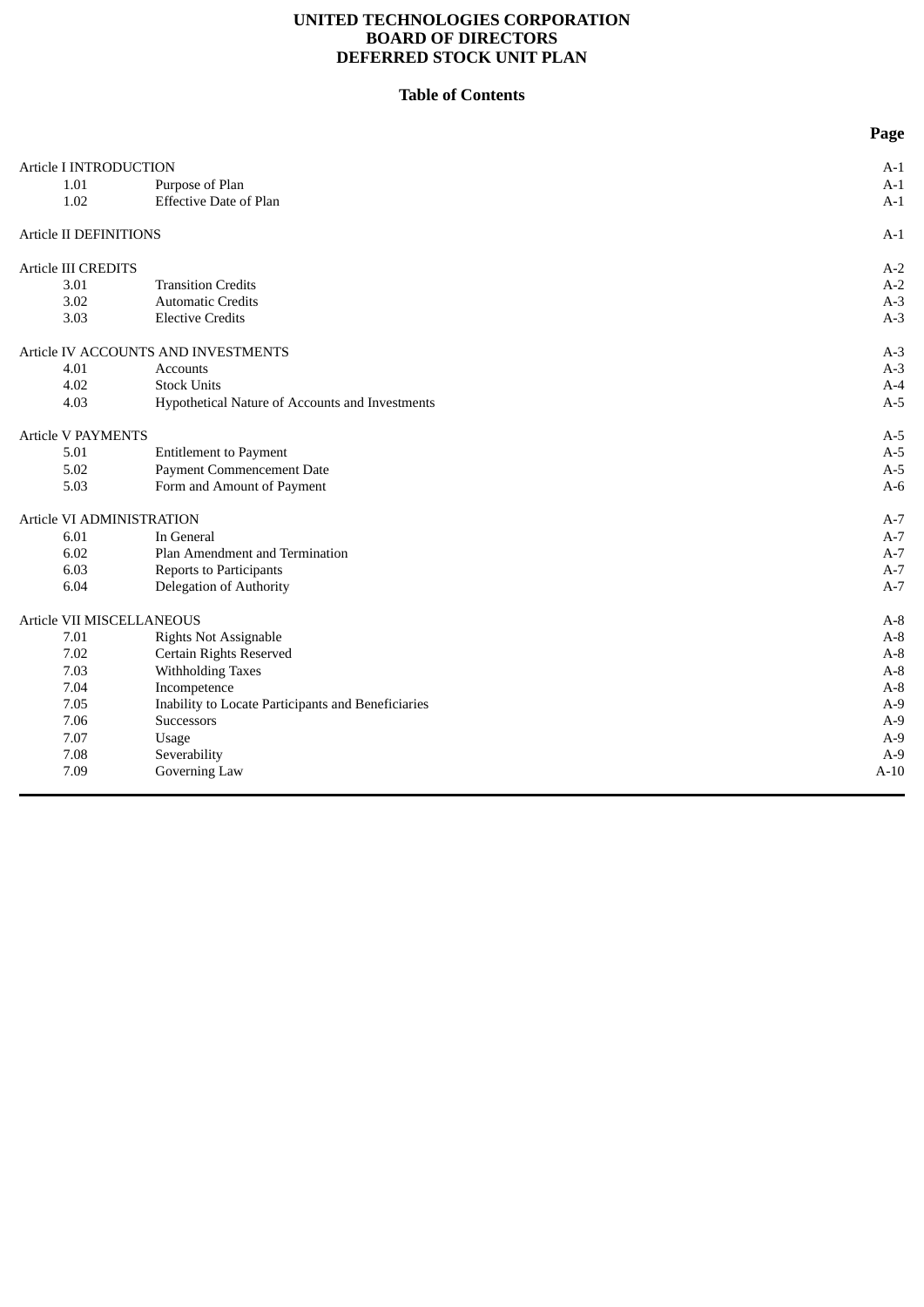# UNITED TECHNOLOGIES CORPORATION
# BOARD OF DIRECTORS
# DEFERRED STOCK UNIT PLAN

## Table of Contents

| | | Page |
|---|---|---|
| Article I INTRODUCTION | | A-1 |
| 1.01 | Purpose of Plan | A-1 |
| 1.02 | Effective Date of Plan | A-1 |
| Article II DEFINITIONS | | A-1 |
| Article III CREDITS | | A-2 |
| 3.01 | Transition Credits | A-2 |
| 3.02 | Automatic Credits | A-3 |
| 3.03 | Elective Credits | A-3 |
| Article IV ACCOUNTS AND INVESTMENTS | | A-3 |
| 4.01 | Accounts | A-3 |
| 4.02 | Stock Units | A-4 |
| 4.03 | Hypothetical Nature of Accounts and Investments | A-5 |
| Article V PAYMENTS | | A-5 |
| 5.01 | Entitlement to Payment | A-5 |
| 5.02 | Payment Commencement Date | A-5 |
| 5.03 | Form and Amount of Payment | A-6 |
| Article VI ADMINISTRATION | | A-7 |
| 6.01 | In General | A-7 |
| 6.02 | Plan Amendment and Termination | A-7 |
| 6.03 | Reports to Participants | A-7 |
| 6.04 | Delegation of Authority | A-7 |
| Article VII MISCELLANEOUS | | A-8 |
| 7.01 | Rights Not Assignable | A-8 |
| 7.02 | Certain Rights Reserved | A-8 |
| 7.03 | Withholding Taxes | A-8 |
| 7.04 | Incompetence | A-8 |
| 7.05 | Inability to Locate Participants and Beneficiaries | A-9 |
| 7.06 | Successors | A-9 |
| 7.07 | Usage | A-9 |
| 7.08 | Severability | A-9 |
| 7.09 | Governing Law | A-10 |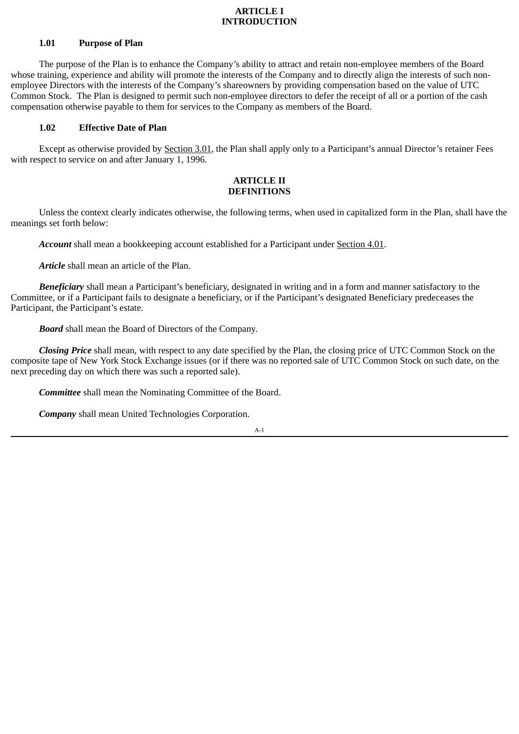# ARTICLE I
# INTRODUCTION

### 1.01 Purpose of Plan

The purpose of the Plan is to enhance the Company's ability to attract and retain non-employee members of the Board whose training, experience and ability will promote the interests of the Company and to directly align the interests of such non-employee Directors with the interests of the Company's shareowners by providing compensation based on the value of UTC Common Stock. The Plan is designed to permit such non-employee directors to defer the receipt of all or a portion of the cash compensation otherwise payable to them for services to the Company as members of the Board.

### 1.02 Effective Date of Plan

Except as otherwise provided by Section 3.01, the Plan shall apply only to a Participant's annual Director's retainer Fees with respect to service on and after January 1, 1996.

# ARTICLE II
# DEFINITIONS

Unless the context clearly indicates otherwise, the following terms, when used in capitalized form in the Plan, shall have the meanings set forth below:

***Account*** shall mean a bookkeeping account established for a Participant under Section 4.01.

***Article*** shall mean an article of the Plan.

***Beneficiary*** shall mean a Participant's beneficiary, designated in writing and in a form and manner satisfactory to the Committee, or if a Participant fails to designate a beneficiary, or if the Participant's designated Beneficiary predeceases the Participant, the Participant's estate.

***Board*** shall mean the Board of Directors of the Company.

***Closing Price*** shall mean, with respect to any date specified by the Plan, the closing price of UTC Common Stock on the composite tape of New York Stock Exchange issues (or if there was no reported sale of UTC Common Stock on such date, on the next preceding day on which there was such a reported sale).

***Committee*** shall mean the Nominating Committee of the Board.

***Company*** shall mean United Technologies Corporation.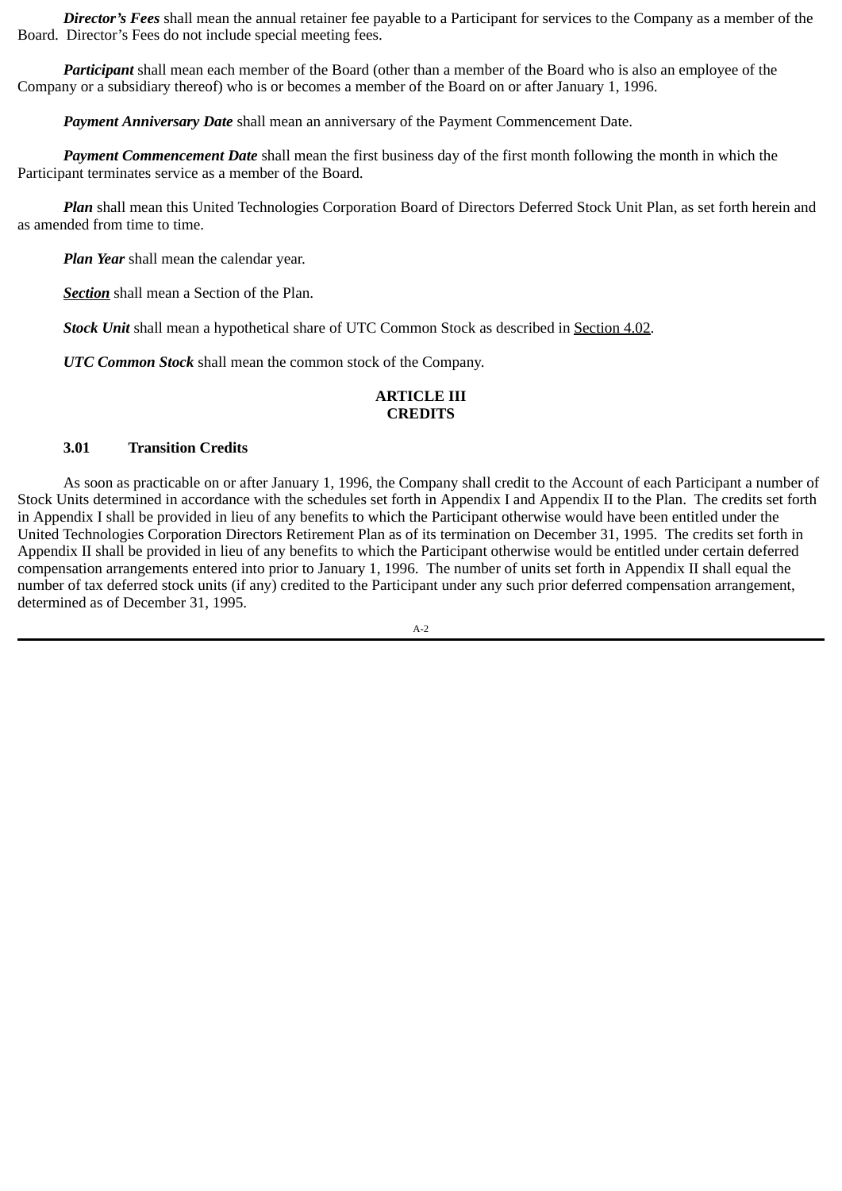***Director's Fees*** shall mean the annual retainer fee payable to a Participant for services to the Company as a member of the Board. Director's Fees do not include special meeting fees.

***Participant*** shall mean each member of the Board (other than a member of the Board who is also an employee of the Company or a subsidiary thereof) who is or becomes a member of the Board on or after January 1, 1996.

***Payment Anniversary Date*** shall mean an anniversary of the Payment Commencement Date.

***Payment Commencement Date*** shall mean the first business day of the first month following the month in which the Participant terminates service as a member of the Board.

***Plan*** shall mean this United Technologies Corporation Board of Directors Deferred Stock Unit Plan, as set forth herein and as amended from time to time.

***Plan Year*** shall mean the calendar year.

***Section*** shall mean a Section of the Plan.

***Stock Unit*** shall mean a hypothetical share of UTC Common Stock as described in Section 4.02.

***UTC Common Stock*** shall mean the common stock of the Company.

## ARTICLE III
## CREDITS

### 3.01 Transition Credits

As soon as practicable on or after January 1, 1996, the Company shall credit to the Account of each Participant a number of Stock Units determined in accordance with the schedules set forth in Appendix I and Appendix II to the Plan. The credits set forth in Appendix I shall be provided in lieu of any benefits to which the Participant otherwise would have been entitled under the United Technologies Corporation Directors Retirement Plan as of its termination on December 31, 1995. The credits set forth in Appendix II shall be provided in lieu of any benefits to which the Participant otherwise would be entitled under certain deferred compensation arrangements entered into prior to January 1, 1996. The number of units set forth in Appendix II shall equal the number of tax deferred stock units (if any) credited to the Participant under any such prior deferred compensation arrangement, determined as of December 31, 1995.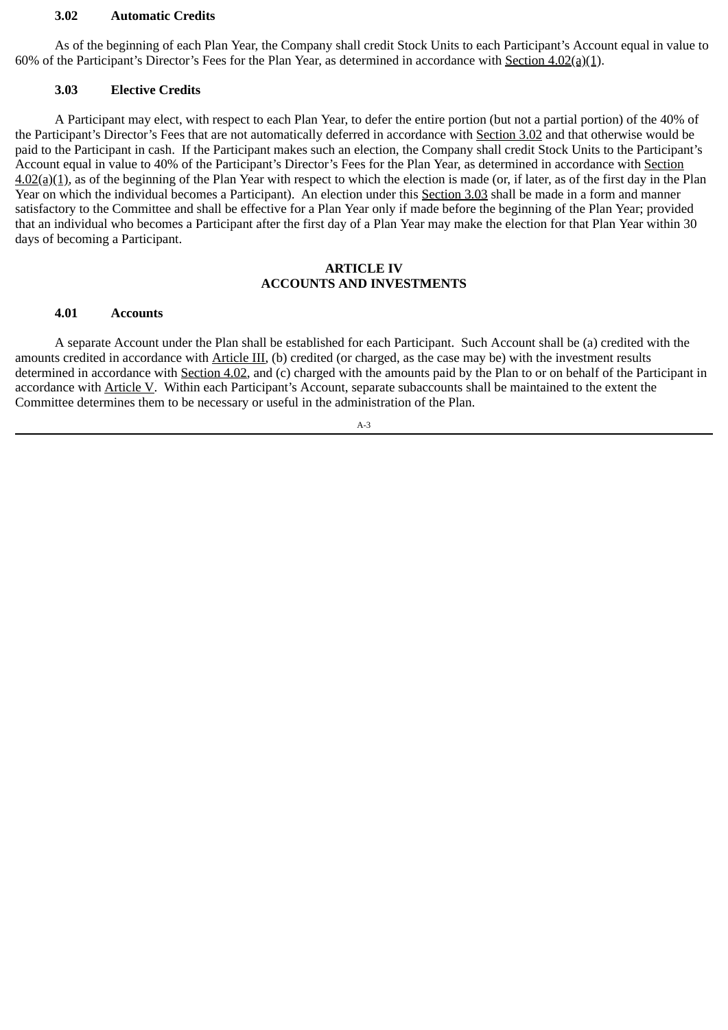### 3.02 Automatic Credits

As of the beginning of each Plan Year, the Company shall credit Stock Units to each Participant's Account equal in value to 60% of the Participant's Director's Fees for the Plan Year, as determined in accordance with Section 4.02(a)(1).

### 3.03 Elective Credits

A Participant may elect, with respect to each Plan Year, to defer the entire portion (but not a partial portion) of the 40% of the Participant's Director's Fees that are not automatically deferred in accordance with Section 3.02 and that otherwise would be paid to the Participant in cash. If the Participant makes such an election, the Company shall credit Stock Units to the Participant's Account equal in value to 40% of the Participant's Director's Fees for the Plan Year, as determined in accordance with Section 4.02(a)(1), as of the beginning of the Plan Year with respect to which the election is made (or, if later, as of the first day in the Plan Year on which the individual becomes a Participant). An election under this Section 3.03 shall be made in a form and manner satisfactory to the Committee and shall be effective for a Plan Year only if made before the beginning of the Plan Year; provided that an individual who becomes a Participant after the first day of a Plan Year may make the election for that Plan Year within 30 days of becoming a Participant.

## ARTICLE IV
## ACCOUNTS AND INVESTMENTS

### 4.01 Accounts

A separate Account under the Plan shall be established for each Participant. Such Account shall be (a) credited with the amounts credited in accordance with Article III, (b) credited (or charged, as the case may be) with the investment results determined in accordance with Section 4.02, and (c) charged with the amounts paid by the Plan to or on behalf of the Participant in accordance with Article V. Within each Participant's Account, separate subaccounts shall be maintained to the extent the Committee determines them to be necessary or useful in the administration of the Plan.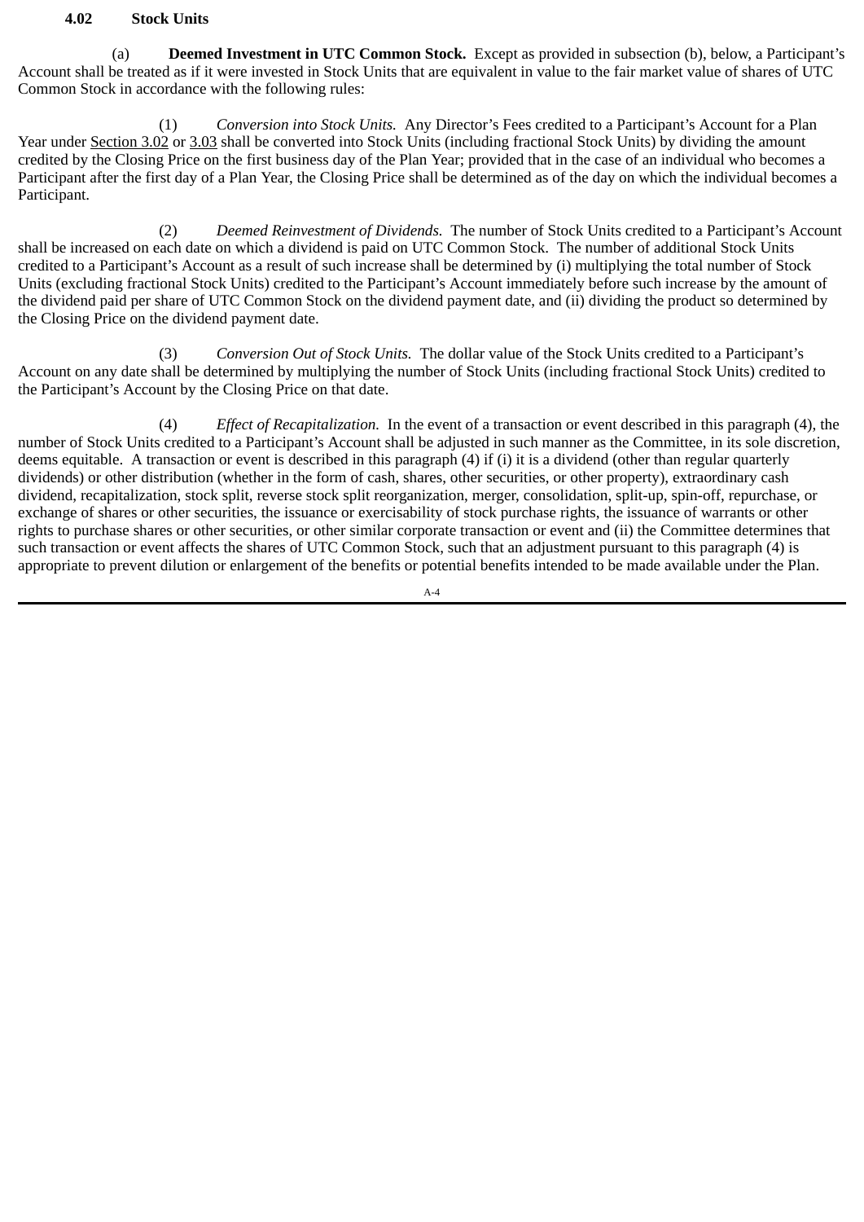**4.02 Stock Units**

(a) **Deemed Investment in UTC Common Stock.** Except as provided in subsection (b), below, a Participant's Account shall be treated as if it were invested in Stock Units that are equivalent in value to the fair market value of shares of UTC Common Stock in accordance with the following rules:

(1) *Conversion into Stock Units.* Any Director's Fees credited to a Participant's Account for a Plan Year under Section 3.02 or 3.03 shall be converted into Stock Units (including fractional Stock Units) by dividing the amount credited by the Closing Price on the first business day of the Plan Year; provided that in the case of an individual who becomes a Participant after the first day of a Plan Year, the Closing Price shall be determined as of the day on which the individual becomes a Participant.

(2) *Deemed Reinvestment of Dividends.* The number of Stock Units credited to a Participant's Account shall be increased on each date on which a dividend is paid on UTC Common Stock. The number of additional Stock Units credited to a Participant's Account as a result of such increase shall be determined by (i) multiplying the total number of Stock Units (excluding fractional Stock Units) credited to the Participant's Account immediately before such increase by the amount of the dividend paid per share of UTC Common Stock on the dividend payment date, and (ii) dividing the product so determined by the Closing Price on the dividend payment date.

(3) *Conversion Out of Stock Units.* The dollar value of the Stock Units credited to a Participant's Account on any date shall be determined by multiplying the number of Stock Units (including fractional Stock Units) credited to the Participant's Account by the Closing Price on that date.

(4) *Effect of Recapitalization.* In the event of a transaction or event described in this paragraph (4), the number of Stock Units credited to a Participant's Account shall be adjusted in such manner as the Committee, in its sole discretion, deems equitable. A transaction or event is described in this paragraph (4) if (i) it is a dividend (other than regular quarterly dividends) or other distribution (whether in the form of cash, shares, other securities, or other property), extraordinary cash dividend, recapitalization, stock split, reverse stock split reorganization, merger, consolidation, split-up, spin-off, repurchase, or exchange of shares or other securities, the issuance or exercisability of stock purchase rights, the issuance of warrants or other rights to purchase shares or other securities, or other similar corporate transaction or event and (ii) the Committee determines that such transaction or event affects the shares of UTC Common Stock, such that an adjustment pursuant to this paragraph (4) is appropriate to prevent dilution or enlargement of the benefits or potential benefits intended to be made available under the Plan.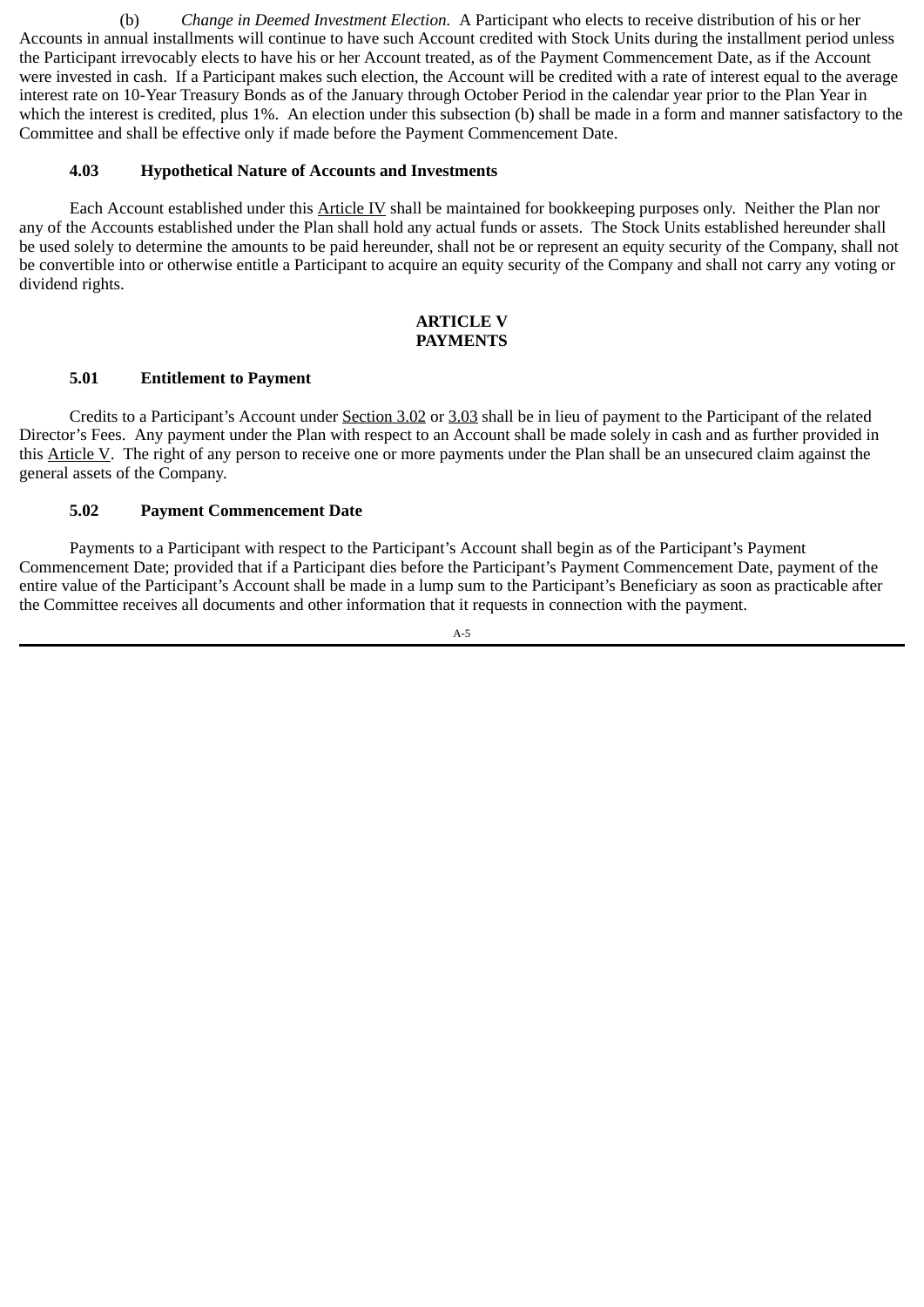(b) *Change in Deemed Investment Election.* A Participant who elects to receive distribution of his or her Accounts in annual installments will continue to have such Account credited with Stock Units during the installment period unless the Participant irrevocably elects to have his or her Account treated, as of the Payment Commencement Date, as if the Account were invested in cash. If a Participant makes such election, the Account will be credited with a rate of interest equal to the average interest rate on 10-Year Treasury Bonds as of the January through October Period in the calendar year prior to the Plan Year in which the interest is credited, plus 1%. An election under this subsection (b) shall be made in a form and manner satisfactory to the Committee and shall be effective only if made before the Payment Commencement Date.

**4.03 Hypothetical Nature of Accounts and Investments**

Each Account established under this Article IV shall be maintained for bookkeeping purposes only. Neither the Plan nor any of the Accounts established under the Plan shall hold any actual funds or assets. The Stock Units established hereunder shall be used solely to determine the amounts to be paid hereunder, shall not be or represent an equity security of the Company, shall not be convertible into or otherwise entitle a Participant to acquire an equity security of the Company and shall not carry any voting or dividend rights.

## ARTICLE V
## PAYMENTS

**5.01 Entitlement to Payment**

Credits to a Participant's Account under Section 3.02 or 3.03 shall be in lieu of payment to the Participant of the related Director's Fees. Any payment under the Plan with respect to an Account shall be made solely in cash and as further provided in this Article V. The right of any person to receive one or more payments under the Plan shall be an unsecured claim against the general assets of the Company.

**5.02 Payment Commencement Date**

Payments to a Participant with respect to the Participant's Account shall begin as of the Participant's Payment Commencement Date; provided that if a Participant dies before the Participant's Payment Commencement Date, payment of the entire value of the Participant's Account shall be made in a lump sum to the Participant's Beneficiary as soon as practicable after the Committee receives all documents and other information that it requests in connection with the payment.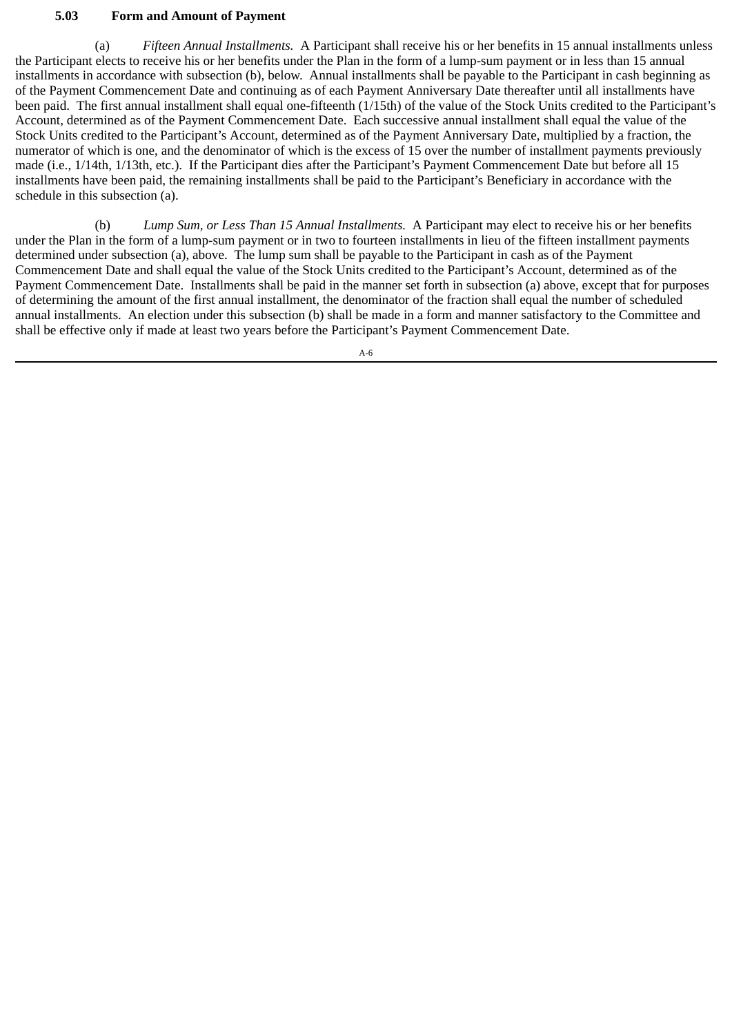**5.03 Form and Amount of Payment**

(a) *Fifteen Annual Installments.* A Participant shall receive his or her benefits in 15 annual installments unless the Participant elects to receive his or her benefits under the Plan in the form of a lump-sum payment or in less than 15 annual installments in accordance with subsection (b), below. Annual installments shall be payable to the Participant in cash beginning as of the Payment Commencement Date and continuing as of each Payment Anniversary Date thereafter until all installments have been paid. The first annual installment shall equal one-fifteenth (1/15th) of the value of the Stock Units credited to the Participant's Account, determined as of the Payment Commencement Date. Each successive annual installment shall equal the value of the Stock Units credited to the Participant's Account, determined as of the Payment Anniversary Date, multiplied by a fraction, the numerator of which is one, and the denominator of which is the excess of 15 over the number of installment payments previously made (i.e., 1/14th, 1/13th, etc.). If the Participant dies after the Participant's Payment Commencement Date but before all 15 installments have been paid, the remaining installments shall be paid to the Participant's Beneficiary in accordance with the schedule in this subsection (a).

(b) *Lump Sum, or Less Than 15 Annual Installments.* A Participant may elect to receive his or her benefits under the Plan in the form of a lump-sum payment or in two to fourteen installments in lieu of the fifteen installment payments determined under subsection (a), above. The lump sum shall be payable to the Participant in cash as of the Payment Commencement Date and shall equal the value of the Stock Units credited to the Participant's Account, determined as of the Payment Commencement Date. Installments shall be paid in the manner set forth in subsection (a) above, except that for purposes of determining the amount of the first annual installment, the denominator of the fraction shall equal the number of scheduled annual installments. An election under this subsection (b) shall be made in a form and manner satisfactory to the Committee and shall be effective only if made at least two years before the Participant's Payment Commencement Date.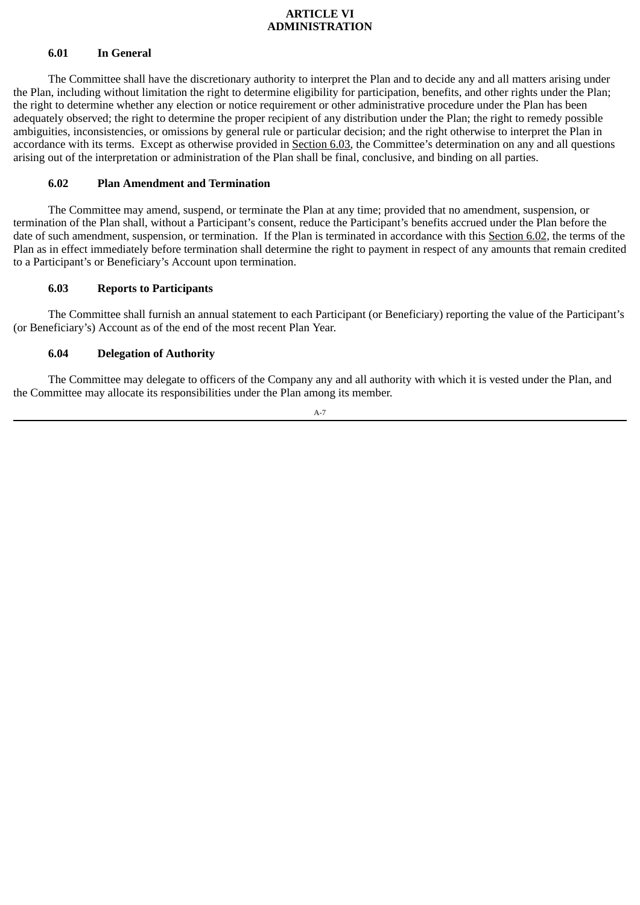# ARTICLE VI
# ADMINISTRATION

### 6.01 In General

The Committee shall have the discretionary authority to interpret the Plan and to decide any and all matters arising under the Plan, including without limitation the right to determine eligibility for participation, benefits, and other rights under the Plan; the right to determine whether any election or notice requirement or other administrative procedure under the Plan has been adequately observed; the right to determine the proper recipient of any distribution under the Plan; the right to remedy possible ambiguities, inconsistencies, or omissions by general rule or particular decision; and the right otherwise to interpret the Plan in accordance with its terms. Except as otherwise provided in Section 6.03, the Committee's determination on any and all questions arising out of the interpretation or administration of the Plan shall be final, conclusive, and binding on all parties.

### 6.02 Plan Amendment and Termination

The Committee may amend, suspend, or terminate the Plan at any time; provided that no amendment, suspension, or termination of the Plan shall, without a Participant's consent, reduce the Participant's benefits accrued under the Plan before the date of such amendment, suspension, or termination. If the Plan is terminated in accordance with this Section 6.02, the terms of the Plan as in effect immediately before termination shall determine the right to payment in respect of any amounts that remain credited to a Participant's or Beneficiary's Account upon termination.

### 6.03 Reports to Participants

The Committee shall furnish an annual statement to each Participant (or Beneficiary) reporting the value of the Participant's (or Beneficiary's) Account as of the end of the most recent Plan Year.

### 6.04 Delegation of Authority

The Committee may delegate to officers of the Company any and all authority with which it is vested under the Plan, and the Committee may allocate its responsibilities under the Plan among its member.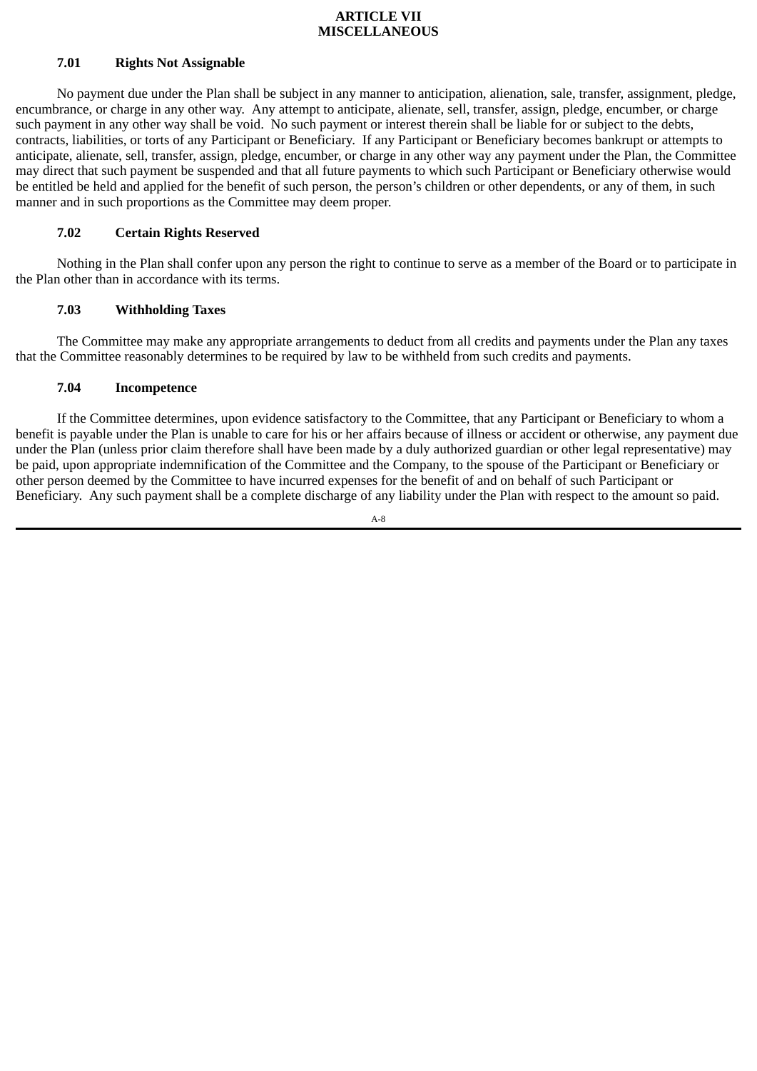# ARTICLE VII
# MISCELLANEOUS

### 7.01 Rights Not Assignable

No payment due under the Plan shall be subject in any manner to anticipation, alienation, sale, transfer, assignment, pledge, encumbrance, or charge in any other way. Any attempt to anticipate, alienate, sell, transfer, assign, pledge, encumber, or charge such payment in any other way shall be void. No such payment or interest therein shall be liable for or subject to the debts, contracts, liabilities, or torts of any Participant or Beneficiary. If any Participant or Beneficiary becomes bankrupt or attempts to anticipate, alienate, sell, transfer, assign, pledge, encumber, or charge in any other way any payment under the Plan, the Committee may direct that such payment be suspended and that all future payments to which such Participant or Beneficiary otherwise would be entitled be held and applied for the benefit of such person, the person's children or other dependents, or any of them, in such manner and in such proportions as the Committee may deem proper.

### 7.02 Certain Rights Reserved

Nothing in the Plan shall confer upon any person the right to continue to serve as a member of the Board or to participate in the Plan other than in accordance with its terms.

### 7.03 Withholding Taxes

The Committee may make any appropriate arrangements to deduct from all credits and payments under the Plan any taxes that the Committee reasonably determines to be required by law to be withheld from such credits and payments.

### 7.04 Incompetence

If the Committee determines, upon evidence satisfactory to the Committee, that any Participant or Beneficiary to whom a benefit is payable under the Plan is unable to care for his or her affairs because of illness or accident or otherwise, any payment due under the Plan (unless prior claim therefore shall have been made by a duly authorized guardian or other legal representative) may be paid, upon appropriate indemnification of the Committee and the Company, to the spouse of the Participant or Beneficiary or other person deemed by the Committee to have incurred expenses for the benefit of and on behalf of such Participant or Beneficiary. Any such payment shall be a complete discharge of any liability under the Plan with respect to the amount so paid.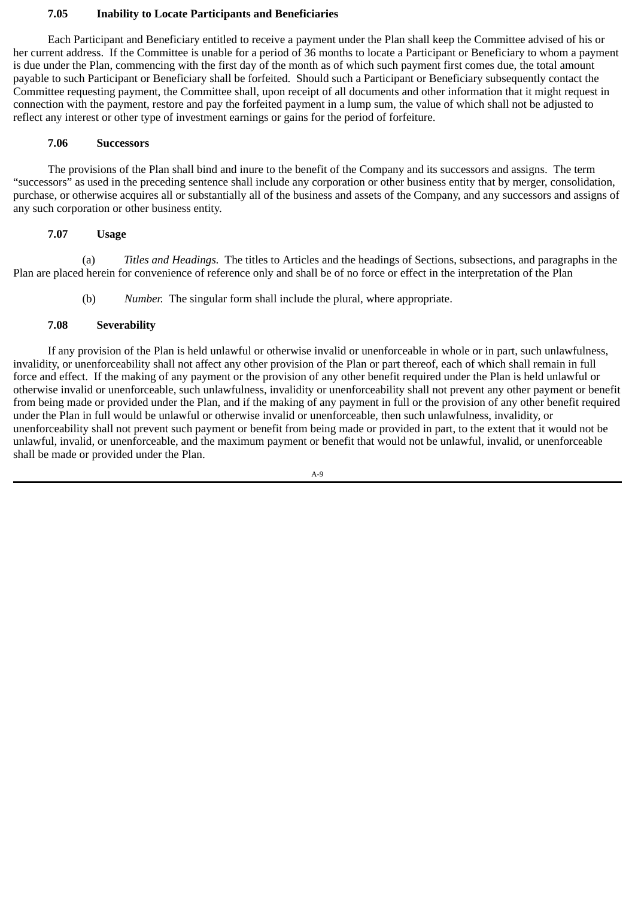**7.05 Inability to Locate Participants and Beneficiaries**

Each Participant and Beneficiary entitled to receive a payment under the Plan shall keep the Committee advised of his or her current address. If the Committee is unable for a period of 36 months to locate a Participant or Beneficiary to whom a payment is due under the Plan, commencing with the first day of the month as of which such payment first comes due, the total amount payable to such Participant or Beneficiary shall be forfeited. Should such a Participant or Beneficiary subsequently contact the Committee requesting payment, the Committee shall, upon receipt of all documents and other information that it might request in connection with the payment, restore and pay the forfeited payment in a lump sum, the value of which shall not be adjusted to reflect any interest or other type of investment earnings or gains for the period of forfeiture.

**7.06 Successors**

The provisions of the Plan shall bind and inure to the benefit of the Company and its successors and assigns. The term "successors" as used in the preceding sentence shall include any corporation or other business entity that by merger, consolidation, purchase, or otherwise acquires all or substantially all of the business and assets of the Company, and any successors and assigns of any such corporation or other business entity.

**7.07 Usage**

(a) *Titles and Headings.* The titles to Articles and the headings of Sections, subsections, and paragraphs in the Plan are placed herein for convenience of reference only and shall be of no force or effect in the interpretation of the Plan

(b) *Number.* The singular form shall include the plural, where appropriate.

**7.08 Severability**

If any provision of the Plan is held unlawful or otherwise invalid or unenforceable in whole or in part, such unlawfulness, invalidity, or unenforceability shall not affect any other provision of the Plan or part thereof, each of which shall remain in full force and effect. If the making of any payment or the provision of any other benefit required under the Plan is held unlawful or otherwise invalid or unenforceable, such unlawfulness, invalidity or unenforceability shall not prevent any other payment or benefit from being made or provided under the Plan, and if the making of any payment in full or the provision of any other benefit required under the Plan in full would be unlawful or otherwise invalid or unenforceable, then such unlawfulness, invalidity, or unenforceability shall not prevent such payment or benefit from being made or provided in part, to the extent that it would not be unlawful, invalid, or unenforceable, and the maximum payment or benefit that would not be unlawful, invalid, or unenforceable shall be made or provided under the Plan.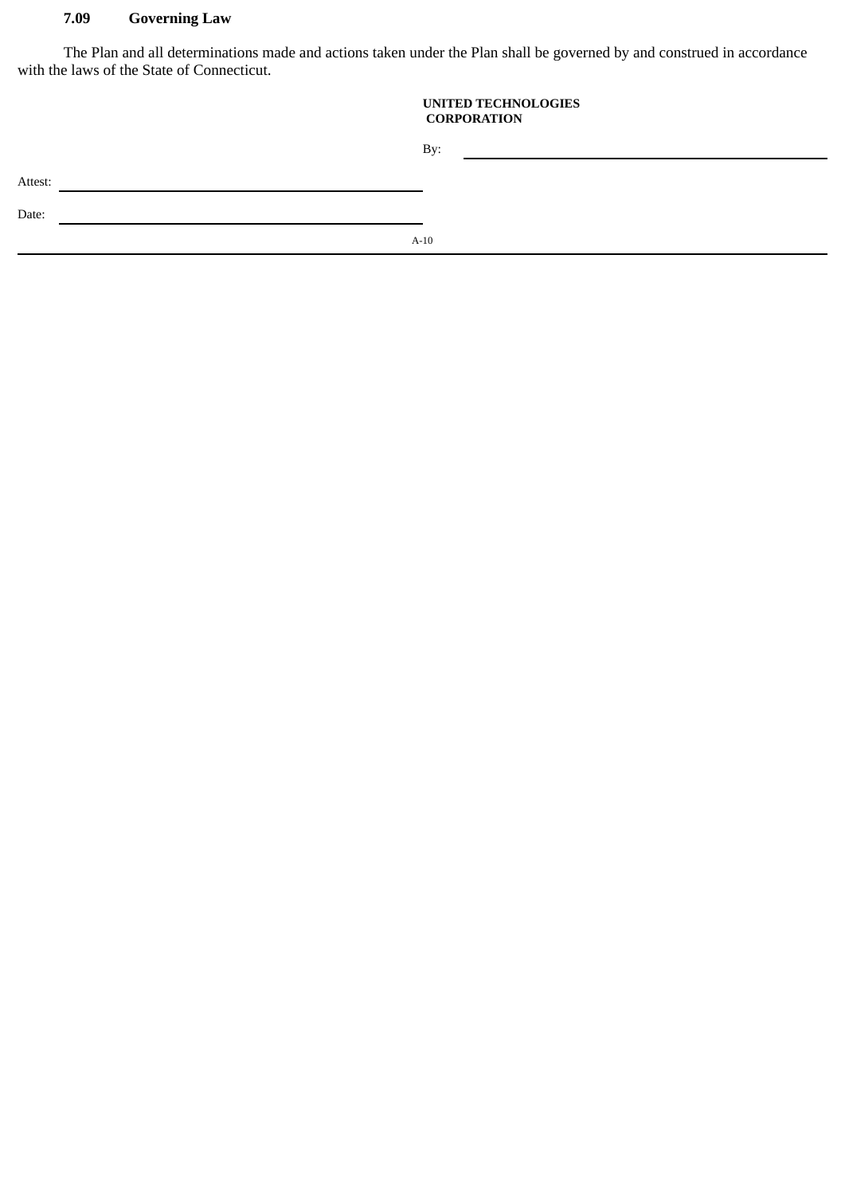**7.09 Governing Law**

The Plan and all determinations made and actions taken under the Plan shall be governed by and construed in accordance with the laws of the State of Connecticut.

**UNITED TECHNOLOGIES CORPORATION**

By: \_\_\_\_\_\_\_\_\_\_\_\_\_\_\_\_\_\_\_\_\_\_\_\_\_\_\_\_\_\_\_\_\_\_\_\_

Attest: \_\_\_\_\_\_\_\_\_\_\_\_\_\_\_\_\_\_\_\_\_\_\_\_\_\_\_\_\_\_\_\_\_\_\_\_

Date: \_\_\_\_\_\_\_\_\_\_\_\_\_\_\_\_\_\_\_\_\_\_\_\_\_\_\_\_\_\_\_\_\_\_\_\_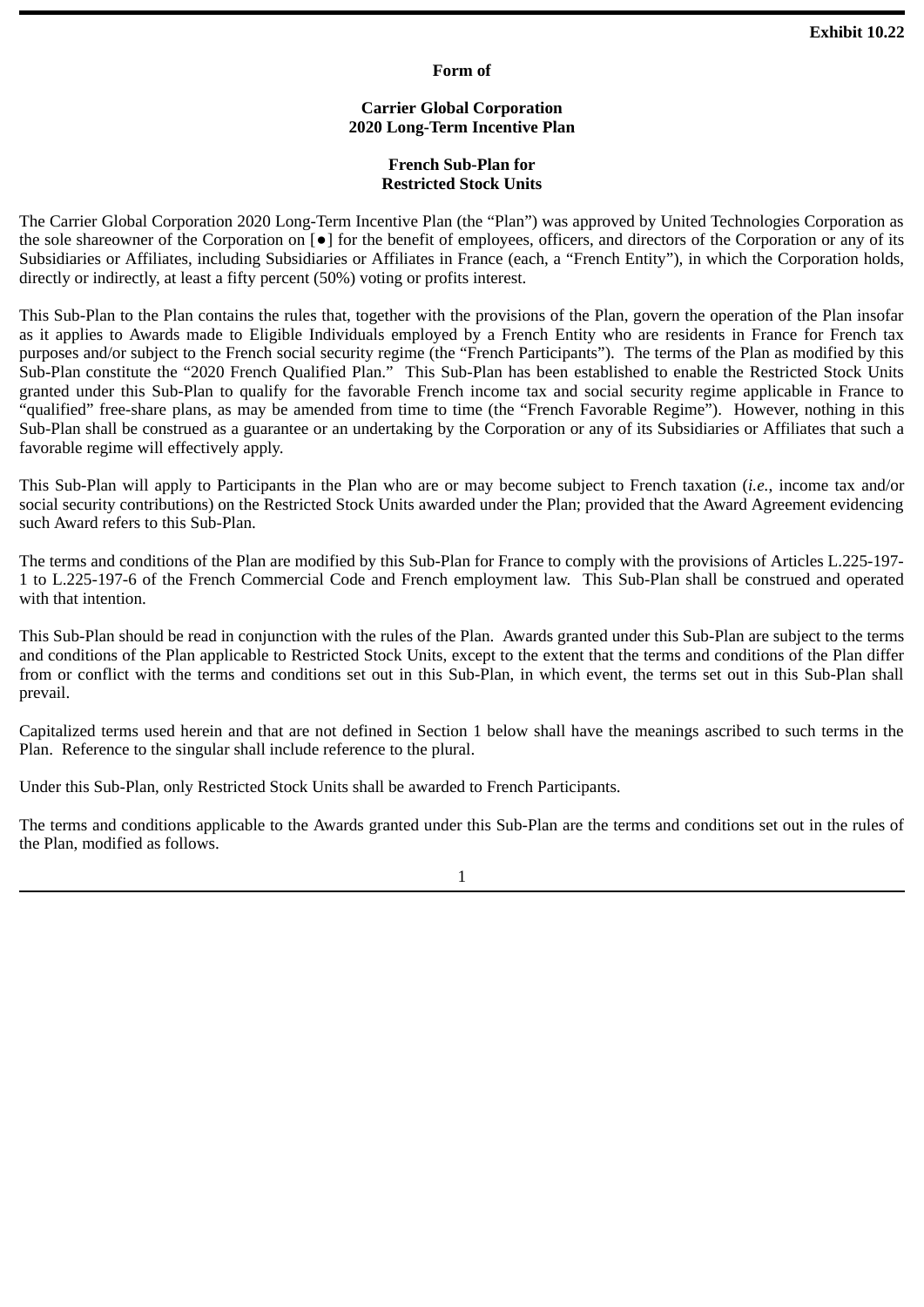**Exhibit 10.22**

**Form of**

**Carrier Global Corporation**
**2020 Long-Term Incentive Plan**

**French Sub-Plan for**
**Restricted Stock Units**

The Carrier Global Corporation 2020 Long-Term Incentive Plan (the "Plan") was approved by United Technologies Corporation as the sole shareowner of the Corporation on [●] for the benefit of employees, officers, and directors of the Corporation or any of its Subsidiaries or Affiliates, including Subsidiaries or Affiliates in France (each, a "French Entity"), in which the Corporation holds, directly or indirectly, at least a fifty percent (50%) voting or profits interest.

This Sub-Plan to the Plan contains the rules that, together with the provisions of the Plan, govern the operation of the Plan insofar as it applies to Awards made to Eligible Individuals employed by a French Entity who are residents in France for French tax purposes and/or subject to the French social security regime (the "French Participants"). The terms of the Plan as modified by this Sub-Plan constitute the "2020 French Qualified Plan." This Sub-Plan has been established to enable the Restricted Stock Units granted under this Sub-Plan to qualify for the favorable French income tax and social security regime applicable in France to "qualified" free-share plans, as may be amended from time to time (the "French Favorable Regime"). However, nothing in this Sub-Plan shall be construed as a guarantee or an undertaking by the Corporation or any of its Subsidiaries or Affiliates that such a favorable regime will effectively apply.

This Sub-Plan will apply to Participants in the Plan who are or may become subject to French taxation (*i.e.*, income tax and/or social security contributions) on the Restricted Stock Units awarded under the Plan; provided that the Award Agreement evidencing such Award refers to this Sub-Plan.

The terms and conditions of the Plan are modified by this Sub-Plan for France to comply with the provisions of Articles L.225-197-1 to L.225-197-6 of the French Commercial Code and French employment law. This Sub-Plan shall be construed and operated with that intention.

This Sub-Plan should be read in conjunction with the rules of the Plan. Awards granted under this Sub-Plan are subject to the terms and conditions of the Plan applicable to Restricted Stock Units, except to the extent that the terms and conditions of the Plan differ from or conflict with the terms and conditions set out in this Sub-Plan, in which event, the terms set out in this Sub-Plan shall prevail.

Capitalized terms used herein and that are not defined in Section 1 below shall have the meanings ascribed to such terms in the Plan. Reference to the singular shall include reference to the plural.

Under this Sub-Plan, only Restricted Stock Units shall be awarded to French Participants.

The terms and conditions applicable to the Awards granted under this Sub-Plan are the terms and conditions set out in the rules of the Plan, modified as follows.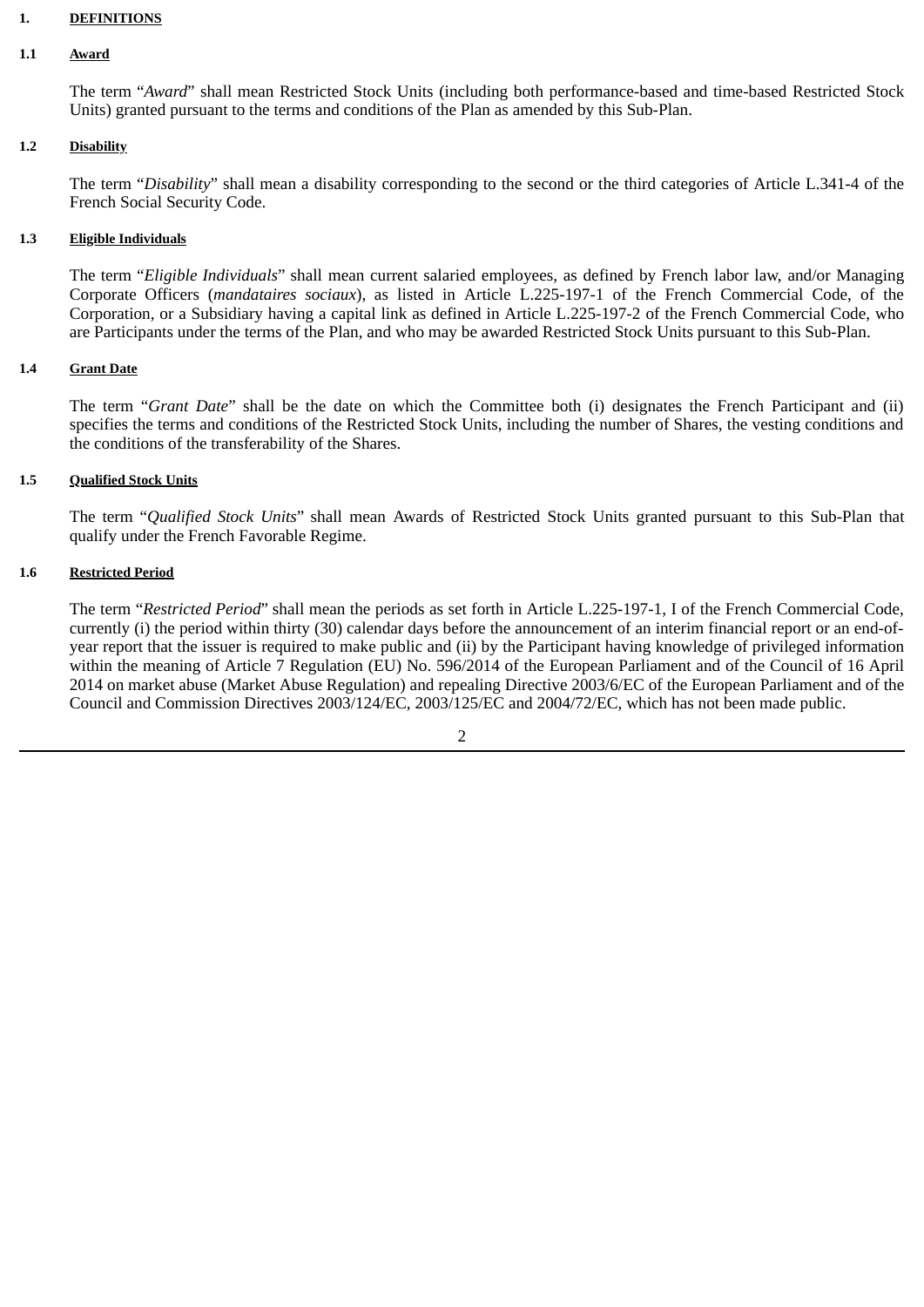# 1. DEFINITIONS

## 1.1 Award

The term "*Award*" shall mean Restricted Stock Units (including both performance-based and time-based Restricted Stock Units) granted pursuant to the terms and conditions of the Plan as amended by this Sub-Plan.

## 1.2 Disability

The term "*Disability*" shall mean a disability corresponding to the second or the third categories of Article L.341-4 of the French Social Security Code.

## 1.3 Eligible Individuals

The term "*Eligible Individuals*" shall mean current salaried employees, as defined by French labor law, and/or Managing Corporate Officers (*mandataires sociaux*), as listed in Article L.225-197-1 of the French Commercial Code, of the Corporation, or a Subsidiary having a capital link as defined in Article L.225-197-2 of the French Commercial Code, who are Participants under the terms of the Plan, and who may be awarded Restricted Stock Units pursuant to this Sub-Plan.

## 1.4 Grant Date

The term "*Grant Date*" shall be the date on which the Committee both (i) designates the French Participant and (ii) specifies the terms and conditions of the Restricted Stock Units, including the number of Shares, the vesting conditions and the conditions of the transferability of the Shares.

## 1.5 Qualified Stock Units

The term "*Qualified Stock Units*" shall mean Awards of Restricted Stock Units granted pursuant to this Sub-Plan that qualify under the French Favorable Regime.

## 1.6 Restricted Period

The term "*Restricted Period*" shall mean the periods as set forth in Article L.225-197-1, I of the French Commercial Code, currently (i) the period within thirty (30) calendar days before the announcement of an interim financial report or an end-of-year report that the issuer is required to make public and (ii) by the Participant having knowledge of privileged information within the meaning of Article 7 Regulation (EU) No. 596/2014 of the European Parliament and of the Council of 16 April 2014 on market abuse (Market Abuse Regulation) and repealing Directive 2003/6/EC of the European Parliament and of the Council and Commission Directives 2003/124/EC, 2003/125/EC and 2004/72/EC, which has not been made public.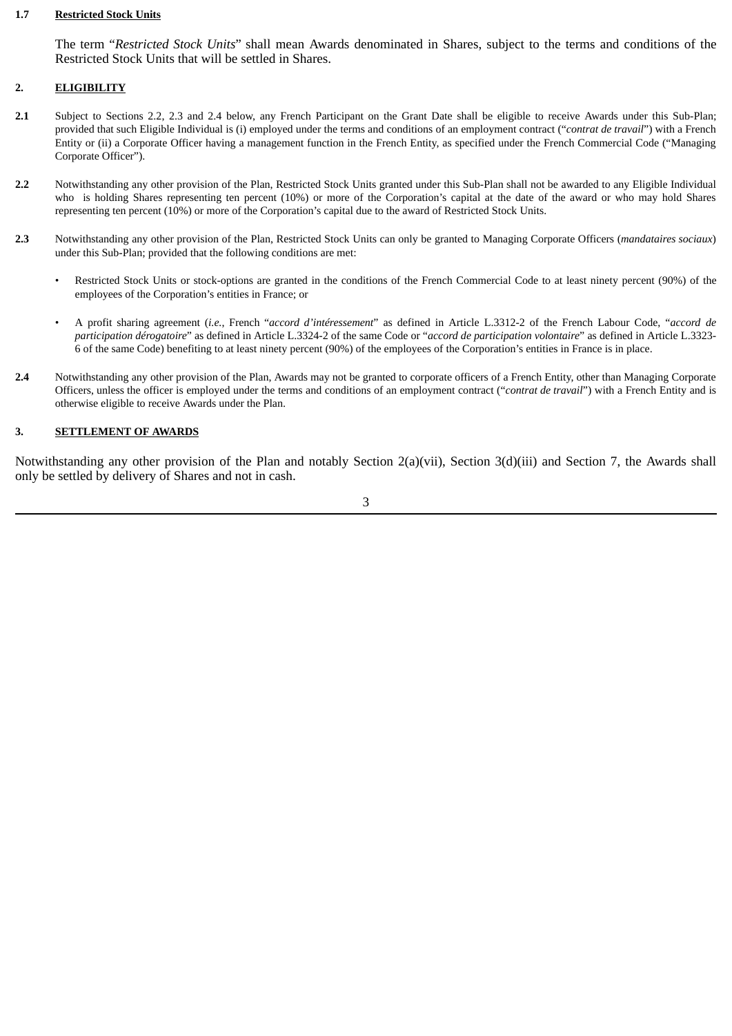**1.7 Restricted Stock Units**

The term "*Restricted Stock Units*" shall mean Awards denominated in Shares, subject to the terms and conditions of the Restricted Stock Units that will be settled in Shares.

**2. ELIGIBILITY**

**2.1** Subject to Sections 2.2, 2.3 and 2.4 below, any French Participant on the Grant Date shall be eligible to receive Awards under this Sub-Plan; provided that such Eligible Individual is (i) employed under the terms and conditions of an employment contract ("*contrat de travail*") with a French Entity or (ii) a Corporate Officer having a management function in the French Entity, as specified under the French Commercial Code ("Managing Corporate Officer").

**2.2** Notwithstanding any other provision of the Plan, Restricted Stock Units granted under this Sub-Plan shall not be awarded to any Eligible Individual who is holding Shares representing ten percent (10%) or more of the Corporation's capital at the date of the award or who may hold Shares representing ten percent (10%) or more of the Corporation's capital due to the award of Restricted Stock Units.

**2.3** Notwithstanding any other provision of the Plan, Restricted Stock Units can only be granted to Managing Corporate Officers (*mandataires sociaux*) under this Sub-Plan; provided that the following conditions are met:

- Restricted Stock Units or stock-options are granted in the conditions of the French Commercial Code to at least ninety percent (90%) of the employees of the Corporation's entities in France; or

- A profit sharing agreement (*i.e.*, French "*accord d'intéressement*" as defined in Article L.3312-2 of the French Labour Code, "*accord de participation dérogatoire*" as defined in Article L.3324-2 of the same Code or "*accord de participation volontaire*" as defined in Article L.3323-6 of the same Code) benefiting to at least ninety percent (90%) of the employees of the Corporation's entities in France is in place.

**2.4** Notwithstanding any other provision of the Plan, Awards may not be granted to corporate officers of a French Entity, other than Managing Corporate Officers, unless the officer is employed under the terms and conditions of an employment contract ("*contrat de travail*") with a French Entity and is otherwise eligible to receive Awards under the Plan.

**3. SETTLEMENT OF AWARDS**

Notwithstanding any other provision of the Plan and notably Section 2(a)(vii), Section 3(d)(iii) and Section 7, the Awards shall only be settled by delivery of Shares and not in cash.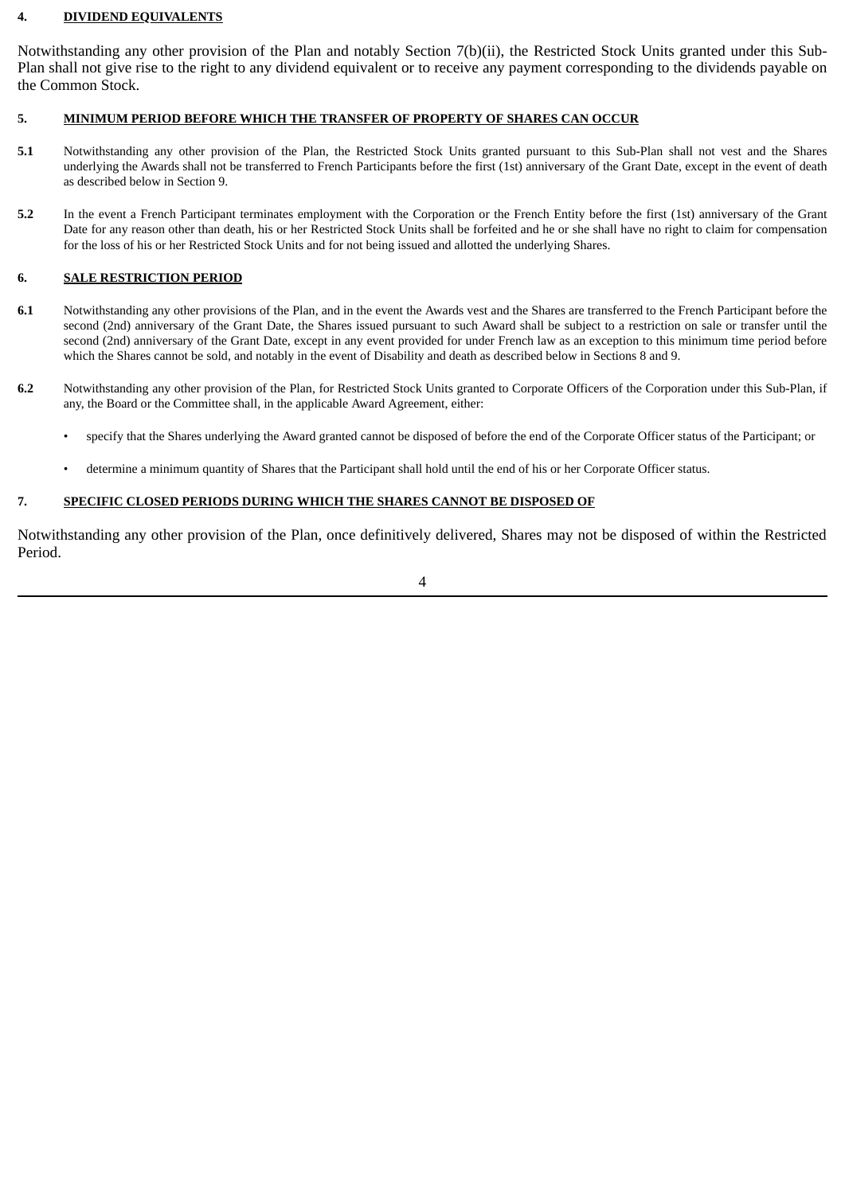**4. <u>DIVIDEND EQUIVALENTS</u>**

Notwithstanding any other provision of the Plan and notably Section 7(b)(ii), the Restricted Stock Units granted under this Sub-Plan shall not give rise to the right to any dividend equivalent or to receive any payment corresponding to the dividends payable on the Common Stock.

**5. <u>MINIMUM PERIOD BEFORE WHICH THE TRANSFER OF PROPERTY OF SHARES CAN OCCUR</u>**

**5.1** Notwithstanding any other provision of the Plan, the Restricted Stock Units granted pursuant to this Sub-Plan shall not vest and the Shares underlying the Awards shall not be transferred to French Participants before the first (1st) anniversary of the Grant Date, except in the event of death as described below in Section 9.

**5.2** In the event a French Participant terminates employment with the Corporation or the French Entity before the first (1st) anniversary of the Grant Date for any reason other than death, his or her Restricted Stock Units shall be forfeited and he or she shall have no right to claim for compensation for the loss of his or her Restricted Stock Units and for not being issued and allotted the underlying Shares.

**6. <u>SALE RESTRICTION PERIOD</u>**

**6.1** Notwithstanding any other provisions of the Plan, and in the event the Awards vest and the Shares are transferred to the French Participant before the second (2nd) anniversary of the Grant Date, the Shares issued pursuant to such Award shall be subject to a restriction on sale or transfer until the second (2nd) anniversary of the Grant Date, except in any event provided for under French law as an exception to this minimum time period before which the Shares cannot be sold, and notably in the event of Disability and death as described below in Sections 8 and 9.

**6.2** Notwithstanding any other provision of the Plan, for Restricted Stock Units granted to Corporate Officers of the Corporation under this Sub-Plan, if any, the Board or the Committee shall, in the applicable Award Agreement, either:

- specify that the Shares underlying the Award granted cannot be disposed of before the end of the Corporate Officer status of the Participant; or
- determine a minimum quantity of Shares that the Participant shall hold until the end of his or her Corporate Officer status.

**7. <u>SPECIFIC CLOSED PERIODS DURING WHICH THE SHARES CANNOT BE DISPOSED OF</u>**

Notwithstanding any other provision of the Plan, once definitively delivered, Shares may not be disposed of within the Restricted Period.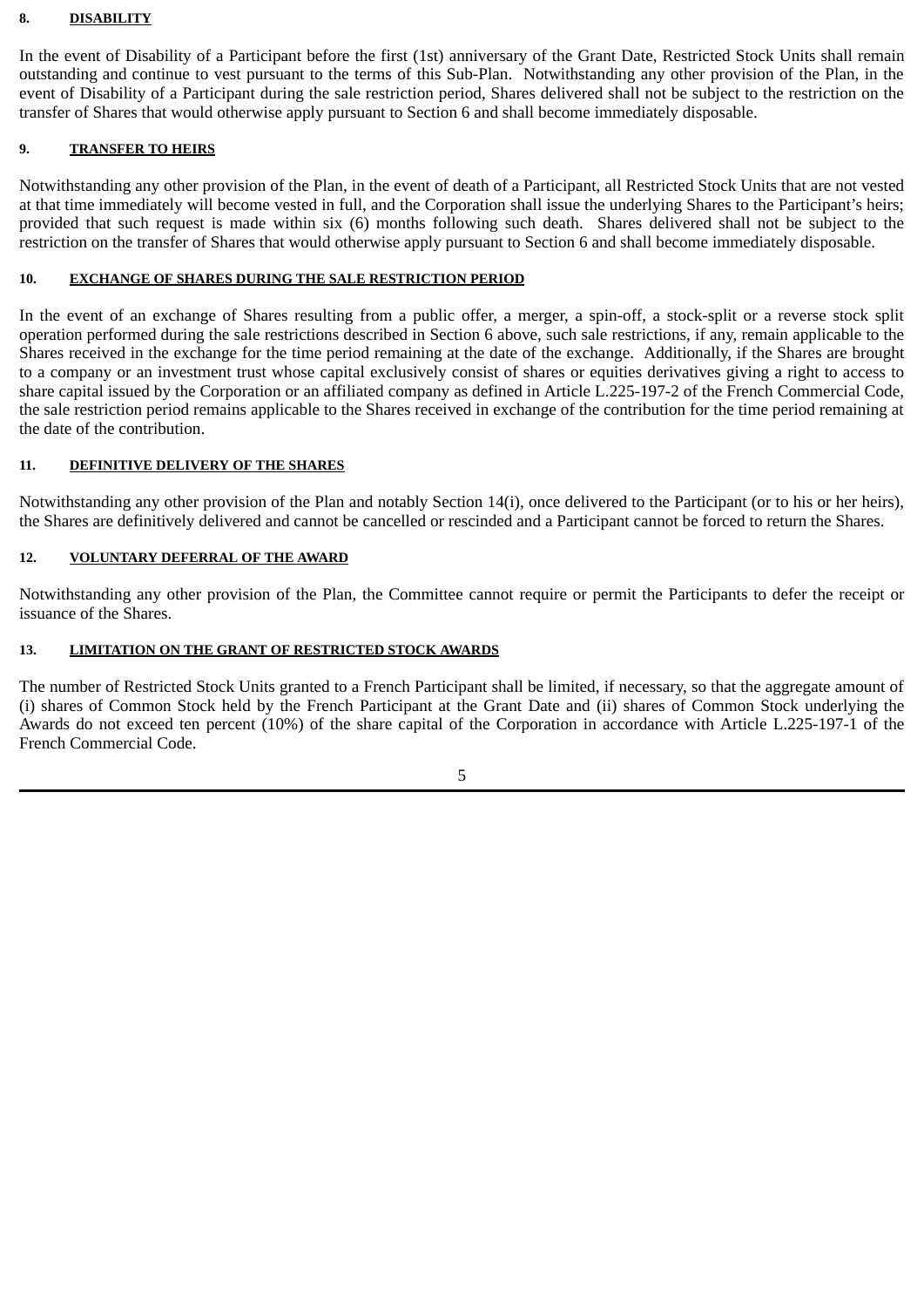**8. DISABILITY**

In the event of Disability of a Participant before the first (1st) anniversary of the Grant Date, Restricted Stock Units shall remain outstanding and continue to vest pursuant to the terms of this Sub-Plan. Notwithstanding any other provision of the Plan, in the event of Disability of a Participant during the sale restriction period, Shares delivered shall not be subject to the restriction on the transfer of Shares that would otherwise apply pursuant to Section 6 and shall become immediately disposable.

**9. TRANSFER TO HEIRS**

Notwithstanding any other provision of the Plan, in the event of death of a Participant, all Restricted Stock Units that are not vested at that time immediately will become vested in full, and the Corporation shall issue the underlying Shares to the Participant's heirs; provided that such request is made within six (6) months following such death. Shares delivered shall not be subject to the restriction on the transfer of Shares that would otherwise apply pursuant to Section 6 and shall become immediately disposable.

**10. EXCHANGE OF SHARES DURING THE SALE RESTRICTION PERIOD**

In the event of an exchange of Shares resulting from a public offer, a merger, a spin-off, a stock-split or a reverse stock split operation performed during the sale restrictions described in Section 6 above, such sale restrictions, if any, remain applicable to the Shares received in the exchange for the time period remaining at the date of the exchange. Additionally, if the Shares are brought to a company or an investment trust whose capital exclusively consist of shares or equities derivatives giving a right to access to share capital issued by the Corporation or an affiliated company as defined in Article L.225-197-2 of the French Commercial Code, the sale restriction period remains applicable to the Shares received in exchange of the contribution for the time period remaining at the date of the contribution.

**11. DEFINITIVE DELIVERY OF THE SHARES**

Notwithstanding any other provision of the Plan and notably Section 14(i), once delivered to the Participant (or to his or her heirs), the Shares are definitively delivered and cannot be cancelled or rescinded and a Participant cannot be forced to return the Shares.

**12. VOLUNTARY DEFERRAL OF THE AWARD**

Notwithstanding any other provision of the Plan, the Committee cannot require or permit the Participants to defer the receipt or issuance of the Shares.

**13. LIMITATION ON THE GRANT OF RESTRICTED STOCK AWARDS**

The number of Restricted Stock Units granted to a French Participant shall be limited, if necessary, so that the aggregate amount of (i) shares of Common Stock held by the French Participant at the Grant Date and (ii) shares of Common Stock underlying the Awards do not exceed ten percent (10%) of the share capital of the Corporation in accordance with Article L.225-197-1 of the French Commercial Code.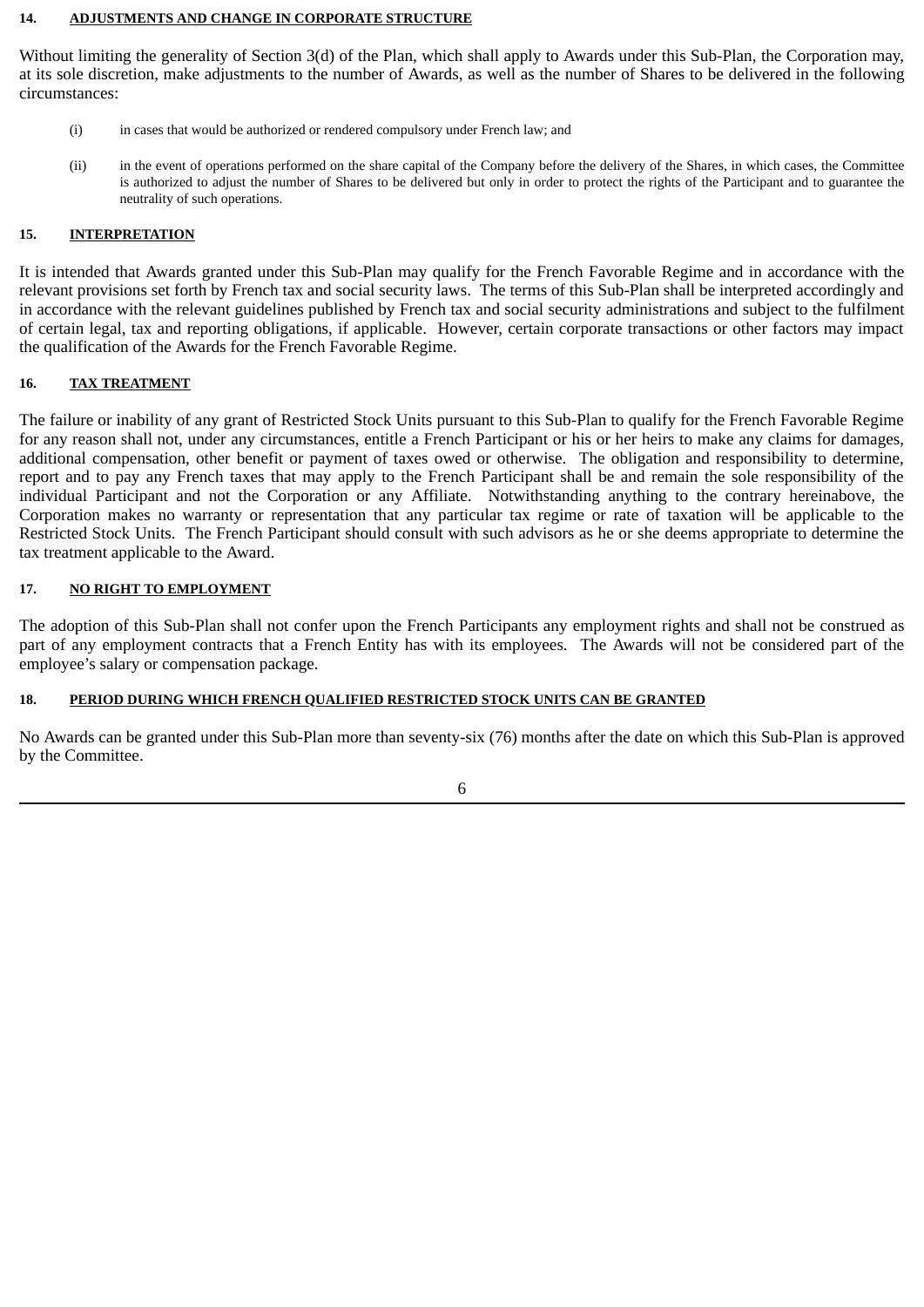## 14. ADJUSTMENTS AND CHANGE IN CORPORATE STRUCTURE

Without limiting the generality of Section 3(d) of the Plan, which shall apply to Awards under this Sub-Plan, the Corporation may, at its sole discretion, make adjustments to the number of Awards, as well as the number of Shares to be delivered in the following circumstances:

(i) in cases that would be authorized or rendered compulsory under French law; and

(ii) in the event of operations performed on the share capital of the Company before the delivery of the Shares, in which cases, the Committee is authorized to adjust the number of Shares to be delivered but only in order to protect the rights of the Participant and to guarantee the neutrality of such operations.

## 15. INTERPRETATION

It is intended that Awards granted under this Sub-Plan may qualify for the French Favorable Regime and in accordance with the relevant provisions set forth by French tax and social security laws. The terms of this Sub-Plan shall be interpreted accordingly and in accordance with the relevant guidelines published by French tax and social security administrations and subject to the fulfilment of certain legal, tax and reporting obligations, if applicable. However, certain corporate transactions or other factors may impact the qualification of the Awards for the French Favorable Regime.

## 16. TAX TREATMENT

The failure or inability of any grant of Restricted Stock Units pursuant to this Sub-Plan to qualify for the French Favorable Regime for any reason shall not, under any circumstances, entitle a French Participant or his or her heirs to make any claims for damages, additional compensation, other benefit or payment of taxes owed or otherwise. The obligation and responsibility to determine, report and to pay any French taxes that may apply to the French Participant shall be and remain the sole responsibility of the individual Participant and not the Corporation or any Affiliate. Notwithstanding anything to the contrary hereinabove, the Corporation makes no warranty or representation that any particular tax regime or rate of taxation will be applicable to the Restricted Stock Units. The French Participant should consult with such advisors as he or she deems appropriate to determine the tax treatment applicable to the Award.

## 17. NO RIGHT TO EMPLOYMENT

The adoption of this Sub-Plan shall not confer upon the French Participants any employment rights and shall not be construed as part of any employment contracts that a French Entity has with its employees. The Awards will not be considered part of the employee's salary or compensation package.

## 18. PERIOD DURING WHICH FRENCH QUALIFIED RESTRICTED STOCK UNITS CAN BE GRANTED

No Awards can be granted under this Sub-Plan more than seventy-six (76) months after the date on which this Sub-Plan is approved by the Committee.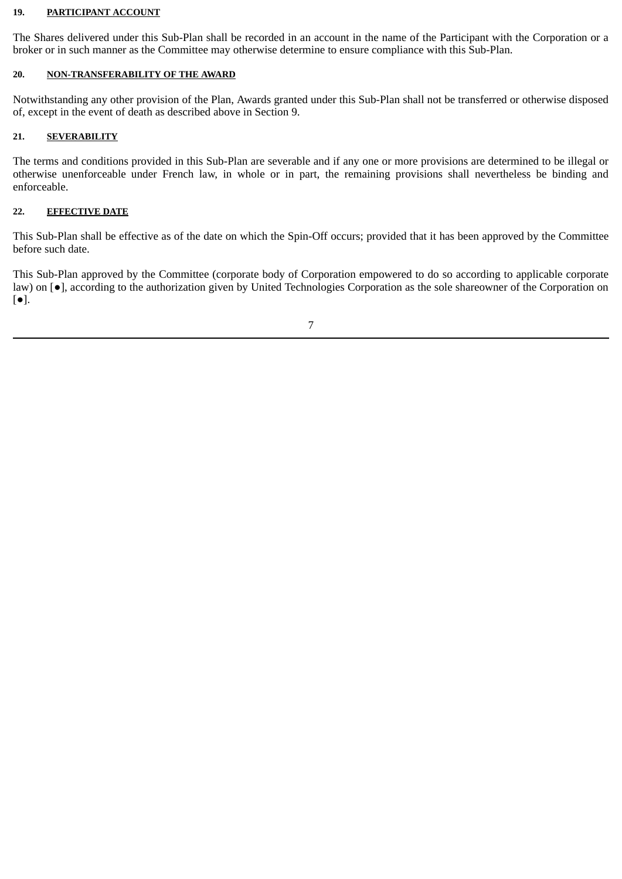### 19. PARTICIPANT ACCOUNT

The Shares delivered under this Sub-Plan shall be recorded in an account in the name of the Participant with the Corporation or a broker or in such manner as the Committee may otherwise determine to ensure compliance with this Sub-Plan.

### 20. NON-TRANSFERABILITY OF THE AWARD

Notwithstanding any other provision of the Plan, Awards granted under this Sub-Plan shall not be transferred or otherwise disposed of, except in the event of death as described above in Section 9.

### 21. SEVERABILITY

The terms and conditions provided in this Sub-Plan are severable and if any one or more provisions are determined to be illegal or otherwise unenforceable under French law, in whole or in part, the remaining provisions shall nevertheless be binding and enforceable.

### 22. EFFECTIVE DATE

This Sub-Plan shall be effective as of the date on which the Spin-Off occurs; provided that it has been approved by the Committee before such date.

This Sub-Plan approved by the Committee (corporate body of Corporation empowered to do so according to applicable corporate law) on [●], according to the authorization given by United Technologies Corporation as the sole shareowner of the Corporation on [●].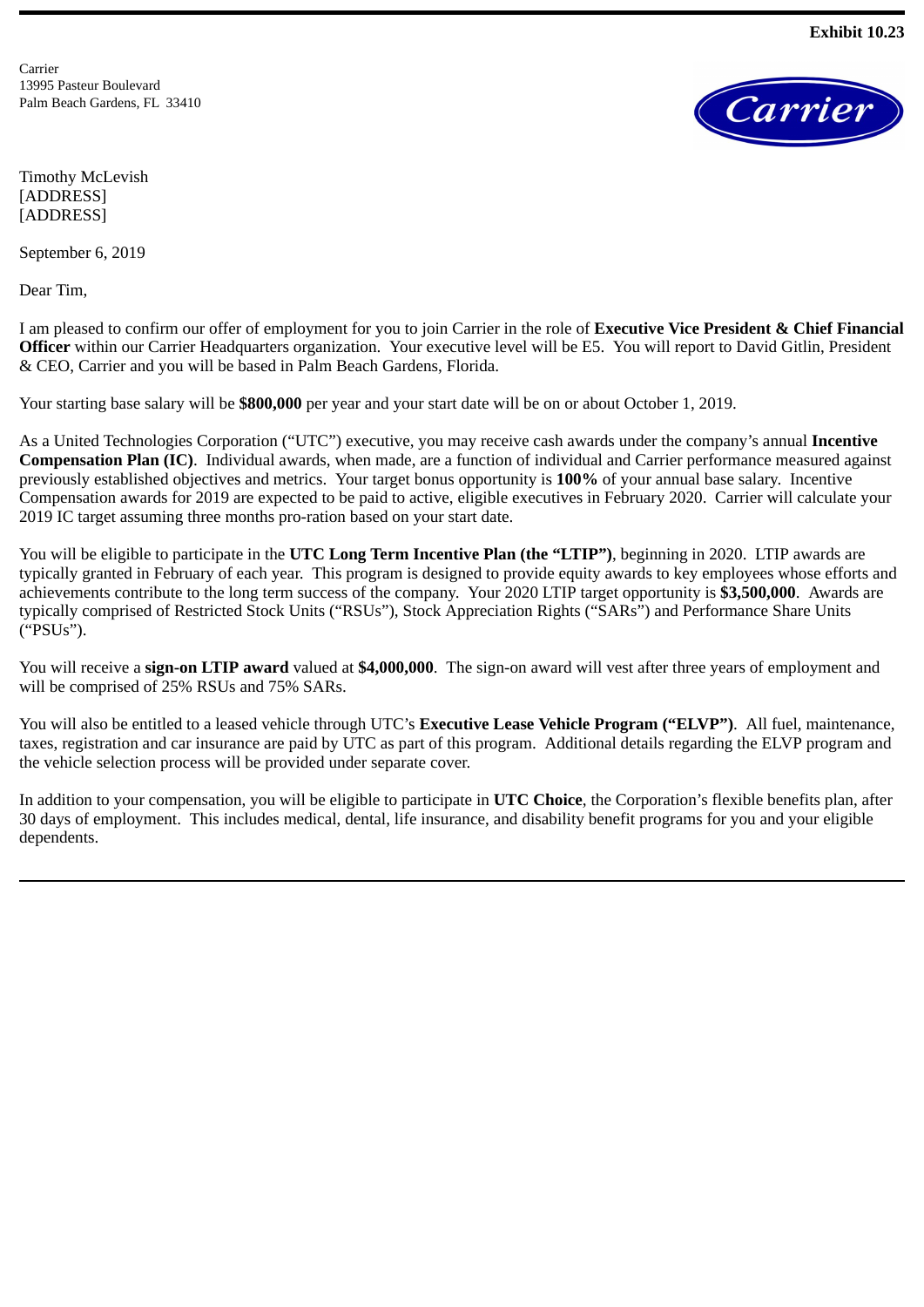**Exhibit 10.23**

Carrier
13995 Pasteur Boulevard
Palm Beach Gardens, FL 33410

Timothy McLevish
[ADDRESS]
[ADDRESS]

September 6, 2019

Dear Tim,

I am pleased to confirm our offer of employment for you to join Carrier in the role of **Executive Vice President & Chief Financial Officer** within our Carrier Headquarters organization. Your executive level will be E5. You will report to David Gitlin, President & CEO, Carrier and you will be based in Palm Beach Gardens, Florida.

Your starting base salary will be **$800,000** per year and your start date will be on or about October 1, 2019.

As a United Technologies Corporation ("UTC") executive, you may receive cash awards under the company's annual **Incentive Compensation Plan (IC)**. Individual awards, when made, are a function of individual and Carrier performance measured against previously established objectives and metrics. Your target bonus opportunity is **100%** of your annual base salary. Incentive Compensation awards for 2019 are expected to be paid to active, eligible executives in February 2020. Carrier will calculate your 2019 IC target assuming three months pro-ration based on your start date.

You will be eligible to participate in the **UTC Long Term Incentive Plan (the "LTIP")**, beginning in 2020. LTIP awards are typically granted in February of each year. This program is designed to provide equity awards to key employees whose efforts and achievements contribute to the long term success of the company. Your 2020 LTIP target opportunity is **$3,500,000**. Awards are typically comprised of Restricted Stock Units ("RSUs"), Stock Appreciation Rights ("SARs") and Performance Share Units ("PSUs").

You will receive a **sign-on LTIP award** valued at **$4,000,000**. The sign-on award will vest after three years of employment and will be comprised of 25% RSUs and 75% SARs.

You will also be entitled to a leased vehicle through UTC's **Executive Lease Vehicle Program ("ELVP")**. All fuel, maintenance, taxes, registration and car insurance are paid by UTC as part of this program. Additional details regarding the ELVP program and the vehicle selection process will be provided under separate cover.

In addition to your compensation, you will be eligible to participate in **UTC Choice**, the Corporation's flexible benefits plan, after 30 days of employment. This includes medical, dental, life insurance, and disability benefit programs for you and your eligible dependents.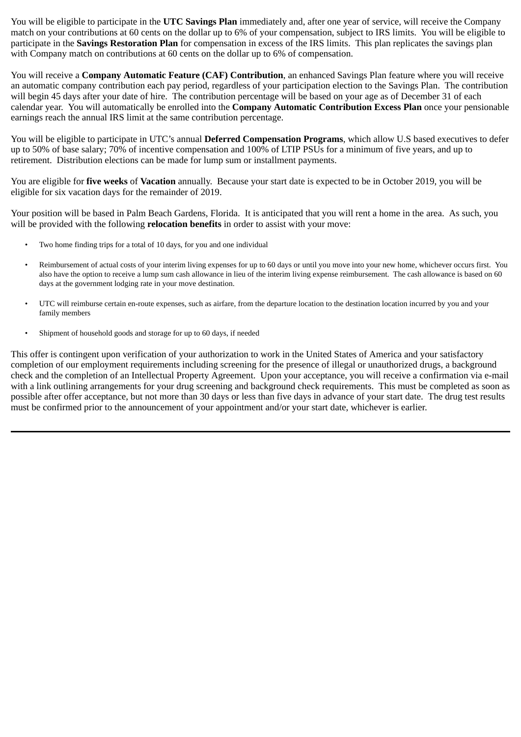You will be eligible to participate in the **UTC Savings Plan** immediately and, after one year of service, will receive the Company match on your contributions at 60 cents on the dollar up to 6% of your compensation, subject to IRS limits. You will be eligible to participate in the **Savings Restoration Plan** for compensation in excess of the IRS limits. This plan replicates the savings plan with Company match on contributions at 60 cents on the dollar up to 6% of compensation.

You will receive a **Company Automatic Feature (CAF) Contribution**, an enhanced Savings Plan feature where you will receive an automatic company contribution each pay period, regardless of your participation election to the Savings Plan. The contribution will begin 45 days after your date of hire. The contribution percentage will be based on your age as of December 31 of each calendar year. You will automatically be enrolled into the **Company Automatic Contribution Excess Plan** once your pensionable earnings reach the annual IRS limit at the same contribution percentage.

You will be eligible to participate in UTC's annual **Deferred Compensation Programs**, which allow U.S based executives to defer up to 50% of base salary; 70% of incentive compensation and 100% of LTIP PSUs for a minimum of five years, and up to retirement. Distribution elections can be made for lump sum or installment payments.

You are eligible for **five weeks** of **Vacation** annually. Because your start date is expected to be in October 2019, you will be eligible for six vacation days for the remainder of 2019.

Your position will be based in Palm Beach Gardens, Florida. It is anticipated that you will rent a home in the area. As such, you will be provided with the following **relocation benefits** in order to assist with your move:

- Two home finding trips for a total of 10 days, for you and one individual
- Reimbursement of actual costs of your interim living expenses for up to 60 days or until you move into your new home, whichever occurs first. You also have the option to receive a lump sum cash allowance in lieu of the interim living expense reimbursement. The cash allowance is based on 60 days at the government lodging rate in your move destination.
- UTC will reimburse certain en-route expenses, such as airfare, from the departure location to the destination location incurred by you and your family members
- Shipment of household goods and storage for up to 60 days, if needed

This offer is contingent upon verification of your authorization to work in the United States of America and your satisfactory completion of our employment requirements including screening for the presence of illegal or unauthorized drugs, a background check and the completion of an Intellectual Property Agreement. Upon your acceptance, you will receive a confirmation via e-mail with a link outlining arrangements for your drug screening and background check requirements. This must be completed as soon as possible after offer acceptance, but not more than 30 days or less than five days in advance of your start date. The drug test results must be confirmed prior to the announcement of your appointment and/or your start date, whichever is earlier.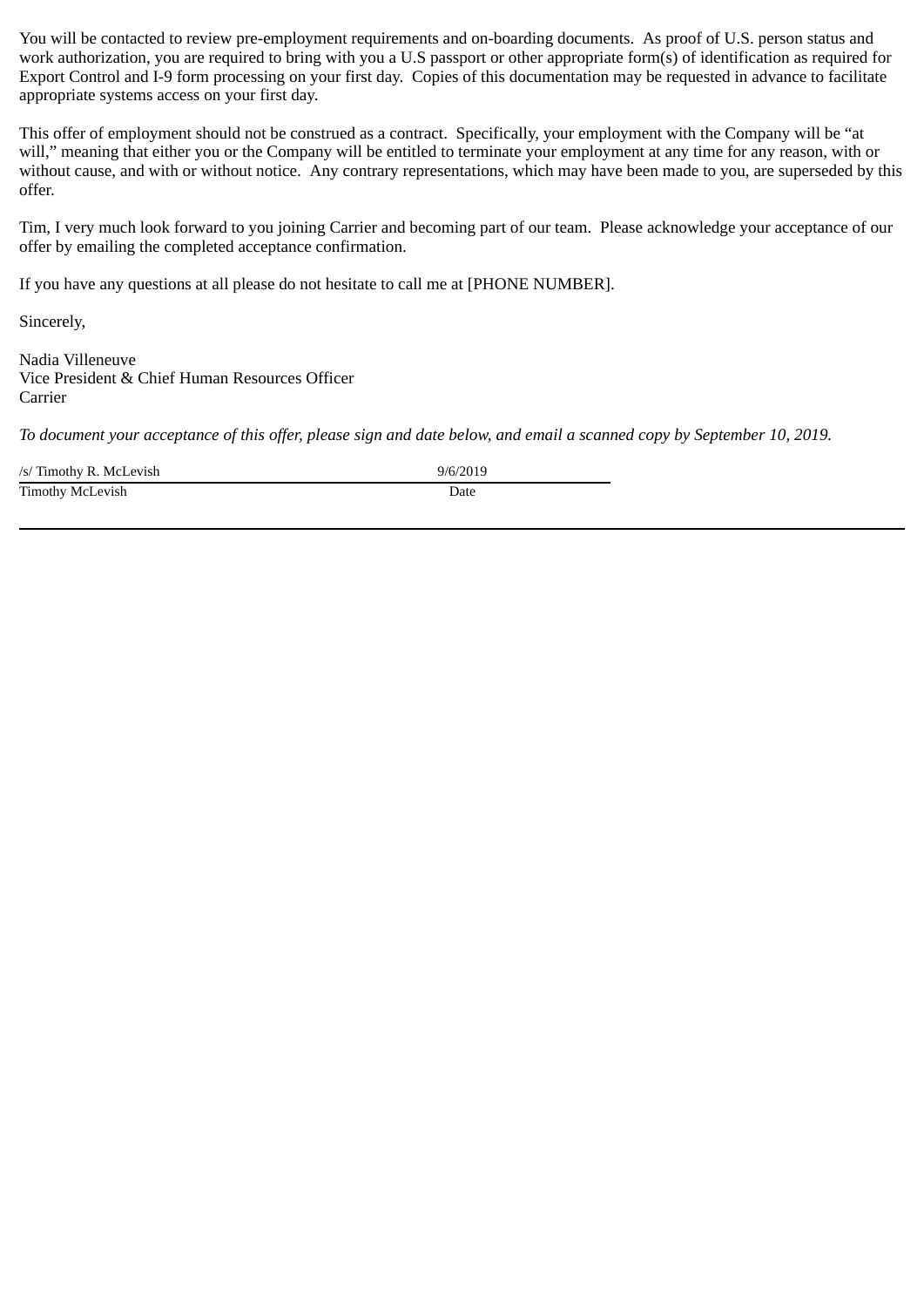You will be contacted to review pre-employment requirements and on-boarding documents. As proof of U.S. person status and work authorization, you are required to bring with you a U.S passport or other appropriate form(s) of identification as required for Export Control and I-9 form processing on your first day. Copies of this documentation may be requested in advance to facilitate appropriate systems access on your first day.

This offer of employment should not be construed as a contract. Specifically, your employment with the Company will be "at will," meaning that either you or the Company will be entitled to terminate your employment at any time for any reason, with or without cause, and with or without notice. Any contrary representations, which may have been made to you, are superseded by this offer.

Tim, I very much look forward to you joining Carrier and becoming part of our team. Please acknowledge your acceptance of our offer by emailing the completed acceptance confirmation.

If you have any questions at all please do not hesitate to call me at [PHONE NUMBER].

Sincerely,

Nadia Villeneuve
Vice President & Chief Human Resources Officer
Carrier

*To document your acceptance of this offer, please sign and date below, and email a scanned copy by September 10, 2019.*

| | |
|---|---|
| /s/ Timothy R. McLevish | 9/6/2019 |
| Timothy McLevish | Date |